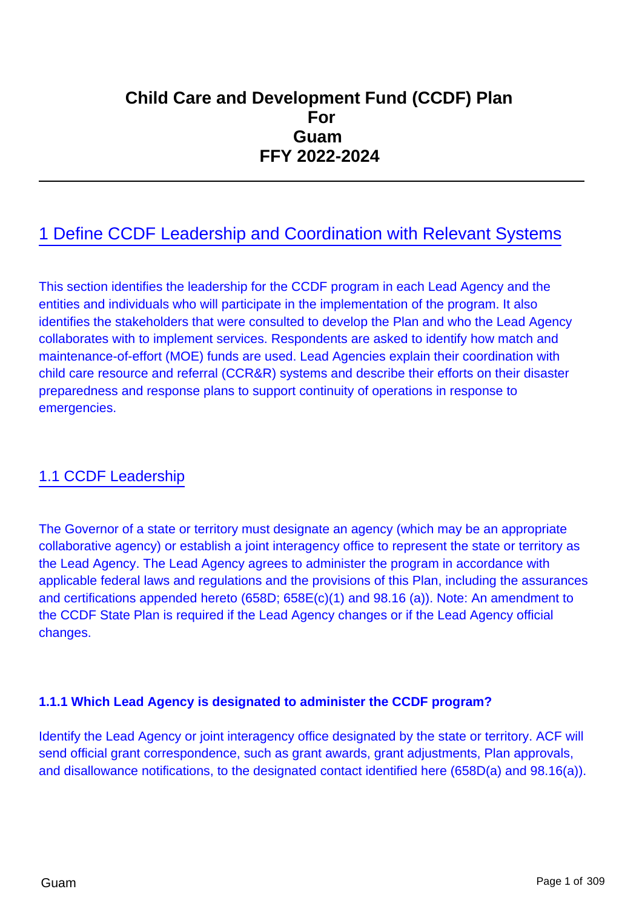# Child Care and Development Fund (CCDF) Plan For Guam FFY 2022-2024

---

## 1 Define CCDF Leadership and Coordination with Relevant Systems

This section identifies the leadership for the CCDF program in each Lead Agency and the entities and individuals who will participate in the implementation of the program. It also identifies the stakeholders that were consulted to develop the Plan and who the Lead Agency collaborates with to implement services. Respondents are asked to identify how match and maintenance-of-effort (MOE) funds are used. Lead Agencies explain their coordination with child care resource and referral (CCR&R) systems and describe their efforts on their disaster preparedness and response plans to support continuity of operations in response to emergencies.

### 1.1 CCDF Leadership

The Governor of a state or territory must designate an agency (which may be an appropriate collaborative agency) or establish a joint interagency office to represent the state or territory as the Lead Agency. The Lead Agency agrees to administer the program in accordance with applicable federal laws and regulations and the provisions of this Plan, including the assurances and certifications appended hereto (658D; 658E(c)(1) and 98.16 (a)). Note: An amendment to the CCDF State Plan is required if the Lead Agency changes or if the Lead Agency official changes.

#### 1.1.1 Which Lead Agency is designated to administer the CCDF program?

Identify the Lead Agency or joint interagency office designated by the state or territory. ACF will send official grant correspondence, such as grant awards, grant adjustments, Plan approvals, and disallowance notifications, to the designated contact identified here (658D(a) and 98.16(a)).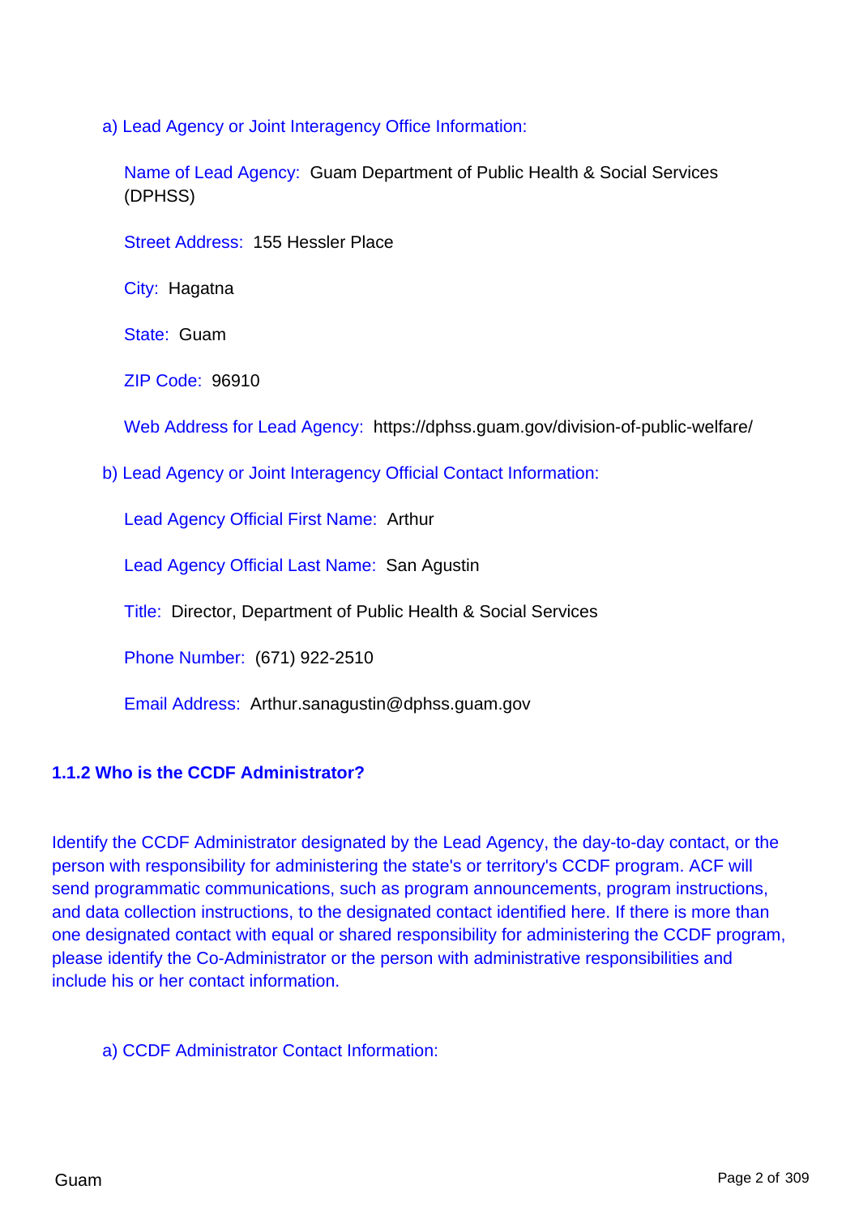a) Lead Agency or Joint Interagency Office Information:

Name of Lead Agency: Guam Department of Public Health & Social Services (DPHSS)

Street Address: 155 Hessler Place

City: Hagatna

State: Guam

ZIP Code: 96910

Web Address for Lead Agency: https://dphss.guam.gov/division-of-public-welfare/

b) Lead Agency or Joint Interagency Official Contact Information:

Lead Agency Official First Name: Arthur

Lead Agency Official Last Name: San Agustin

Title: Director, Department of Public Health & Social Services

Phone Number: (671) 922-2510

Email Address: Arthur.sanagustin@dphss.guam.gov

### 1.1.2 Who is the CCDF Administrator?

Identify the CCDF Administrator designated by the Lead Agency, the day-to-day contact, or the person with responsibility for administering the state's or territory's CCDF program. ACF will send programmatic communications, such as program announcements, program instructions, and data collection instructions, to the designated contact identified here. If there is more than one designated contact with equal or shared responsibility for administering the CCDF program, please identify the Co-Administrator or the person with administrative responsibilities and include his or her contact information.

a) CCDF Administrator Contact Information: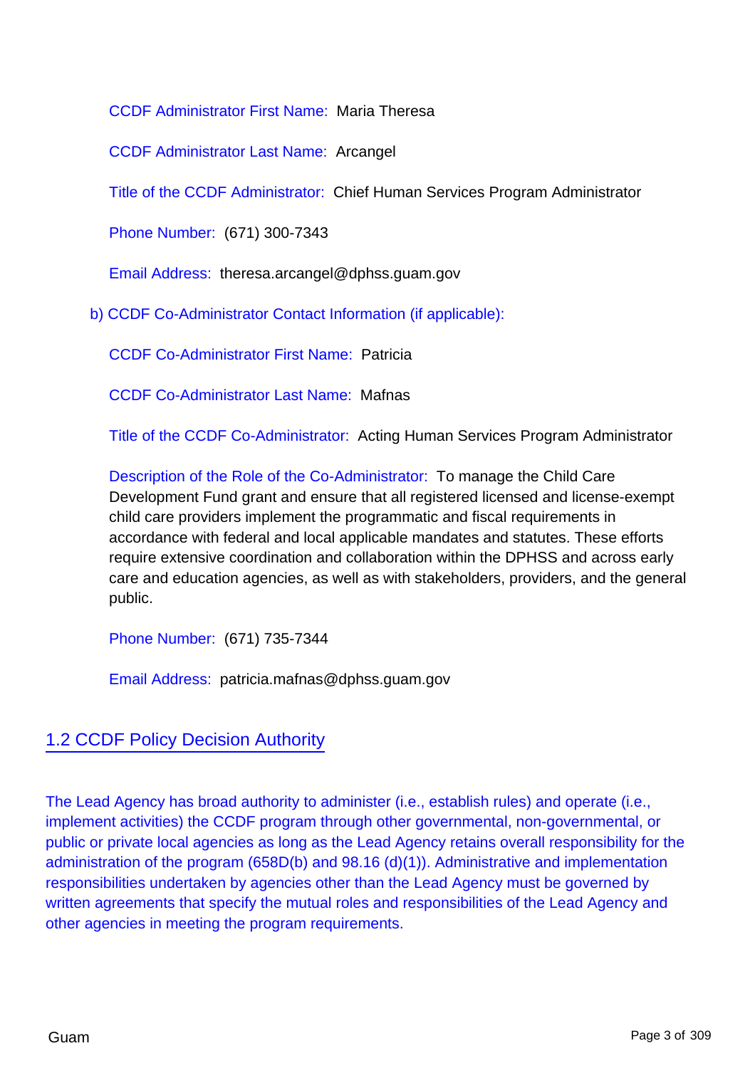CCDF Administrator First Name: Maria Theresa

CCDF Administrator Last Name: Arcangel

Title of the CCDF Administrator: Chief Human Services Program Administrator

Phone Number: (671) 300-7343

Email Address: theresa.arcangel@dphss.guam.gov

b) CCDF Co-Administrator Contact Information (if applicable):

CCDF Co-Administrator First Name: Patricia

CCDF Co-Administrator Last Name: Mafnas

Title of the CCDF Co-Administrator: Acting Human Services Program Administrator

Description of the Role of the Co-Administrator: To manage the Child Care Development Fund grant and ensure that all registered licensed and license-exempt child care providers implement the programmatic and fiscal requirements in accordance with federal and local applicable mandates and statutes. These efforts require extensive coordination and collaboration within the DPHSS and across early care and education agencies, as well as with stakeholders, providers, and the general public.

Phone Number: (671) 735-7344

Email Address: patricia.mafnas@dphss.guam.gov

## 1.2 CCDF Policy Decision Authority

The Lead Agency has broad authority to administer (i.e., establish rules) and operate (i.e., implement activities) the CCDF program through other governmental, non-governmental, or public or private local agencies as long as the Lead Agency retains overall responsibility for the administration of the program (658D(b) and 98.16 (d)(1)). Administrative and implementation responsibilities undertaken by agencies other than the Lead Agency must be governed by written agreements that specify the mutual roles and responsibilities of the Lead Agency and other agencies in meeting the program requirements.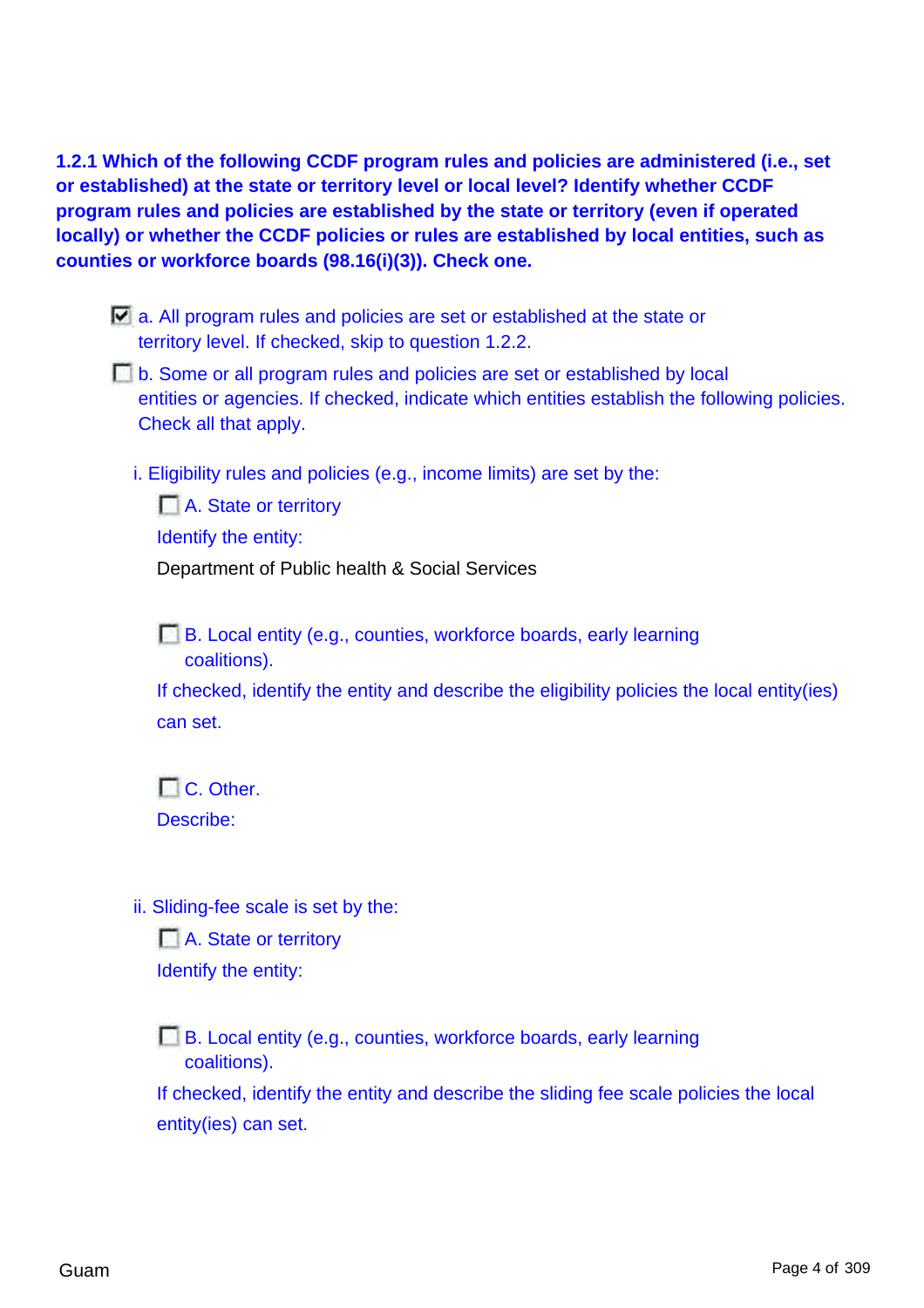**1.2.1 Which of the following CCDF program rules and policies are administered (i.e., set or established) at the state or territory level or local level? Identify whether CCDF program rules and policies are established by the state or territory (even if operated locally) or whether the CCDF policies or rules are established by local entities, such as counties or workforce boards (98.16(i)(3)). Check one.**

- [x] a. All program rules and policies are set or established at the state or territory level. If checked, skip to question 1.2.2.
- [ ] b. Some or all program rules and policies are set or established by local entities or agencies. If checked, indicate which entities establish the following policies. Check all that apply.

i. Eligibility rules and policies (e.g., income limits) are set by the:

- [ ] A. State or territory

Identify the entity:

Department of Public health & Social Services

- [ ] B. Local entity (e.g., counties, workforce boards, early learning coalitions).

If checked, identify the entity and describe the eligibility policies the local entity(ies) can set.

- [ ] C. Other.

Describe:

ii. Sliding-fee scale is set by the:

- [ ] A. State or territory

Identify the entity:

- [ ] B. Local entity (e.g., counties, workforce boards, early learning coalitions).

If checked, identify the entity and describe the sliding fee scale policies the local entity(ies) can set.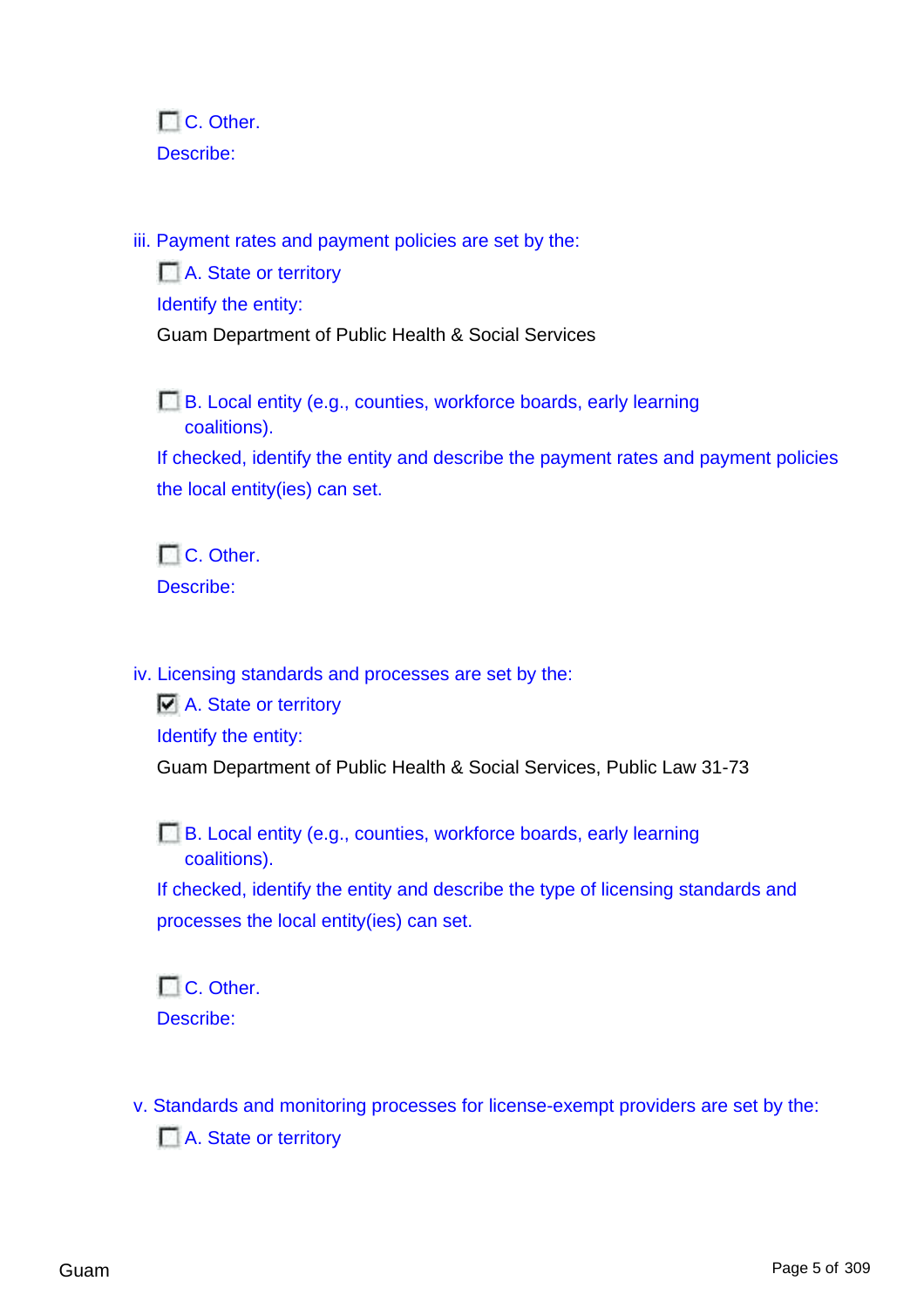☐ C. Other.

Describe:

iii. Payment rates and payment policies are set by the:

☐ A. State or territory

Identify the entity:

Guam Department of Public Health & Social Services

☐ B. Local entity (e.g., counties, workforce boards, early learning coalitions).

If checked, identify the entity and describe the payment rates and payment policies the local entity(ies) can set.

☐ C. Other.

Describe:

iv. Licensing standards and processes are set by the:

☑ A. State or territory

Identify the entity:

Guam Department of Public Health & Social Services, Public Law 31-73

☐ B. Local entity (e.g., counties, workforce boards, early learning coalitions).

If checked, identify the entity and describe the type of licensing standards and processes the local entity(ies) can set.

☐ C. Other.

Describe:

v. Standards and monitoring processes for license-exempt providers are set by the:

☐ A. State or territory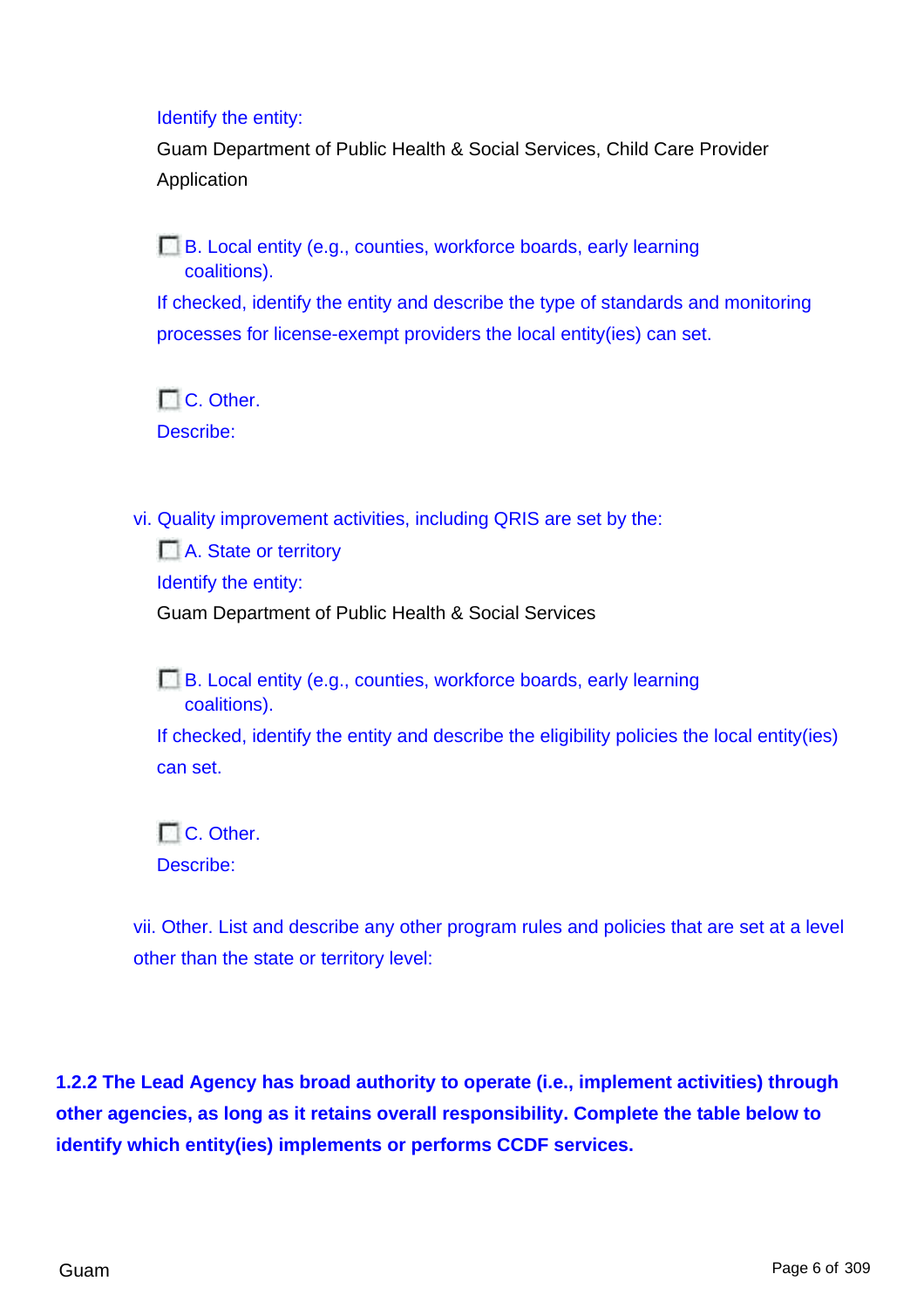Identify the entity:

Guam Department of Public Health & Social Services, Child Care Provider Application

☐ B. Local entity (e.g., counties, workforce boards, early learning coalitions).

If checked, identify the entity and describe the type of standards and monitoring processes for license-exempt providers the local entity(ies) can set.

☐ C. Other.

Describe:

vi. Quality improvement activities, including QRIS are set by the:

☐ A. State or territory

Identify the entity:

Guam Department of Public Health & Social Services

☐ B. Local entity (e.g., counties, workforce boards, early learning coalitions).

If checked, identify the entity and describe the eligibility policies the local entity(ies) can set.

☐ C. Other.

Describe:

vii. Other. List and describe any other program rules and policies that are set at a level other than the state or territory level:

**1.2.2 The Lead Agency has broad authority to operate (i.e., implement activities) through other agencies, as long as it retains overall responsibility. Complete the table below to identify which entity(ies) implements or performs CCDF services.**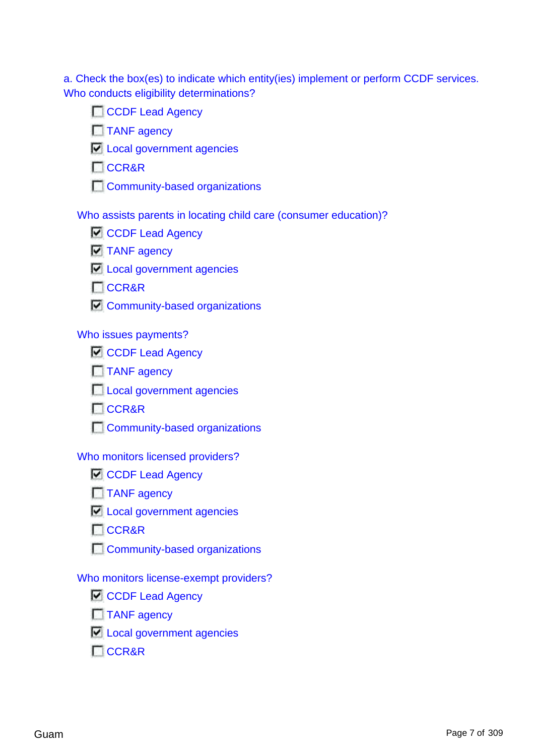a. Check the box(es) to indicate which entity(ies) implement or perform CCDF services.
Who conducts eligibility determinations?

- [ ] CCDF Lead Agency
- [ ] TANF agency
- [x] Local government agencies
- [ ] CCR&R
- [ ] Community-based organizations

Who assists parents in locating child care (consumer education)?

- [x] CCDF Lead Agency
- [x] TANF agency
- [x] Local government agencies
- [ ] CCR&R
- [x] Community-based organizations

Who issues payments?

- [x] CCDF Lead Agency
- [ ] TANF agency
- [ ] Local government agencies
- [ ] CCR&R
- [ ] Community-based organizations

Who monitors licensed providers?

- [x] CCDF Lead Agency
- [ ] TANF agency
- [x] Local government agencies
- [ ] CCR&R
- [ ] Community-based organizations

Who monitors license-exempt providers?

- [x] CCDF Lead Agency
- [ ] TANF agency
- [x] Local government agencies
- [ ] CCR&R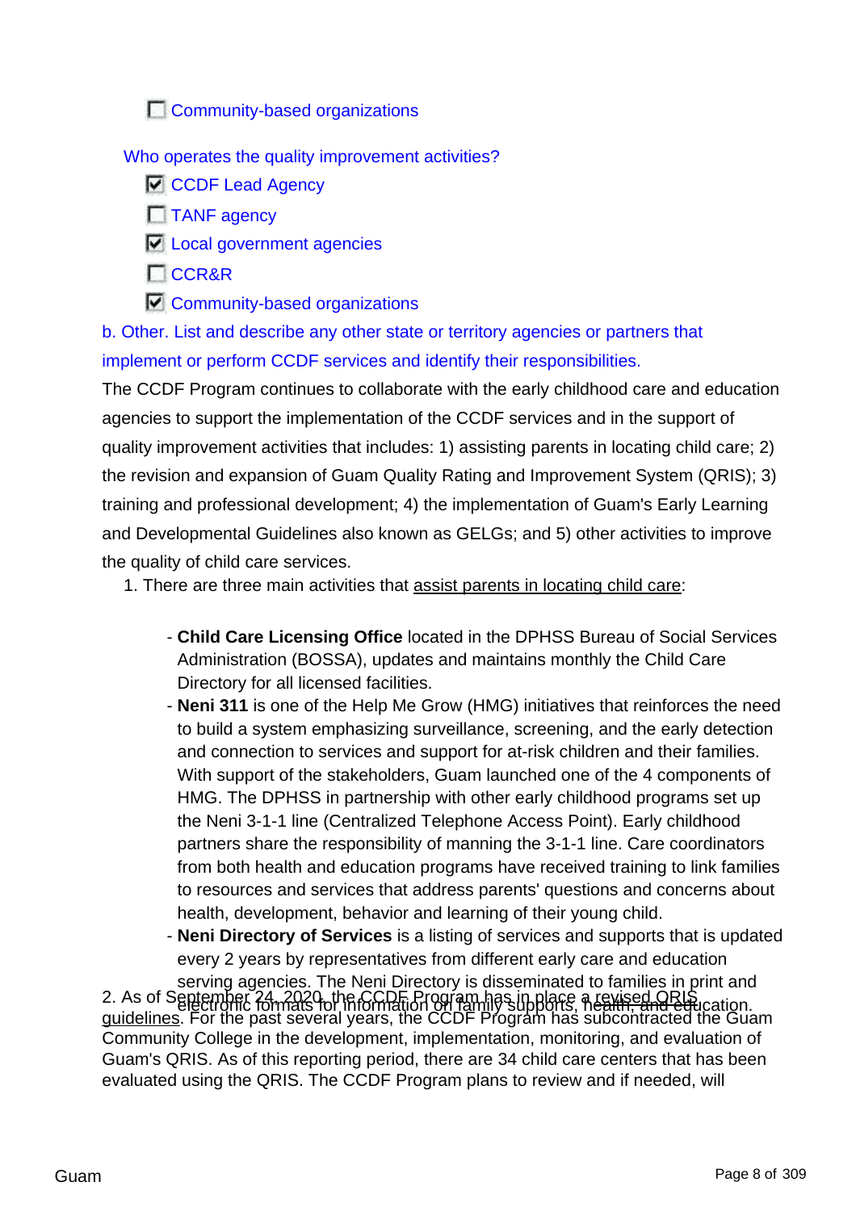☐ Community-based organizations

Who operates the quality improvement activities?

☑ CCDF Lead Agency

☐ TANF agency

☑ Local government agencies

☐ CCR&R

☑ Community-based organizations

b. Other. List and describe any other state or territory agencies or partners that implement or perform CCDF services and identify their responsibilities.

The CCDF Program continues to collaborate with the early childhood care and education agencies to support the implementation of the CCDF services and in the support of quality improvement activities that includes: 1) assisting parents in locating child care; 2) the revision and expansion of Guam Quality Rating and Improvement System (QRIS); 3) training and professional development; 4) the implementation of Guam's Early Learning and Developmental Guidelines also known as GELGs; and 5) other activities to improve the quality of child care services.

1. There are three main activities that assist parents in locating child care:

- **Child Care Licensing Office** located in the DPHSS Bureau of Social Services Administration (BOSSA), updates and maintains monthly the Child Care Directory for all licensed facilities.
- **Neni 311** is one of the Help Me Grow (HMG) initiatives that reinforces the need to build a system emphasizing surveillance, screening, and the early detection and connection to services and support for at-risk children and their families. With support of the stakeholders, Guam launched one of the 4 components of HMG. The DPHSS in partnership with other early childhood programs set up the Neni 3-1-1 line (Centralized Telephone Access Point). Early childhood partners share the responsibility of manning the 3-1-1 line. Care coordinators from both health and education programs have received training to link families to resources and services that address parents' questions and concerns about health, development, behavior and learning of their young child.
- **Neni Directory of Services** is a listing of services and supports that is updated every 2 years by representatives from different early care and education serving agencies. The Neni Directory is disseminated to families in print and electronic formats for information on family supports, health, and education.

2. As of September 24, 2020, the CCDF Program has in place a revised QRIS guidelines. For the past several years, the CCDF Program has subcontracted the Guam Community College in the development, implementation, monitoring, and evaluation of Guam's QRIS. As of this reporting period, there are 34 child care centers that has been evaluated using the QRIS. The CCDF Program plans to review and if needed, will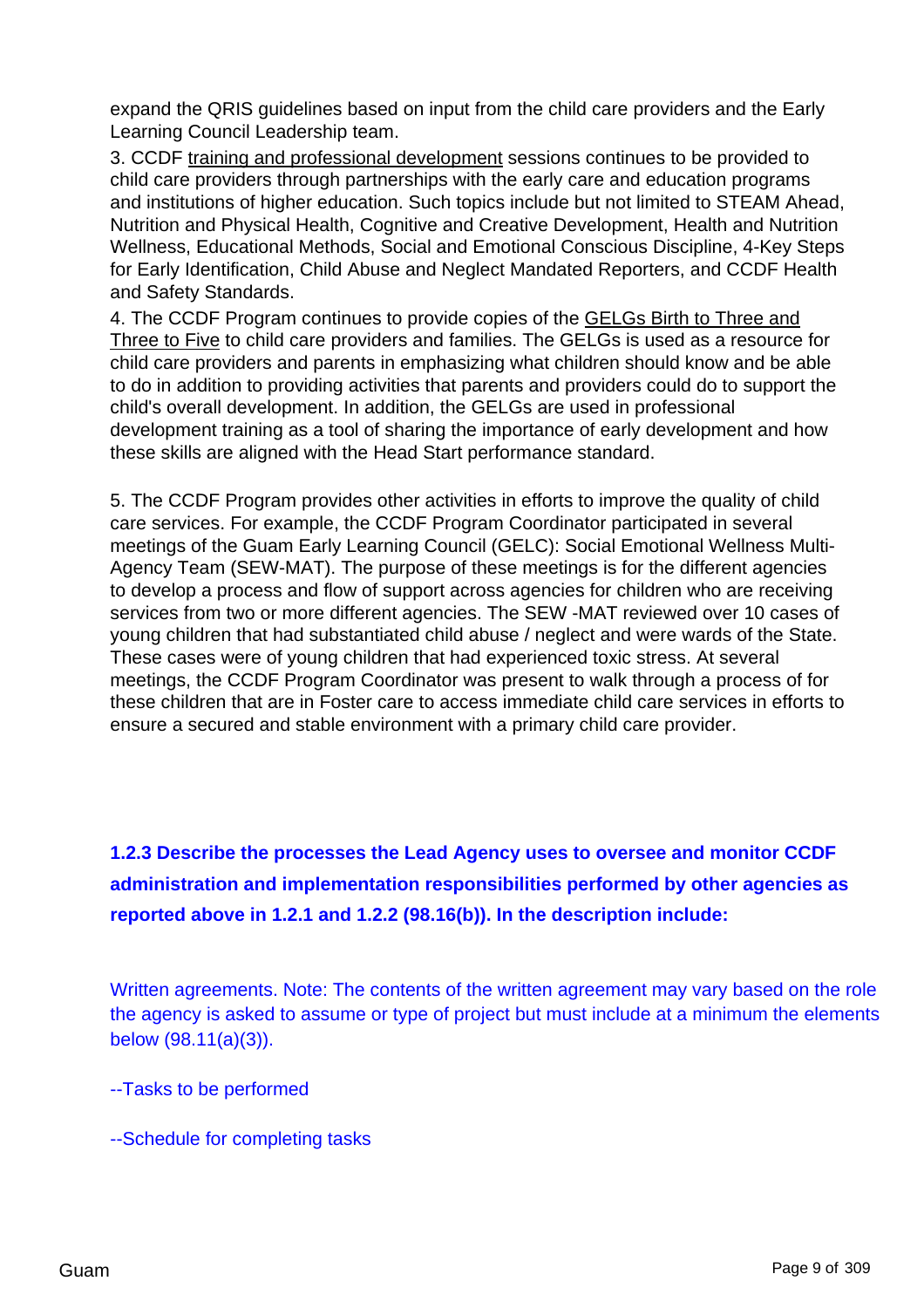expand the QRIS guidelines based on input from the child care providers and the Early Learning Council Leadership team.

3. CCDF training and professional development sessions continues to be provided to child care providers through partnerships with the early care and education programs and institutions of higher education. Such topics include but not limited to STEAM Ahead, Nutrition and Physical Health, Cognitive and Creative Development, Health and Nutrition Wellness, Educational Methods, Social and Emotional Conscious Discipline, 4-Key Steps for Early Identification, Child Abuse and Neglect Mandated Reporters, and CCDF Health and Safety Standards.

4. The CCDF Program continues to provide copies of the GELGs Birth to Three and Three to Five to child care providers and families. The GELGs is used as a resource for child care providers and parents in emphasizing what children should know and be able to do in addition to providing activities that parents and providers could do to support the child's overall development. In addition, the GELGs are used in professional development training as a tool of sharing the importance of early development and how these skills are aligned with the Head Start performance standard.

5. The CCDF Program provides other activities in efforts to improve the quality of child care services. For example, the CCDF Program Coordinator participated in several meetings of the Guam Early Learning Council (GELC): Social Emotional Wellness Multi-Agency Team (SEW-MAT). The purpose of these meetings is for the different agencies to develop a process and flow of support across agencies for children who are receiving services from two or more different agencies. The SEW -MAT reviewed over 10 cases of young children that had substantiated child abuse / neglect and were wards of the State. These cases were of young children that had experienced toxic stress. At several meetings, the CCDF Program Coordinator was present to walk through a process of for these children that are in Foster care to access immediate child care services in efforts to ensure a secured and stable environment with a primary child care provider.

**1.2.3 Describe the processes the Lead Agency uses to oversee and monitor CCDF administration and implementation responsibilities performed by other agencies as reported above in 1.2.1 and 1.2.2 (98.16(b)). In the description include:**

Written agreements. Note: The contents of the written agreement may vary based on the role the agency is asked to assume or type of project but must include at a minimum the elements below (98.11(a)(3)).

--Tasks to be performed

--Schedule for completing tasks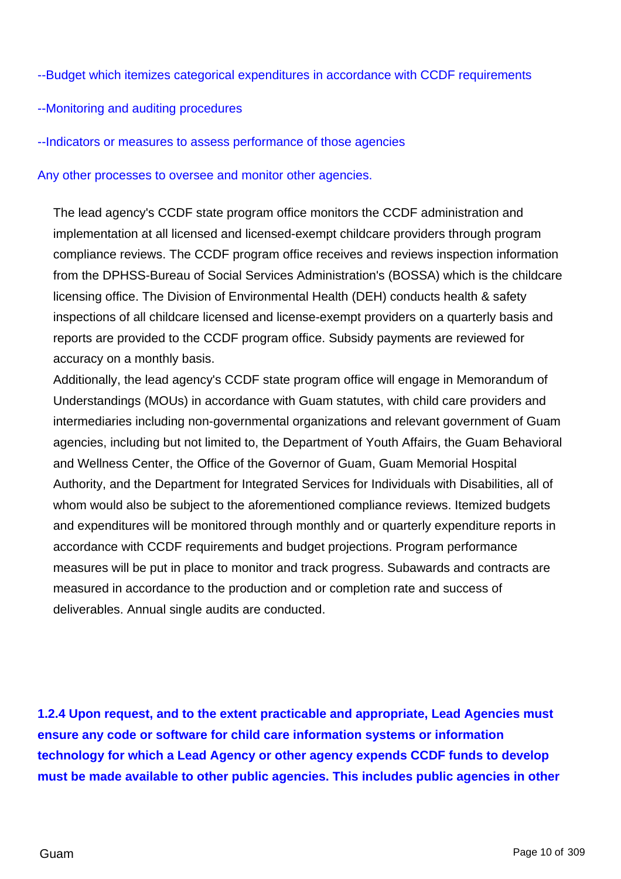--Budget which itemizes categorical expenditures in accordance with CCDF requirements

--Monitoring and auditing procedures

--Indicators or measures to assess performance of those agencies

Any other processes to oversee and monitor other agencies.

The lead agency's CCDF state program office monitors the CCDF administration and implementation at all licensed and licensed-exempt childcare providers through program compliance reviews. The CCDF program office receives and reviews inspection information from the DPHSS-Bureau of Social Services Administration's (BOSSA) which is the childcare licensing office. The Division of Environmental Health (DEH) conducts health & safety inspections of all childcare licensed and license-exempt providers on a quarterly basis and reports are provided to the CCDF program office. Subsidy payments are reviewed for accuracy on a monthly basis.
Additionally, the lead agency's CCDF state program office will engage in Memorandum of Understandings (MOUs) in accordance with Guam statutes, with child care providers and intermediaries including non-governmental organizations and relevant government of Guam agencies, including but not limited to, the Department of Youth Affairs, the Guam Behavioral and Wellness Center, the Office of the Governor of Guam, Guam Memorial Hospital Authority, and the Department for Integrated Services for Individuals with Disabilities, all of whom would also be subject to the aforementioned compliance reviews. Itemized budgets and expenditures will be monitored through monthly and or quarterly expenditure reports in accordance with CCDF requirements and budget projections. Program performance measures will be put in place to monitor and track progress. Subawards and contracts are measured in accordance to the production and or completion rate and success of deliverables. Annual single audits are conducted.

**1.2.4 Upon request, and to the extent practicable and appropriate, Lead Agencies must ensure any code or software for child care information systems or information technology for which a Lead Agency or other agency expends CCDF funds to develop must be made available to other public agencies. This includes public agencies in other**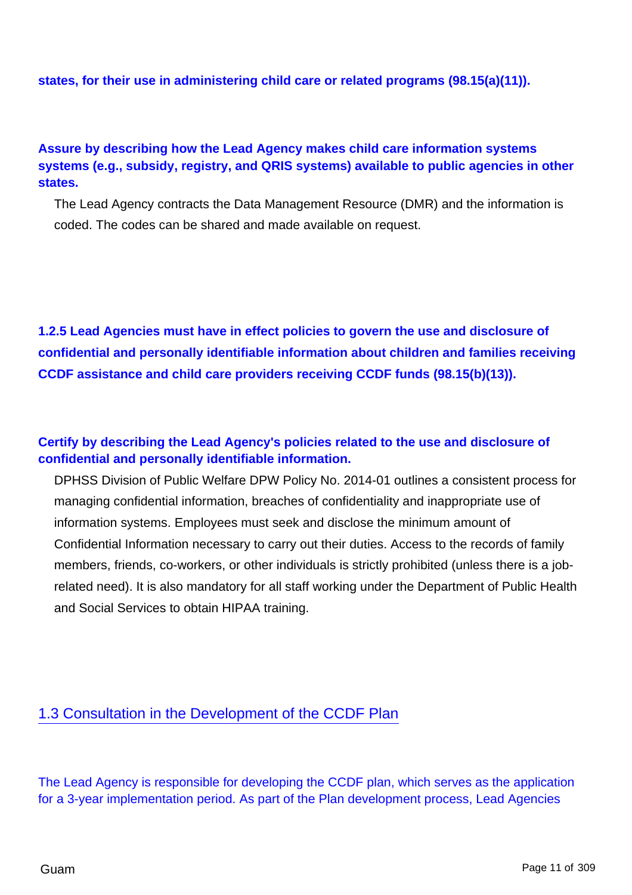**states, for their use in administering child care or related programs (98.15(a)(11)).**

**Assure by describing how the Lead Agency makes child care information systems systems (e.g., subsidy, registry, and QRIS systems) available to public agencies in other states.**

The Lead Agency contracts the Data Management Resource (DMR) and the information is coded. The codes can be shared and made available on request.

**1.2.5 Lead Agencies must have in effect policies to govern the use and disclosure of confidential and personally identifiable information about children and families receiving CCDF assistance and child care providers receiving CCDF funds (98.15(b)(13)).**

**Certify by describing the Lead Agency's policies related to the use and disclosure of confidential and personally identifiable information.**

DPHSS Division of Public Welfare DPW Policy No. 2014-01 outlines a consistent process for managing confidential information, breaches of confidentiality and inappropriate use of information systems. Employees must seek and disclose the minimum amount of Confidential Information necessary to carry out their duties. Access to the records of family members, friends, co-workers, or other individuals is strictly prohibited (unless there is a job-related need). It is also mandatory for all staff working under the Department of Public Health and Social Services to obtain HIPAA training.

## 1.3 Consultation in the Development of the CCDF Plan

The Lead Agency is responsible for developing the CCDF plan, which serves as the application for a 3-year implementation period. As part of the Plan development process, Lead Agencies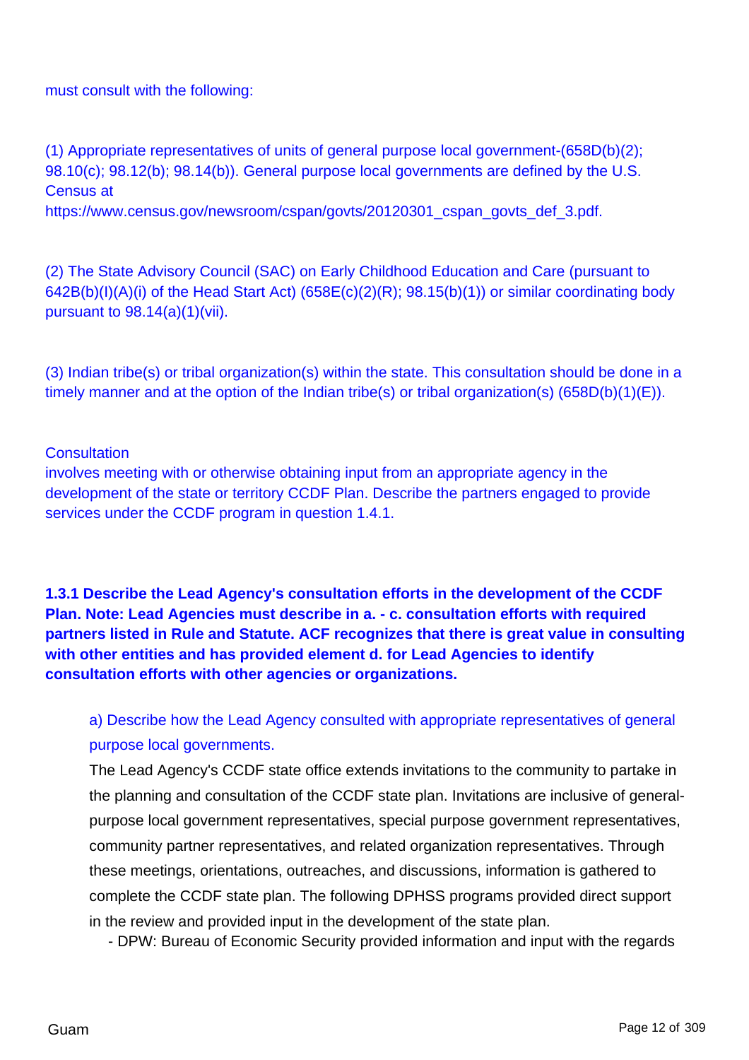must consult with the following:

(1) Appropriate representatives of units of general purpose local government-(658D(b)(2); 98.10(c); 98.12(b); 98.14(b)). General purpose local governments are defined by the U.S. Census at https://www.census.gov/newsroom/cspan/govts/20120301_cspan_govts_def_3.pdf.

(2) The State Advisory Council (SAC) on Early Childhood Education and Care (pursuant to 642B(b)(I)(A)(i) of the Head Start Act) (658E(c)(2)(R); 98.15(b)(1)) or similar coordinating body pursuant to 98.14(a)(1)(vii).

(3) Indian tribe(s) or tribal organization(s) within the state. This consultation should be done in a timely manner and at the option of the Indian tribe(s) or tribal organization(s) (658D(b)(1)(E)).

Consultation involves meeting with or otherwise obtaining input from an appropriate agency in the development of the state or territory CCDF Plan. Describe the partners engaged to provide services under the CCDF program in question 1.4.1.

**1.3.1 Describe the Lead Agency's consultation efforts in the development of the CCDF Plan. Note: Lead Agencies must describe in a. - c. consultation efforts with required partners listed in Rule and Statute. ACF recognizes that there is great value in consulting with other entities and has provided element d. for Lead Agencies to identify consultation efforts with other agencies or organizations.**

a) Describe how the Lead Agency consulted with appropriate representatives of general purpose local governments.

The Lead Agency's CCDF state office extends invitations to the community to partake in the planning and consultation of the CCDF state plan. Invitations are inclusive of general-purpose local government representatives, special purpose government representatives, community partner representatives, and related organization representatives. Through these meetings, orientations, outreaches, and discussions, information is gathered to complete the CCDF state plan. The following DPHSS programs provided direct support in the review and provided input in the development of the state plan.

- DPW: Bureau of Economic Security provided information and input with the regards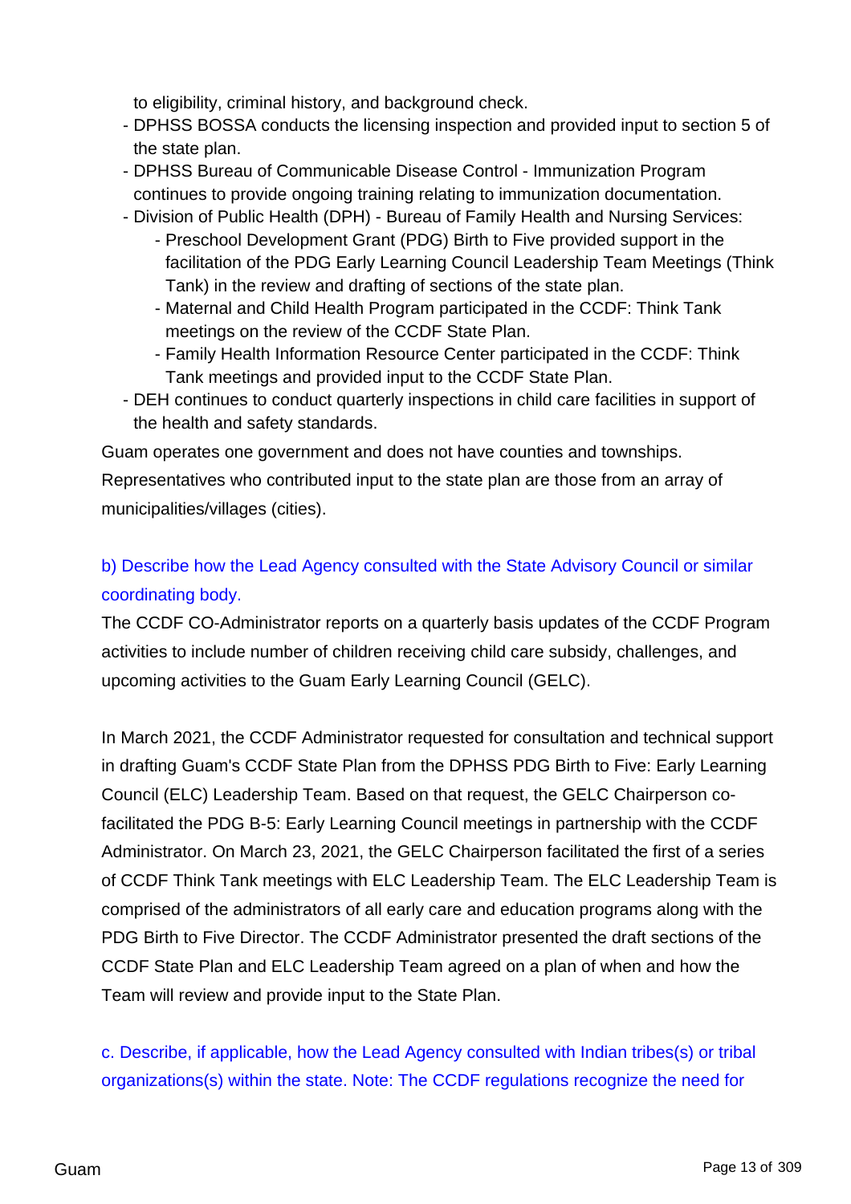to eligibility, criminal history, and background check.

- DPHSS BOSSA conducts the licensing inspection and provided input to section 5 of the state plan.
- DPHSS Bureau of Communicable Disease Control - Immunization Program continues to provide ongoing training relating to immunization documentation.
- Division of Public Health (DPH) - Bureau of Family Health and Nursing Services:
  - Preschool Development Grant (PDG) Birth to Five provided support in the facilitation of the PDG Early Learning Council Leadership Team Meetings (Think Tank) in the review and drafting of sections of the state plan.
  - Maternal and Child Health Program participated in the CCDF: Think Tank meetings on the review of the CCDF State Plan.
  - Family Health Information Resource Center participated in the CCDF: Think Tank meetings and provided input to the CCDF State Plan.
- DEH continues to conduct quarterly inspections in child care facilities in support of the health and safety standards.

Guam operates one government and does not have counties and townships.

Representatives who contributed input to the state plan are those from an array of municipalities/villages (cities).

b) Describe how the Lead Agency consulted with the State Advisory Council or similar coordinating body.

The CCDF CO-Administrator reports on a quarterly basis updates of the CCDF Program activities to include number of children receiving child care subsidy, challenges, and upcoming activities to the Guam Early Learning Council (GELC).

In March 2021, the CCDF Administrator requested for consultation and technical support in drafting Guam's CCDF State Plan from the DPHSS PDG Birth to Five: Early Learning Council (ELC) Leadership Team. Based on that request, the GELC Chairperson co-facilitated the PDG B-5: Early Learning Council meetings in partnership with the CCDF Administrator. On March 23, 2021, the GELC Chairperson facilitated the first of a series of CCDF Think Tank meetings with ELC Leadership Team. The ELC Leadership Team is comprised of the administrators of all early care and education programs along with the PDG Birth to Five Director. The CCDF Administrator presented the draft sections of the CCDF State Plan and ELC Leadership Team agreed on a plan of when and how the Team will review and provide input to the State Plan.

c. Describe, if applicable, how the Lead Agency consulted with Indian tribes(s) or tribal organizations(s) within the state. Note: The CCDF regulations recognize the need for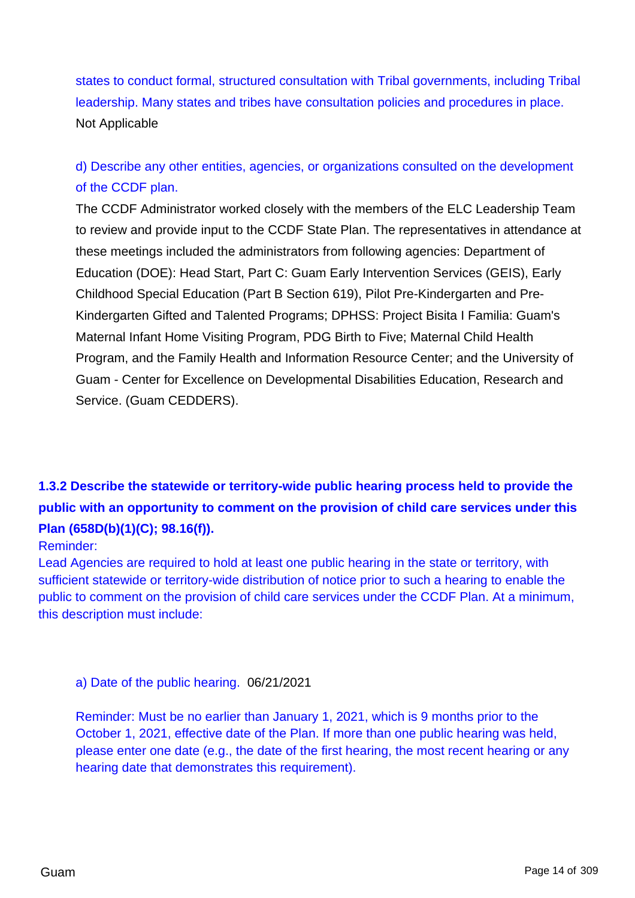states to conduct formal, structured consultation with Tribal governments, including Tribal leadership. Many states and tribes have consultation policies and procedures in place.

Not Applicable

d) Describe any other entities, agencies, or organizations consulted on the development of the CCDF plan.

The CCDF Administrator worked closely with the members of the ELC Leadership Team to review and provide input to the CCDF State Plan. The representatives in attendance at these meetings included the administrators from following agencies: Department of Education (DOE): Head Start, Part C: Guam Early Intervention Services (GEIS), Early Childhood Special Education (Part B Section 619), Pilot Pre-Kindergarten and Pre-Kindergarten Gifted and Talented Programs; DPHSS: Project Bisita I Familia: Guam's Maternal Infant Home Visiting Program, PDG Birth to Five; Maternal Child Health Program, and the Family Health and Information Resource Center; and the University of Guam - Center for Excellence on Developmental Disabilities Education, Research and Service. (Guam CEDDERS).

### 1.3.2 Describe the statewide or territory-wide public hearing process held to provide the public with an opportunity to comment on the provision of child care services under this Plan (658D(b)(1)(C); 98.16(f)).

Reminder:

Lead Agencies are required to hold at least one public hearing in the state or territory, with sufficient statewide or territory-wide distribution of notice prior to such a hearing to enable the public to comment on the provision of child care services under the CCDF Plan. At a minimum, this description must include:

a) Date of the public hearing. 06/21/2021

Reminder: Must be no earlier than January 1, 2021, which is 9 months prior to the October 1, 2021, effective date of the Plan. If more than one public hearing was held, please enter one date (e.g., the date of the first hearing, the most recent hearing or any hearing date that demonstrates this requirement).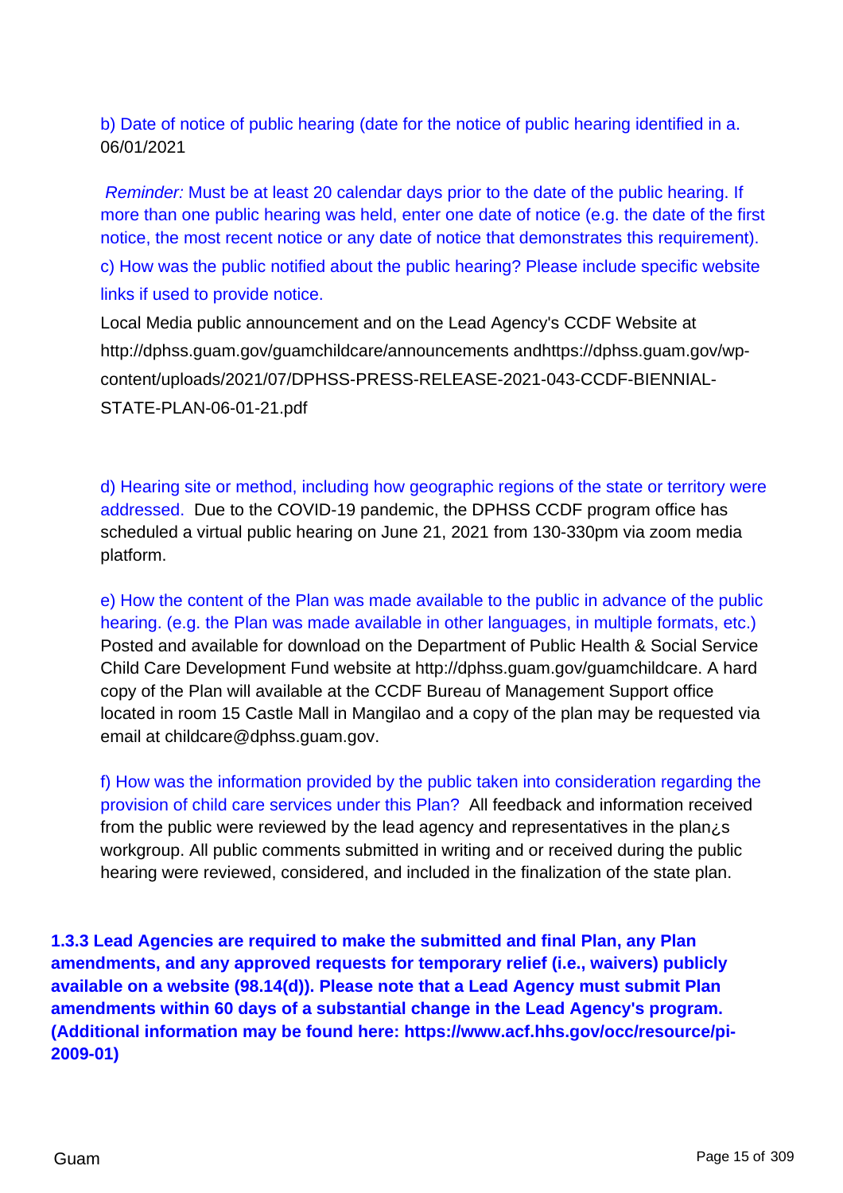b) Date of notice of public hearing (date for the notice of public hearing identified in a.
06/01/2021

*Reminder:* Must be at least 20 calendar days prior to the date of the public hearing. If more than one public hearing was held, enter one date of notice (e.g. the date of the first notice, the most recent notice or any date of notice that demonstrates this requirement).

c) How was the public notified about the public hearing? Please include specific website links if used to provide notice.

Local Media public announcement and on the Lead Agency's CCDF Website at http://dphss.guam.gov/guamchildcare/announcements andhttps://dphss.guam.gov/wp-content/uploads/2021/07/DPHSS-PRESS-RELEASE-2021-043-CCDF-BIENNIAL-STATE-PLAN-06-01-21.pdf

d) Hearing site or method, including how geographic regions of the state or territory were addressed. Due to the COVID-19 pandemic, the DPHSS CCDF program office has scheduled a virtual public hearing on June 21, 2021 from 130-330pm via zoom media platform.

e) How the content of the Plan was made available to the public in advance of the public hearing. (e.g. the Plan was made available in other languages, in multiple formats, etc.) Posted and available for download on the Department of Public Health & Social Service Child Care Development Fund website at http://dphss.guam.gov/guamchildcare. A hard copy of the Plan will available at the CCDF Bureau of Management Support office located in room 15 Castle Mall in Mangilao and a copy of the plan may be requested via email at childcare@dphss.guam.gov.

f) How was the information provided by the public taken into consideration regarding the provision of child care services under this Plan? All feedback and information received from the public were reviewed by the lead agency and representatives in the plan¿s workgroup. All public comments submitted in writing and or received during the public hearing were reviewed, considered, and included in the finalization of the state plan.

**1.3.3 Lead Agencies are required to make the submitted and final Plan, any Plan amendments, and any approved requests for temporary relief (i.e., waivers) publicly available on a website (98.14(d)). Please note that a Lead Agency must submit Plan amendments within 60 days of a substantial change in the Lead Agency's program. (Additional information may be found here: https://www.acf.hhs.gov/occ/resource/pi-2009-01)**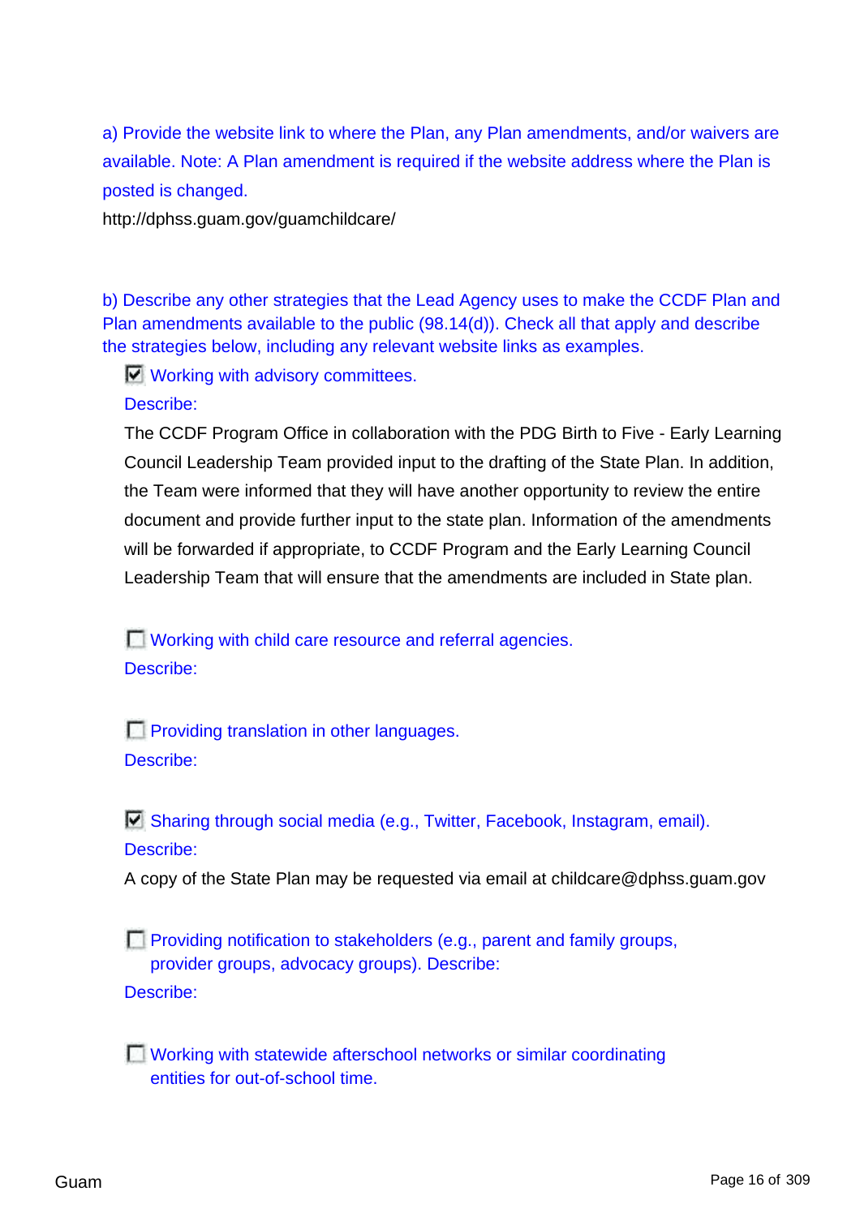a) Provide the website link to where the Plan, any Plan amendments, and/or waivers are available. Note: A Plan amendment is required if the website address where the Plan is posted is changed.

http://dphss.guam.gov/guamchildcare/

b) Describe any other strategies that the Lead Agency uses to make the CCDF Plan and Plan amendments available to the public (98.14(d)). Check all that apply and describe the strategies below, including any relevant website links as examples.

- [x] Working with advisory committees.

  Describe:

  The CCDF Program Office in collaboration with the PDG Birth to Five - Early Learning Council Leadership Team provided input to the drafting of the State Plan. In addition, the Team were informed that they will have another opportunity to review the entire document and provide further input to the state plan. Information of the amendments will be forwarded if appropriate, to CCDF Program and the Early Learning Council Leadership Team that will ensure that the amendments are included in State plan.

- [ ] Working with child care resource and referral agencies.

  Describe:

- [ ] Providing translation in other languages.

  Describe:

- [x] Sharing through social media (e.g., Twitter, Facebook, Instagram, email).

  Describe:

  A copy of the State Plan may be requested via email at childcare@dphss.guam.gov

- [ ] Providing notification to stakeholders (e.g., parent and family groups, provider groups, advocacy groups). Describe:

  Describe:

- [ ] Working with statewide afterschool networks or similar coordinating entities for out-of-school time.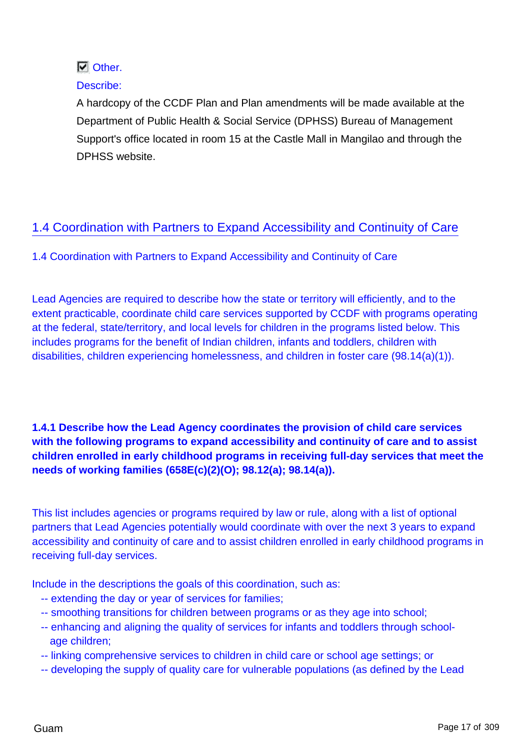☑ Other.

Describe:

A hardcopy of the CCDF Plan and Plan amendments will be made available at the Department of Public Health & Social Service (DPHSS) Bureau of Management Support's office located in room 15 at the Castle Mall in Mangilao and through the DPHSS website.

## 1.4 Coordination with Partners to Expand Accessibility and Continuity of Care

1.4 Coordination with Partners to Expand Accessibility and Continuity of Care

Lead Agencies are required to describe how the state or territory will efficiently, and to the extent practicable, coordinate child care services supported by CCDF with programs operating at the federal, state/territory, and local levels for children in the programs listed below. This includes programs for the benefit of Indian children, infants and toddlers, children with disabilities, children experiencing homelessness, and children in foster care (98.14(a)(1)).

**1.4.1 Describe how the Lead Agency coordinates the provision of child care services with the following programs to expand accessibility and continuity of care and to assist children enrolled in early childhood programs in receiving full-day services that meet the needs of working families (658E(c)(2)(O); 98.12(a); 98.14(a)).**

This list includes agencies or programs required by law or rule, along with a list of optional partners that Lead Agencies potentially would coordinate with over the next 3 years to expand accessibility and continuity of care and to assist children enrolled in early childhood programs in receiving full-day services.

Include in the descriptions the goals of this coordination, such as:

- -- extending the day or year of services for families;
- -- smoothing transitions for children between programs or as they age into school;
- -- enhancing and aligning the quality of services for infants and toddlers through school-age children;
- -- linking comprehensive services to children in child care or school age settings; or
- -- developing the supply of quality care for vulnerable populations (as defined by the Lead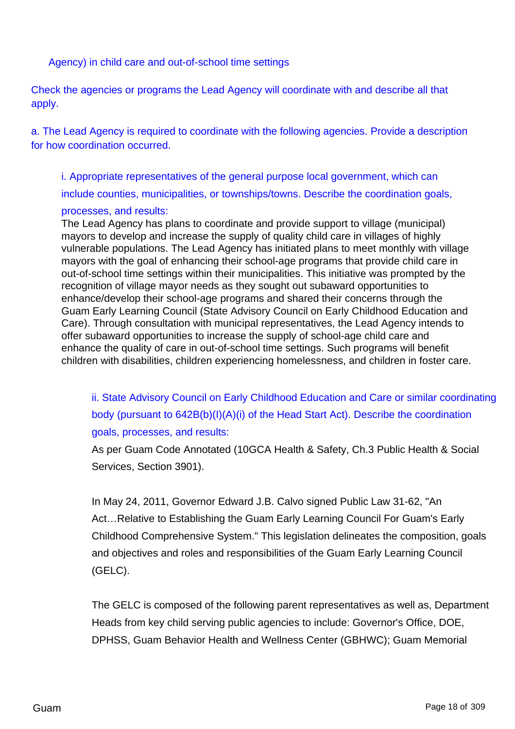Agency) in child care and out-of-school time settings

Check the agencies or programs the Lead Agency will coordinate with and describe all that apply.

a. The Lead Agency is required to coordinate with the following agencies. Provide a description for how coordination occurred.

i. Appropriate representatives of the general purpose local government, which can include counties, municipalities, or townships/towns. Describe the coordination goals, processes, and results:

The Lead Agency has plans to coordinate and provide support to village (municipal) mayors to develop and increase the supply of quality child care in villages of highly vulnerable populations. The Lead Agency has initiated plans to meet monthly with village mayors with the goal of enhancing their school-age programs that provide child care in out-of-school time settings within their municipalities. This initiative was prompted by the recognition of village mayor needs as they sought out subaward opportunities to enhance/develop their school-age programs and shared their concerns through the Guam Early Learning Council (State Advisory Council on Early Childhood Education and Care). Through consultation with municipal representatives, the Lead Agency intends to offer subaward opportunities to increase the supply of school-age child care and enhance the quality of care in out-of-school time settings. Such programs will benefit children with disabilities, children experiencing homelessness, and children in foster care.

ii. State Advisory Council on Early Childhood Education and Care or similar coordinating body (pursuant to 642B(b)(I)(A)(i) of the Head Start Act). Describe the coordination goals, processes, and results:

As per Guam Code Annotated (10GCA Health & Safety, Ch.3 Public Health & Social Services, Section 3901).

In May 24, 2011, Governor Edward J.B. Calvo signed Public Law 31-62, "An Act…Relative to Establishing the Guam Early Learning Council For Guam's Early Childhood Comprehensive System." This legislation delineates the composition, goals and objectives and roles and responsibilities of the Guam Early Learning Council (GELC).

The GELC is composed of the following parent representatives as well as, Department Heads from key child serving public agencies to include: Governor's Office, DOE, DPHSS, Guam Behavior Health and Wellness Center (GBHWC); Guam Memorial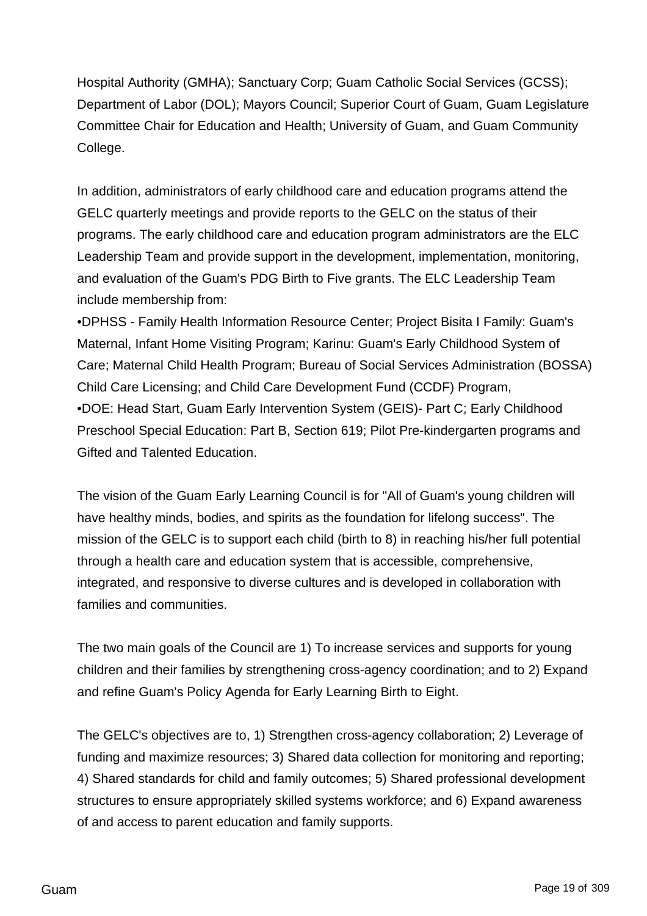Hospital Authority (GMHA); Sanctuary Corp; Guam Catholic Social Services (GCSS); Department of Labor (DOL); Mayors Council; Superior Court of Guam, Guam Legislature Committee Chair for Education and Health; University of Guam, and Guam Community College.

In addition, administrators of early childhood care and education programs attend the GELC quarterly meetings and provide reports to the GELC on the status of their programs. The early childhood care and education program administrators are the ELC Leadership Team and provide support in the development, implementation, monitoring, and evaluation of the Guam's PDG Birth to Five grants. The ELC Leadership Team include membership from:

- DPHSS - Family Health Information Resource Center; Project Bisita I Family: Guam's Maternal, Infant Home Visiting Program; Karinu: Guam's Early Childhood System of Care; Maternal Child Health Program; Bureau of Social Services Administration (BOSSA) Child Care Licensing; and Child Care Development Fund (CCDF) Program,
- DOE: Head Start, Guam Early Intervention System (GEIS)- Part C; Early Childhood Preschool Special Education: Part B, Section 619; Pilot Pre-kindergarten programs and Gifted and Talented Education.

The vision of the Guam Early Learning Council is for "All of Guam's young children will have healthy minds, bodies, and spirits as the foundation for lifelong success". The mission of the GELC is to support each child (birth to 8) in reaching his/her full potential through a health care and education system that is accessible, comprehensive, integrated, and responsive to diverse cultures and is developed in collaboration with families and communities.

The two main goals of the Council are 1) To increase services and supports for young children and their families by strengthening cross-agency coordination; and to 2) Expand and refine Guam's Policy Agenda for Early Learning Birth to Eight.

The GELC's objectives are to, 1) Strengthen cross-agency collaboration; 2) Leverage of funding and maximize resources; 3) Shared data collection for monitoring and reporting; 4) Shared standards for child and family outcomes; 5) Shared professional development structures to ensure appropriately skilled systems workforce; and 6) Expand awareness of and access to parent education and family supports.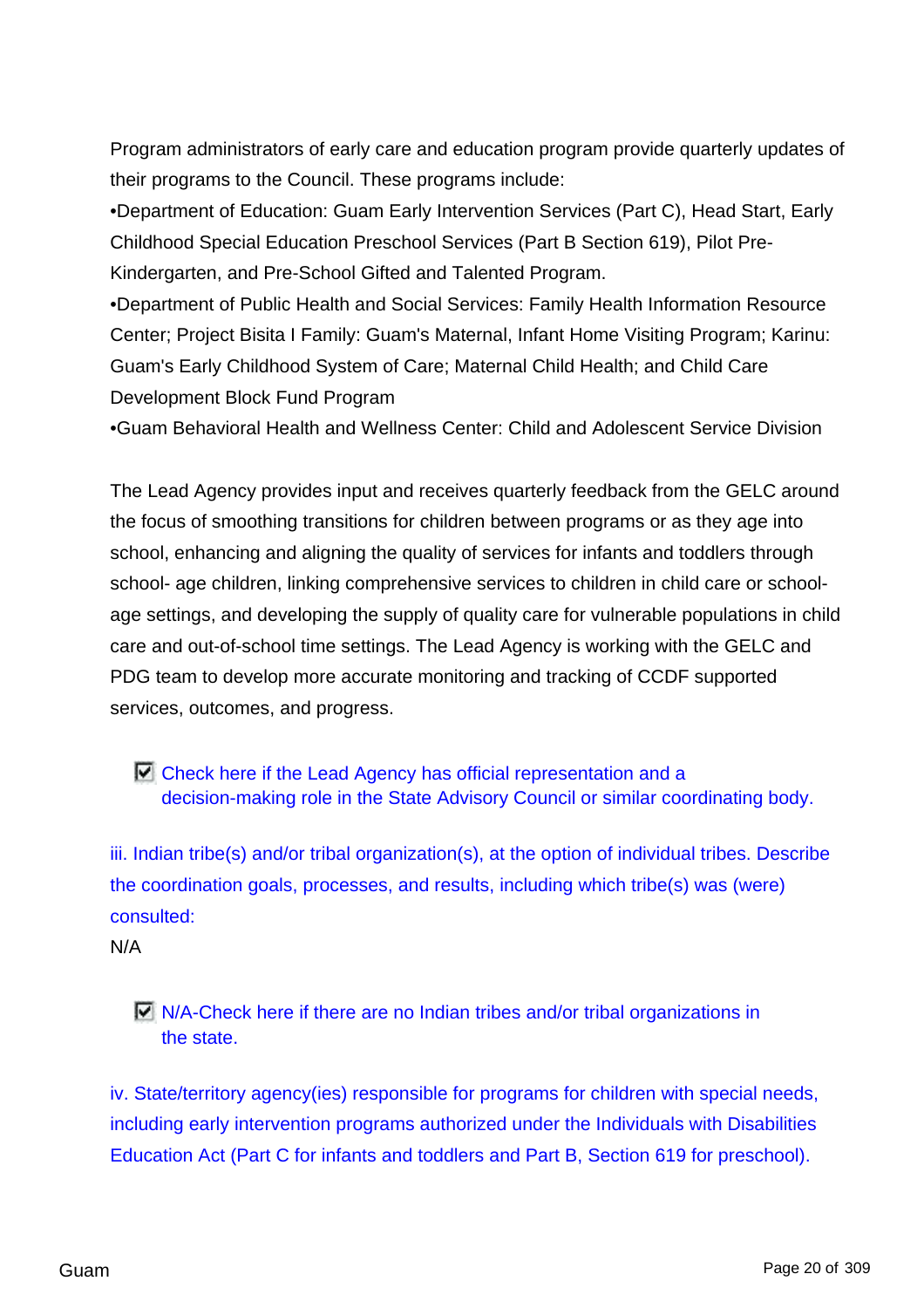Program administrators of early care and education program provide quarterly updates of their programs to the Council. These programs include:

•Department of Education: Guam Early Intervention Services (Part C), Head Start, Early Childhood Special Education Preschool Services (Part B Section 619), Pilot Pre-Kindergarten, and Pre-School Gifted and Talented Program.

•Department of Public Health and Social Services: Family Health Information Resource Center; Project Bisita I Family: Guam's Maternal, Infant Home Visiting Program; Karinu: Guam's Early Childhood System of Care; Maternal Child Health; and Child Care Development Block Fund Program

•Guam Behavioral Health and Wellness Center: Child and Adolescent Service Division

The Lead Agency provides input and receives quarterly feedback from the GELC around the focus of smoothing transitions for children between programs or as they age into school, enhancing and aligning the quality of services for infants and toddlers through school- age children, linking comprehensive services to children in child care or school-age settings, and developing the supply of quality care for vulnerable populations in child care and out-of-school time settings. The Lead Agency is working with the GELC and PDG team to develop more accurate monitoring and tracking of CCDF supported services, outcomes, and progress.

☑ Check here if the Lead Agency has official representation and a decision-making role in the State Advisory Council or similar coordinating body.

iii. Indian tribe(s) and/or tribal organization(s), at the option of individual tribes. Describe the coordination goals, processes, and results, including which tribe(s) was (were) consulted:

N/A

☑ N/A-Check here if there are no Indian tribes and/or tribal organizations in the state.

iv. State/territory agency(ies) responsible for programs for children with special needs, including early intervention programs authorized under the Individuals with Disabilities Education Act (Part C for infants and toddlers and Part B, Section 619 for preschool).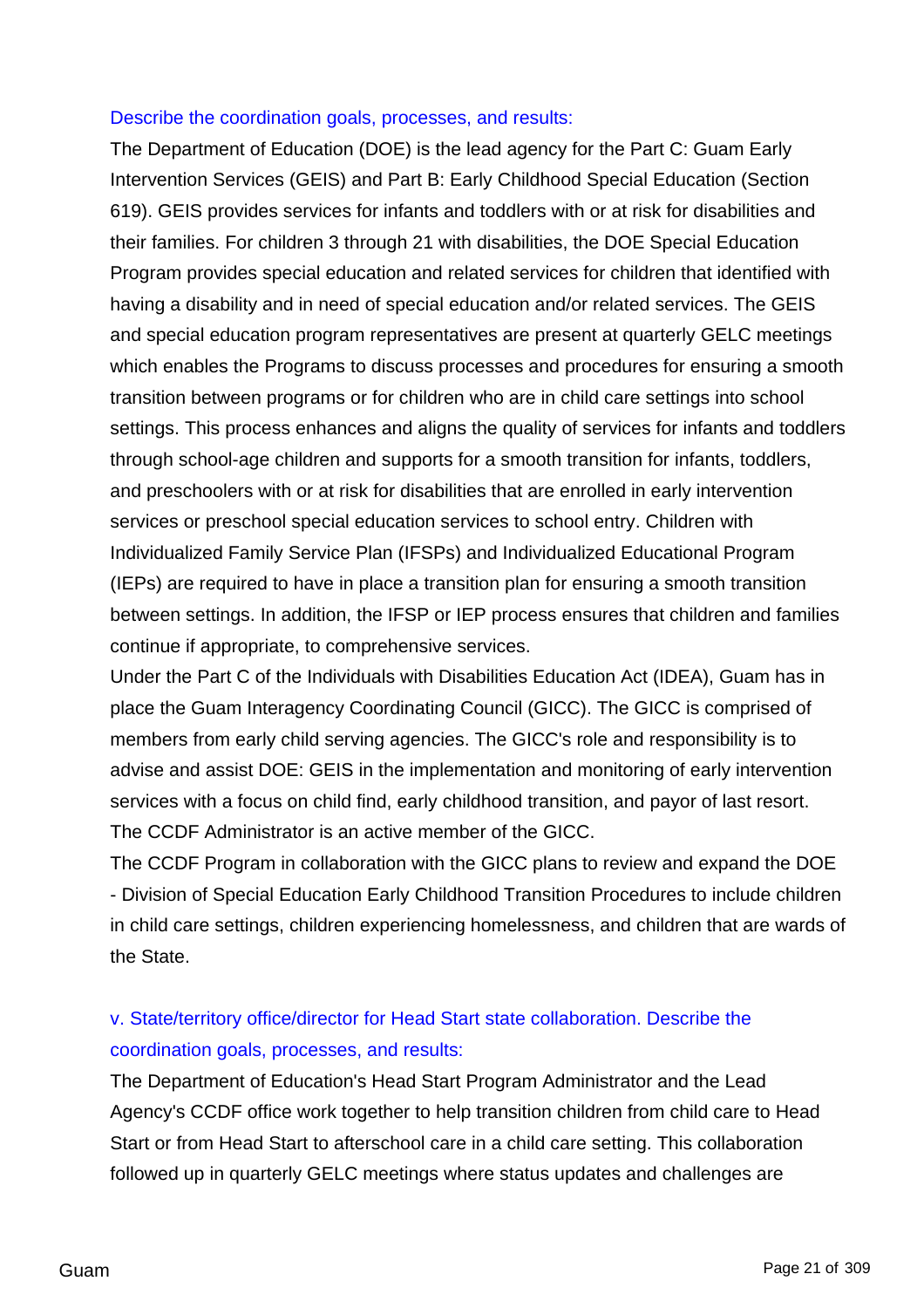Describe the coordination goals, processes, and results:

The Department of Education (DOE) is the lead agency for the Part C: Guam Early Intervention Services (GEIS) and Part B: Early Childhood Special Education (Section 619). GEIS provides services for infants and toddlers with or at risk for disabilities and their families. For children 3 through 21 with disabilities, the DOE Special Education Program provides special education and related services for children that identified with having a disability and in need of special education and/or related services. The GEIS and special education program representatives are present at quarterly GELC meetings which enables the Programs to discuss processes and procedures for ensuring a smooth transition between programs or for children who are in child care settings into school settings. This process enhances and aligns the quality of services for infants and toddlers through school-age children and supports for a smooth transition for infants, toddlers, and preschoolers with or at risk for disabilities that are enrolled in early intervention services or preschool special education services to school entry. Children with Individualized Family Service Plan (IFSPs) and Individualized Educational Program (IEPs) are required to have in place a transition plan for ensuring a smooth transition between settings. In addition, the IFSP or IEP process ensures that children and families continue if appropriate, to comprehensive services.

Under the Part C of the Individuals with Disabilities Education Act (IDEA), Guam has in place the Guam Interagency Coordinating Council (GICC). The GICC is comprised of members from early child serving agencies. The GICC's role and responsibility is to advise and assist DOE: GEIS in the implementation and monitoring of early intervention services with a focus on child find, early childhood transition, and payor of last resort. The CCDF Administrator is an active member of the GICC.

The CCDF Program in collaboration with the GICC plans to review and expand the DOE - Division of Special Education Early Childhood Transition Procedures to include children in child care settings, children experiencing homelessness, and children that are wards of the State.

v. State/territory office/director for Head Start state collaboration. Describe the coordination goals, processes, and results:

The Department of Education's Head Start Program Administrator and the Lead Agency's CCDF office work together to help transition children from child care to Head Start or from Head Start to afterschool care in a child care setting. This collaboration followed up in quarterly GELC meetings where status updates and challenges are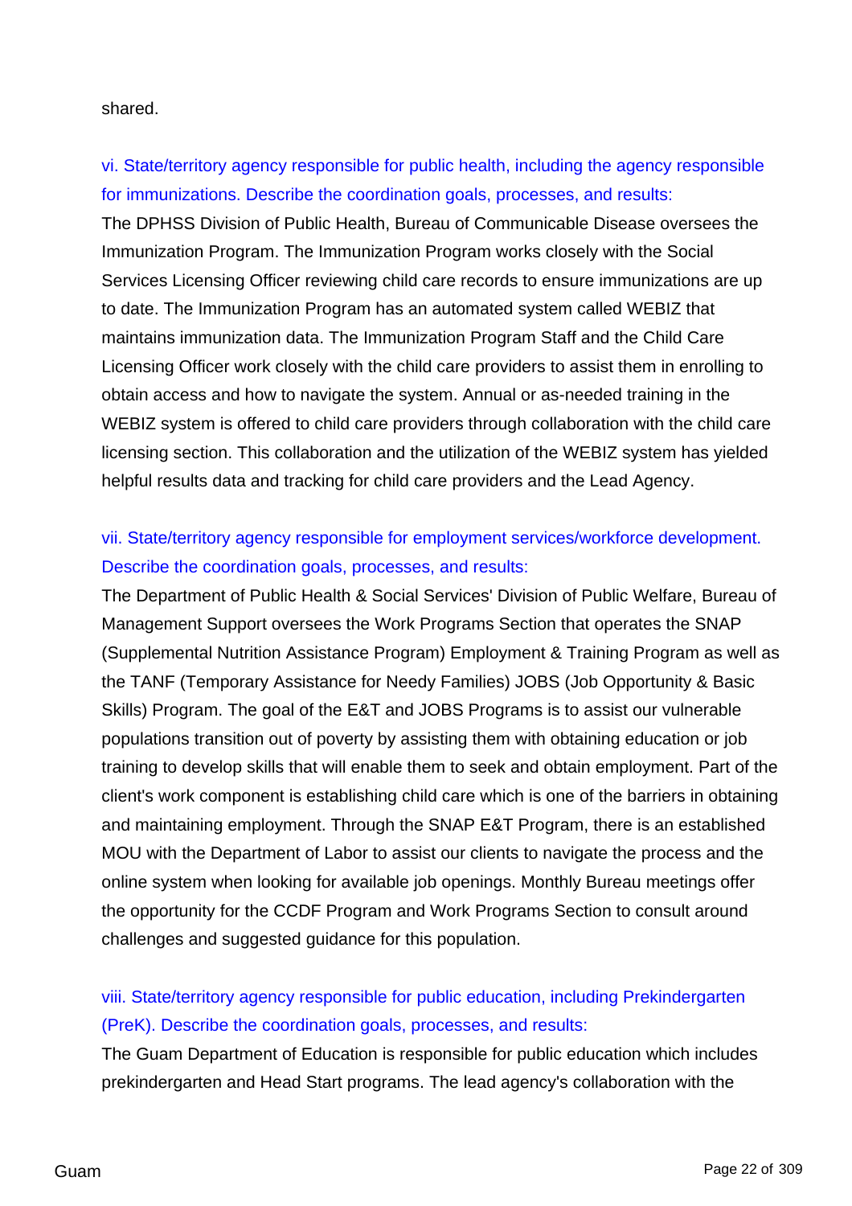shared.

vi. State/territory agency responsible for public health, including the agency responsible for immunizations. Describe the coordination goals, processes, and results:

The DPHSS Division of Public Health, Bureau of Communicable Disease oversees the Immunization Program. The Immunization Program works closely with the Social Services Licensing Officer reviewing child care records to ensure immunizations are up to date. The Immunization Program has an automated system called WEBIZ that maintains immunization data. The Immunization Program Staff and the Child Care Licensing Officer work closely with the child care providers to assist them in enrolling to obtain access and how to navigate the system. Annual or as-needed training in the WEBIZ system is offered to child care providers through collaboration with the child care licensing section. This collaboration and the utilization of the WEBIZ system has yielded helpful results data and tracking for child care providers and the Lead Agency.

vii. State/territory agency responsible for employment services/workforce development. Describe the coordination goals, processes, and results:

The Department of Public Health & Social Services' Division of Public Welfare, Bureau of Management Support oversees the Work Programs Section that operates the SNAP (Supplemental Nutrition Assistance Program) Employment & Training Program as well as the TANF (Temporary Assistance for Needy Families) JOBS (Job Opportunity & Basic Skills) Program. The goal of the E&T and JOBS Programs is to assist our vulnerable populations transition out of poverty by assisting them with obtaining education or job training to develop skills that will enable them to seek and obtain employment. Part of the client's work component is establishing child care which is one of the barriers in obtaining and maintaining employment. Through the SNAP E&T Program, there is an established MOU with the Department of Labor to assist our clients to navigate the process and the online system when looking for available job openings. Monthly Bureau meetings offer the opportunity for the CCDF Program and Work Programs Section to consult around challenges and suggested guidance for this population.

viii. State/territory agency responsible for public education, including Prekindergarten (PreK). Describe the coordination goals, processes, and results:

The Guam Department of Education is responsible for public education which includes prekindergarten and Head Start programs. The lead agency's collaboration with the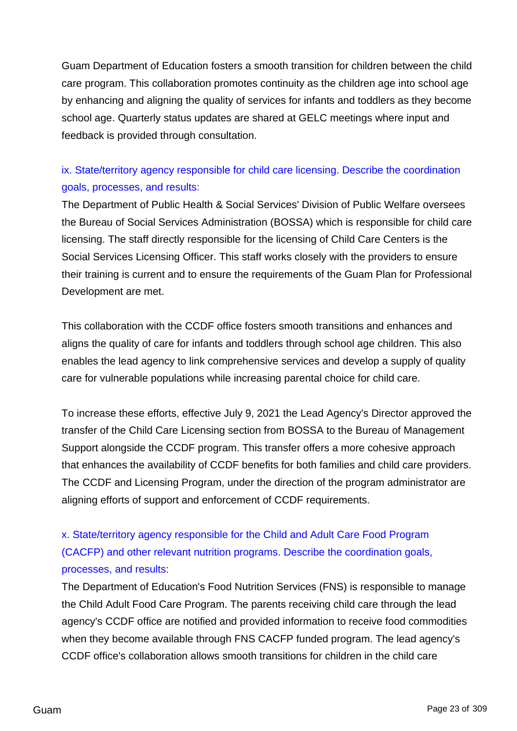Guam Department of Education fosters a smooth transition for children between the child care program. This collaboration promotes continuity as the children age into school age by enhancing and aligning the quality of services for infants and toddlers as they become school age. Quarterly status updates are shared at GELC meetings where input and feedback is provided through consultation.

ix. State/territory agency responsible for child care licensing. Describe the coordination goals, processes, and results:

The Department of Public Health & Social Services' Division of Public Welfare oversees the Bureau of Social Services Administration (BOSSA) which is responsible for child care licensing. The staff directly responsible for the licensing of Child Care Centers is the Social Services Licensing Officer. This staff works closely with the providers to ensure their training is current and to ensure the requirements of the Guam Plan for Professional Development are met.

This collaboration with the CCDF office fosters smooth transitions and enhances and aligns the quality of care for infants and toddlers through school age children. This also enables the lead agency to link comprehensive services and develop a supply of quality care for vulnerable populations while increasing parental choice for child care.

To increase these efforts, effective July 9, 2021 the Lead Agency's Director approved the transfer of the Child Care Licensing section from BOSSA to the Bureau of Management Support alongside the CCDF program. This transfer offers a more cohesive approach that enhances the availability of CCDF benefits for both families and child care providers. The CCDF and Licensing Program, under the direction of the program administrator are aligning efforts of support and enforcement of CCDF requirements.

x. State/territory agency responsible for the Child and Adult Care Food Program (CACFP) and other relevant nutrition programs. Describe the coordination goals, processes, and results:

The Department of Education's Food Nutrition Services (FNS) is responsible to manage the Child Adult Food Care Program. The parents receiving child care through the lead agency's CCDF office are notified and provided information to receive food commodities when they become available through FNS CACFP funded program. The lead agency's CCDF office's collaboration allows smooth transitions for children in the child care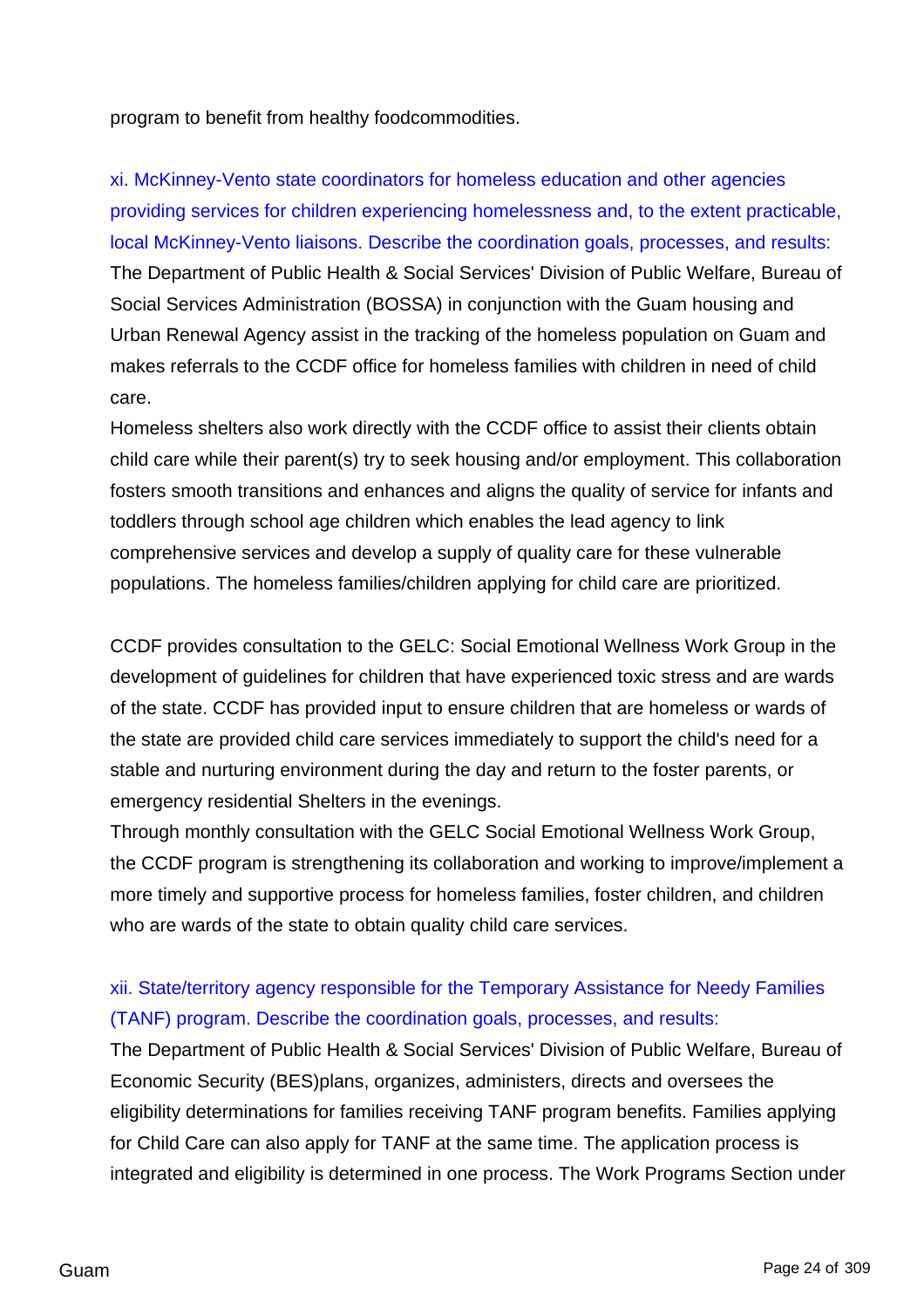program to benefit from healthy foodcommodities.

xi. McKinney-Vento state coordinators for homeless education and other agencies providing services for children experiencing homelessness and, to the extent practicable, local McKinney-Vento liaisons. Describe the coordination goals, processes, and results:

The Department of Public Health & Social Services' Division of Public Welfare, Bureau of Social Services Administration (BOSSA) in conjunction with the Guam housing and Urban Renewal Agency assist in the tracking of the homeless population on Guam and makes referrals to the CCDF office for homeless families with children in need of child care.

Homeless shelters also work directly with the CCDF office to assist their clients obtain child care while their parent(s) try to seek housing and/or employment. This collaboration fosters smooth transitions and enhances and aligns the quality of service for infants and toddlers through school age children which enables the lead agency to link comprehensive services and develop a supply of quality care for these vulnerable populations. The homeless families/children applying for child care are prioritized.

CCDF provides consultation to the GELC: Social Emotional Wellness Work Group in the development of guidelines for children that have experienced toxic stress and are wards of the state. CCDF has provided input to ensure children that are homeless or wards of the state are provided child care services immediately to support the child's need for a stable and nurturing environment during the day and return to the foster parents, or emergency residential Shelters in the evenings.

Through monthly consultation with the GELC Social Emotional Wellness Work Group, the CCDF program is strengthening its collaboration and working to improve/implement a more timely and supportive process for homeless families, foster children, and children who are wards of the state to obtain quality child care services.

xii. State/territory agency responsible for the Temporary Assistance for Needy Families (TANF) program. Describe the coordination goals, processes, and results:

The Department of Public Health & Social Services' Division of Public Welfare, Bureau of Economic Security (BES)plans, organizes, administers, directs and oversees the eligibility determinations for families receiving TANF program benefits. Families applying for Child Care can also apply for TANF at the same time. The application process is integrated and eligibility is determined in one process. The Work Programs Section under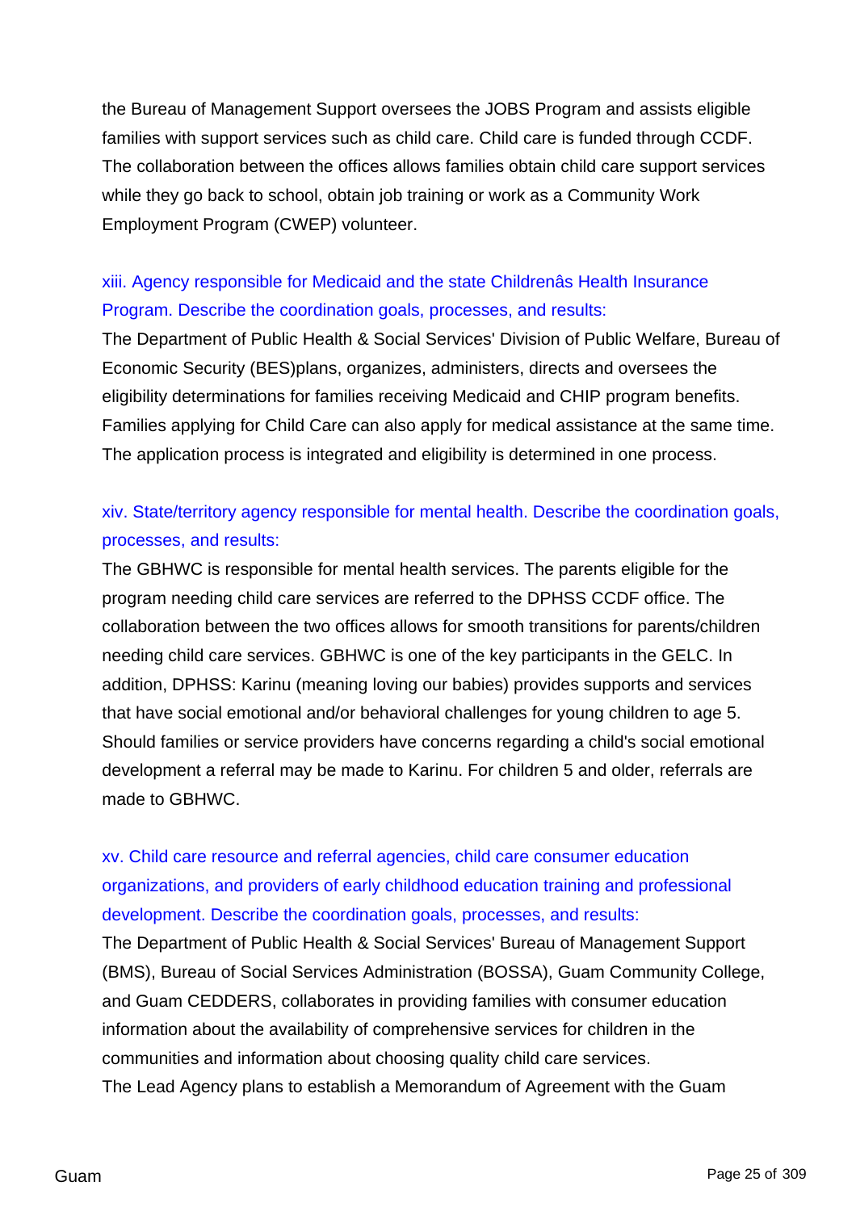the Bureau of Management Support oversees the JOBS Program and assists eligible families with support services such as child care. Child care is funded through CCDF. The collaboration between the offices allows families obtain child care support services while they go back to school, obtain job training or work as a Community Work Employment Program (CWEP) volunteer.

xiii. Agency responsible for Medicaid and the state Childrenâs Health Insurance Program. Describe the coordination goals, processes, and results:

The Department of Public Health & Social Services' Division of Public Welfare, Bureau of Economic Security (BES)plans, organizes, administers, directs and oversees the eligibility determinations for families receiving Medicaid and CHIP program benefits. Families applying for Child Care can also apply for medical assistance at the same time. The application process is integrated and eligibility is determined in one process.

xiv. State/territory agency responsible for mental health. Describe the coordination goals, processes, and results:

The GBHWC is responsible for mental health services. The parents eligible for the program needing child care services are referred to the DPHSS CCDF office. The collaboration between the two offices allows for smooth transitions for parents/children needing child care services. GBHWC is one of the key participants in the GELC. In addition, DPHSS: Karinu (meaning loving our babies) provides supports and services that have social emotional and/or behavioral challenges for young children to age 5. Should families or service providers have concerns regarding a child's social emotional development a referral may be made to Karinu. For children 5 and older, referrals are made to GBHWC.

xv. Child care resource and referral agencies, child care consumer education organizations, and providers of early childhood education training and professional development. Describe the coordination goals, processes, and results:

The Department of Public Health & Social Services' Bureau of Management Support (BMS), Bureau of Social Services Administration (BOSSA), Guam Community College, and Guam CEDDERS, collaborates in providing families with consumer education information about the availability of comprehensive services for children in the communities and information about choosing quality child care services.
The Lead Agency plans to establish a Memorandum of Agreement with the Guam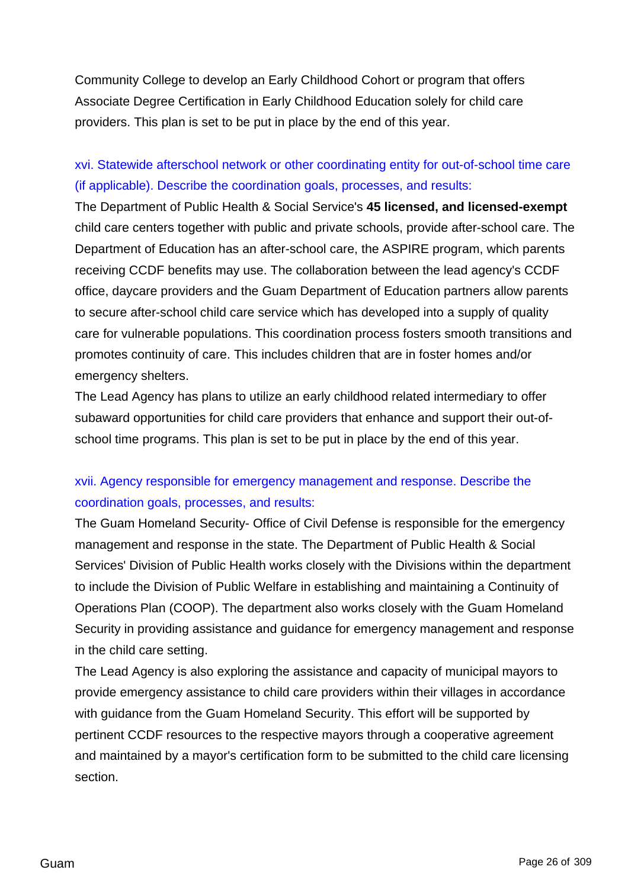Community College to develop an Early Childhood Cohort or program that offers Associate Degree Certification in Early Childhood Education solely for child care providers. This plan is set to be put in place by the end of this year.

xvi. Statewide afterschool network or other coordinating entity for out-of-school time care (if applicable). Describe the coordination goals, processes, and results:

The Department of Public Health & Social Service's **45 licensed, and licensed-exempt** child care centers together with public and private schools, provide after-school care. The Department of Education has an after-school care, the ASPIRE program, which parents receiving CCDF benefits may use. The collaboration between the lead agency's CCDF office, daycare providers and the Guam Department of Education partners allow parents to secure after-school child care service which has developed into a supply of quality care for vulnerable populations. This coordination process fosters smooth transitions and promotes continuity of care. This includes children that are in foster homes and/or emergency shelters.

The Lead Agency has plans to utilize an early childhood related intermediary to offer subaward opportunities for child care providers that enhance and support their out-of-school time programs. This plan is set to be put in place by the end of this year.

xvii. Agency responsible for emergency management and response. Describe the coordination goals, processes, and results:

The Guam Homeland Security- Office of Civil Defense is responsible for the emergency management and response in the state. The Department of Public Health & Social Services' Division of Public Health works closely with the Divisions within the department to include the Division of Public Welfare in establishing and maintaining a Continuity of Operations Plan (COOP). The department also works closely with the Guam Homeland Security in providing assistance and guidance for emergency management and response in the child care setting.

The Lead Agency is also exploring the assistance and capacity of municipal mayors to provide emergency assistance to child care providers within their villages in accordance with guidance from the Guam Homeland Security. This effort will be supported by pertinent CCDF resources to the respective mayors through a cooperative agreement and maintained by a mayor's certification form to be submitted to the child care licensing section.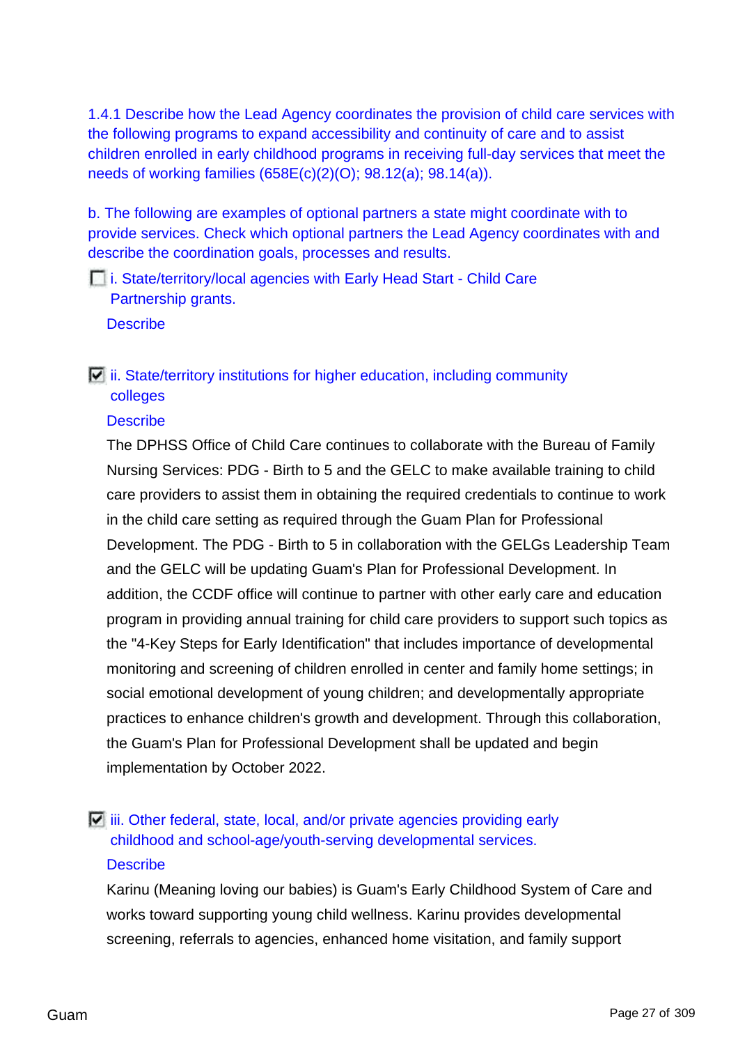1.4.1 Describe how the Lead Agency coordinates the provision of child care services with the following programs to expand accessibility and continuity of care and to assist children enrolled in early childhood programs in receiving full-day services that meet the needs of working families (658E(c)(2)(O); 98.12(a); 98.14(a)).

b. The following are examples of optional partners a state might coordinate with to provide services. Check which optional partners the Lead Agency coordinates with and describe the coordination goals, processes and results.

- [ ] i. State/territory/local agencies with Early Head Start - Child Care Partnership grants.

    Describe

- [x] ii. State/territory institutions for higher education, including community colleges

    Describe

    The DPHSS Office of Child Care continues to collaborate with the Bureau of Family Nursing Services: PDG - Birth to 5 and the GELC to make available training to child care providers to assist them in obtaining the required credentials to continue to work in the child care setting as required through the Guam Plan for Professional Development. The PDG - Birth to 5 in collaboration with the GELGs Leadership Team and the GELC will be updating Guam's Plan for Professional Development. In addition, the CCDF office will continue to partner with other early care and education program in providing annual training for child care providers to support such topics as the "4-Key Steps for Early Identification" that includes importance of developmental monitoring and screening of children enrolled in center and family home settings; in social emotional development of young children; and developmentally appropriate practices to enhance children's growth and development. Through this collaboration, the Guam's Plan for Professional Development shall be updated and begin implementation by October 2022.

- [x] iii. Other federal, state, local, and/or private agencies providing early childhood and school-age/youth-serving developmental services.

    Describe

    Karinu (Meaning loving our babies) is Guam's Early Childhood System of Care and works toward supporting young child wellness. Karinu provides developmental screening, referrals to agencies, enhanced home visitation, and family support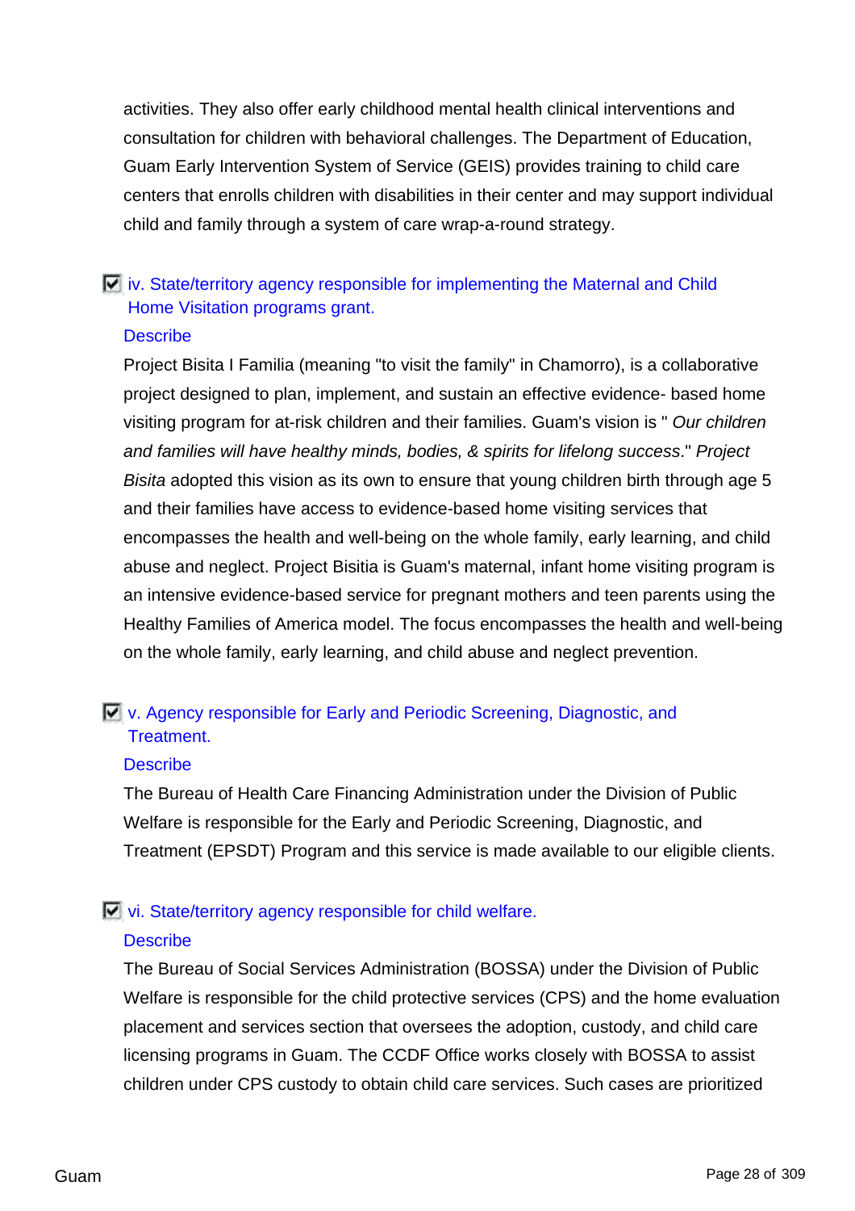activities. They also offer early childhood mental health clinical interventions and consultation for children with behavioral challenges. The Department of Education, Guam Early Intervention System of Service (GEIS) provides training to child care centers that enrolls children with disabilities in their center and may support individual child and family through a system of care wrap-a-round strategy.

☑ iv. State/territory agency responsible for implementing the Maternal and Child Home Visitation programs grant.

Describe

Project Bisita I Familia (meaning "to visit the family" in Chamorro), is a collaborative project designed to plan, implement, and sustain an effective evidence- based home visiting program for at-risk children and their families. Guam's vision is " *Our children and families will have healthy minds, bodies, & spirits for lifelong success*." *Project Bisita* adopted this vision as its own to ensure that young children birth through age 5 and their families have access to evidence-based home visiting services that encompasses the health and well-being on the whole family, early learning, and child abuse and neglect. Project Bisitia is Guam's maternal, infant home visiting program is an intensive evidence-based service for pregnant mothers and teen parents using the Healthy Families of America model. The focus encompasses the health and well-being on the whole family, early learning, and child abuse and neglect prevention.

☑ v. Agency responsible for Early and Periodic Screening, Diagnostic, and Treatment.

Describe

The Bureau of Health Care Financing Administration under the Division of Public Welfare is responsible for the Early and Periodic Screening, Diagnostic, and Treatment (EPSDT) Program and this service is made available to our eligible clients.

☑ vi. State/territory agency responsible for child welfare.

Describe

The Bureau of Social Services Administration (BOSSA) under the Division of Public Welfare is responsible for the child protective services (CPS) and the home evaluation placement and services section that oversees the adoption, custody, and child care licensing programs in Guam. The CCDF Office works closely with BOSSA to assist children under CPS custody to obtain child care services. Such cases are prioritized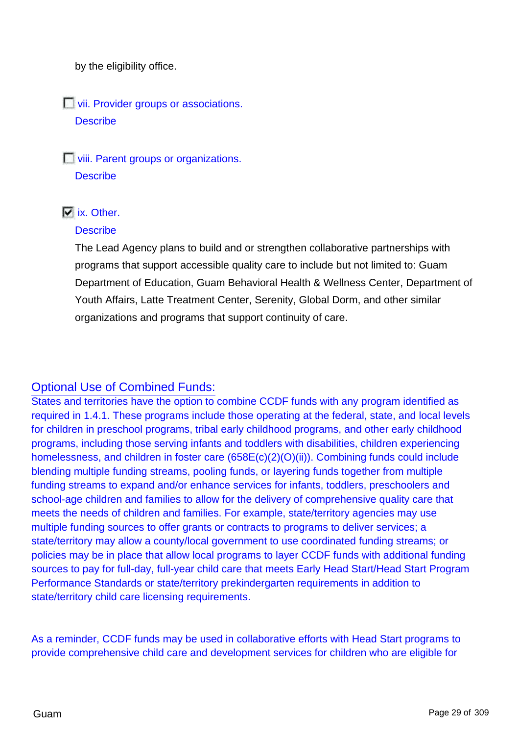by the eligibility office.

- [ ] vii. Provider groups or associations.

  Describe

- [ ] viii. Parent groups or organizations.

  Describe

- [x] ix. Other.

  Describe

  The Lead Agency plans to build and or strengthen collaborative partnerships with programs that support accessible quality care to include but not limited to: Guam Department of Education, Guam Behavioral Health & Wellness Center, Department of Youth Affairs, Latte Treatment Center, Serenity, Global Dorm, and other similar organizations and programs that support continuity of care.

## Optional Use of Combined Funds:

States and territories have the option to combine CCDF funds with any program identified as required in 1.4.1. These programs include those operating at the federal, state, and local levels for children in preschool programs, tribal early childhood programs, and other early childhood programs, including those serving infants and toddlers with disabilities, children experiencing homelessness, and children in foster care (658E(c)(2)(O)(ii)). Combining funds could include blending multiple funding streams, pooling funds, or layering funds together from multiple funding streams to expand and/or enhance services for infants, toddlers, preschoolers and school-age children and families to allow for the delivery of comprehensive quality care that meets the needs of children and families. For example, state/territory agencies may use multiple funding sources to offer grants or contracts to programs to deliver services; a state/territory may allow a county/local government to use coordinated funding streams; or policies may be in place that allow local programs to layer CCDF funds with additional funding sources to pay for full-day, full-year child care that meets Early Head Start/Head Start Program Performance Standards or state/territory prekindergarten requirements in addition to state/territory child care licensing requirements.

As a reminder, CCDF funds may be used in collaborative efforts with Head Start programs to provide comprehensive child care and development services for children who are eligible for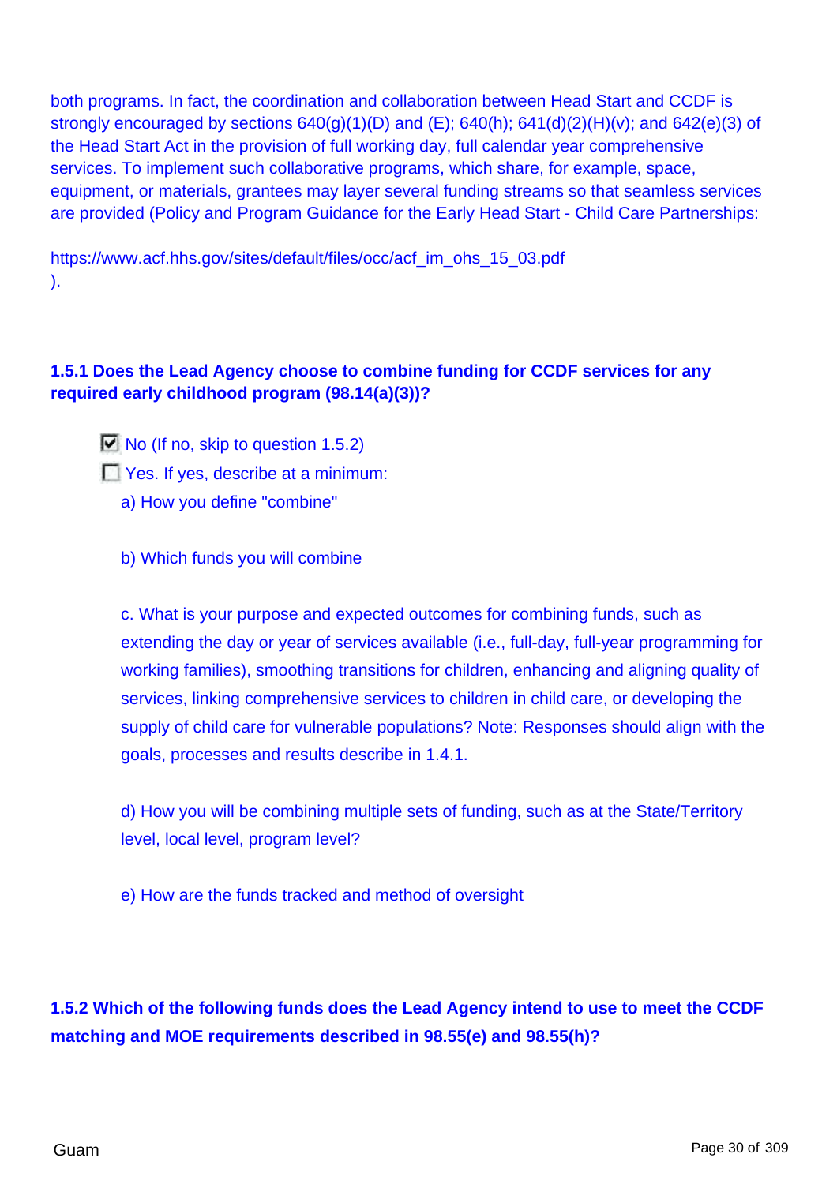both programs. In fact, the coordination and collaboration between Head Start and CCDF is strongly encouraged by sections 640(g)(1)(D) and (E); 640(h); 641(d)(2)(H)(v); and 642(e)(3) of the Head Start Act in the provision of full working day, full calendar year comprehensive services. To implement such collaborative programs, which share, for example, space, equipment, or materials, grantees may layer several funding streams so that seamless services are provided (Policy and Program Guidance for the Early Head Start - Child Care Partnerships:

https://www.acf.hhs.gov/sites/default/files/occ/acf_im_ohs_15_03.pdf
).

**1.5.1 Does the Lead Agency choose to combine funding for CCDF services for any required early childhood program (98.14(a)(3))?**

- [x] No (If no, skip to question 1.5.2)
- [ ] Yes. If yes, describe at a minimum:

  a) How you define "combine"

  b) Which funds you will combine

  c. What is your purpose and expected outcomes for combining funds, such as extending the day or year of services available (i.e., full-day, full-year programming for working families), smoothing transitions for children, enhancing and aligning quality of services, linking comprehensive services to children in child care, or developing the supply of child care for vulnerable populations? Note: Responses should align with the goals, processes and results describe in 1.4.1.

  d) How you will be combining multiple sets of funding, such as at the State/Territory level, local level, program level?

  e) How are the funds tracked and method of oversight

**1.5.2 Which of the following funds does the Lead Agency intend to use to meet the CCDF matching and MOE requirements described in 98.55(e) and 98.55(h)?**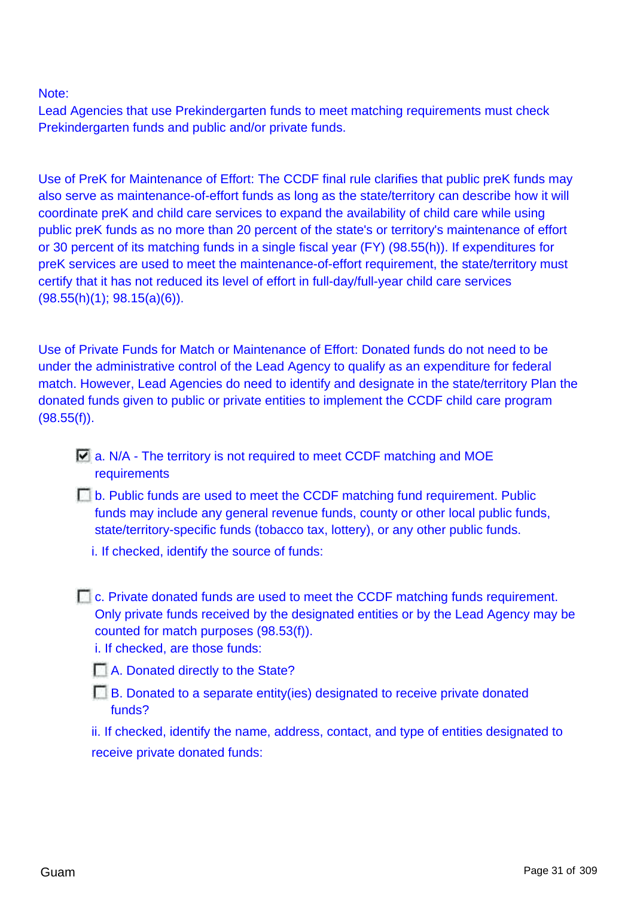Note:
Lead Agencies that use Prekindergarten funds to meet matching requirements must check Prekindergarten funds and public and/or private funds.

Use of PreK for Maintenance of Effort: The CCDF final rule clarifies that public preK funds may also serve as maintenance-of-effort funds as long as the state/territory can describe how it will coordinate preK and child care services to expand the availability of child care while using public preK funds as no more than 20 percent of the state's or territory's maintenance of effort or 30 percent of its matching funds in a single fiscal year (FY) (98.55(h)). If expenditures for preK services are used to meet the maintenance-of-effort requirement, the state/territory must certify that it has not reduced its level of effort in full-day/full-year child care services (98.55(h)(1); 98.15(a)(6)).

Use of Private Funds for Match or Maintenance of Effort: Donated funds do not need to be under the administrative control of the Lead Agency to qualify as an expenditure for federal match. However, Lead Agencies do need to identify and designate in the state/territory Plan the donated funds given to public or private entities to implement the CCDF child care program (98.55(f)).

- [x] a. N/A - The territory is not required to meet CCDF matching and MOE requirements
- [ ] b. Public funds are used to meet the CCDF matching fund requirement. Public funds may include any general revenue funds, county or other local public funds, state/territory-specific funds (tobacco tax, lottery), or any other public funds.

  i. If checked, identify the source of funds:

- [ ] c. Private donated funds are used to meet the CCDF matching funds requirement. Only private funds received by the designated entities or by the Lead Agency may be counted for match purposes (98.53(f)).

  i. If checked, are those funds:

  - [ ] A. Donated directly to the State?
  - [ ] B. Donated to a separate entity(ies) designated to receive private donated funds?

  ii. If checked, identify the name, address, contact, and type of entities designated to receive private donated funds: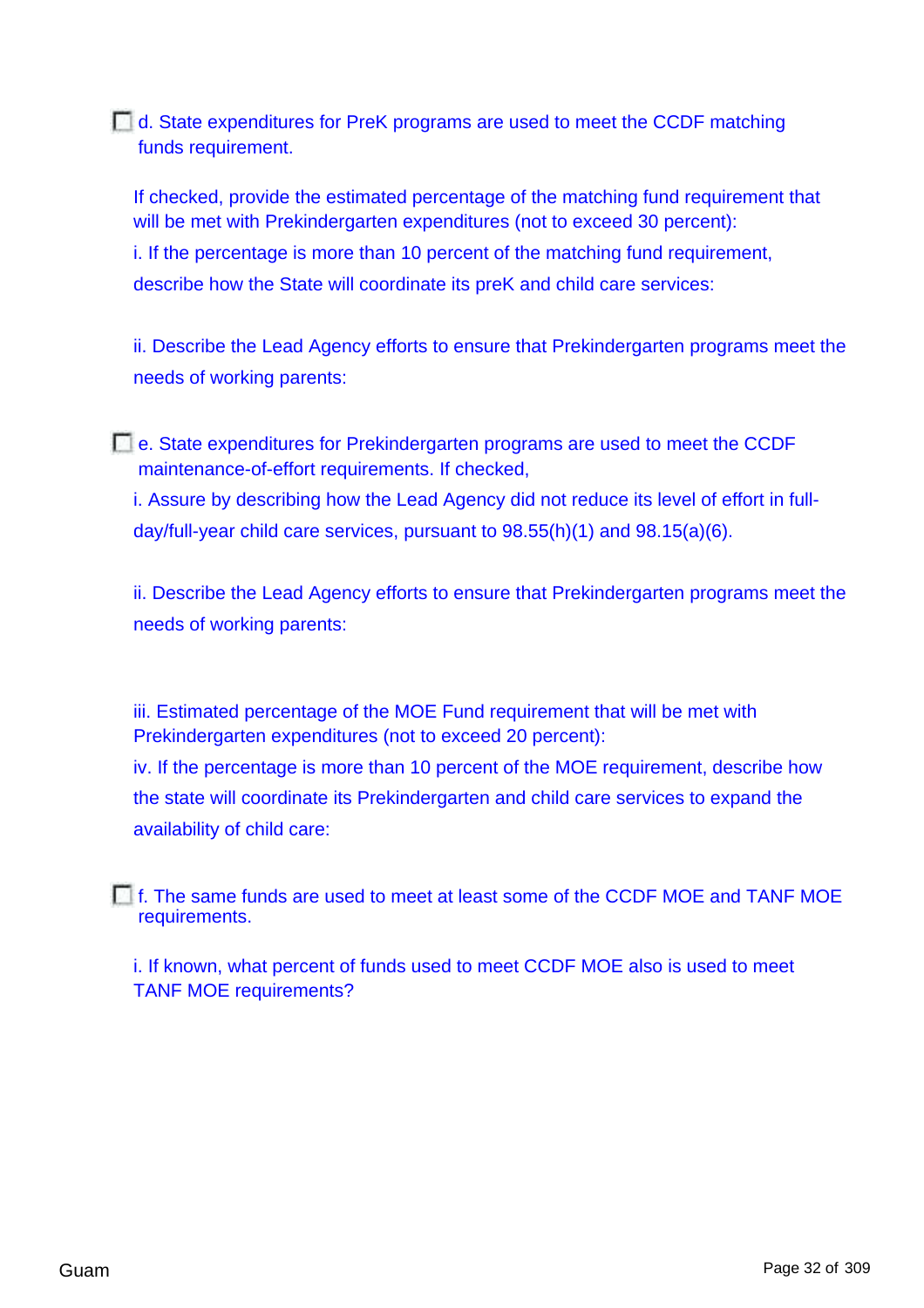☐ d. State expenditures for PreK programs are used to meet the CCDF matching funds requirement.

If checked, provide the estimated percentage of the matching fund requirement that will be met with Prekindergarten expenditures (not to exceed 30 percent):

i. If the percentage is more than 10 percent of the matching fund requirement, describe how the State will coordinate its preK and child care services:

ii. Describe the Lead Agency efforts to ensure that Prekindergarten programs meet the needs of working parents:

☐ e. State expenditures for Prekindergarten programs are used to meet the CCDF maintenance-of-effort requirements. If checked,

i. Assure by describing how the Lead Agency did not reduce its level of effort in full-day/full-year child care services, pursuant to 98.55(h)(1) and 98.15(a)(6).

ii. Describe the Lead Agency efforts to ensure that Prekindergarten programs meet the needs of working parents:

iii. Estimated percentage of the MOE Fund requirement that will be met with Prekindergarten expenditures (not to exceed 20 percent):

iv. If the percentage is more than 10 percent of the MOE requirement, describe how the state will coordinate its Prekindergarten and child care services to expand the availability of child care:

☐ f. The same funds are used to meet at least some of the CCDF MOE and TANF MOE requirements.

i. If known, what percent of funds used to meet CCDF MOE also is used to meet TANF MOE requirements?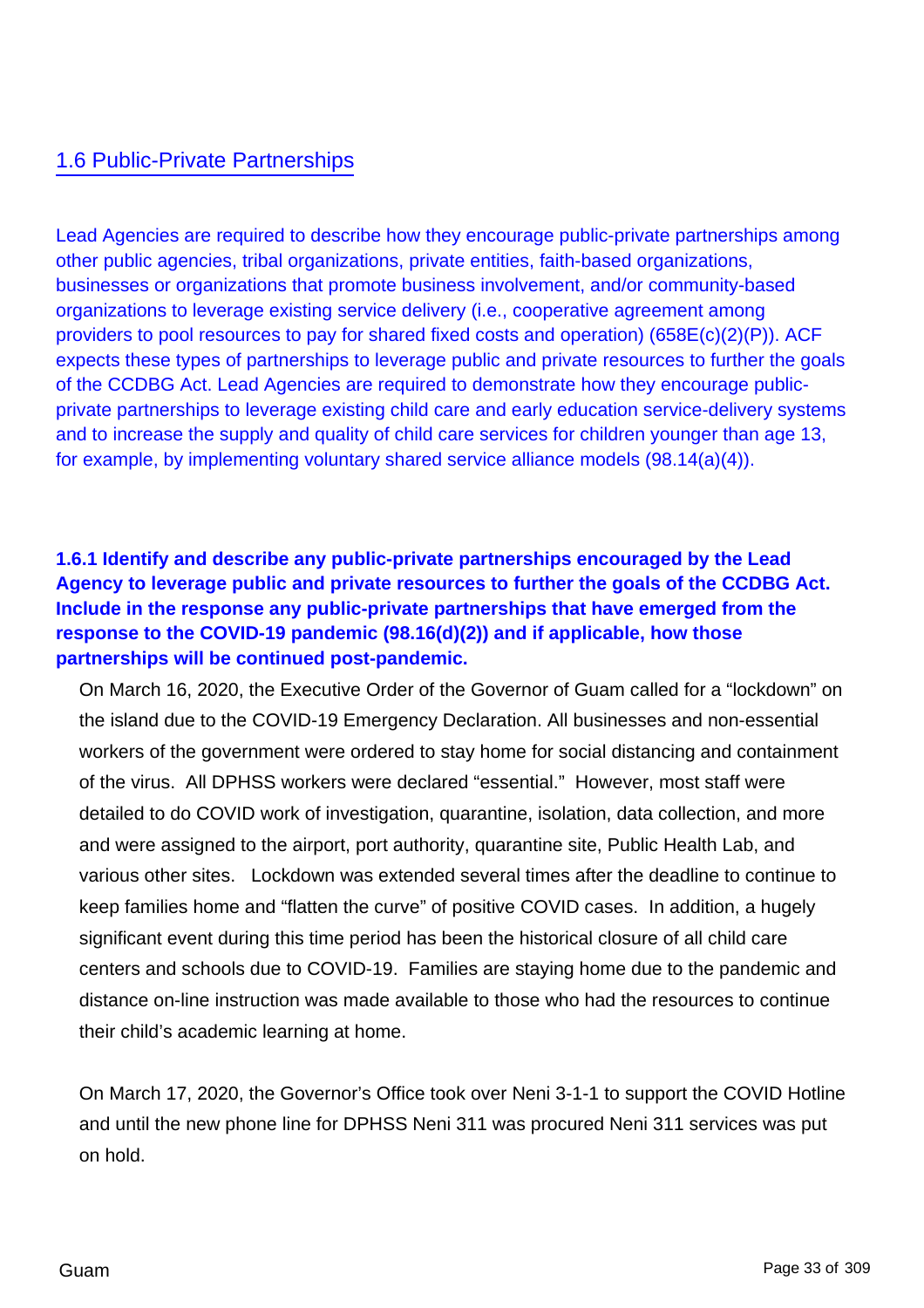## 1.6 Public-Private Partnerships

Lead Agencies are required to describe how they encourage public-private partnerships among other public agencies, tribal organizations, private entities, faith-based organizations, businesses or organizations that promote business involvement, and/or community-based organizations to leverage existing service delivery (i.e., cooperative agreement among providers to pool resources to pay for shared fixed costs and operation) (658E(c)(2)(P)). ACF expects these types of partnerships to leverage public and private resources to further the goals of the CCDBG Act. Lead Agencies are required to demonstrate how they encourage public-private partnerships to leverage existing child care and early education service-delivery systems and to increase the supply and quality of child care services for children younger than age 13, for example, by implementing voluntary shared service alliance models (98.14(a)(4)).

**1.6.1 Identify and describe any public-private partnerships encouraged by the Lead Agency to leverage public and private resources to further the goals of the CCDBG Act. Include in the response any public-private partnerships that have emerged from the response to the COVID-19 pandemic (98.16(d)(2)) and if applicable, how those partnerships will be continued post-pandemic.**

On March 16, 2020, the Executive Order of the Governor of Guam called for a "lockdown" on the island due to the COVID-19 Emergency Declaration. All businesses and non-essential workers of the government were ordered to stay home for social distancing and containment of the virus. All DPHSS workers were declared "essential." However, most staff were detailed to do COVID work of investigation, quarantine, isolation, data collection, and more and were assigned to the airport, port authority, quarantine site, Public Health Lab, and various other sites. Lockdown was extended several times after the deadline to continue to keep families home and "flatten the curve" of positive COVID cases. In addition, a hugely significant event during this time period has been the historical closure of all child care centers and schools due to COVID-19. Families are staying home due to the pandemic and distance on-line instruction was made available to those who had the resources to continue their child's academic learning at home.

On March 17, 2020, the Governor's Office took over Neni 3-1-1 to support the COVID Hotline and until the new phone line for DPHSS Neni 311 was procured Neni 311 services was put on hold.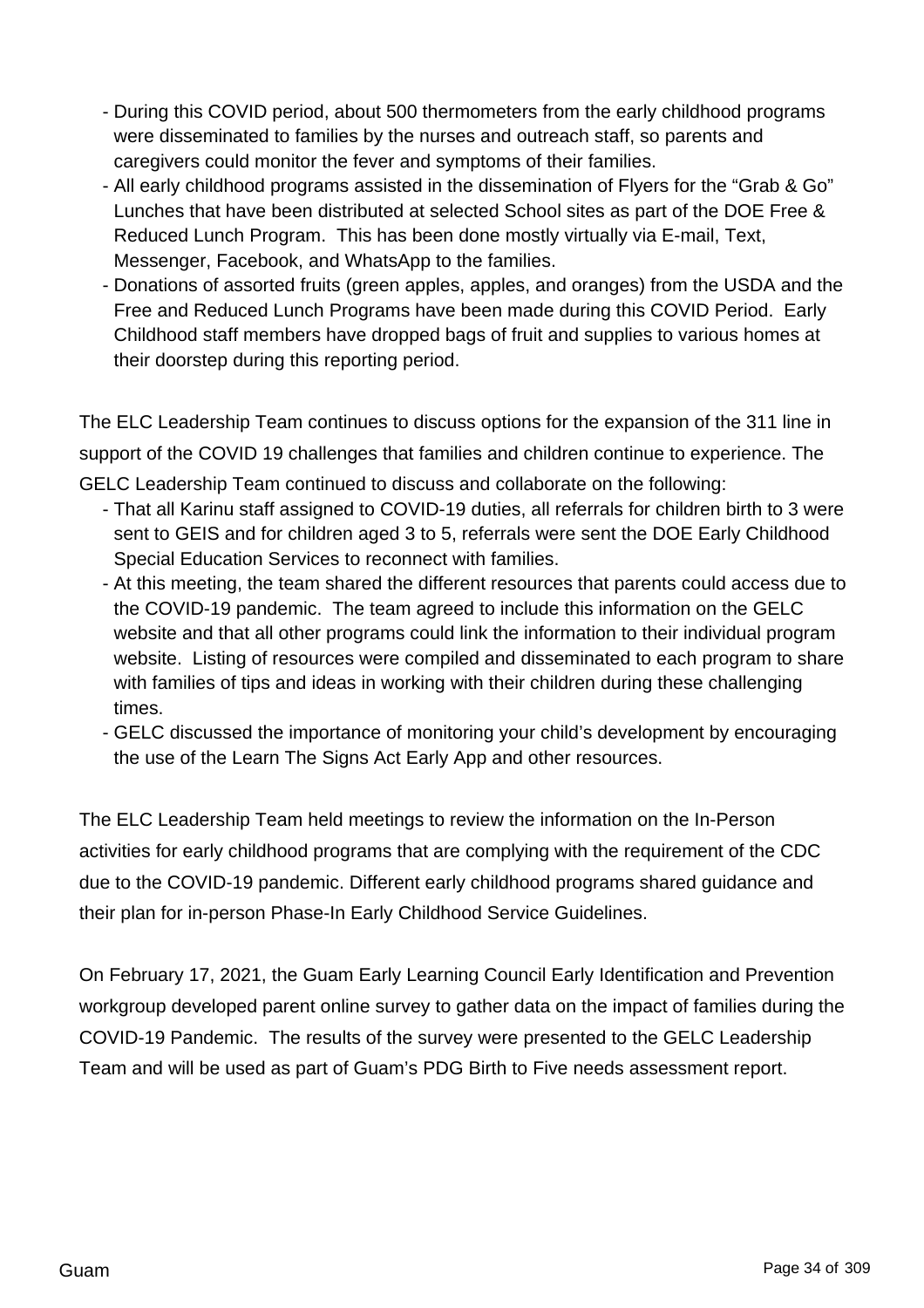- During this COVID period, about 500 thermometers from the early childhood programs were disseminated to families by the nurses and outreach staff, so parents and caregivers could monitor the fever and symptoms of their families.
- All early childhood programs assisted in the dissemination of Flyers for the “Grab & Go” Lunches that have been distributed at selected School sites as part of the DOE Free & Reduced Lunch Program.  This has been done mostly virtually via E-mail, Text, Messenger, Facebook, and WhatsApp to the families.
- Donations of assorted fruits (green apples, apples, and oranges) from the USDA and the Free and Reduced Lunch Programs have been made during this COVID Period.  Early Childhood staff members have dropped bags of fruit and supplies to various homes at their doorstep during this reporting period.

The ELC Leadership Team continues to discuss options for the expansion of the 311 line in support of the COVID 19 challenges that families and children continue to experience. The GELC Leadership Team continued to discuss and collaborate on the following:

- That all Karinu staff assigned to COVID-19 duties, all referrals for children birth to 3 were sent to GEIS and for children aged 3 to 5, referrals were sent the DOE Early Childhood Special Education Services to reconnect with families.
- At this meeting, the team shared the different resources that parents could access due to the COVID-19 pandemic.  The team agreed to include this information on the GELC website and that all other programs could link the information to their individual program website.  Listing of resources were compiled and disseminated to each program to share with families of tips and ideas in working with their children during these challenging times.
- GELC discussed the importance of monitoring your child’s development by encouraging the use of the Learn The Signs Act Early App and other resources.

The ELC Leadership Team held meetings to review the information on the In-Person activities for early childhood programs that are complying with the requirement of the CDC due to the COVID-19 pandemic. Different early childhood programs shared guidance and their plan for in-person Phase-In Early Childhood Service Guidelines.

On February 17, 2021, the Guam Early Learning Council Early Identification and Prevention workgroup developed parent online survey to gather data on the impact of families during the COVID-19 Pandemic.  The results of the survey were presented to the GELC Leadership Team and will be used as part of Guam’s PDG Birth to Five needs assessment report.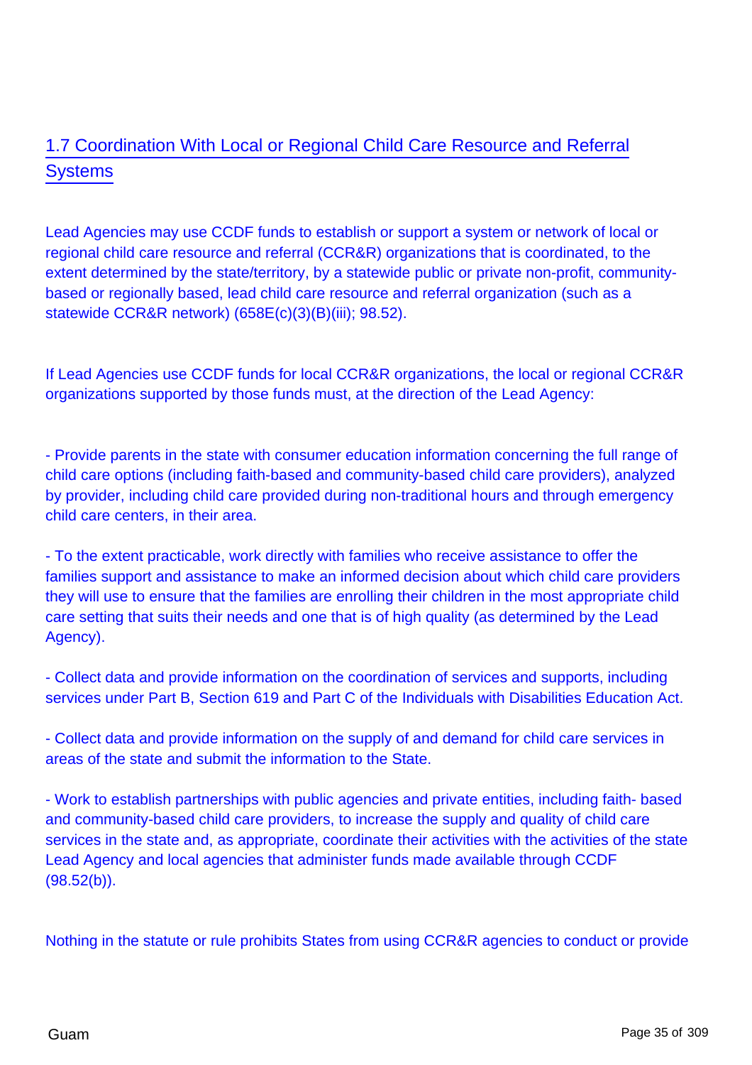## 1.7 Coordination With Local or Regional Child Care Resource and Referral Systems

Lead Agencies may use CCDF funds to establish or support a system or network of local or regional child care resource and referral (CCR&R) organizations that is coordinated, to the extent determined by the state/territory, by a statewide public or private non-profit, community-based or regionally based, lead child care resource and referral organization (such as a statewide CCR&R network) (658E(c)(3)(B)(iii); 98.52).

If Lead Agencies use CCDF funds for local CCR&R organizations, the local or regional CCR&R organizations supported by those funds must, at the direction of the Lead Agency:

- Provide parents in the state with consumer education information concerning the full range of child care options (including faith-based and community-based child care providers), analyzed by provider, including child care provided during non-traditional hours and through emergency child care centers, in their area.

- To the extent practicable, work directly with families who receive assistance to offer the families support and assistance to make an informed decision about which child care providers they will use to ensure that the families are enrolling their children in the most appropriate child care setting that suits their needs and one that is of high quality (as determined by the Lead Agency).

- Collect data and provide information on the coordination of services and supports, including services under Part B, Section 619 and Part C of the Individuals with Disabilities Education Act.

- Collect data and provide information on the supply of and demand for child care services in areas of the state and submit the information to the State.

- Work to establish partnerships with public agencies and private entities, including faith- based and community-based child care providers, to increase the supply and quality of child care services in the state and, as appropriate, coordinate their activities with the activities of the state Lead Agency and local agencies that administer funds made available through CCDF (98.52(b)).

Nothing in the statute or rule prohibits States from using CCR&R agencies to conduct or provide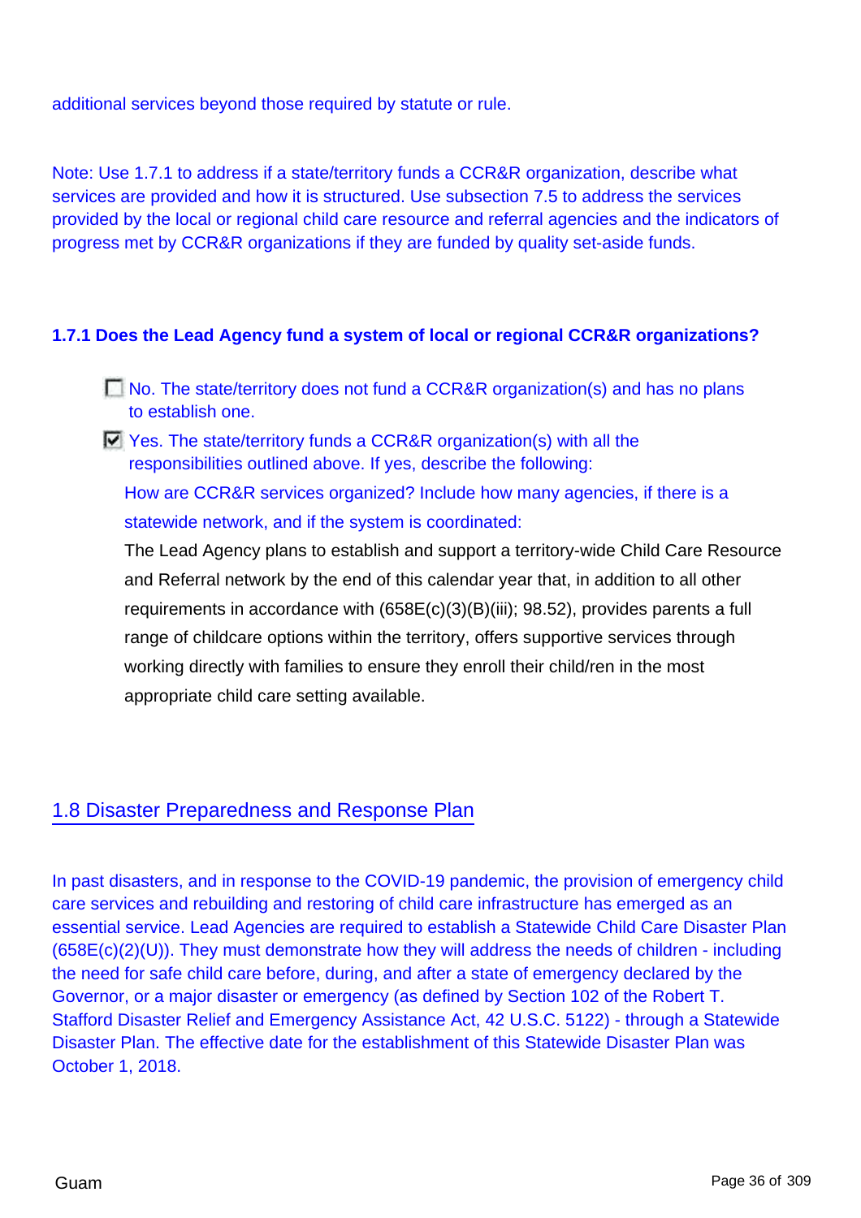additional services beyond those required by statute or rule.

Note: Use 1.7.1 to address if a state/territory funds a CCR&R organization, describe what services are provided and how it is structured. Use subsection 7.5 to address the services provided by the local or regional child care resource and referral agencies and the indicators of progress met by CCR&R organizations if they are funded by quality set-aside funds.

**1.7.1 Does the Lead Agency fund a system of local or regional CCR&R organizations?**

- [ ] No. The state/territory does not fund a CCR&R organization(s) and has no plans to establish one.
- [x] Yes. The state/territory funds a CCR&R organization(s) with all the responsibilities outlined above. If yes, describe the following:

How are CCR&R services organized? Include how many agencies, if there is a statewide network, and if the system is coordinated:

The Lead Agency plans to establish and support a territory-wide Child Care Resource and Referral network by the end of this calendar year that, in addition to all other requirements in accordance with (658E(c)(3)(B)(iii); 98.52), provides parents a full range of childcare options within the territory, offers supportive services through working directly with families to ensure they enroll their child/ren in the most appropriate child care setting available.

## 1.8 Disaster Preparedness and Response Plan

In past disasters, and in response to the COVID-19 pandemic, the provision of emergency child care services and rebuilding and restoring of child care infrastructure has emerged as an essential service. Lead Agencies are required to establish a Statewide Child Care Disaster Plan (658E(c)(2)(U)). They must demonstrate how they will address the needs of children - including the need for safe child care before, during, and after a state of emergency declared by the Governor, or a major disaster or emergency (as defined by Section 102 of the Robert T. Stafford Disaster Relief and Emergency Assistance Act, 42 U.S.C. 5122) - through a Statewide Disaster Plan. The effective date for the establishment of this Statewide Disaster Plan was October 1, 2018.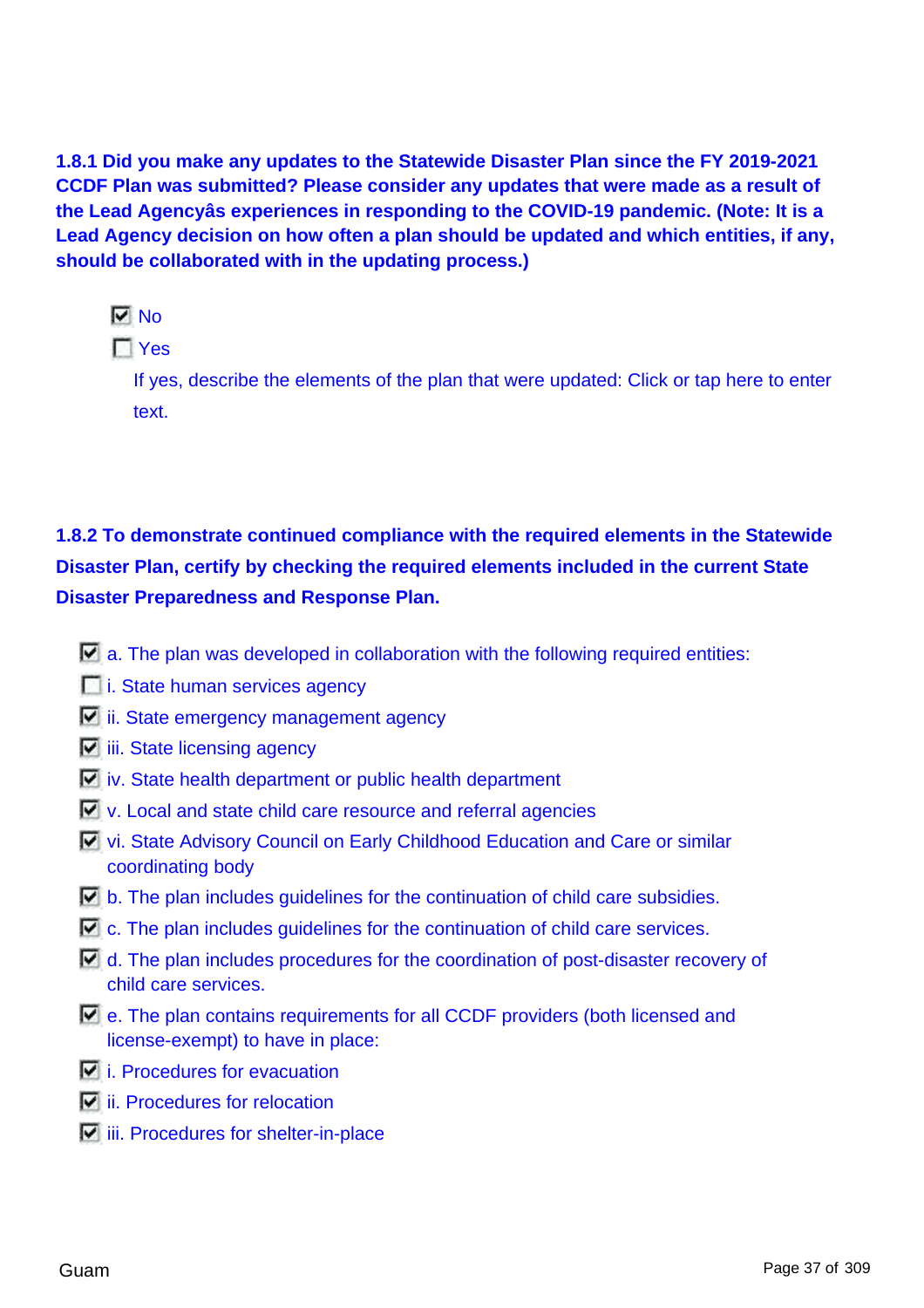**1.8.1 Did you make any updates to the Statewide Disaster Plan since the FY 2019-2021 CCDF Plan was submitted? Please consider any updates that were made as a result of the Lead Agencyâs experiences in responding to the COVID-19 pandemic. (Note: It is a Lead Agency decision on how often a plan should be updated and which entities, if any, should be collaborated with in the updating process.)**

- [x] No
- [ ] Yes

  If yes, describe the elements of the plan that were updated: Click or tap here to enter text.

**1.8.2 To demonstrate continued compliance with the required elements in the Statewide Disaster Plan, certify by checking the required elements included in the current State Disaster Preparedness and Response Plan.**

- [x] a. The plan was developed in collaboration with the following required entities:
- [ ] i. State human services agency
- [x] ii. State emergency management agency
- [x] iii. State licensing agency
- [x] iv. State health department or public health department
- [x] v. Local and state child care resource and referral agencies
- [x] vi. State Advisory Council on Early Childhood Education and Care or similar coordinating body
- [x] b. The plan includes guidelines for the continuation of child care subsidies.
- [x] c. The plan includes guidelines for the continuation of child care services.
- [x] d. The plan includes procedures for the coordination of post-disaster recovery of child care services.
- [x] e. The plan contains requirements for all CCDF providers (both licensed and license-exempt) to have in place:
- [x] i. Procedures for evacuation
- [x] ii. Procedures for relocation
- [x] iii. Procedures for shelter-in-place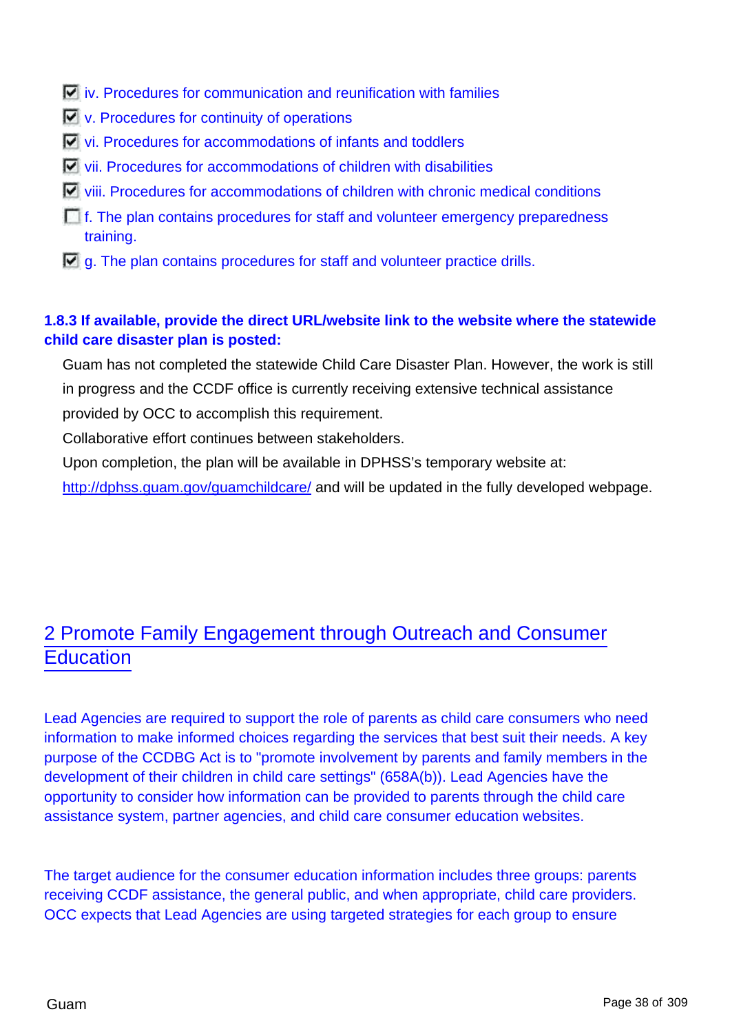- [x] iv. Procedures for communication and reunification with families
- [x] v. Procedures for continuity of operations
- [x] vi. Procedures for accommodations of infants and toddlers
- [x] vii. Procedures for accommodations of children with disabilities
- [x] viii. Procedures for accommodations of children with chronic medical conditions
- [ ] f. The plan contains procedures for staff and volunteer emergency preparedness training.
- [x] g. The plan contains procedures for staff and volunteer practice drills.

**1.8.3 If available, provide the direct URL/website link to the website where the statewide child care disaster plan is posted:**

Guam has not completed the statewide Child Care Disaster Plan. However, the work is still in progress and the CCDF office is currently receiving extensive technical assistance provided by OCC to accomplish this requirement.

Collaborative effort continues between stakeholders.

Upon completion, the plan will be available in DPHSS's temporary website at: http://dphss.guam.gov/guamchildcare/ and will be updated in the fully developed webpage.

# 2 Promote Family Engagement through Outreach and Consumer Education

Lead Agencies are required to support the role of parents as child care consumers who need information to make informed choices regarding the services that best suit their needs. A key purpose of the CCDBG Act is to "promote involvement by parents and family members in the development of their children in child care settings" (658A(b)). Lead Agencies have the opportunity to consider how information can be provided to parents through the child care assistance system, partner agencies, and child care consumer education websites.

The target audience for the consumer education information includes three groups: parents receiving CCDF assistance, the general public, and when appropriate, child care providers. OCC expects that Lead Agencies are using targeted strategies for each group to ensure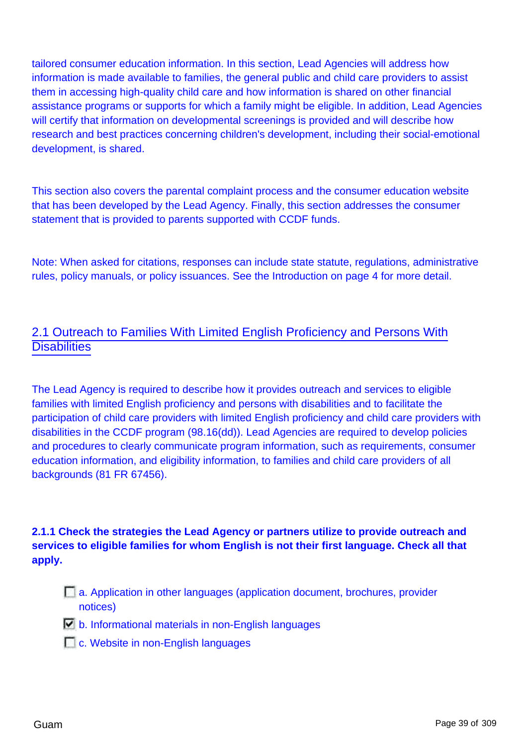tailored consumer education information. In this section, Lead Agencies will address how information is made available to families, the general public and child care providers to assist them in accessing high-quality child care and how information is shared on other financial assistance programs or supports for which a family might be eligible. In addition, Lead Agencies will certify that information on developmental screenings is provided and will describe how research and best practices concerning children's development, including their social-emotional development, is shared.

This section also covers the parental complaint process and the consumer education website that has been developed by the Lead Agency. Finally, this section addresses the consumer statement that is provided to parents supported with CCDF funds.

Note: When asked for citations, responses can include state statute, regulations, administrative rules, policy manuals, or policy issuances. See the Introduction on page 4 for more detail.

## 2.1 Outreach to Families With Limited English Proficiency and Persons With Disabilities

The Lead Agency is required to describe how it provides outreach and services to eligible families with limited English proficiency and persons with disabilities and to facilitate the participation of child care providers with limited English proficiency and child care providers with disabilities in the CCDF program (98.16(dd)). Lead Agencies are required to develop policies and procedures to clearly communicate program information, such as requirements, consumer education information, and eligibility information, to families and child care providers of all backgrounds (81 FR 67456).

**2.1.1 Check the strategies the Lead Agency or partners utilize to provide outreach and services to eligible families for whom English is not their first language. Check all that apply.**

- [ ] a. Application in other languages (application document, brochures, provider notices)
- [x] b. Informational materials in non-English languages
- [ ] c. Website in non-English languages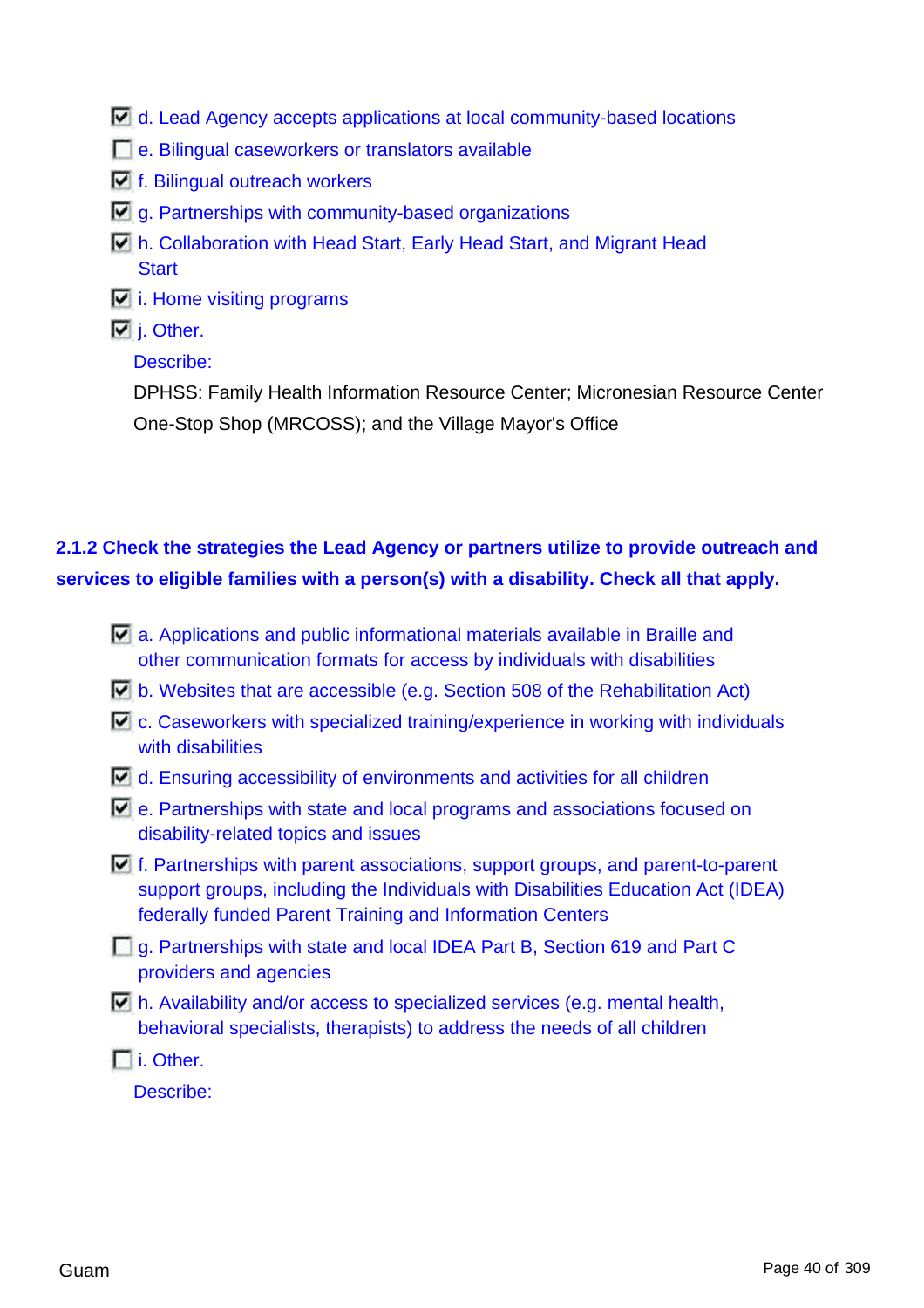- [x] d. Lead Agency accepts applications at local community-based locations
- [ ] e. Bilingual caseworkers or translators available
- [x] f. Bilingual outreach workers
- [x] g. Partnerships with community-based organizations
- [x] h. Collaboration with Head Start, Early Head Start, and Migrant Head Start
- [x] i. Home visiting programs
- [x] j. Other.

Describe:

DPHSS: Family Health Information Resource Center; Micronesian Resource Center One-Stop Shop (MRCOSS); and the Village Mayor's Office

**2.1.2 Check the strategies the Lead Agency or partners utilize to provide outreach and services to eligible families with a person(s) with a disability. Check all that apply.**

- [x] a. Applications and public informational materials available in Braille and other communication formats for access by individuals with disabilities
- [x] b. Websites that are accessible (e.g. Section 508 of the Rehabilitation Act)
- [x] c. Caseworkers with specialized training/experience in working with individuals with disabilities
- [x] d. Ensuring accessibility of environments and activities for all children
- [x] e. Partnerships with state and local programs and associations focused on disability-related topics and issues
- [x] f. Partnerships with parent associations, support groups, and parent-to-parent support groups, including the Individuals with Disabilities Education Act (IDEA) federally funded Parent Training and Information Centers
- [ ] g. Partnerships with state and local IDEA Part B, Section 619 and Part C providers and agencies
- [x] h. Availability and/or access to specialized services (e.g. mental health, behavioral specialists, therapists) to address the needs of all children
- [ ] i. Other.

Describe: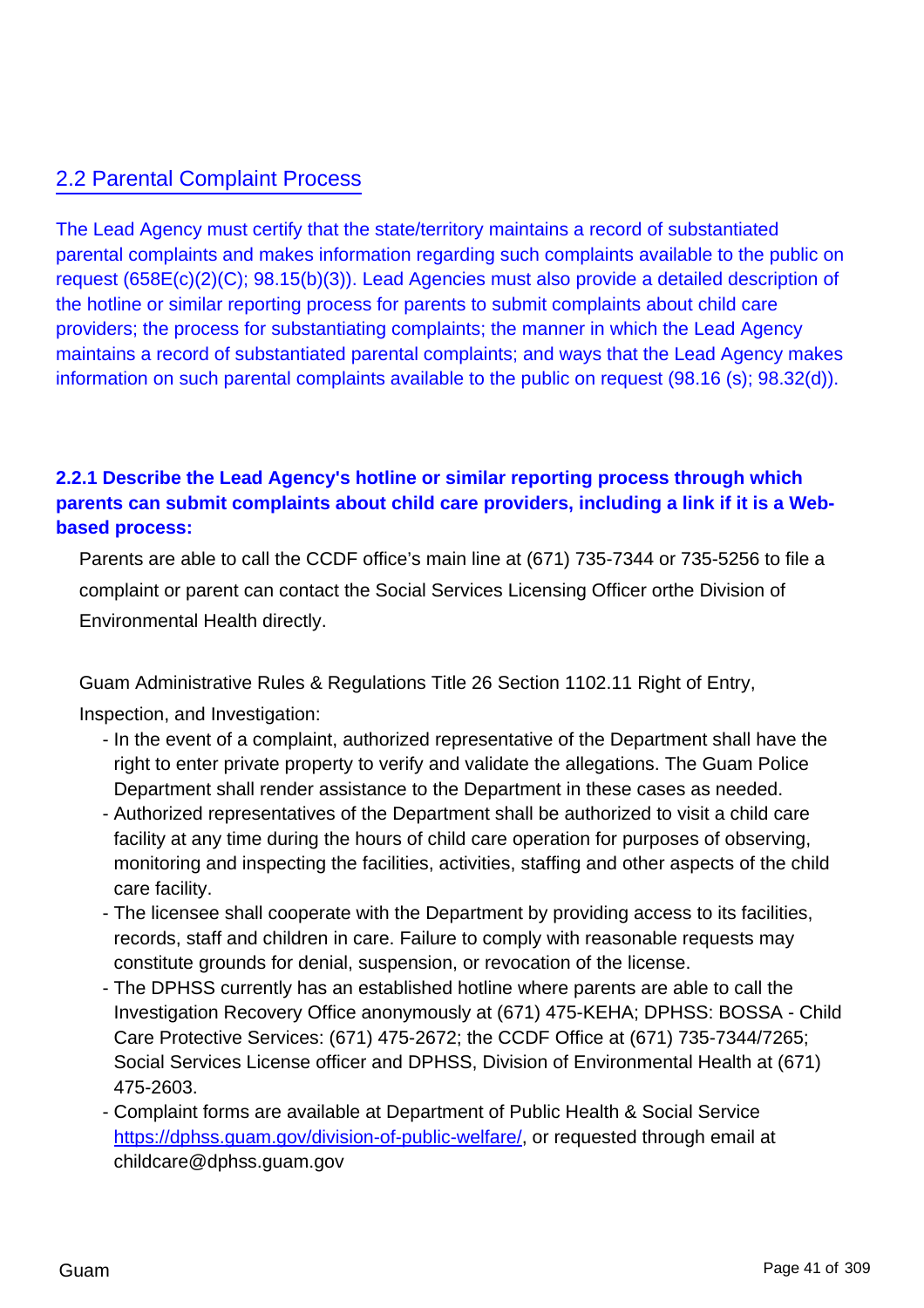## 2.2 Parental Complaint Process

The Lead Agency must certify that the state/territory maintains a record of substantiated parental complaints and makes information regarding such complaints available to the public on request (658E(c)(2)(C); 98.15(b)(3)). Lead Agencies must also provide a detailed description of the hotline or similar reporting process for parents to submit complaints about child care providers; the process for substantiating complaints; the manner in which the Lead Agency maintains a record of substantiated parental complaints; and ways that the Lead Agency makes information on such parental complaints available to the public on request (98.16 (s); 98.32(d)).

**2.2.1 Describe the Lead Agency's hotline or similar reporting process through which parents can submit complaints about child care providers, including a link if it is a Web-based process:**

Parents are able to call the CCDF office's main line at (671) 735-7344 or 735-5256 to file a complaint or parent can contact the Social Services Licensing Officer orthe Division of Environmental Health directly.

Guam Administrative Rules & Regulations Title 26 Section 1102.11 Right of Entry, Inspection, and Investigation:

- In the event of a complaint, authorized representative of the Department shall have the right to enter private property to verify and validate the allegations. The Guam Police Department shall render assistance to the Department in these cases as needed.
- Authorized representatives of the Department shall be authorized to visit a child care facility at any time during the hours of child care operation for purposes of observing, monitoring and inspecting the facilities, activities, staffing and other aspects of the child care facility.
- The licensee shall cooperate with the Department by providing access to its facilities, records, staff and children in care. Failure to comply with reasonable requests may constitute grounds for denial, suspension, or revocation of the license.
- The DPHSS currently has an established hotline where parents are able to call the Investigation Recovery Office anonymously at (671) 475-KEHA; DPHSS: BOSSA - Child Care Protective Services: (671) 475-2672; the CCDF Office at (671) 735-7344/7265; Social Services License officer and DPHSS, Division of Environmental Health at (671) 475-2603.
- Complaint forms are available at Department of Public Health & Social Service https://dphss.guam.gov/division-of-public-welfare/, or requested through email at childcare@dphss.guam.gov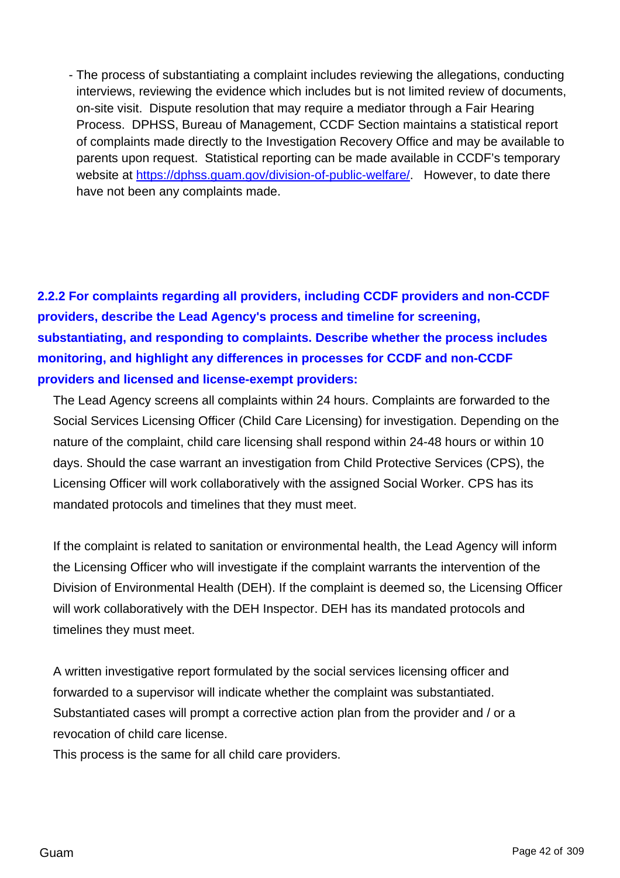- The process of substantiating a complaint includes reviewing the allegations, conducting interviews, reviewing the evidence which includes but is not limited review of documents, on-site visit. Dispute resolution that may require a mediator through a Fair Hearing Process. DPHSS, Bureau of Management, CCDF Section maintains a statistical report of complaints made directly to the Investigation Recovery Office and may be available to parents upon request. Statistical reporting can be made available in CCDF's temporary website at [https://dphss.guam.gov/division-of-public-welfare/](https://dphss.guam.gov/division-of-public-welfare/). However, to date there have not been any complaints made.

**2.2.2 For complaints regarding all providers, including CCDF providers and non-CCDF providers, describe the Lead Agency's process and timeline for screening, substantiating, and responding to complaints. Describe whether the process includes monitoring, and highlight any differences in processes for CCDF and non-CCDF providers and licensed and license-exempt providers:**

The Lead Agency screens all complaints within 24 hours. Complaints are forwarded to the Social Services Licensing Officer (Child Care Licensing) for investigation. Depending on the nature of the complaint, child care licensing shall respond within 24-48 hours or within 10 days. Should the case warrant an investigation from Child Protective Services (CPS), the Licensing Officer will work collaboratively with the assigned Social Worker. CPS has its mandated protocols and timelines that they must meet.

If the complaint is related to sanitation or environmental health, the Lead Agency will inform the Licensing Officer who will investigate if the complaint warrants the intervention of the Division of Environmental Health (DEH). If the complaint is deemed so, the Licensing Officer will work collaboratively with the DEH Inspector. DEH has its mandated protocols and timelines they must meet.

A written investigative report formulated by the social services licensing officer and forwarded to a supervisor will indicate whether the complaint was substantiated. Substantiated cases will prompt a corrective action plan from the provider and / or a revocation of child care license.
This process is the same for all child care providers.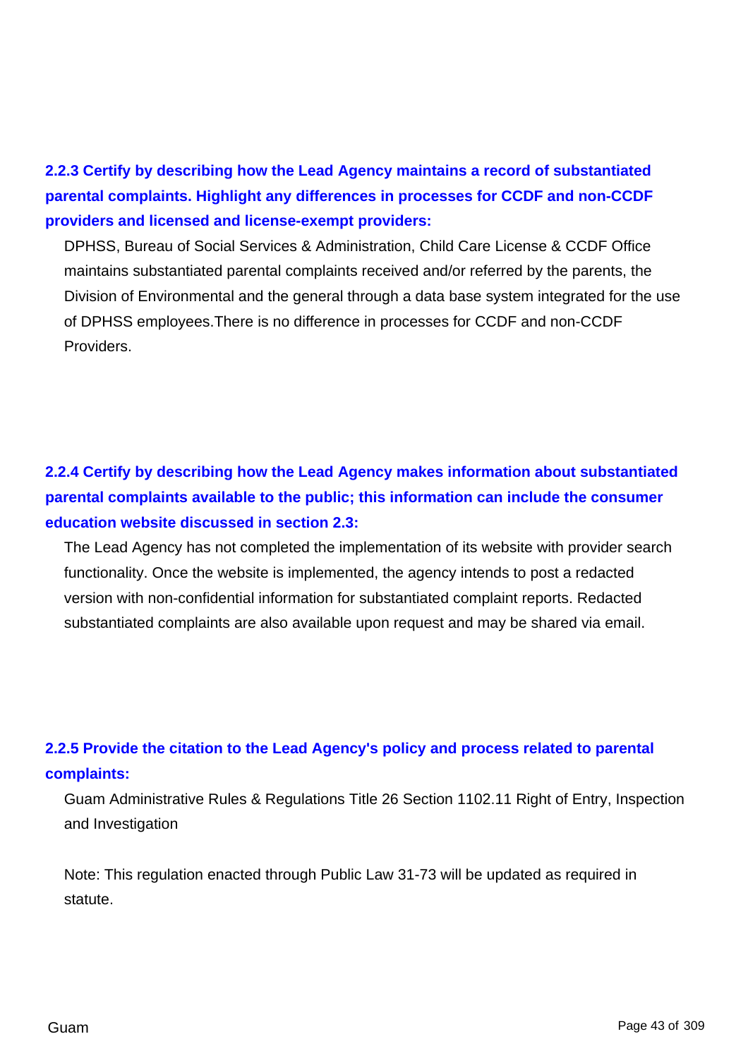**2.2.3 Certify by describing how the Lead Agency maintains a record of substantiated parental complaints. Highlight any differences in processes for CCDF and non-CCDF providers and licensed and license-exempt providers:**

DPHSS, Bureau of Social Services & Administration, Child Care License & CCDF Office maintains substantiated parental complaints received and/or referred by the parents, the Division of Environmental and the general through a data base system integrated for the use of DPHSS employees.There is no difference in processes for CCDF and non-CCDF Providers.

**2.2.4 Certify by describing how the Lead Agency makes information about substantiated parental complaints available to the public; this information can include the consumer education website discussed in section 2.3:**

The Lead Agency has not completed the implementation of its website with provider search functionality. Once the website is implemented, the agency intends to post a redacted version with non-confidential information for substantiated complaint reports. Redacted substantiated complaints are also available upon request and may be shared via email.

**2.2.5 Provide the citation to the Lead Agency's policy and process related to parental complaints:**

Guam Administrative Rules & Regulations Title 26 Section 1102.11 Right of Entry, Inspection and Investigation

Note: This regulation enacted through Public Law 31-73 will be updated as required in statute.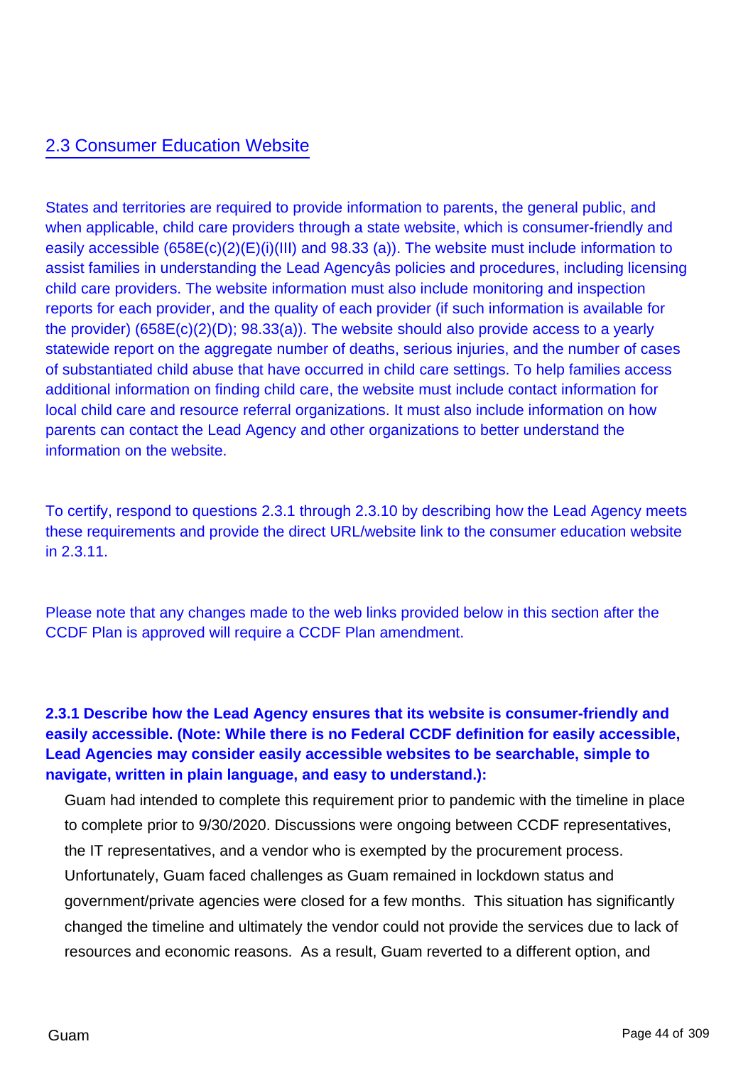## 2.3 Consumer Education Website

States and territories are required to provide information to parents, the general public, and when applicable, child care providers through a state website, which is consumer-friendly and easily accessible (658E(c)(2)(E)(i)(III) and 98.33 (a)). The website must include information to assist families in understanding the Lead Agencyâs policies and procedures, including licensing child care providers. The website information must also include monitoring and inspection reports for each provider, and the quality of each provider (if such information is available for the provider) (658E(c)(2)(D); 98.33(a)). The website should also provide access to a yearly statewide report on the aggregate number of deaths, serious injuries, and the number of cases of substantiated child abuse that have occurred in child care settings. To help families access additional information on finding child care, the website must include contact information for local child care and resource referral organizations. It must also include information on how parents can contact the Lead Agency and other organizations to better understand the information on the website.

To certify, respond to questions 2.3.1 through 2.3.10 by describing how the Lead Agency meets these requirements and provide the direct URL/website link to the consumer education website in 2.3.11.

Please note that any changes made to the web links provided below in this section after the CCDF Plan is approved will require a CCDF Plan amendment.

**2.3.1 Describe how the Lead Agency ensures that its website is consumer-friendly and easily accessible. (Note: While there is no Federal CCDF definition for easily accessible, Lead Agencies may consider easily accessible websites to be searchable, simple to navigate, written in plain language, and easy to understand.):**

Guam had intended to complete this requirement prior to pandemic with the timeline in place to complete prior to 9/30/2020. Discussions were ongoing between CCDF representatives, the IT representatives, and a vendor who is exempted by the procurement process. Unfortunately, Guam faced challenges as Guam remained in lockdown status and government/private agencies were closed for a few months. This situation has significantly changed the timeline and ultimately the vendor could not provide the services due to lack of resources and economic reasons. As a result, Guam reverted to a different option, and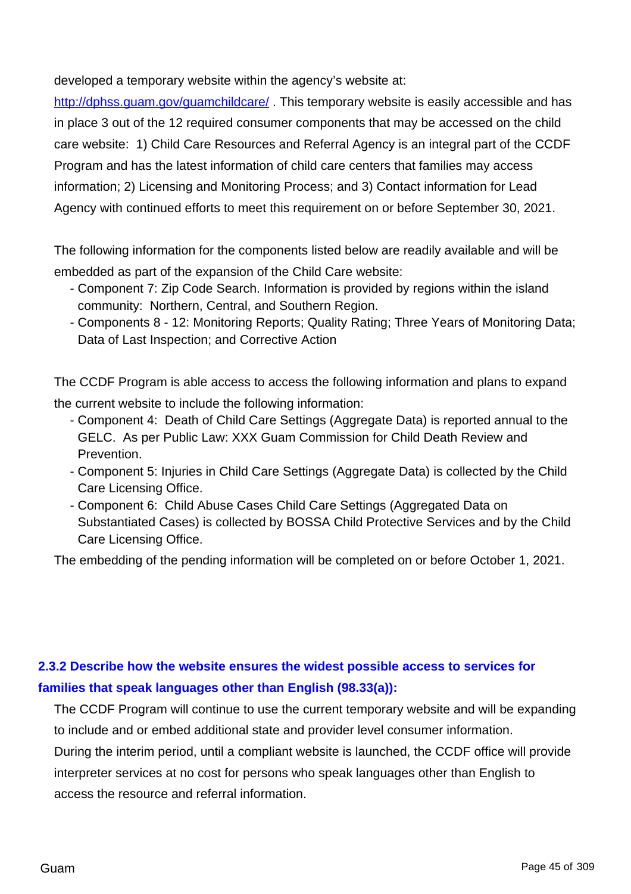developed a temporary website within the agency's website at: [http://dphss.guam.gov/guamchildcare/](http://dphss.guam.gov/guamchildcare/) . This temporary website is easily accessible and has in place 3 out of the 12 required consumer components that may be accessed on the child care website: 1) Child Care Resources and Referral Agency is an integral part of the CCDF Program and has the latest information of child care centers that families may access information; 2) Licensing and Monitoring Process; and 3) Contact information for Lead Agency with continued efforts to meet this requirement on or before September 30, 2021.

The following information for the components listed below are readily available and will be embedded as part of the expansion of the Child Care website:

- Component 7: Zip Code Search. Information is provided by regions within the island community: Northern, Central, and Southern Region.
- Components 8 - 12: Monitoring Reports; Quality Rating; Three Years of Monitoring Data; Data of Last Inspection; and Corrective Action

The CCDF Program is able access to access the following information and plans to expand the current website to include the following information:

- Component 4: Death of Child Care Settings (Aggregate Data) is reported annual to the GELC. As per Public Law: XXX Guam Commission for Child Death Review and Prevention.
- Component 5: Injuries in Child Care Settings (Aggregate Data) is collected by the Child Care Licensing Office.
- Component 6: Child Abuse Cases Child Care Settings (Aggregated Data on Substantiated Cases) is collected by BOSSA Child Protective Services and by the Child Care Licensing Office.

The embedding of the pending information will be completed on or before October 1, 2021.

**2.3.2 Describe how the website ensures the widest possible access to services for families that speak languages other than English (98.33(a)):**

The CCDF Program will continue to use the current temporary website and will be expanding to include and or embed additional state and provider level consumer information. During the interim period, until a compliant website is launched, the CCDF office will provide interpreter services at no cost for persons who speak languages other than English to access the resource and referral information.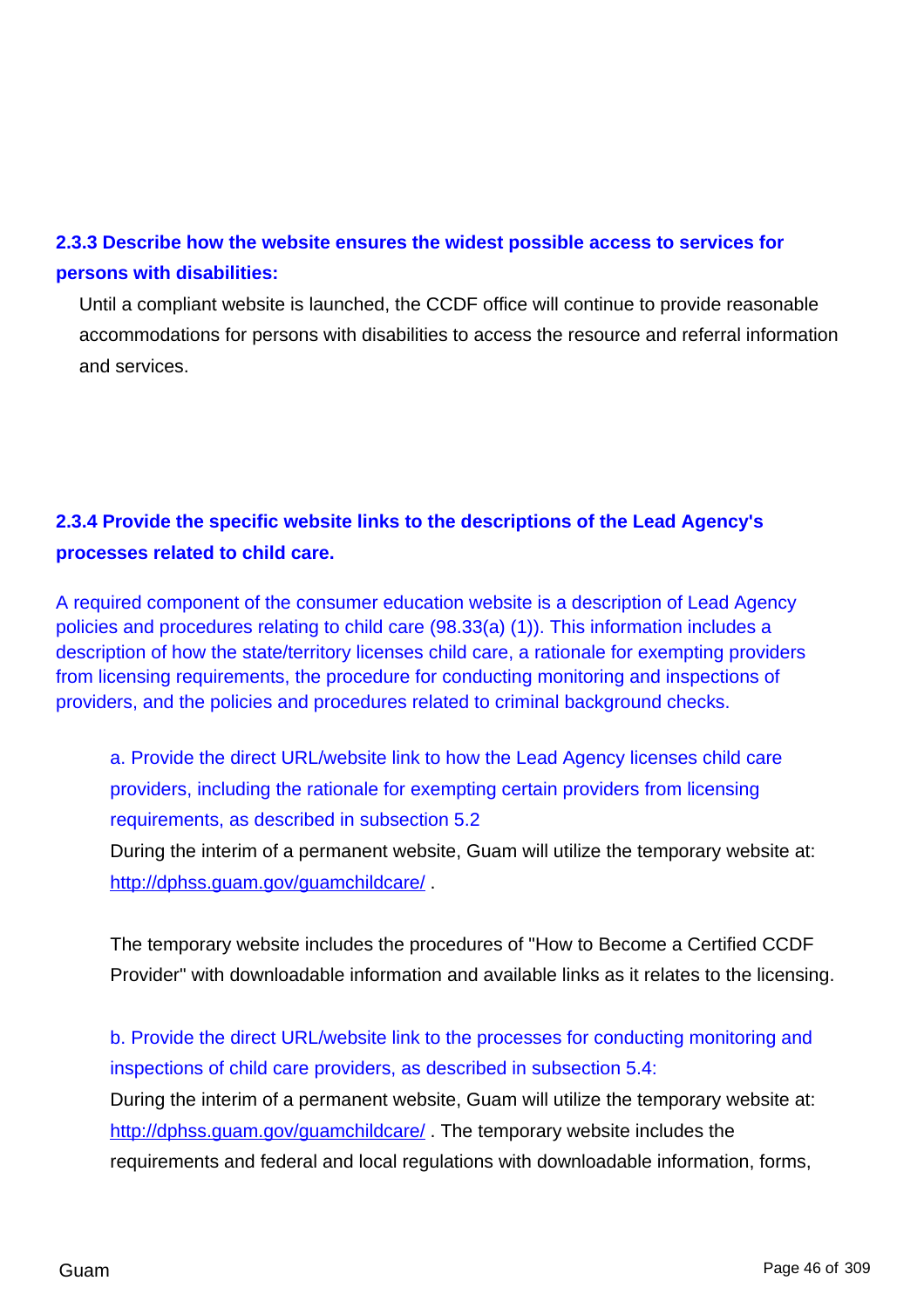### 2.3.3 Describe how the website ensures the widest possible access to services for persons with disabilities:

Until a compliant website is launched, the CCDF office will continue to provide reasonable accommodations for persons with disabilities to access the resource and referral information and services.

### 2.3.4 Provide the specific website links to the descriptions of the Lead Agency's processes related to child care.

A required component of the consumer education website is a description of Lead Agency policies and procedures relating to child care (98.33(a) (1)). This information includes a description of how the state/territory licenses child care, a rationale for exempting providers from licensing requirements, the procedure for conducting monitoring and inspections of providers, and the policies and procedures related to criminal background checks.

a. Provide the direct URL/website link to how the Lead Agency licenses child care providers, including the rationale for exempting certain providers from licensing requirements, as described in subsection 5.2

During the interim of a permanent website, Guam will utilize the temporary website at: http://dphss.guam.gov/guamchildcare/ .

The temporary website includes the procedures of "How to Become a Certified CCDF Provider" with downloadable information and available links as it relates to the licensing.

b. Provide the direct URL/website link to the processes for conducting monitoring and inspections of child care providers, as described in subsection 5.4:

During the interim of a permanent website, Guam will utilize the temporary website at: http://dphss.guam.gov/guamchildcare/ . The temporary website includes the requirements and federal and local regulations with downloadable information, forms,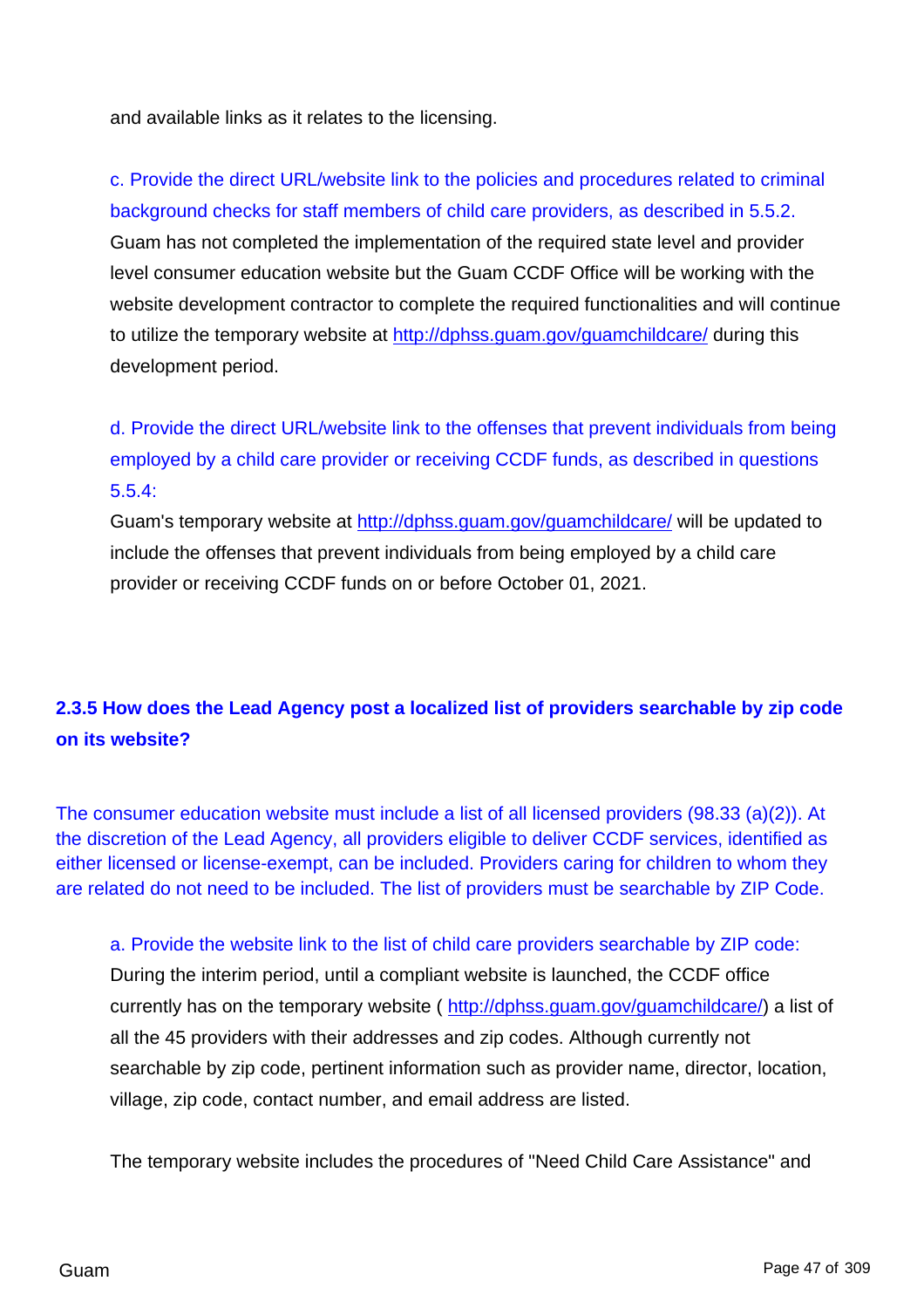and available links as it relates to the licensing.

c. Provide the direct URL/website link to the policies and procedures related to criminal background checks for staff members of child care providers, as described in 5.5.2.
Guam has not completed the implementation of the required state level and provider level consumer education website but the Guam CCDF Office will be working with the website development contractor to complete the required functionalities and will continue to utilize the temporary website at http://dphss.guam.gov/guamchildcare/ during this development period.

d. Provide the direct URL/website link to the offenses that prevent individuals from being employed by a child care provider or receiving CCDF funds, as described in questions 5.5.4:
Guam's temporary website at http://dphss.guam.gov/guamchildcare/ will be updated to include the offenses that prevent individuals from being employed by a child care provider or receiving CCDF funds on or before October 01, 2021.

**2.3.5 How does the Lead Agency post a localized list of providers searchable by zip code on its website?**

The consumer education website must include a list of all licensed providers (98.33 (a)(2)). At the discretion of the Lead Agency, all providers eligible to deliver CCDF services, identified as either licensed or license-exempt, can be included. Providers caring for children to whom they are related do not need to be included. The list of providers must be searchable by ZIP Code.

a. Provide the website link to the list of child care providers searchable by ZIP code:
During the interim period, until a compliant website is launched, the CCDF office currently has on the temporary website ( http://dphss.guam.gov/guamchildcare/) a list of all the 45 providers with their addresses and zip codes. Although currently not searchable by zip code, pertinent information such as provider name, director, location, village, zip code, contact number, and email address are listed.

The temporary website includes the procedures of "Need Child Care Assistance" and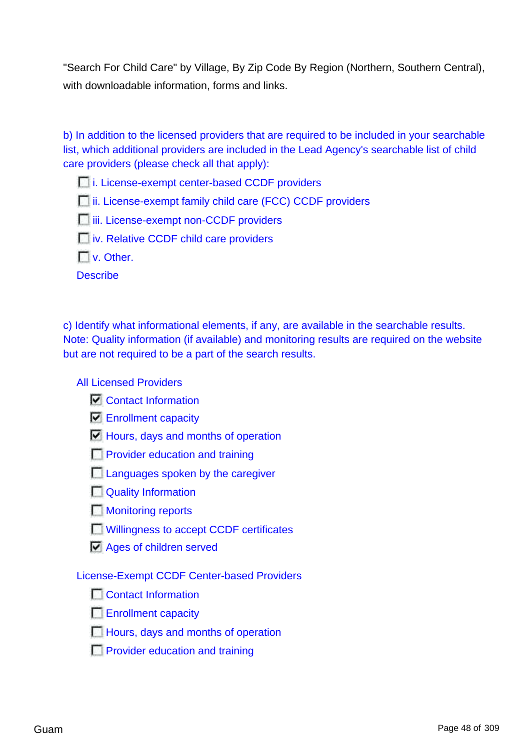"Search For Child Care" by Village, By Zip Code By Region (Northern, Southern Central), with downloadable information, forms and links.

b) In addition to the licensed providers that are required to be included in your searchable list, which additional providers are included in the Lead Agency's searchable list of child care providers (please check all that apply):

- [ ] i. License-exempt center-based CCDF providers
- [ ] ii. License-exempt family child care (FCC) CCDF providers
- [ ] iii. License-exempt non-CCDF providers
- [ ] iv. Relative CCDF child care providers
- [ ] v. Other.

Describe

c) Identify what informational elements, if any, are available in the searchable results. Note: Quality information (if available) and monitoring results are required on the website but are not required to be a part of the search results.

All Licensed Providers

- [x] Contact Information
- [x] Enrollment capacity
- [x] Hours, days and months of operation
- [ ] Provider education and training
- [ ] Languages spoken by the caregiver
- [ ] Quality Information
- [ ] Monitoring reports
- [ ] Willingness to accept CCDF certificates
- [x] Ages of children served

License-Exempt CCDF Center-based Providers

- [ ] Contact Information
- [ ] Enrollment capacity
- [ ] Hours, days and months of operation
- [ ] Provider education and training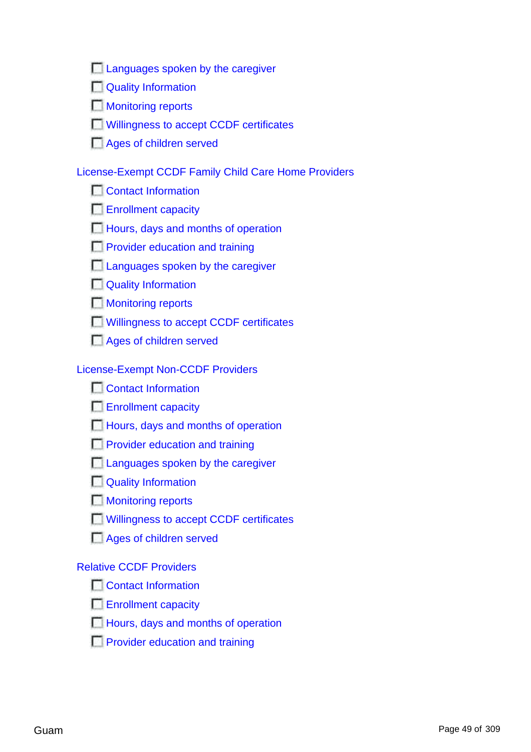- [ ] Languages spoken by the caregiver
- [ ] Quality Information
- [ ] Monitoring reports
- [ ] Willingness to accept CCDF certificates
- [ ] Ages of children served

License-Exempt CCDF Family Child Care Home Providers

- [ ] Contact Information
- [ ] Enrollment capacity
- [ ] Hours, days and months of operation
- [ ] Provider education and training
- [ ] Languages spoken by the caregiver
- [ ] Quality Information
- [ ] Monitoring reports
- [ ] Willingness to accept CCDF certificates
- [ ] Ages of children served

License-Exempt Non-CCDF Providers

- [ ] Contact Information
- [ ] Enrollment capacity
- [ ] Hours, days and months of operation
- [ ] Provider education and training
- [ ] Languages spoken by the caregiver
- [ ] Quality Information
- [ ] Monitoring reports
- [ ] Willingness to accept CCDF certificates
- [ ] Ages of children served

Relative CCDF Providers

- [ ] Contact Information
- [ ] Enrollment capacity
- [ ] Hours, days and months of operation
- [ ] Provider education and training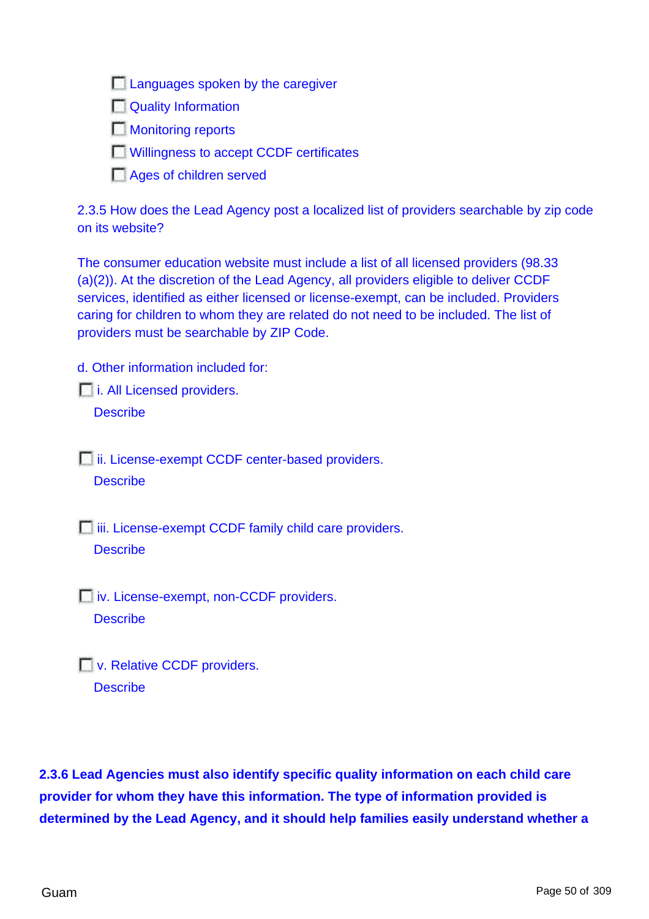- [ ] Languages spoken by the caregiver
- [ ] Quality Information
- [ ] Monitoring reports
- [ ] Willingness to accept CCDF certificates
- [ ] Ages of children served

2.3.5 How does the Lead Agency post a localized list of providers searchable by zip code on its website?

The consumer education website must include a list of all licensed providers (98.33 (a)(2)). At the discretion of the Lead Agency, all providers eligible to deliver CCDF services, identified as either licensed or license-exempt, can be included. Providers caring for children to whom they are related do not need to be included. The list of providers must be searchable by ZIP Code.

d. Other information included for:

- [ ] i. All Licensed providers.

  Describe

- [ ] ii. License-exempt CCDF center-based providers.

  Describe

- [ ] iii. License-exempt CCDF family child care providers.

  Describe

- [ ] iv. License-exempt, non-CCDF providers.

  Describe

- [ ] v. Relative CCDF providers.

  Describe

**2.3.6 Lead Agencies must also identify specific quality information on each child care provider for whom they have this information. The type of information provided is determined by the Lead Agency, and it should help families easily understand whether a**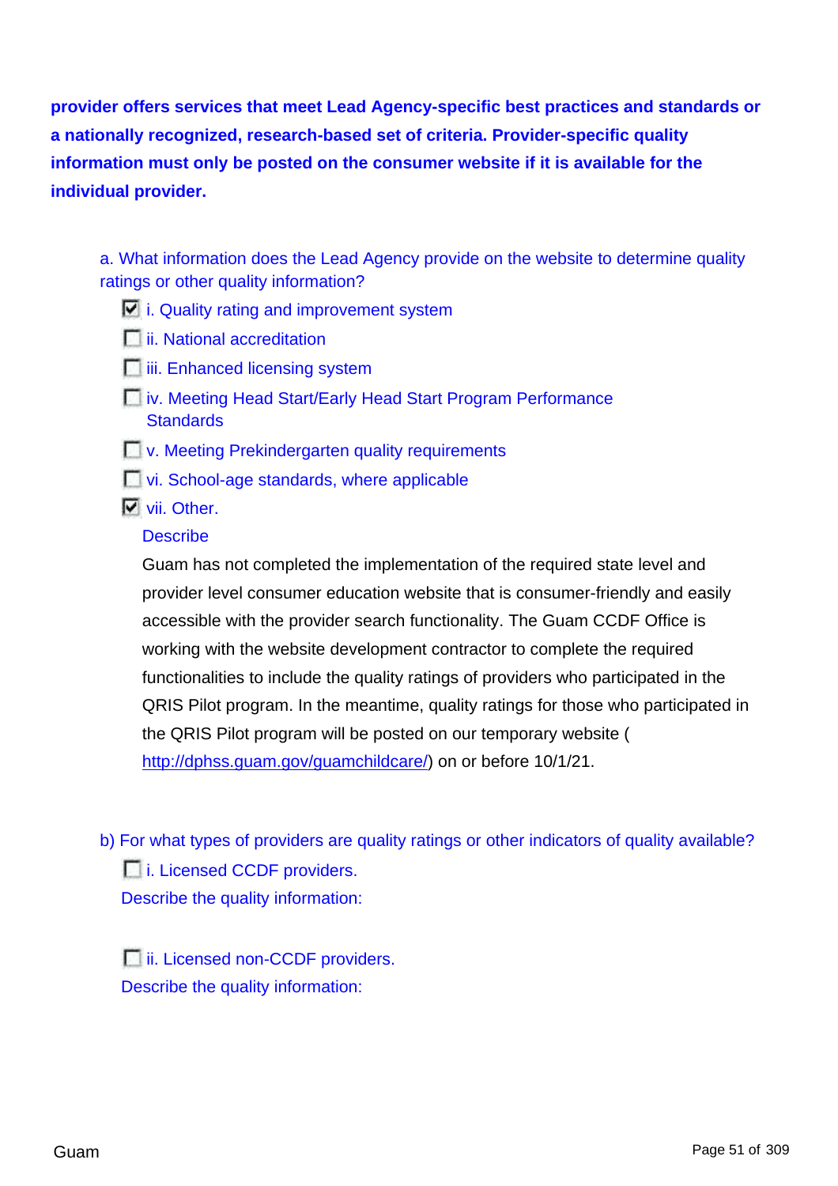**provider offers services that meet Lead Agency-specific best practices and standards or a nationally recognized, research-based set of criteria. Provider-specific quality information must only be posted on the consumer website if it is available for the individual provider.**

a. What information does the Lead Agency provide on the website to determine quality ratings or other quality information?

- [x] i. Quality rating and improvement system
- [ ] ii. National accreditation
- [ ] iii. Enhanced licensing system
- [ ] iv. Meeting Head Start/Early Head Start Program Performance Standards
- [ ] v. Meeting Prekindergarten quality requirements
- [ ] vi. School-age standards, where applicable
- [x] vii. Other.

Describe

Guam has not completed the implementation of the required state level and provider level consumer education website that is consumer-friendly and easily accessible with the provider search functionality. The Guam CCDF Office is working with the website development contractor to complete the required functionalities to include the quality ratings of providers who participated in the QRIS Pilot program. In the meantime, quality ratings for those who participated in the QRIS Pilot program will be posted on our temporary website ( http://dphss.guam.gov/guamchildcare/) on or before 10/1/21.

b) For what types of providers are quality ratings or other indicators of quality available?

- [ ] i. Licensed CCDF providers.

Describe the quality information:

- [ ] ii. Licensed non-CCDF providers.

Describe the quality information: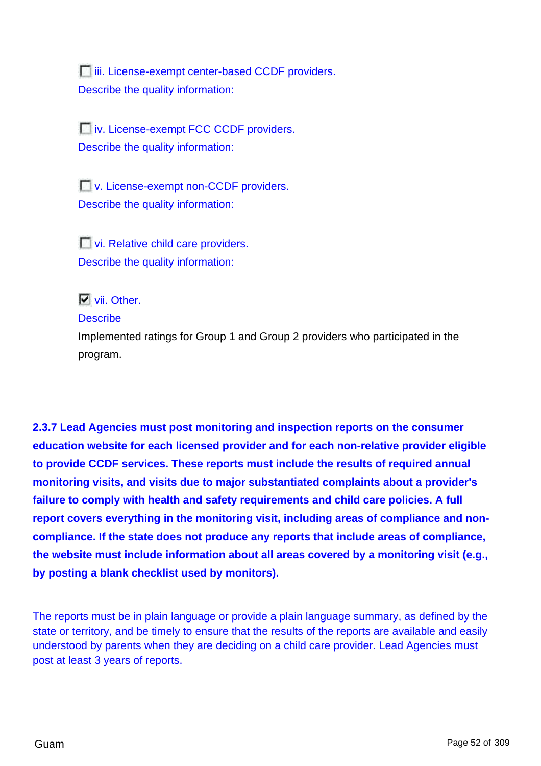- [ ] iii. License-exempt center-based CCDF providers.

Describe the quality information:

- [ ] iv. License-exempt FCC CCDF providers.

Describe the quality information:

- [ ] v. License-exempt non-CCDF providers.

Describe the quality information:

- [ ] vi. Relative child care providers.

Describe the quality information:

- [x] vii. Other.

Describe

Implemented ratings for Group 1 and Group 2 providers who participated in the program.

**2.3.7 Lead Agencies must post monitoring and inspection reports on the consumer education website for each licensed provider and for each non-relative provider eligible to provide CCDF services. These reports must include the results of required annual monitoring visits, and visits due to major substantiated complaints about a provider's failure to comply with health and safety requirements and child care policies. A full report covers everything in the monitoring visit, including areas of compliance and non-compliance. If the state does not produce any reports that include areas of compliance, the website must include information about all areas covered by a monitoring visit (e.g., by posting a blank checklist used by monitors).**

The reports must be in plain language or provide a plain language summary, as defined by the state or territory, and be timely to ensure that the results of the reports are available and easily understood by parents when they are deciding on a child care provider. Lead Agencies must post at least 3 years of reports.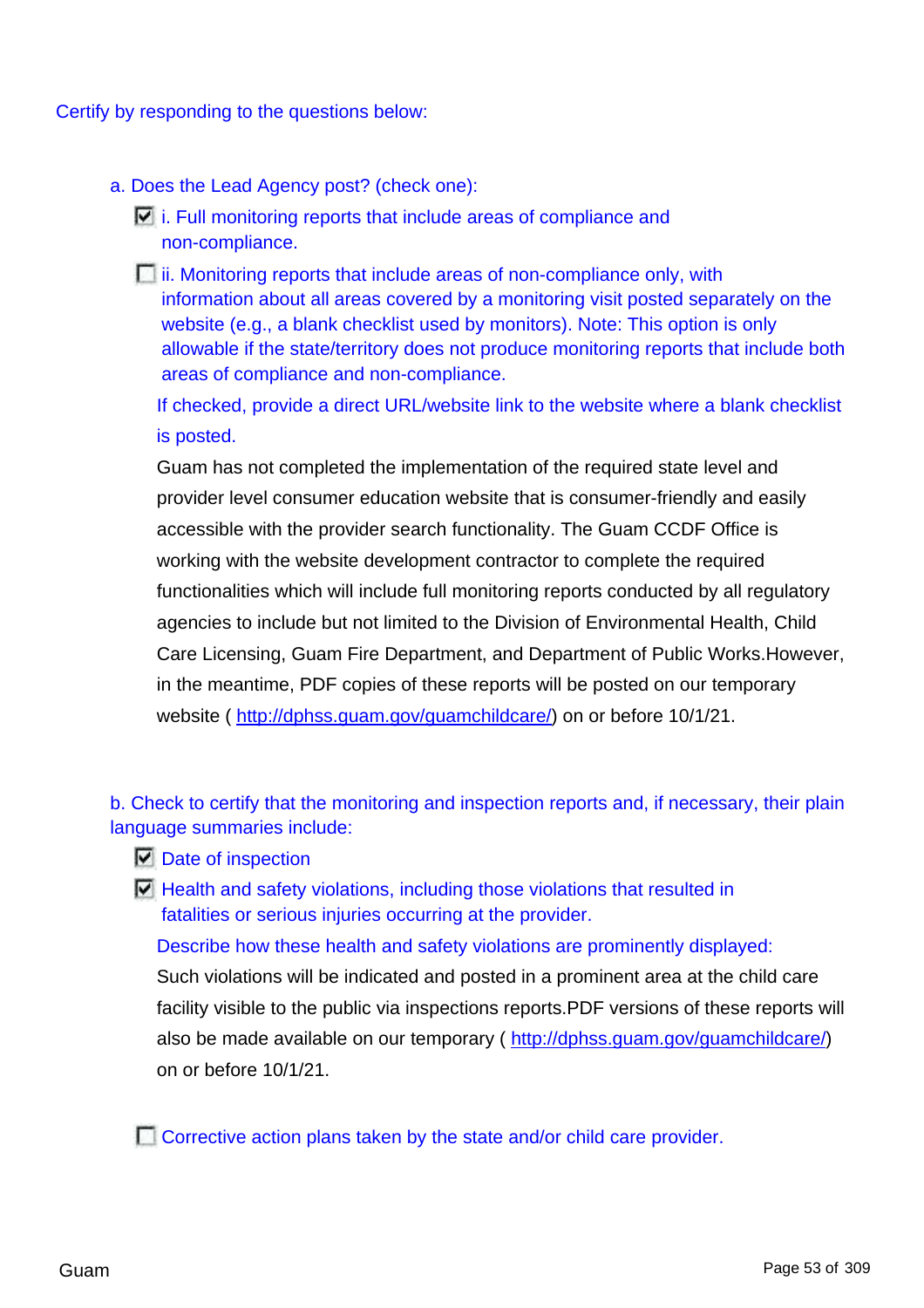Certify by responding to the questions below:

a. Does the Lead Agency post? (check one):

- [x] i. Full monitoring reports that include areas of compliance and non-compliance.
- [ ] ii. Monitoring reports that include areas of non-compliance only, with information about all areas covered by a monitoring visit posted separately on the website (e.g., a blank checklist used by monitors). Note: This option is only allowable if the state/territory does not produce monitoring reports that include both areas of compliance and non-compliance.

If checked, provide a direct URL/website link to the website where a blank checklist is posted.

Guam has not completed the implementation of the required state level and provider level consumer education website that is consumer-friendly and easily accessible with the provider search functionality. The Guam CCDF Office is working with the website development contractor to complete the required functionalities which will include full monitoring reports conducted by all regulatory agencies to include but not limited to the Division of Environmental Health, Child Care Licensing, Guam Fire Department, and Department of Public Works.However, in the meantime, PDF copies of these reports will be posted on our temporary website ( http://dphss.guam.gov/guamchildcare/) on or before 10/1/21.

b. Check to certify that the monitoring and inspection reports and, if necessary, their plain language summaries include:

- [x] Date of inspection
- [x] Health and safety violations, including those violations that resulted in fatalities or serious injuries occurring at the provider.

Describe how these health and safety violations are prominently displayed:

Such violations will be indicated and posted in a prominent area at the child care facility visible to the public via inspections reports.PDF versions of these reports will also be made available on our temporary ( http://dphss.guam.gov/guamchildcare/) on or before 10/1/21.

- [ ] Corrective action plans taken by the state and/or child care provider.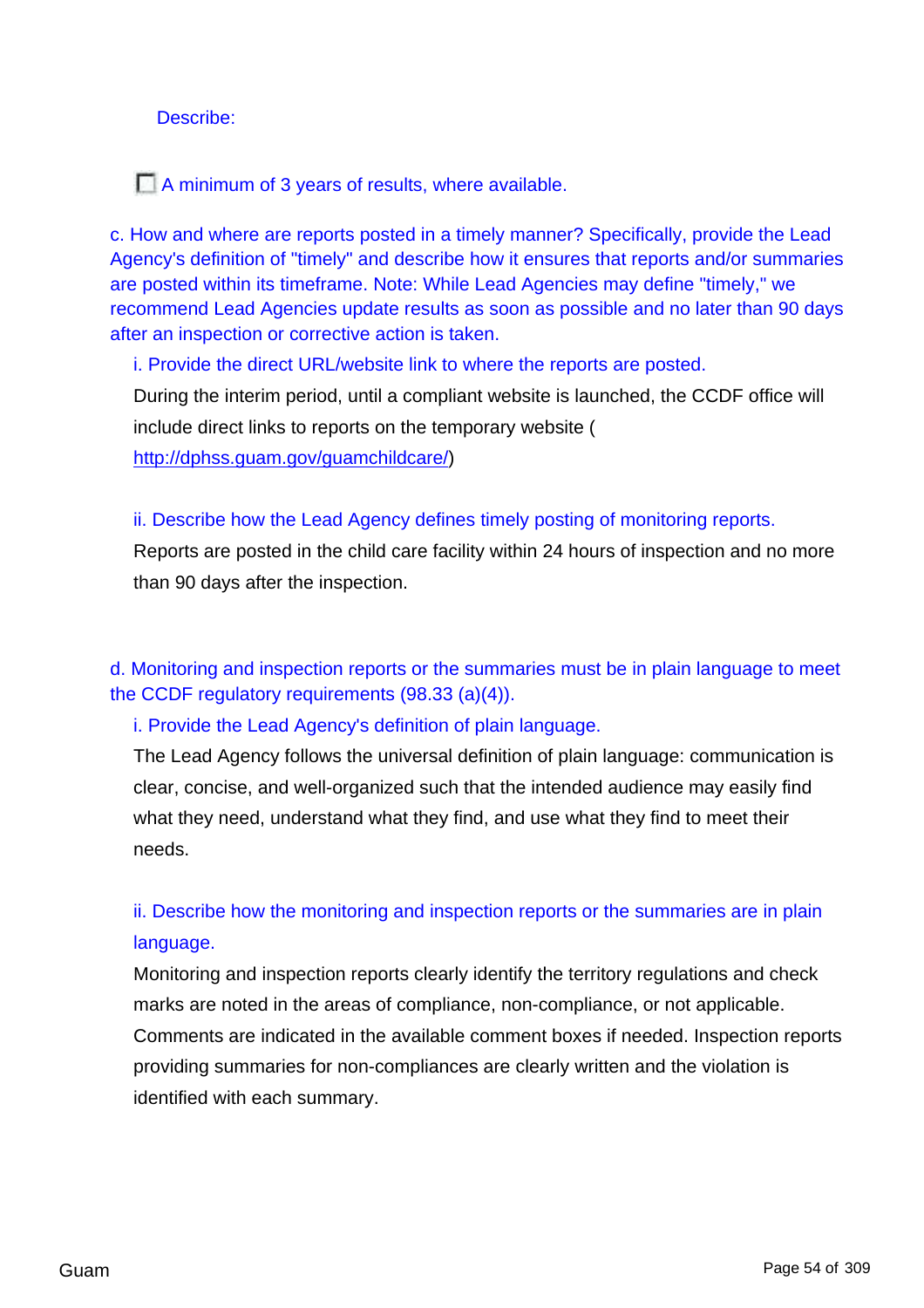Describe:

- [ ] A minimum of 3 years of results, where available.

c. How and where are reports posted in a timely manner? Specifically, provide the Lead Agency's definition of "timely" and describe how it ensures that reports and/or summaries are posted within its timeframe. Note: While Lead Agencies may define "timely," we recommend Lead Agencies update results as soon as possible and no later than 90 days after an inspection or corrective action is taken.

i. Provide the direct URL/website link to where the reports are posted.

During the interim period, until a compliant website is launched, the CCDF office will include direct links to reports on the temporary website ( http://dphss.guam.gov/guamchildcare/)

ii. Describe how the Lead Agency defines timely posting of monitoring reports.

Reports are posted in the child care facility within 24 hours of inspection and no more than 90 days after the inspection.

d. Monitoring and inspection reports or the summaries must be in plain language to meet the CCDF regulatory requirements (98.33 (a)(4)).

i. Provide the Lead Agency's definition of plain language.

The Lead Agency follows the universal definition of plain language: communication is clear, concise, and well-organized such that the intended audience may easily find what they need, understand what they find, and use what they find to meet their needs.

ii. Describe how the monitoring and inspection reports or the summaries are in plain language.

Monitoring and inspection reports clearly identify the territory regulations and check marks are noted in the areas of compliance, non-compliance, or not applicable. Comments are indicated in the available comment boxes if needed. Inspection reports providing summaries for non-compliances are clearly written and the violation is identified with each summary.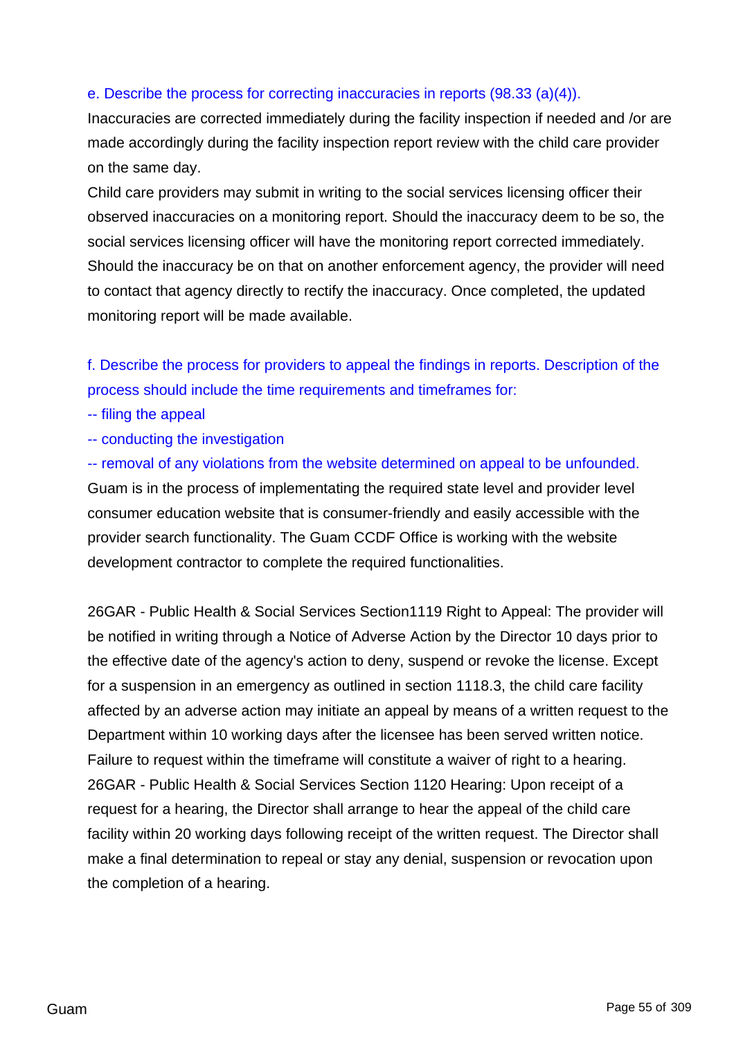e. Describe the process for correcting inaccuracies in reports (98.33 (a)(4)).

Inaccuracies are corrected immediately during the facility inspection if needed and /or are made accordingly during the facility inspection report review with the child care provider on the same day.

Child care providers may submit in writing to the social services licensing officer their observed inaccuracies on a monitoring report. Should the inaccuracy deem to be so, the social services licensing officer will have the monitoring report corrected immediately. Should the inaccuracy be on that on another enforcement agency, the provider will need to contact that agency directly to rectify the inaccuracy. Once completed, the updated monitoring report will be made available.

f. Describe the process for providers to appeal the findings in reports. Description of the process should include the time requirements and timeframes for:

-- filing the appeal

-- conducting the investigation

-- removal of any violations from the website determined on appeal to be unfounded.

Guam is in the process of implementating the required state level and provider level consumer education website that is consumer-friendly and easily accessible with the provider search functionality. The Guam CCDF Office is working with the website development contractor to complete the required functionalities.

26GAR - Public Health & Social Services Section1119 Right to Appeal: The provider will be notified in writing through a Notice of Adverse Action by the Director 10 days prior to the effective date of the agency's action to deny, suspend or revoke the license. Except for a suspension in an emergency as outlined in section 1118.3, the child care facility affected by an adverse action may initiate an appeal by means of a written request to the Department within 10 working days after the licensee has been served written notice. Failure to request within the timeframe will constitute a waiver of right to a hearing.
26GAR - Public Health & Social Services Section 1120 Hearing: Upon receipt of a request for a hearing, the Director shall arrange to hear the appeal of the child care facility within 20 working days following receipt of the written request. The Director shall make a final determination to repeal or stay any denial, suspension or revocation upon the completion of a hearing.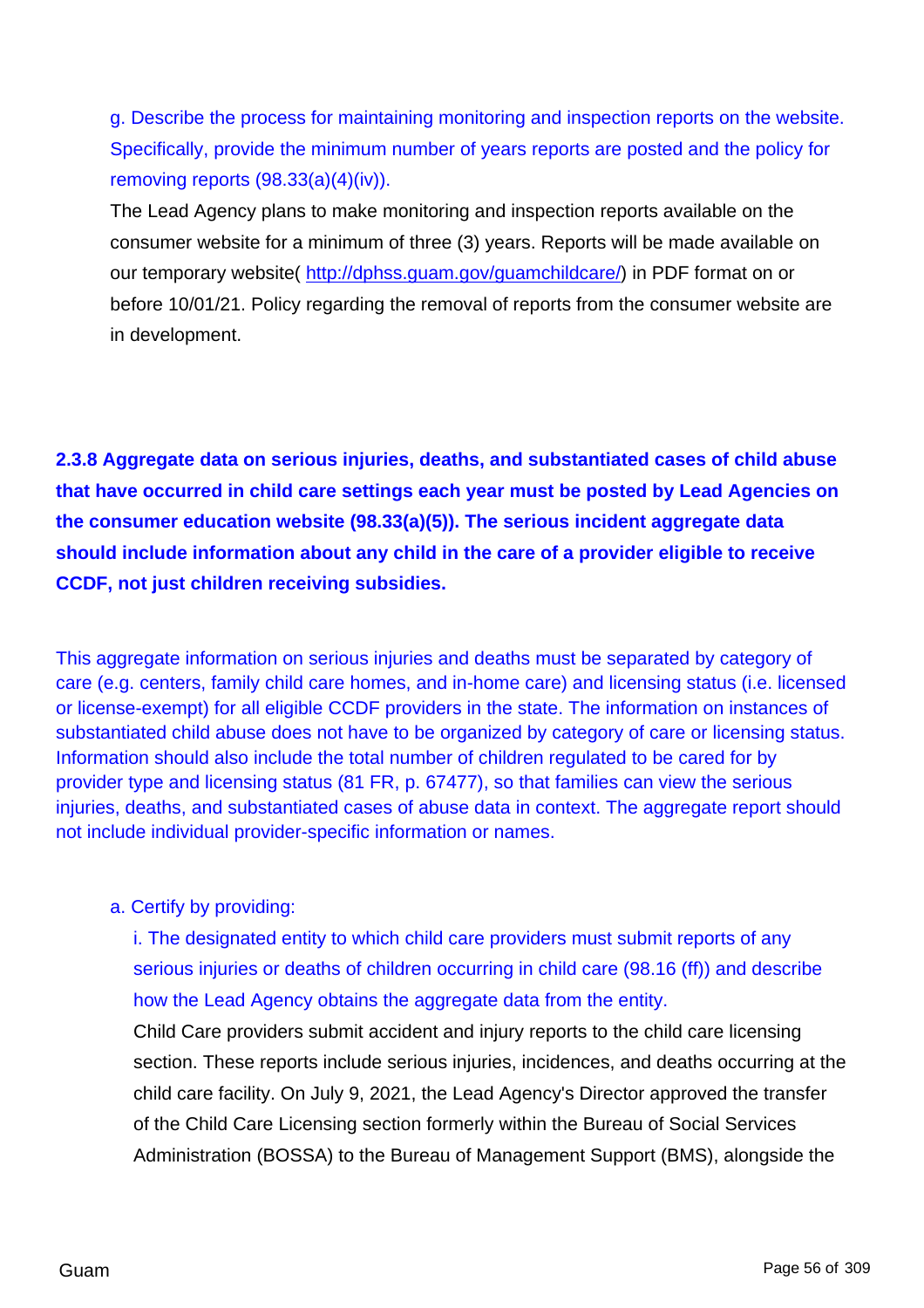g. Describe the process for maintaining monitoring and inspection reports on the website. Specifically, provide the minimum number of years reports are posted and the policy for removing reports (98.33(a)(4)(iv)).

The Lead Agency plans to make monitoring and inspection reports available on the consumer website for a minimum of three (3) years. Reports will be made available on our temporary website( http://dphss.guam.gov/guamchildcare/) in PDF format on or before 10/01/21. Policy regarding the removal of reports from the consumer website are in development.

**2.3.8 Aggregate data on serious injuries, deaths, and substantiated cases of child abuse that have occurred in child care settings each year must be posted by Lead Agencies on the consumer education website (98.33(a)(5)). The serious incident aggregate data should include information about any child in the care of a provider eligible to receive CCDF, not just children receiving subsidies.**

This aggregate information on serious injuries and deaths must be separated by category of care (e.g. centers, family child care homes, and in-home care) and licensing status (i.e. licensed or license-exempt) for all eligible CCDF providers in the state. The information on instances of substantiated child abuse does not have to be organized by category of care or licensing status. Information should also include the total number of children regulated to be cared for by provider type and licensing status (81 FR, p. 67477), so that families can view the serious injuries, deaths, and substantiated cases of abuse data in context. The aggregate report should not include individual provider-specific information or names.

a. Certify by providing:

i. The designated entity to which child care providers must submit reports of any serious injuries or deaths of children occurring in child care (98.16 (ff)) and describe how the Lead Agency obtains the aggregate data from the entity.

Child Care providers submit accident and injury reports to the child care licensing section. These reports include serious injuries, incidences, and deaths occurring at the child care facility. On July 9, 2021, the Lead Agency's Director approved the transfer of the Child Care Licensing section formerly within the Bureau of Social Services Administration (BOSSA) to the Bureau of Management Support (BMS), alongside the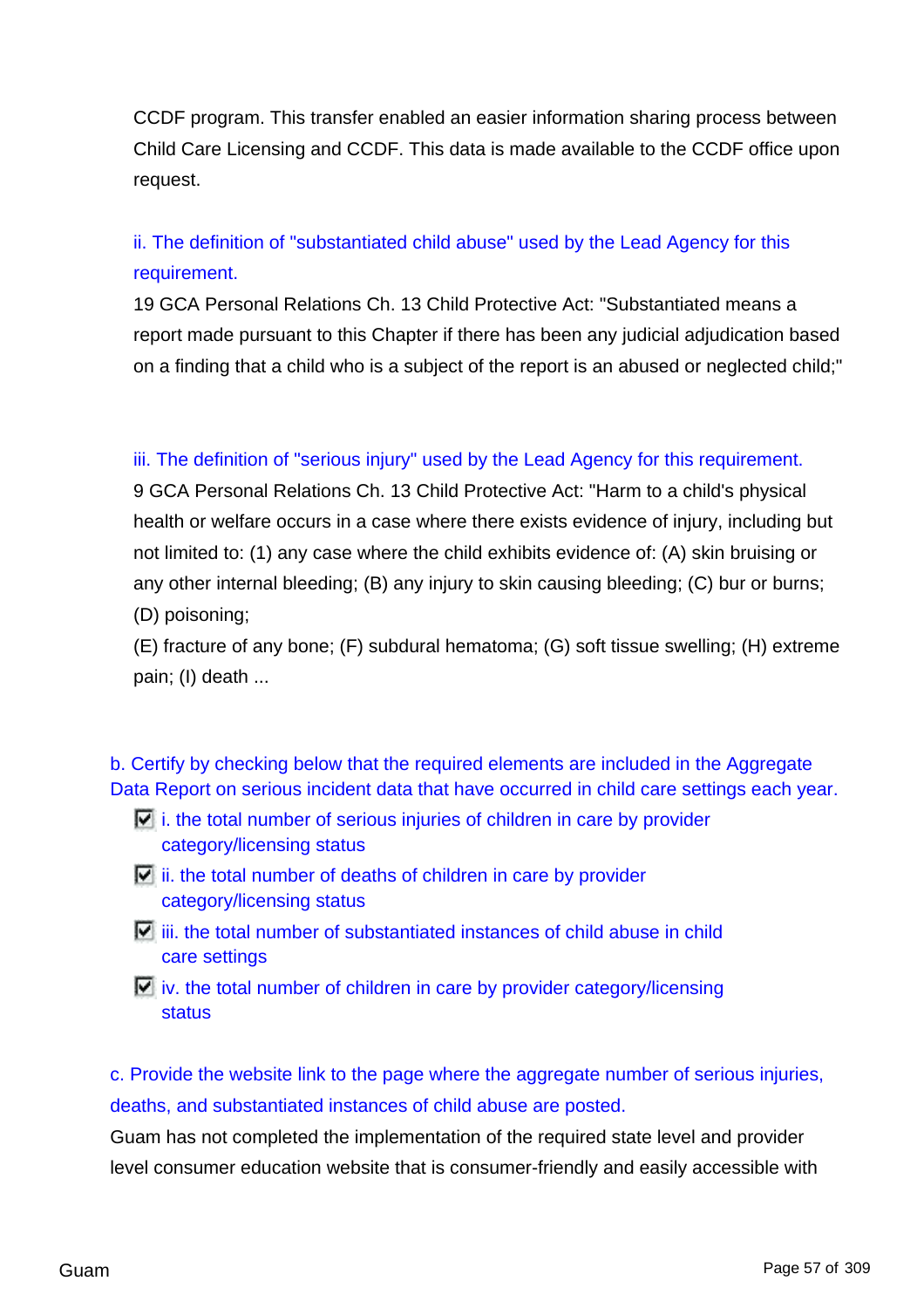CCDF program. This transfer enabled an easier information sharing process between Child Care Licensing and CCDF. This data is made available to the CCDF office upon request.

ii. The definition of "substantiated child abuse" used by the Lead Agency for this requirement.

19 GCA Personal Relations Ch. 13 Child Protective Act: "Substantiated means a report made pursuant to this Chapter if there has been any judicial adjudication based on a finding that a child who is a subject of the report is an abused or neglected child;"

iii. The definition of "serious injury" used by the Lead Agency for this requirement.

9 GCA Personal Relations Ch. 13 Child Protective Act: "Harm to a child's physical health or welfare occurs in a case where there exists evidence of injury, including but not limited to: (1) any case where the child exhibits evidence of: (A) skin bruising or any other internal bleeding; (B) any injury to skin causing bleeding; (C) bur or burns; (D) poisoning;

(E) fracture of any bone; (F) subdural hematoma; (G) soft tissue swelling; (H) extreme pain; (I) death ...

b. Certify by checking below that the required elements are included in the Aggregate Data Report on serious incident data that have occurred in child care settings each year.

- [x] i. the total number of serious injuries of children in care by provider category/licensing status
- [x] ii. the total number of deaths of children in care by provider category/licensing status
- [x] iii. the total number of substantiated instances of child abuse in child care settings
- [x] iv. the total number of children in care by provider category/licensing status

c. Provide the website link to the page where the aggregate number of serious injuries, deaths, and substantiated instances of child abuse are posted.

Guam has not completed the implementation of the required state level and provider level consumer education website that is consumer-friendly and easily accessible with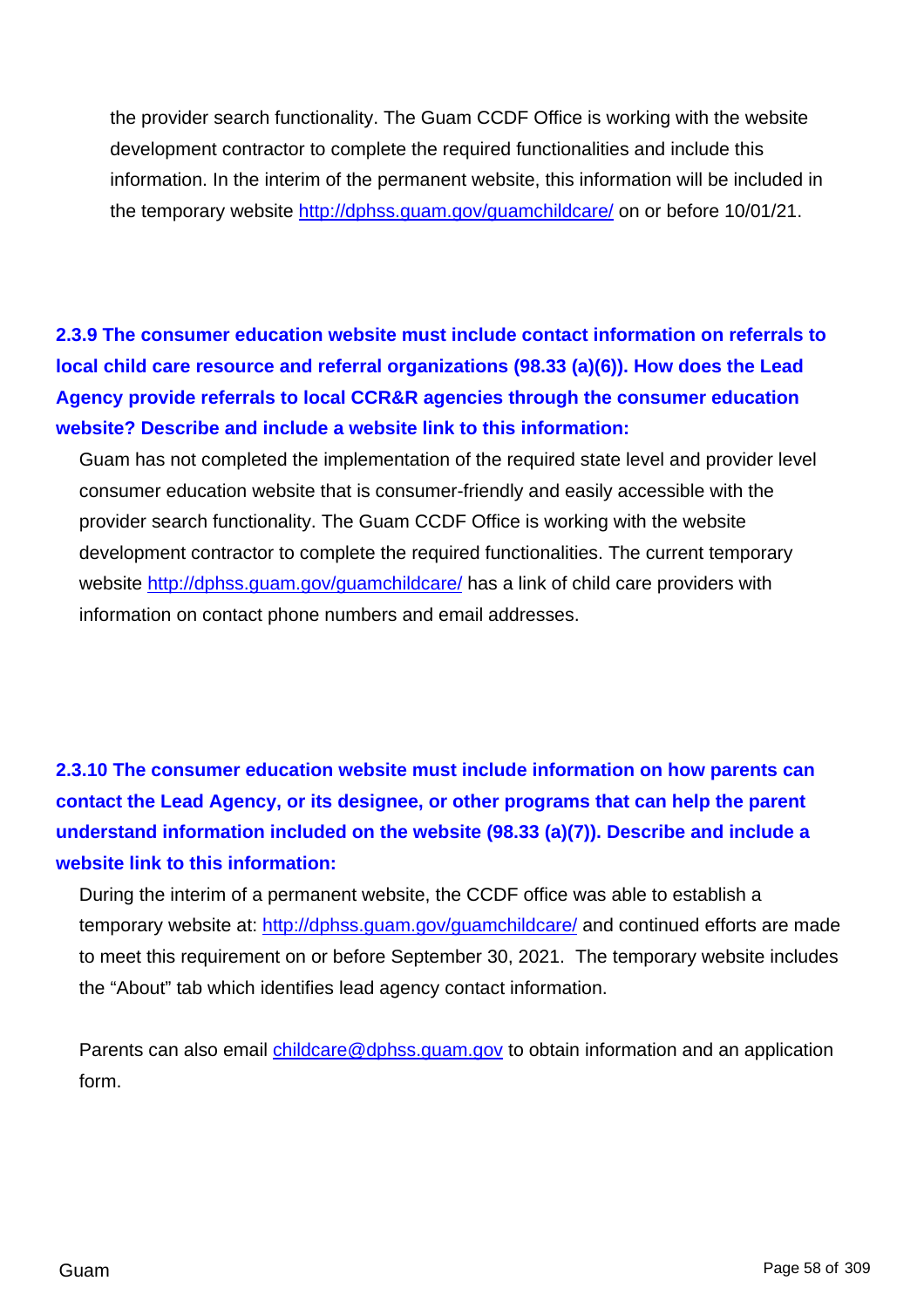the provider search functionality. The Guam CCDF Office is working with the website development contractor to complete the required functionalities and include this information. In the interim of the permanent website, this information will be included in the temporary website http://dphss.guam.gov/guamchildcare/ on or before 10/01/21.

**2.3.9 The consumer education website must include contact information on referrals to local child care resource and referral organizations (98.33 (a)(6)). How does the Lead Agency provide referrals to local CCR&R agencies through the consumer education website? Describe and include a website link to this information:**

Guam has not completed the implementation of the required state level and provider level consumer education website that is consumer-friendly and easily accessible with the provider search functionality. The Guam CCDF Office is working with the website development contractor to complete the required functionalities. The current temporary website http://dphss.guam.gov/guamchildcare/ has a link of child care providers with information on contact phone numbers and email addresses.

**2.3.10 The consumer education website must include information on how parents can contact the Lead Agency, or its designee, or other programs that can help the parent understand information included on the website (98.33 (a)(7)). Describe and include a website link to this information:**

During the interim of a permanent website, the CCDF office was able to establish a temporary website at: http://dphss.guam.gov/guamchildcare/ and continued efforts are made to meet this requirement on or before September 30, 2021. The temporary website includes the "About" tab which identifies lead agency contact information.

Parents can also email childcare@dphss.guam.gov to obtain information and an application form.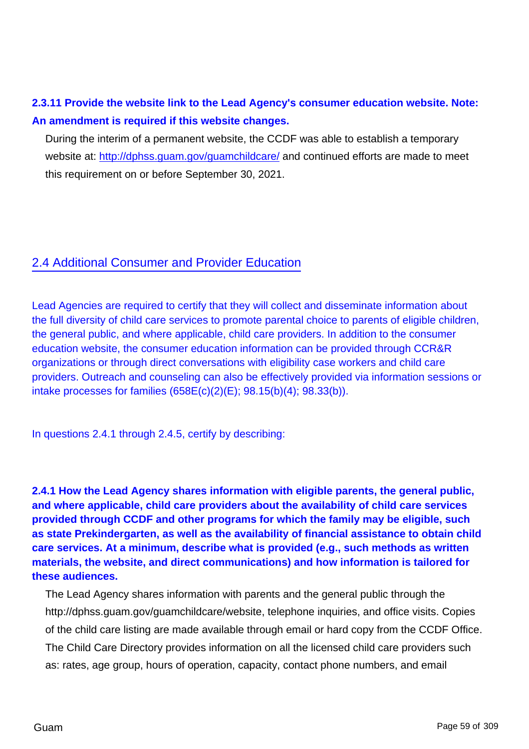**2.3.11 Provide the website link to the Lead Agency's consumer education website. Note: An amendment is required if this website changes.**

During the interim of a permanent website, the CCDF was able to establish a temporary website at: http://dphss.guam.gov/guamchildcare/ and continued efforts are made to meet this requirement on or before September 30, 2021.

## 2.4 Additional Consumer and Provider Education

Lead Agencies are required to certify that they will collect and disseminate information about the full diversity of child care services to promote parental choice to parents of eligible children, the general public, and where applicable, child care providers. In addition to the consumer education website, the consumer education information can be provided through CCR&R organizations or through direct conversations with eligibility case workers and child care providers. Outreach and counseling can also be effectively provided via information sessions or intake processes for families (658E(c)(2)(E); 98.15(b)(4); 98.33(b)).

In questions 2.4.1 through 2.4.5, certify by describing:

**2.4.1 How the Lead Agency shares information with eligible parents, the general public, and where applicable, child care providers about the availability of child care services provided through CCDF and other programs for which the family may be eligible, such as state Prekindergarten, as well as the availability of financial assistance to obtain child care services. At a minimum, describe what is provided (e.g., such methods as written materials, the website, and direct communications) and how information is tailored for these audiences.**

The Lead Agency shares information with parents and the general public through the http://dphss.guam.gov/guamchildcare/website, telephone inquiries, and office visits. Copies of the child care listing are made available through email or hard copy from the CCDF Office. The Child Care Directory provides information on all the licensed child care providers such as: rates, age group, hours of operation, capacity, contact phone numbers, and email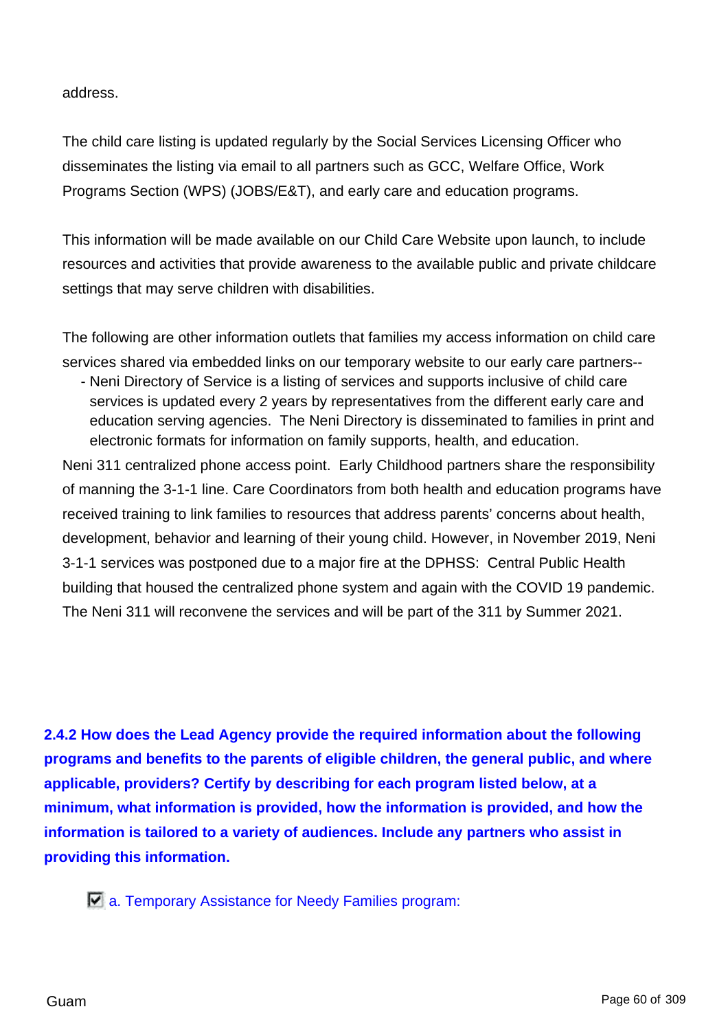address.

The child care listing is updated regularly by the Social Services Licensing Officer who disseminates the listing via email to all partners such as GCC, Welfare Office, Work Programs Section (WPS) (JOBS/E&T), and early care and education programs.

This information will be made available on our Child Care Website upon launch, to include resources and activities that provide awareness to the available public and private childcare settings that may serve children with disabilities.

The following are other information outlets that families my access information on child care services shared via embedded links on our temporary website to our early care partners--

- Neni Directory of Service is a listing of services and supports inclusive of child care services is updated every 2 years by representatives from the different early care and education serving agencies. The Neni Directory is disseminated to families in print and electronic formats for information on family supports, health, and education.

Neni 311 centralized phone access point. Early Childhood partners share the responsibility of manning the 3-1-1 line. Care Coordinators from both health and education programs have received training to link families to resources that address parents' concerns about health, development, behavior and learning of their young child. However, in November 2019, Neni 3-1-1 services was postponed due to a major fire at the DPHSS: Central Public Health building that housed the centralized phone system and again with the COVID 19 pandemic. The Neni 311 will reconvene the services and will be part of the 311 by Summer 2021.

**2.4.2 How does the Lead Agency provide the required information about the following programs and benefits to the parents of eligible children, the general public, and where applicable, providers? Certify by describing for each program listed below, at a minimum, what information is provided, how the information is provided, and how the information is tailored to a variety of audiences. Include any partners who assist in providing this information.**

☑ a. Temporary Assistance for Needy Families program: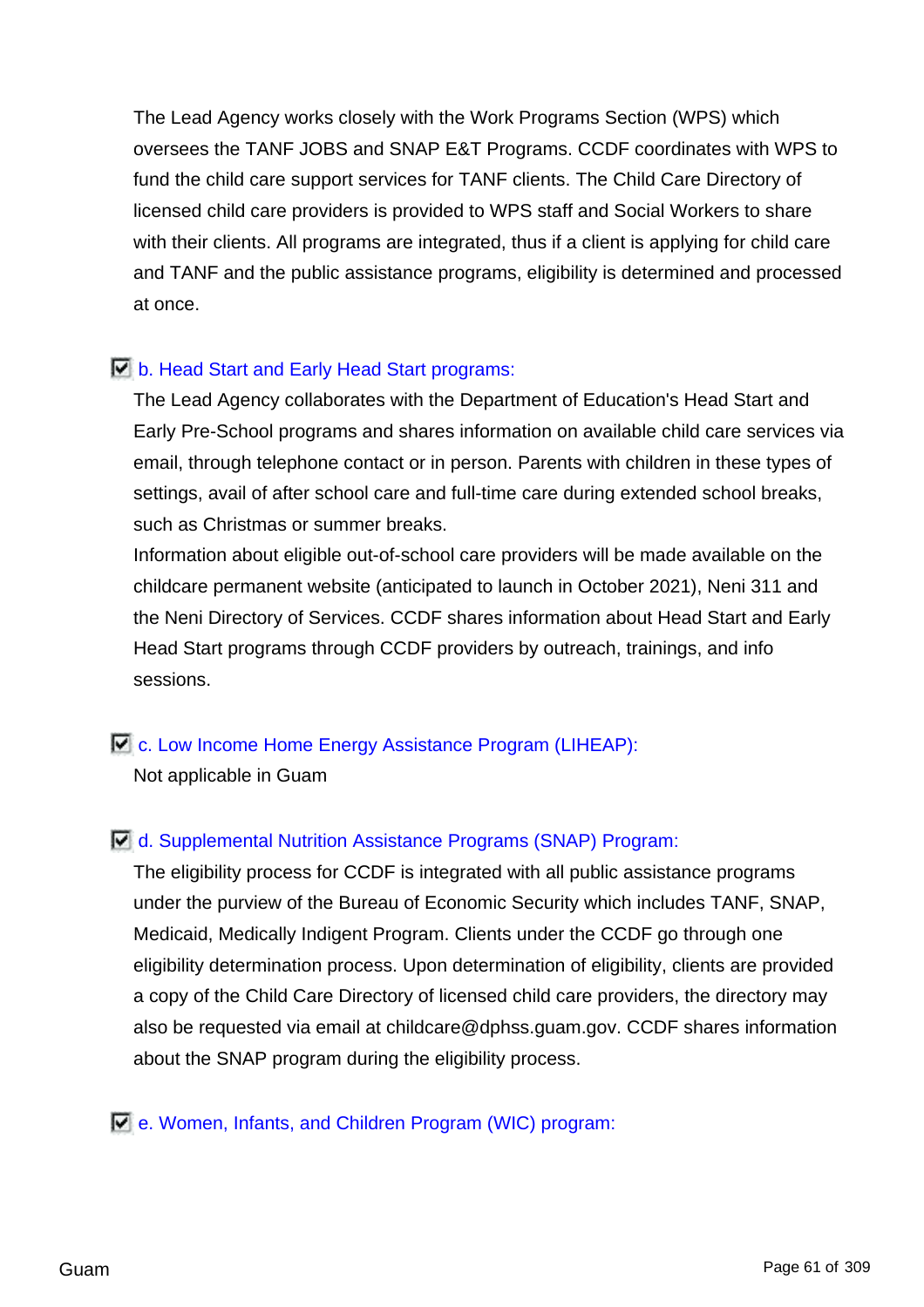The Lead Agency works closely with the Work Programs Section (WPS) which oversees the TANF JOBS and SNAP E&T Programs. CCDF coordinates with WPS to fund the child care support services for TANF clients. The Child Care Directory of licensed child care providers is provided to WPS staff and Social Workers to share with their clients. All programs are integrated, thus if a client is applying for child care and TANF and the public assistance programs, eligibility is determined and processed at once.

☑ b. Head Start and Early Head Start programs:

The Lead Agency collaborates with the Department of Education's Head Start and Early Pre-School programs and shares information on available child care services via email, through telephone contact or in person. Parents with children in these types of settings, avail of after school care and full-time care during extended school breaks, such as Christmas or summer breaks.

Information about eligible out-of-school care providers will be made available on the childcare permanent website (anticipated to launch in October 2021), Neni 311 and the Neni Directory of Services. CCDF shares information about Head Start and Early Head Start programs through CCDF providers by outreach, trainings, and info sessions.

☑ c. Low Income Home Energy Assistance Program (LIHEAP):

Not applicable in Guam

☑ d. Supplemental Nutrition Assistance Programs (SNAP) Program:

The eligibility process for CCDF is integrated with all public assistance programs under the purview of the Bureau of Economic Security which includes TANF, SNAP, Medicaid, Medically Indigent Program. Clients under the CCDF go through one eligibility determination process. Upon determination of eligibility, clients are provided a copy of the Child Care Directory of licensed child care providers, the directory may also be requested via email at childcare@dphss.guam.gov. CCDF shares information about the SNAP program during the eligibility process.

☑ e. Women, Infants, and Children Program (WIC) program: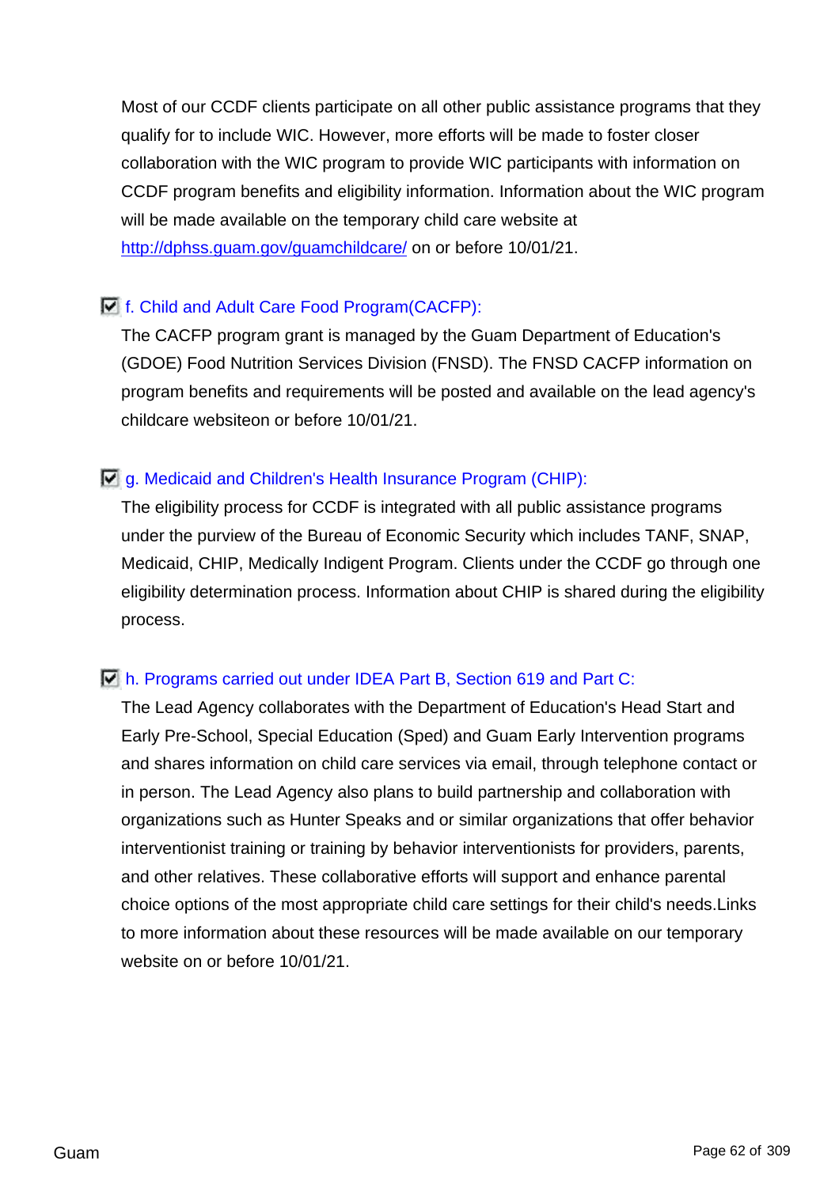Most of our CCDF clients participate on all other public assistance programs that they qualify for to include WIC. However, more efforts will be made to foster closer collaboration with the WIC program to provide WIC participants with information on CCDF program benefits and eligibility information. Information about the WIC program will be made available on the temporary child care website at http://dphss.guam.gov/guamchildcare/ on or before 10/01/21.

☑ f. Child and Adult Care Food Program(CACFP):

The CACFP program grant is managed by the Guam Department of Education's (GDOE) Food Nutrition Services Division (FNSD). The FNSD CACFP information on program benefits and requirements will be posted and available on the lead agency's childcare websiteon or before 10/01/21.

☑ g. Medicaid and Children's Health Insurance Program (CHIP):

The eligibility process for CCDF is integrated with all public assistance programs under the purview of the Bureau of Economic Security which includes TANF, SNAP, Medicaid, CHIP, Medically Indigent Program. Clients under the CCDF go through one eligibility determination process. Information about CHIP is shared during the eligibility process.

☑ h. Programs carried out under IDEA Part B, Section 619 and Part C:

The Lead Agency collaborates with the Department of Education's Head Start and Early Pre-School, Special Education (Sped) and Guam Early Intervention programs and shares information on child care services via email, through telephone contact or in person. The Lead Agency also plans to build partnership and collaboration with organizations such as Hunter Speaks and or similar organizations that offer behavior interventionist training or training by behavior interventionists for providers, parents, and other relatives. These collaborative efforts will support and enhance parental choice options of the most appropriate child care settings for their child's needs.Links to more information about these resources will be made available on our temporary website on or before 10/01/21.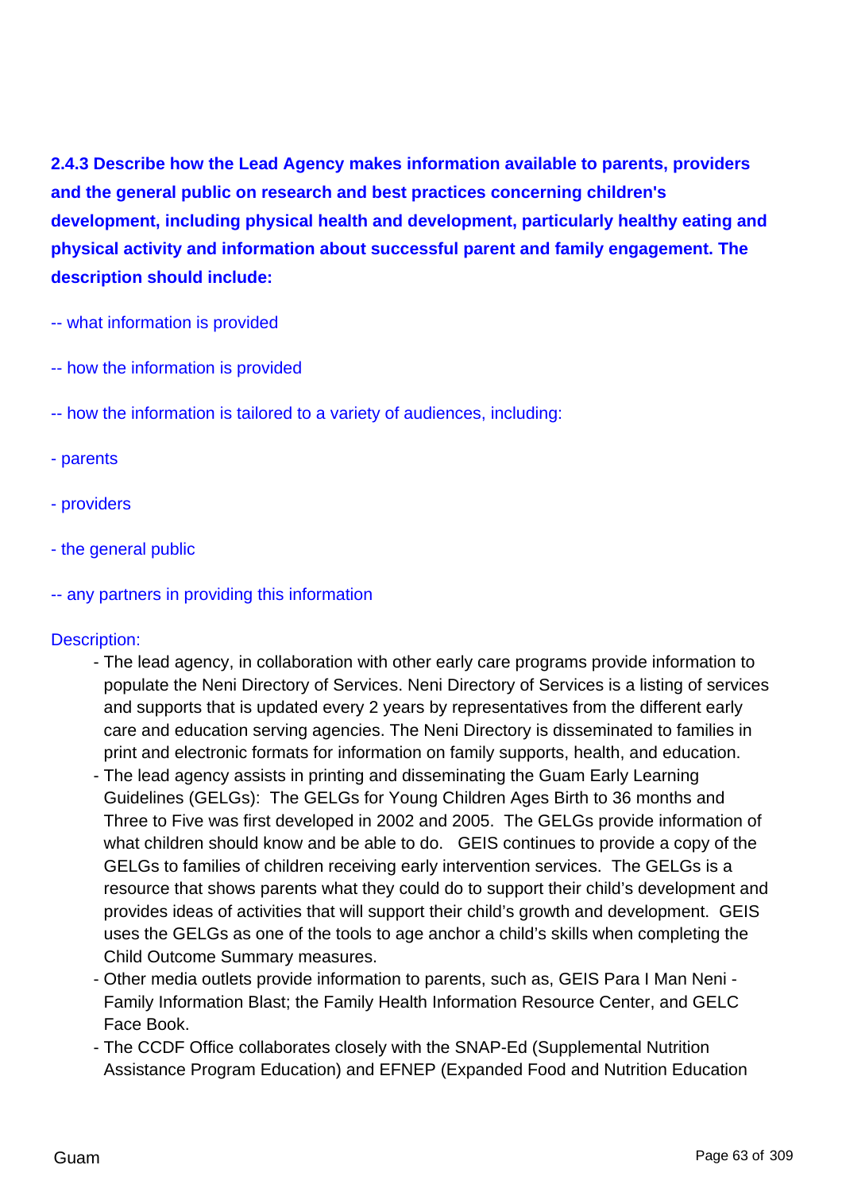**2.4.3 Describe how the Lead Agency makes information available to parents, providers and the general public on research and best practices concerning children's development, including physical health and development, particularly healthy eating and physical activity and information about successful parent and family engagement. The description should include:**

-- what information is provided

-- how the information is provided

-- how the information is tailored to a variety of audiences, including:

- parents

- providers

- the general public

-- any partners in providing this information

Description:

- The lead agency, in collaboration with other early care programs provide information to populate the Neni Directory of Services. Neni Directory of Services is a listing of services and supports that is updated every 2 years by representatives from the different early care and education serving agencies. The Neni Directory is disseminated to families in print and electronic formats for information on family supports, health, and education.
- The lead agency assists in printing and disseminating the Guam Early Learning Guidelines (GELGs): The GELGs for Young Children Ages Birth to 36 months and Three to Five was first developed in 2002 and 2005. The GELGs provide information of what children should know and be able to do. GEIS continues to provide a copy of the GELGs to families of children receiving early intervention services. The GELGs is a resource that shows parents what they could do to support their child's development and provides ideas of activities that will support their child's growth and development. GEIS uses the GELGs as one of the tools to age anchor a child's skills when completing the Child Outcome Summary measures.
- Other media outlets provide information to parents, such as, GEIS Para I Man Neni - Family Information Blast; the Family Health Information Resource Center, and GELC Face Book.
- The CCDF Office collaborates closely with the SNAP-Ed (Supplemental Nutrition Assistance Program Education) and EFNEP (Expanded Food and Nutrition Education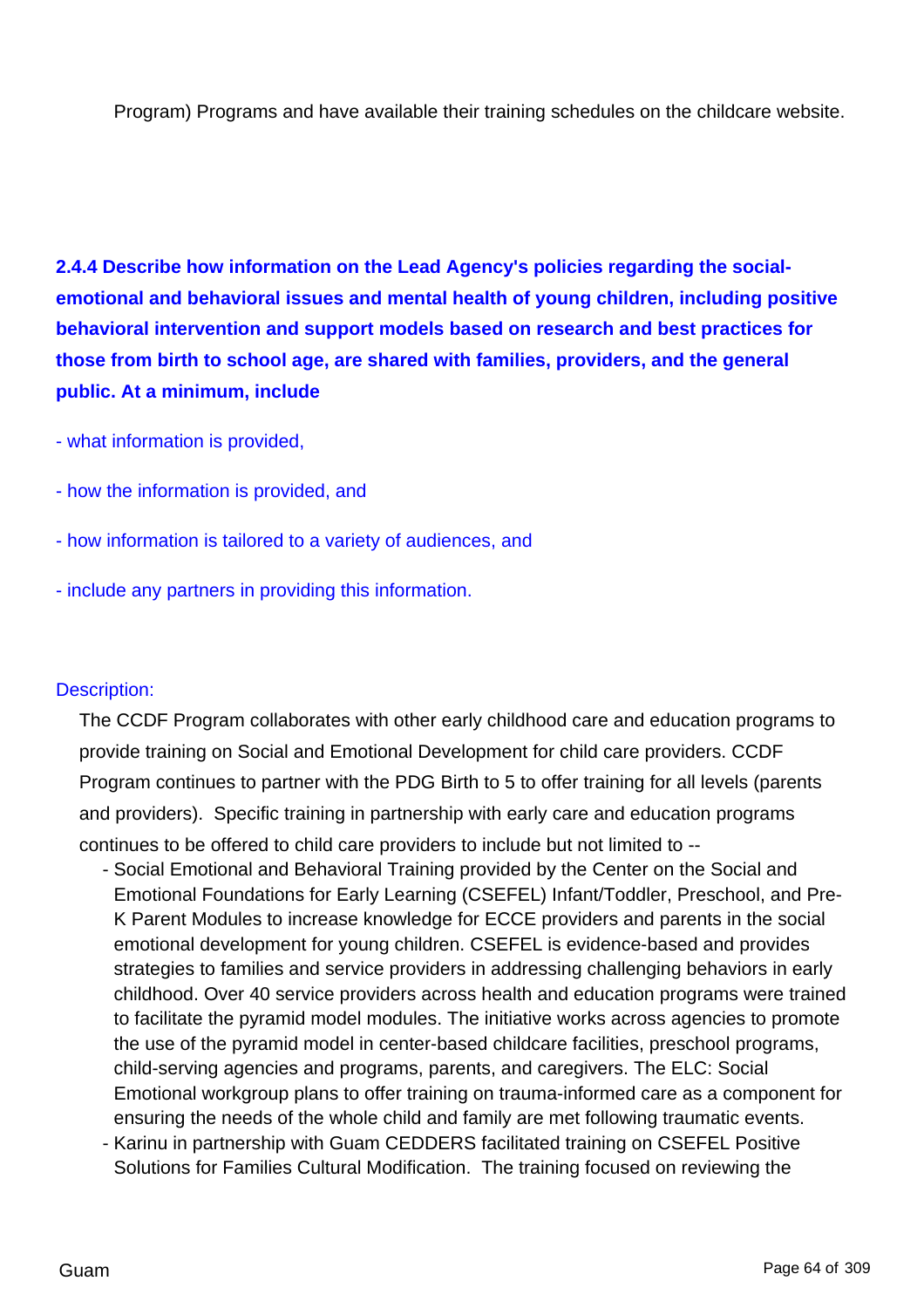Program) Programs and have available their training schedules on the childcare website.

**2.4.4 Describe how information on the Lead Agency's policies regarding the social-emotional and behavioral issues and mental health of young children, including positive behavioral intervention and support models based on research and best practices for those from birth to school age, are shared with families, providers, and the general public. At a minimum, include**

- what information is provided,

- how the information is provided, and

- how information is tailored to a variety of audiences, and

- include any partners in providing this information.

Description:

The CCDF Program collaborates with other early childhood care and education programs to provide training on Social and Emotional Development for child care providers. CCDF Program continues to partner with the PDG Birth to 5 to offer training for all levels (parents and providers). Specific training in partnership with early care and education programs continues to be offered to child care providers to include but not limited to --

- Social Emotional and Behavioral Training provided by the Center on the Social and Emotional Foundations for Early Learning (CSEFEL) Infant/Toddler, Preschool, and Pre-K Parent Modules to increase knowledge for ECCE providers and parents in the social emotional development for young children. CSEFEL is evidence-based and provides strategies to families and service providers in addressing challenging behaviors in early childhood. Over 40 service providers across health and education programs were trained to facilitate the pyramid model modules. The initiative works across agencies to promote the use of the pyramid model in center-based childcare facilities, preschool programs, child-serving agencies and programs, parents, and caregivers. The ELC: Social Emotional workgroup plans to offer training on trauma-informed care as a component for ensuring the needs of the whole child and family are met following traumatic events.
- Karinu in partnership with Guam CEDDERS facilitated training on CSEFEL Positive Solutions for Families Cultural Modification. The training focused on reviewing the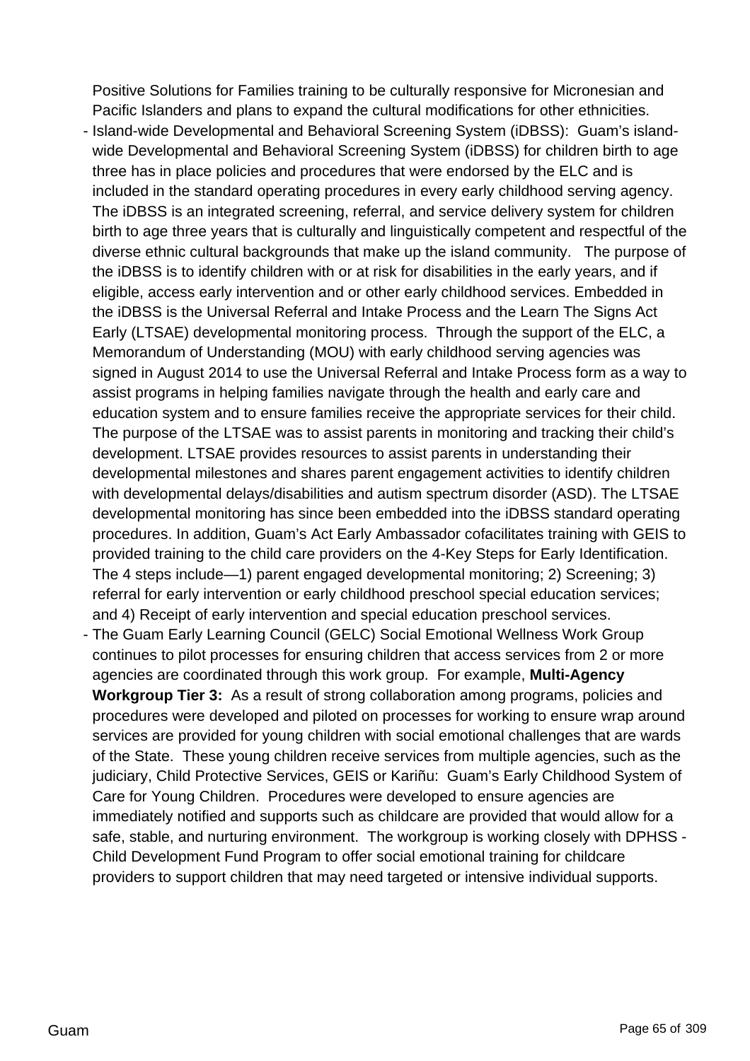Positive Solutions for Families training to be culturally responsive for Micronesian and Pacific Islanders and plans to expand the cultural modifications for other ethnicities.

- Island-wide Developmental and Behavioral Screening System (iDBSS): Guam's island-wide Developmental and Behavioral Screening System (iDBSS) for children birth to age three has in place policies and procedures that were endorsed by the ELC and is included in the standard operating procedures in every early childhood serving agency. The iDBSS is an integrated screening, referral, and service delivery system for children birth to age three years that is culturally and linguistically competent and respectful of the diverse ethnic cultural backgrounds that make up the island community. The purpose of the iDBSS is to identify children with or at risk for disabilities in the early years, and if eligible, access early intervention and or other early childhood services. Embedded in the iDBSS is the Universal Referral and Intake Process and the Learn The Signs Act Early (LTSAE) developmental monitoring process. Through the support of the ELC, a Memorandum of Understanding (MOU) with early childhood serving agencies was signed in August 2014 to use the Universal Referral and Intake Process form as a way to assist programs in helping families navigate through the health and early care and education system and to ensure families receive the appropriate services for their child. The purpose of the LTSAE was to assist parents in monitoring and tracking their child's development. LTSAE provides resources to assist parents in understanding their developmental milestones and shares parent engagement activities to identify children with developmental delays/disabilities and autism spectrum disorder (ASD). The LTSAE developmental monitoring has since been embedded into the iDBSS standard operating procedures. In addition, Guam's Act Early Ambassador cofacilitates training with GEIS to provided training to the child care providers on the 4-Key Steps for Early Identification. The 4 steps include—1) parent engaged developmental monitoring; 2) Screening; 3) referral for early intervention or early childhood preschool special education services; and 4) Receipt of early intervention and special education preschool services.
- The Guam Early Learning Council (GELC) Social Emotional Wellness Work Group continues to pilot processes for ensuring children that access services from 2 or more agencies are coordinated through this work group. For example, **Multi-Agency Workgroup Tier 3:** As a result of strong collaboration among programs, policies and procedures were developed and piloted on processes for working to ensure wrap around services are provided for young children with social emotional challenges that are wards of the State. These young children receive services from multiple agencies, such as the judiciary, Child Protective Services, GEIS or Kariñu: Guam's Early Childhood System of Care for Young Children. Procedures were developed to ensure agencies are immediately notified and supports such as childcare are provided that would allow for a safe, stable, and nurturing environment. The workgroup is working closely with DPHSS - Child Development Fund Program to offer social emotional training for childcare providers to support children that may need targeted or intensive individual supports.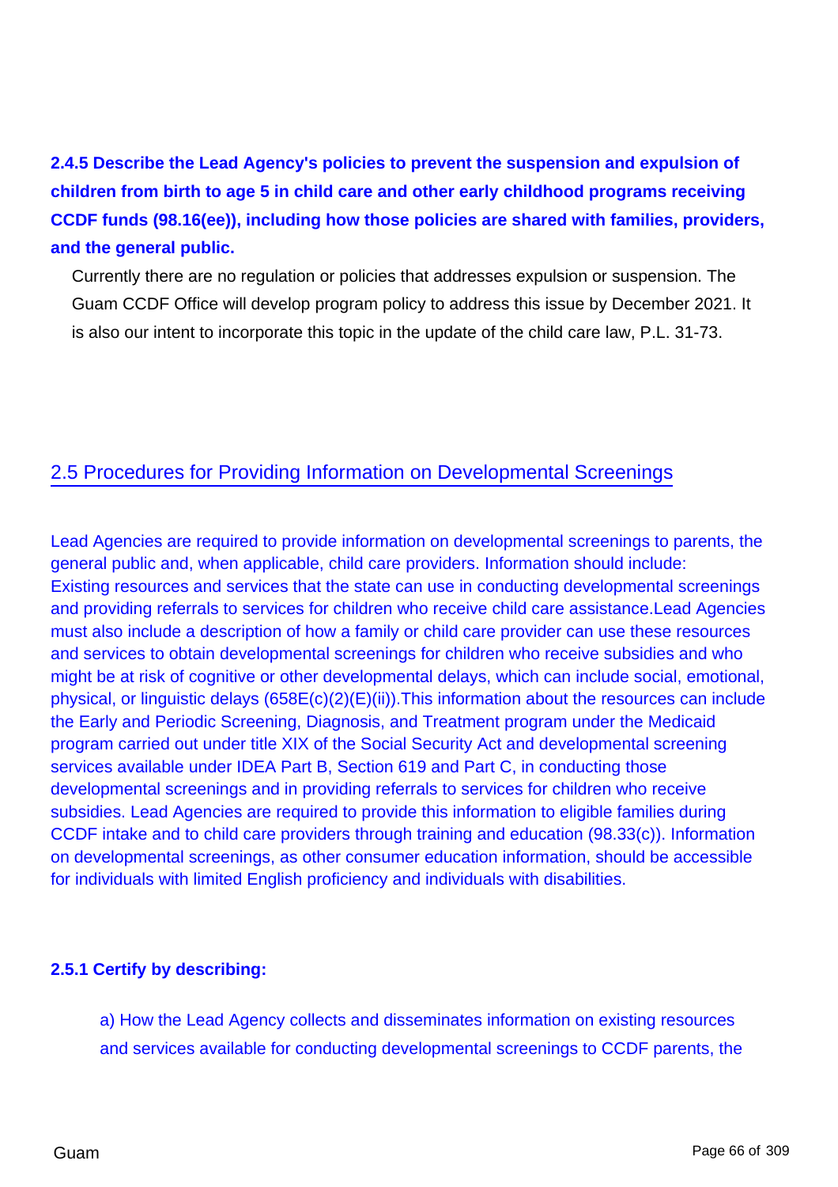**2.4.5 Describe the Lead Agency's policies to prevent the suspension and expulsion of children from birth to age 5 in child care and other early childhood programs receiving CCDF funds (98.16(ee)), including how those policies are shared with families, providers, and the general public.**

Currently there are no regulation or policies that addresses expulsion or suspension. The Guam CCDF Office will develop program policy to address this issue by December 2021. It is also our intent to incorporate this topic in the update of the child care law, P.L. 31-73.

## 2.5 Procedures for Providing Information on Developmental Screenings

Lead Agencies are required to provide information on developmental screenings to parents, the general public and, when applicable, child care providers. Information should include: Existing resources and services that the state can use in conducting developmental screenings and providing referrals to services for children who receive child care assistance.Lead Agencies must also include a description of how a family or child care provider can use these resources and services to obtain developmental screenings for children who receive subsidies and who might be at risk of cognitive or other developmental delays, which can include social, emotional, physical, or linguistic delays (658E(c)(2)(E)(ii)).This information about the resources can include the Early and Periodic Screening, Diagnosis, and Treatment program under the Medicaid program carried out under title XIX of the Social Security Act and developmental screening services available under IDEA Part B, Section 619 and Part C, in conducting those developmental screenings and in providing referrals to services for children who receive subsidies. Lead Agencies are required to provide this information to eligible families during CCDF intake and to child care providers through training and education (98.33(c)). Information on developmental screenings, as other consumer education information, should be accessible for individuals with limited English proficiency and individuals with disabilities.

**2.5.1 Certify by describing:**

a) How the Lead Agency collects and disseminates information on existing resources and services available for conducting developmental screenings to CCDF parents, the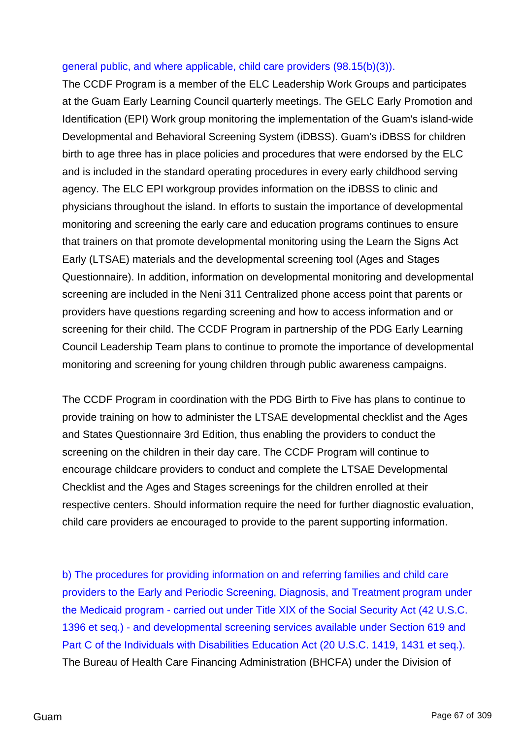general public, and where applicable, child care providers (98.15(b)(3)).

The CCDF Program is a member of the ELC Leadership Work Groups and participates at the Guam Early Learning Council quarterly meetings. The GELC Early Promotion and Identification (EPI) Work group monitoring the implementation of the Guam's island-wide Developmental and Behavioral Screening System (iDBSS). Guam's iDBSS for children birth to age three has in place policies and procedures that were endorsed by the ELC and is included in the standard operating procedures in every early childhood serving agency. The ELC EPI workgroup provides information on the iDBSS to clinic and physicians throughout the island. In efforts to sustain the importance of developmental monitoring and screening the early care and education programs continues to ensure that trainers on that promote developmental monitoring using the Learn the Signs Act Early (LTSAE) materials and the developmental screening tool (Ages and Stages Questionnaire). In addition, information on developmental monitoring and developmental screening are included in the Neni 311 Centralized phone access point that parents or providers have questions regarding screening and how to access information and or screening for their child. The CCDF Program in partnership of the PDG Early Learning Council Leadership Team plans to continue to promote the importance of developmental monitoring and screening for young children through public awareness campaigns.

The CCDF Program in coordination with the PDG Birth to Five has plans to continue to provide training on how to administer the LTSAE developmental checklist and the Ages and States Questionnaire 3rd Edition, thus enabling the providers to conduct the screening on the children in their day care. The CCDF Program will continue to encourage childcare providers to conduct and complete the LTSAE Developmental Checklist and the Ages and Stages screenings for the children enrolled at their respective centers. Should information require the need for further diagnostic evaluation, child care providers ae encouraged to provide to the parent supporting information.

b) The procedures for providing information on and referring families and child care providers to the Early and Periodic Screening, Diagnosis, and Treatment program under the Medicaid program - carried out under Title XIX of the Social Security Act (42 U.S.C. 1396 et seq.) - and developmental screening services available under Section 619 and Part C of the Individuals with Disabilities Education Act (20 U.S.C. 1419, 1431 et seq.).

The Bureau of Health Care Financing Administration (BHCFA) under the Division of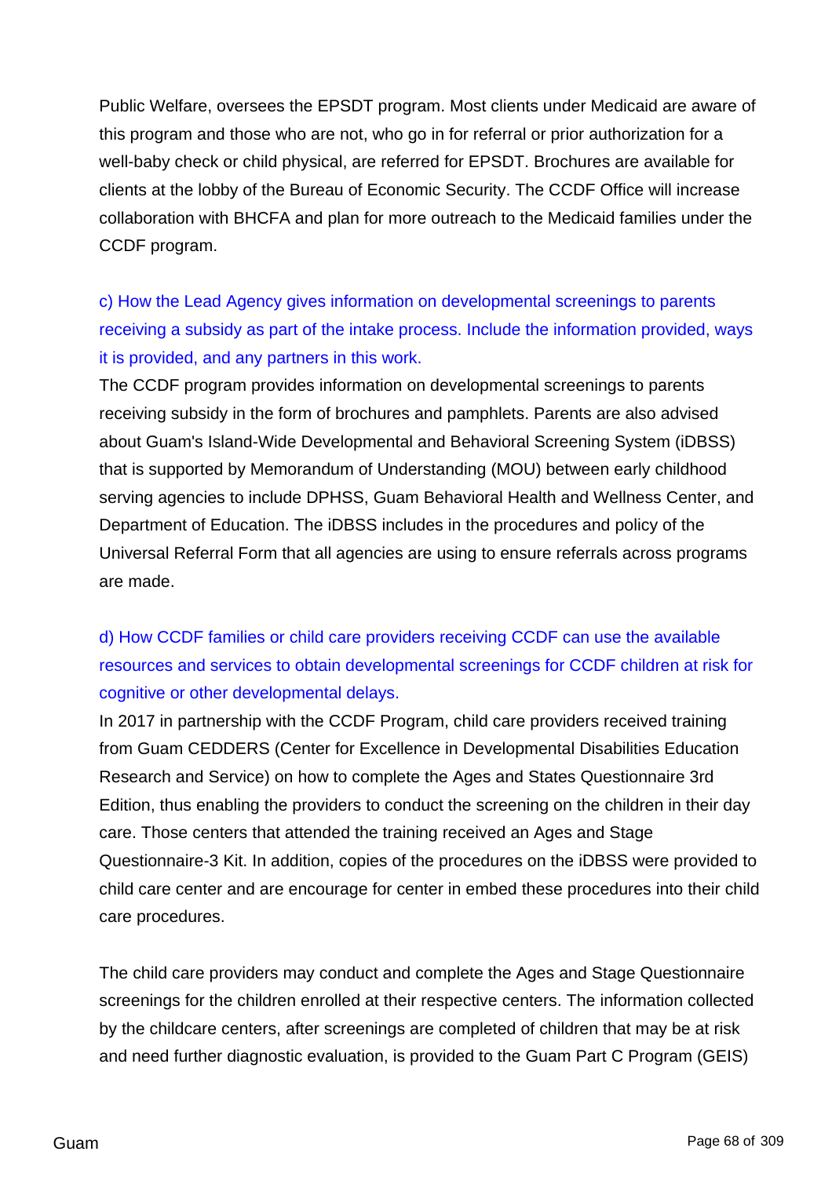Public Welfare, oversees the EPSDT program. Most clients under Medicaid are aware of this program and those who are not, who go in for referral or prior authorization for a well-baby check or child physical, are referred for EPSDT. Brochures are available for clients at the lobby of the Bureau of Economic Security. The CCDF Office will increase collaboration with BHCFA and plan for more outreach to the Medicaid families under the CCDF program.

c) How the Lead Agency gives information on developmental screenings to parents receiving a subsidy as part of the intake process. Include the information provided, ways it is provided, and any partners in this work.

The CCDF program provides information on developmental screenings to parents receiving subsidy in the form of brochures and pamphlets. Parents are also advised about Guam's Island-Wide Developmental and Behavioral Screening System (iDBSS) that is supported by Memorandum of Understanding (MOU) between early childhood serving agencies to include DPHSS, Guam Behavioral Health and Wellness Center, and Department of Education. The iDBSS includes in the procedures and policy of the Universal Referral Form that all agencies are using to ensure referrals across programs are made.

d) How CCDF families or child care providers receiving CCDF can use the available resources and services to obtain developmental screenings for CCDF children at risk for cognitive or other developmental delays.

In 2017 in partnership with the CCDF Program, child care providers received training from Guam CEDDERS (Center for Excellence in Developmental Disabilities Education Research and Service) on how to complete the Ages and States Questionnaire 3rd Edition, thus enabling the providers to conduct the screening on the children in their day care. Those centers that attended the training received an Ages and Stage Questionnaire-3 Kit. In addition, copies of the procedures on the iDBSS were provided to child care center and are encourage for center in embed these procedures into their child care procedures.

The child care providers may conduct and complete the Ages and Stage Questionnaire screenings for the children enrolled at their respective centers. The information collected by the childcare centers, after screenings are completed of children that may be at risk and need further diagnostic evaluation, is provided to the Guam Part C Program (GEIS)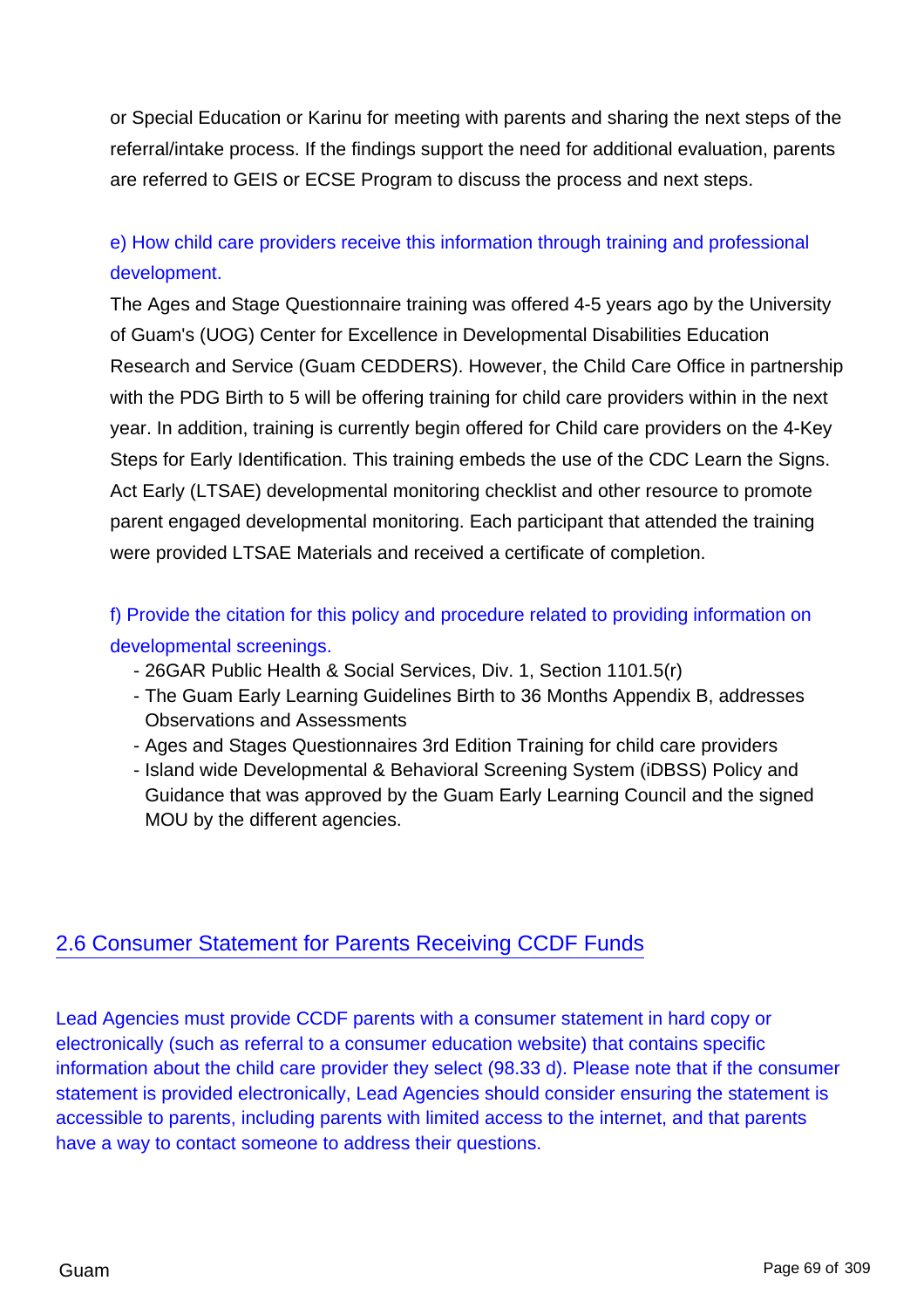or Special Education or Karinu for meeting with parents and sharing the next steps of the referral/intake process. If the findings support the need for additional evaluation, parents are referred to GEIS or ECSE Program to discuss the process and next steps.

e) How child care providers receive this information through training and professional development.

The Ages and Stage Questionnaire training was offered 4-5 years ago by the University of Guam's (UOG) Center for Excellence in Developmental Disabilities Education Research and Service (Guam CEDDERS). However, the Child Care Office in partnership with the PDG Birth to 5 will be offering training for child care providers within in the next year. In addition, training is currently begin offered for Child care providers on the 4-Key Steps for Early Identification. This training embeds the use of the CDC Learn the Signs. Act Early (LTSAE) developmental monitoring checklist and other resource to promote parent engaged developmental monitoring. Each participant that attended the training were provided LTSAE Materials and received a certificate of completion.

f) Provide the citation for this policy and procedure related to providing information on developmental screenings.

- 26GAR Public Health & Social Services, Div. 1, Section 1101.5(r)
- The Guam Early Learning Guidelines Birth to 36 Months Appendix B, addresses Observations and Assessments
- Ages and Stages Questionnaires 3rd Edition Training for child care providers
- Island wide Developmental & Behavioral Screening System (iDBSS) Policy and Guidance that was approved by the Guam Early Learning Council and the signed MOU by the different agencies.

## 2.6 Consumer Statement for Parents Receiving CCDF Funds

Lead Agencies must provide CCDF parents with a consumer statement in hard copy or electronically (such as referral to a consumer education website) that contains specific information about the child care provider they select (98.33 d). Please note that if the consumer statement is provided electronically, Lead Agencies should consider ensuring the statement is accessible to parents, including parents with limited access to the internet, and that parents have a way to contact someone to address their questions.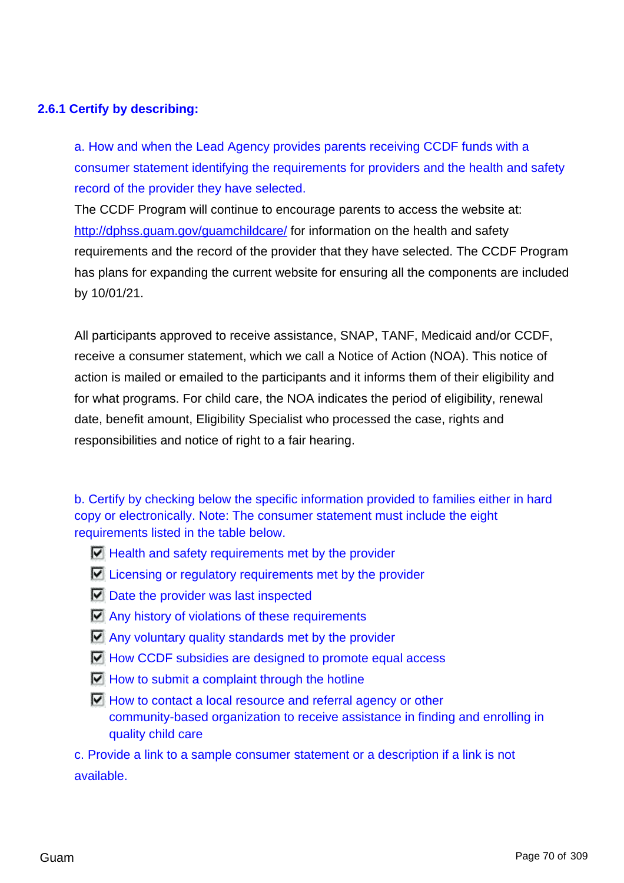### 2.6.1 Certify by describing:

a. How and when the Lead Agency provides parents receiving CCDF funds with a consumer statement identifying the requirements for providers and the health and safety record of the provider they have selected.

The CCDF Program will continue to encourage parents to access the website at: http://dphss.guam.gov/guamchildcare/ for information on the health and safety requirements and the record of the provider that they have selected. The CCDF Program has plans for expanding the current website for ensuring all the components are included by 10/01/21.

All participants approved to receive assistance, SNAP, TANF, Medicaid and/or CCDF, receive a consumer statement, which we call a Notice of Action (NOA). This notice of action is mailed or emailed to the participants and it informs them of their eligibility and for what programs. For child care, the NOA indicates the period of eligibility, renewal date, benefit amount, Eligibility Specialist who processed the case, rights and responsibilities and notice of right to a fair hearing.

b. Certify by checking below the specific information provided to families either in hard copy or electronically. Note: The consumer statement must include the eight requirements listed in the table below.

- [x] Health and safety requirements met by the provider
- [x] Licensing or regulatory requirements met by the provider
- [x] Date the provider was last inspected
- [x] Any history of violations of these requirements
- [x] Any voluntary quality standards met by the provider
- [x] How CCDF subsidies are designed to promote equal access
- [x] How to submit a complaint through the hotline
- [x] How to contact a local resource and referral agency or other community-based organization to receive assistance in finding and enrolling in quality child care

c. Provide a link to a sample consumer statement or a description if a link is not available.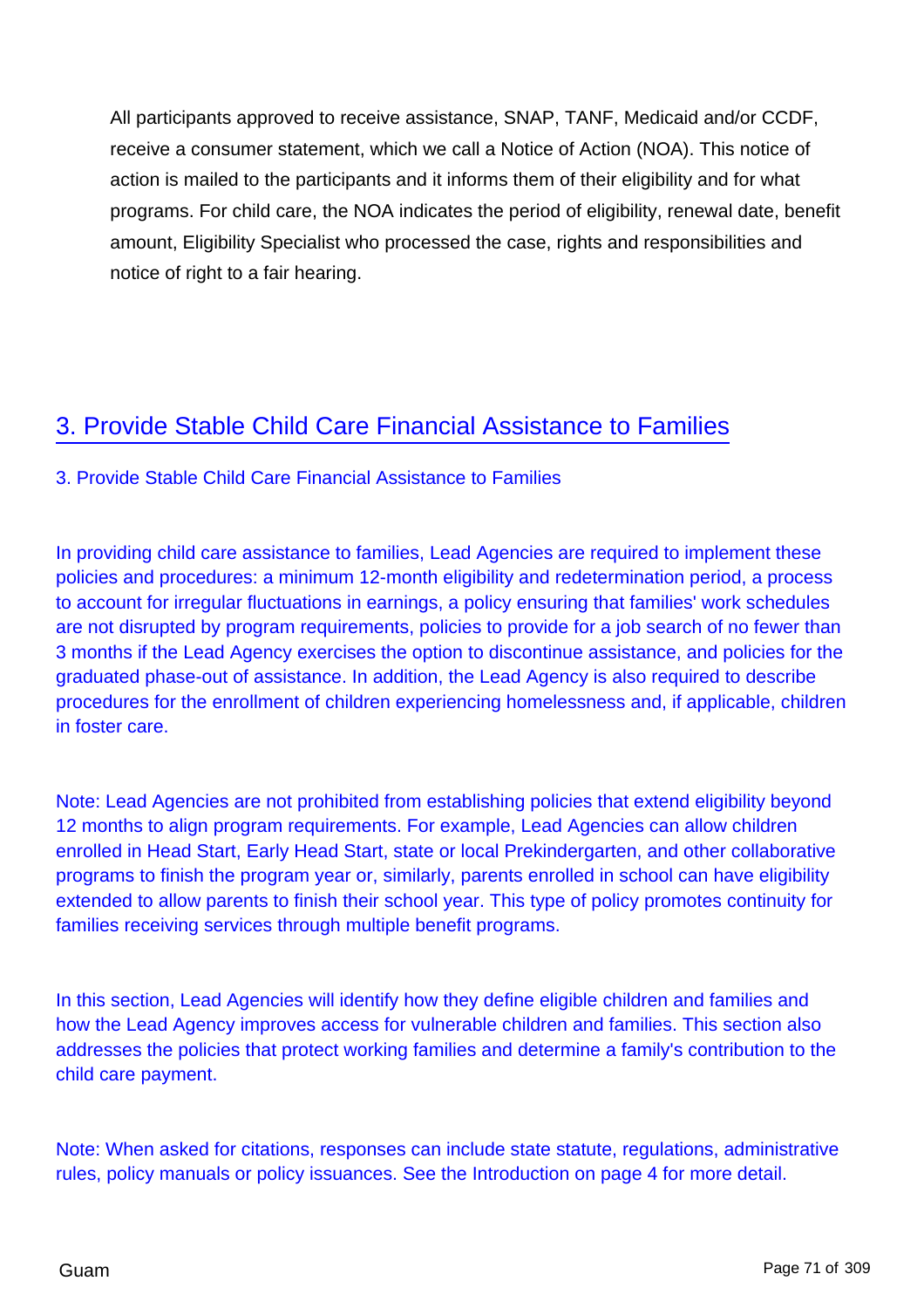All participants approved to receive assistance, SNAP, TANF, Medicaid and/or CCDF, receive a consumer statement, which we call a Notice of Action (NOA). This notice of action is mailed to the participants and it informs them of their eligibility and for what programs. For child care, the NOA indicates the period of eligibility, renewal date, benefit amount, Eligibility Specialist who processed the case, rights and responsibilities and notice of right to a fair hearing.

# 3. Provide Stable Child Care Financial Assistance to Families

3. Provide Stable Child Care Financial Assistance to Families

In providing child care assistance to families, Lead Agencies are required to implement these policies and procedures: a minimum 12-month eligibility and redetermination period, a process to account for irregular fluctuations in earnings, a policy ensuring that families' work schedules are not disrupted by program requirements, policies to provide for a job search of no fewer than 3 months if the Lead Agency exercises the option to discontinue assistance, and policies for the graduated phase-out of assistance. In addition, the Lead Agency is also required to describe procedures for the enrollment of children experiencing homelessness and, if applicable, children in foster care.

Note: Lead Agencies are not prohibited from establishing policies that extend eligibility beyond 12 months to align program requirements. For example, Lead Agencies can allow children enrolled in Head Start, Early Head Start, state or local Prekindergarten, and other collaborative programs to finish the program year or, similarly, parents enrolled in school can have eligibility extended to allow parents to finish their school year. This type of policy promotes continuity for families receiving services through multiple benefit programs.

In this section, Lead Agencies will identify how they define eligible children and families and how the Lead Agency improves access for vulnerable children and families. This section also addresses the policies that protect working families and determine a family's contribution to the child care payment.

Note: When asked for citations, responses can include state statute, regulations, administrative rules, policy manuals or policy issuances. See the Introduction on page 4 for more detail.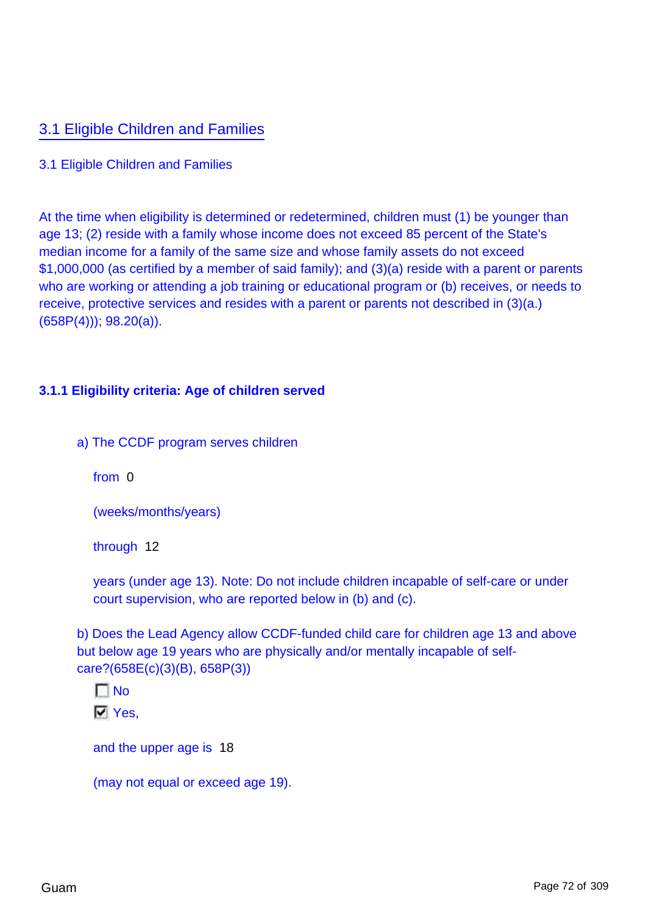## 3.1 Eligible Children and Families

3.1 Eligible Children and Families

At the time when eligibility is determined or redetermined, children must (1) be younger than age 13; (2) reside with a family whose income does not exceed 85 percent of the State's median income for a family of the same size and whose family assets do not exceed $1,000,000 (as certified by a member of said family); and (3)(a) reside with a parent or parents who are working or attending a job training or educational program or (b) receives, or needs to receive, protective services and resides with a parent or parents not described in (3)(a.)(658P(4))); 98.20(a)).

### 3.1.1 Eligibility criteria: Age of children served

a) The CCDF program serves children

from 0

(weeks/months/years)

through 12

years (under age 13). Note: Do not include children incapable of self-care or under court supervision, who are reported below in (b) and (c).

b) Does the Lead Agency allow CCDF-funded child care for children age 13 and above but below age 19 years who are physically and/or mentally incapable of self-care?(658E(c)(3)(B), 658P(3))

- [ ] No
- [x] Yes,

and the upper age is 18

(may not equal or exceed age 19).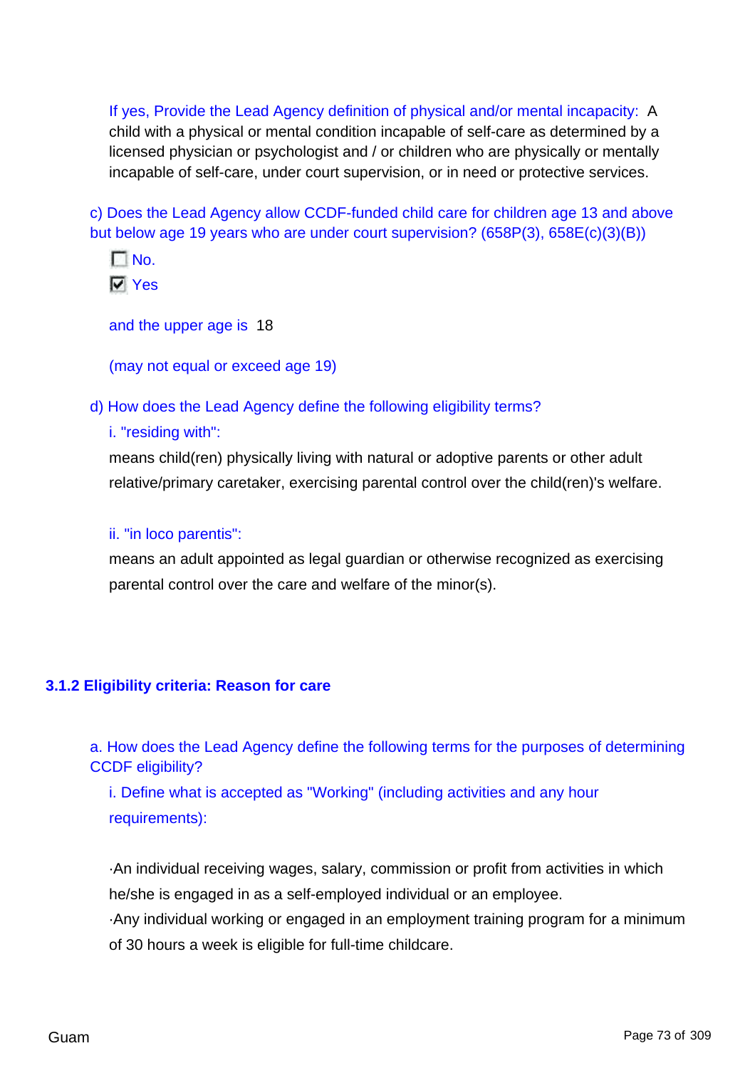If yes, Provide the Lead Agency definition of physical and/or mental incapacity: A child with a physical or mental condition incapable of self-care as determined by a licensed physician or psychologist and / or children who are physically or mentally incapable of self-care, under court supervision, or in need or protective services.

c) Does the Lead Agency allow CCDF-funded child care for children age 13 and above but below age 19 years who are under court supervision? (658P(3), 658E(c)(3)(B))

- [ ] No.
- [x] Yes

and the upper age is 18

(may not equal or exceed age 19)

d) How does the Lead Agency define the following eligibility terms?

i. "residing with":

means child(ren) physically living with natural or adoptive parents or other adult relative/primary caretaker, exercising parental control over the child(ren)'s welfare.

ii. "in loco parentis":

means an adult appointed as legal guardian or otherwise recognized as exercising parental control over the care and welfare of the minor(s).

### 3.1.2 Eligibility criteria: Reason for care

a. How does the Lead Agency define the following terms for the purposes of determining CCDF eligibility?

i. Define what is accepted as "Working" (including activities and any hour requirements):

·An individual receiving wages, salary, commission or profit from activities in which he/she is engaged in as a self-employed individual or an employee.
·Any individual working or engaged in an employment training program for a minimum of 30 hours a week is eligible for full-time childcare.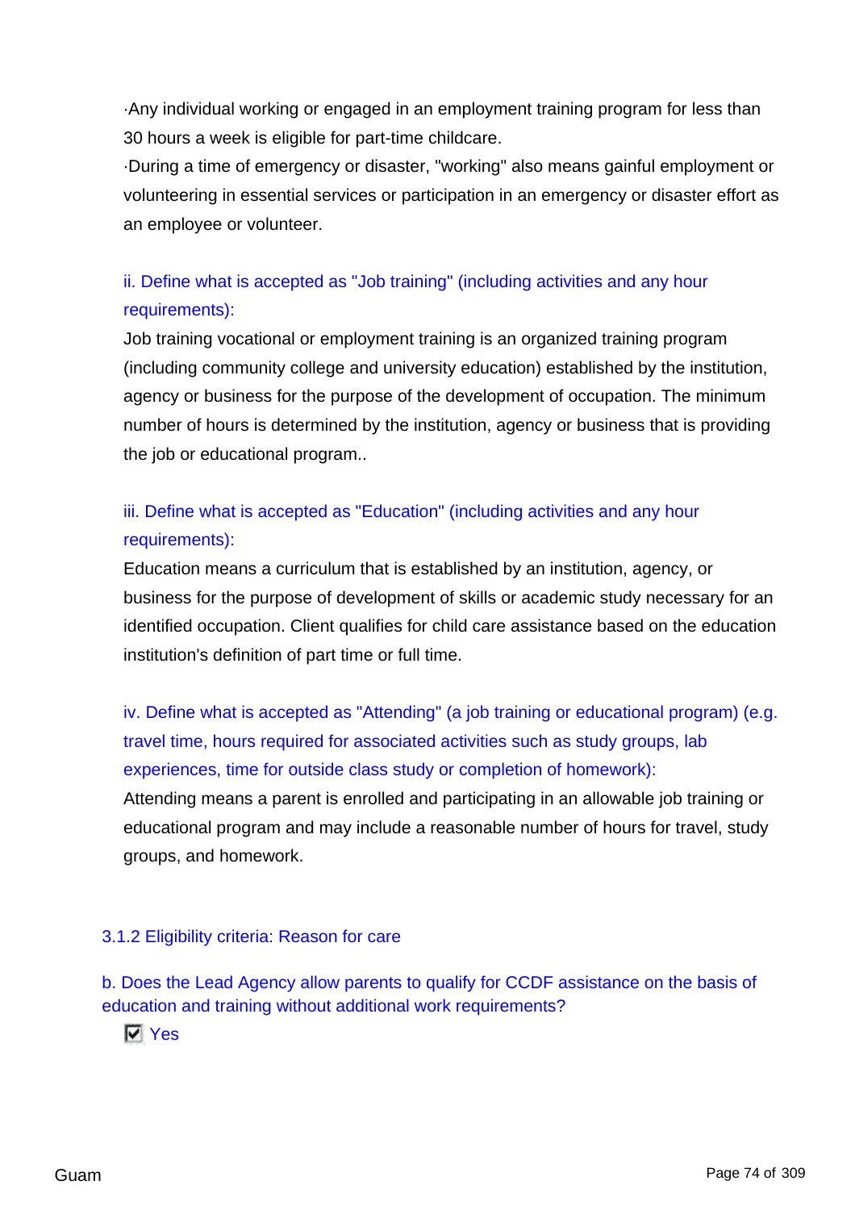·Any individual working or engaged in an employment training program for less than 30 hours a week is eligible for part-time childcare.
·During a time of emergency or disaster, "working" also means gainful employment or volunteering in essential services or participation in an emergency or disaster effort as an employee or volunteer.

ii. Define what is accepted as "Job training" (including activities and any hour requirements):

Job training vocational or employment training is an organized training program (including community college and university education) established by the institution, agency or business for the purpose of the development of occupation. The minimum number of hours is determined by the institution, agency or business that is providing the job or educational program..

iii. Define what is accepted as "Education" (including activities and any hour requirements):

Education means a curriculum that is established by an institution, agency, or business for the purpose of development of skills or academic study necessary for an identified occupation. Client qualifies for child care assistance based on the education institution's definition of part time or full time.

iv. Define what is accepted as "Attending" (a job training or educational program) (e.g. travel time, hours required for associated activities such as study groups, lab experiences, time for outside class study or completion of homework):

Attending means a parent is enrolled and participating in an allowable job training or educational program and may include a reasonable number of hours for travel, study groups, and homework.

### 3.1.2 Eligibility criteria: Reason for care

b. Does the Lead Agency allow parents to qualify for CCDF assistance on the basis of education and training without additional work requirements?

☑ Yes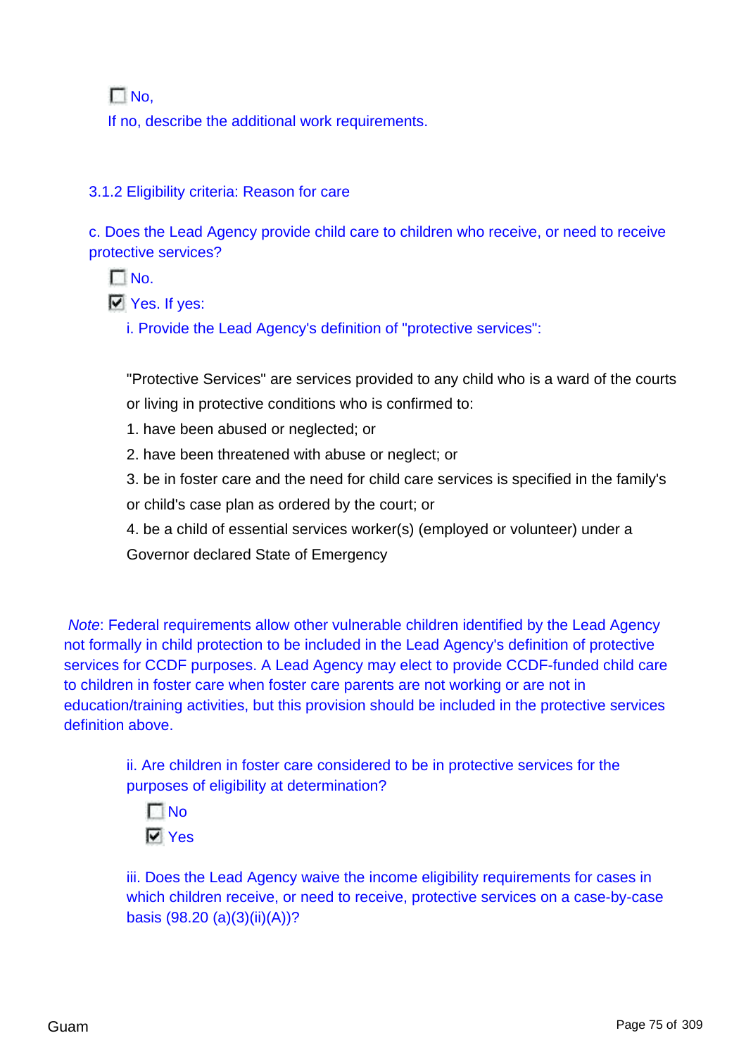- [ ] No,

If no, describe the additional work requirements.

### 3.1.2 Eligibility criteria: Reason for care

c. Does the Lead Agency provide child care to children who receive, or need to receive protective services?

- [ ] No.
- [x] Yes. If yes:

i. Provide the Lead Agency's definition of "protective services":

"Protective Services" are services provided to any child who is a ward of the courts or living in protective conditions who is confirmed to:

1. have been abused or neglected; or
2. have been threatened with abuse or neglect; or
3. be in foster care and the need for child care services is specified in the family's or child's case plan as ordered by the court; or
4. be a child of essential services worker(s) (employed or volunteer) under a Governor declared State of Emergency

*Note*: Federal requirements allow other vulnerable children identified by the Lead Agency not formally in child protection to be included in the Lead Agency's definition of protective services for CCDF purposes. A Lead Agency may elect to provide CCDF-funded child care to children in foster care when foster care parents are not working or are not in education/training activities, but this provision should be included in the protective services definition above.

ii. Are children in foster care considered to be in protective services for the purposes of eligibility at determination?

- [ ] No
- [x] Yes

iii. Does the Lead Agency waive the income eligibility requirements for cases in which children receive, or need to receive, protective services on a case-by-case basis (98.20 (a)(3)(ii)(A))?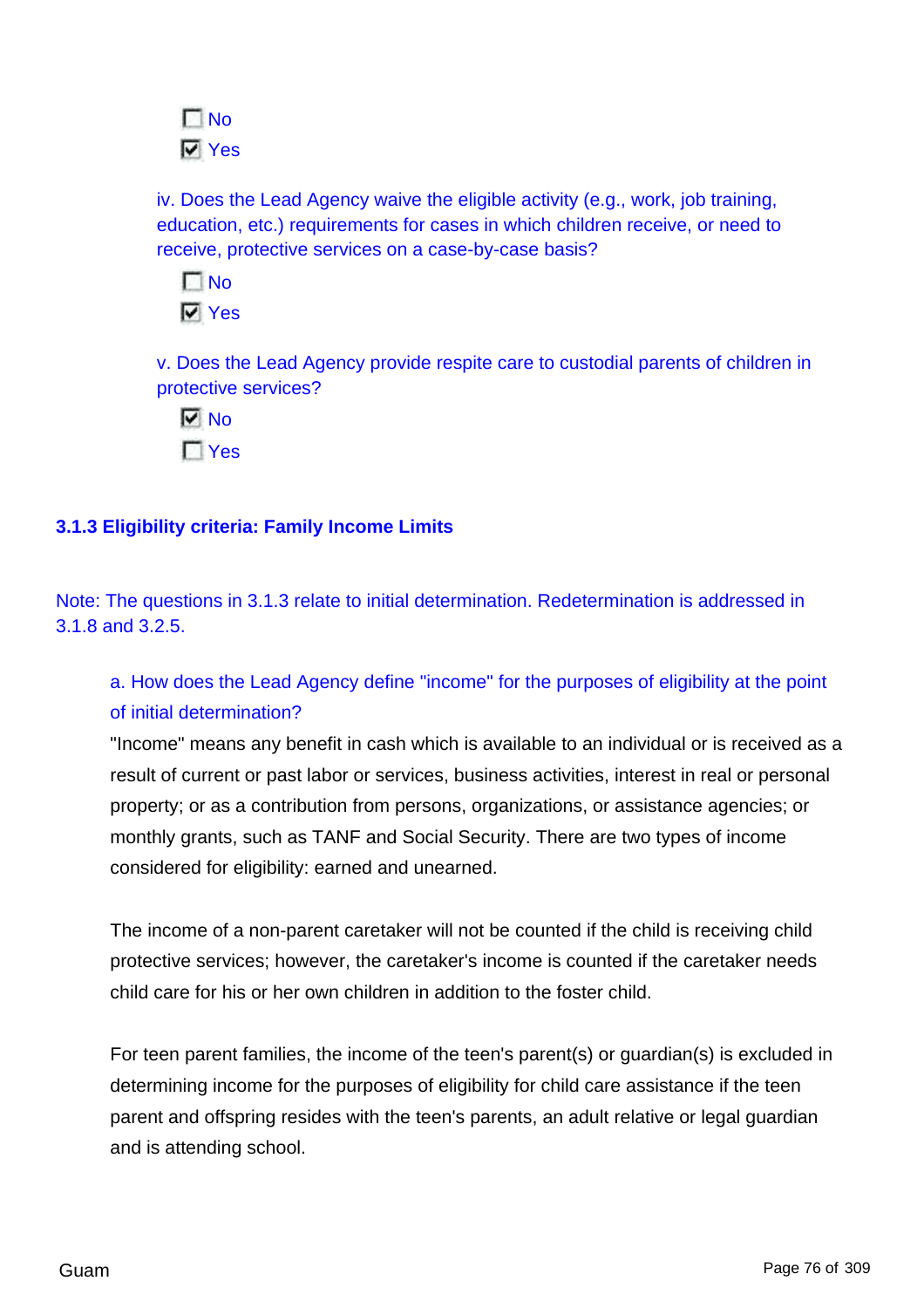- [ ] No
- [x] Yes

iv. Does the Lead Agency waive the eligible activity (e.g., work, job training, education, etc.) requirements for cases in which children receive, or need to receive, protective services on a case-by-case basis?

- [ ] No
- [x] Yes

v. Does the Lead Agency provide respite care to custodial parents of children in protective services?

- [x] No
- [ ] Yes

### 3.1.3 Eligibility criteria: Family Income Limits

Note: The questions in 3.1.3 relate to initial determination. Redetermination is addressed in 3.1.8 and 3.2.5.

a. How does the Lead Agency define "income" for the purposes of eligibility at the point of initial determination?

"Income" means any benefit in cash which is available to an individual or is received as a result of current or past labor or services, business activities, interest in real or personal property; or as a contribution from persons, organizations, or assistance agencies; or monthly grants, such as TANF and Social Security. There are two types of income considered for eligibility: earned and unearned.

The income of a non-parent caretaker will not be counted if the child is receiving child protective services; however, the caretaker's income is counted if the caretaker needs child care for his or her own children in addition to the foster child.

For teen parent families, the income of the teen's parent(s) or guardian(s) is excluded in determining income for the purposes of eligibility for child care assistance if the teen parent and offspring resides with the teen's parents, an adult relative or legal guardian and is attending school.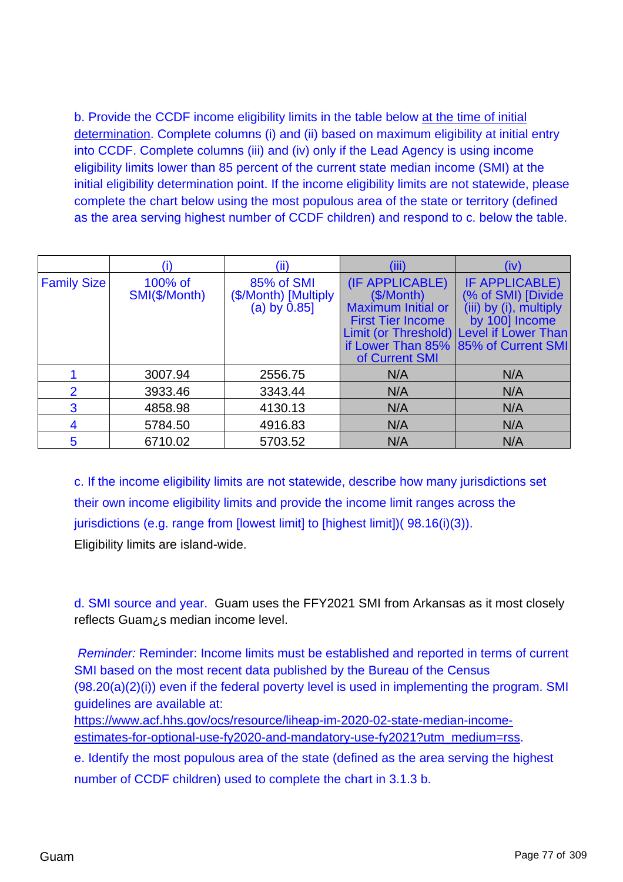b. Provide the CCDF income eligibility limits in the table below at the time of initial determination. Complete columns (i) and (ii) based on maximum eligibility at initial entry into CCDF. Complete columns (iii) and (iv) only if the Lead Agency is using income eligibility limits lower than 85 percent of the current state median income (SMI) at the initial eligibility determination point. If the income eligibility limits are not statewide, please complete the chart below using the most populous area of the state or territory (defined as the area serving highest number of CCDF children) and respond to c. below the table.

| | (i) | (ii) | (iii) | (iv) |
|---|---|---|---|---|
| Family Size | 100% of SMI($/Month) | 85% of SMI ($/Month) [Multiply (a) by 0.85] | (IF APPLICABLE) ($/Month) Maximum Initial or First Tier Income Limit (or Threshold) if Lower Than 85% of Current SMI | IF APPLICABLE) (% of SMI) [Divide (iii) by (i), multiply by 100] Income Level if Lower Than 85% of Current SMI |
| 1 | 3007.94 | 2556.75 | N/A | N/A |
| 2 | 3933.46 | 3343.44 | N/A | N/A |
| 3 | 4858.98 | 4130.13 | N/A | N/A |
| 4 | 5784.50 | 4916.83 | N/A | N/A |
| 5 | 6710.02 | 5703.52 | N/A | N/A |

c. If the income eligibility limits are not statewide, describe how many jurisdictions set their own income eligibility limits and provide the income limit ranges across the jurisdictions (e.g. range from [lowest limit] to [highest limit])( 98.16(i)(3)).

Eligibility limits are island-wide.

d. SMI source and year. Guam uses the FFY2021 SMI from Arkansas as it most closely reflects Guam¿s median income level.

*Reminder:* Reminder: Income limits must be established and reported in terms of current SMI based on the most recent data published by the Bureau of the Census (98.20(a)(2)(i)) even if the federal poverty level is used in implementing the program. SMI guidelines are available at: https://www.acf.hhs.gov/ocs/resource/liheap-im-2020-02-state-median-income-estimates-for-optional-use-fy2020-and-mandatory-use-fy2021?utm_medium=rss.

e. Identify the most populous area of the state (defined as the area serving the highest number of CCDF children) used to complete the chart in 3.1.3 b.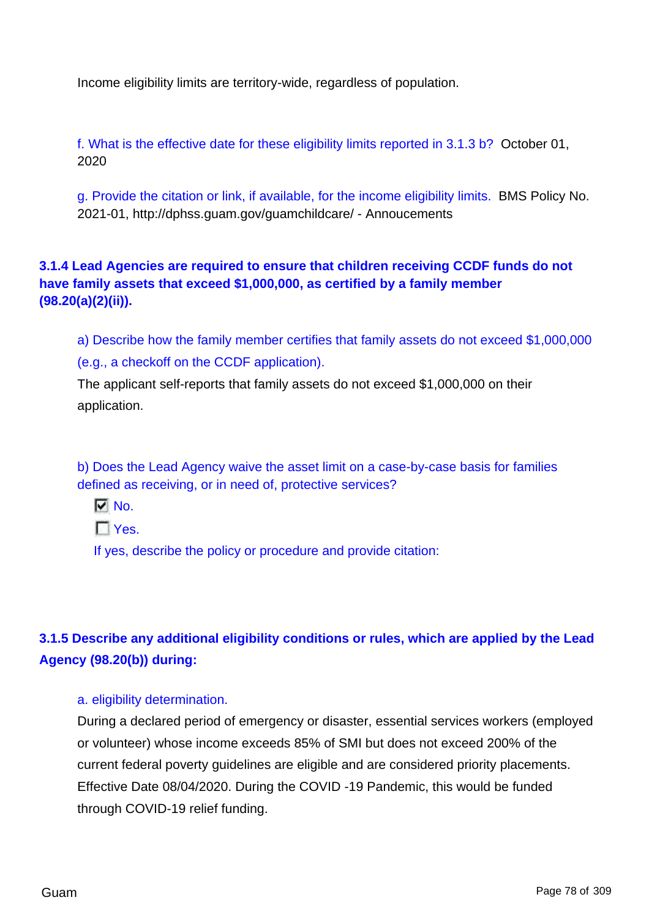Income eligibility limits are territory-wide, regardless of population.

f. What is the effective date for these eligibility limits reported in 3.1.3 b? October 01, 2020

g. Provide the citation or link, if available, for the income eligibility limits. BMS Policy No. 2021-01, http://dphss.guam.gov/guamchildcare/ - Annoucements

### 3.1.4 Lead Agencies are required to ensure that children receiving CCDF funds do not have family assets that exceed $1,000,000, as certified by a family member (98.20(a)(2)(ii)).

a) Describe how the family member certifies that family assets do not exceed $1,000,000 (e.g., a checkoff on the CCDF application).

The applicant self-reports that family assets do not exceed $1,000,000 on their application.

b) Does the Lead Agency waive the asset limit on a case-by-case basis for families defined as receiving, or in need of, protective services?

- [x] No.
- [ ] Yes.

If yes, describe the policy or procedure and provide citation:

### 3.1.5 Describe any additional eligibility conditions or rules, which are applied by the Lead Agency (98.20(b)) during:

a. eligibility determination.

During a declared period of emergency or disaster, essential services workers (employed or volunteer) whose income exceeds 85% of SMI but does not exceed 200% of the current federal poverty guidelines are eligible and are considered priority placements. Effective Date 08/04/2020. During the COVID -19 Pandemic, this would be funded through COVID-19 relief funding.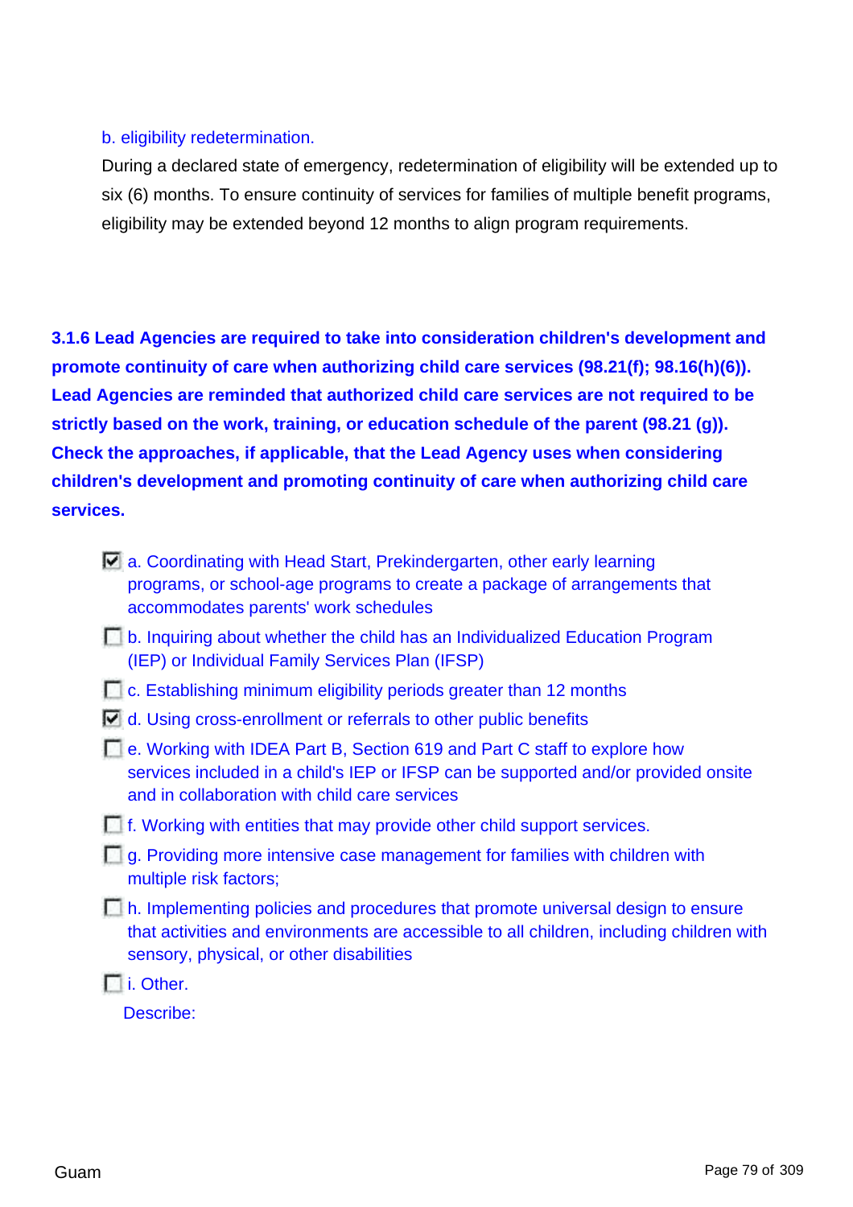b. eligibility redetermination.

During a declared state of emergency, redetermination of eligibility will be extended up to six (6) months. To ensure continuity of services for families of multiple benefit programs, eligibility may be extended beyond 12 months to align program requirements.

**3.1.6 Lead Agencies are required to take into consideration children's development and promote continuity of care when authorizing child care services (98.21(f); 98.16(h)(6)). Lead Agencies are reminded that authorized child care services are not required to be strictly based on the work, training, or education schedule of the parent (98.21 (g)). Check the approaches, if applicable, that the Lead Agency uses when considering children's development and promoting continuity of care when authorizing child care services.**

- [x] a. Coordinating with Head Start, Prekindergarten, other early learning programs, or school-age programs to create a package of arrangements that accommodates parents' work schedules
- [ ] b. Inquiring about whether the child has an Individualized Education Program (IEP) or Individual Family Services Plan (IFSP)
- [ ] c. Establishing minimum eligibility periods greater than 12 months
- [x] d. Using cross-enrollment or referrals to other public benefits
- [ ] e. Working with IDEA Part B, Section 619 and Part C staff to explore how services included in a child's IEP or IFSP can be supported and/or provided onsite and in collaboration with child care services
- [ ] f. Working with entities that may provide other child support services.
- [ ] g. Providing more intensive case management for families with children with multiple risk factors;
- [ ] h. Implementing policies and procedures that promote universal design to ensure that activities and environments are accessible to all children, including children with sensory, physical, or other disabilities
- [ ] i. Other.

Describe: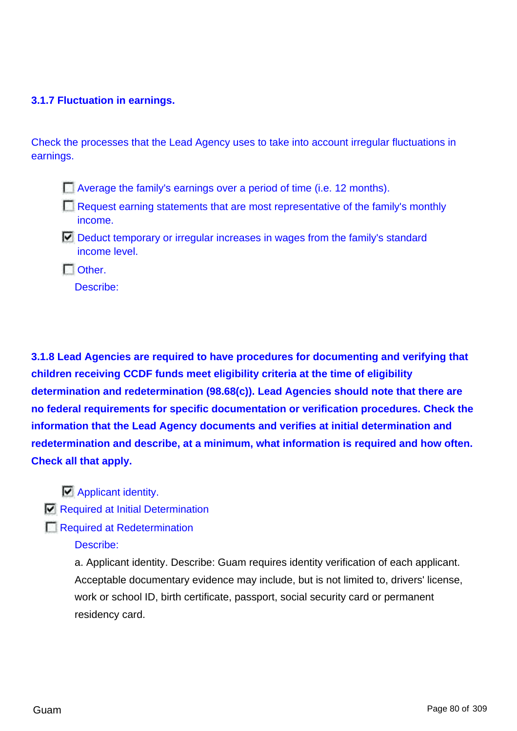### 3.1.7 Fluctuation in earnings.

Check the processes that the Lead Agency uses to take into account irregular fluctuations in earnings.

- [ ] Average the family's earnings over a period of time (i.e. 12 months).
- [ ] Request earning statements that are most representative of the family's monthly income.
- [x] Deduct temporary or irregular increases in wages from the family's standard income level.
- [ ] Other.

  Describe:

**3.1.8 Lead Agencies are required to have procedures for documenting and verifying that children receiving CCDF funds meet eligibility criteria at the time of eligibility determination and redetermination (98.68(c)). Lead Agencies should note that there are no federal requirements for specific documentation or verification procedures. Check the information that the Lead Agency documents and verifies at initial determination and redetermination and describe, at a minimum, what information is required and how often. Check all that apply.**

- [x] Applicant identity.
- [x] Required at Initial Determination
- [ ] Required at Redetermination

  Describe:

  a. Applicant identity. Describe: Guam requires identity verification of each applicant. Acceptable documentary evidence may include, but is not limited to, drivers' license, work or school ID, birth certificate, passport, social security card or permanent residency card.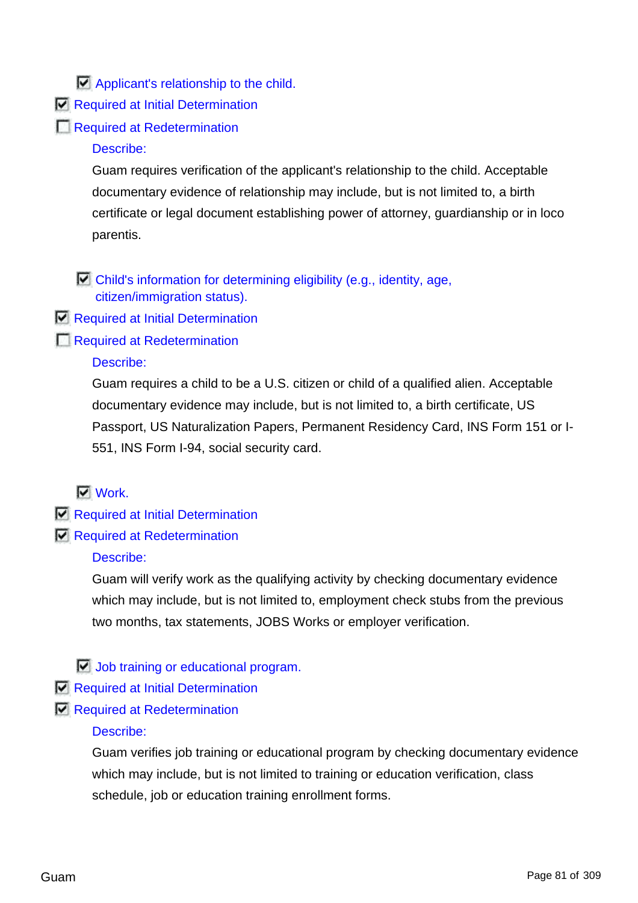- [x] Applicant's relationship to the child.

- [x] Required at Initial Determination
- [ ] Required at Redetermination

Describe:

Guam requires verification of the applicant's relationship to the child. Acceptable documentary evidence of relationship may include, but is not limited to, a birth certificate or legal document establishing power of attorney, guardianship or in loco parentis.

- [x] Child's information for determining eligibility (e.g., identity, age, citizen/immigration status).

- [x] Required at Initial Determination
- [ ] Required at Redetermination

Describe:

Guam requires a child to be a U.S. citizen or child of a qualified alien. Acceptable documentary evidence may include, but is not limited to, a birth certificate, US Passport, US Naturalization Papers, Permanent Residency Card, INS Form 151 or I-551, INS Form I-94, social security card.

- [x] Work.

- [x] Required at Initial Determination
- [x] Required at Redetermination

Describe:

Guam will verify work as the qualifying activity by checking documentary evidence which may include, but is not limited to, employment check stubs from the previous two months, tax statements, JOBS Works or employer verification.

- [x] Job training or educational program.

- [x] Required at Initial Determination
- [x] Required at Redetermination

Describe:

Guam verifies job training or educational program by checking documentary evidence which may include, but is not limited to training or education verification, class schedule, job or education training enrollment forms.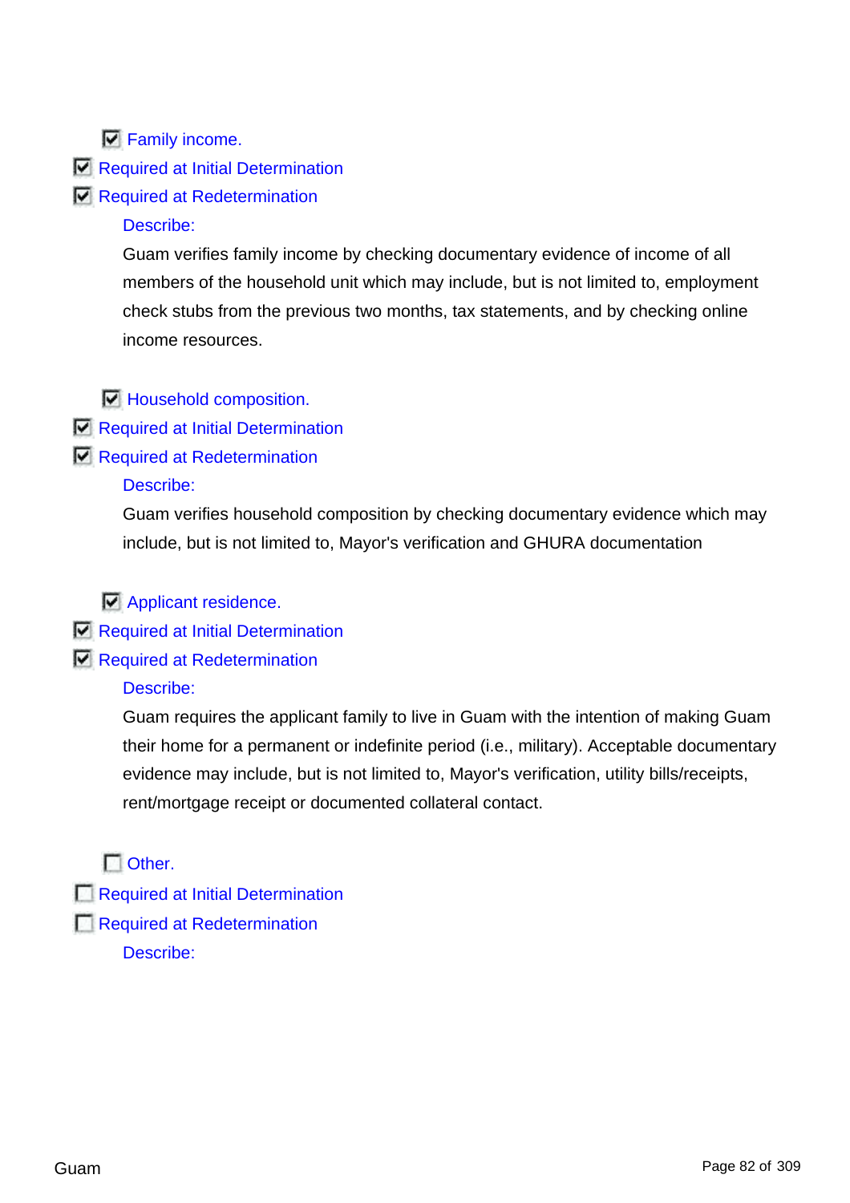- [x] Family income.

- [x] Required at Initial Determination
- [x] Required at Redetermination

Describe:

Guam verifies family income by checking documentary evidence of income of all members of the household unit which may include, but is not limited to, employment check stubs from the previous two months, tax statements, and by checking online income resources.

- [x] Household composition.

- [x] Required at Initial Determination
- [x] Required at Redetermination

Describe:

Guam verifies household composition by checking documentary evidence which may include, but is not limited to, Mayor's verification and GHURA documentation

- [x] Applicant residence.

- [x] Required at Initial Determination
- [x] Required at Redetermination

Describe:

Guam requires the applicant family to live in Guam with the intention of making Guam their home for a permanent or indefinite period (i.e., military). Acceptable documentary evidence may include, but is not limited to, Mayor's verification, utility bills/receipts, rent/mortgage receipt or documented collateral contact.

- [ ] Other.

- [ ] Required at Initial Determination
- [ ] Required at Redetermination

Describe: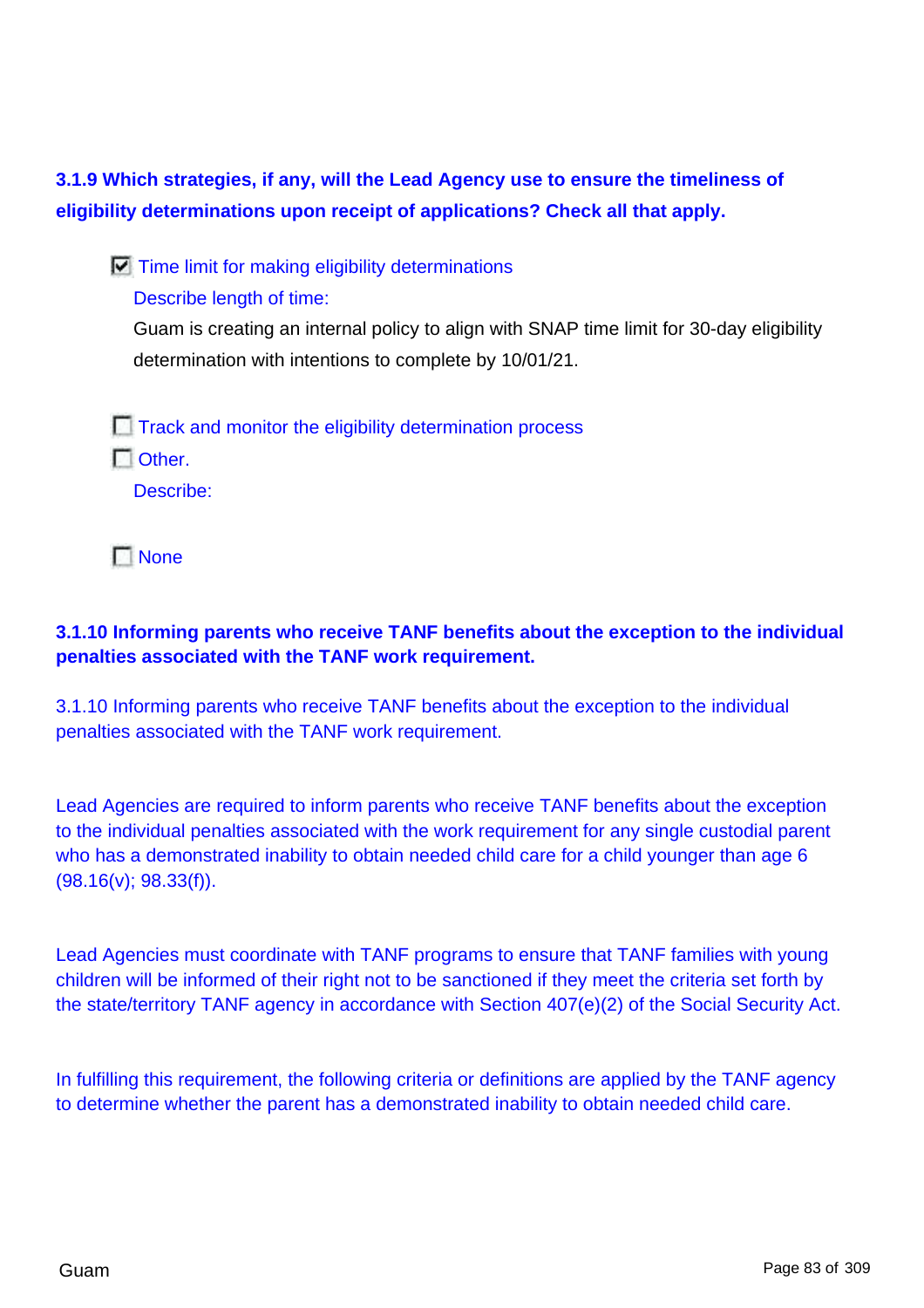**3.1.9 Which strategies, if any, will the Lead Agency use to ensure the timeliness of eligibility determinations upon receipt of applications? Check all that apply.**

- [x] Time limit for making eligibility determinations

  Describe length of time:

  Guam is creating an internal policy to align with SNAP time limit for 30-day eligibility determination with intentions to complete by 10/01/21.

- [ ] Track and monitor the eligibility determination process
- [ ] Other.

  Describe:

- [ ] None

**3.1.10 Informing parents who receive TANF benefits about the exception to the individual penalties associated with the TANF work requirement.**

3.1.10 Informing parents who receive TANF benefits about the exception to the individual penalties associated with the TANF work requirement.

Lead Agencies are required to inform parents who receive TANF benefits about the exception to the individual penalties associated with the work requirement for any single custodial parent who has a demonstrated inability to obtain needed child care for a child younger than age 6 (98.16(v); 98.33(f)).

Lead Agencies must coordinate with TANF programs to ensure that TANF families with young children will be informed of their right not to be sanctioned if they meet the criteria set forth by the state/territory TANF agency in accordance with Section 407(e)(2) of the Social Security Act.

In fulfilling this requirement, the following criteria or definitions are applied by the TANF agency to determine whether the parent has a demonstrated inability to obtain needed child care.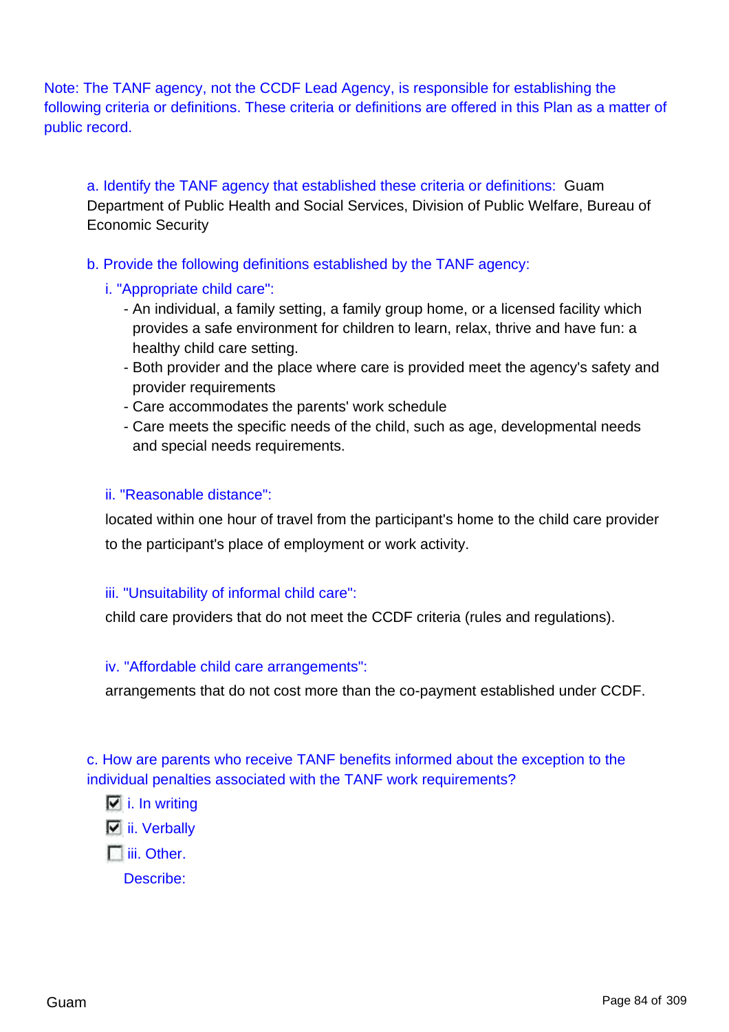Note: The TANF agency, not the CCDF Lead Agency, is responsible for establishing the following criteria or definitions. These criteria or definitions are offered in this Plan as a matter of public record.

a. Identify the TANF agency that established these criteria or definitions: Guam Department of Public Health and Social Services, Division of Public Welfare, Bureau of Economic Security

b. Provide the following definitions established by the TANF agency:

i. "Appropriate child care":

- An individual, a family setting, a family group home, or a licensed facility which provides a safe environment for children to learn, relax, thrive and have fun: a healthy child care setting.
- Both provider and the place where care is provided meet the agency's safety and provider requirements
- Care accommodates the parents' work schedule
- Care meets the specific needs of the child, such as age, developmental needs and special needs requirements.

ii. "Reasonable distance":

located within one hour of travel from the participant's home to the child care provider to the participant's place of employment or work activity.

iii. "Unsuitability of informal child care":

child care providers that do not meet the CCDF criteria (rules and regulations).

iv. "Affordable child care arrangements":

arrangements that do not cost more than the co-payment established under CCDF.

c. How are parents who receive TANF benefits informed about the exception to the individual penalties associated with the TANF work requirements?

- [x] i. In writing
- [x] ii. Verbally
- [ ] iii. Other.

Describe: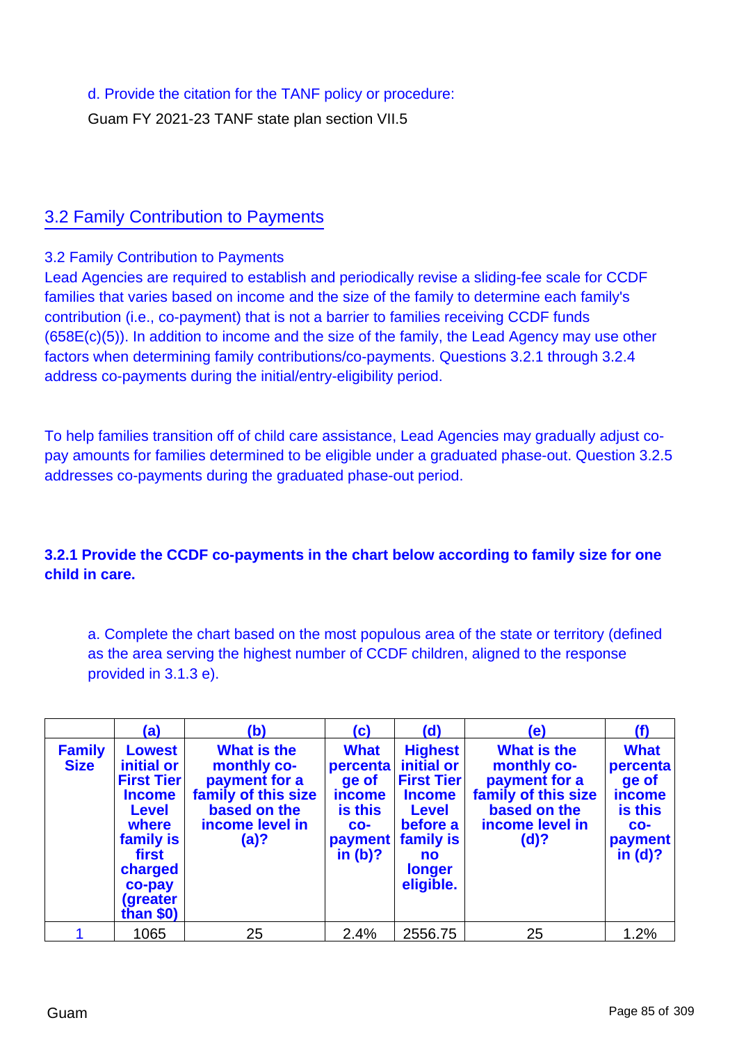d. Provide the citation for the TANF policy or procedure:

Guam FY 2021-23 TANF state plan section VII.5

## 3.2 Family Contribution to Payments

3.2 Family Contribution to Payments

Lead Agencies are required to establish and periodically revise a sliding-fee scale for CCDF families that varies based on income and the size of the family to determine each family's contribution (i.e., co-payment) that is not a barrier to families receiving CCDF funds (658E(c)(5)). In addition to income and the size of the family, the Lead Agency may use other factors when determining family contributions/co-payments. Questions 3.2.1 through 3.2.4 address co-payments during the initial/entry-eligibility period.

To help families transition off of child care assistance, Lead Agencies may gradually adjust co-pay amounts for families determined to be eligible under a graduated phase-out. Question 3.2.5 addresses co-payments during the graduated phase-out period.

**3.2.1 Provide the CCDF co-payments in the chart below according to family size for one child in care.**

a. Complete the chart based on the most populous area of the state or territory (defined as the area serving the highest number of CCDF children, aligned to the response provided in 3.1.3 e).

| | (a) | (b) | (c) | (d) | (e) | (f) |
|---|---|---|---|---|---|---|
| **Family Size** | **Lowest initial or First Tier Income Level where family is first charged co-pay (greater than $0)** | **What is the monthly co-payment for a family of this size based on the income level in (a)?** | **What percentage of income is this co-payment in (b)?** | **Highest initial or First Tier Income Level before a family is no longer eligible.** | **What is the monthly co-payment for a family of this size based on the income level in (d)?** | **What percentage of income is this co-payment in (d)?** |
| 1 | 1065 | 25 | 2.4% | 2556.75 | 25 | 1.2% |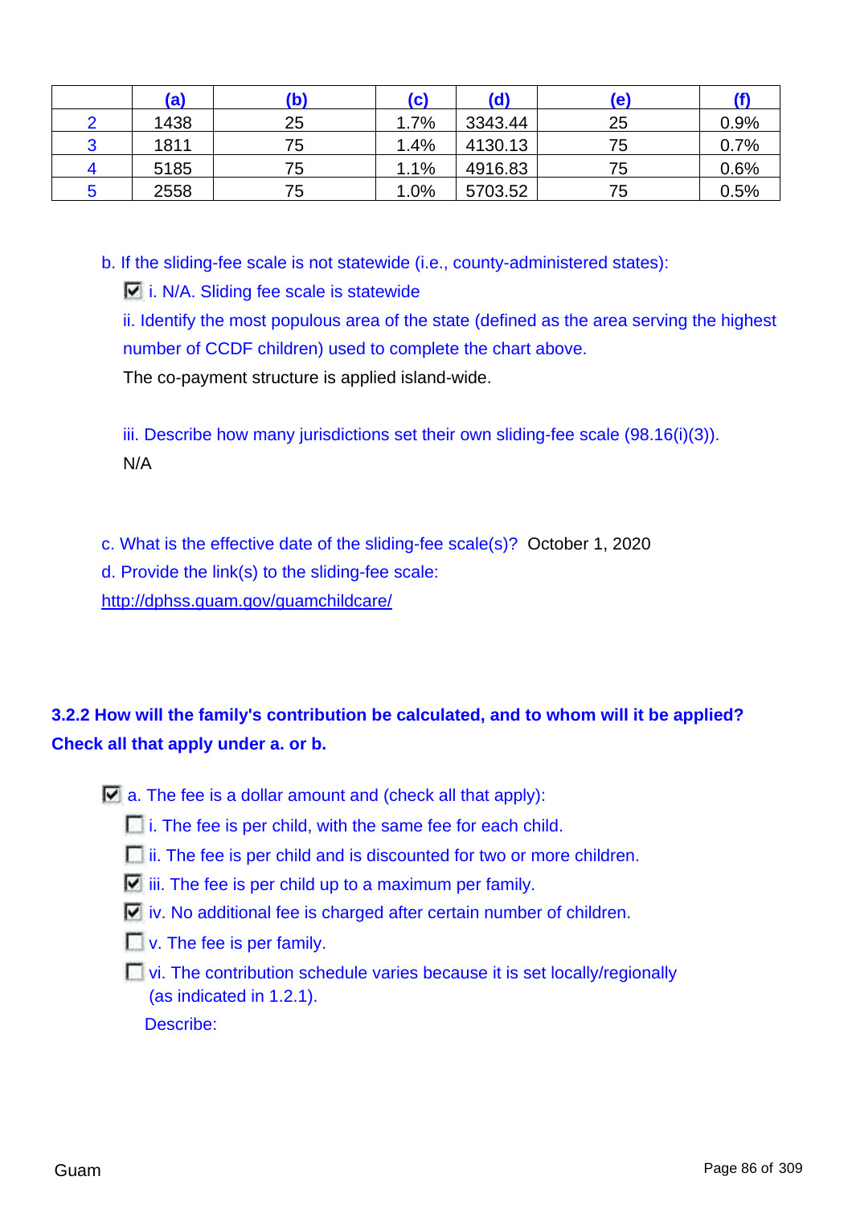|  | (a) | (b) | (c) | (d) | (e) | (f) |
|---|---|---|---|---|---|---|
| 2 | 1438 | 25 | 1.7% | 3343.44 | 25 | 0.9% |
| 3 | 1811 | 75 | 1.4% | 4130.13 | 75 | 0.7% |
| 4 | 5185 | 75 | 1.1% | 4916.83 | 75 | 0.6% |
| 5 | 2558 | 75 | 1.0% | 5703.52 | 75 | 0.5% |

b. If the sliding-fee scale is not statewide (i.e., county-administered states):

- [x] i. N/A. Sliding fee scale is statewide

ii. Identify the most populous area of the state (defined as the area serving the highest number of CCDF children) used to complete the chart above.

The co-payment structure is applied island-wide.

iii. Describe how many jurisdictions set their own sliding-fee scale (98.16(i)(3)).

N/A

c. What is the effective date of the sliding-fee scale(s)? October 1, 2020

d. Provide the link(s) to the sliding-fee scale:

http://dphss.guam.gov/guamchildcare/

**3.2.2 How will the family's contribution be calculated, and to whom will it be applied? Check all that apply under a. or b.**

- [x] a. The fee is a dollar amount and (check all that apply):
  - [ ] i. The fee is per child, with the same fee for each child.
  - [ ] ii. The fee is per child and is discounted for two or more children.
  - [x] iii. The fee is per child up to a maximum per family.
  - [x] iv. No additional fee is charged after certain number of children.
  - [ ] v. The fee is per family.
  - [ ] vi. The contribution schedule varies because it is set locally/regionally (as indicated in 1.2.1).

    Describe: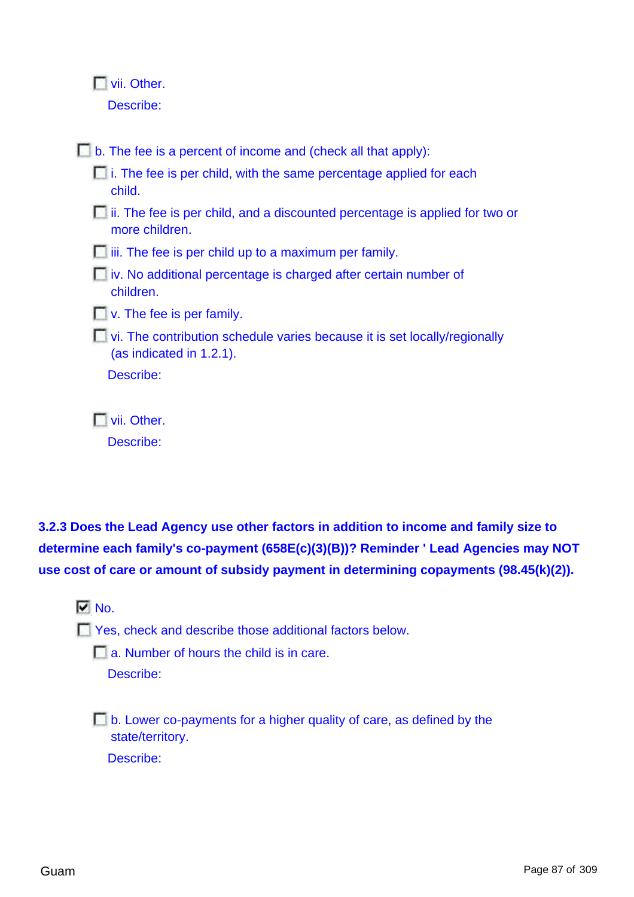- [ ] vii. Other.

  Describe:

- [ ] b. The fee is a percent of income and (check all that apply):
  - [ ] i. The fee is per child, with the same percentage applied for each child.
  - [ ] ii. The fee is per child, and a discounted percentage is applied for two or more children.
  - [ ] iii. The fee is per child up to a maximum per family.
  - [ ] iv. No additional percentage is charged after certain number of children.
  - [ ] v. The fee is per family.
  - [ ] vi. The contribution schedule varies because it is set locally/regionally (as indicated in 1.2.1).

    Describe:

  - [ ] vii. Other.

    Describe:

**3.2.3 Does the Lead Agency use other factors in addition to income and family size to determine each family's co-payment (658E(c)(3)(B))? Reminder ' Lead Agencies may NOT use cost of care or amount of subsidy payment in determining copayments (98.45(k)(2)).**

- [x] No.
- [ ] Yes, check and describe those additional factors below.
  - [ ] a. Number of hours the child is in care.

    Describe:

  - [ ] b. Lower co-payments for a higher quality of care, as defined by the state/territory.

    Describe: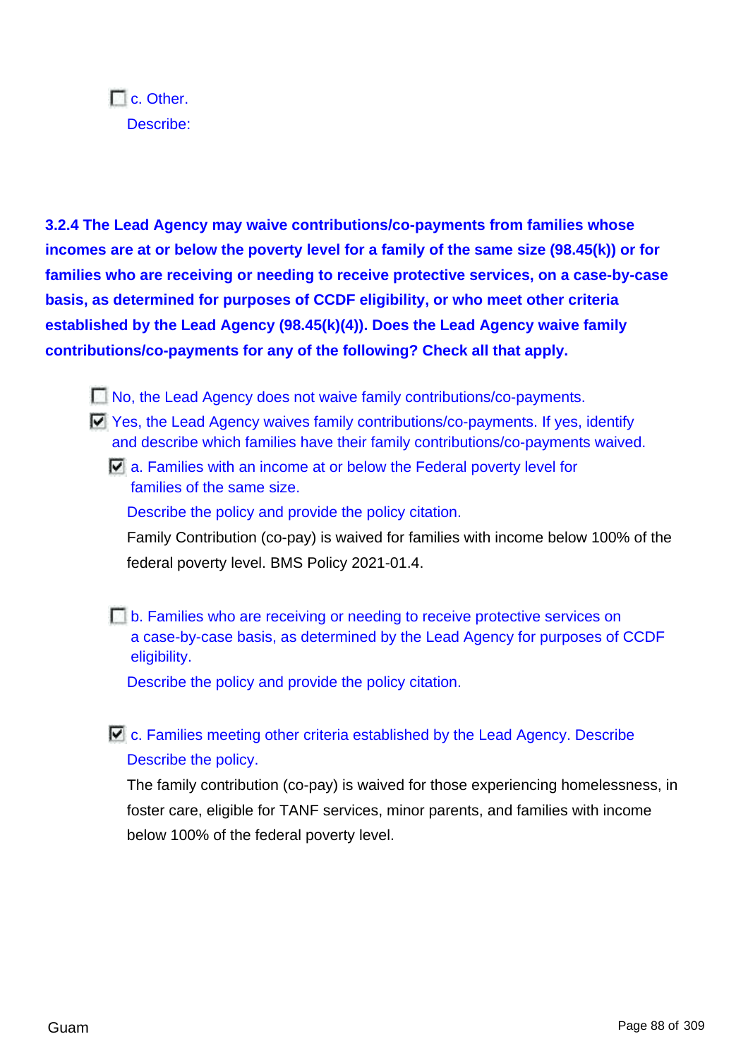- [ ] c. Other.

  Describe:

**3.2.4 The Lead Agency may waive contributions/co-payments from families whose incomes are at or below the poverty level for a family of the same size (98.45(k)) or for families who are receiving or needing to receive protective services, on a case-by-case basis, as determined for purposes of CCDF eligibility, or who meet other criteria established by the Lead Agency (98.45(k)(4)). Does the Lead Agency waive family contributions/co-payments for any of the following? Check all that apply.**

- [ ] No, the Lead Agency does not waive family contributions/co-payments.
- [x] Yes, the Lead Agency waives family contributions/co-payments. If yes, identify and describe which families have their family contributions/co-payments waived.
  - [x] a. Families with an income at or below the Federal poverty level for families of the same size.

    Describe the policy and provide the policy citation.

    Family Contribution (co-pay) is waived for families with income below 100% of the federal poverty level. BMS Policy 2021-01.4.

  - [ ] b. Families who are receiving or needing to receive protective services on a case-by-case basis, as determined by the Lead Agency for purposes of CCDF eligibility.

    Describe the policy and provide the policy citation.

  - [x] c. Families meeting other criteria established by the Lead Agency. Describe

    Describe the policy.

    The family contribution (co-pay) is waived for those experiencing homelessness, in foster care, eligible for TANF services, minor parents, and families with income below 100% of the federal poverty level.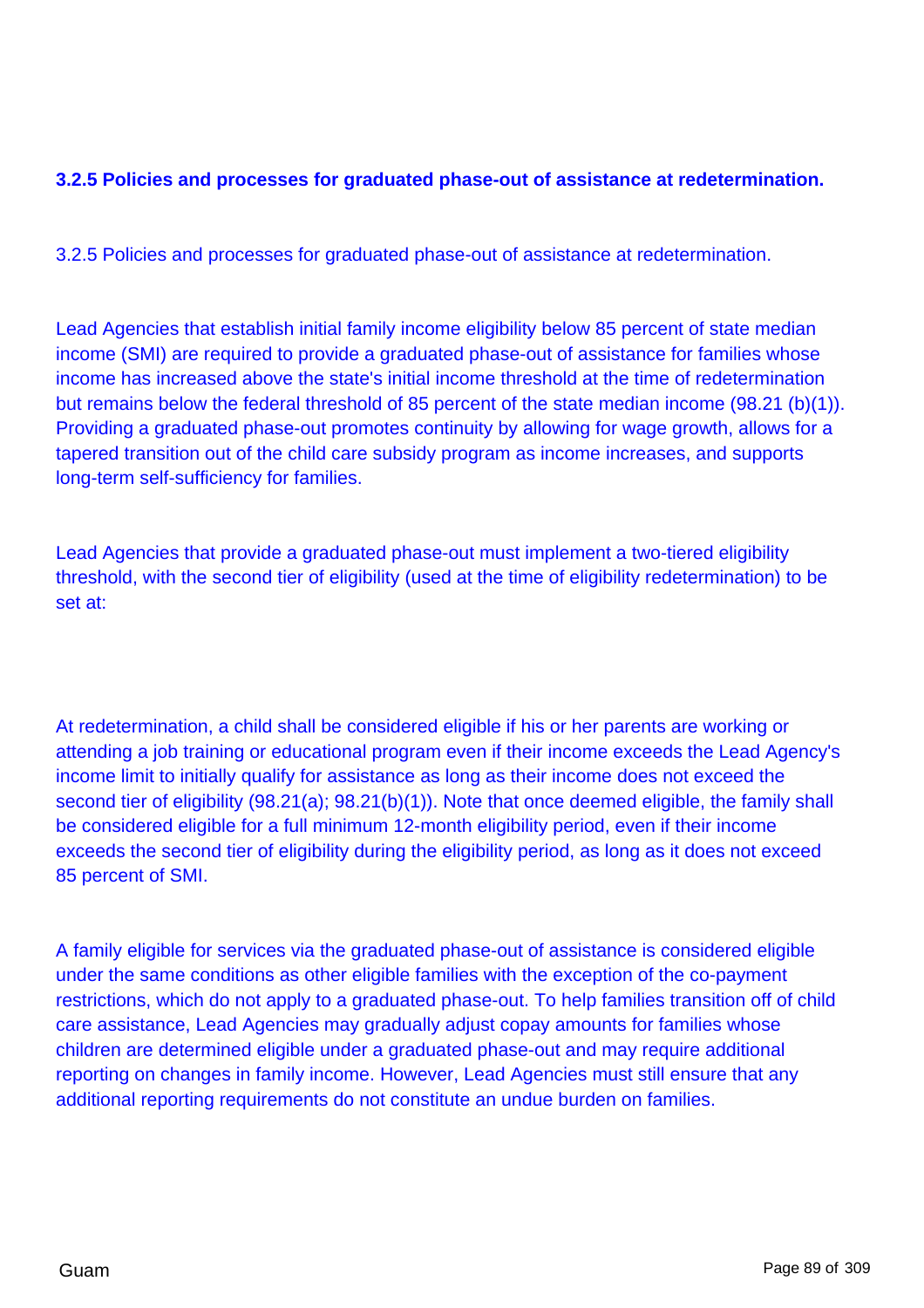### 3.2.5 Policies and processes for graduated phase-out of assistance at redetermination.

3.2.5 Policies and processes for graduated phase-out of assistance at redetermination.

Lead Agencies that establish initial family income eligibility below 85 percent of state median income (SMI) are required to provide a graduated phase-out of assistance for families whose income has increased above the state's initial income threshold at the time of redetermination but remains below the federal threshold of 85 percent of the state median income (98.21 (b)(1)). Providing a graduated phase-out promotes continuity by allowing for wage growth, allows for a tapered transition out of the child care subsidy program as income increases, and supports long-term self-sufficiency for families.

Lead Agencies that provide a graduated phase-out must implement a two-tiered eligibility threshold, with the second tier of eligibility (used at the time of eligibility redetermination) to be set at:

At redetermination, a child shall be considered eligible if his or her parents are working or attending a job training or educational program even if their income exceeds the Lead Agency's income limit to initially qualify for assistance as long as their income does not exceed the second tier of eligibility (98.21(a); 98.21(b)(1)). Note that once deemed eligible, the family shall be considered eligible for a full minimum 12-month eligibility period, even if their income exceeds the second tier of eligibility during the eligibility period, as long as it does not exceed 85 percent of SMI.

A family eligible for services via the graduated phase-out of assistance is considered eligible under the same conditions as other eligible families with the exception of the co-payment restrictions, which do not apply to a graduated phase-out. To help families transition off of child care assistance, Lead Agencies may gradually adjust copay amounts for families whose children are determined eligible under a graduated phase-out and may require additional reporting on changes in family income. However, Lead Agencies must still ensure that any additional reporting requirements do not constitute an undue burden on families.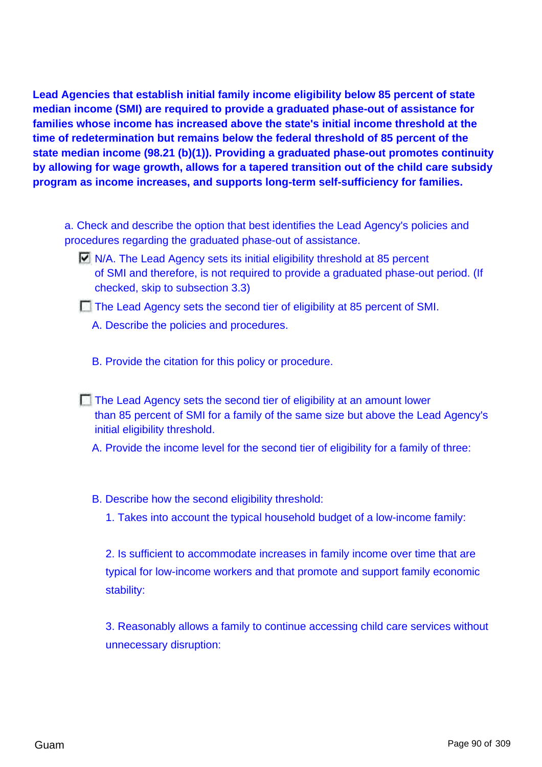**Lead Agencies that establish initial family income eligibility below 85 percent of state median income (SMI) are required to provide a graduated phase-out of assistance for families whose income has increased above the state's initial income threshold at the time of redetermination but remains below the federal threshold of 85 percent of the state median income (98.21 (b)(1)). Providing a graduated phase-out promotes continuity by allowing for wage growth, allows for a tapered transition out of the child care subsidy program as income increases, and supports long-term self-sufficiency for families.**

a. Check and describe the option that best identifies the Lead Agency's policies and procedures regarding the graduated phase-out of assistance.

- [x] N/A. The Lead Agency sets its initial eligibility threshold at 85 percent of SMI and therefore, is not required to provide a graduated phase-out period. (If checked, skip to subsection 3.3)
- [ ] The Lead Agency sets the second tier of eligibility at 85 percent of SMI.
  - A. Describe the policies and procedures.
  - B. Provide the citation for this policy or procedure.
- [ ] The Lead Agency sets the second tier of eligibility at an amount lower than 85 percent of SMI for a family of the same size but above the Lead Agency's initial eligibility threshold.
  - A. Provide the income level for the second tier of eligibility for a family of three:
  - B. Describe how the second eligibility threshold:
    1. Takes into account the typical household budget of a low-income family:
    2. Is sufficient to accommodate increases in family income over time that are typical for low-income workers and that promote and support family economic stability:
    3. Reasonably allows a family to continue accessing child care services without unnecessary disruption: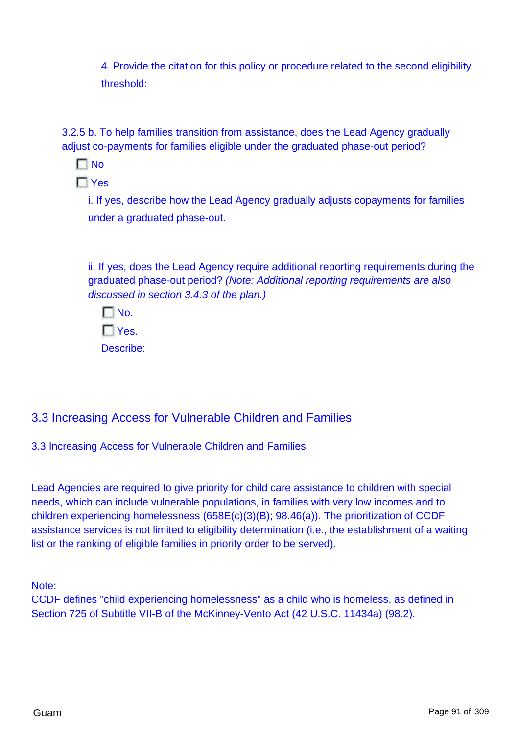4. Provide the citation for this policy or procedure related to the second eligibility threshold:

3.2.5 b. To help families transition from assistance, does the Lead Agency gradually adjust co-payments for families eligible under the graduated phase-out period?

- [ ] No
- [ ] Yes

i. If yes, describe how the Lead Agency gradually adjusts copayments for families under a graduated phase-out.

ii. If yes, does the Lead Agency require additional reporting requirements during the graduated phase-out period? *(Note: Additional reporting requirements are also discussed in section 3.4.3 of the plan.)*

- [ ] No.
- [ ] Yes.

Describe:

## 3.3 Increasing Access for Vulnerable Children and Families

3.3 Increasing Access for Vulnerable Children and Families

Lead Agencies are required to give priority for child care assistance to children with special needs, which can include vulnerable populations, in families with very low incomes and to children experiencing homelessness (658E(c)(3)(B); 98.46(a)). The prioritization of CCDF assistance services is not limited to eligibility determination (i.e., the establishment of a waiting list or the ranking of eligible families in priority order to be served).

Note:
CCDF defines "child experiencing homelessness" as a child who is homeless, as defined in Section 725 of Subtitle VII-B of the McKinney-Vento Act (42 U.S.C. 11434a) (98.2).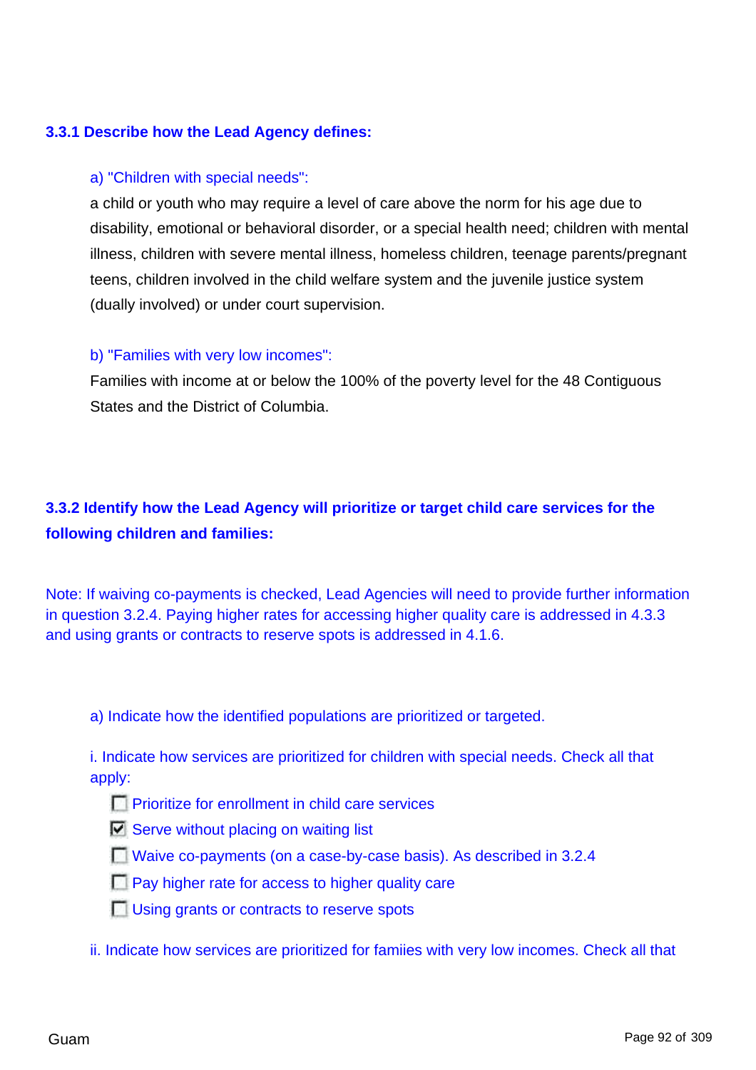### 3.3.1 Describe how the Lead Agency defines:

a) "Children with special needs":

a child or youth who may require a level of care above the norm for his age due to disability, emotional or behavioral disorder, or a special health need; children with mental illness, children with severe mental illness, homeless children, teenage parents/pregnant teens, children involved in the child welfare system and the juvenile justice system (dually involved) or under court supervision.

b) "Families with very low incomes":

Families with income at or below the 100% of the poverty level for the 48 Contiguous States and the District of Columbia.

### 3.3.2 Identify how the Lead Agency will prioritize or target child care services for the following children and families:

Note: If waiving co-payments is checked, Lead Agencies will need to provide further information in question 3.2.4. Paying higher rates for accessing higher quality care is addressed in 4.3.3 and using grants or contracts to reserve spots is addressed in 4.1.6.

a) Indicate how the identified populations are prioritized or targeted.

i. Indicate how services are prioritized for children with special needs. Check all that apply:

- [ ] Prioritize for enrollment in child care services
- [x] Serve without placing on waiting list
- [ ] Waive co-payments (on a case-by-case basis). As described in 3.2.4
- [ ] Pay higher rate for access to higher quality care
- [ ] Using grants or contracts to reserve spots

ii. Indicate how services are prioritized for famiies with very low incomes. Check all that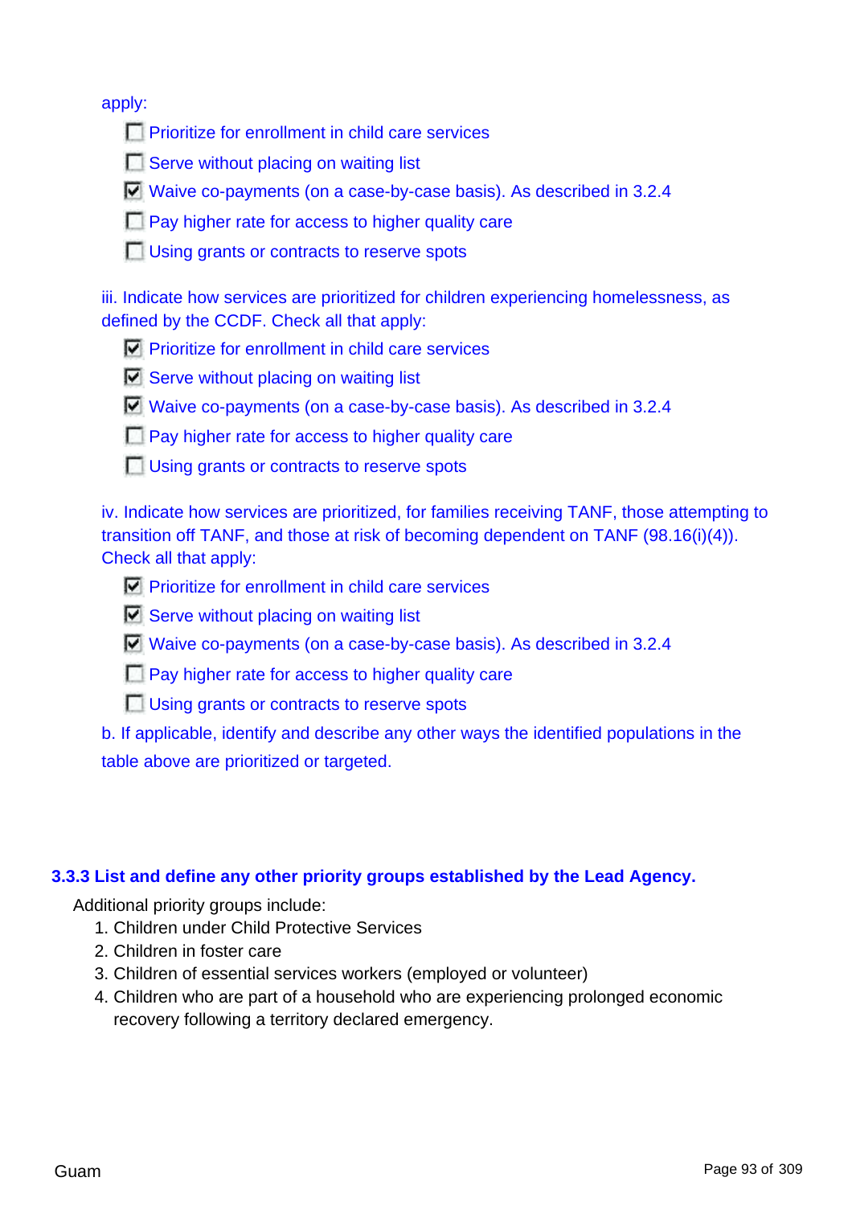apply:

- [ ] Prioritize for enrollment in child care services
- [ ] Serve without placing on waiting list
- [x] Waive co-payments (on a case-by-case basis). As described in 3.2.4
- [ ] Pay higher rate for access to higher quality care
- [ ] Using grants or contracts to reserve spots

iii. Indicate how services are prioritized for children experiencing homelessness, as defined by the CCDF. Check all that apply:

- [x] Prioritize for enrollment in child care services
- [x] Serve without placing on waiting list
- [x] Waive co-payments (on a case-by-case basis). As described in 3.2.4
- [ ] Pay higher rate for access to higher quality care
- [ ] Using grants or contracts to reserve spots

iv. Indicate how services are prioritized, for families receiving TANF, those attempting to transition off TANF, and those at risk of becoming dependent on TANF (98.16(i)(4)). Check all that apply:

- [x] Prioritize for enrollment in child care services
- [x] Serve without placing on waiting list
- [x] Waive co-payments (on a case-by-case basis). As described in 3.2.4
- [ ] Pay higher rate for access to higher quality care
- [ ] Using grants or contracts to reserve spots

b. If applicable, identify and describe any other ways the identified populations in the table above are prioritized or targeted.

### 3.3.3 List and define any other priority groups established by the Lead Agency.

Additional priority groups include:

1. Children under Child Protective Services
2. Children in foster care
3. Children of essential services workers (employed or volunteer)
4. Children who are part of a household who are experiencing prolonged economic recovery following a territory declared emergency.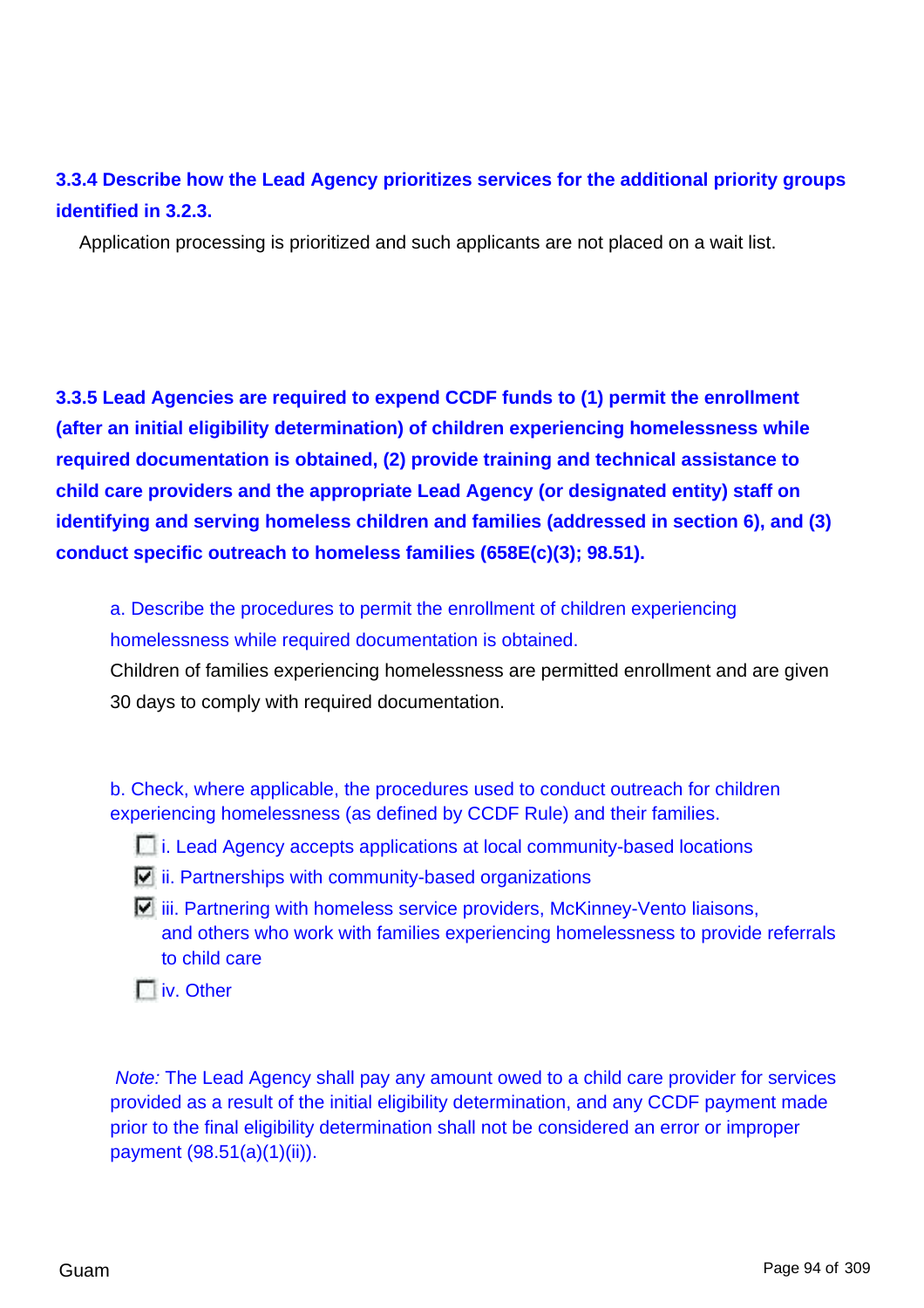**3.3.4 Describe how the Lead Agency prioritizes services for the additional priority groups identified in 3.2.3.**

Application processing is prioritized and such applicants are not placed on a wait list.

**3.3.5 Lead Agencies are required to expend CCDF funds to (1) permit the enrollment (after an initial eligibility determination) of children experiencing homelessness while required documentation is obtained, (2) provide training and technical assistance to child care providers and the appropriate Lead Agency (or designated entity) staff on identifying and serving homeless children and families (addressed in section 6), and (3) conduct specific outreach to homeless families (658E(c)(3); 98.51).**

a. Describe the procedures to permit the enrollment of children experiencing homelessness while required documentation is obtained.

Children of families experiencing homelessness are permitted enrollment and are given 30 days to comply with required documentation.

b. Check, where applicable, the procedures used to conduct outreach for children experiencing homelessness (as defined by CCDF Rule) and their families.

- [ ] i. Lead Agency accepts applications at local community-based locations
- [x] ii. Partnerships with community-based organizations
- [x] iii. Partnering with homeless service providers, McKinney-Vento liaisons, and others who work with families experiencing homelessness to provide referrals to child care
- [ ] iv. Other

*Note:* The Lead Agency shall pay any amount owed to a child care provider for services provided as a result of the initial eligibility determination, and any CCDF payment made prior to the final eligibility determination shall not be considered an error or improper payment (98.51(a)(1)(ii)).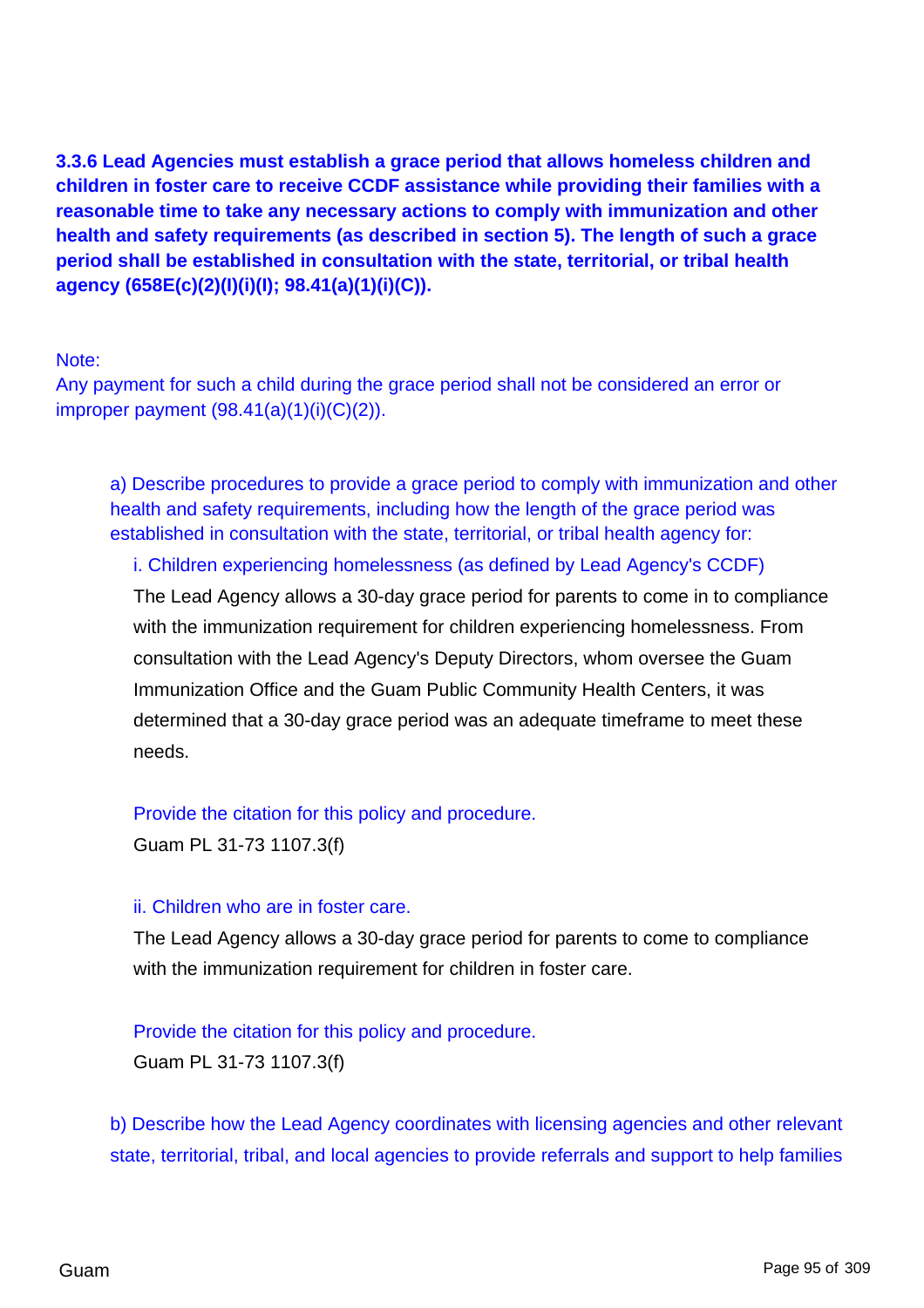**3.3.6 Lead Agencies must establish a grace period that allows homeless children and children in foster care to receive CCDF assistance while providing their families with a reasonable time to take any necessary actions to comply with immunization and other health and safety requirements (as described in section 5). The length of such a grace period shall be established in consultation with the state, territorial, or tribal health agency (658E(c)(2)(I)(i)(I); 98.41(a)(1)(i)(C)).**

Note:
Any payment for such a child during the grace period shall not be considered an error or improper payment (98.41(a)(1)(i)(C)(2)).

a) Describe procedures to provide a grace period to comply with immunization and other health and safety requirements, including how the length of the grace period was established in consultation with the state, territorial, or tribal health agency for:

i. Children experiencing homelessness (as defined by Lead Agency's CCDF)

The Lead Agency allows a 30-day grace period for parents to come in to compliance with the immunization requirement for children experiencing homelessness. From consultation with the Lead Agency's Deputy Directors, whom oversee the Guam Immunization Office and the Guam Public Community Health Centers, it was determined that a 30-day grace period was an adequate timeframe to meet these needs.

Provide the citation for this policy and procedure.

Guam PL 31-73 1107.3(f)

ii. Children who are in foster care.

The Lead Agency allows a 30-day grace period for parents to come to compliance with the immunization requirement for children in foster care.

Provide the citation for this policy and procedure.

Guam PL 31-73 1107.3(f)

b) Describe how the Lead Agency coordinates with licensing agencies and other relevant state, territorial, tribal, and local agencies to provide referrals and support to help families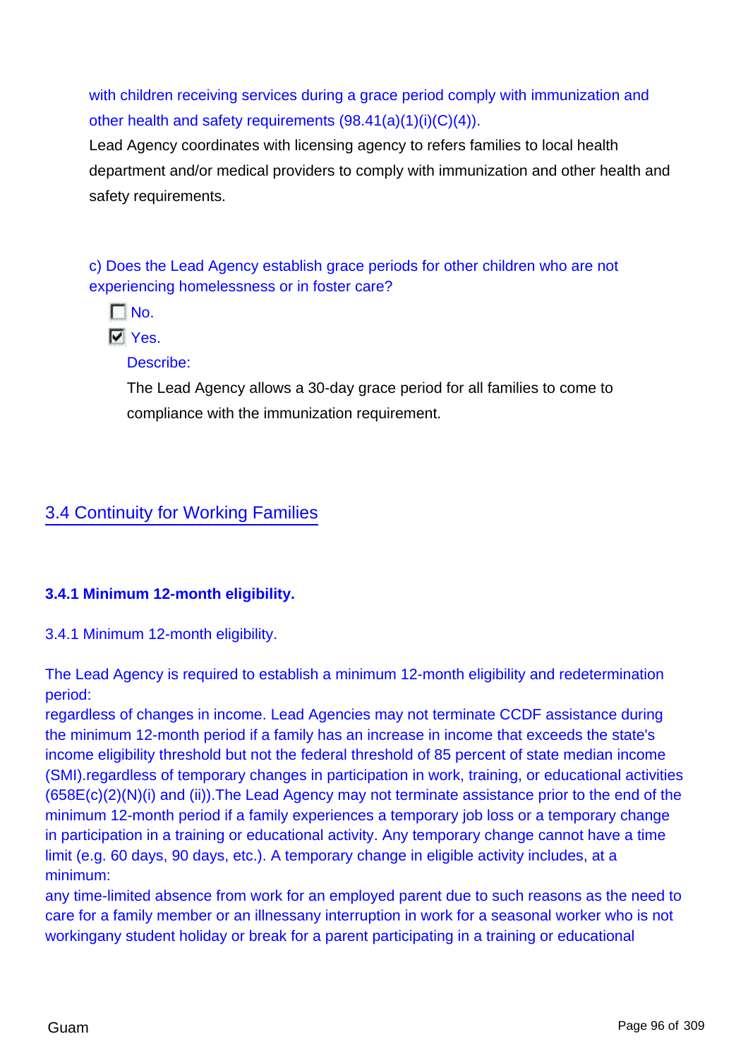with children receiving services during a grace period comply with immunization and other health and safety requirements (98.41(a)(1)(i)(C)(4)).

Lead Agency coordinates with licensing agency to refers families to local health department and/or medical providers to comply with immunization and other health and safety requirements.

c) Does the Lead Agency establish grace periods for other children who are not experiencing homelessness or in foster care?

- [ ] No.
- [x] Yes.

Describe:

The Lead Agency allows a 30-day grace period for all families to come to compliance with the immunization requirement.

## 3.4 Continuity for Working Families

### 3.4.1 Minimum 12-month eligibility.

3.4.1 Minimum 12-month eligibility.

The Lead Agency is required to establish a minimum 12-month eligibility and redetermination period:

regardless of changes in income. Lead Agencies may not terminate CCDF assistance during the minimum 12-month period if a family has an increase in income that exceeds the state's income eligibility threshold but not the federal threshold of 85 percent of state median income (SMI).regardless of temporary changes in participation in work, training, or educational activities (658E(c)(2)(N)(i) and (ii)).The Lead Agency may not terminate assistance prior to the end of the minimum 12-month period if a family experiences a temporary job loss or a temporary change in participation in a training or educational activity. Any temporary change cannot have a time limit (e.g. 60 days, 90 days, etc.). A temporary change in eligible activity includes, at a minimum:

any time-limited absence from work for an employed parent due to such reasons as the need to care for a family member or an illnessany interruption in work for a seasonal worker who is not workingany student holiday or break for a parent participating in a training or educational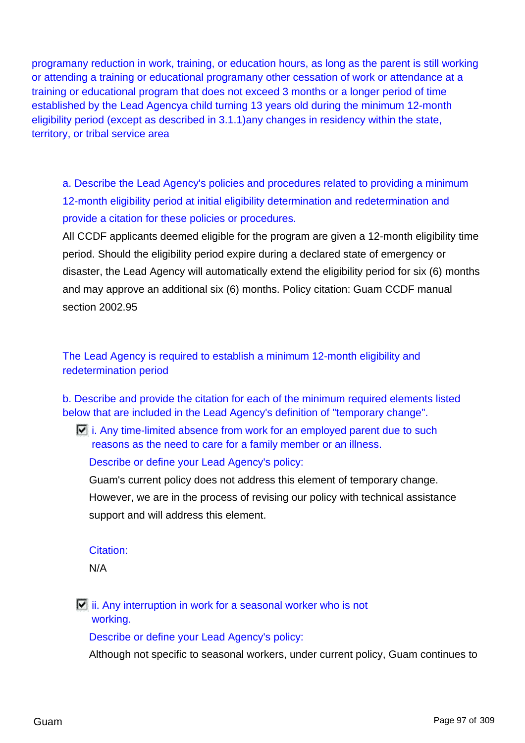programany reduction in work, training, or education hours, as long as the parent is still working or attending a training or educational programany other cessation of work or attendance at a training or educational program that does not exceed 3 months or a longer period of time established by the Lead Agencya child turning 13 years old during the minimum 12-month eligibility period (except as described in 3.1.1)any changes in residency within the state, territory, or tribal service area

a. Describe the Lead Agency's policies and procedures related to providing a minimum 12-month eligibility period at initial eligibility determination and redetermination and provide a citation for these policies or procedures.

All CCDF applicants deemed eligible for the program are given a 12-month eligibility time period. Should the eligibility period expire during a declared state of emergency or disaster, the Lead Agency will automatically extend the eligibility period for six (6) months and may approve an additional six (6) months. Policy citation: Guam CCDF manual section 2002.95

The Lead Agency is required to establish a minimum 12-month eligibility and redetermination period

b. Describe and provide the citation for each of the minimum required elements listed below that are included in the Lead Agency's definition of "temporary change".

- [x] i. Any time-limited absence from work for an employed parent due to such reasons as the need to care for a family member or an illness.

Describe or define your Lead Agency's policy:

Guam's current policy does not address this element of temporary change. However, we are in the process of revising our policy with technical assistance support and will address this element.

Citation:

N/A

- [x] ii. Any interruption in work for a seasonal worker who is not working.

Describe or define your Lead Agency's policy:

Although not specific to seasonal workers, under current policy, Guam continues to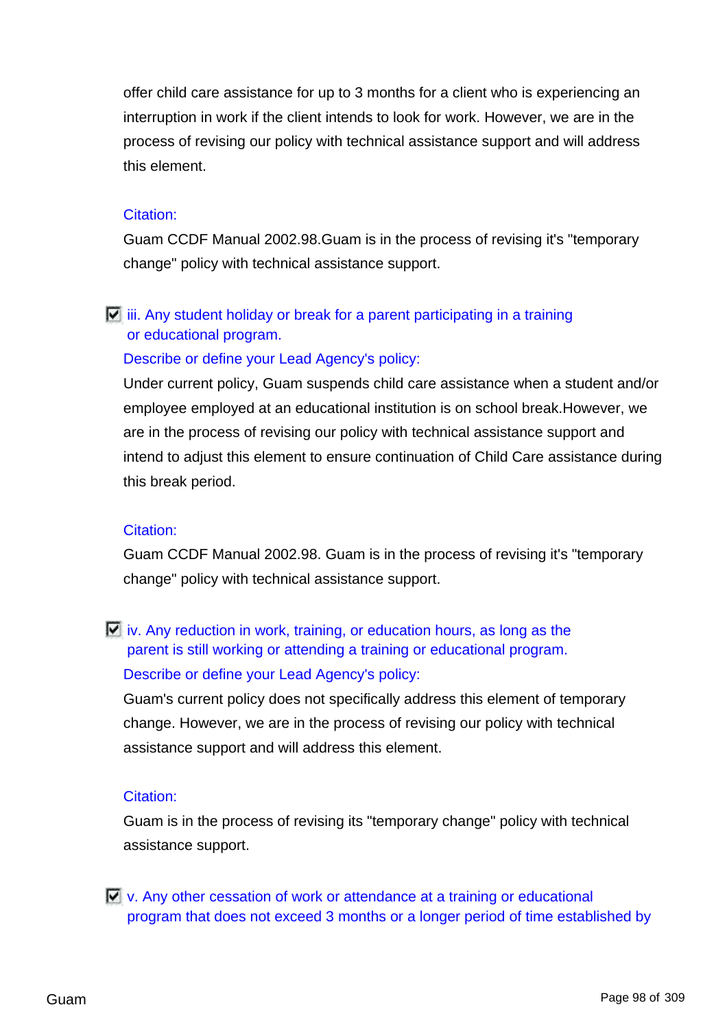offer child care assistance for up to 3 months for a client who is experiencing an interruption in work if the client intends to look for work. However, we are in the process of revising our policy with technical assistance support and will address this element.

Citation:

Guam CCDF Manual 2002.98.Guam is in the process of revising it's "temporary change" policy with technical assistance support.

☑ iii. Any student holiday or break for a parent participating in a training or educational program.

Describe or define your Lead Agency's policy:

Under current policy, Guam suspends child care assistance when a student and/or employee employed at an educational institution is on school break.However, we are in the process of revising our policy with technical assistance support and intend to adjust this element to ensure continuation of Child Care assistance during this break period.

Citation:

Guam CCDF Manual 2002.98. Guam is in the process of revising it's "temporary change" policy with technical assistance support.

☑ iv. Any reduction in work, training, or education hours, as long as the parent is still working or attending a training or educational program.

Describe or define your Lead Agency's policy:

Guam's current policy does not specifically address this element of temporary change. However, we are in the process of revising our policy with technical assistance support and will address this element.

Citation:

Guam is in the process of revising its "temporary change" policy with technical assistance support.

☑ v. Any other cessation of work or attendance at a training or educational program that does not exceed 3 months or a longer period of time established by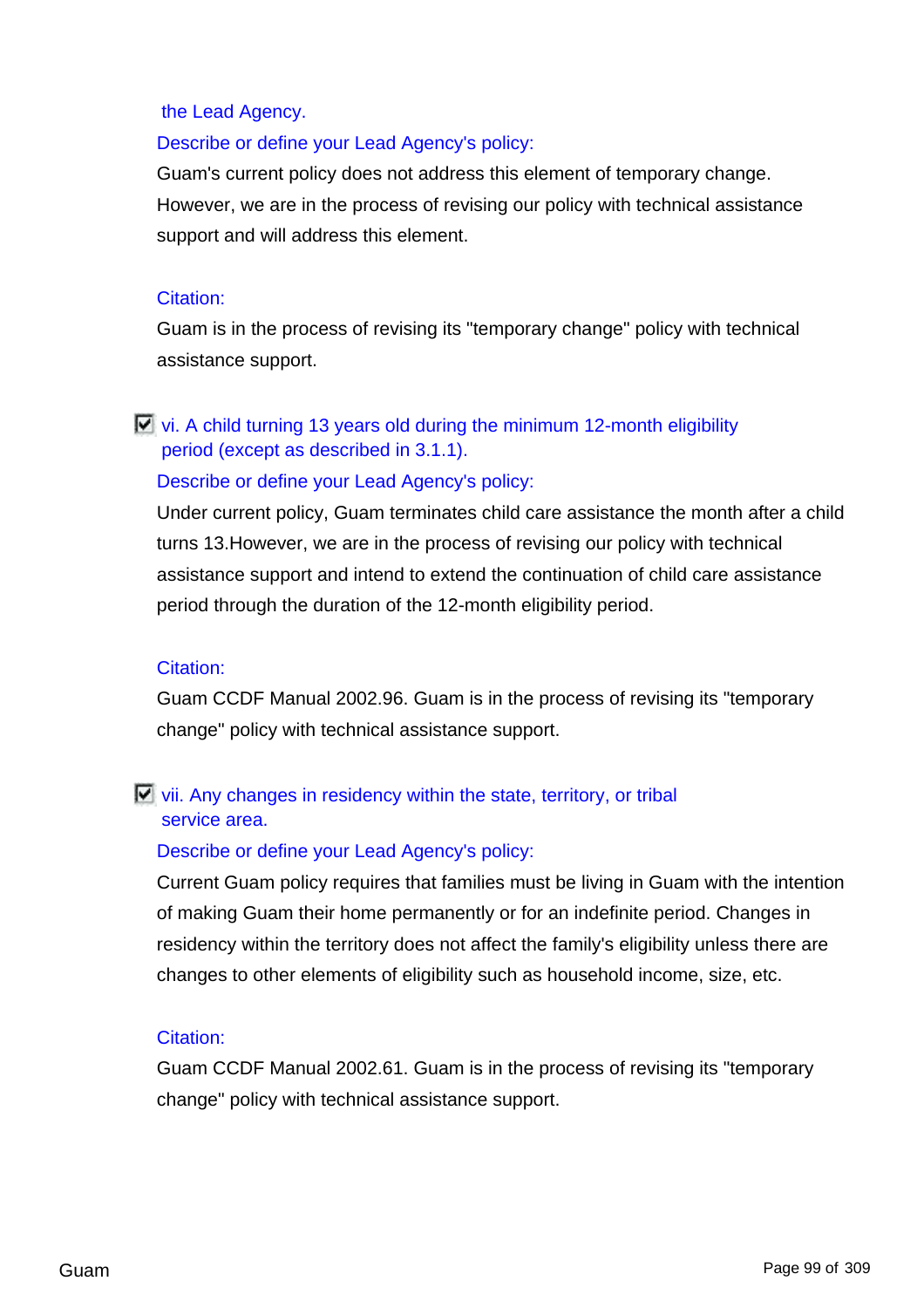the Lead Agency.

Describe or define your Lead Agency's policy:

Guam's current policy does not address this element of temporary change. However, we are in the process of revising our policy with technical assistance support and will address this element.

Citation:

Guam is in the process of revising its "temporary change" policy with technical assistance support.

☑ vi. A child turning 13 years old during the minimum 12-month eligibility period (except as described in 3.1.1).

Describe or define your Lead Agency's policy:

Under current policy, Guam terminates child care assistance the month after a child turns 13.However, we are in the process of revising our policy with technical assistance support and intend to extend the continuation of child care assistance period through the duration of the 12-month eligibility period.

Citation:

Guam CCDF Manual 2002.96. Guam is in the process of revising its "temporary change" policy with technical assistance support.

☑ vii. Any changes in residency within the state, territory, or tribal service area.

Describe or define your Lead Agency's policy:

Current Guam policy requires that families must be living in Guam with the intention of making Guam their home permanently or for an indefinite period. Changes in residency within the territory does not affect the family's eligibility unless there are changes to other elements of eligibility such as household income, size, etc.

Citation:

Guam CCDF Manual 2002.61. Guam is in the process of revising its "temporary change" policy with technical assistance support.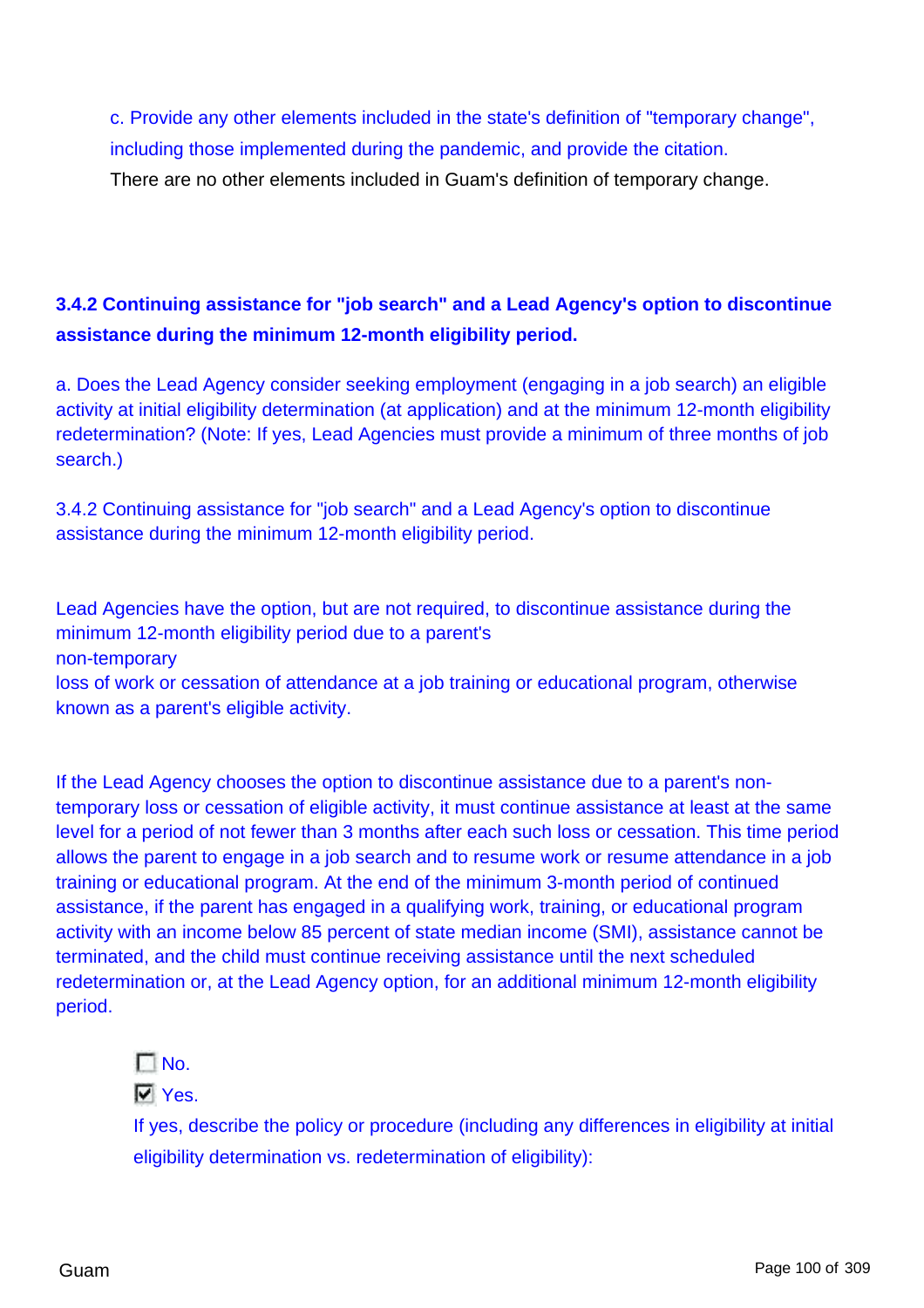c. Provide any other elements included in the state's definition of "temporary change", including those implemented during the pandemic, and provide the citation.

There are no other elements included in Guam's definition of temporary change.

### 3.4.2 Continuing assistance for "job search" and a Lead Agency's option to discontinue assistance during the minimum 12-month eligibility period.

a. Does the Lead Agency consider seeking employment (engaging in a job search) an eligible activity at initial eligibility determination (at application) and at the minimum 12-month eligibility redetermination? (Note: If yes, Lead Agencies must provide a minimum of three months of job search.)

3.4.2 Continuing assistance for "job search" and a Lead Agency's option to discontinue assistance during the minimum 12-month eligibility period.

Lead Agencies have the option, but are not required, to discontinue assistance during the minimum 12-month eligibility period due to a parent's non-temporary loss of work or cessation of attendance at a job training or educational program, otherwise known as a parent's eligible activity.

If the Lead Agency chooses the option to discontinue assistance due to a parent's non-temporary loss or cessation of eligible activity, it must continue assistance at least at the same level for a period of not fewer than 3 months after each such loss or cessation. This time period allows the parent to engage in a job search and to resume work or resume attendance in a job training or educational program. At the end of the minimum 3-month period of continued assistance, if the parent has engaged in a qualifying work, training, or educational program activity with an income below 85 percent of state median income (SMI), assistance cannot be terminated, and the child must continue receiving assistance until the next scheduled redetermination or, at the Lead Agency option, for an additional minimum 12-month eligibility period.

- [ ] No.
- [x] Yes.

If yes, describe the policy or procedure (including any differences in eligibility at initial eligibility determination vs. redetermination of eligibility):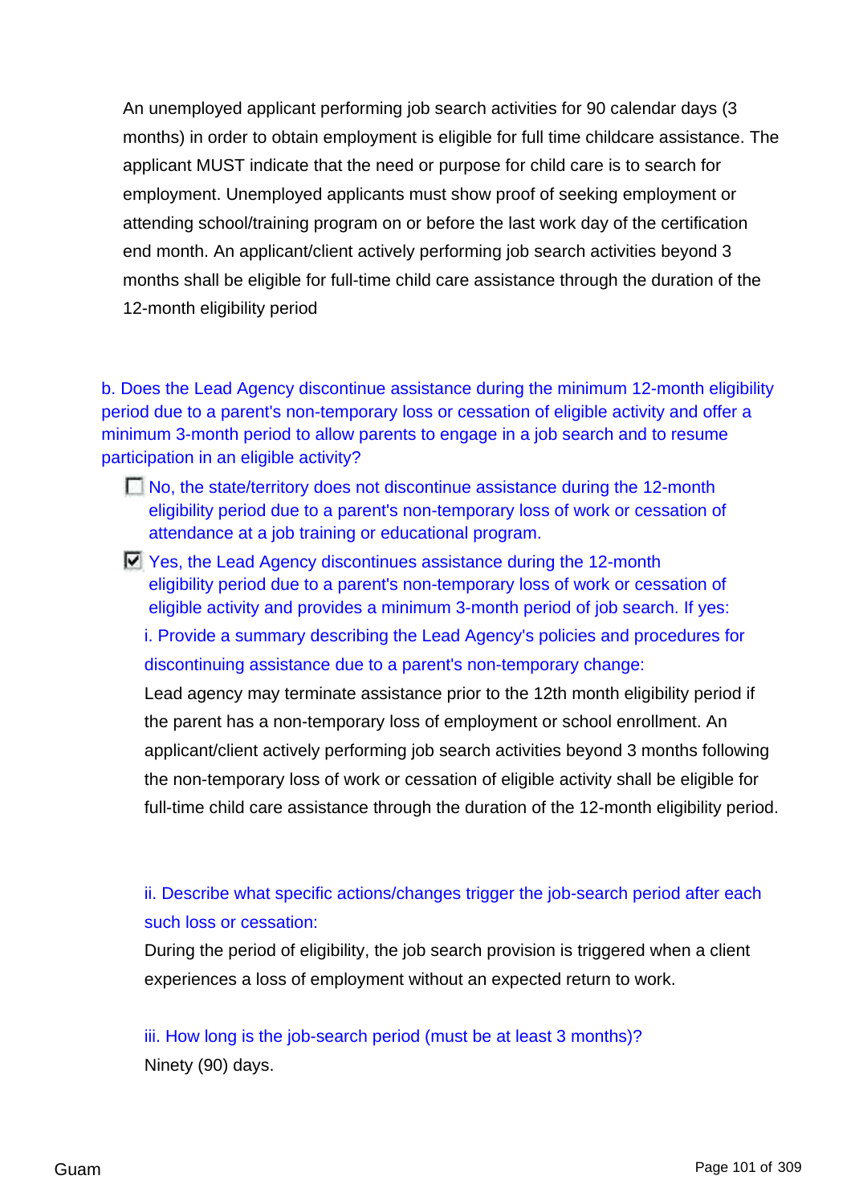An unemployed applicant performing job search activities for 90 calendar days (3 months) in order to obtain employment is eligible for full time childcare assistance. The applicant MUST indicate that the need or purpose for child care is to search for employment. Unemployed applicants must show proof of seeking employment or attending school/training program on or before the last work day of the certification end month. An applicant/client actively performing job search activities beyond 3 months shall be eligible for full-time child care assistance through the duration of the 12-month eligibility period

b. Does the Lead Agency discontinue assistance during the minimum 12-month eligibility period due to a parent's non-temporary loss or cessation of eligible activity and offer a minimum 3-month period to allow parents to engage in a job search and to resume participation in an eligible activity?

- [ ] No, the state/territory does not discontinue assistance during the 12-month eligibility period due to a parent's non-temporary loss of work or cessation of attendance at a job training or educational program.
- [x] Yes, the Lead Agency discontinues assistance during the 12-month eligibility period due to a parent's non-temporary loss of work or cessation of eligible activity and provides a minimum 3-month period of job search. If yes:

  i. Provide a summary describing the Lead Agency's policies and procedures for discontinuing assistance due to a parent's non-temporary change:

  Lead agency may terminate assistance prior to the 12th month eligibility period if the parent has a non-temporary loss of employment or school enrollment. An applicant/client actively performing job search activities beyond 3 months following the non-temporary loss of work or cessation of eligible activity shall be eligible for full-time child care assistance through the duration of the 12-month eligibility period.

  ii. Describe what specific actions/changes trigger the job-search period after each such loss or cessation:

  During the period of eligibility, the job search provision is triggered when a client experiences a loss of employment without an expected return to work.

  iii. How long is the job-search period (must be at least 3 months)?

  Ninety (90) days.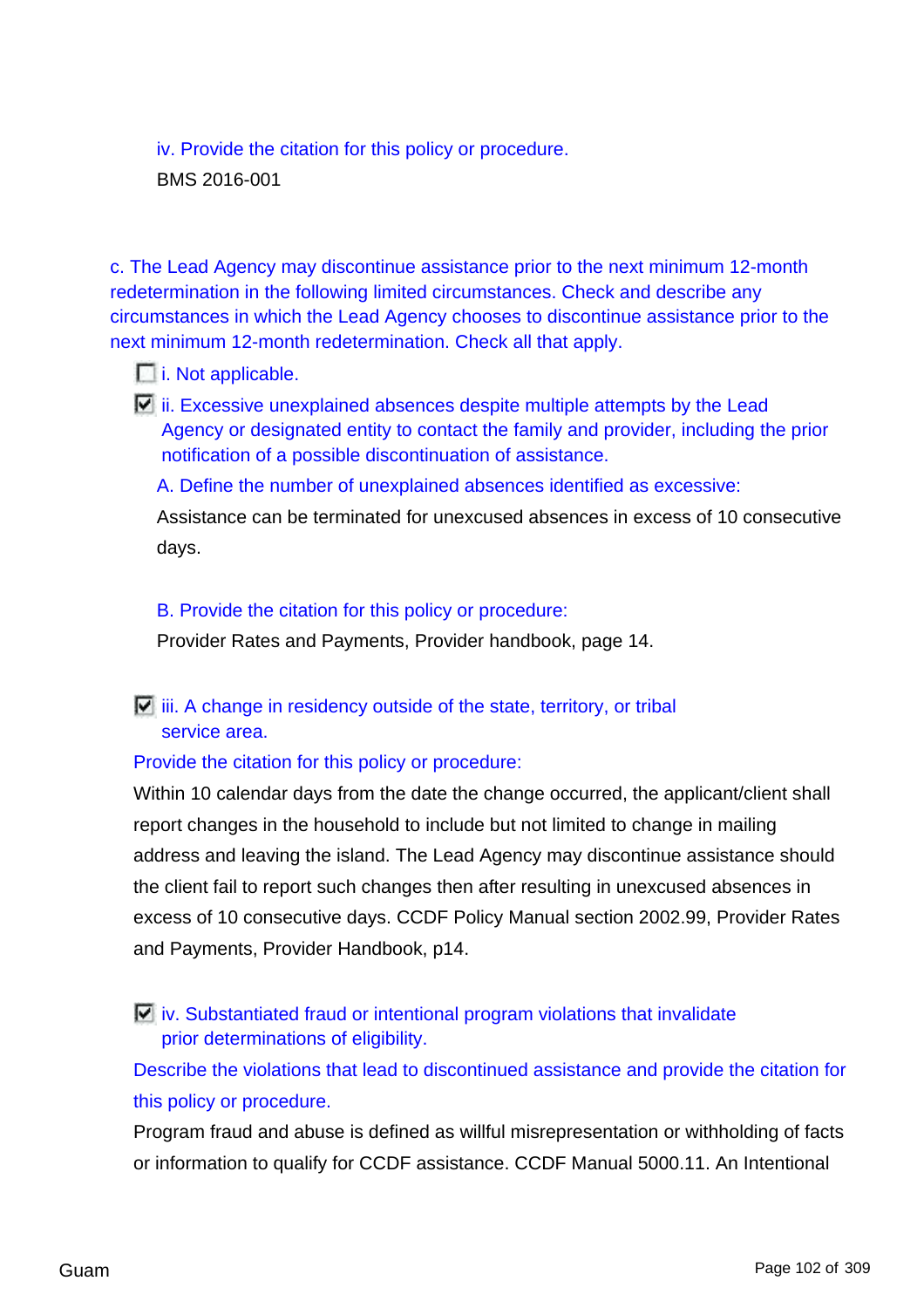iv. Provide the citation for this policy or procedure.

BMS 2016-001

c. The Lead Agency may discontinue assistance prior to the next minimum 12-month redetermination in the following limited circumstances. Check and describe any circumstances in which the Lead Agency chooses to discontinue assistance prior to the next minimum 12-month redetermination. Check all that apply.

- [ ] i. Not applicable.
- [x] ii. Excessive unexplained absences despite multiple attempts by the Lead Agency or designated entity to contact the family and provider, including the prior notification of a possible discontinuation of assistance.

  A. Define the number of unexplained absences identified as excessive:

  Assistance can be terminated for unexcused absences in excess of 10 consecutive days.

  B. Provide the citation for this policy or procedure:

  Provider Rates and Payments, Provider handbook, page 14.

- [x] iii. A change in residency outside of the state, territory, or tribal service area.

  Provide the citation for this policy or procedure:

  Within 10 calendar days from the date the change occurred, the applicant/client shall report changes in the household to include but not limited to change in mailing address and leaving the island. The Lead Agency may discontinue assistance should the client fail to report such changes then after resulting in unexcused absences in excess of 10 consecutive days. CCDF Policy Manual section 2002.99, Provider Rates and Payments, Provider Handbook, p14.

- [x] iv. Substantiated fraud or intentional program violations that invalidate prior determinations of eligibility.

  Describe the violations that lead to discontinued assistance and provide the citation for this policy or procedure.

  Program fraud and abuse is defined as willful misrepresentation or withholding of facts or information to qualify for CCDF assistance. CCDF Manual 5000.11. An Intentional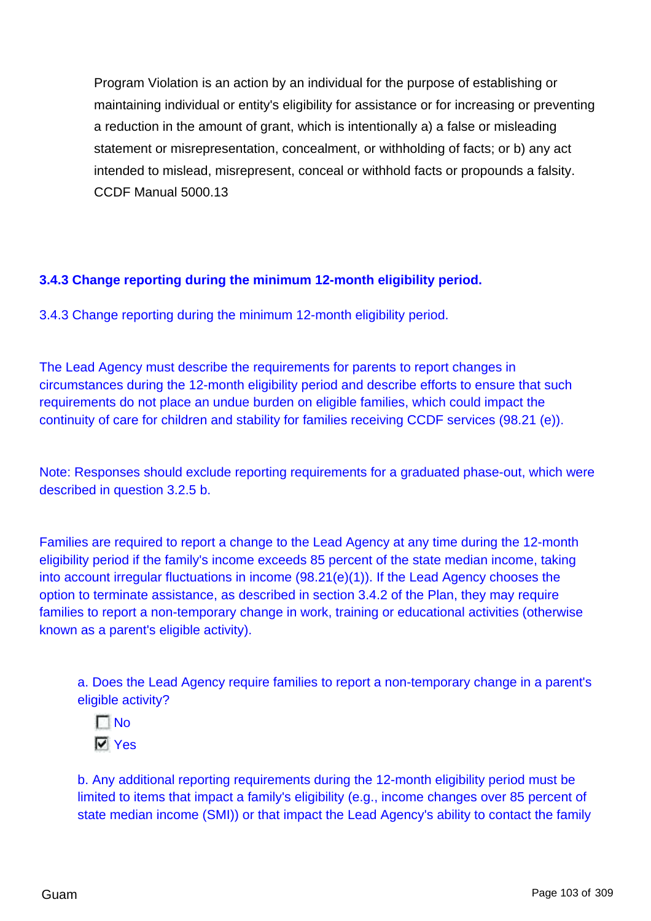Program Violation is an action by an individual for the purpose of establishing or maintaining individual or entity's eligibility for assistance or for increasing or preventing a reduction in the amount of grant, which is intentionally a) a false or misleading statement or misrepresentation, concealment, or withholding of facts; or b) any act intended to mislead, misrepresent, conceal or withhold facts or propounds a falsity. CCDF Manual 5000.13

### 3.4.3 Change reporting during the minimum 12-month eligibility period.

3.4.3 Change reporting during the minimum 12-month eligibility period.

The Lead Agency must describe the requirements for parents to report changes in circumstances during the 12-month eligibility period and describe efforts to ensure that such requirements do not place an undue burden on eligible families, which could impact the continuity of care for children and stability for families receiving CCDF services (98.21 (e)).

Note: Responses should exclude reporting requirements for a graduated phase-out, which were described in question 3.2.5 b.

Families are required to report a change to the Lead Agency at any time during the 12-month eligibility period if the family's income exceeds 85 percent of the state median income, taking into account irregular fluctuations in income (98.21(e)(1)). If the Lead Agency chooses the option to terminate assistance, as described in section 3.4.2 of the Plan, they may require families to report a non-temporary change in work, training or educational activities (otherwise known as a parent's eligible activity).

a. Does the Lead Agency require families to report a non-temporary change in a parent's eligible activity?

- [ ] No
- [x] Yes

b. Any additional reporting requirements during the 12-month eligibility period must be limited to items that impact a family's eligibility (e.g., income changes over 85 percent of state median income (SMI)) or that impact the Lead Agency's ability to contact the family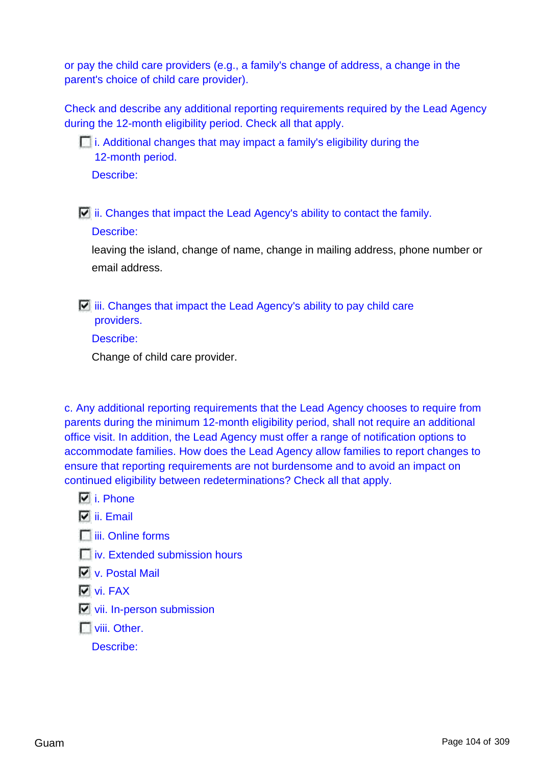or pay the child care providers (e.g., a family's change of address, a change in the parent's choice of child care provider).

Check and describe any additional reporting requirements required by the Lead Agency during the 12-month eligibility period. Check all that apply.

- [ ] i. Additional changes that may impact a family's eligibility during the 12-month period.

  Describe:

- [x] ii. Changes that impact the Lead Agency's ability to contact the family.

  Describe:

  leaving the island, change of name, change in mailing address, phone number or email address.

- [x] iii. Changes that impact the Lead Agency's ability to pay child care providers.

  Describe:

  Change of child care provider.

c. Any additional reporting requirements that the Lead Agency chooses to require from parents during the minimum 12-month eligibility period, shall not require an additional office visit. In addition, the Lead Agency must offer a range of notification options to accommodate families. How does the Lead Agency allow families to report changes to ensure that reporting requirements are not burdensome and to avoid an impact on continued eligibility between redeterminations? Check all that apply.

- [x] i. Phone
- [x] ii. Email
- [ ] iii. Online forms
- [ ] iv. Extended submission hours
- [x] v. Postal Mail
- [x] vi. FAX
- [x] vii. In-person submission
- [ ] viii. Other.

  Describe: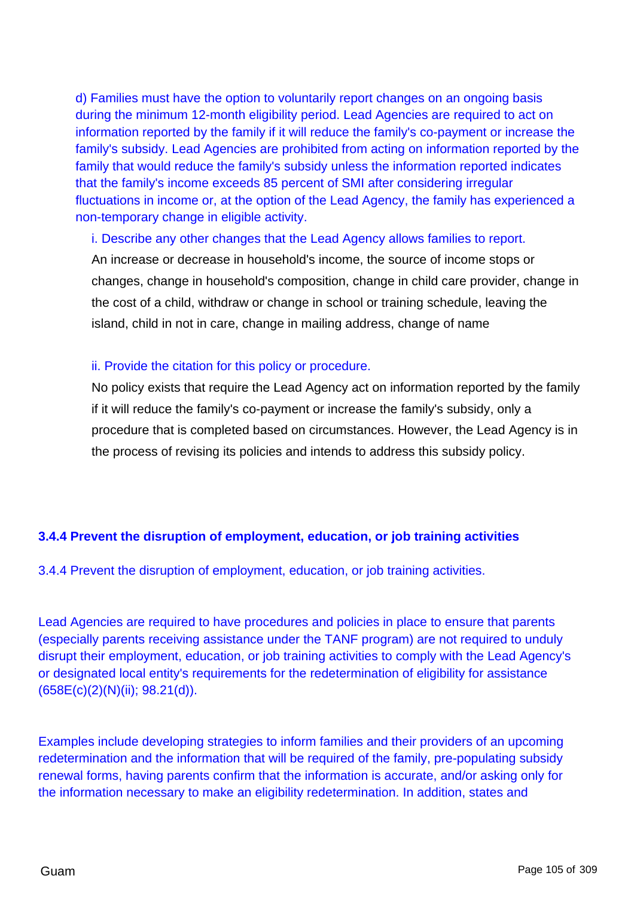d) Families must have the option to voluntarily report changes on an ongoing basis during the minimum 12-month eligibility period. Lead Agencies are required to act on information reported by the family if it will reduce the family's co-payment or increase the family's subsidy. Lead Agencies are prohibited from acting on information reported by the family that would reduce the family's subsidy unless the information reported indicates that the family's income exceeds 85 percent of SMI after considering irregular fluctuations in income or, at the option of the Lead Agency, the family has experienced a non-temporary change in eligible activity.

i. Describe any other changes that the Lead Agency allows families to report.

An increase or decrease in household's income, the source of income stops or changes, change in household's composition, change in child care provider, change in the cost of a child, withdraw or change in school or training schedule, leaving the island, child in not in care, change in mailing address, change of name

ii. Provide the citation for this policy or procedure.

No policy exists that require the Lead Agency act on information reported by the family if it will reduce the family's co-payment or increase the family's subsidy, only a procedure that is completed based on circumstances. However, the Lead Agency is in the process of revising its policies and intends to address this subsidy policy.

### 3.4.4 Prevent the disruption of employment, education, or job training activities

3.4.4 Prevent the disruption of employment, education, or job training activities.

Lead Agencies are required to have procedures and policies in place to ensure that parents (especially parents receiving assistance under the TANF program) are not required to unduly disrupt their employment, education, or job training activities to comply with the Lead Agency's or designated local entity's requirements for the redetermination of eligibility for assistance (658E(c)(2)(N)(ii); 98.21(d)).

Examples include developing strategies to inform families and their providers of an upcoming redetermination and the information that will be required of the family, pre-populating subsidy renewal forms, having parents confirm that the information is accurate, and/or asking only for the information necessary to make an eligibility redetermination. In addition, states and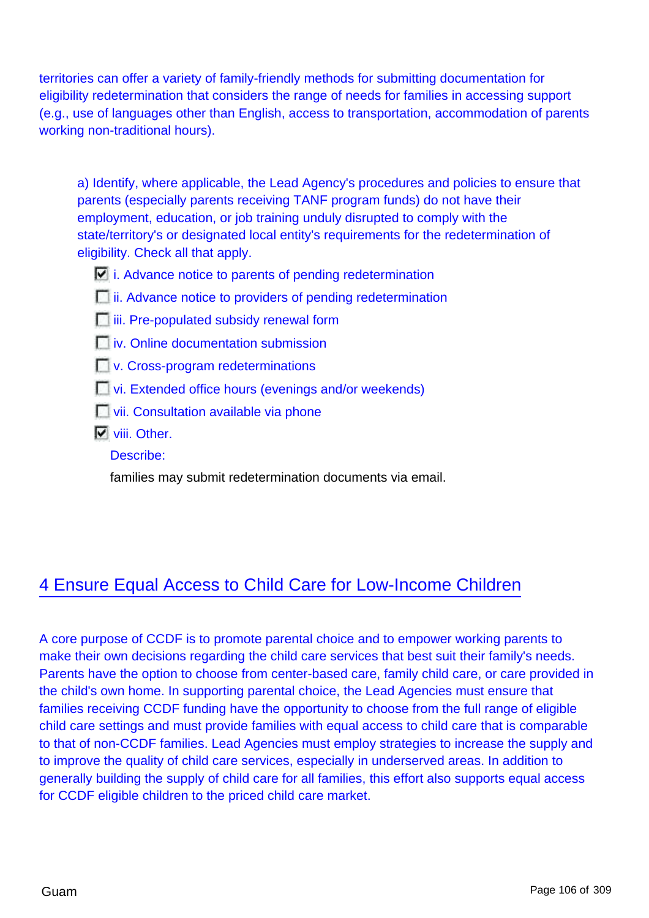territories can offer a variety of family-friendly methods for submitting documentation for eligibility redetermination that considers the range of needs for families in accessing support (e.g., use of languages other than English, access to transportation, accommodation of parents working non-traditional hours).

a) Identify, where applicable, the Lead Agency's procedures and policies to ensure that parents (especially parents receiving TANF program funds) do not have their employment, education, or job training unduly disrupted to comply with the state/territory's or designated local entity's requirements for the redetermination of eligibility. Check all that apply.

- [x] i. Advance notice to parents of pending redetermination
- [ ] ii. Advance notice to providers of pending redetermination
- [ ] iii. Pre-populated subsidy renewal form
- [ ] iv. Online documentation submission
- [ ] v. Cross-program redeterminations
- [ ] vi. Extended office hours (evenings and/or weekends)
- [ ] vii. Consultation available via phone
- [x] viii. Other.

Describe:

families may submit redetermination documents via email.

# 4 Ensure Equal Access to Child Care for Low-Income Children

A core purpose of CCDF is to promote parental choice and to empower working parents to make their own decisions regarding the child care services that best suit their family's needs. Parents have the option to choose from center-based care, family child care, or care provided in the child's own home. In supporting parental choice, the Lead Agencies must ensure that families receiving CCDF funding have the opportunity to choose from the full range of eligible child care settings and must provide families with equal access to child care that is comparable to that of non-CCDF families. Lead Agencies must employ strategies to increase the supply and to improve the quality of child care services, especially in underserved areas. In addition to generally building the supply of child care for all families, this effort also supports equal access for CCDF eligible children to the priced child care market.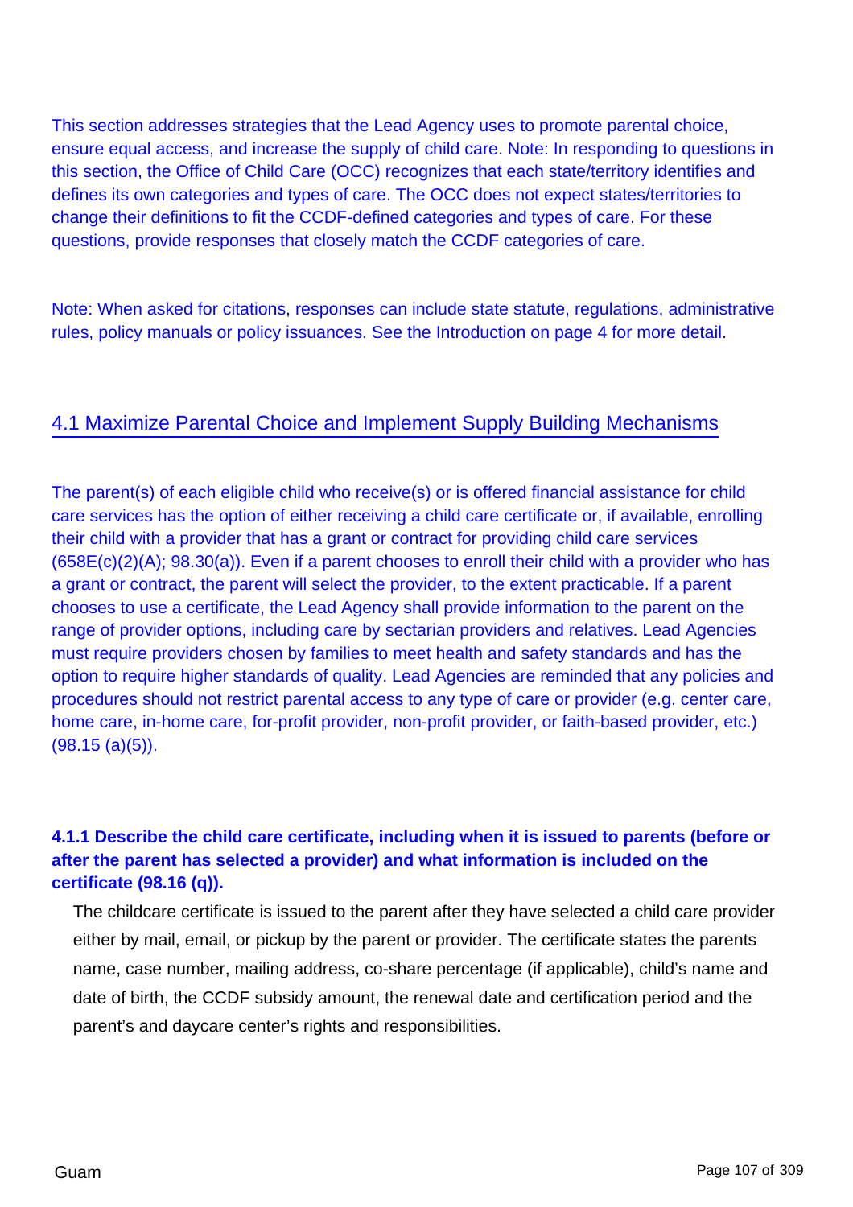This section addresses strategies that the Lead Agency uses to promote parental choice, ensure equal access, and increase the supply of child care. Note: In responding to questions in this section, the Office of Child Care (OCC) recognizes that each state/territory identifies and defines its own categories and types of care. The OCC does not expect states/territories to change their definitions to fit the CCDF-defined categories and types of care. For these questions, provide responses that closely match the CCDF categories of care.

Note: When asked for citations, responses can include state statute, regulations, administrative rules, policy manuals or policy issuances. See the Introduction on page 4 for more detail.

## 4.1 Maximize Parental Choice and Implement Supply Building Mechanisms

The parent(s) of each eligible child who receive(s) or is offered financial assistance for child care services has the option of either receiving a child care certificate or, if available, enrolling their child with a provider that has a grant or contract for providing child care services (658E(c)(2)(A); 98.30(a)). Even if a parent chooses to enroll their child with a provider who has a grant or contract, the parent will select the provider, to the extent practicable. If a parent chooses to use a certificate, the Lead Agency shall provide information to the parent on the range of provider options, including care by sectarian providers and relatives. Lead Agencies must require providers chosen by families to meet health and safety standards and has the option to require higher standards of quality. Lead Agencies are reminded that any policies and procedures should not restrict parental access to any type of care or provider (e.g. center care, home care, in-home care, for-profit provider, non-profit provider, or faith-based provider, etc.) (98.15 (a)(5)).

**4.1.1 Describe the child care certificate, including when it is issued to parents (before or after the parent has selected a provider) and what information is included on the certificate (98.16 (q)).**

The childcare certificate is issued to the parent after they have selected a child care provider either by mail, email, or pickup by the parent or provider. The certificate states the parents name, case number, mailing address, co-share percentage (if applicable), child's name and date of birth, the CCDF subsidy amount, the renewal date and certification period and the parent's and daycare center's rights and responsibilities.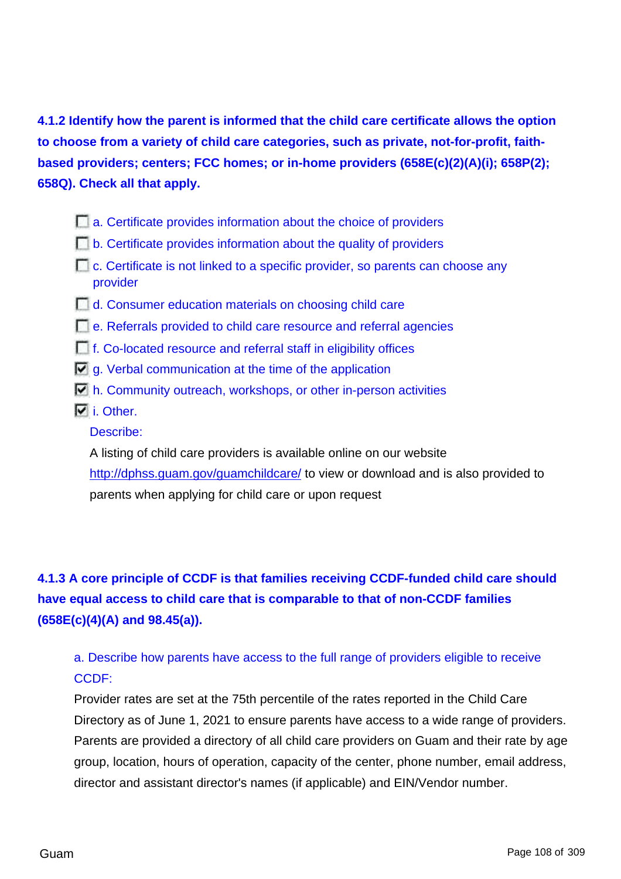**4.1.2 Identify how the parent is informed that the child care certificate allows the option to choose from a variety of child care categories, such as private, not-for-profit, faith-based providers; centers; FCC homes; or in-home providers (658E(c)(2)(A)(i); 658P(2); 658Q). Check all that apply.**

- [ ] a. Certificate provides information about the choice of providers
- [ ] b. Certificate provides information about the quality of providers
- [ ] c. Certificate is not linked to a specific provider, so parents can choose any provider
- [ ] d. Consumer education materials on choosing child care
- [ ] e. Referrals provided to child care resource and referral agencies
- [ ] f. Co-located resource and referral staff in eligibility offices
- [x] g. Verbal communication at the time of the application
- [x] h. Community outreach, workshops, or other in-person activities
- [x] i. Other.

Describe:

A listing of child care providers is available online on our website http://dphss.guam.gov/guamchildcare/ to view or download and is also provided to parents when applying for child care or upon request

**4.1.3 A core principle of CCDF is that families receiving CCDF-funded child care should have equal access to child care that is comparable to that of non-CCDF families (658E(c)(4)(A) and 98.45(a)).**

a. Describe how parents have access to the full range of providers eligible to receive CCDF:

Provider rates are set at the 75th percentile of the rates reported in the Child Care Directory as of June 1, 2021 to ensure parents have access to a wide range of providers. Parents are provided a directory of all child care providers on Guam and their rate by age group, location, hours of operation, capacity of the center, phone number, email address, director and assistant director's names (if applicable) and EIN/Vendor number.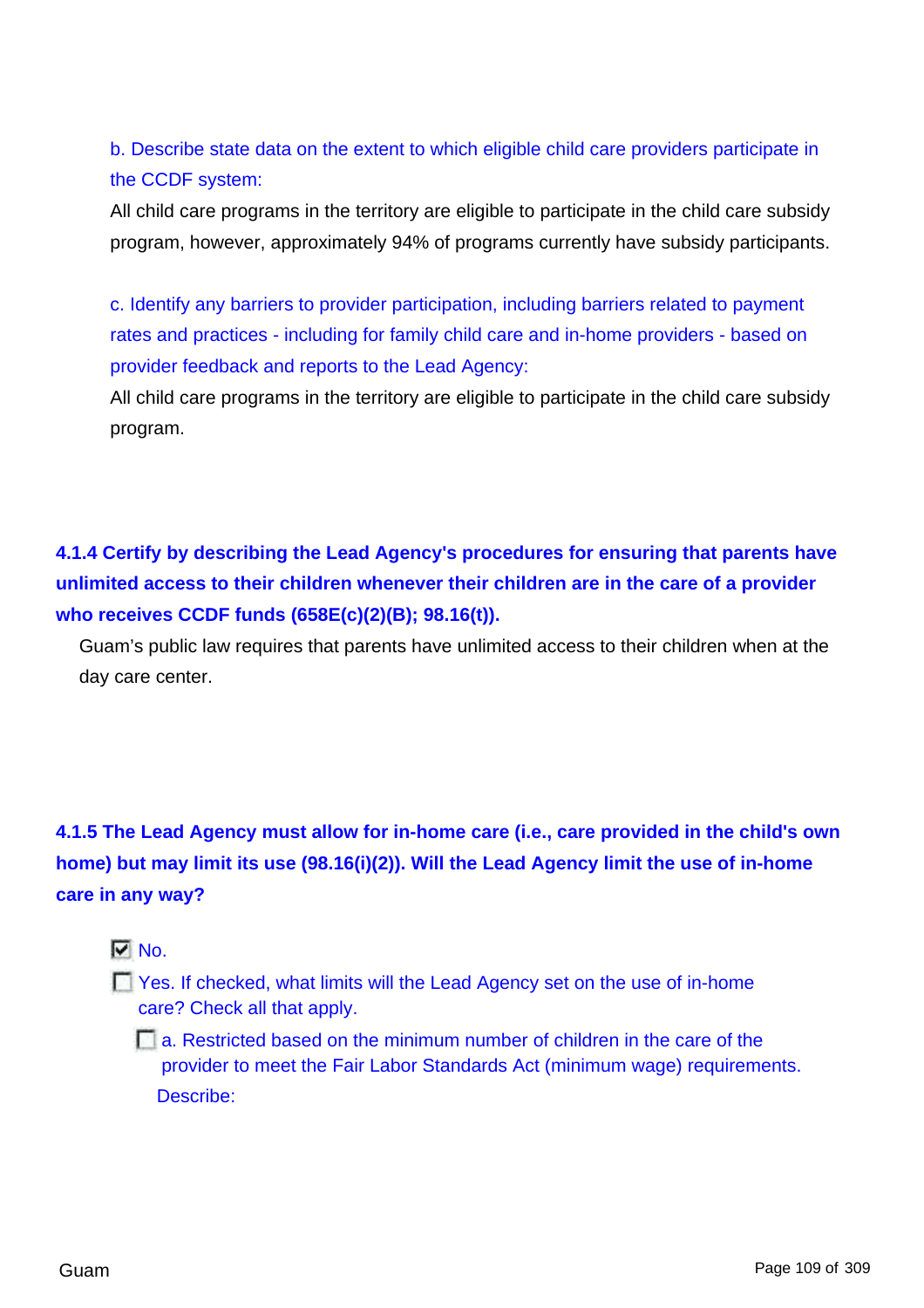b. Describe state data on the extent to which eligible child care providers participate in the CCDF system:

All child care programs in the territory are eligible to participate in the child care subsidy program, however, approximately 94% of programs currently have subsidy participants.

c. Identify any barriers to provider participation, including barriers related to payment rates and practices - including for family child care and in-home providers - based on provider feedback and reports to the Lead Agency:

All child care programs in the territory are eligible to participate in the child care subsidy program.

**4.1.4 Certify by describing the Lead Agency's procedures for ensuring that parents have unlimited access to their children whenever their children are in the care of a provider who receives CCDF funds (658E(c)(2)(B); 98.16(t)).**

Guam's public law requires that parents have unlimited access to their children when at the day care center.

**4.1.5 The Lead Agency must allow for in-home care (i.e., care provided in the child's own home) but may limit its use (98.16(i)(2)). Will the Lead Agency limit the use of in-home care in any way?**

- [x] No.
- [ ] Yes. If checked, what limits will the Lead Agency set on the use of in-home care? Check all that apply.
  - [ ] a. Restricted based on the minimum number of children in the care of the provider to meet the Fair Labor Standards Act (minimum wage) requirements.

    Describe: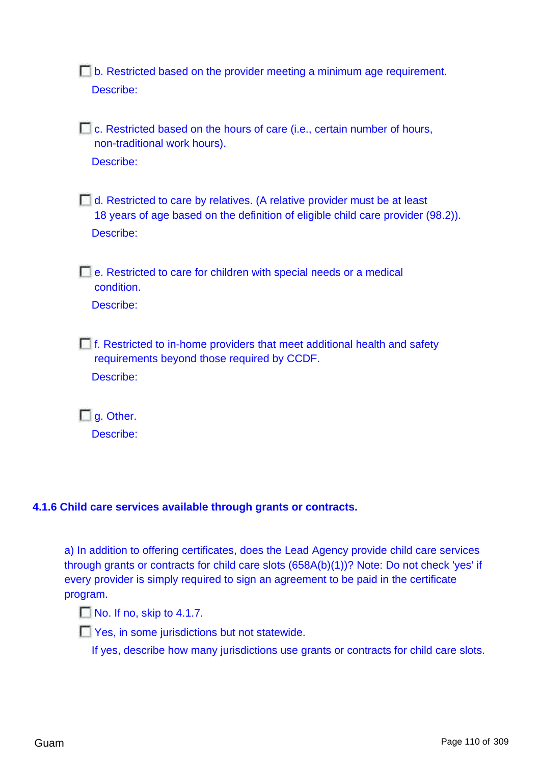- [ ] b. Restricted based on the provider meeting a minimum age requirement.

  Describe:

- [ ] c. Restricted based on the hours of care (i.e., certain number of hours, non-traditional work hours).

  Describe:

- [ ] d. Restricted to care by relatives. (A relative provider must be at least 18 years of age based on the definition of eligible child care provider (98.2)).

  Describe:

- [ ] e. Restricted to care for children with special needs or a medical condition.

  Describe:

- [ ] f. Restricted to in-home providers that meet additional health and safety requirements beyond those required by CCDF.

  Describe:

- [ ] g. Other.

  Describe:

### 4.1.6 Child care services available through grants or contracts.

a) In addition to offering certificates, does the Lead Agency provide child care services through grants or contracts for child care slots (658A(b)(1))? Note: Do not check 'yes' if every provider is simply required to sign an agreement to be paid in the certificate program.

- [ ] No. If no, skip to 4.1.7.
- [ ] Yes, in some jurisdictions but not statewide.

  If yes, describe how many jurisdictions use grants or contracts for child care slots.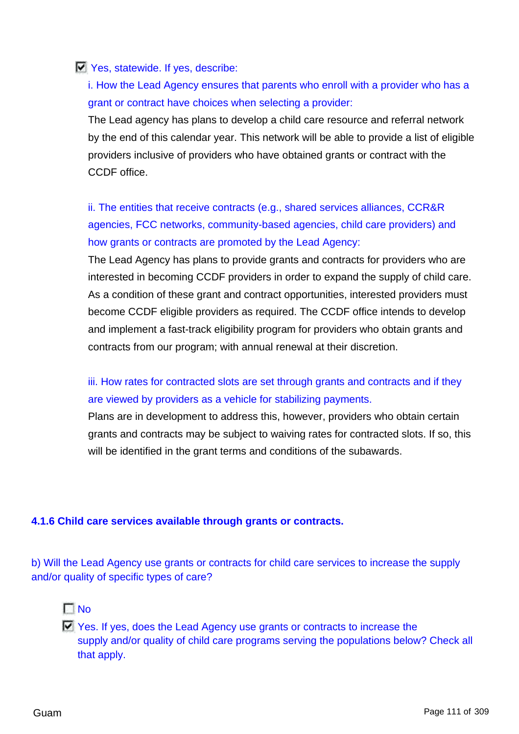- [x] Yes, statewide. If yes, describe:

  i. How the Lead Agency ensures that parents who enroll with a provider who has a grant or contract have choices when selecting a provider:

  The Lead agency has plans to develop a child care resource and referral network by the end of this calendar year. This network will be able to provide a list of eligible providers inclusive of providers who have obtained grants or contract with the CCDF office.

  ii. The entities that receive contracts (e.g., shared services alliances, CCR&R agencies, FCC networks, community-based agencies, child care providers) and how grants or contracts are promoted by the Lead Agency:

  The Lead Agency has plans to provide grants and contracts for providers who are interested in becoming CCDF providers in order to expand the supply of child care. As a condition of these grant and contract opportunities, interested providers must become CCDF eligible providers as required. The CCDF office intends to develop and implement a fast-track eligibility program for providers who obtain grants and contracts from our program; with annual renewal at their discretion.

  iii. How rates for contracted slots are set through grants and contracts and if they are viewed by providers as a vehicle for stabilizing payments.

  Plans are in development to address this, however, providers who obtain certain grants and contracts may be subject to waiving rates for contracted slots. If so, this will be identified in the grant terms and conditions of the subawards.

### 4.1.6 Child care services available through grants or contracts.

b) Will the Lead Agency use grants or contracts for child care services to increase the supply and/or quality of specific types of care?

- [ ] No
- [x] Yes. If yes, does the Lead Agency use grants or contracts to increase the supply and/or quality of child care programs serving the populations below? Check all that apply.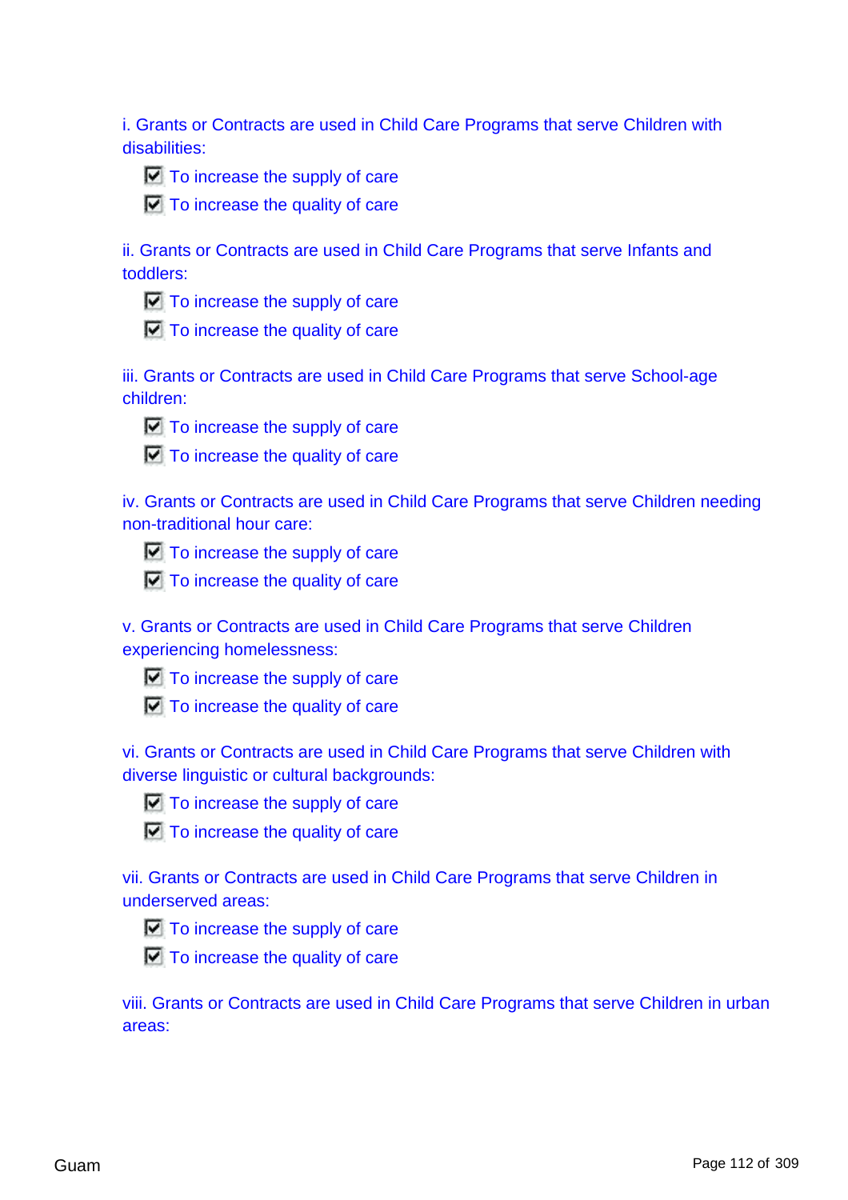i. Grants or Contracts are used in Child Care Programs that serve Children with disabilities:

- [x] To increase the supply of care
- [x] To increase the quality of care

ii. Grants or Contracts are used in Child Care Programs that serve Infants and toddlers:

- [x] To increase the supply of care
- [x] To increase the quality of care

iii. Grants or Contracts are used in Child Care Programs that serve School-age children:

- [x] To increase the supply of care
- [x] To increase the quality of care

iv. Grants or Contracts are used in Child Care Programs that serve Children needing non-traditional hour care:

- [x] To increase the supply of care
- [x] To increase the quality of care

v. Grants or Contracts are used in Child Care Programs that serve Children experiencing homelessness:

- [x] To increase the supply of care
- [x] To increase the quality of care

vi. Grants or Contracts are used in Child Care Programs that serve Children with diverse linguistic or cultural backgrounds:

- [x] To increase the supply of care
- [x] To increase the quality of care

vii. Grants or Contracts are used in Child Care Programs that serve Children in underserved areas:

- [x] To increase the supply of care
- [x] To increase the quality of care

viii. Grants or Contracts are used in Child Care Programs that serve Children in urban areas: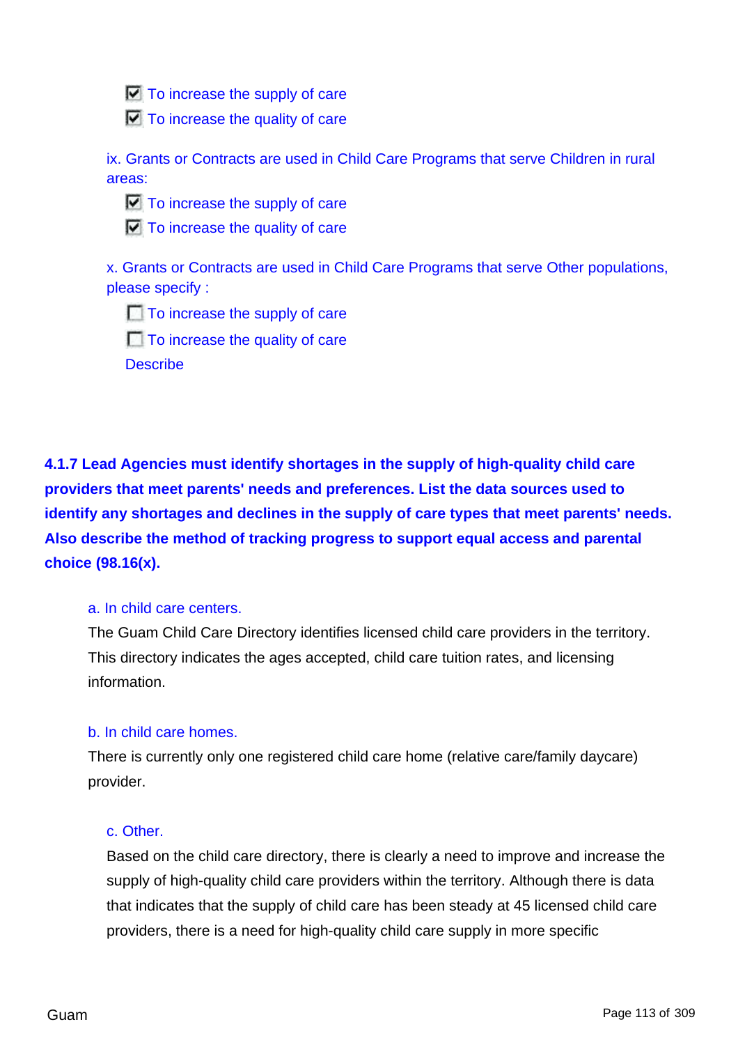- [x] To increase the supply of care
- [x] To increase the quality of care

ix. Grants or Contracts are used in Child Care Programs that serve Children in rural areas:

- [x] To increase the supply of care
- [x] To increase the quality of care

x. Grants or Contracts are used in Child Care Programs that serve Other populations, please specify :

- [ ] To increase the supply of care
- [ ] To increase the quality of care

Describe

**4.1.7 Lead Agencies must identify shortages in the supply of high-quality child care providers that meet parents' needs and preferences. List the data sources used to identify any shortages and declines in the supply of care types that meet parents' needs. Also describe the method of tracking progress to support equal access and parental choice (98.16(x).**

a. In child care centers.

The Guam Child Care Directory identifies licensed child care providers in the territory. This directory indicates the ages accepted, child care tuition rates, and licensing information.

b. In child care homes.

There is currently only one registered child care home (relative care/family daycare) provider.

c. Other.

Based on the child care directory, there is clearly a need to improve and increase the supply of high-quality child care providers within the territory. Although there is data that indicates that the supply of child care has been steady at 45 licensed child care providers, there is a need for high-quality child care supply in more specific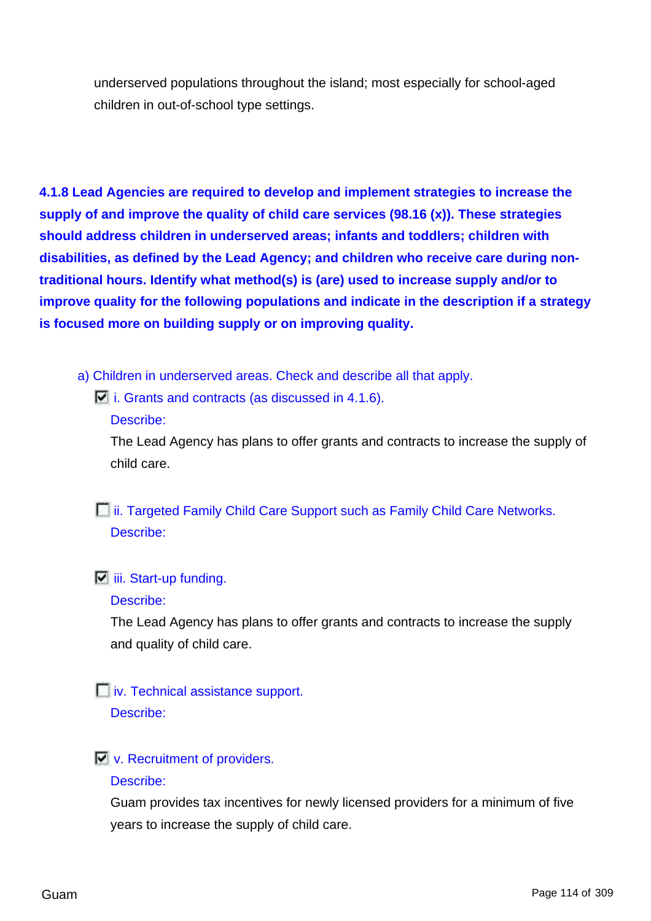underserved populations throughout the island; most especially for school-aged children in out-of-school type settings.

**4.1.8 Lead Agencies are required to develop and implement strategies to increase the supply of and improve the quality of child care services (98.16 (x)). These strategies should address children in underserved areas; infants and toddlers; children with disabilities, as defined by the Lead Agency; and children who receive care during non-traditional hours. Identify what method(s) is (are) used to increase supply and/or to improve quality for the following populations and indicate in the description if a strategy is focused more on building supply or on improving quality.**

a) Children in underserved areas. Check and describe all that apply.

- [x] i. Grants and contracts (as discussed in 4.1.6).

  Describe:

  The Lead Agency has plans to offer grants and contracts to increase the supply of child care.

- [ ] ii. Targeted Family Child Care Support such as Family Child Care Networks.

  Describe:

- [x] iii. Start-up funding.

  Describe:

  The Lead Agency has plans to offer grants and contracts to increase the supply and quality of child care.

- [ ] iv. Technical assistance support.

  Describe:

- [x] v. Recruitment of providers.

  Describe:

  Guam provides tax incentives for newly licensed providers for a minimum of five years to increase the supply of child care.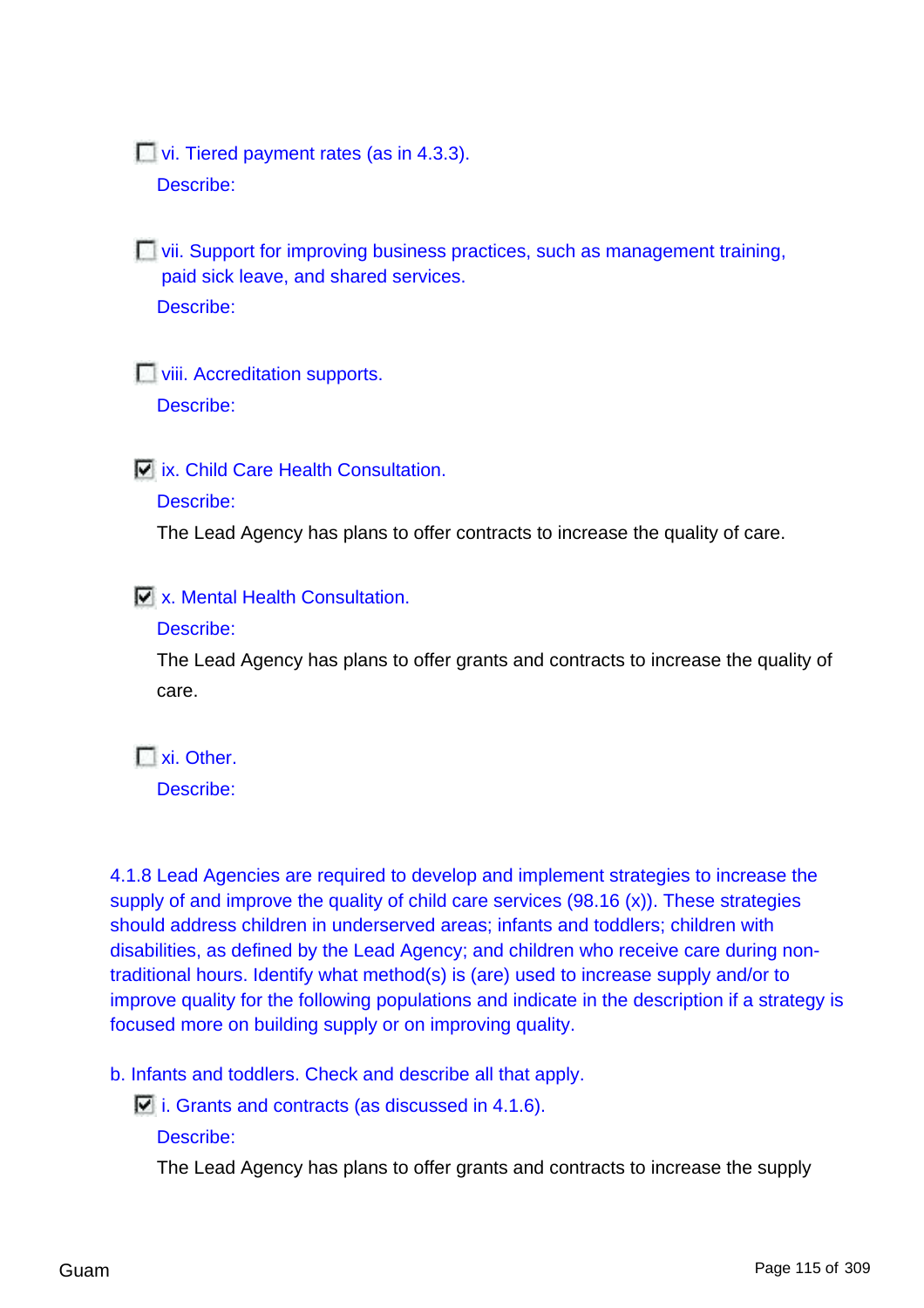- [ ] vi. Tiered payment rates (as in 4.3.3).

  Describe:

- [ ] vii. Support for improving business practices, such as management training, paid sick leave, and shared services.

  Describe:

- [ ] viii. Accreditation supports.

  Describe:

- [x] ix. Child Care Health Consultation.

  Describe:

  The Lead Agency has plans to offer contracts to increase the quality of care.

- [x] x. Mental Health Consultation.

  Describe:

  The Lead Agency has plans to offer grants and contracts to increase the quality of care.

- [ ] xi. Other.

  Describe:

4.1.8 Lead Agencies are required to develop and implement strategies to increase the supply of and improve the quality of child care services (98.16 (x)). These strategies should address children in underserved areas; infants and toddlers; children with disabilities, as defined by the Lead Agency; and children who receive care during non-traditional hours. Identify what method(s) is (are) used to increase supply and/or to improve quality for the following populations and indicate in the description if a strategy is focused more on building supply or on improving quality.

b. Infants and toddlers. Check and describe all that apply.

- [x] i. Grants and contracts (as discussed in 4.1.6).

  Describe:

  The Lead Agency has plans to offer grants and contracts to increase the supply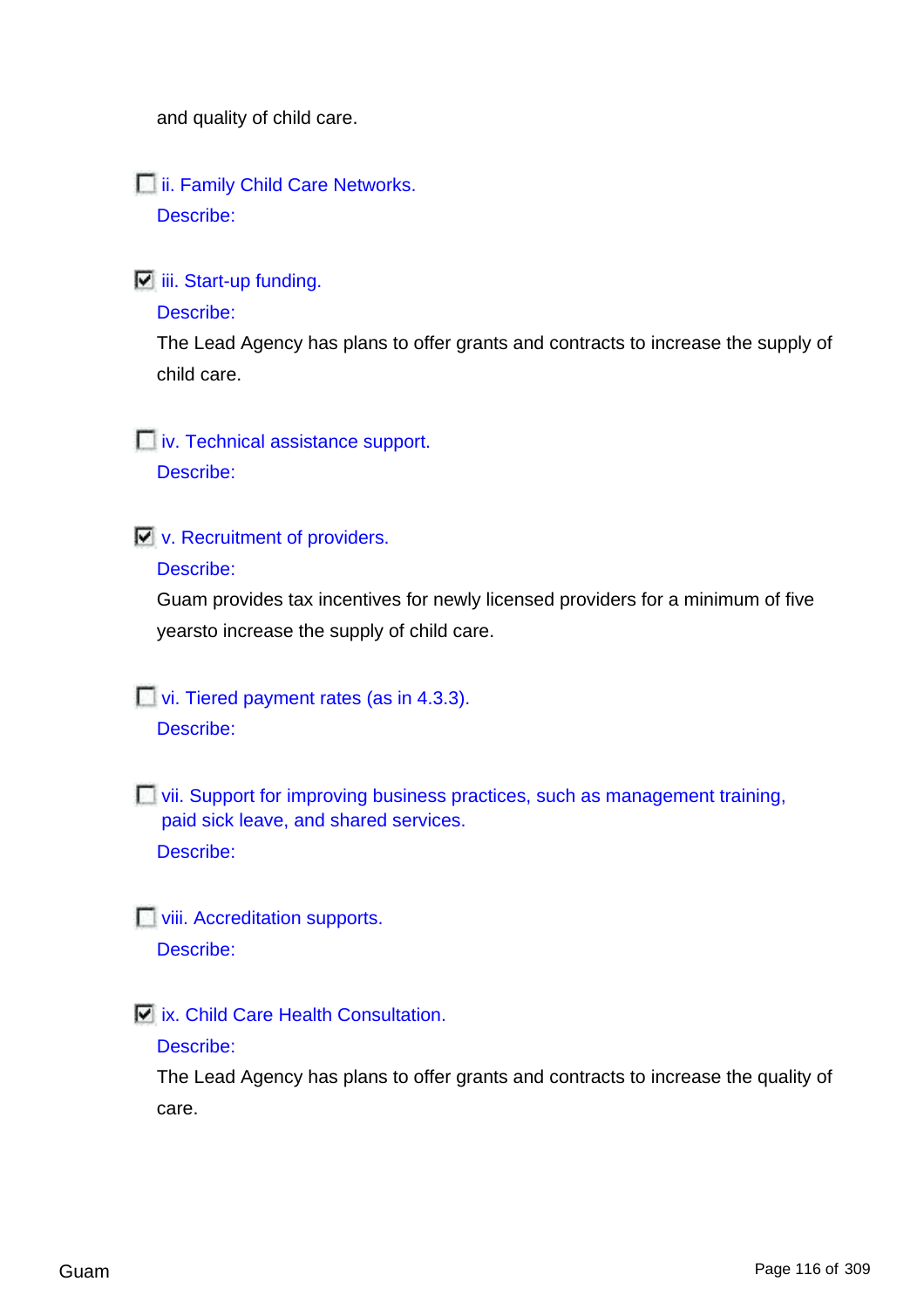and quality of child care.

- [ ] ii. Family Child Care Networks.

Describe:

- [x] iii. Start-up funding.

Describe:

The Lead Agency has plans to offer grants and contracts to increase the supply of child care.

- [ ] iv. Technical assistance support.

Describe:

- [x] v. Recruitment of providers.

Describe:

Guam provides tax incentives for newly licensed providers for a minimum of five yearsto increase the supply of child care.

- [ ] vi. Tiered payment rates (as in 4.3.3).

Describe:

- [ ] vii. Support for improving business practices, such as management training, paid sick leave, and shared services.

Describe:

- [ ] viii. Accreditation supports.

Describe:

- [x] ix. Child Care Health Consultation.

Describe:

The Lead Agency has plans to offer grants and contracts to increase the quality of care.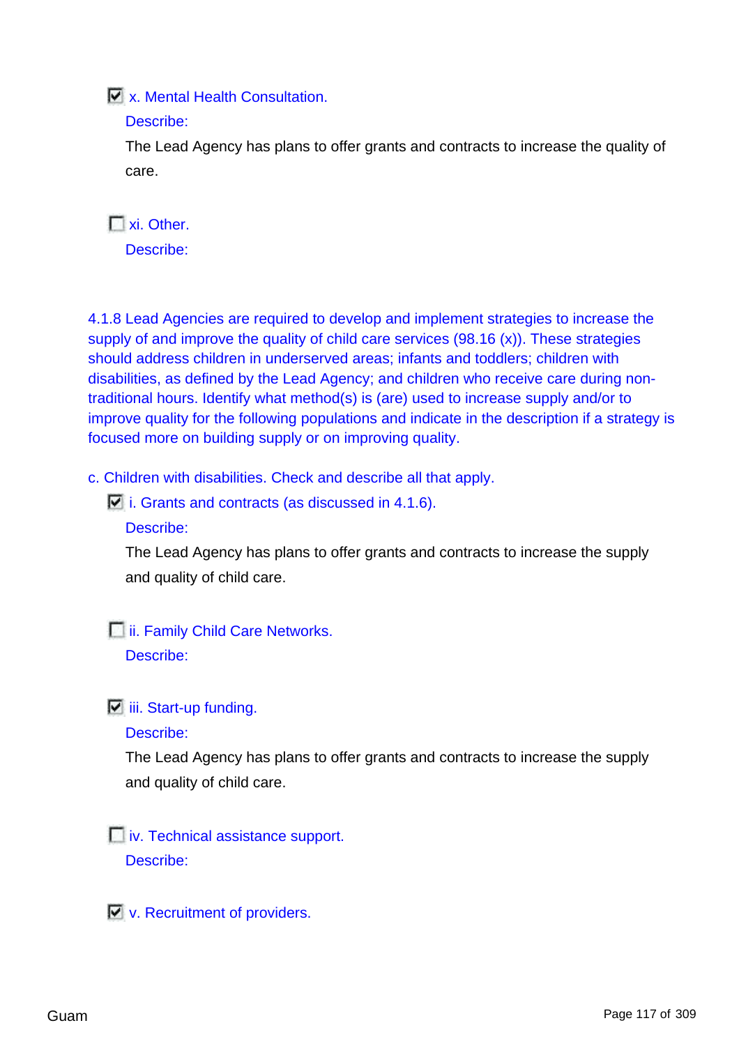- [x] x. Mental Health Consultation.

  Describe:

  The Lead Agency has plans to offer grants and contracts to increase the quality of care.

- [ ] xi. Other.

  Describe:

4.1.8 Lead Agencies are required to develop and implement strategies to increase the supply of and improve the quality of child care services (98.16 (x)). These strategies should address children in underserved areas; infants and toddlers; children with disabilities, as defined by the Lead Agency; and children who receive care during non-traditional hours. Identify what method(s) is (are) used to increase supply and/or to improve quality for the following populations and indicate in the description if a strategy is focused more on building supply or on improving quality.

c. Children with disabilities. Check and describe all that apply.

- [x] i. Grants and contracts (as discussed in 4.1.6).

  Describe:

  The Lead Agency has plans to offer grants and contracts to increase the supply and quality of child care.

- [ ] ii. Family Child Care Networks.

  Describe:

- [x] iii. Start-up funding.

  Describe:

  The Lead Agency has plans to offer grants and contracts to increase the supply and quality of child care.

- [ ] iv. Technical assistance support.

  Describe:

- [x] v. Recruitment of providers.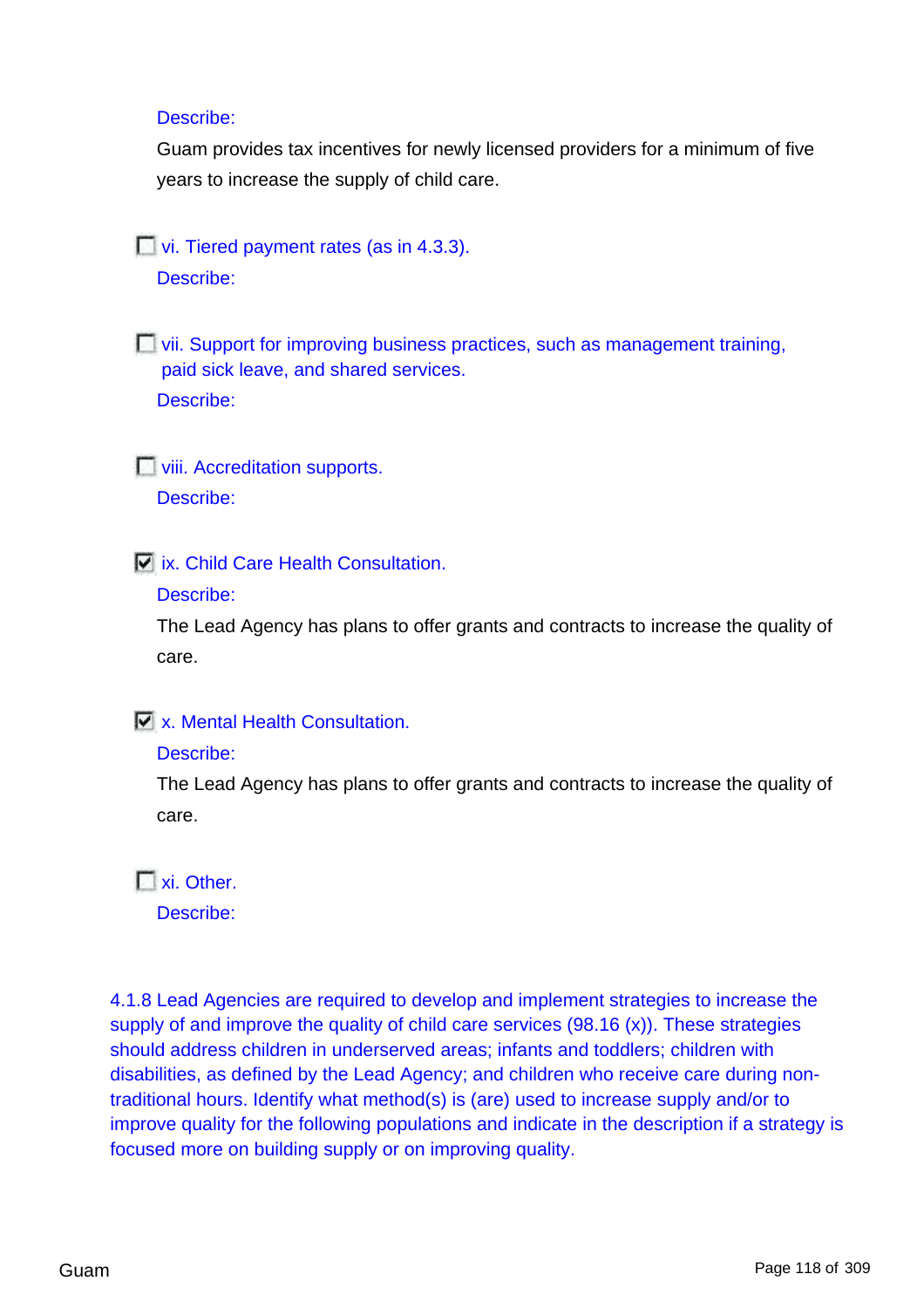Describe:

Guam provides tax incentives for newly licensed providers for a minimum of five years to increase the supply of child care.

- [ ] vi. Tiered payment rates (as in 4.3.3).

Describe:

- [ ] vii. Support for improving business practices, such as management training, paid sick leave, and shared services.

Describe:

- [ ] viii. Accreditation supports.

Describe:

- [x] ix. Child Care Health Consultation.

Describe:

The Lead Agency has plans to offer grants and contracts to increase the quality of care.

- [x] x. Mental Health Consultation.

Describe:

The Lead Agency has plans to offer grants and contracts to increase the quality of care.

- [ ] xi. Other.

Describe:

4.1.8 Lead Agencies are required to develop and implement strategies to increase the supply of and improve the quality of child care services (98.16 (x)). These strategies should address children in underserved areas; infants and toddlers; children with disabilities, as defined by the Lead Agency; and children who receive care during non-traditional hours. Identify what method(s) is (are) used to increase supply and/or to improve quality for the following populations and indicate in the description if a strategy is focused more on building supply or on improving quality.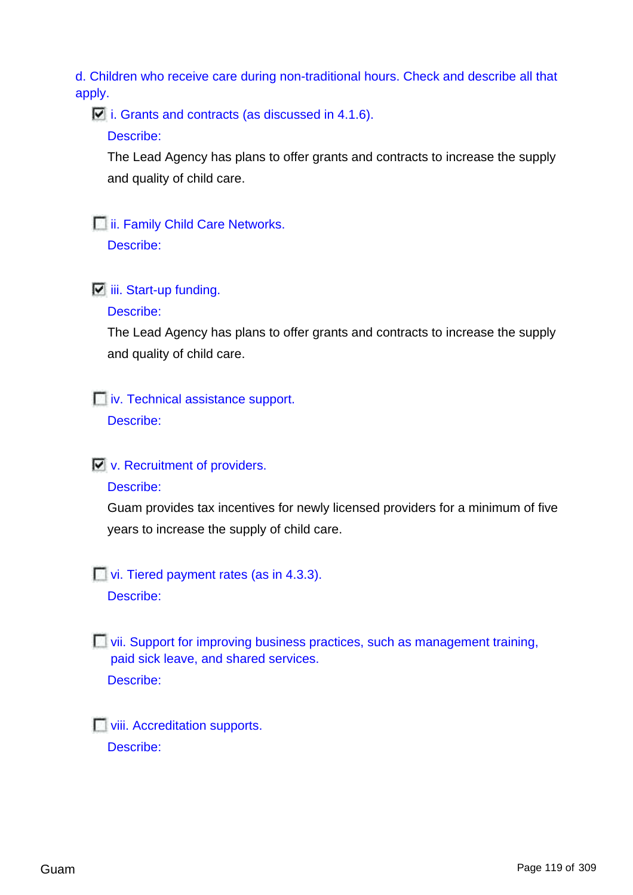d. Children who receive care during non-traditional hours. Check and describe all that apply.

- [x] i. Grants and contracts (as discussed in 4.1.6).

  Describe:

  The Lead Agency has plans to offer grants and contracts to increase the supply and quality of child care.

- [ ] ii. Family Child Care Networks.

  Describe:

- [x] iii. Start-up funding.

  Describe:

  The Lead Agency has plans to offer grants and contracts to increase the supply and quality of child care.

- [ ] iv. Technical assistance support.

  Describe:

- [x] v. Recruitment of providers.

  Describe:

  Guam provides tax incentives for newly licensed providers for a minimum of five years to increase the supply of child care.

- [ ] vi. Tiered payment rates (as in 4.3.3).

  Describe:

- [ ] vii. Support for improving business practices, such as management training, paid sick leave, and shared services.

  Describe:

- [ ] viii. Accreditation supports.

  Describe: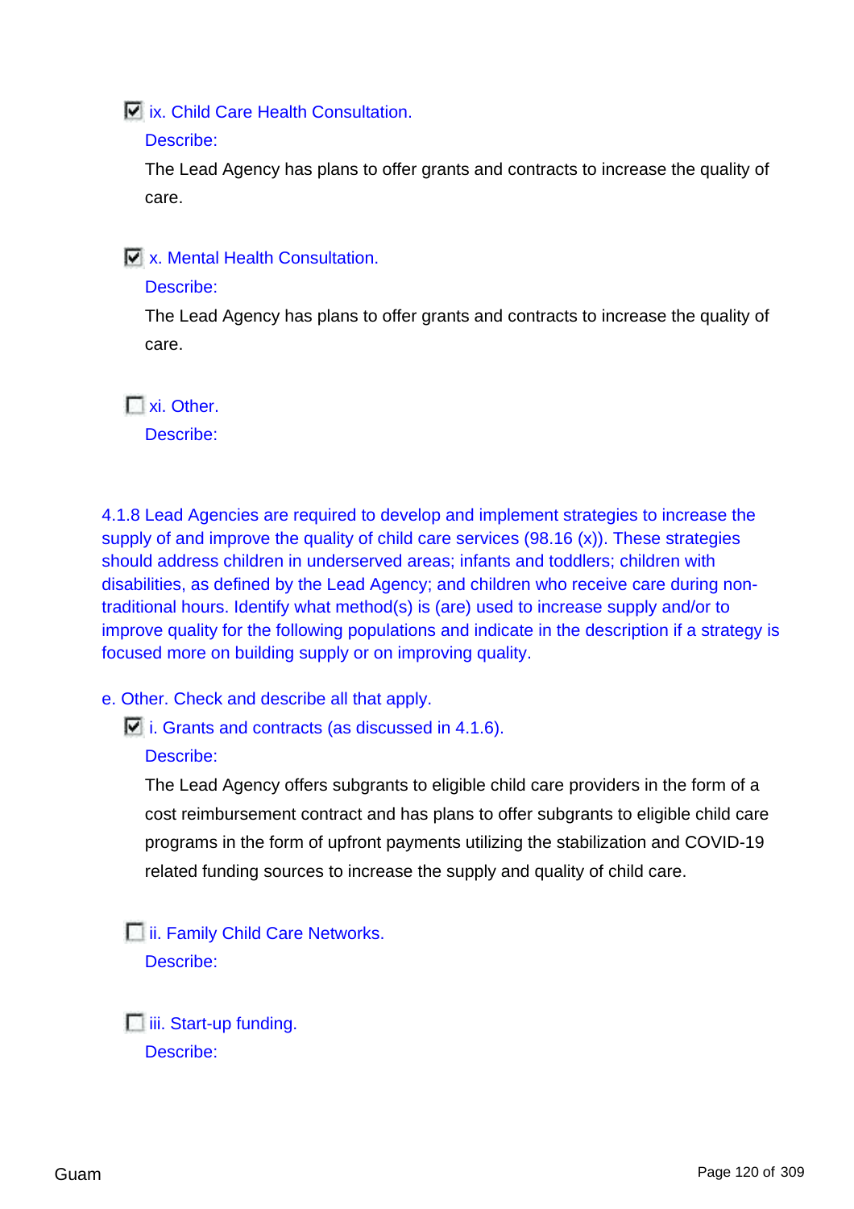☑ ix. Child Care Health Consultation.

Describe:

The Lead Agency has plans to offer grants and contracts to increase the quality of care.

☑ x. Mental Health Consultation.

Describe:

The Lead Agency has plans to offer grants and contracts to increase the quality of care.

☐ xi. Other.

Describe:

4.1.8 Lead Agencies are required to develop and implement strategies to increase the supply of and improve the quality of child care services (98.16 (x)). These strategies should address children in underserved areas; infants and toddlers; children with disabilities, as defined by the Lead Agency; and children who receive care during non-traditional hours. Identify what method(s) is (are) used to increase supply and/or to improve quality for the following populations and indicate in the description if a strategy is focused more on building supply or on improving quality.

e. Other. Check and describe all that apply.

☑ i. Grants and contracts (as discussed in 4.1.6).

Describe:

The Lead Agency offers subgrants to eligible child care providers in the form of a cost reimbursement contract and has plans to offer subgrants to eligible child care programs in the form of upfront payments utilizing the stabilization and COVID-19 related funding sources to increase the supply and quality of child care.

☐ ii. Family Child Care Networks.

Describe:

☐ iii. Start-up funding.

Describe: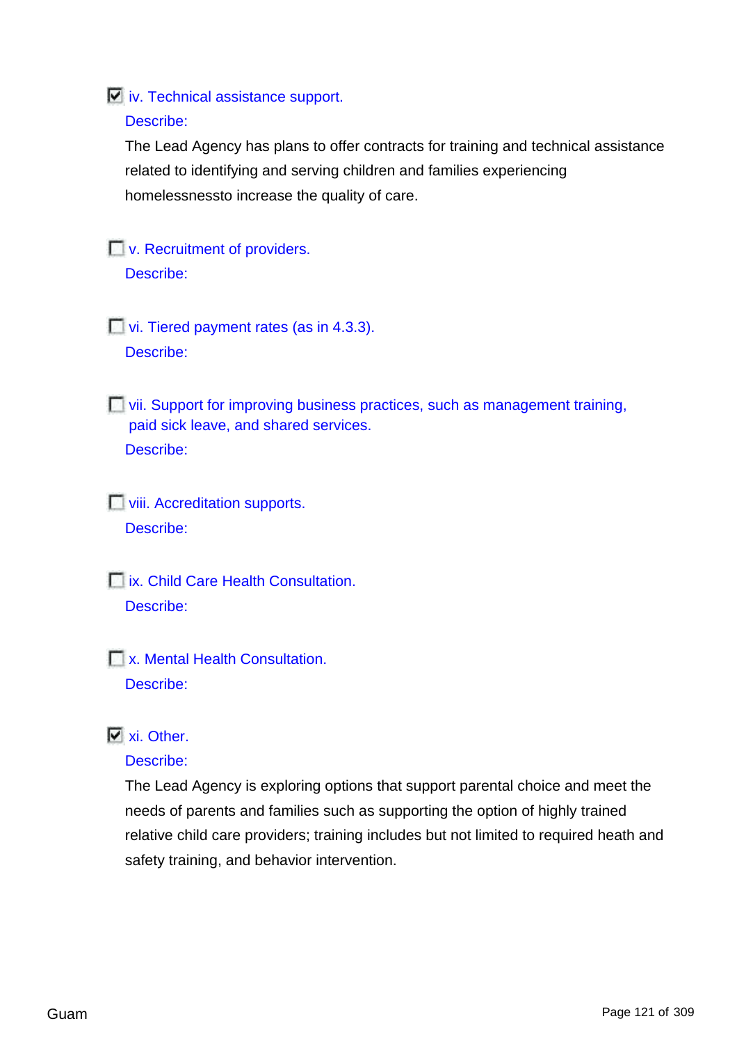- [x] iv. Technical assistance support.

  Describe:

  The Lead Agency has plans to offer contracts for training and technical assistance related to identifying and serving children and families experiencing homelessnessto increase the quality of care.

- [ ] v. Recruitment of providers.

  Describe:

- [ ] vi. Tiered payment rates (as in 4.3.3).

  Describe:

- [ ] vii. Support for improving business practices, such as management training, paid sick leave, and shared services.

  Describe:

- [ ] viii. Accreditation supports.

  Describe:

- [ ] ix. Child Care Health Consultation.

  Describe:

- [ ] x. Mental Health Consultation.

  Describe:

- [x] xi. Other.

  Describe:

  The Lead Agency is exploring options that support parental choice and meet the needs of parents and families such as supporting the option of highly trained relative child care providers; training includes but not limited to required heath and safety training, and behavior intervention.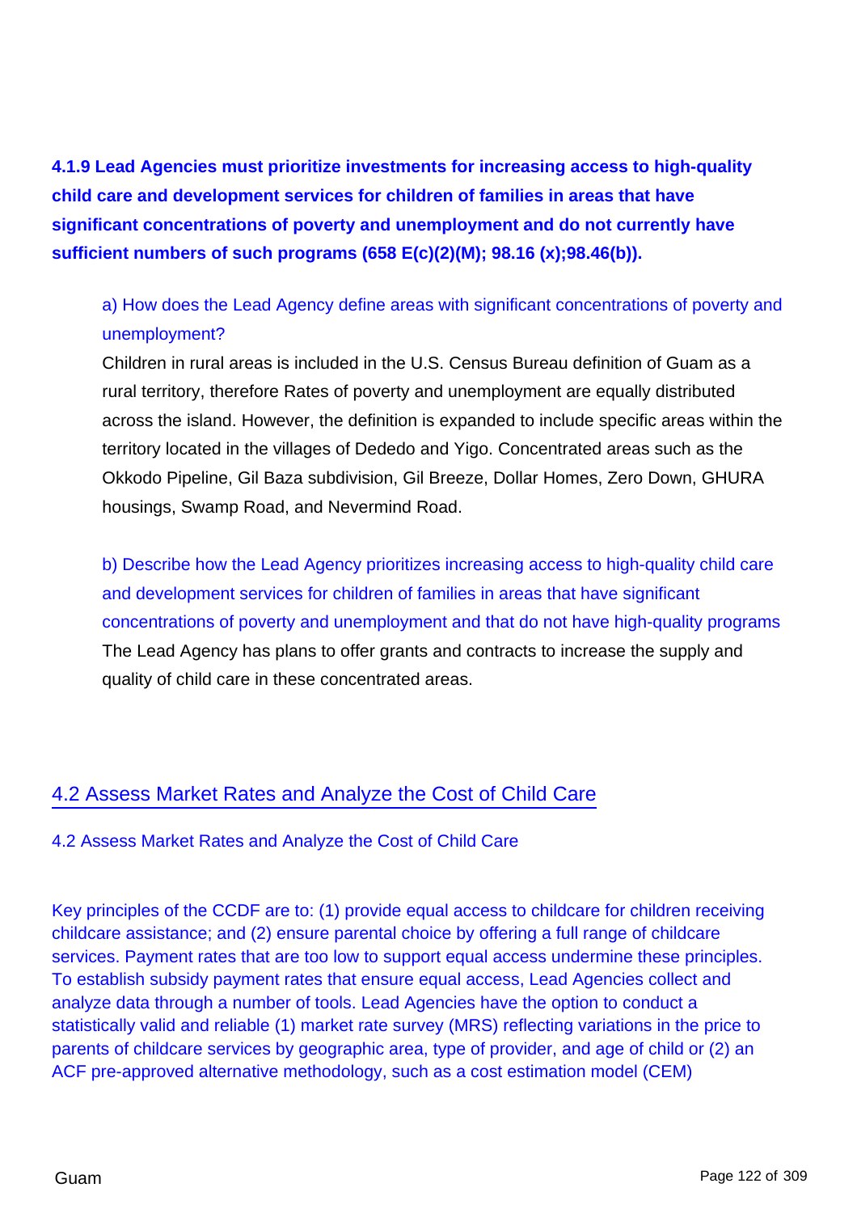**4.1.9 Lead Agencies must prioritize investments for increasing access to high-quality child care and development services for children of families in areas that have significant concentrations of poverty and unemployment and do not currently have sufficient numbers of such programs (658 E(c)(2)(M); 98.16 (x);98.46(b)).**

a) How does the Lead Agency define areas with significant concentrations of poverty and unemployment?

Children in rural areas is included in the U.S. Census Bureau definition of Guam as a rural territory, therefore Rates of poverty and unemployment are equally distributed across the island. However, the definition is expanded to include specific areas within the territory located in the villages of Dededo and Yigo. Concentrated areas such as the Okkodo Pipeline, Gil Baza subdivision, Gil Breeze, Dollar Homes, Zero Down, GHURA housings, Swamp Road, and Nevermind Road.

b) Describe how the Lead Agency prioritizes increasing access to high-quality child care and development services for children of families in areas that have significant concentrations of poverty and unemployment and that do not have high-quality programs

The Lead Agency has plans to offer grants and contracts to increase the supply and quality of child care in these concentrated areas.

## 4.2 Assess Market Rates and Analyze the Cost of Child Care

4.2 Assess Market Rates and Analyze the Cost of Child Care

Key principles of the CCDF are to: (1) provide equal access to childcare for children receiving childcare assistance; and (2) ensure parental choice by offering a full range of childcare services. Payment rates that are too low to support equal access undermine these principles. To establish subsidy payment rates that ensure equal access, Lead Agencies collect and analyze data through a number of tools. Lead Agencies have the option to conduct a statistically valid and reliable (1) market rate survey (MRS) reflecting variations in the price to parents of childcare services by geographic area, type of provider, and age of child or (2) an ACF pre-approved alternative methodology, such as a cost estimation model (CEM)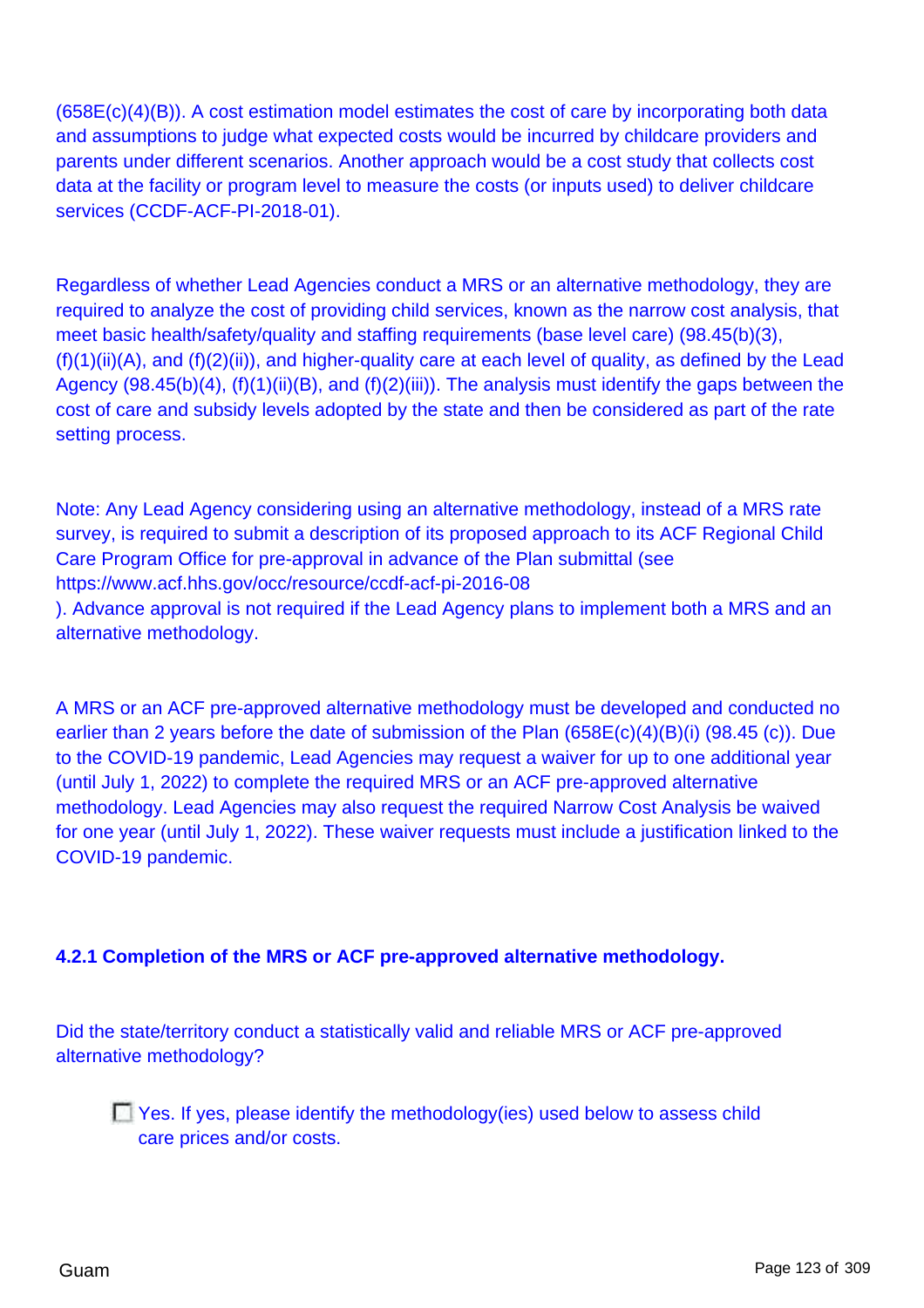(658E(c)(4)(B)). A cost estimation model estimates the cost of care by incorporating both data and assumptions to judge what expected costs would be incurred by childcare providers and parents under different scenarios. Another approach would be a cost study that collects cost data at the facility or program level to measure the costs (or inputs used) to deliver childcare services (CCDF-ACF-PI-2018-01).

Regardless of whether Lead Agencies conduct a MRS or an alternative methodology, they are required to analyze the cost of providing child services, known as the narrow cost analysis, that meet basic health/safety/quality and staffing requirements (base level care) (98.45(b)(3), (f)(1)(ii)(A), and (f)(2)(ii)), and higher-quality care at each level of quality, as defined by the Lead Agency (98.45(b)(4), (f)(1)(ii)(B), and (f)(2)(iii)). The analysis must identify the gaps between the cost of care and subsidy levels adopted by the state and then be considered as part of the rate setting process.

Note: Any Lead Agency considering using an alternative methodology, instead of a MRS rate survey, is required to submit a description of its proposed approach to its ACF Regional Child Care Program Office for pre-approval in advance of the Plan submittal (see https://www.acf.hhs.gov/occ/resource/ccdf-acf-pi-2016-08 ). Advance approval is not required if the Lead Agency plans to implement both a MRS and an alternative methodology.

A MRS or an ACF pre-approved alternative methodology must be developed and conducted no earlier than 2 years before the date of submission of the Plan (658E(c)(4)(B)(i) (98.45 (c)). Due to the COVID-19 pandemic, Lead Agencies may request a waiver for up to one additional year (until July 1, 2022) to complete the required MRS or an ACF pre-approved alternative methodology. Lead Agencies may also request the required Narrow Cost Analysis be waived for one year (until July 1, 2022). These waiver requests must include a justification linked to the COVID-19 pandemic.

#### 4.2.1 Completion of the MRS or ACF pre-approved alternative methodology.

Did the state/territory conduct a statistically valid and reliable MRS or ACF pre-approved alternative methodology?

- [ ] Yes. If yes, please identify the methodology(ies) used below to assess child care prices and/or costs.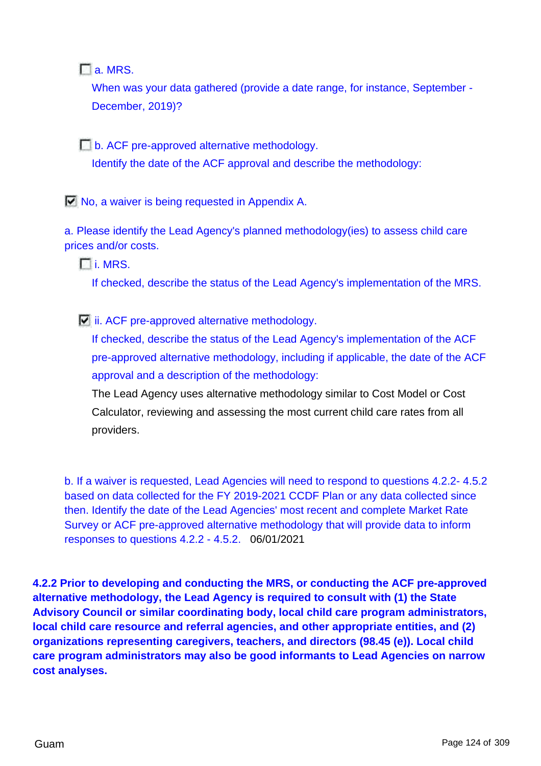- [ ] a. MRS.

  When was your data gathered (provide a date range, for instance, September - December, 2019)?

- [ ] b. ACF pre-approved alternative methodology.

  Identify the date of the ACF approval and describe the methodology:

- [x] No, a waiver is being requested in Appendix A.

a. Please identify the Lead Agency's planned methodology(ies) to assess child care prices and/or costs.

- [ ] i. MRS.

  If checked, describe the status of the Lead Agency's implementation of the MRS.

- [x] ii. ACF pre-approved alternative methodology.

  If checked, describe the status of the Lead Agency's implementation of the ACF pre-approved alternative methodology, including if applicable, the date of the ACF approval and a description of the methodology:

  The Lead Agency uses alternative methodology similar to Cost Model or Cost Calculator, reviewing and assessing the most current child care rates from all providers.

b. If a waiver is requested, Lead Agencies will need to respond to questions 4.2.2- 4.5.2 based on data collected for the FY 2019-2021 CCDF Plan or any data collected since then. Identify the date of the Lead Agencies' most recent and complete Market Rate Survey or ACF pre-approved alternative methodology that will provide data to inform responses to questions 4.2.2 - 4.5.2. 06/01/2021

**4.2.2 Prior to developing and conducting the MRS, or conducting the ACF pre-approved alternative methodology, the Lead Agency is required to consult with (1) the State Advisory Council or similar coordinating body, local child care program administrators, local child care resource and referral agencies, and other appropriate entities, and (2) organizations representing caregivers, teachers, and directors (98.45 (e)). Local child care program administrators may also be good informants to Lead Agencies on narrow cost analyses.**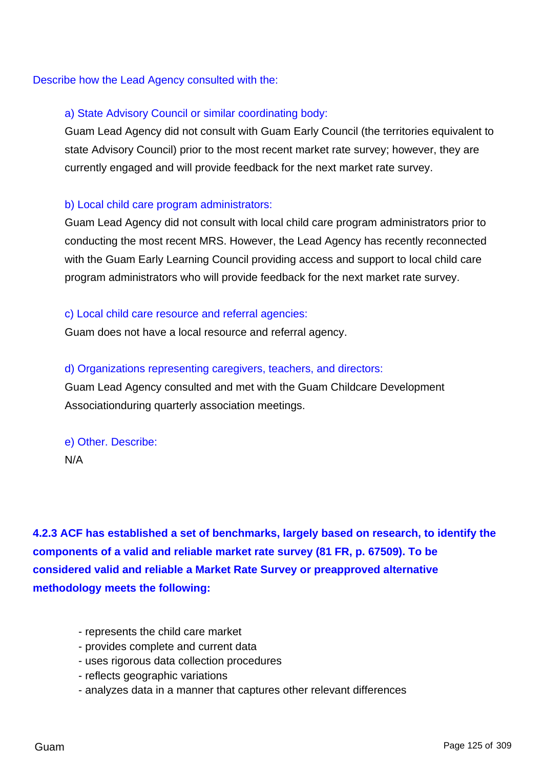Describe how the Lead Agency consulted with the:

a) State Advisory Council or similar coordinating body:

Guam Lead Agency did not consult with Guam Early Council (the territories equivalent to state Advisory Council) prior to the most recent market rate survey; however, they are currently engaged and will provide feedback for the next market rate survey.

b) Local child care program administrators:

Guam Lead Agency did not consult with local child care program administrators prior to conducting the most recent MRS. However, the Lead Agency has recently reconnected with the Guam Early Learning Council providing access and support to local child care program administrators who will provide feedback for the next market rate survey.

c) Local child care resource and referral agencies:

Guam does not have a local resource and referral agency.

d) Organizations representing caregivers, teachers, and directors:

Guam Lead Agency consulted and met with the Guam Childcare Development Associationduring quarterly association meetings.

e) Other. Describe:

N/A

**4.2.3 ACF has established a set of benchmarks, largely based on research, to identify the components of a valid and reliable market rate survey (81 FR, p. 67509). To be considered valid and reliable a Market Rate Survey or preapproved alternative methodology meets the following:**

- represents the child care market
- provides complete and current data
- uses rigorous data collection procedures
- reflects geographic variations
- analyzes data in a manner that captures other relevant differences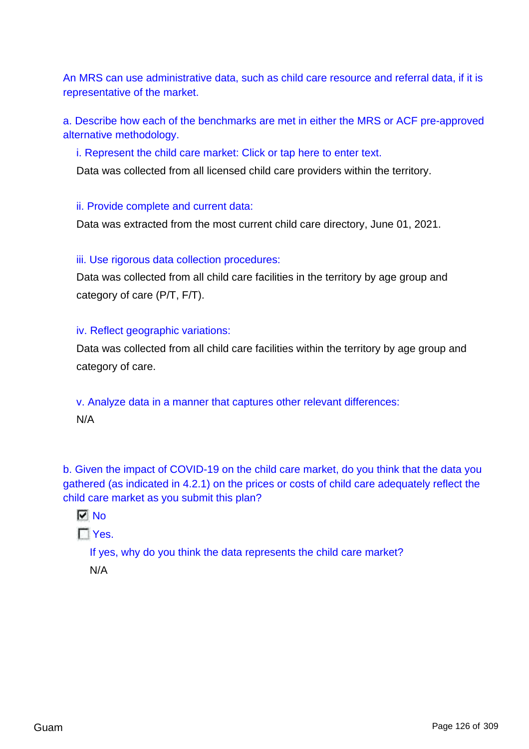An MRS can use administrative data, such as child care resource and referral data, if it is representative of the market.

a. Describe how each of the benchmarks are met in either the MRS or ACF pre-approved alternative methodology.

i. Represent the child care market: Click or tap here to enter text.

Data was collected from all licensed child care providers within the territory.

ii. Provide complete and current data:

Data was extracted from the most current child care directory, June 01, 2021.

iii. Use rigorous data collection procedures:

Data was collected from all child care facilities in the territory by age group and category of care (P/T, F/T).

iv. Reflect geographic variations:

Data was collected from all child care facilities within the territory by age group and category of care.

v. Analyze data in a manner that captures other relevant differences:

N/A

b. Given the impact of COVID-19 on the child care market, do you think that the data you gathered (as indicated in 4.2.1) on the prices or costs of child care adequately reflect the child care market as you submit this plan?

- [x] No
- [ ] Yes.

If yes, why do you think the data represents the child care market?

N/A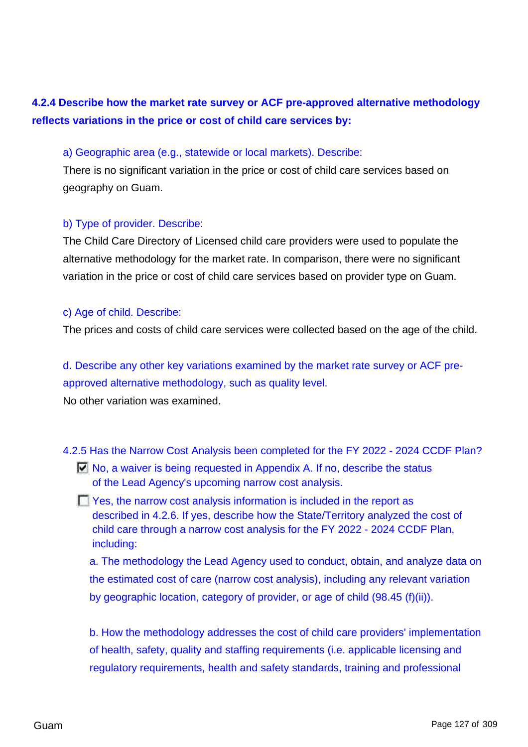**4.2.4 Describe how the market rate survey or ACF pre-approved alternative methodology reflects variations in the price or cost of child care services by:**

a) Geographic area (e.g., statewide or local markets). Describe:

There is no significant variation in the price or cost of child care services based on geography on Guam.

b) Type of provider. Describe:

The Child Care Directory of Licensed child care providers were used to populate the alternative methodology for the market rate. In comparison, there were no significant variation in the price or cost of child care services based on provider type on Guam.

c) Age of child. Describe:

The prices and costs of child care services were collected based on the age of the child.

d. Describe any other key variations examined by the market rate survey or ACF pre-approved alternative methodology, such as quality level.

No other variation was examined.

4.2.5 Has the Narrow Cost Analysis been completed for the FY 2022 - 2024 CCDF Plan?

- [x] No, a waiver is being requested in Appendix A. If no, describe the status of the Lead Agency's upcoming narrow cost analysis.
- [ ] Yes, the narrow cost analysis information is included in the report as described in 4.2.6. If yes, describe how the State/Territory analyzed the cost of child care through a narrow cost analysis for the FY 2022 - 2024 CCDF Plan, including:

  a. The methodology the Lead Agency used to conduct, obtain, and analyze data on the estimated cost of care (narrow cost analysis), including any relevant variation by geographic location, category of provider, or age of child (98.45 (f)(ii)).

  b. How the methodology addresses the cost of child care providers' implementation of health, safety, quality and staffing requirements (i.e. applicable licensing and regulatory requirements, health and safety standards, training and professional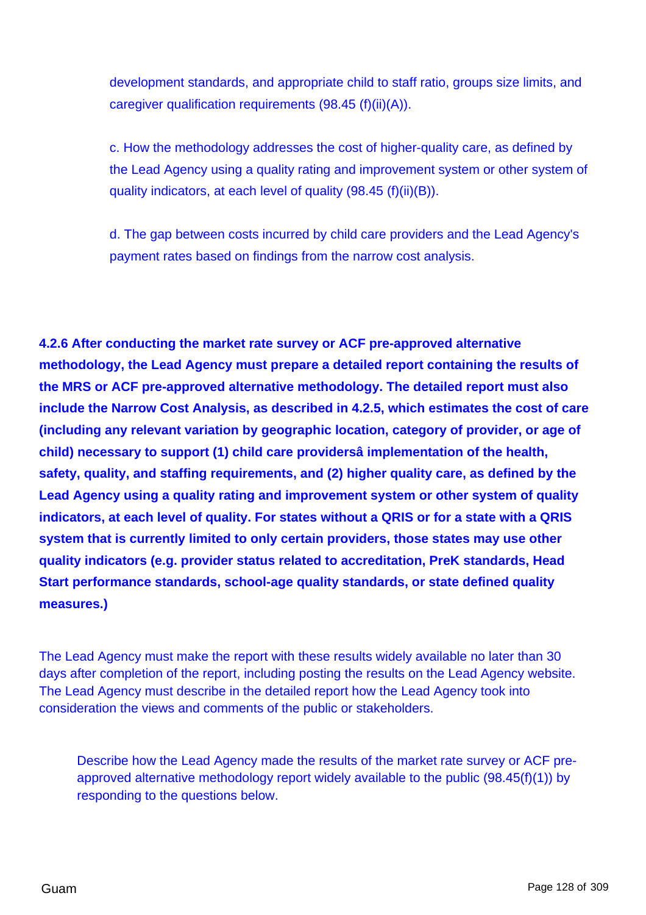development standards, and appropriate child to staff ratio, groups size limits, and caregiver qualification requirements (98.45 (f)(ii)(A)).

c. How the methodology addresses the cost of higher-quality care, as defined by the Lead Agency using a quality rating and improvement system or other system of quality indicators, at each level of quality (98.45 (f)(ii)(B)).

d. The gap between costs incurred by child care providers and the Lead Agency's payment rates based on findings from the narrow cost analysis.

**4.2.6 After conducting the market rate survey or ACF pre-approved alternative methodology, the Lead Agency must prepare a detailed report containing the results of the MRS or ACF pre-approved alternative methodology. The detailed report must also include the Narrow Cost Analysis, as described in 4.2.5, which estimates the cost of care (including any relevant variation by geographic location, category of provider, or age of child) necessary to support (1) child care providersâ implementation of the health, safety, quality, and staffing requirements, and (2) higher quality care, as defined by the Lead Agency using a quality rating and improvement system or other system of quality indicators, at each level of quality. For states without a QRIS or for a state with a QRIS system that is currently limited to only certain providers, those states may use other quality indicators (e.g. provider status related to accreditation, PreK standards, Head Start performance standards, school-age quality standards, or state defined quality measures.)**

The Lead Agency must make the report with these results widely available no later than 30 days after completion of the report, including posting the results on the Lead Agency website. The Lead Agency must describe in the detailed report how the Lead Agency took into consideration the views and comments of the public or stakeholders.

Describe how the Lead Agency made the results of the market rate survey or ACF pre-approved alternative methodology report widely available to the public (98.45(f)(1)) by responding to the questions below.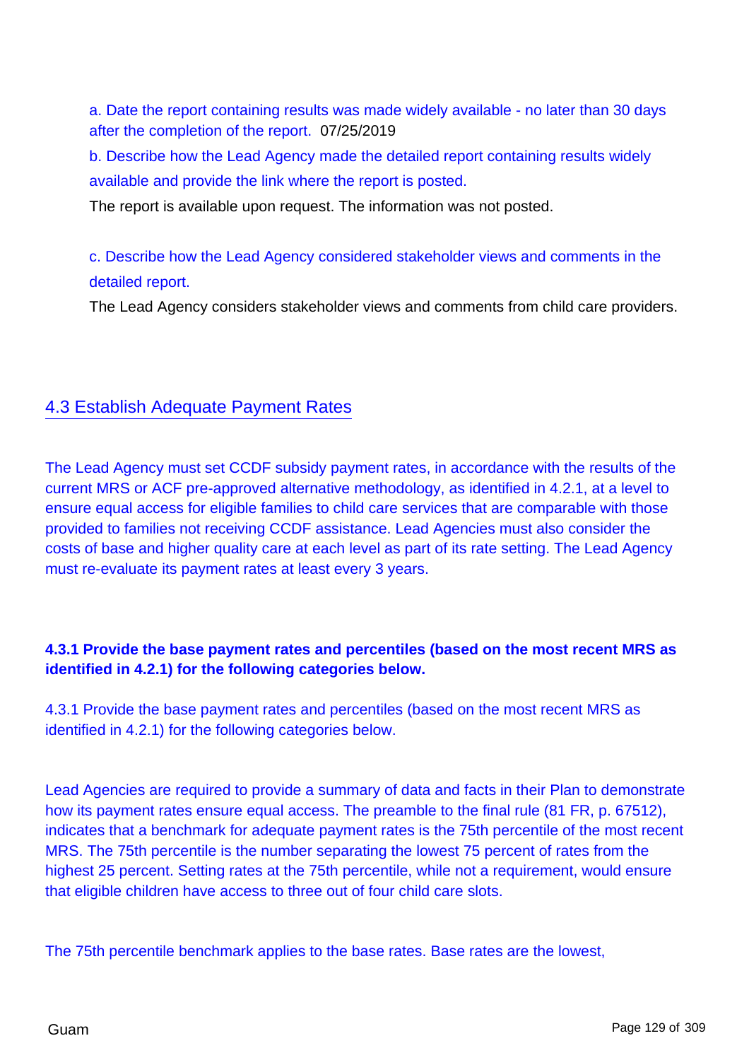a. Date the report containing results was made widely available - no later than 30 days after the completion of the report. 07/25/2019

b. Describe how the Lead Agency made the detailed report containing results widely available and provide the link where the report is posted.

The report is available upon request. The information was not posted.

c. Describe how the Lead Agency considered stakeholder views and comments in the detailed report.

The Lead Agency considers stakeholder views and comments from child care providers.

## 4.3 Establish Adequate Payment Rates

The Lead Agency must set CCDF subsidy payment rates, in accordance with the results of the current MRS or ACF pre-approved alternative methodology, as identified in 4.2.1, at a level to ensure equal access for eligible families to child care services that are comparable with those provided to families not receiving CCDF assistance. Lead Agencies must also consider the costs of base and higher quality care at each level as part of its rate setting. The Lead Agency must re-evaluate its payment rates at least every 3 years.

**4.3.1 Provide the base payment rates and percentiles (based on the most recent MRS as identified in 4.2.1) for the following categories below.**

4.3.1 Provide the base payment rates and percentiles (based on the most recent MRS as identified in 4.2.1) for the following categories below.

Lead Agencies are required to provide a summary of data and facts in their Plan to demonstrate how its payment rates ensure equal access. The preamble to the final rule (81 FR, p. 67512), indicates that a benchmark for adequate payment rates is the 75th percentile of the most recent MRS. The 75th percentile is the number separating the lowest 75 percent of rates from the highest 25 percent. Setting rates at the 75th percentile, while not a requirement, would ensure that eligible children have access to three out of four child care slots.

The 75th percentile benchmark applies to the base rates. Base rates are the lowest,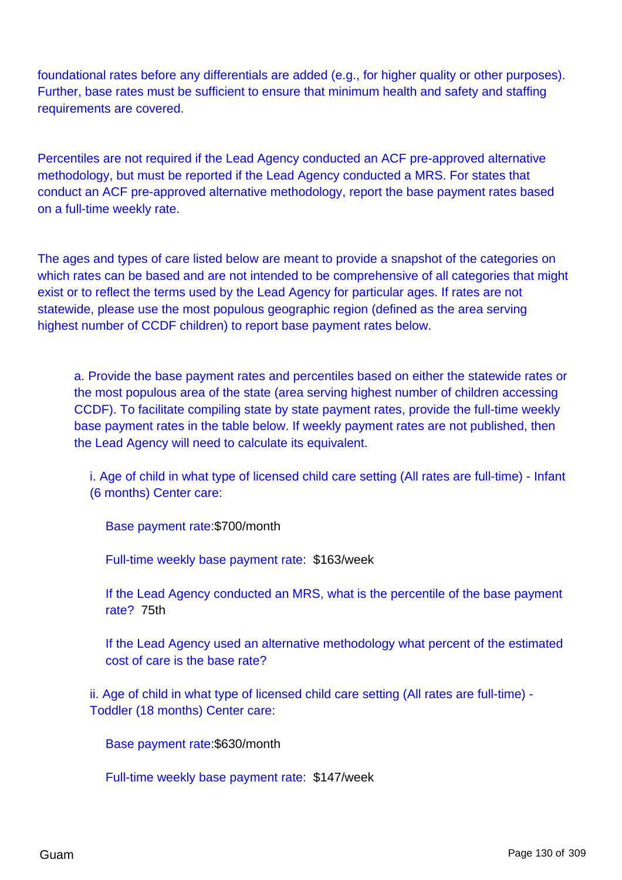foundational rates before any differentials are added (e.g., for higher quality or other purposes). Further, base rates must be sufficient to ensure that minimum health and safety and staffing requirements are covered.

Percentiles are not required if the Lead Agency conducted an ACF pre-approved alternative methodology, but must be reported if the Lead Agency conducted a MRS. For states that conduct an ACF pre-approved alternative methodology, report the base payment rates based on a full-time weekly rate.

The ages and types of care listed below are meant to provide a snapshot of the categories on which rates can be based and are not intended to be comprehensive of all categories that might exist or to reflect the terms used by the Lead Agency for particular ages. If rates are not statewide, please use the most populous geographic region (defined as the area serving highest number of CCDF children) to report base payment rates below.

a. Provide the base payment rates and percentiles based on either the statewide rates or the most populous area of the state (area serving highest number of children accessing CCDF). To facilitate compiling state by state payment rates, provide the full-time weekly base payment rates in the table below. If weekly payment rates are not published, then the Lead Agency will need to calculate its equivalent.

i. Age of child in what type of licensed child care setting (All rates are full-time) - Infant (6 months) Center care:

Base payment rate:$700/month

Full-time weekly base payment rate: $163/week

If the Lead Agency conducted an MRS, what is the percentile of the base payment rate? 75th

If the Lead Agency used an alternative methodology what percent of the estimated cost of care is the base rate?

ii. Age of child in what type of licensed child care setting (All rates are full-time) - Toddler (18 months) Center care:

Base payment rate:$630/month

Full-time weekly base payment rate: $147/week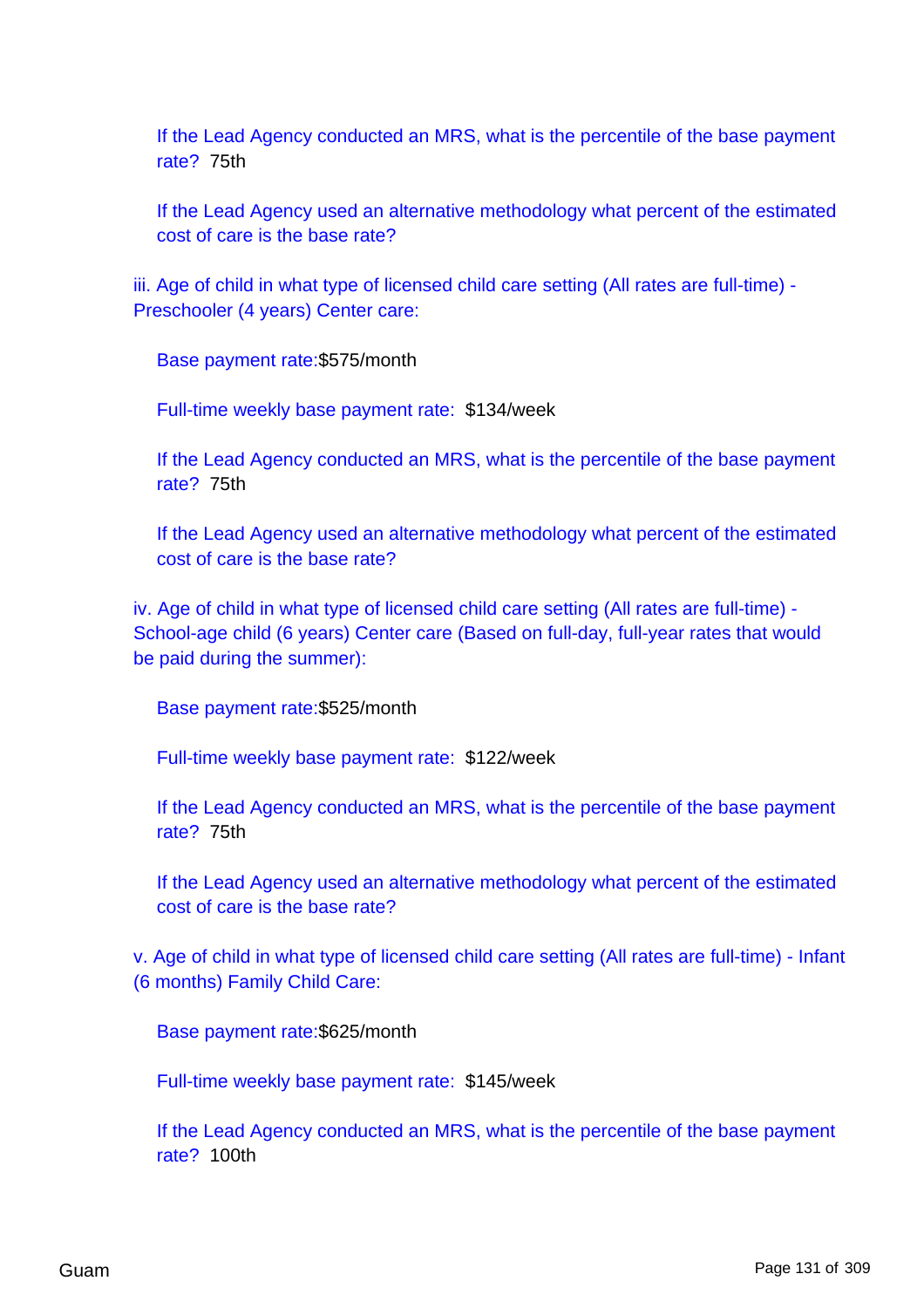If the Lead Agency conducted an MRS, what is the percentile of the base payment rate? 75th

If the Lead Agency used an alternative methodology what percent of the estimated cost of care is the base rate?

iii. Age of child in what type of licensed child care setting (All rates are full-time) - Preschooler (4 years) Center care:

Base payment rate:$575/month

Full-time weekly base payment rate: $134/week

If the Lead Agency conducted an MRS, what is the percentile of the base payment rate? 75th

If the Lead Agency used an alternative methodology what percent of the estimated cost of care is the base rate?

iv. Age of child in what type of licensed child care setting (All rates are full-time) - School-age child (6 years) Center care (Based on full-day, full-year rates that would be paid during the summer):

Base payment rate:$525/month

Full-time weekly base payment rate: $122/week

If the Lead Agency conducted an MRS, what is the percentile of the base payment rate? 75th

If the Lead Agency used an alternative methodology what percent of the estimated cost of care is the base rate?

v. Age of child in what type of licensed child care setting (All rates are full-time) - Infant (6 months) Family Child Care:

Base payment rate:$625/month

Full-time weekly base payment rate: $145/week

If the Lead Agency conducted an MRS, what is the percentile of the base payment rate? 100th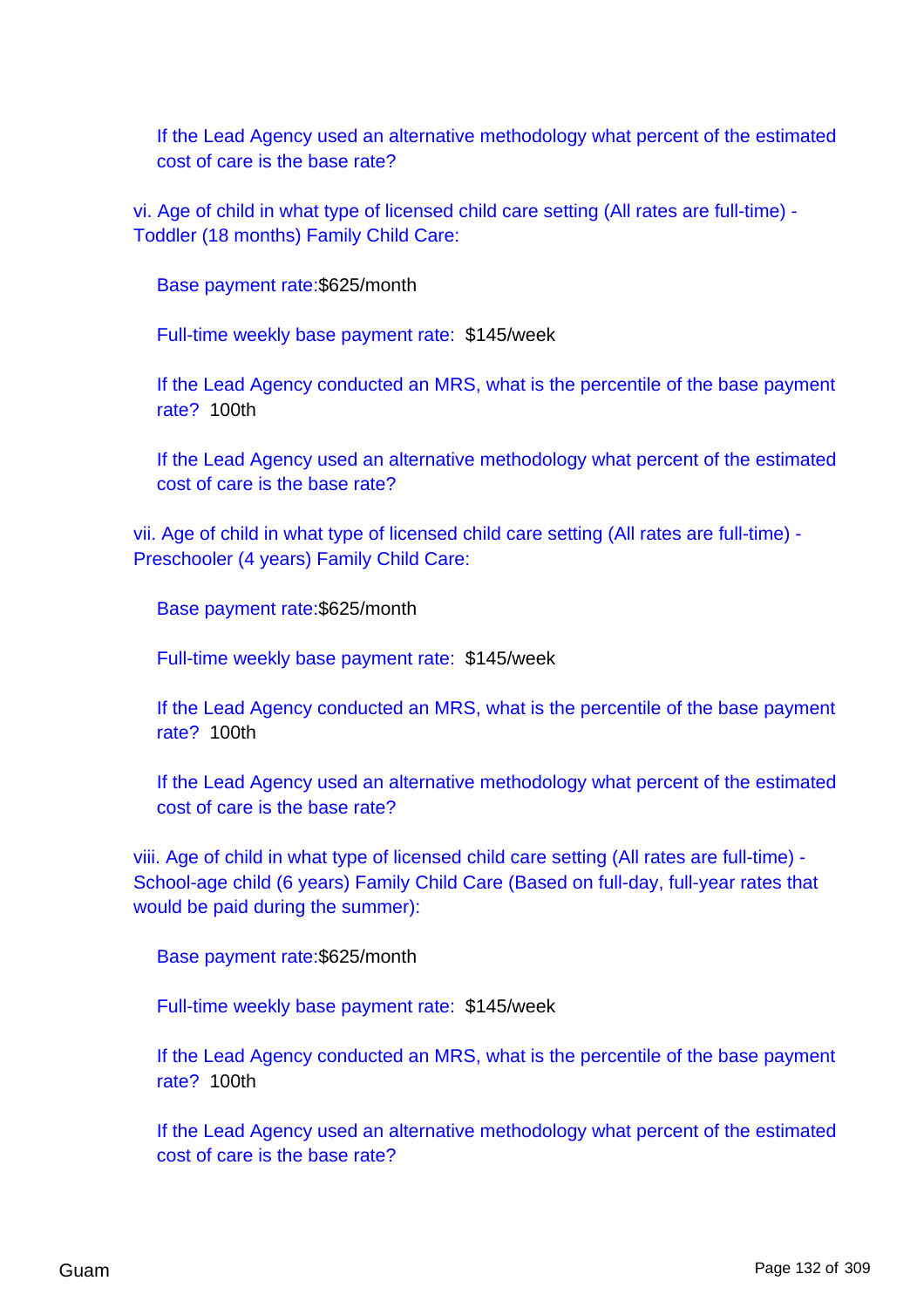If the Lead Agency used an alternative methodology what percent of the estimated cost of care is the base rate?

vi. Age of child in what type of licensed child care setting (All rates are full-time) - Toddler (18 months) Family Child Care:

Base payment rate:$625/month

Full-time weekly base payment rate: $145/week

If the Lead Agency conducted an MRS, what is the percentile of the base payment rate? 100th

If the Lead Agency used an alternative methodology what percent of the estimated cost of care is the base rate?

vii. Age of child in what type of licensed child care setting (All rates are full-time) - Preschooler (4 years) Family Child Care:

Base payment rate:$625/month

Full-time weekly base payment rate: $145/week

If the Lead Agency conducted an MRS, what is the percentile of the base payment rate? 100th

If the Lead Agency used an alternative methodology what percent of the estimated cost of care is the base rate?

viii. Age of child in what type of licensed child care setting (All rates are full-time) - School-age child (6 years) Family Child Care (Based on full-day, full-year rates that would be paid during the summer):

Base payment rate:$625/month

Full-time weekly base payment rate: $145/week

If the Lead Agency conducted an MRS, what is the percentile of the base payment rate? 100th

If the Lead Agency used an alternative methodology what percent of the estimated cost of care is the base rate?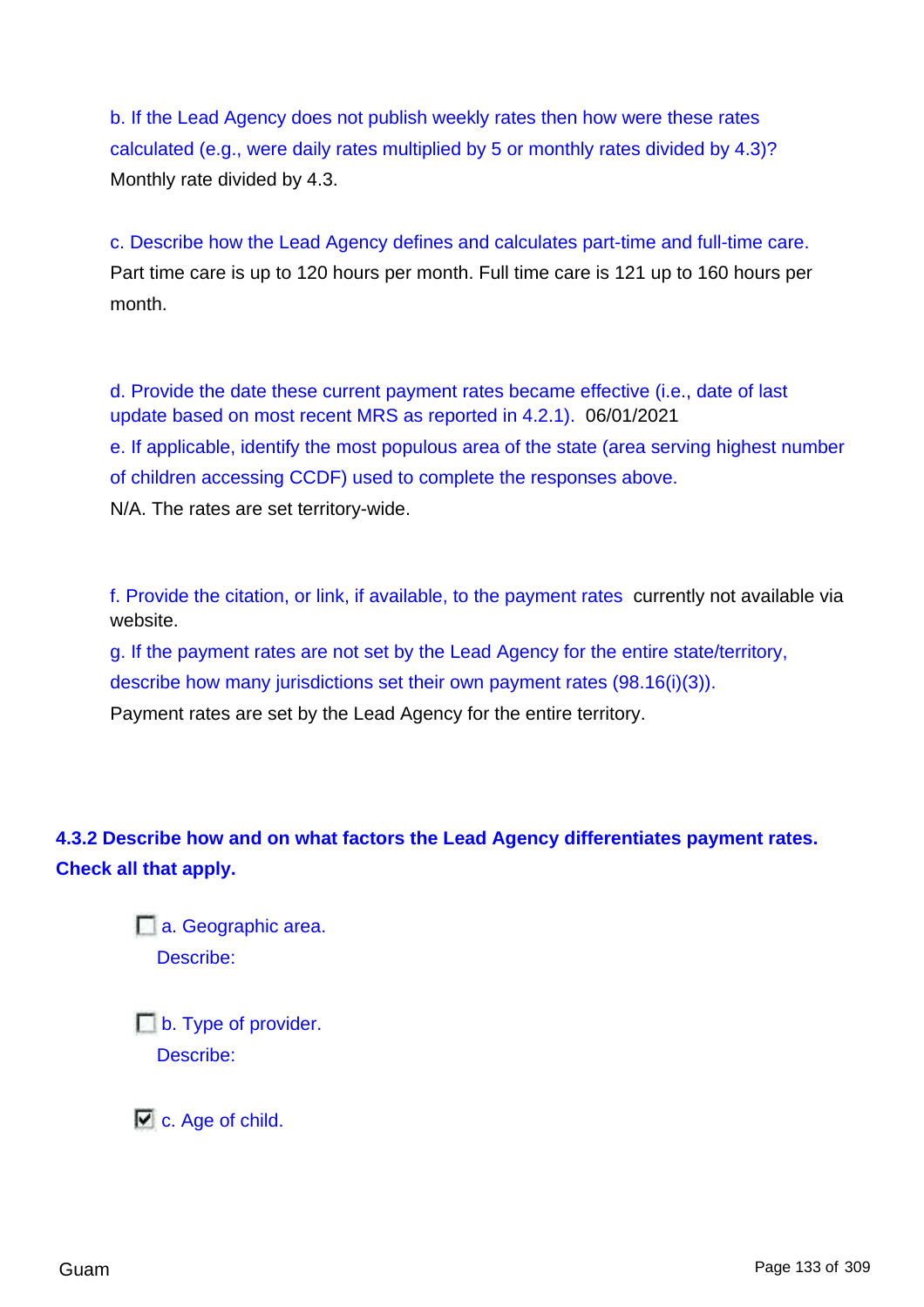b. If the Lead Agency does not publish weekly rates then how were these rates calculated (e.g., were daily rates multiplied by 5 or monthly rates divided by 4.3)?
Monthly rate divided by 4.3.

c. Describe how the Lead Agency defines and calculates part-time and full-time care.
Part time care is up to 120 hours per month. Full time care is 121 up to 160 hours per month.

d. Provide the date these current payment rates became effective (i.e., date of last update based on most recent MRS as reported in 4.2.1). 06/01/2021

e. If applicable, identify the most populous area of the state (area serving highest number of children accessing CCDF) used to complete the responses above.
N/A. The rates are set territory-wide.

f. Provide the citation, or link, if available, to the payment rates currently not available via website.

g. If the payment rates are not set by the Lead Agency for the entire state/territory, describe how many jurisdictions set their own payment rates (98.16(i)(3)).
Payment rates are set by the Lead Agency for the entire territory.

**4.3.2 Describe how and on what factors the Lead Agency differentiates payment rates. Check all that apply.**

- [ ] a. Geographic area.
  Describe:

- [ ] b. Type of provider.
  Describe:

- [x] c. Age of child.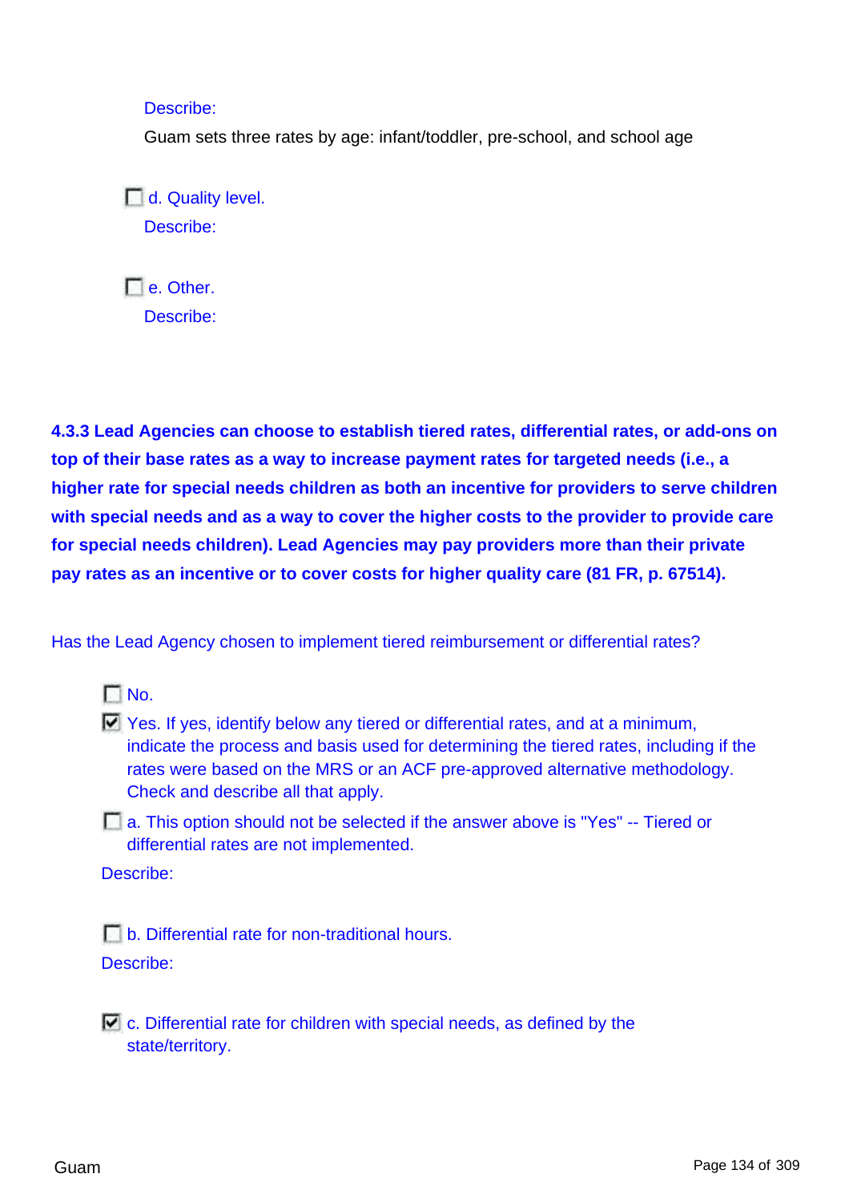Describe:

Guam sets three rates by age: infant/toddler, pre-school, and school age

- [ ] d. Quality level.

Describe:

- [ ] e. Other.

Describe:

**4.3.3 Lead Agencies can choose to establish tiered rates, differential rates, or add-ons on top of their base rates as a way to increase payment rates for targeted needs (i.e., a higher rate for special needs children as both an incentive for providers to serve children with special needs and as a way to cover the higher costs to the provider to provide care for special needs children). Lead Agencies may pay providers more than their private pay rates as an incentive or to cover costs for higher quality care (81 FR, p. 67514).**

Has the Lead Agency chosen to implement tiered reimbursement or differential rates?

- [ ] No.
- [x] Yes. If yes, identify below any tiered or differential rates, and at a minimum, indicate the process and basis used for determining the tiered rates, including if the rates were based on the MRS or an ACF pre-approved alternative methodology. Check and describe all that apply.

- [ ] a. This option should not be selected if the answer above is "Yes" -- Tiered or differential rates are not implemented.

Describe:

- [ ] b. Differential rate for non-traditional hours.

Describe:

- [x] c. Differential rate for children with special needs, as defined by the state/territory.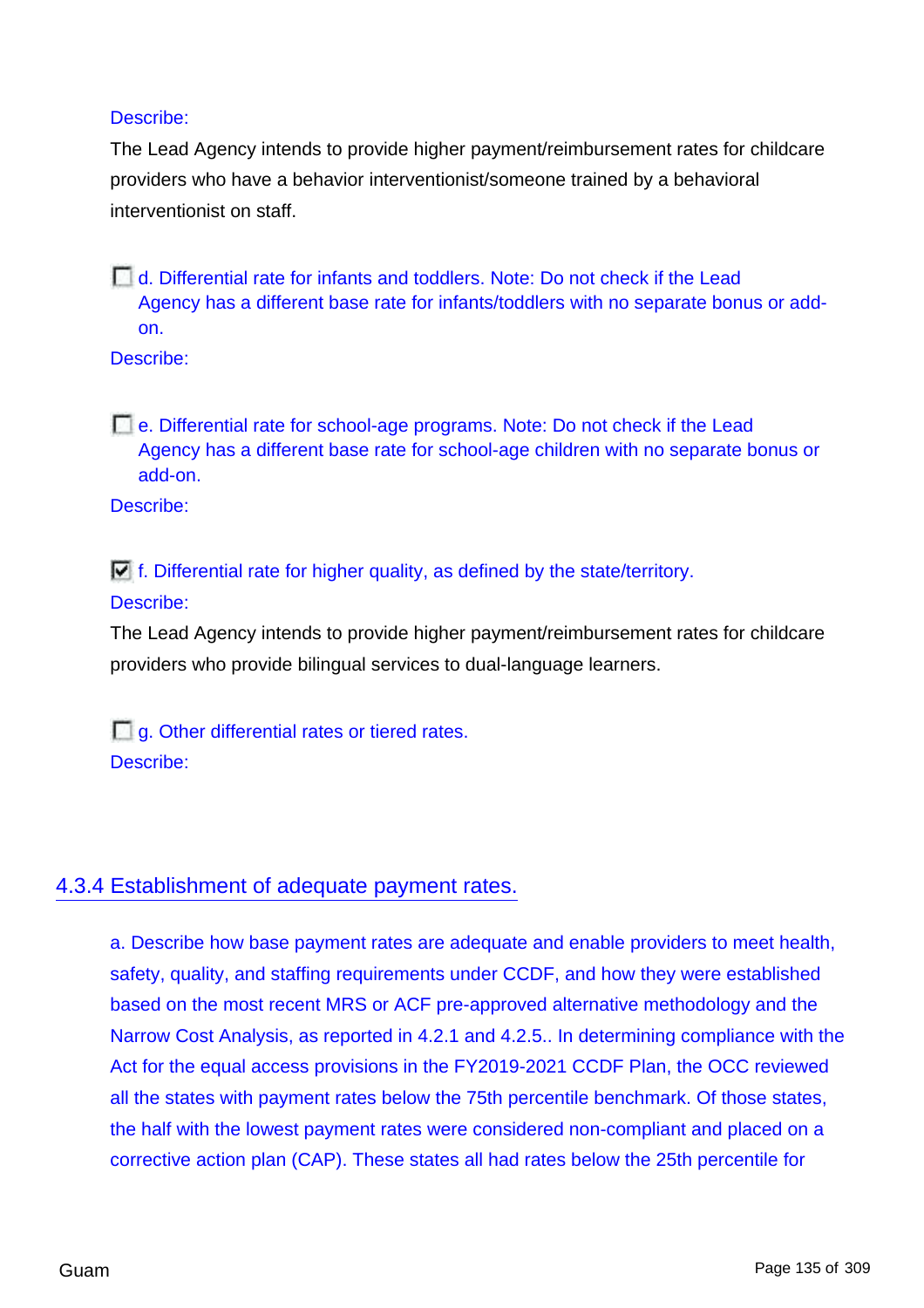Describe:

The Lead Agency intends to provide higher payment/reimbursement rates for childcare providers who have a behavior interventionist/someone trained by a behavioral interventionist on staff.

- [ ] d. Differential rate for infants and toddlers. Note: Do not check if the Lead Agency has a different base rate for infants/toddlers with no separate bonus or add-on.

Describe:

- [ ] e. Differential rate for school-age programs. Note: Do not check if the Lead Agency has a different base rate for school-age children with no separate bonus or add-on.

Describe:

- [x] f. Differential rate for higher quality, as defined by the state/territory.

Describe:

The Lead Agency intends to provide higher payment/reimbursement rates for childcare providers who provide bilingual services to dual-language learners.

- [ ] g. Other differential rates or tiered rates.

Describe:

## 4.3.4 Establishment of adequate payment rates.

a. Describe how base payment rates are adequate and enable providers to meet health, safety, quality, and staffing requirements under CCDF, and how they were established based on the most recent MRS or ACF pre-approved alternative methodology and the Narrow Cost Analysis, as reported in 4.2.1 and 4.2.5.. In determining compliance with the Act for the equal access provisions in the FY2019-2021 CCDF Plan, the OCC reviewed all the states with payment rates below the 75th percentile benchmark. Of those states, the half with the lowest payment rates were considered non-compliant and placed on a corrective action plan (CAP). These states all had rates below the 25th percentile for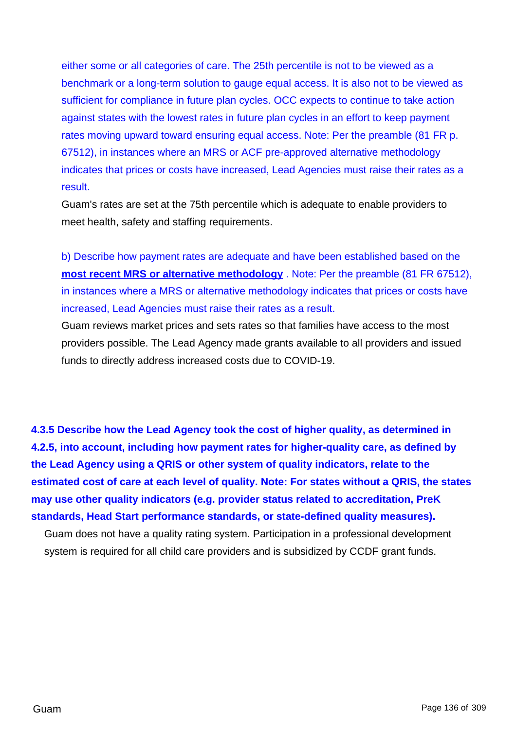either some or all categories of care. The 25th percentile is not to be viewed as a benchmark or a long-term solution to gauge equal access. It is also not to be viewed as sufficient for compliance in future plan cycles. OCC expects to continue to take action against states with the lowest rates in future plan cycles in an effort to keep payment rates moving upward toward ensuring equal access. Note: Per the preamble (81 FR p. 67512), in instances where an MRS or ACF pre-approved alternative methodology indicates that prices or costs have increased, Lead Agencies must raise their rates as a result.

Guam's rates are set at the 75th percentile which is adequate to enable providers to meet health, safety and staffing requirements.

b) Describe how payment rates are adequate and have been established based on the **most recent MRS or alternative methodology** . Note: Per the preamble (81 FR 67512), in instances where a MRS or alternative methodology indicates that prices or costs have increased, Lead Agencies must raise their rates as a result.

Guam reviews market prices and sets rates so that families have access to the most providers possible. The Lead Agency made grants available to all providers and issued funds to directly address increased costs due to COVID-19.

**4.3.5 Describe how the Lead Agency took the cost of higher quality, as determined in 4.2.5, into account, including how payment rates for higher-quality care, as defined by the Lead Agency using a QRIS or other system of quality indicators, relate to the estimated cost of care at each level of quality. Note: For states without a QRIS, the states may use other quality indicators (e.g. provider status related to accreditation, PreK standards, Head Start performance standards, or state-defined quality measures).**

Guam does not have a quality rating system. Participation in a professional development system is required for all child care providers and is subsidized by CCDF grant funds.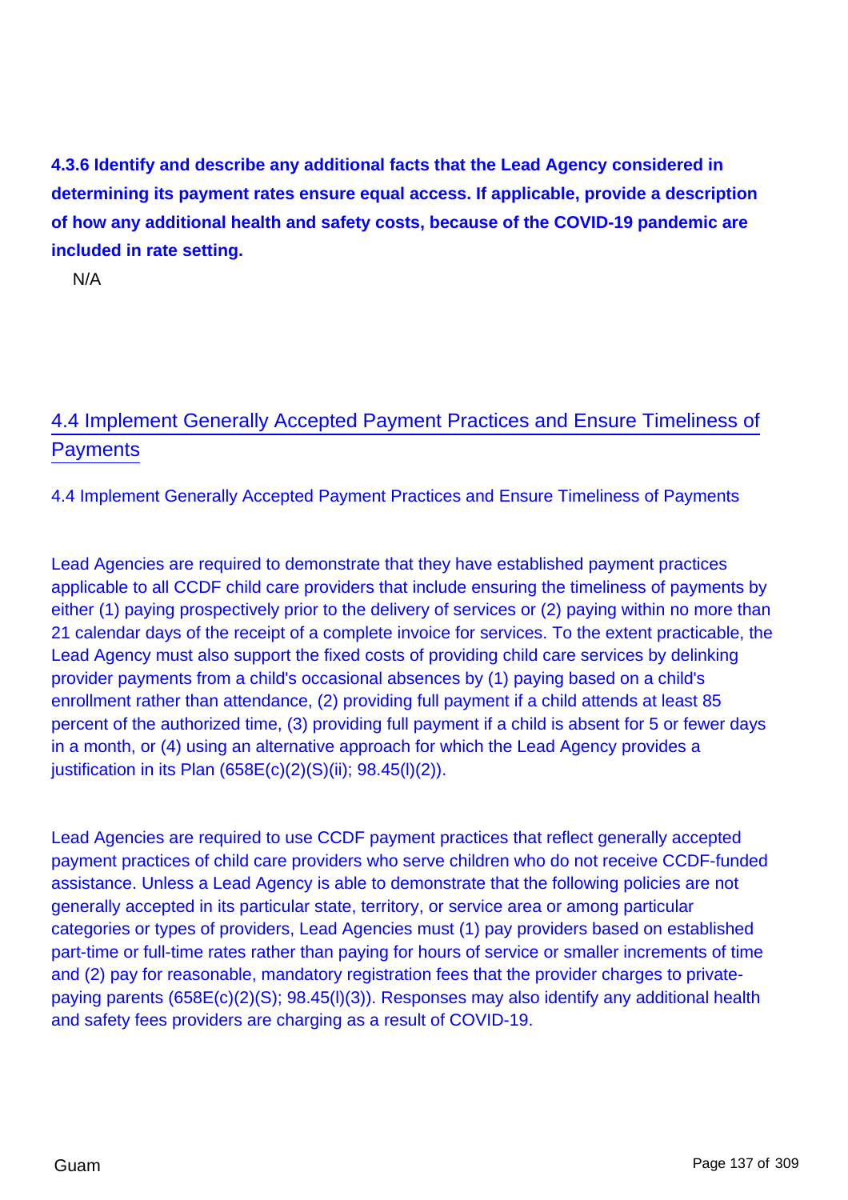**4.3.6 Identify and describe any additional facts that the Lead Agency considered in determining its payment rates ensure equal access. If applicable, provide a description of how any additional health and safety costs, because of the COVID-19 pandemic are included in rate setting.**

N/A

## 4.4 Implement Generally Accepted Payment Practices and Ensure Timeliness of Payments

4.4 Implement Generally Accepted Payment Practices and Ensure Timeliness of Payments

Lead Agencies are required to demonstrate that they have established payment practices applicable to all CCDF child care providers that include ensuring the timeliness of payments by either (1) paying prospectively prior to the delivery of services or (2) paying within no more than 21 calendar days of the receipt of a complete invoice for services. To the extent practicable, the Lead Agency must also support the fixed costs of providing child care services by delinking provider payments from a child's occasional absences by (1) paying based on a child's enrollment rather than attendance, (2) providing full payment if a child attends at least 85 percent of the authorized time, (3) providing full payment if a child is absent for 5 or fewer days in a month, or (4) using an alternative approach for which the Lead Agency provides a justification in its Plan (658E(c)(2)(S)(ii); 98.45(l)(2)).

Lead Agencies are required to use CCDF payment practices that reflect generally accepted payment practices of child care providers who serve children who do not receive CCDF-funded assistance. Unless a Lead Agency is able to demonstrate that the following policies are not generally accepted in its particular state, territory, or service area or among particular categories or types of providers, Lead Agencies must (1) pay providers based on established part-time or full-time rates rather than paying for hours of service or smaller increments of time and (2) pay for reasonable, mandatory registration fees that the provider charges to private-paying parents (658E(c)(2)(S); 98.45(l)(3)). Responses may also identify any additional health and safety fees providers are charging as a result of COVID-19.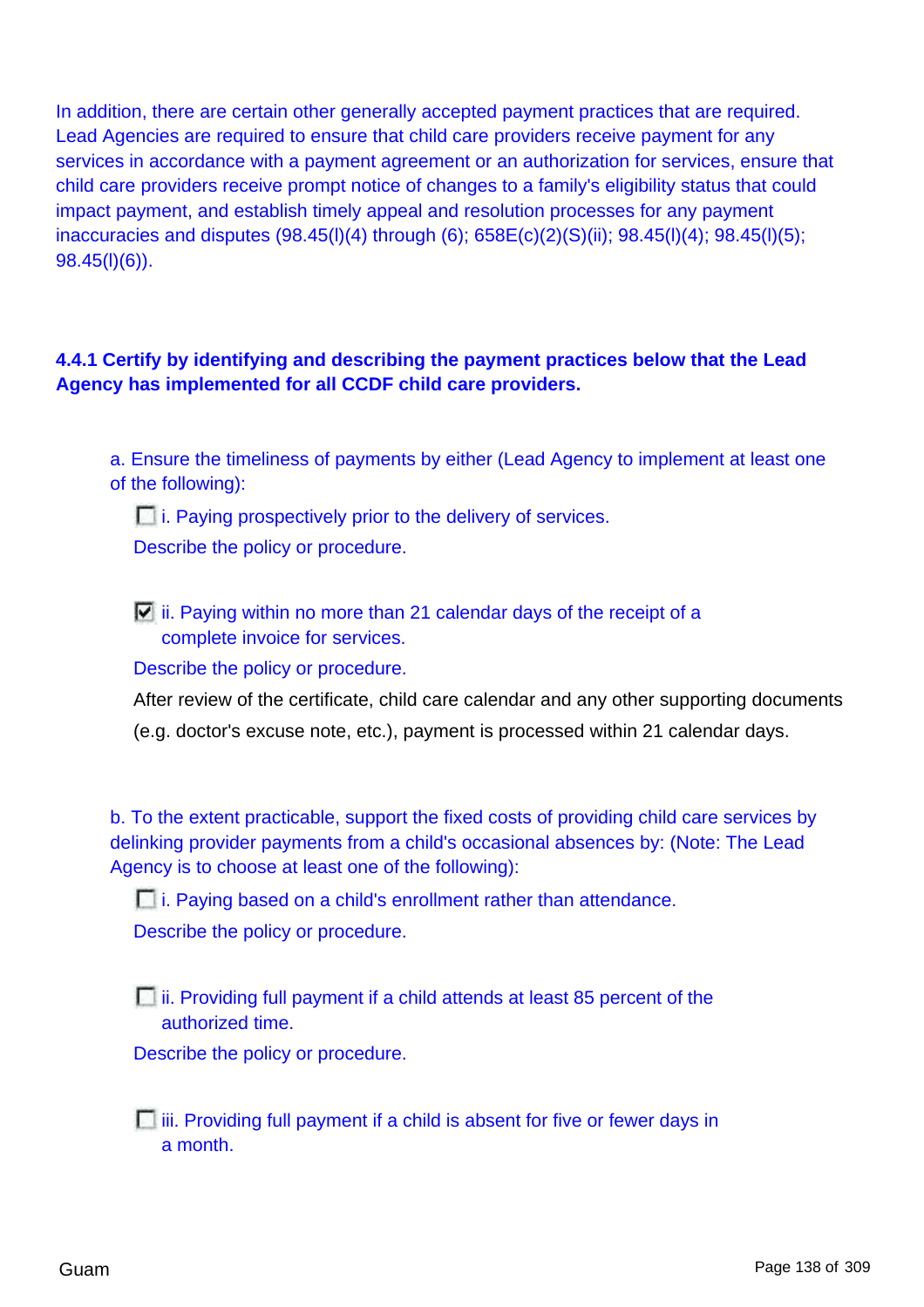In addition, there are certain other generally accepted payment practices that are required. Lead Agencies are required to ensure that child care providers receive payment for any services in accordance with a payment agreement or an authorization for services, ensure that child care providers receive prompt notice of changes to a family's eligibility status that could impact payment, and establish timely appeal and resolution processes for any payment inaccuracies and disputes (98.45(l)(4) through (6); 658E(c)(2)(S)(ii); 98.45(l)(4); 98.45(l)(5); 98.45(l)(6)).

**4.4.1 Certify by identifying and describing the payment practices below that the Lead Agency has implemented for all CCDF child care providers.**

a. Ensure the timeliness of payments by either (Lead Agency to implement at least one of the following):

- [ ] i. Paying prospectively prior to the delivery of services.

  Describe the policy or procedure.

- [x] ii. Paying within no more than 21 calendar days of the receipt of a complete invoice for services.

  Describe the policy or procedure.

  After review of the certificate, child care calendar and any other supporting documents (e.g. doctor's excuse note, etc.), payment is processed within 21 calendar days.

b. To the extent practicable, support the fixed costs of providing child care services by delinking provider payments from a child's occasional absences by: (Note: The Lead Agency is to choose at least one of the following):

- [ ] i. Paying based on a child's enrollment rather than attendance.

  Describe the policy or procedure.

- [ ] ii. Providing full payment if a child attends at least 85 percent of the authorized time.

  Describe the policy or procedure.

- [ ] iii. Providing full payment if a child is absent for five or fewer days in a month.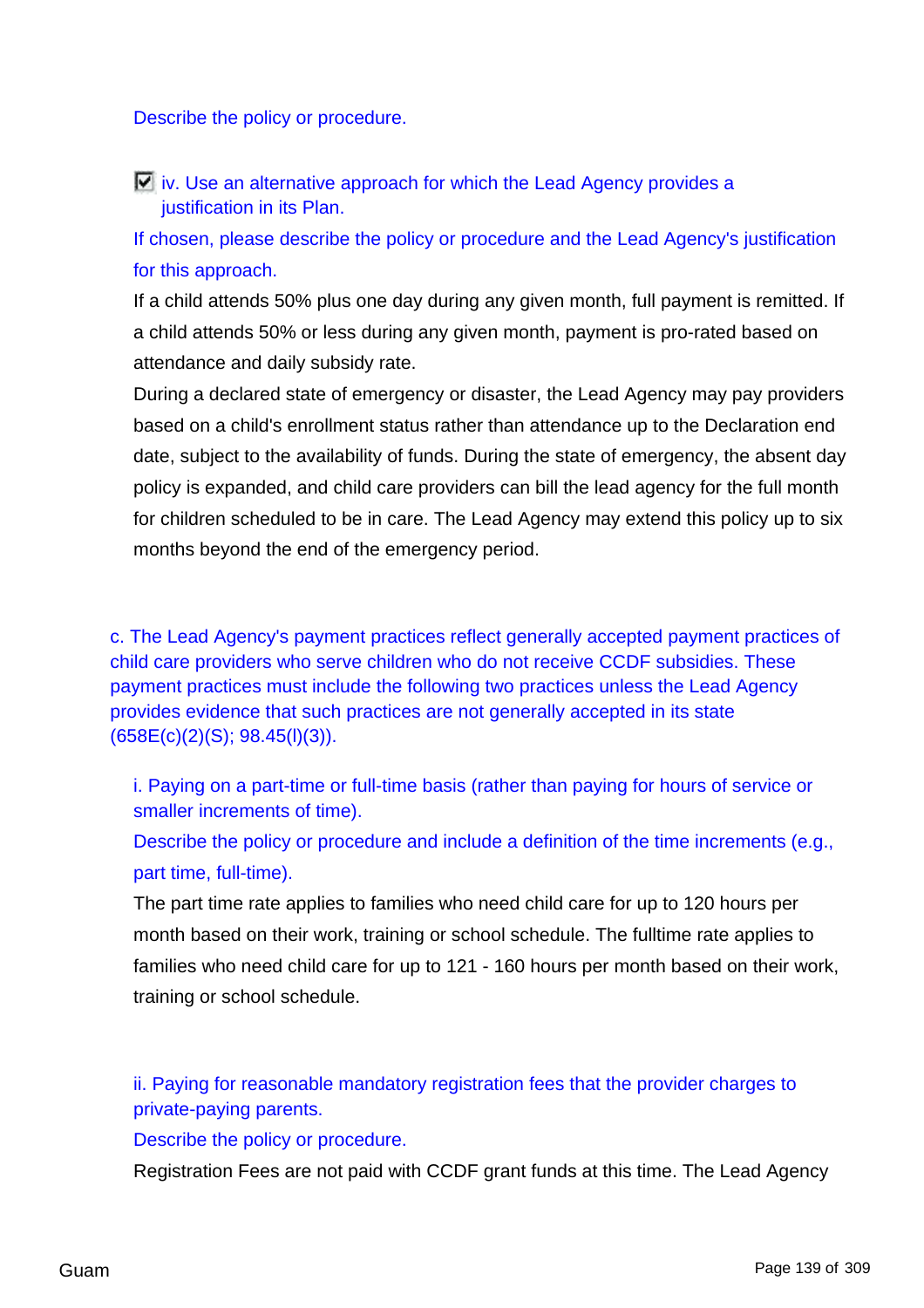Describe the policy or procedure.

☑ iv. Use an alternative approach for which the Lead Agency provides a justification in its Plan.

If chosen, please describe the policy or procedure and the Lead Agency's justification for this approach.

If a child attends 50% plus one day during any given month, full payment is remitted. If a child attends 50% or less during any given month, payment is pro-rated based on attendance and daily subsidy rate.

During a declared state of emergency or disaster, the Lead Agency may pay providers based on a child's enrollment status rather than attendance up to the Declaration end date, subject to the availability of funds. During the state of emergency, the absent day policy is expanded, and child care providers can bill the lead agency for the full month for children scheduled to be in care. The Lead Agency may extend this policy up to six months beyond the end of the emergency period.

c. The Lead Agency's payment practices reflect generally accepted payment practices of child care providers who serve children who do not receive CCDF subsidies. These payment practices must include the following two practices unless the Lead Agency provides evidence that such practices are not generally accepted in its state (658E(c)(2)(S); 98.45(l)(3)).

i. Paying on a part-time or full-time basis (rather than paying for hours of service or smaller increments of time).

Describe the policy or procedure and include a definition of the time increments (e.g., part time, full-time).

The part time rate applies to families who need child care for up to 120 hours per month based on their work, training or school schedule. The fulltime rate applies to families who need child care for up to 121 - 160 hours per month based on their work, training or school schedule.

ii. Paying for reasonable mandatory registration fees that the provider charges to private-paying parents.

Describe the policy or procedure.

Registration Fees are not paid with CCDF grant funds at this time. The Lead Agency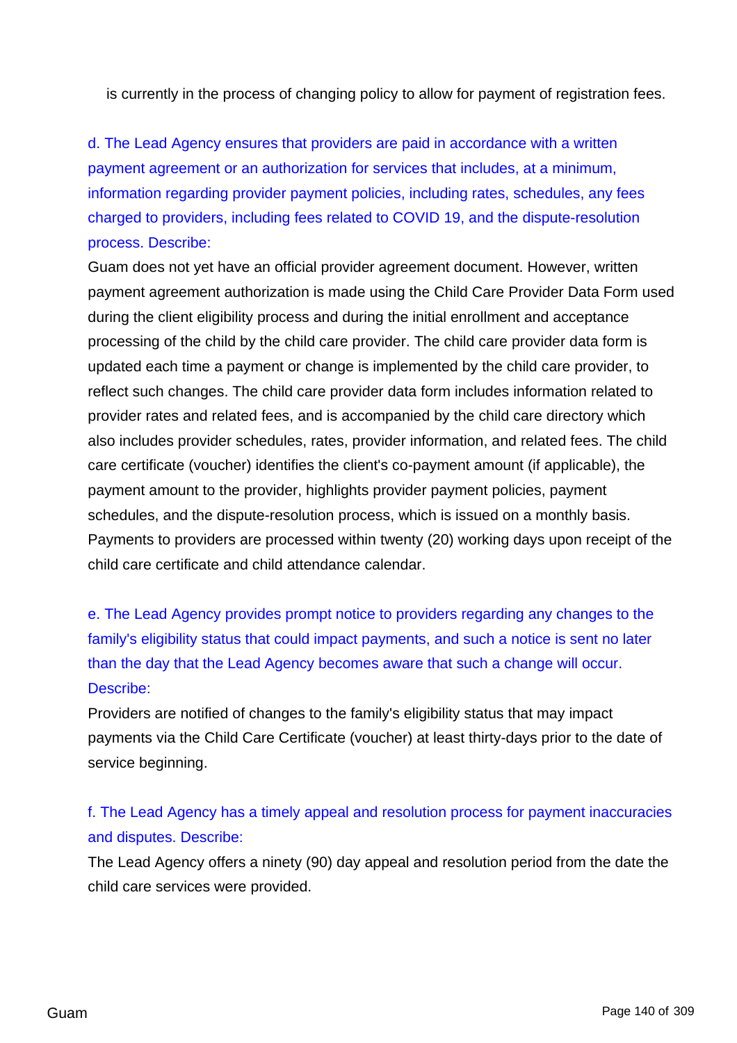is currently in the process of changing policy to allow for payment of registration fees.

d. The Lead Agency ensures that providers are paid in accordance with a written payment agreement or an authorization for services that includes, at a minimum, information regarding provider payment policies, including rates, schedules, any fees charged to providers, including fees related to COVID 19, and the dispute-resolution process. Describe:

Guam does not yet have an official provider agreement document. However, written payment agreement authorization is made using the Child Care Provider Data Form used during the client eligibility process and during the initial enrollment and acceptance processing of the child by the child care provider. The child care provider data form is updated each time a payment or change is implemented by the child care provider, to reflect such changes. The child care provider data form includes information related to provider rates and related fees, and is accompanied by the child care directory which also includes provider schedules, rates, provider information, and related fees. The child care certificate (voucher) identifies the client's co-payment amount (if applicable), the payment amount to the provider, highlights provider payment policies, payment schedules, and the dispute-resolution process, which is issued on a monthly basis. Payments to providers are processed within twenty (20) working days upon receipt of the child care certificate and child attendance calendar.

e. The Lead Agency provides prompt notice to providers regarding any changes to the family's eligibility status that could impact payments, and such a notice is sent no later than the day that the Lead Agency becomes aware that such a change will occur. Describe:

Providers are notified of changes to the family's eligibility status that may impact payments via the Child Care Certificate (voucher) at least thirty-days prior to the date of service beginning.

f. The Lead Agency has a timely appeal and resolution process for payment inaccuracies and disputes. Describe:

The Lead Agency offers a ninety (90) day appeal and resolution period from the date the child care services were provided.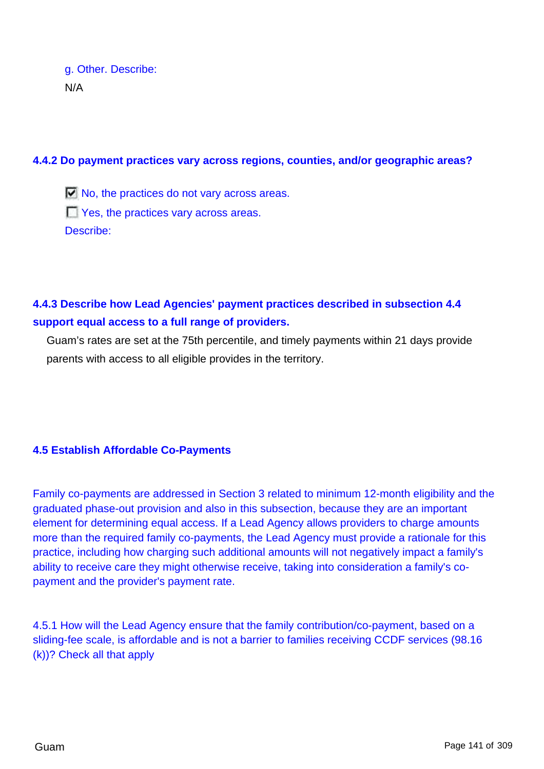g. Other. Describe:

N/A

### 4.4.2 Do payment practices vary across regions, counties, and/or geographic areas?

- [x] No, the practices do not vary across areas.
- [ ] Yes, the practices vary across areas.

Describe:

### 4.4.3 Describe how Lead Agencies' payment practices described in subsection 4.4 support equal access to a full range of providers.

Guam's rates are set at the 75th percentile, and timely payments within 21 days provide parents with access to all eligible provides in the territory.

## 4.5 Establish Affordable Co-Payments

Family co-payments are addressed in Section 3 related to minimum 12-month eligibility and the graduated phase-out provision and also in this subsection, because they are an important element for determining equal access. If a Lead Agency allows providers to charge amounts more than the required family co-payments, the Lead Agency must provide a rationale for this practice, including how charging such additional amounts will not negatively impact a family's ability to receive care they might otherwise receive, taking into consideration a family's co-payment and the provider's payment rate.

4.5.1 How will the Lead Agency ensure that the family contribution/co-payment, based on a sliding-fee scale, is affordable and is not a barrier to families receiving CCDF services (98.16 (k))? Check all that apply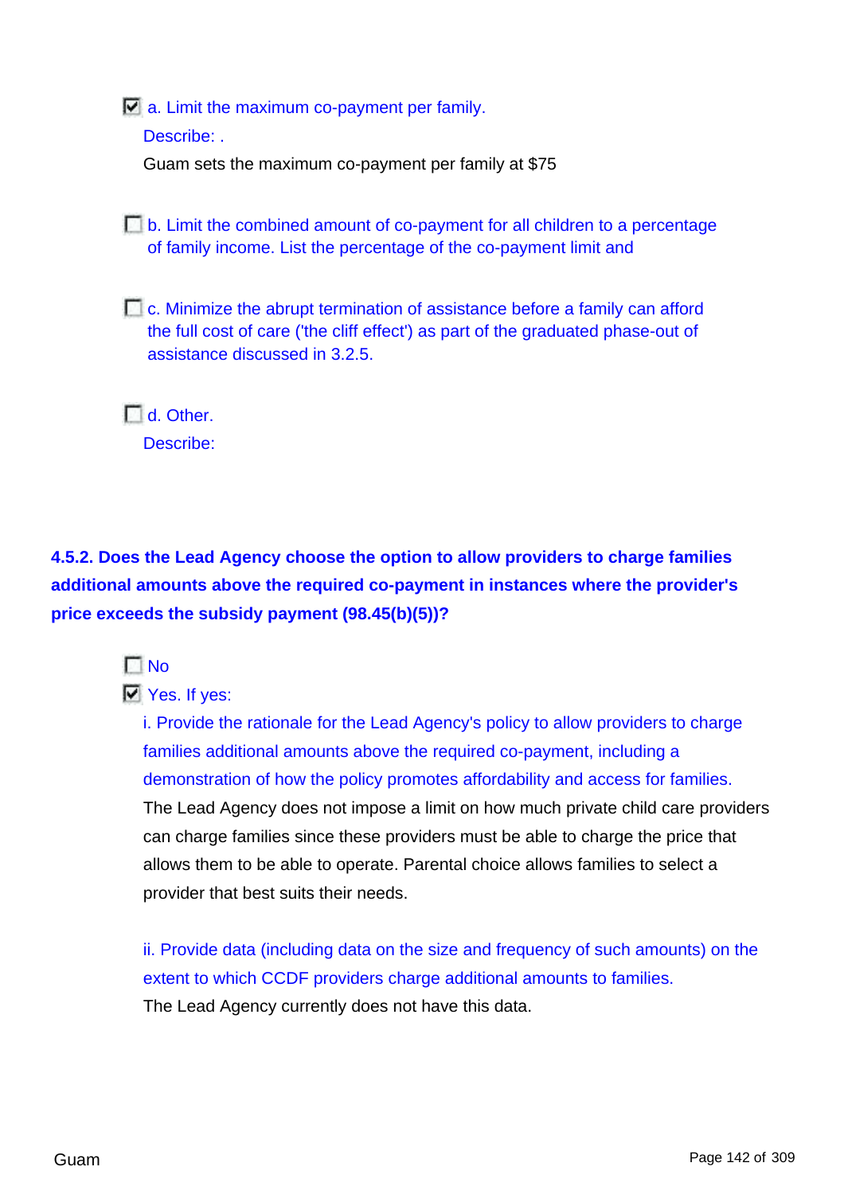- [x] a. Limit the maximum co-payment per family.

  Describe: .

  Guam sets the maximum co-payment per family at $75

- [ ] b. Limit the combined amount of co-payment for all children to a percentage of family income. List the percentage of the co-payment limit and

- [ ] c. Minimize the abrupt termination of assistance before a family can afford the full cost of care ('the cliff effect') as part of the graduated phase-out of assistance discussed in 3.2.5.

- [ ] d. Other.

  Describe:

**4.5.2. Does the Lead Agency choose the option to allow providers to charge families additional amounts above the required co-payment in instances where the provider's price exceeds the subsidy payment (98.45(b)(5))?**

- [ ] No
- [x] Yes. If yes:

  i. Provide the rationale for the Lead Agency's policy to allow providers to charge families additional amounts above the required co-payment, including a demonstration of how the policy promotes affordability and access for families.

  The Lead Agency does not impose a limit on how much private child care providers can charge families since these providers must be able to charge the price that allows them to be able to operate. Parental choice allows families to select a provider that best suits their needs.

  ii. Provide data (including data on the size and frequency of such amounts) on the extent to which CCDF providers charge additional amounts to families.

  The Lead Agency currently does not have this data.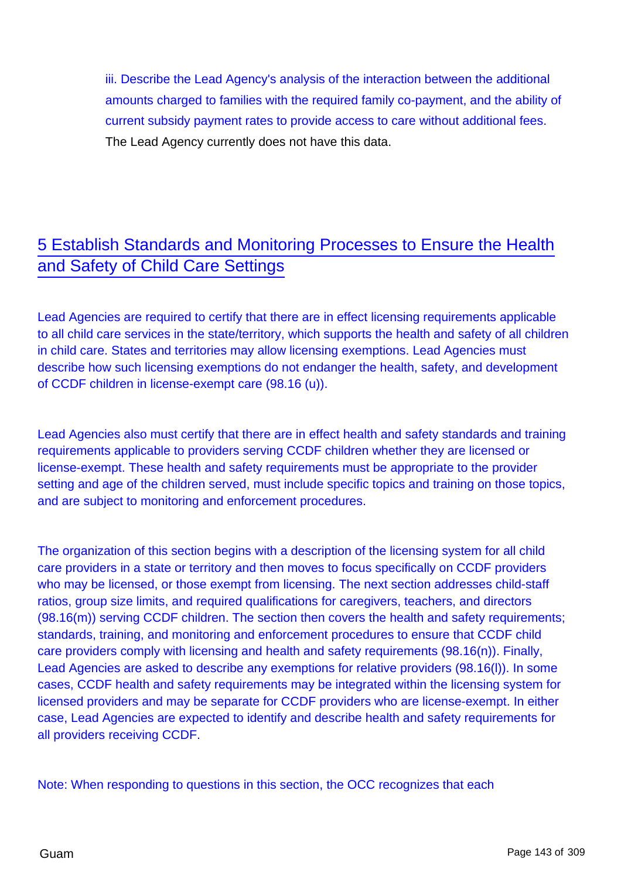iii. Describe the Lead Agency's analysis of the interaction between the additional amounts charged to families with the required family co-payment, and the ability of current subsidy payment rates to provide access to care without additional fees.

The Lead Agency currently does not have this data.

# 5 Establish Standards and Monitoring Processes to Ensure the Health and Safety of Child Care Settings

Lead Agencies are required to certify that there are in effect licensing requirements applicable to all child care services in the state/territory, which supports the health and safety of all children in child care. States and territories may allow licensing exemptions. Lead Agencies must describe how such licensing exemptions do not endanger the health, safety, and development of CCDF children in license-exempt care (98.16 (u)).

Lead Agencies also must certify that there are in effect health and safety standards and training requirements applicable to providers serving CCDF children whether they are licensed or license-exempt. These health and safety requirements must be appropriate to the provider setting and age of the children served, must include specific topics and training on those topics, and are subject to monitoring and enforcement procedures.

The organization of this section begins with a description of the licensing system for all child care providers in a state or territory and then moves to focus specifically on CCDF providers who may be licensed, or those exempt from licensing. The next section addresses child-staff ratios, group size limits, and required qualifications for caregivers, teachers, and directors (98.16(m)) serving CCDF children. The section then covers the health and safety requirements; standards, training, and monitoring and enforcement procedures to ensure that CCDF child care providers comply with licensing and health and safety requirements (98.16(n)). Finally, Lead Agencies are asked to describe any exemptions for relative providers (98.16(l)). In some cases, CCDF health and safety requirements may be integrated within the licensing system for licensed providers and may be separate for CCDF providers who are license-exempt. In either case, Lead Agencies are expected to identify and describe health and safety requirements for all providers receiving CCDF.

Note: When responding to questions in this section, the OCC recognizes that each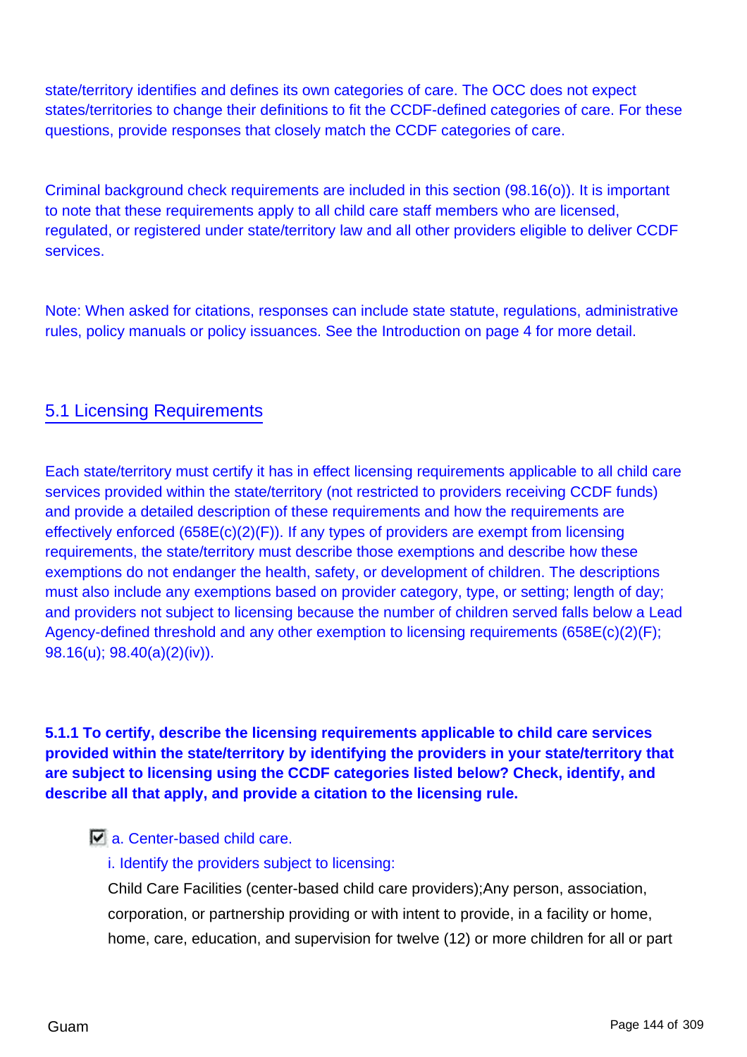state/territory identifies and defines its own categories of care. The OCC does not expect states/territories to change their definitions to fit the CCDF-defined categories of care. For these questions, provide responses that closely match the CCDF categories of care.

Criminal background check requirements are included in this section (98.16(o)). It is important to note that these requirements apply to all child care staff members who are licensed, regulated, or registered under state/territory law and all other providers eligible to deliver CCDF services.

Note: When asked for citations, responses can include state statute, regulations, administrative rules, policy manuals or policy issuances. See the Introduction on page 4 for more detail.

## 5.1 Licensing Requirements

Each state/territory must certify it has in effect licensing requirements applicable to all child care services provided within the state/territory (not restricted to providers receiving CCDF funds) and provide a detailed description of these requirements and how the requirements are effectively enforced (658E(c)(2)(F)). If any types of providers are exempt from licensing requirements, the state/territory must describe those exemptions and describe how these exemptions do not endanger the health, safety, or development of children. The descriptions must also include any exemptions based on provider category, type, or setting; length of day; and providers not subject to licensing because the number of children served falls below a Lead Agency-defined threshold and any other exemption to licensing requirements (658E(c)(2)(F); 98.16(u); 98.40(a)(2)(iv)).

**5.1.1 To certify, describe the licensing requirements applicable to child care services provided within the state/territory by identifying the providers in your state/territory that are subject to licensing using the CCDF categories listed below? Check, identify, and describe all that apply, and provide a citation to the licensing rule.**

- [x] a. Center-based child care.

  i. Identify the providers subject to licensing:

  Child Care Facilities (center-based child care providers);Any person, association, corporation, or partnership providing or with intent to provide, in a facility or home, home, care, education, and supervision for twelve (12) or more children for all or part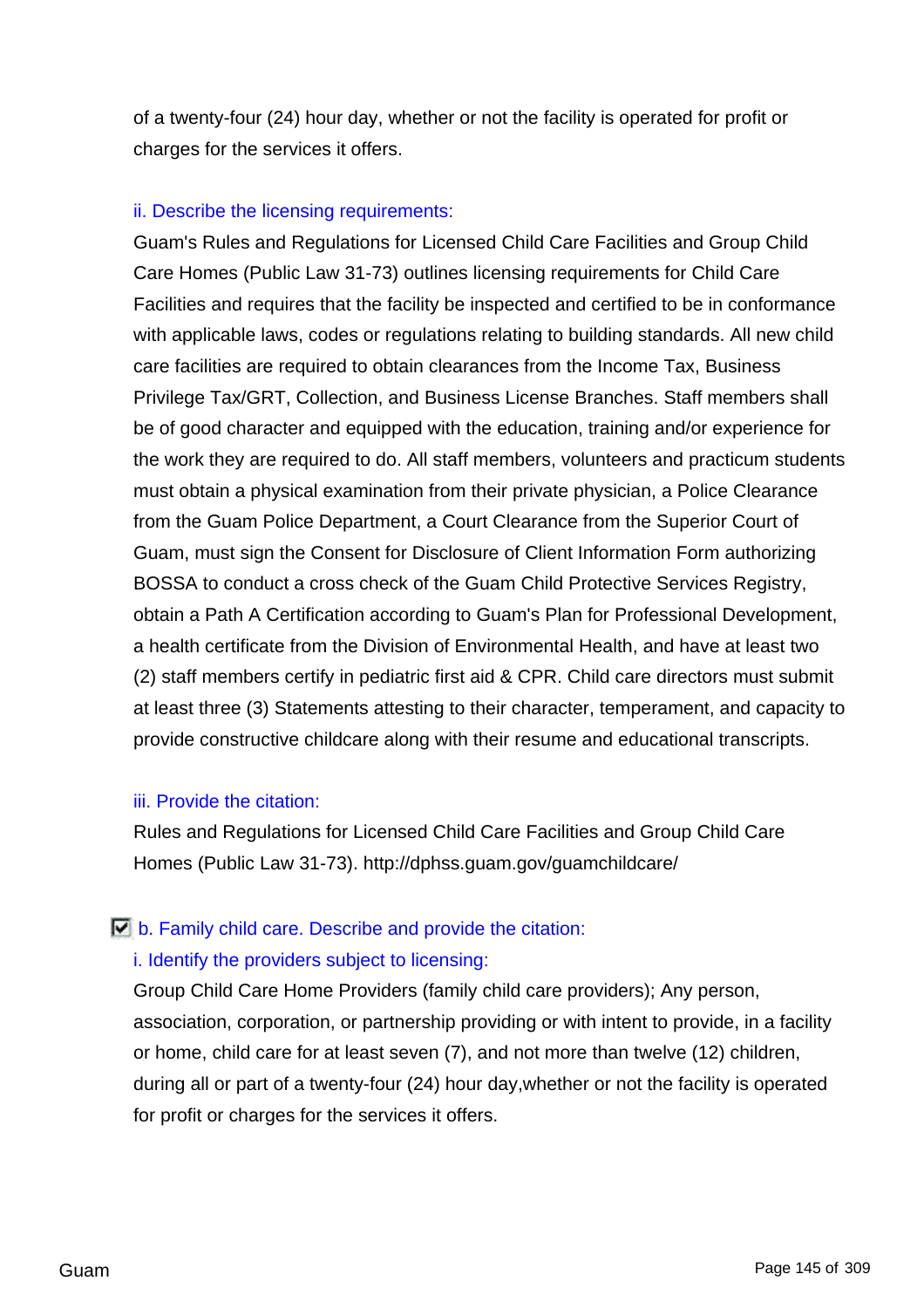of a twenty-four (24) hour day, whether or not the facility is operated for profit or charges for the services it offers.

ii. Describe the licensing requirements:

Guam's Rules and Regulations for Licensed Child Care Facilities and Group Child Care Homes (Public Law 31-73) outlines licensing requirements for Child Care Facilities and requires that the facility be inspected and certified to be in conformance with applicable laws, codes or regulations relating to building standards. All new child care facilities are required to obtain clearances from the Income Tax, Business Privilege Tax/GRT, Collection, and Business License Branches. Staff members shall be of good character and equipped with the education, training and/or experience for the work they are required to do. All staff members, volunteers and practicum students must obtain a physical examination from their private physician, a Police Clearance from the Guam Police Department, a Court Clearance from the Superior Court of Guam, must sign the Consent for Disclosure of Client Information Form authorizing BOSSA to conduct a cross check of the Guam Child Protective Services Registry, obtain a Path A Certification according to Guam's Plan for Professional Development, a health certificate from the Division of Environmental Health, and have at least two (2) staff members certify in pediatric first aid & CPR. Child care directors must submit at least three (3) Statements attesting to their character, temperament, and capacity to provide constructive childcare along with their resume and educational transcripts.

iii. Provide the citation:

Rules and Regulations for Licensed Child Care Facilities and Group Child Care Homes (Public Law 31-73). http://dphss.guam.gov/guamchildcare/

☑ b. Family child care. Describe and provide the citation:

i. Identify the providers subject to licensing:

Group Child Care Home Providers (family child care providers); Any person, association, corporation, or partnership providing or with intent to provide, in a facility or home, child care for at least seven (7), and not more than twelve (12) children, during all or part of a twenty-four (24) hour day,whether or not the facility is operated for profit or charges for the services it offers.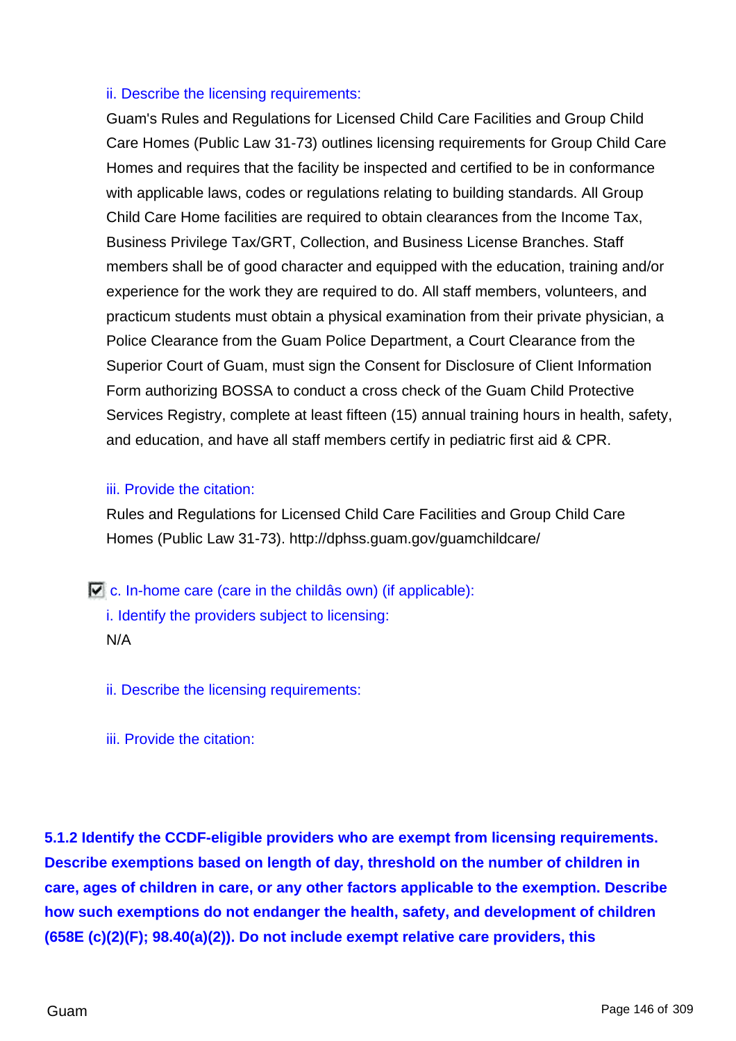ii. Describe the licensing requirements:

Guam's Rules and Regulations for Licensed Child Care Facilities and Group Child Care Homes (Public Law 31-73) outlines licensing requirements for Group Child Care Homes and requires that the facility be inspected and certified to be in conformance with applicable laws, codes or regulations relating to building standards. All Group Child Care Home facilities are required to obtain clearances from the Income Tax, Business Privilege Tax/GRT, Collection, and Business License Branches. Staff members shall be of good character and equipped with the education, training and/or experience for the work they are required to do. All staff members, volunteers, and practicum students must obtain a physical examination from their private physician, a Police Clearance from the Guam Police Department, a Court Clearance from the Superior Court of Guam, must sign the Consent for Disclosure of Client Information Form authorizing BOSSA to conduct a cross check of the Guam Child Protective Services Registry, complete at least fifteen (15) annual training hours in health, safety, and education, and have all staff members certify in pediatric first aid & CPR.

iii. Provide the citation:

Rules and Regulations for Licensed Child Care Facilities and Group Child Care Homes (Public Law 31-73). http://dphss.guam.gov/guamchildcare/

☑ c. In-home care (care in the childâs own) (if applicable):

i. Identify the providers subject to licensing:

N/A

ii. Describe the licensing requirements:

iii. Provide the citation:

**5.1.2 Identify the CCDF-eligible providers who are exempt from licensing requirements. Describe exemptions based on length of day, threshold on the number of children in care, ages of children in care, or any other factors applicable to the exemption. Describe how such exemptions do not endanger the health, safety, and development of children (658E (c)(2)(F); 98.40(a)(2)). Do not include exempt relative care providers, this**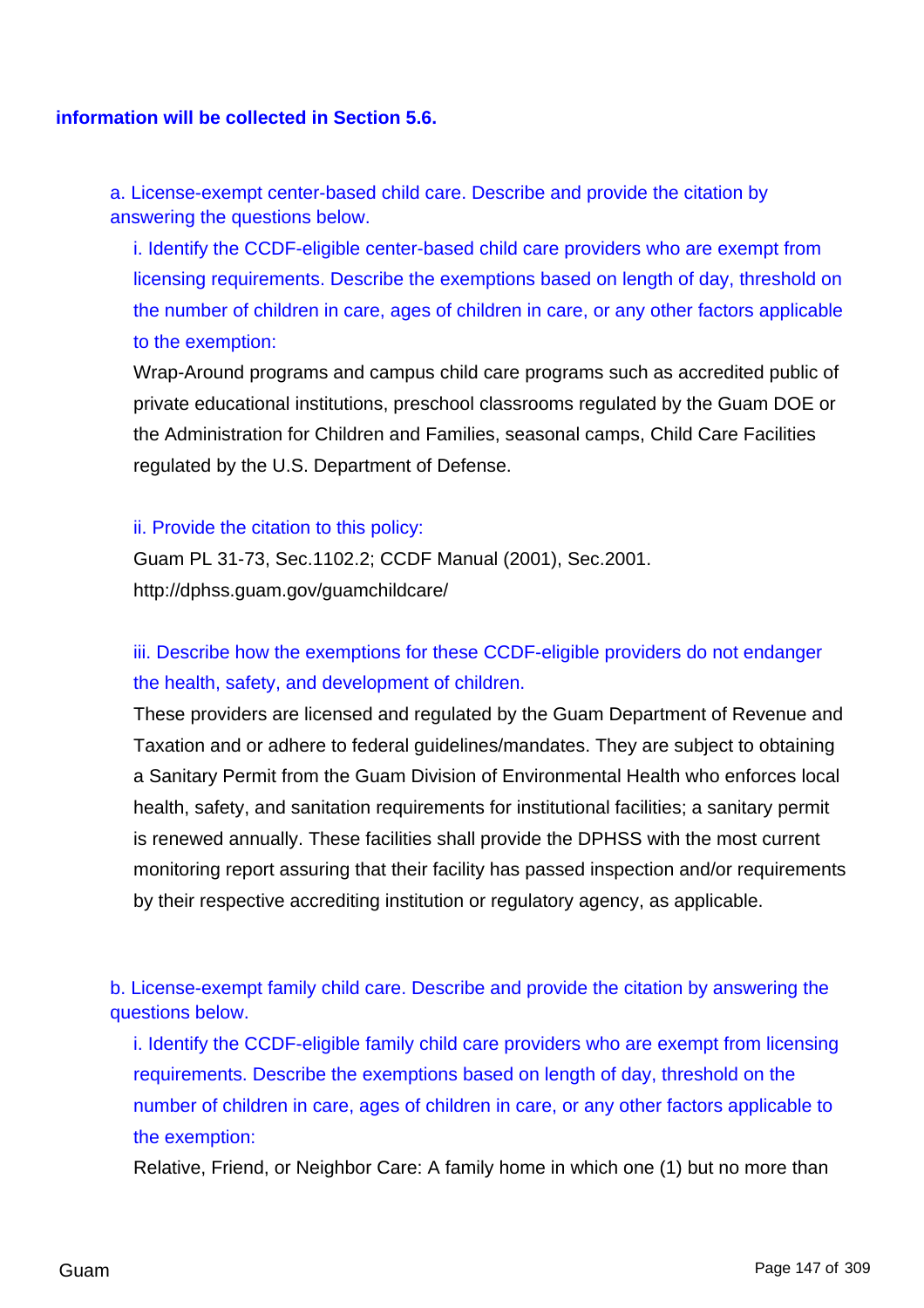**information will be collected in Section 5.6.**

a. License-exempt center-based child care. Describe and provide the citation by answering the questions below.

i. Identify the CCDF-eligible center-based child care providers who are exempt from licensing requirements. Describe the exemptions based on length of day, threshold on the number of children in care, ages of children in care, or any other factors applicable to the exemption:

Wrap-Around programs and campus child care programs such as accredited public of private educational institutions, preschool classrooms regulated by the Guam DOE or the Administration for Children and Families, seasonal camps, Child Care Facilities regulated by the U.S. Department of Defense.

ii. Provide the citation to this policy:

Guam PL 31-73, Sec.1102.2; CCDF Manual (2001), Sec.2001. http://dphss.guam.gov/guamchildcare/

iii. Describe how the exemptions for these CCDF-eligible providers do not endanger the health, safety, and development of children.

These providers are licensed and regulated by the Guam Department of Revenue and Taxation and or adhere to federal guidelines/mandates. They are subject to obtaining a Sanitary Permit from the Guam Division of Environmental Health who enforces local health, safety, and sanitation requirements for institutional facilities; a sanitary permit is renewed annually. These facilities shall provide the DPHSS with the most current monitoring report assuring that their facility has passed inspection and/or requirements by their respective accrediting institution or regulatory agency, as applicable.

b. License-exempt family child care. Describe and provide the citation by answering the questions below.

i. Identify the CCDF-eligible family child care providers who are exempt from licensing requirements. Describe the exemptions based on length of day, threshold on the number of children in care, ages of children in care, or any other factors applicable to the exemption:

Relative, Friend, or Neighbor Care: A family home in which one (1) but no more than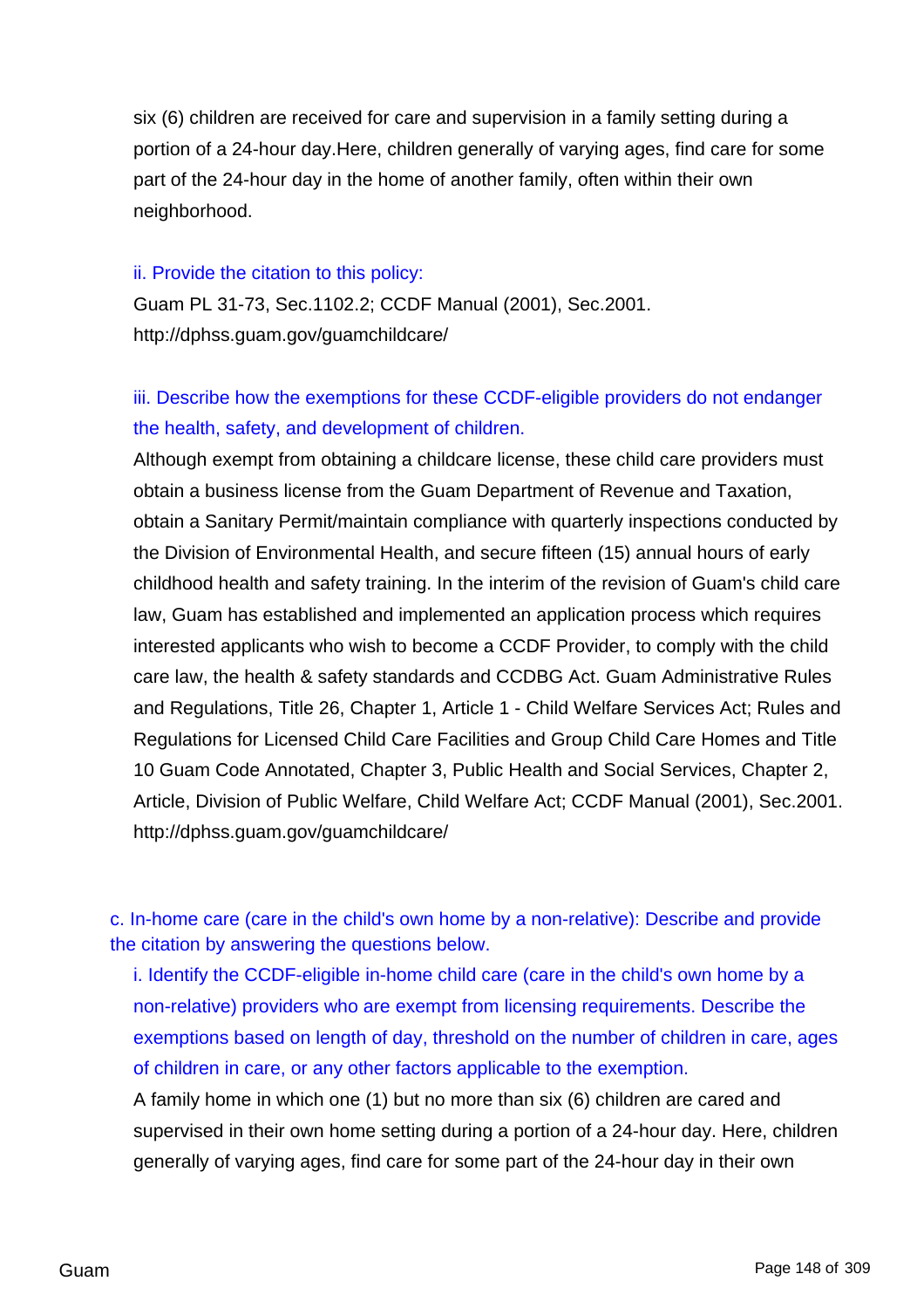six (6) children are received for care and supervision in a family setting during a portion of a 24-hour day.Here, children generally of varying ages, find care for some part of the 24-hour day in the home of another family, often within their own neighborhood.

ii. Provide the citation to this policy:

Guam PL 31-73, Sec.1102.2; CCDF Manual (2001), Sec.2001. http://dphss.guam.gov/guamchildcare/

iii. Describe how the exemptions for these CCDF-eligible providers do not endanger the health, safety, and development of children.

Although exempt from obtaining a childcare license, these child care providers must obtain a business license from the Guam Department of Revenue and Taxation, obtain a Sanitary Permit/maintain compliance with quarterly inspections conducted by the Division of Environmental Health, and secure fifteen (15) annual hours of early childhood health and safety training. In the interim of the revision of Guam's child care law, Guam has established and implemented an application process which requires interested applicants who wish to become a CCDF Provider, to comply with the child care law, the health & safety standards and CCDBG Act. Guam Administrative Rules and Regulations, Title 26, Chapter 1, Article 1 - Child Welfare Services Act; Rules and Regulations for Licensed Child Care Facilities and Group Child Care Homes and Title 10 Guam Code Annotated, Chapter 3, Public Health and Social Services, Chapter 2, Article, Division of Public Welfare, Child Welfare Act; CCDF Manual (2001), Sec.2001. http://dphss.guam.gov/guamchildcare/

c. In-home care (care in the child's own home by a non-relative): Describe and provide the citation by answering the questions below.

i. Identify the CCDF-eligible in-home child care (care in the child's own home by a non-relative) providers who are exempt from licensing requirements. Describe the exemptions based on length of day, threshold on the number of children in care, ages of children in care, or any other factors applicable to the exemption.

A family home in which one (1) but no more than six (6) children are cared and supervised in their own home setting during a portion of a 24-hour day. Here, children generally of varying ages, find care for some part of the 24-hour day in their own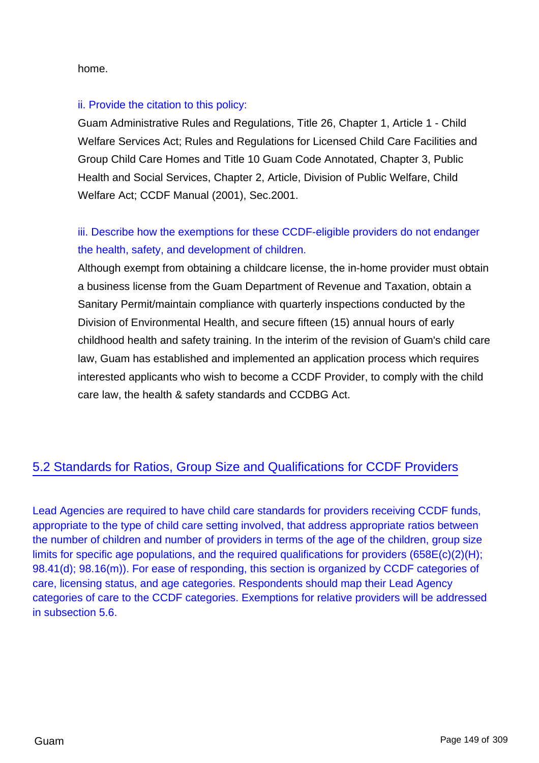home.

ii. Provide the citation to this policy:

Guam Administrative Rules and Regulations, Title 26, Chapter 1, Article 1 - Child Welfare Services Act; Rules and Regulations for Licensed Child Care Facilities and Group Child Care Homes and Title 10 Guam Code Annotated, Chapter 3, Public Health and Social Services, Chapter 2, Article, Division of Public Welfare, Child Welfare Act; CCDF Manual (2001), Sec.2001.

iii. Describe how the exemptions for these CCDF-eligible providers do not endanger the health, safety, and development of children.

Although exempt from obtaining a childcare license, the in-home provider must obtain a business license from the Guam Department of Revenue and Taxation, obtain a Sanitary Permit/maintain compliance with quarterly inspections conducted by the Division of Environmental Health, and secure fifteen (15) annual hours of early childhood health and safety training. In the interim of the revision of Guam's child care law, Guam has established and implemented an application process which requires interested applicants who wish to become a CCDF Provider, to comply with the child care law, the health & safety standards and CCDBG Act.

## 5.2 Standards for Ratios, Group Size and Qualifications for CCDF Providers

Lead Agencies are required to have child care standards for providers receiving CCDF funds, appropriate to the type of child care setting involved, that address appropriate ratios between the number of children and number of providers in terms of the age of the children, group size limits for specific age populations, and the required qualifications for providers (658E(c)(2)(H); 98.41(d); 98.16(m)). For ease of responding, this section is organized by CCDF categories of care, licensing status, and age categories. Respondents should map their Lead Agency categories of care to the CCDF categories. Exemptions for relative providers will be addressed in subsection 5.6.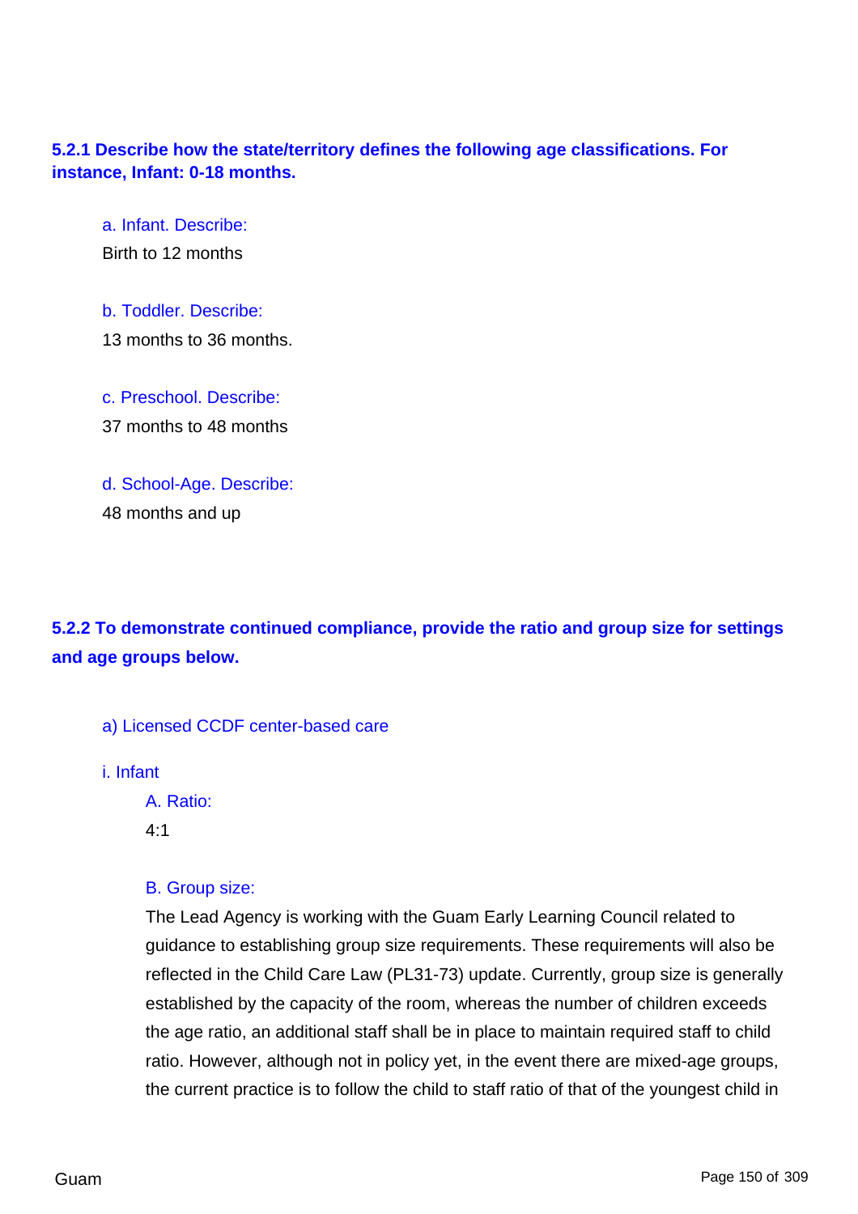**5.2.1 Describe how the state/territory defines the following age classifications. For instance, Infant: 0-18 months.**

a. Infant. Describe:

Birth to 12 months

b. Toddler. Describe:

13 months to 36 months.

c. Preschool. Describe:

37 months to 48 months

d. School-Age. Describe:

48 months and up

**5.2.2 To demonstrate continued compliance, provide the ratio and group size for settings and age groups below.**

a) Licensed CCDF center-based care

i. Infant

A. Ratio:

4:1

B. Group size:

The Lead Agency is working with the Guam Early Learning Council related to guidance to establishing group size requirements. These requirements will also be reflected in the Child Care Law (PL31-73) update. Currently, group size is generally established by the capacity of the room, whereas the number of children exceeds the age ratio, an additional staff shall be in place to maintain required staff to child ratio. However, although not in policy yet, in the event there are mixed-age groups, the current practice is to follow the child to staff ratio of that of the youngest child in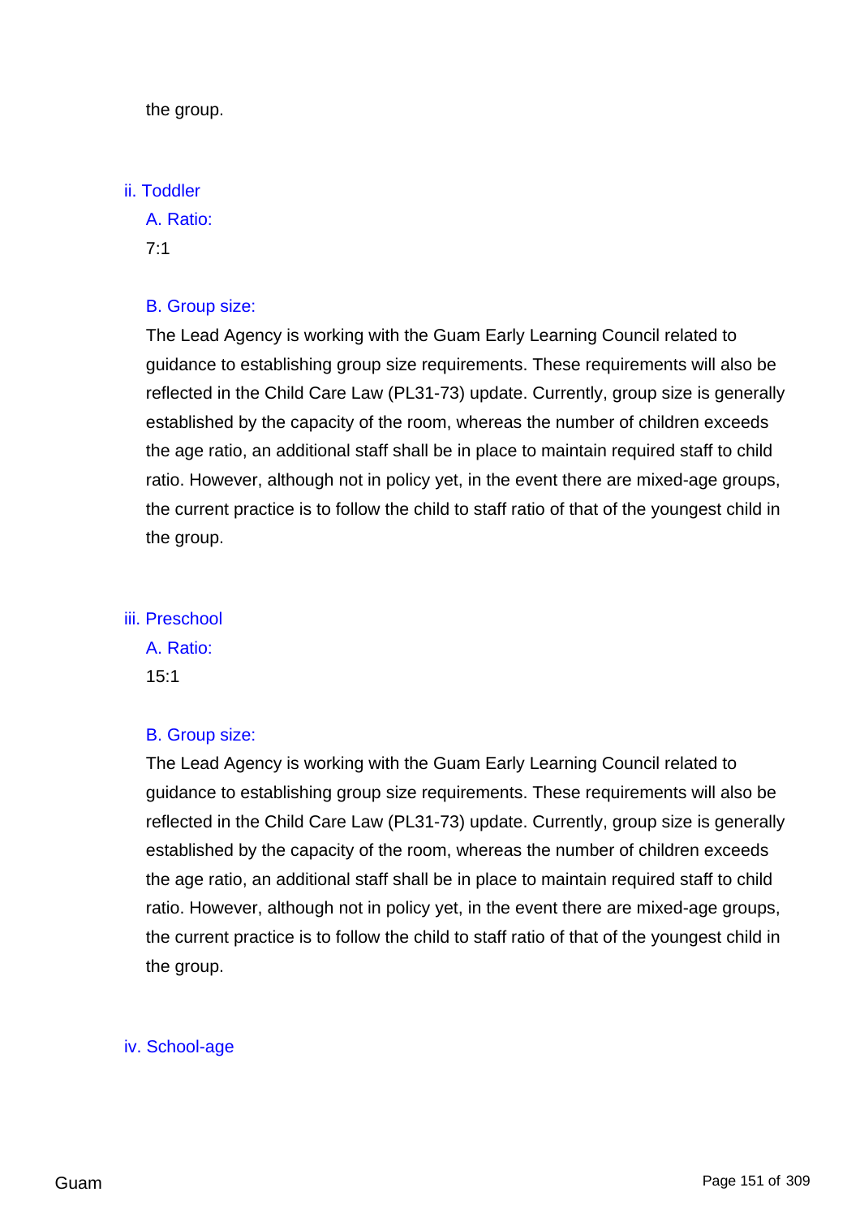the group.

ii. Toddler

A. Ratio:

7:1

B. Group size:

The Lead Agency is working with the Guam Early Learning Council related to guidance to establishing group size requirements. These requirements will also be reflected in the Child Care Law (PL31-73) update. Currently, group size is generally established by the capacity of the room, whereas the number of children exceeds the age ratio, an additional staff shall be in place to maintain required staff to child ratio. However, although not in policy yet, in the event there are mixed-age groups, the current practice is to follow the child to staff ratio of that of the youngest child in the group.

iii. Preschool

A. Ratio:

15:1

B. Group size:

The Lead Agency is working with the Guam Early Learning Council related to guidance to establishing group size requirements. These requirements will also be reflected in the Child Care Law (PL31-73) update. Currently, group size is generally established by the capacity of the room, whereas the number of children exceeds the age ratio, an additional staff shall be in place to maintain required staff to child ratio. However, although not in policy yet, in the event there are mixed-age groups, the current practice is to follow the child to staff ratio of that of the youngest child in the group.

iv. School-age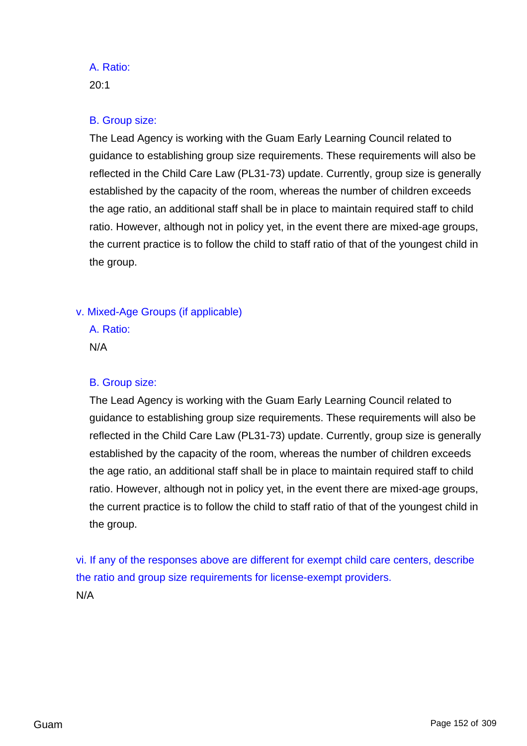A. Ratio:

20:1

B. Group size:

The Lead Agency is working with the Guam Early Learning Council related to guidance to establishing group size requirements. These requirements will also be reflected in the Child Care Law (PL31-73) update. Currently, group size is generally established by the capacity of the room, whereas the number of children exceeds the age ratio, an additional staff shall be in place to maintain required staff to child ratio. However, although not in policy yet, in the event there are mixed-age groups, the current practice is to follow the child to staff ratio of that of the youngest child in the group.

v. Mixed-Age Groups (if applicable)

A. Ratio:

N/A

B. Group size:

The Lead Agency is working with the Guam Early Learning Council related to guidance to establishing group size requirements. These requirements will also be reflected in the Child Care Law (PL31-73) update. Currently, group size is generally established by the capacity of the room, whereas the number of children exceeds the age ratio, an additional staff shall be in place to maintain required staff to child ratio. However, although not in policy yet, in the event there are mixed-age groups, the current practice is to follow the child to staff ratio of that of the youngest child in the group.

vi. If any of the responses above are different for exempt child care centers, describe the ratio and group size requirements for license-exempt providers.

N/A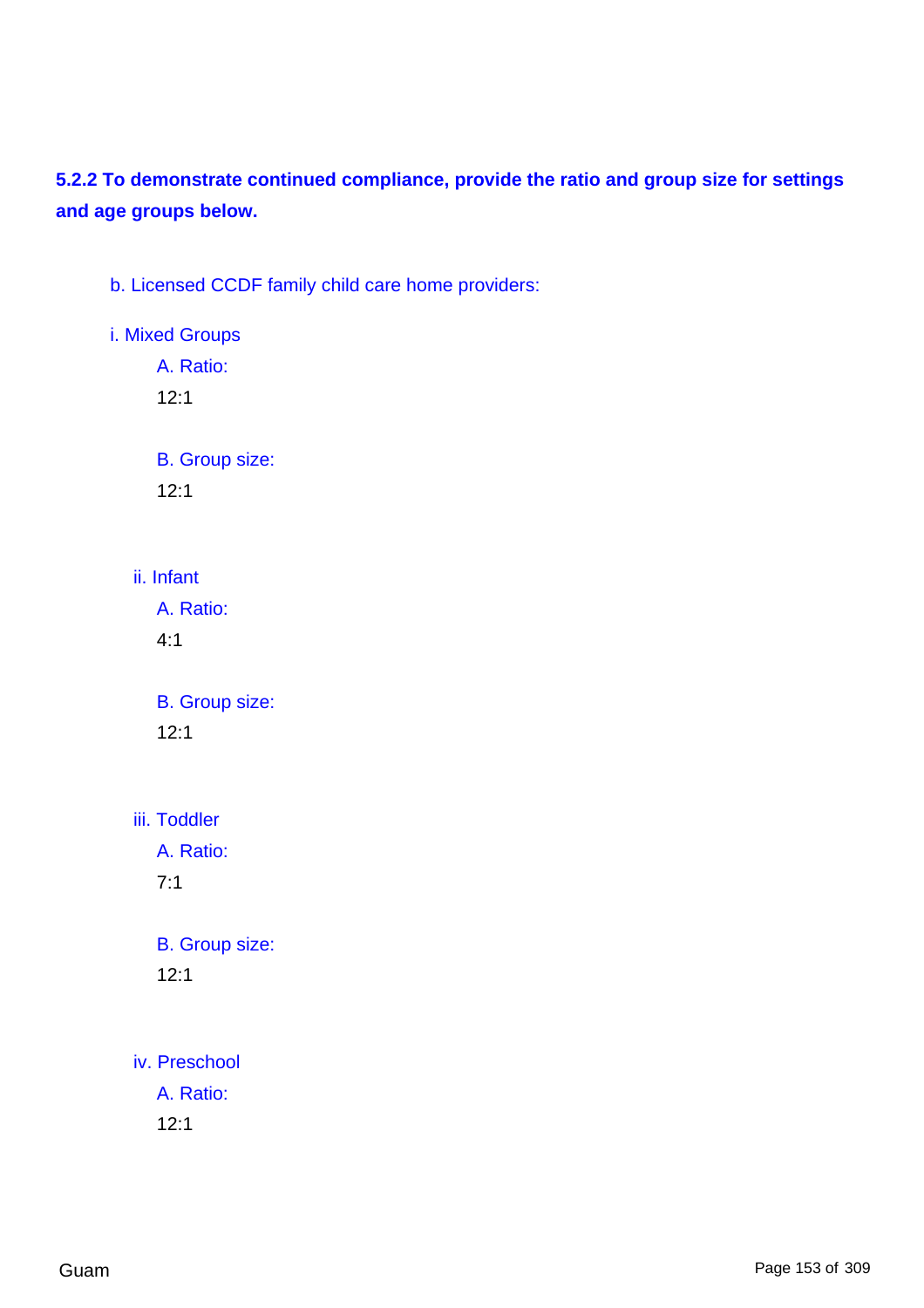**5.2.2 To demonstrate continued compliance, provide the ratio and group size for settings and age groups below.**

b. Licensed CCDF family child care home providers:

i. Mixed Groups

A. Ratio:

12:1

B. Group size:

12:1

ii. Infant

A. Ratio:

4:1

B. Group size:

12:1

iii. Toddler

A. Ratio:

7:1

B. Group size:

12:1

iv. Preschool

A. Ratio:

12:1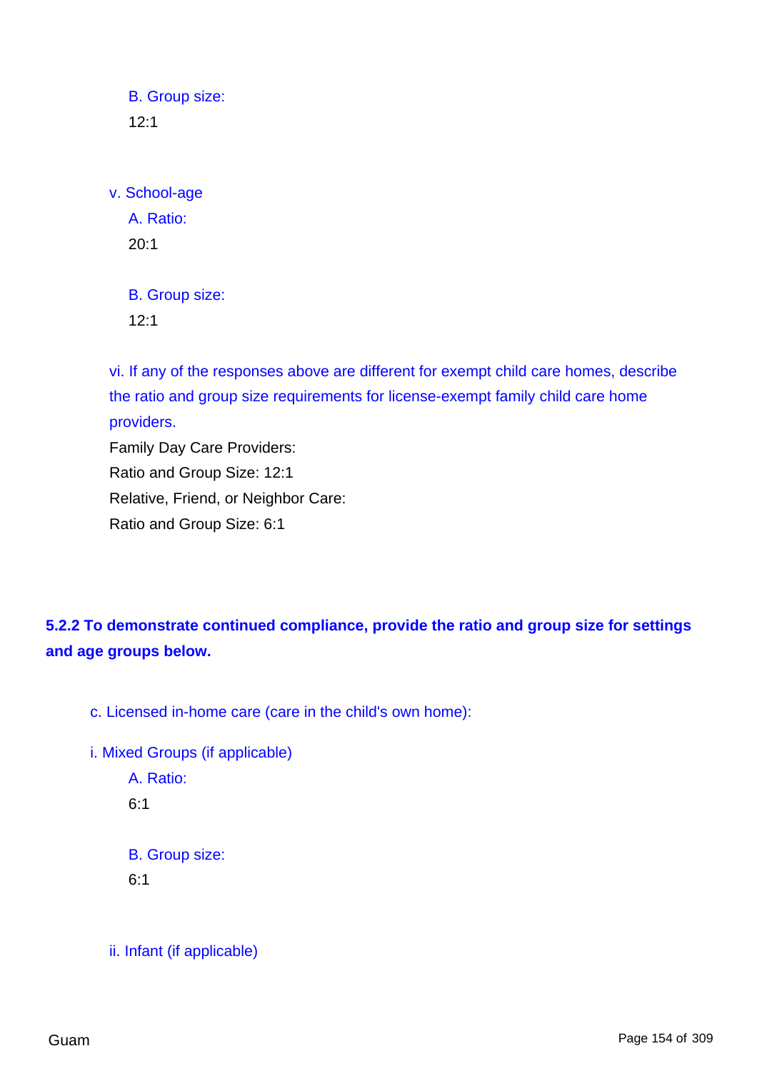B. Group size:

12:1

v. School-age

A. Ratio:

20:1

B. Group size:

12:1

vi. If any of the responses above are different for exempt child care homes, describe the ratio and group size requirements for license-exempt family child care home providers.

Family Day Care Providers:

Ratio and Group Size: 12:1

Relative, Friend, or Neighbor Care:

Ratio and Group Size: 6:1

**5.2.2 To demonstrate continued compliance, provide the ratio and group size for settings and age groups below.**

c. Licensed in-home care (care in the child's own home):

i. Mixed Groups (if applicable)

A. Ratio:

6:1

B. Group size:

6:1

ii. Infant (if applicable)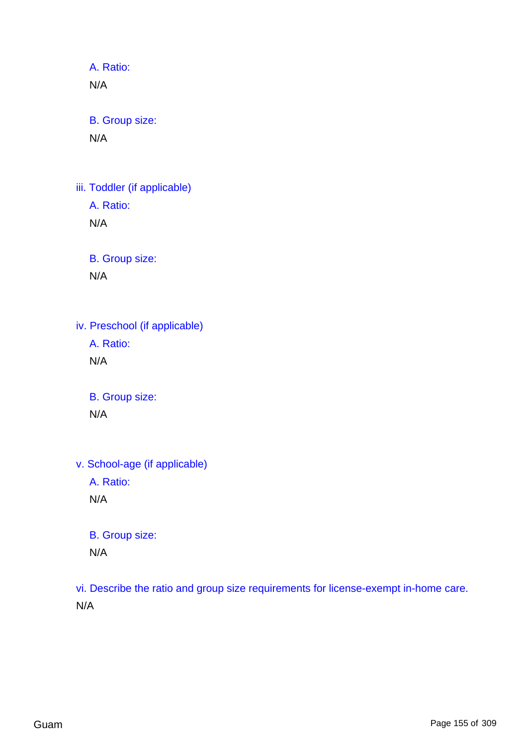A. Ratio:

N/A

B. Group size:

N/A

iii. Toddler (if applicable)

A. Ratio:

N/A

B. Group size:

N/A

iv. Preschool (if applicable)

A. Ratio:

N/A

B. Group size:

N/A

v. School-age (if applicable)

A. Ratio:

N/A

B. Group size:

N/A

vi. Describe the ratio and group size requirements for license-exempt in-home care.

N/A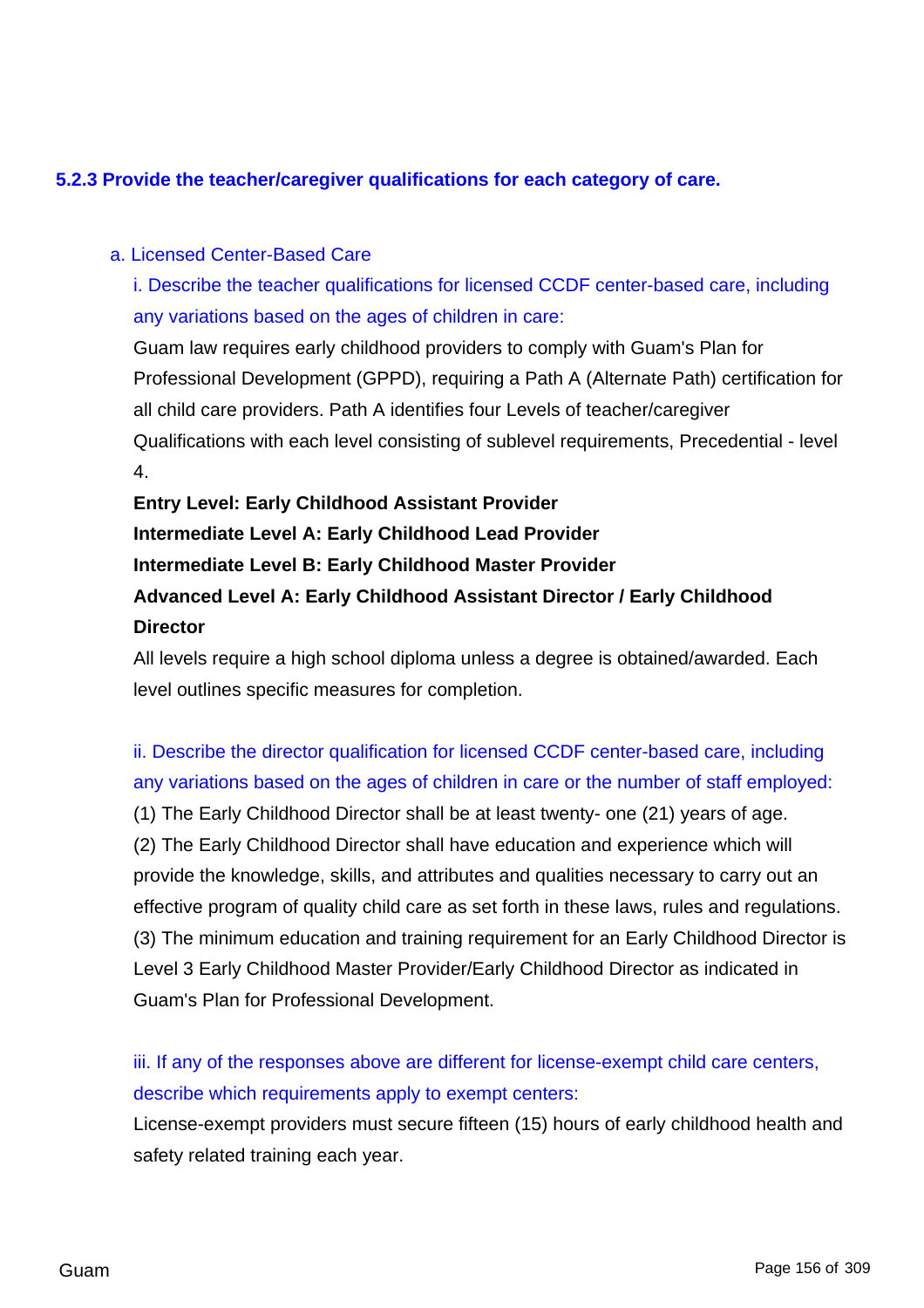### 5.2.3 Provide the teacher/caregiver qualifications for each category of care.

a. Licensed Center-Based Care

i. Describe the teacher qualifications for licensed CCDF center-based care, including any variations based on the ages of children in care:

Guam law requires early childhood providers to comply with Guam's Plan for Professional Development (GPPD), requiring a Path A (Alternate Path) certification for all child care providers. Path A identifies four Levels of teacher/caregiver Qualifications with each level consisting of sublevel requirements, Precedential - level 4.

**Entry Level: Early Childhood Assistant Provider**
**Intermediate Level A: Early Childhood Lead Provider**
**Intermediate Level B: Early Childhood Master Provider**
**Advanced Level A: Early Childhood Assistant Director / Early Childhood Director**

All levels require a high school diploma unless a degree is obtained/awarded. Each level outlines specific measures for completion.

ii. Describe the director qualification for licensed CCDF center-based care, including any variations based on the ages of children in care or the number of staff employed:

(1) The Early Childhood Director shall be at least twenty- one (21) years of age.
(2) The Early Childhood Director shall have education and experience which will provide the knowledge, skills, and attributes and qualities necessary to carry out an effective program of quality child care as set forth in these laws, rules and regulations.
(3) The minimum education and training requirement for an Early Childhood Director is Level 3 Early Childhood Master Provider/Early Childhood Director as indicated in Guam's Plan for Professional Development.

iii. If any of the responses above are different for license-exempt child care centers, describe which requirements apply to exempt centers:

License-exempt providers must secure fifteen (15) hours of early childhood health and safety related training each year.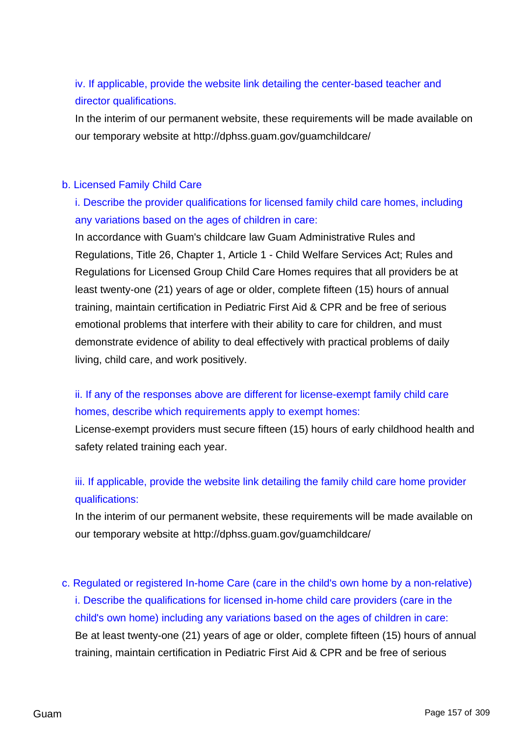iv. If applicable, provide the website link detailing the center-based teacher and director qualifications.

In the interim of our permanent website, these requirements will be made available on our temporary website at http://dphss.guam.gov/guamchildcare/

b. Licensed Family Child Care

i. Describe the provider qualifications for licensed family child care homes, including any variations based on the ages of children in care:

In accordance with Guam's childcare law Guam Administrative Rules and Regulations, Title 26, Chapter 1, Article 1 - Child Welfare Services Act; Rules and Regulations for Licensed Group Child Care Homes requires that all providers be at least twenty-one (21) years of age or older, complete fifteen (15) hours of annual training, maintain certification in Pediatric First Aid & CPR and be free of serious emotional problems that interfere with their ability to care for children, and must demonstrate evidence of ability to deal effectively with practical problems of daily living, child care, and work positively.

ii. If any of the responses above are different for license-exempt family child care homes, describe which requirements apply to exempt homes:

License-exempt providers must secure fifteen (15) hours of early childhood health and safety related training each year.

iii. If applicable, provide the website link detailing the family child care home provider qualifications:

In the interim of our permanent website, these requirements will be made available on our temporary website at http://dphss.guam.gov/guamchildcare/

c. Regulated or registered In-home Care (care in the child's own home by a non-relative)

i. Describe the qualifications for licensed in-home child care providers (care in the child's own home) including any variations based on the ages of children in care:

Be at least twenty-one (21) years of age or older, complete fifteen (15) hours of annual training, maintain certification in Pediatric First Aid & CPR and be free of serious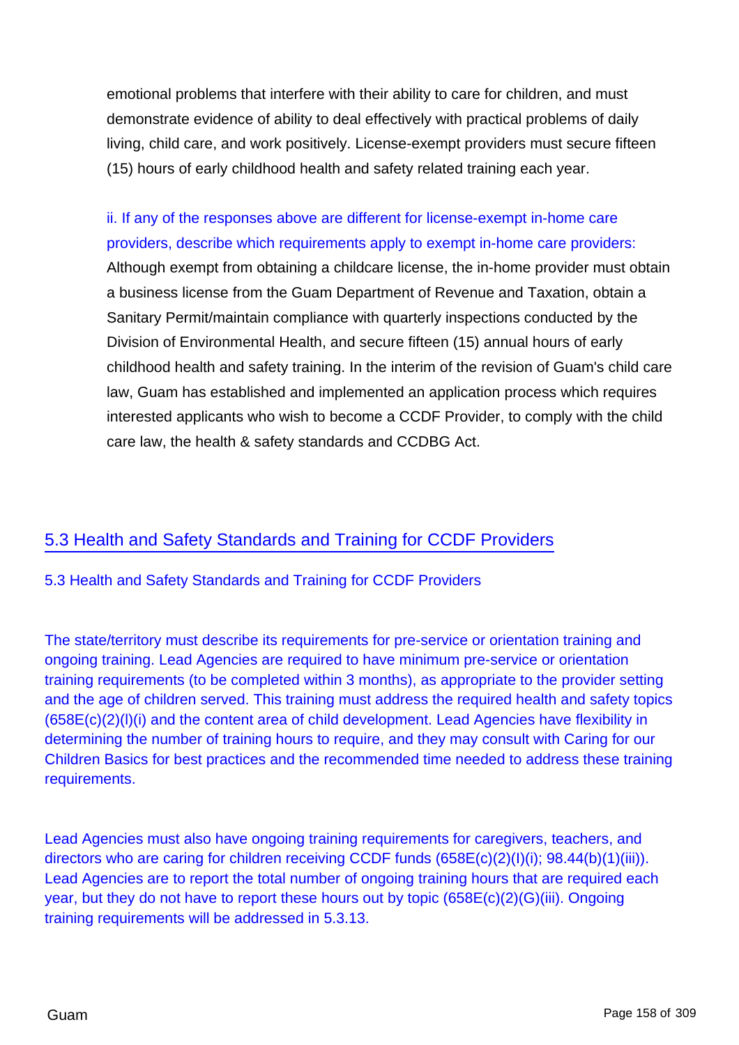emotional problems that interfere with their ability to care for children, and must demonstrate evidence of ability to deal effectively with practical problems of daily living, child care, and work positively. License-exempt providers must secure fifteen (15) hours of early childhood health and safety related training each year.

ii. If any of the responses above are different for license-exempt in-home care providers, describe which requirements apply to exempt in-home care providers: Although exempt from obtaining a childcare license, the in-home provider must obtain a business license from the Guam Department of Revenue and Taxation, obtain a Sanitary Permit/maintain compliance with quarterly inspections conducted by the Division of Environmental Health, and secure fifteen (15) annual hours of early childhood health and safety training. In the interim of the revision of Guam's child care law, Guam has established and implemented an application process which requires interested applicants who wish to become a CCDF Provider, to comply with the child care law, the health & safety standards and CCDBG Act.

## 5.3 Health and Safety Standards and Training for CCDF Providers

### 5.3 Health and Safety Standards and Training for CCDF Providers

The state/territory must describe its requirements for pre-service or orientation training and ongoing training. Lead Agencies are required to have minimum pre-service or orientation training requirements (to be completed within 3 months), as appropriate to the provider setting and the age of children served. This training must address the required health and safety topics (658E(c)(2)(I)(i) and the content area of child development. Lead Agencies have flexibility in determining the number of training hours to require, and they may consult with Caring for our Children Basics for best practices and the recommended time needed to address these training requirements.

Lead Agencies must also have ongoing training requirements for caregivers, teachers, and directors who are caring for children receiving CCDF funds (658E(c)(2)(I)(i); 98.44(b)(1)(iii)). Lead Agencies are to report the total number of ongoing training hours that are required each year, but they do not have to report these hours out by topic (658E(c)(2)(G)(iii). Ongoing training requirements will be addressed in 5.3.13.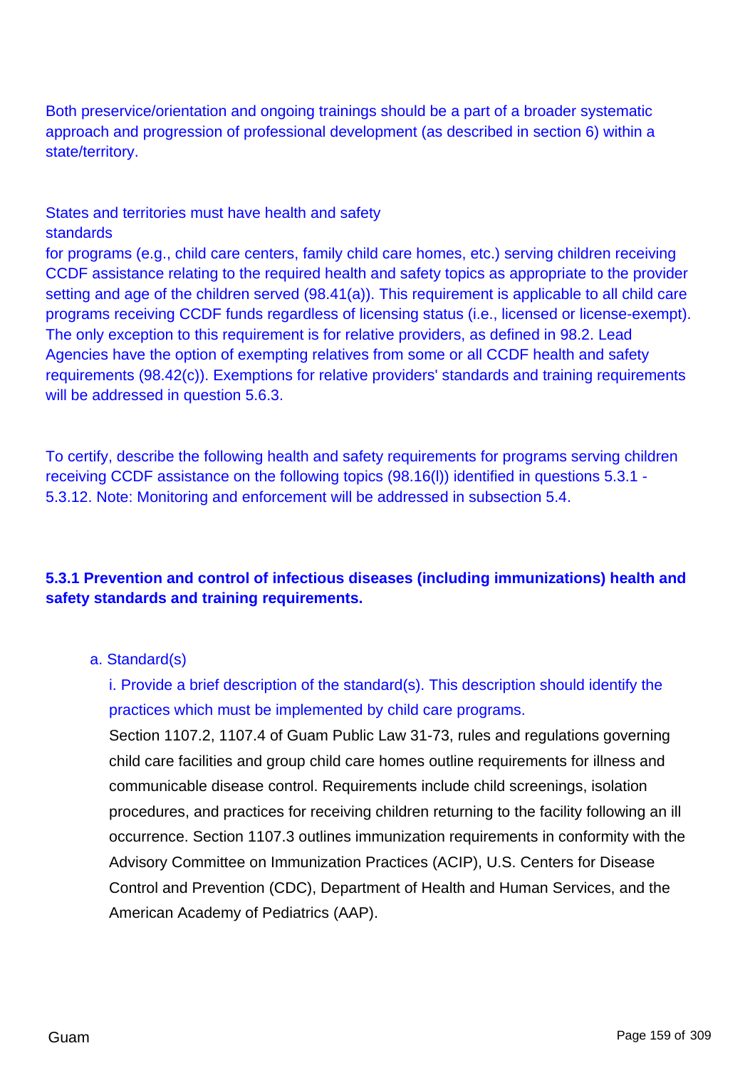Both preservice/orientation and ongoing trainings should be a part of a broader systematic approach and progression of professional development (as described in section 6) within a state/territory.

States and territories must have health and safety standards for programs (e.g., child care centers, family child care homes, etc.) serving children receiving CCDF assistance relating to the required health and safety topics as appropriate to the provider setting and age of the children served (98.41(a)). This requirement is applicable to all child care programs receiving CCDF funds regardless of licensing status (i.e., licensed or license-exempt). The only exception to this requirement is for relative providers, as defined in 98.2. Lead Agencies have the option of exempting relatives from some or all CCDF health and safety requirements (98.42(c)). Exemptions for relative providers' standards and training requirements will be addressed in question 5.6.3.

To certify, describe the following health and safety requirements for programs serving children receiving CCDF assistance on the following topics (98.16(l)) identified in questions 5.3.1 - 5.3.12. Note: Monitoring and enforcement will be addressed in subsection 5.4.

**5.3.1 Prevention and control of infectious diseases (including immunizations) health and safety standards and training requirements.**

a. Standard(s)

i. Provide a brief description of the standard(s). This description should identify the practices which must be implemented by child care programs.

Section 1107.2, 1107.4 of Guam Public Law 31-73, rules and regulations governing child care facilities and group child care homes outline requirements for illness and communicable disease control. Requirements include child screenings, isolation procedures, and practices for receiving children returning to the facility following an ill occurrence. Section 1107.3 outlines immunization requirements in conformity with the Advisory Committee on Immunization Practices (ACIP), U.S. Centers for Disease Control and Prevention (CDC), Department of Health and Human Services, and the American Academy of Pediatrics (AAP).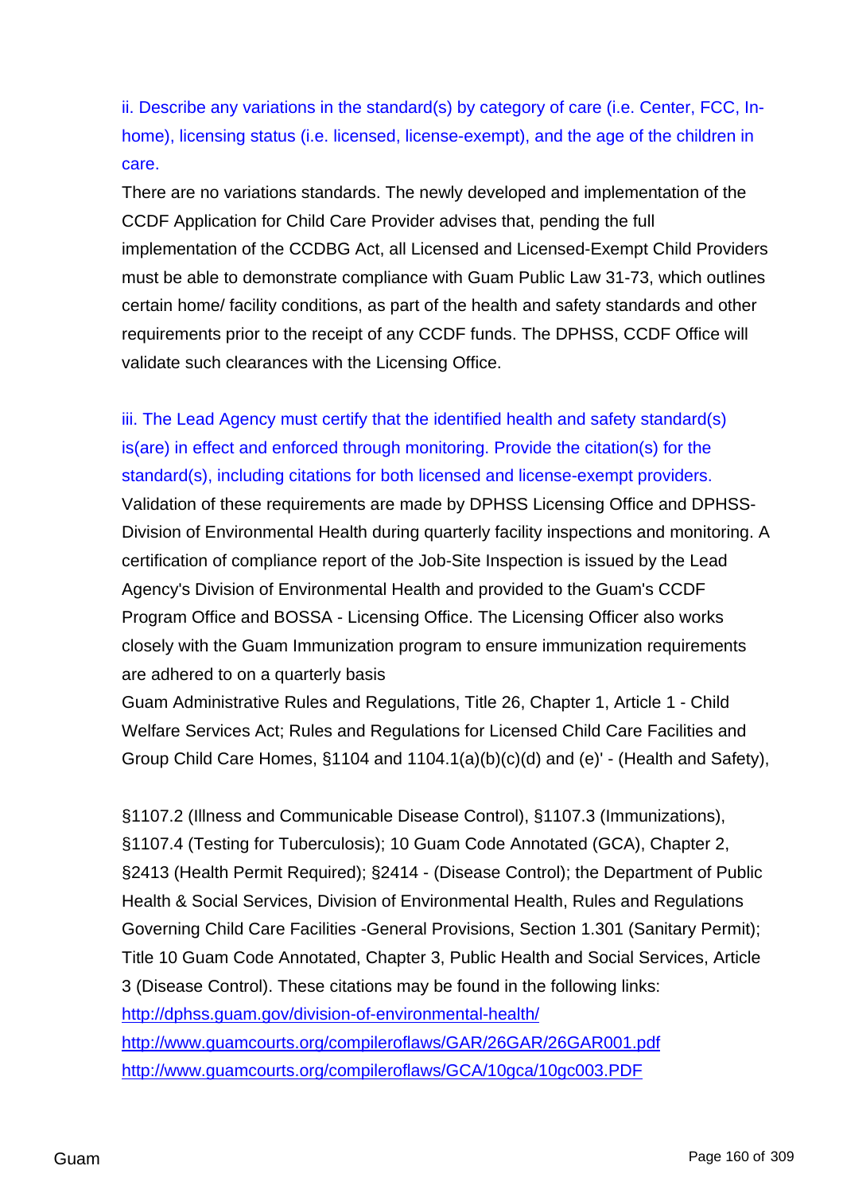ii. Describe any variations in the standard(s) by category of care (i.e. Center, FCC, In-home), licensing status (i.e. licensed, license-exempt), and the age of the children in care.

There are no variations standards. The newly developed and implementation of the CCDF Application for Child Care Provider advises that, pending the full implementation of the CCDBG Act, all Licensed and Licensed-Exempt Child Providers must be able to demonstrate compliance with Guam Public Law 31-73, which outlines certain home/ facility conditions, as part of the health and safety standards and other requirements prior to the receipt of any CCDF funds. The DPHSS, CCDF Office will validate such clearances with the Licensing Office.

iii. The Lead Agency must certify that the identified health and safety standard(s) is(are) in effect and enforced through monitoring. Provide the citation(s) for the standard(s), including citations for both licensed and license-exempt providers.

Validation of these requirements are made by DPHSS Licensing Office and DPHSS-Division of Environmental Health during quarterly facility inspections and monitoring. A certification of compliance report of the Job-Site Inspection is issued by the Lead Agency's Division of Environmental Health and provided to the Guam's CCDF Program Office and BOSSA - Licensing Office. The Licensing Officer also works closely with the Guam Immunization program to ensure immunization requirements are adhered to on a quarterly basis

Guam Administrative Rules and Regulations, Title 26, Chapter 1, Article 1 - Child Welfare Services Act; Rules and Regulations for Licensed Child Care Facilities and Group Child Care Homes, §1104 and 1104.1(a)(b)(c)(d) and (e)' - (Health and Safety),

§1107.2 (Illness and Communicable Disease Control), §1107.3 (Immunizations), §1107.4 (Testing for Tuberculosis); 10 Guam Code Annotated (GCA), Chapter 2, §2413 (Health Permit Required); §2414 - (Disease Control); the Department of Public Health & Social Services, Division of Environmental Health, Rules and Regulations Governing Child Care Facilities -General Provisions, Section 1.301 (Sanitary Permit); Title 10 Guam Code Annotated, Chapter 3, Public Health and Social Services, Article 3 (Disease Control). These citations may be found in the following links:

http://dphss.guam.gov/division-of-environmental-health/

http://www.guamcourts.org/compileroflaws/GAR/26GAR/26GAR001.pdf

http://www.guamcourts.org/compileroflaws/GCA/10gca/10gc003.PDF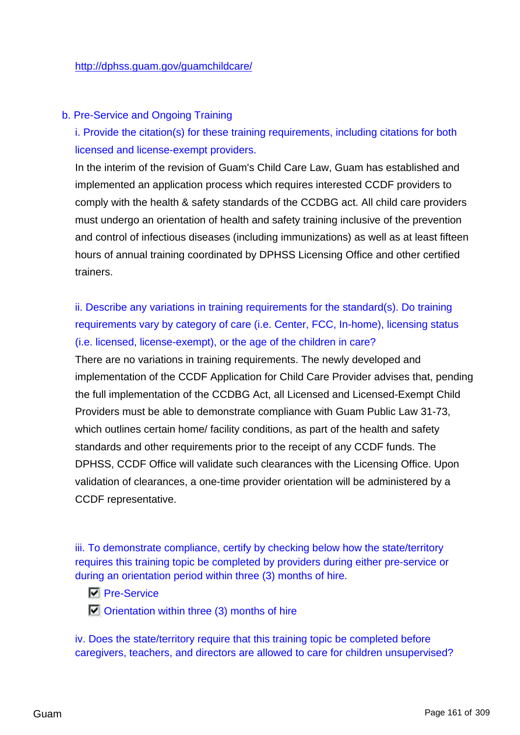http://dphss.guam.gov/guamchildcare/

b. Pre-Service and Ongoing Training

i. Provide the citation(s) for these training requirements, including citations for both licensed and license-exempt providers.

In the interim of the revision of Guam's Child Care Law, Guam has established and implemented an application process which requires interested CCDF providers to comply with the health & safety standards of the CCDBG act. All child care providers must undergo an orientation of health and safety training inclusive of the prevention and control of infectious diseases (including immunizations) as well as at least fifteen hours of annual training coordinated by DPHSS Licensing Office and other certified trainers.

ii. Describe any variations in training requirements for the standard(s). Do training requirements vary by category of care (i.e. Center, FCC, In-home), licensing status (i.e. licensed, license-exempt), or the age of the children in care?

There are no variations in training requirements. The newly developed and implementation of the CCDF Application for Child Care Provider advises that, pending the full implementation of the CCDBG Act, all Licensed and Licensed-Exempt Child Providers must be able to demonstrate compliance with Guam Public Law 31-73, which outlines certain home/ facility conditions, as part of the health and safety standards and other requirements prior to the receipt of any CCDF funds. The DPHSS, CCDF Office will validate such clearances with the Licensing Office. Upon validation of clearances, a one-time provider orientation will be administered by a CCDF representative.

iii. To demonstrate compliance, certify by checking below how the state/territory requires this training topic be completed by providers during either pre-service or during an orientation period within three (3) months of hire.

- [x] Pre-Service
- [x] Orientation within three (3) months of hire

iv. Does the state/territory require that this training topic be completed before caregivers, teachers, and directors are allowed to care for children unsupervised?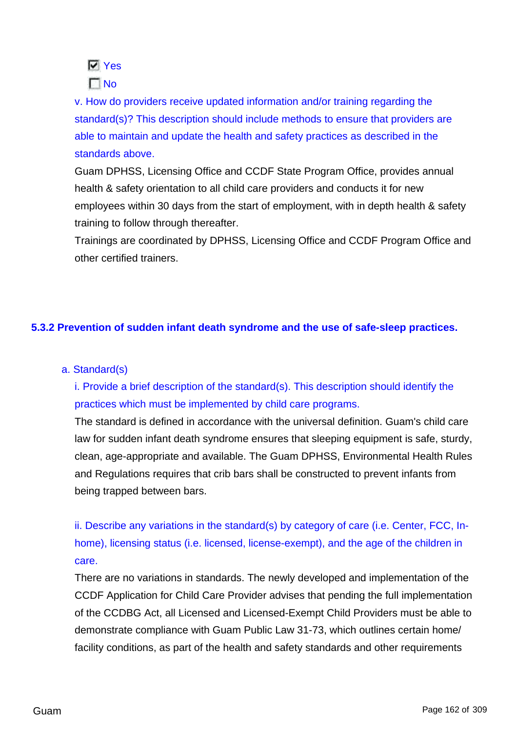- [x] Yes
- [ ] No

v. How do providers receive updated information and/or training regarding the standard(s)? This description should include methods to ensure that providers are able to maintain and update the health and safety practices as described in the standards above.

Guam DPHSS, Licensing Office and CCDF State Program Office, provides annual health & safety orientation to all child care providers and conducts it for new employees within 30 days from the start of employment, with in depth health & safety training to follow through thereafter.

Trainings are coordinated by DPHSS, Licensing Office and CCDF Program Office and other certified trainers.

### 5.3.2 Prevention of sudden infant death syndrome and the use of safe-sleep practices.

a. Standard(s)

i. Provide a brief description of the standard(s). This description should identify the practices which must be implemented by child care programs.

The standard is defined in accordance with the universal definition. Guam's child care law for sudden infant death syndrome ensures that sleeping equipment is safe, sturdy, clean, age-appropriate and available. The Guam DPHSS, Environmental Health Rules and Regulations requires that crib bars shall be constructed to prevent infants from being trapped between bars.

ii. Describe any variations in the standard(s) by category of care (i.e. Center, FCC, In-home), licensing status (i.e. licensed, license-exempt), and the age of the children in care.

There are no variations in standards. The newly developed and implementation of the CCDF Application for Child Care Provider advises that pending the full implementation of the CCDBG Act, all Licensed and Licensed-Exempt Child Providers must be able to demonstrate compliance with Guam Public Law 31-73, which outlines certain home/ facility conditions, as part of the health and safety standards and other requirements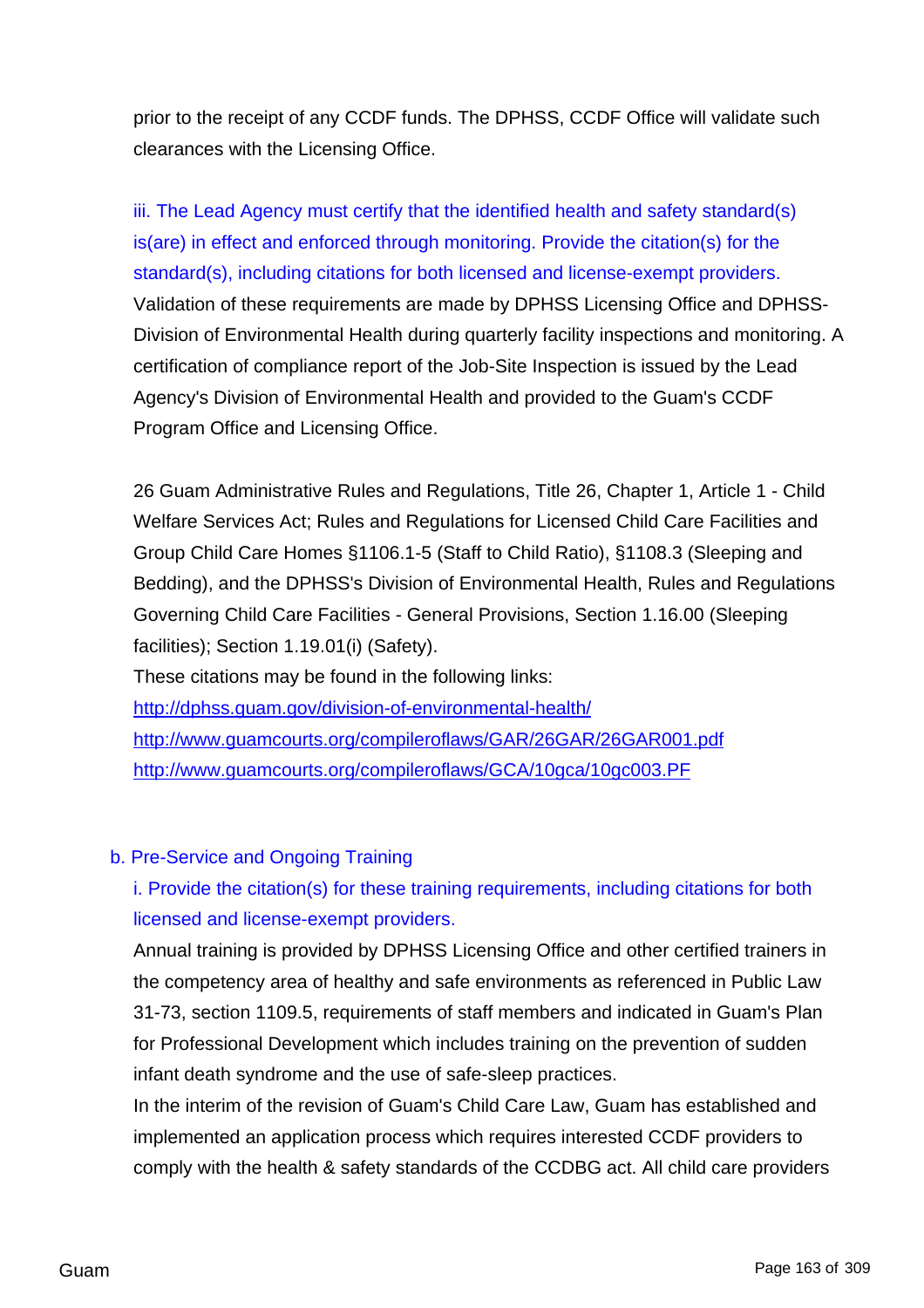prior to the receipt of any CCDF funds. The DPHSS, CCDF Office will validate such clearances with the Licensing Office.

iii. The Lead Agency must certify that the identified health and safety standard(s) is(are) in effect and enforced through monitoring. Provide the citation(s) for the standard(s), including citations for both licensed and license-exempt providers.

Validation of these requirements are made by DPHSS Licensing Office and DPHSS-Division of Environmental Health during quarterly facility inspections and monitoring. A certification of compliance report of the Job-Site Inspection is issued by the Lead Agency's Division of Environmental Health and provided to the Guam's CCDF Program Office and Licensing Office.

26 Guam Administrative Rules and Regulations, Title 26, Chapter 1, Article 1 - Child Welfare Services Act; Rules and Regulations for Licensed Child Care Facilities and Group Child Care Homes §1106.1-5 (Staff to Child Ratio), §1108.3 (Sleeping and Bedding), and the DPHSS's Division of Environmental Health, Rules and Regulations Governing Child Care Facilities - General Provisions, Section 1.16.00 (Sleeping facilities); Section 1.19.01(i) (Safety).

These citations may be found in the following links:

http://dphss.guam.gov/division-of-environmental-health/
http://www.guamcourts.org/compileroflaws/GAR/26GAR/26GAR001.pdf
http://www.guamcourts.org/compileroflaws/GCA/10gca/10gc003.PF

b. Pre-Service and Ongoing Training

i. Provide the citation(s) for these training requirements, including citations for both licensed and license-exempt providers.

Annual training is provided by DPHSS Licensing Office and other certified trainers in the competency area of healthy and safe environments as referenced in Public Law 31-73, section 1109.5, requirements of staff members and indicated in Guam's Plan for Professional Development which includes training on the prevention of sudden infant death syndrome and the use of safe-sleep practices.

In the interim of the revision of Guam's Child Care Law, Guam has established and implemented an application process which requires interested CCDF providers to comply with the health & safety standards of the CCDBG act. All child care providers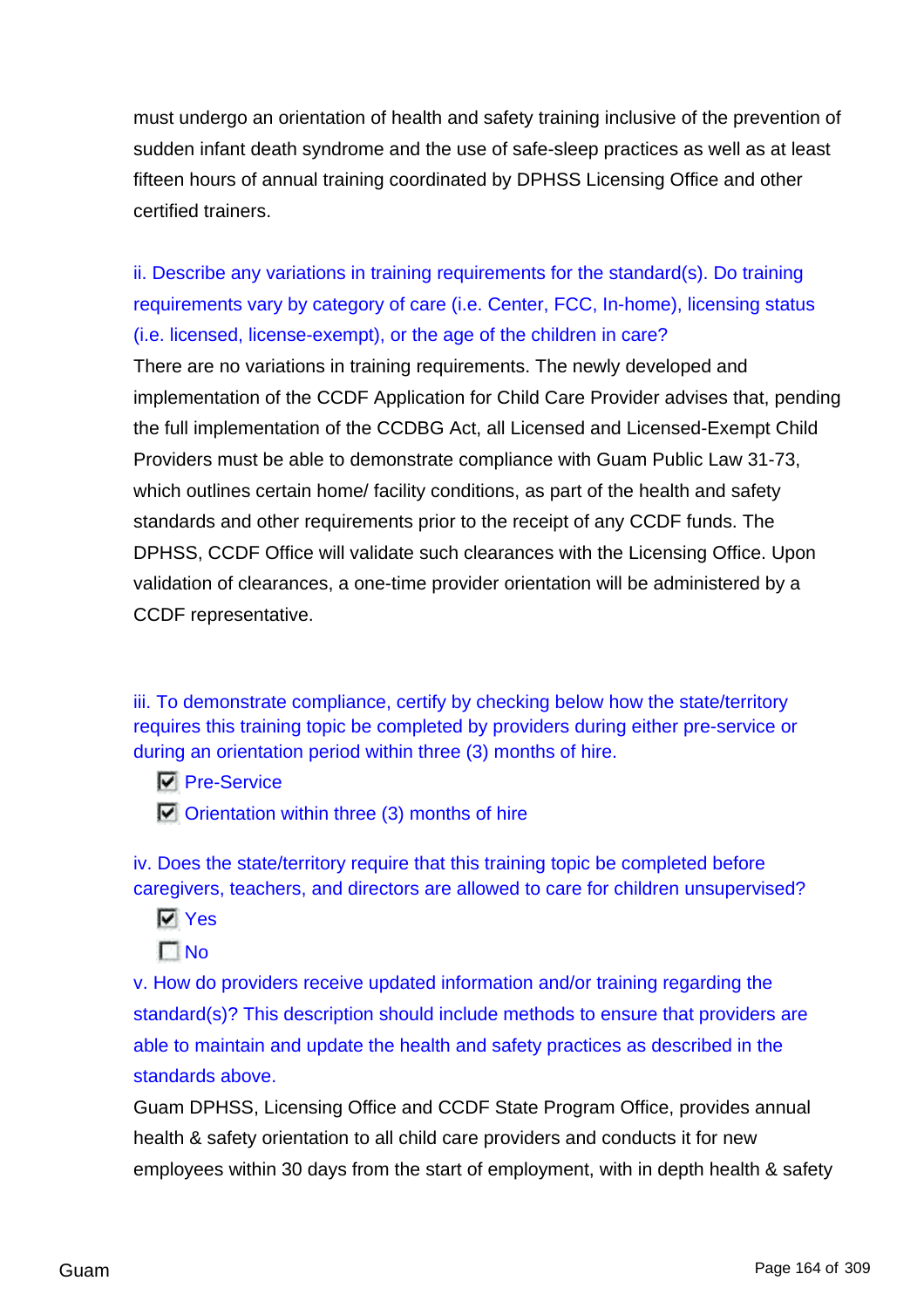must undergo an orientation of health and safety training inclusive of the prevention of sudden infant death syndrome and the use of safe-sleep practices as well as at least fifteen hours of annual training coordinated by DPHSS Licensing Office and other certified trainers.

ii. Describe any variations in training requirements for the standard(s). Do training requirements vary by category of care (i.e. Center, FCC, In-home), licensing status (i.e. licensed, license-exempt), or the age of the children in care?

There are no variations in training requirements. The newly developed and implementation of the CCDF Application for Child Care Provider advises that, pending the full implementation of the CCDBG Act, all Licensed and Licensed-Exempt Child Providers must be able to demonstrate compliance with Guam Public Law 31-73, which outlines certain home/ facility conditions, as part of the health and safety standards and other requirements prior to the receipt of any CCDF funds. The DPHSS, CCDF Office will validate such clearances with the Licensing Office. Upon validation of clearances, a one-time provider orientation will be administered by a CCDF representative.

iii. To demonstrate compliance, certify by checking below how the state/territory requires this training topic be completed by providers during either pre-service or during an orientation period within three (3) months of hire.

- [x] Pre-Service
- [x] Orientation within three (3) months of hire

iv. Does the state/territory require that this training topic be completed before caregivers, teachers, and directors are allowed to care for children unsupervised?

- [x] Yes
- [ ] No

v. How do providers receive updated information and/or training regarding the standard(s)? This description should include methods to ensure that providers are able to maintain and update the health and safety practices as described in the standards above.

Guam DPHSS, Licensing Office and CCDF State Program Office, provides annual health & safety orientation to all child care providers and conducts it for new employees within 30 days from the start of employment, with in depth health & safety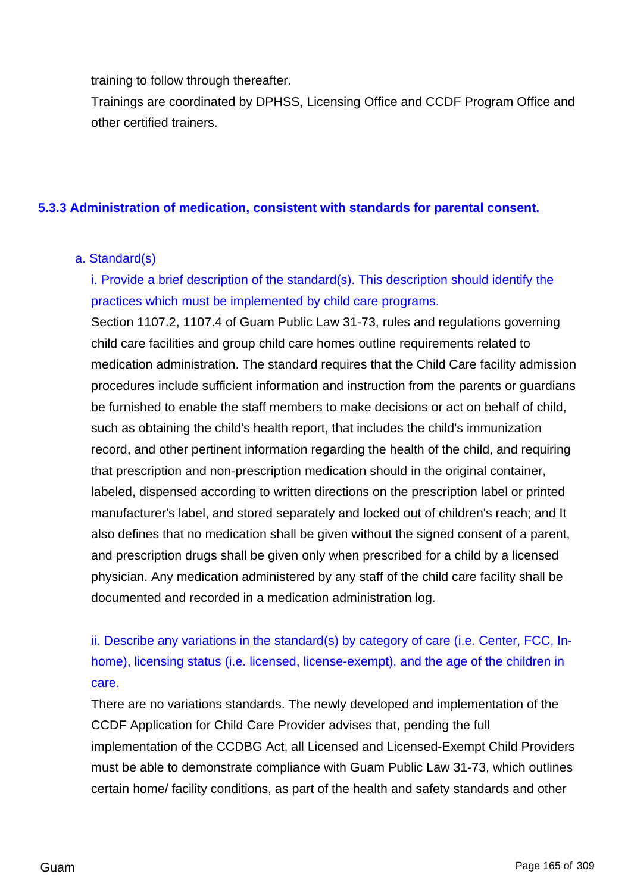training to follow through thereafter.

Trainings are coordinated by DPHSS, Licensing Office and CCDF Program Office and other certified trainers.

### 5.3.3 Administration of medication, consistent with standards for parental consent.

a. Standard(s)

i. Provide a brief description of the standard(s). This description should identify the practices which must be implemented by child care programs.

Section 1107.2, 1107.4 of Guam Public Law 31-73, rules and regulations governing child care facilities and group child care homes outline requirements related to medication administration. The standard requires that the Child Care facility admission procedures include sufficient information and instruction from the parents or guardians be furnished to enable the staff members to make decisions or act on behalf of child, such as obtaining the child's health report, that includes the child's immunization record, and other pertinent information regarding the health of the child, and requiring that prescription and non-prescription medication should in the original container, labeled, dispensed according to written directions on the prescription label or printed manufacturer's label, and stored separately and locked out of children's reach; and It also defines that no medication shall be given without the signed consent of a parent, and prescription drugs shall be given only when prescribed for a child by a licensed physician. Any medication administered by any staff of the child care facility shall be documented and recorded in a medication administration log.

ii. Describe any variations in the standard(s) by category of care (i.e. Center, FCC, In-home), licensing status (i.e. licensed, license-exempt), and the age of the children in care.

There are no variations standards. The newly developed and implementation of the CCDF Application for Child Care Provider advises that, pending the full implementation of the CCDBG Act, all Licensed and Licensed-Exempt Child Providers must be able to demonstrate compliance with Guam Public Law 31-73, which outlines certain home/ facility conditions, as part of the health and safety standards and other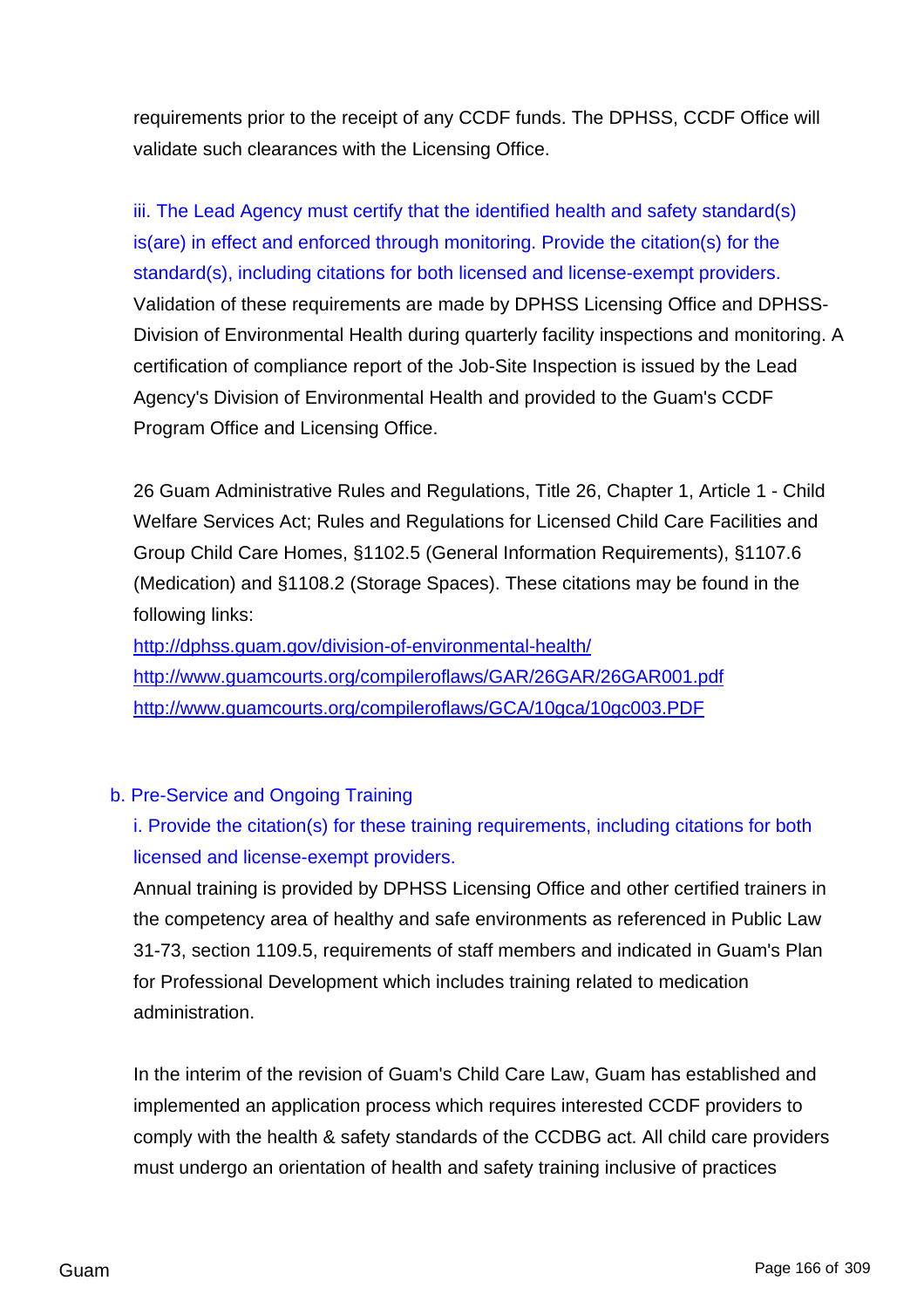requirements prior to the receipt of any CCDF funds. The DPHSS, CCDF Office will validate such clearances with the Licensing Office.

iii. The Lead Agency must certify that the identified health and safety standard(s) is(are) in effect and enforced through monitoring. Provide the citation(s) for the standard(s), including citations for both licensed and license-exempt providers.

Validation of these requirements are made by DPHSS Licensing Office and DPHSS-Division of Environmental Health during quarterly facility inspections and monitoring. A certification of compliance report of the Job-Site Inspection is issued by the Lead Agency's Division of Environmental Health and provided to the Guam's CCDF Program Office and Licensing Office.

26 Guam Administrative Rules and Regulations, Title 26, Chapter 1, Article 1 - Child Welfare Services Act; Rules and Regulations for Licensed Child Care Facilities and Group Child Care Homes, §1102.5 (General Information Requirements), §1107.6 (Medication) and §1108.2 (Storage Spaces). These citations may be found in the following links:
http://dphss.guam.gov/division-of-environmental-health/
http://www.guamcourts.org/compileroflaws/GAR/26GAR/26GAR001.pdf
http://www.guamcourts.org/compileroflaws/GCA/10gca/10gc003.PDF

b. Pre-Service and Ongoing Training

i. Provide the citation(s) for these training requirements, including citations for both licensed and license-exempt providers.

Annual training is provided by DPHSS Licensing Office and other certified trainers in the competency area of healthy and safe environments as referenced in Public Law 31-73, section 1109.5, requirements of staff members and indicated in Guam's Plan for Professional Development which includes training related to medication administration.

In the interim of the revision of Guam's Child Care Law, Guam has established and implemented an application process which requires interested CCDF providers to comply with the health & safety standards of the CCDBG act. All child care providers must undergo an orientation of health and safety training inclusive of practices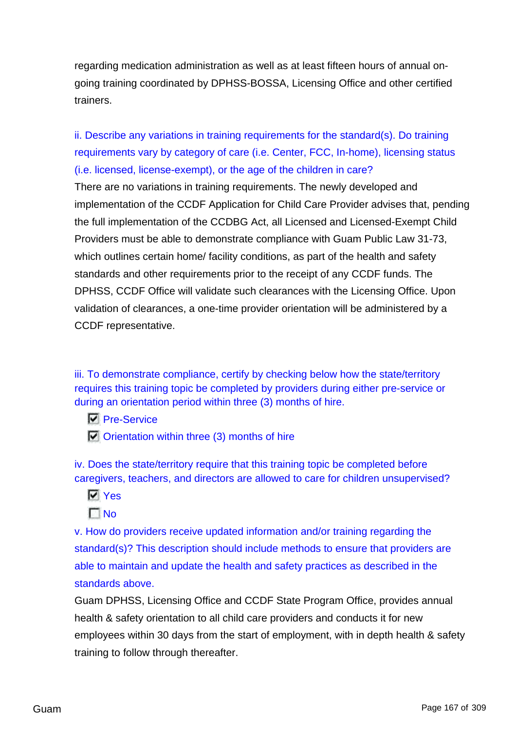regarding medication administration as well as at least fifteen hours of annual on-going training coordinated by DPHSS-BOSSA, Licensing Office and other certified trainers.

ii. Describe any variations in training requirements for the standard(s). Do training requirements vary by category of care (i.e. Center, FCC, In-home), licensing status (i.e. licensed, license-exempt), or the age of the children in care?

There are no variations in training requirements. The newly developed and implementation of the CCDF Application for Child Care Provider advises that, pending the full implementation of the CCDBG Act, all Licensed and Licensed-Exempt Child Providers must be able to demonstrate compliance with Guam Public Law 31-73, which outlines certain home/ facility conditions, as part of the health and safety standards and other requirements prior to the receipt of any CCDF funds. The DPHSS, CCDF Office will validate such clearances with the Licensing Office. Upon validation of clearances, a one-time provider orientation will be administered by a CCDF representative.

iii. To demonstrate compliance, certify by checking below how the state/territory requires this training topic be completed by providers during either pre-service or during an orientation period within three (3) months of hire.

- [x] Pre-Service
- [x] Orientation within three (3) months of hire

iv. Does the state/territory require that this training topic be completed before caregivers, teachers, and directors are allowed to care for children unsupervised?

- [x] Yes
- [ ] No

v. How do providers receive updated information and/or training regarding the standard(s)? This description should include methods to ensure that providers are able to maintain and update the health and safety practices as described in the standards above.

Guam DPHSS, Licensing Office and CCDF State Program Office, provides annual health & safety orientation to all child care providers and conducts it for new employees within 30 days from the start of employment, with in depth health & safety training to follow through thereafter.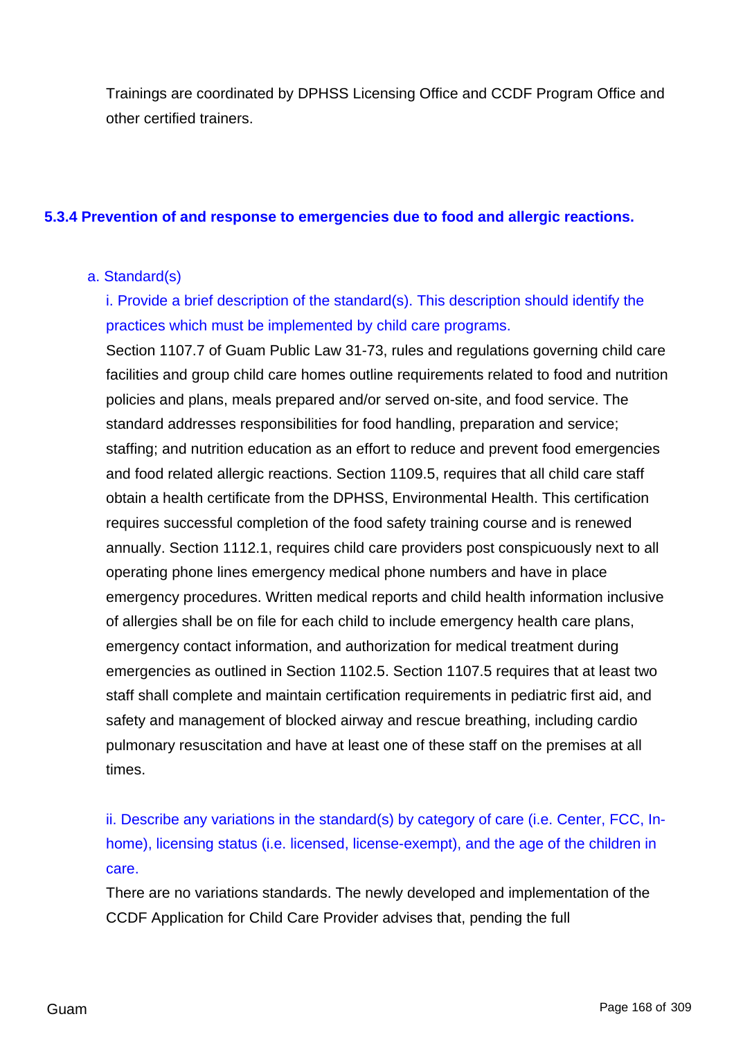Trainings are coordinated by DPHSS Licensing Office and CCDF Program Office and other certified trainers.

### 5.3.4 Prevention of and response to emergencies due to food and allergic reactions.

a. Standard(s)

i. Provide a brief description of the standard(s). This description should identify the practices which must be implemented by child care programs.

Section 1107.7 of Guam Public Law 31-73, rules and regulations governing child care facilities and group child care homes outline requirements related to food and nutrition policies and plans, meals prepared and/or served on-site, and food service. The standard addresses responsibilities for food handling, preparation and service; staffing; and nutrition education as an effort to reduce and prevent food emergencies and food related allergic reactions. Section 1109.5, requires that all child care staff obtain a health certificate from the DPHSS, Environmental Health. This certification requires successful completion of the food safety training course and is renewed annually. Section 1112.1, requires child care providers post conspicuously next to all operating phone lines emergency medical phone numbers and have in place emergency procedures. Written medical reports and child health information inclusive of allergies shall be on file for each child to include emergency health care plans, emergency contact information, and authorization for medical treatment during emergencies as outlined in Section 1102.5. Section 1107.5 requires that at least two staff shall complete and maintain certification requirements in pediatric first aid, and safety and management of blocked airway and rescue breathing, including cardio pulmonary resuscitation and have at least one of these staff on the premises at all times.

ii. Describe any variations in the standard(s) by category of care (i.e. Center, FCC, In-home), licensing status (i.e. licensed, license-exempt), and the age of the children in care.

There are no variations standards. The newly developed and implementation of the CCDF Application for Child Care Provider advises that, pending the full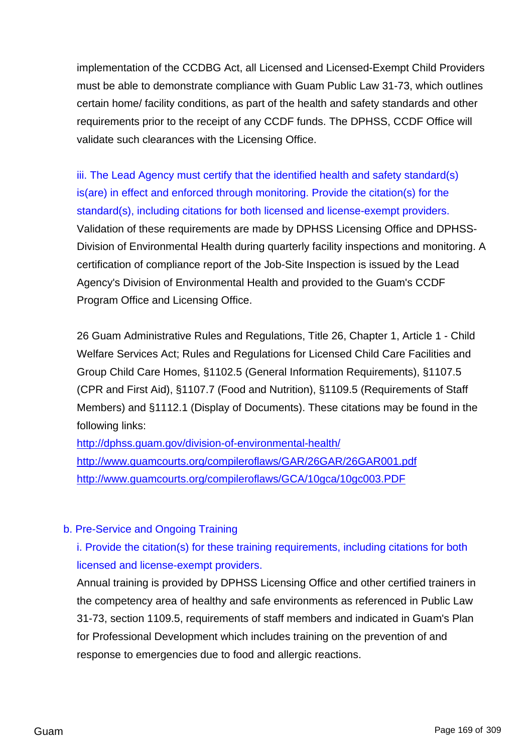implementation of the CCDBG Act, all Licensed and Licensed-Exempt Child Providers must be able to demonstrate compliance with Guam Public Law 31-73, which outlines certain home/ facility conditions, as part of the health and safety standards and other requirements prior to the receipt of any CCDF funds. The DPHSS, CCDF Office will validate such clearances with the Licensing Office.

iii. The Lead Agency must certify that the identified health and safety standard(s) is(are) in effect and enforced through monitoring. Provide the citation(s) for the standard(s), including citations for both licensed and license-exempt providers.

Validation of these requirements are made by DPHSS Licensing Office and DPHSS-Division of Environmental Health during quarterly facility inspections and monitoring. A certification of compliance report of the Job-Site Inspection is issued by the Lead Agency's Division of Environmental Health and provided to the Guam's CCDF Program Office and Licensing Office.

26 Guam Administrative Rules and Regulations, Title 26, Chapter 1, Article 1 - Child Welfare Services Act; Rules and Regulations for Licensed Child Care Facilities and Group Child Care Homes, §1102.5 (General Information Requirements), §1107.5 (CPR and First Aid), §1107.7 (Food and Nutrition), §1109.5 (Requirements of Staff Members) and §1112.1 (Display of Documents). These citations may be found in the following links:

http://dphss.guam.gov/division-of-environmental-health/
http://www.guamcourts.org/compileroflaws/GAR/26GAR/26GAR001.pdf
http://www.guamcourts.org/compileroflaws/GCA/10gca/10gc003.PDF

b. Pre-Service and Ongoing Training

i. Provide the citation(s) for these training requirements, including citations for both licensed and license-exempt providers.

Annual training is provided by DPHSS Licensing Office and other certified trainers in the competency area of healthy and safe environments as referenced in Public Law 31-73, section 1109.5, requirements of staff members and indicated in Guam's Plan for Professional Development which includes training on the prevention of and response to emergencies due to food and allergic reactions.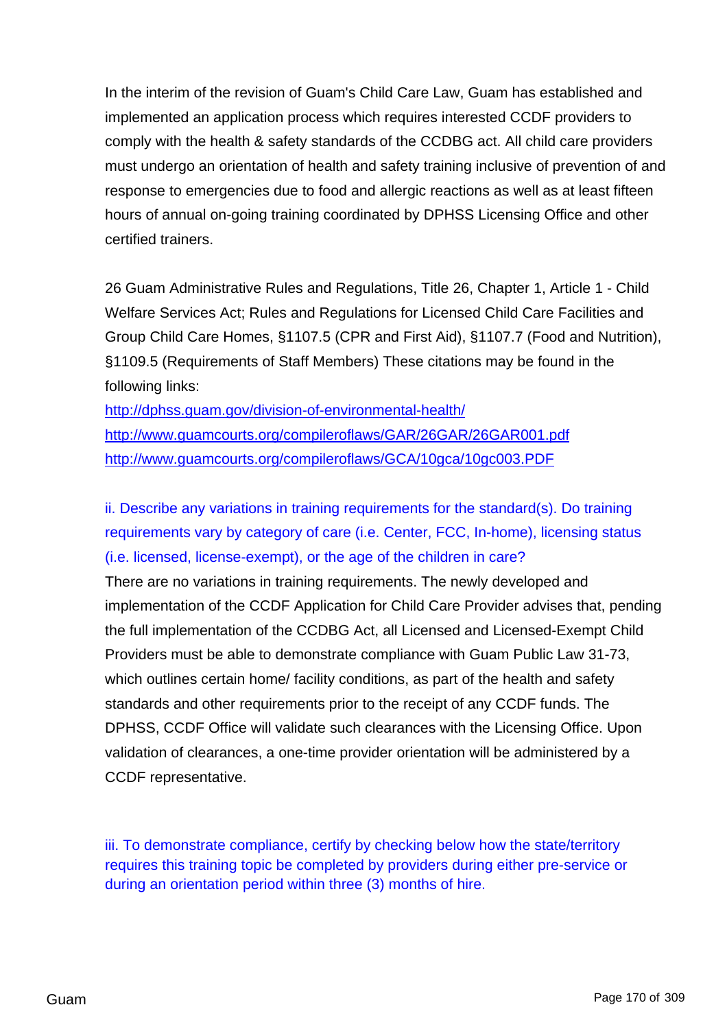In the interim of the revision of Guam's Child Care Law, Guam has established and implemented an application process which requires interested CCDF providers to comply with the health & safety standards of the CCDBG act. All child care providers must undergo an orientation of health and safety training inclusive of prevention of and response to emergencies due to food and allergic reactions as well as at least fifteen hours of annual on-going training coordinated by DPHSS Licensing Office and other certified trainers.

26 Guam Administrative Rules and Regulations, Title 26, Chapter 1, Article 1 - Child Welfare Services Act; Rules and Regulations for Licensed Child Care Facilities and Group Child Care Homes, §1107.5 (CPR and First Aid), §1107.7 (Food and Nutrition), §1109.5 (Requirements of Staff Members) These citations may be found in the following links:
http://dphss.guam.gov/division-of-environmental-health/
http://www.guamcourts.org/compileroflaws/GAR/26GAR/26GAR001.pdf
http://www.guamcourts.org/compileroflaws/GCA/10gca/10gc003.PDF

ii. Describe any variations in training requirements for the standard(s). Do training requirements vary by category of care (i.e. Center, FCC, In-home), licensing status (i.e. licensed, license-exempt), or the age of the children in care?

There are no variations in training requirements. The newly developed and implementation of the CCDF Application for Child Care Provider advises that, pending the full implementation of the CCDBG Act, all Licensed and Licensed-Exempt Child Providers must be able to demonstrate compliance with Guam Public Law 31-73, which outlines certain home/ facility conditions, as part of the health and safety standards and other requirements prior to the receipt of any CCDF funds. The DPHSS, CCDF Office will validate such clearances with the Licensing Office. Upon validation of clearances, a one-time provider orientation will be administered by a CCDF representative.

iii. To demonstrate compliance, certify by checking below how the state/territory requires this training topic be completed by providers during either pre-service or during an orientation period within three (3) months of hire.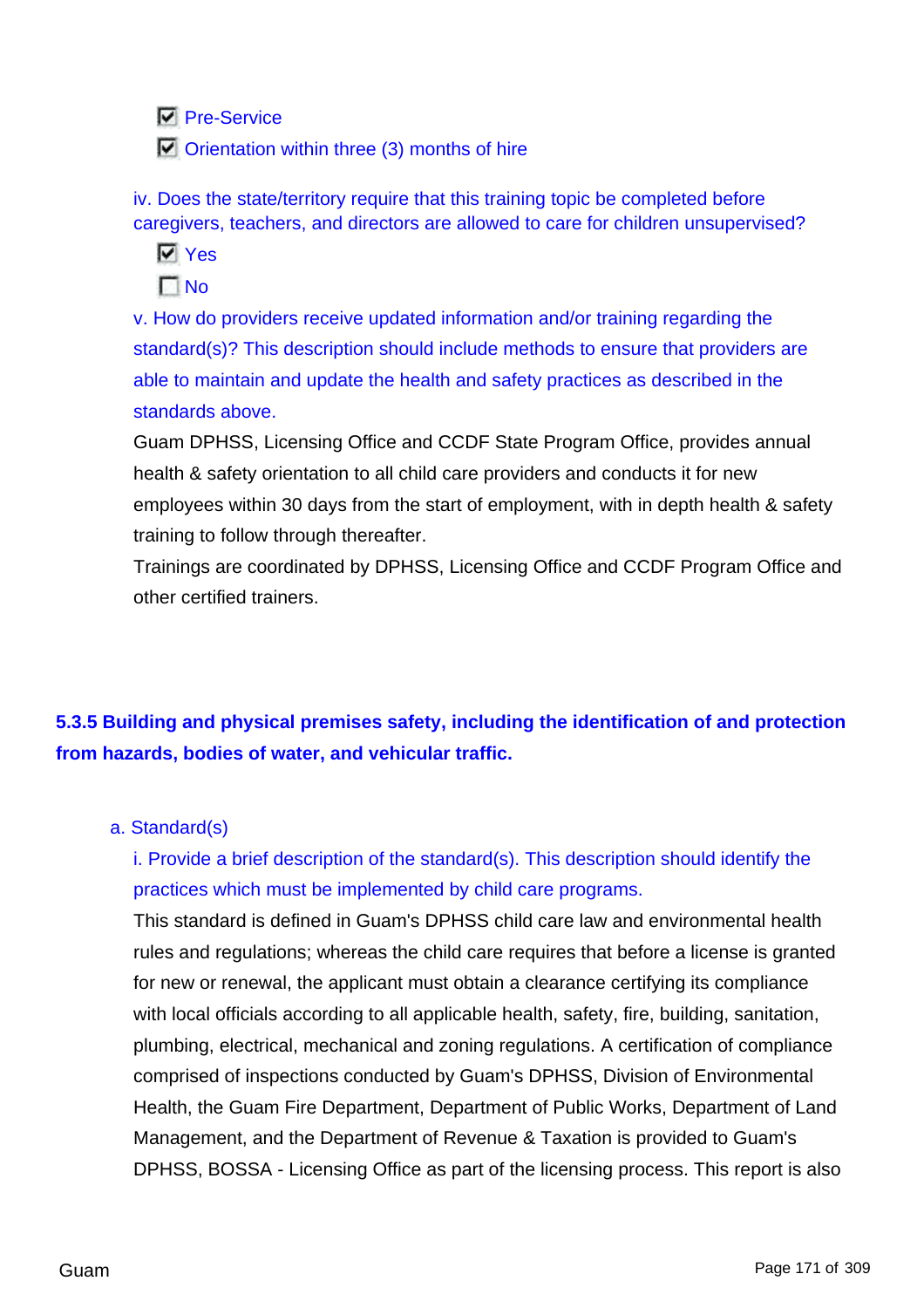- [x] Pre-Service
- [x] Orientation within three (3) months of hire

iv. Does the state/territory require that this training topic be completed before caregivers, teachers, and directors are allowed to care for children unsupervised?

- [x] Yes
- [ ] No

v. How do providers receive updated information and/or training regarding the standard(s)? This description should include methods to ensure that providers are able to maintain and update the health and safety practices as described in the standards above.

Guam DPHSS, Licensing Office and CCDF State Program Office, provides annual health & safety orientation to all child care providers and conducts it for new employees within 30 days from the start of employment, with in depth health & safety training to follow through thereafter.

Trainings are coordinated by DPHSS, Licensing Office and CCDF Program Office and other certified trainers.

### 5.3.5 Building and physical premises safety, including the identification of and protection from hazards, bodies of water, and vehicular traffic.

a. Standard(s)

i. Provide a brief description of the standard(s). This description should identify the practices which must be implemented by child care programs.

This standard is defined in Guam's DPHSS child care law and environmental health rules and regulations; whereas the child care requires that before a license is granted for new or renewal, the applicant must obtain a clearance certifying its compliance with local officials according to all applicable health, safety, fire, building, sanitation, plumbing, electrical, mechanical and zoning regulations. A certification of compliance comprised of inspections conducted by Guam's DPHSS, Division of Environmental Health, the Guam Fire Department, Department of Public Works, Department of Land Management, and the Department of Revenue & Taxation is provided to Guam's DPHSS, BOSSA - Licensing Office as part of the licensing process. This report is also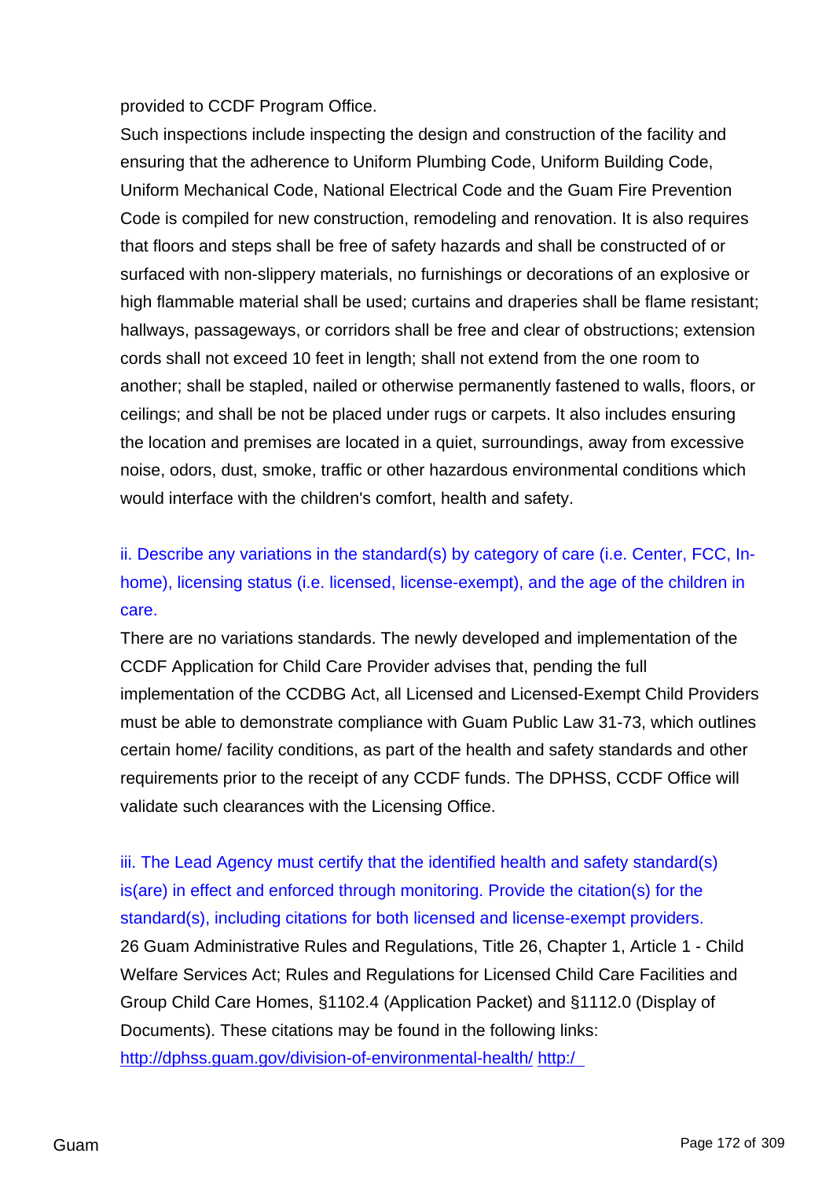provided to CCDF Program Office.

Such inspections include inspecting the design and construction of the facility and ensuring that the adherence to Uniform Plumbing Code, Uniform Building Code, Uniform Mechanical Code, National Electrical Code and the Guam Fire Prevention Code is compiled for new construction, remodeling and renovation. It is also requires that floors and steps shall be free of safety hazards and shall be constructed of or surfaced with non-slippery materials, no furnishings or decorations of an explosive or high flammable material shall be used; curtains and draperies shall be flame resistant; hallways, passageways, or corridors shall be free and clear of obstructions; extension cords shall not exceed 10 feet in length; shall not extend from the one room to another; shall be stapled, nailed or otherwise permanently fastened to walls, floors, or ceilings; and shall be not be placed under rugs or carpets. It also includes ensuring the location and premises are located in a quiet, surroundings, away from excessive noise, odors, dust, smoke, traffic or other hazardous environmental conditions which would interface with the children's comfort, health and safety.

ii. Describe any variations in the standard(s) by category of care (i.e. Center, FCC, In-home), licensing status (i.e. licensed, license-exempt), and the age of the children in care.

There are no variations standards. The newly developed and implementation of the CCDF Application for Child Care Provider advises that, pending the full implementation of the CCDBG Act, all Licensed and Licensed-Exempt Child Providers must be able to demonstrate compliance with Guam Public Law 31-73, which outlines certain home/ facility conditions, as part of the health and safety standards and other requirements prior to the receipt of any CCDF funds. The DPHSS, CCDF Office will validate such clearances with the Licensing Office.

iii. The Lead Agency must certify that the identified health and safety standard(s) is(are) in effect and enforced through monitoring. Provide the citation(s) for the standard(s), including citations for both licensed and license-exempt providers.

26 Guam Administrative Rules and Regulations, Title 26, Chapter 1, Article 1 - Child Welfare Services Act; Rules and Regulations for Licensed Child Care Facilities and Group Child Care Homes, §1102.4 (Application Packet) and §1112.0 (Display of Documents). These citations may be found in the following links:
http://dphss.guam.gov/division-of-environmental-health/ http:/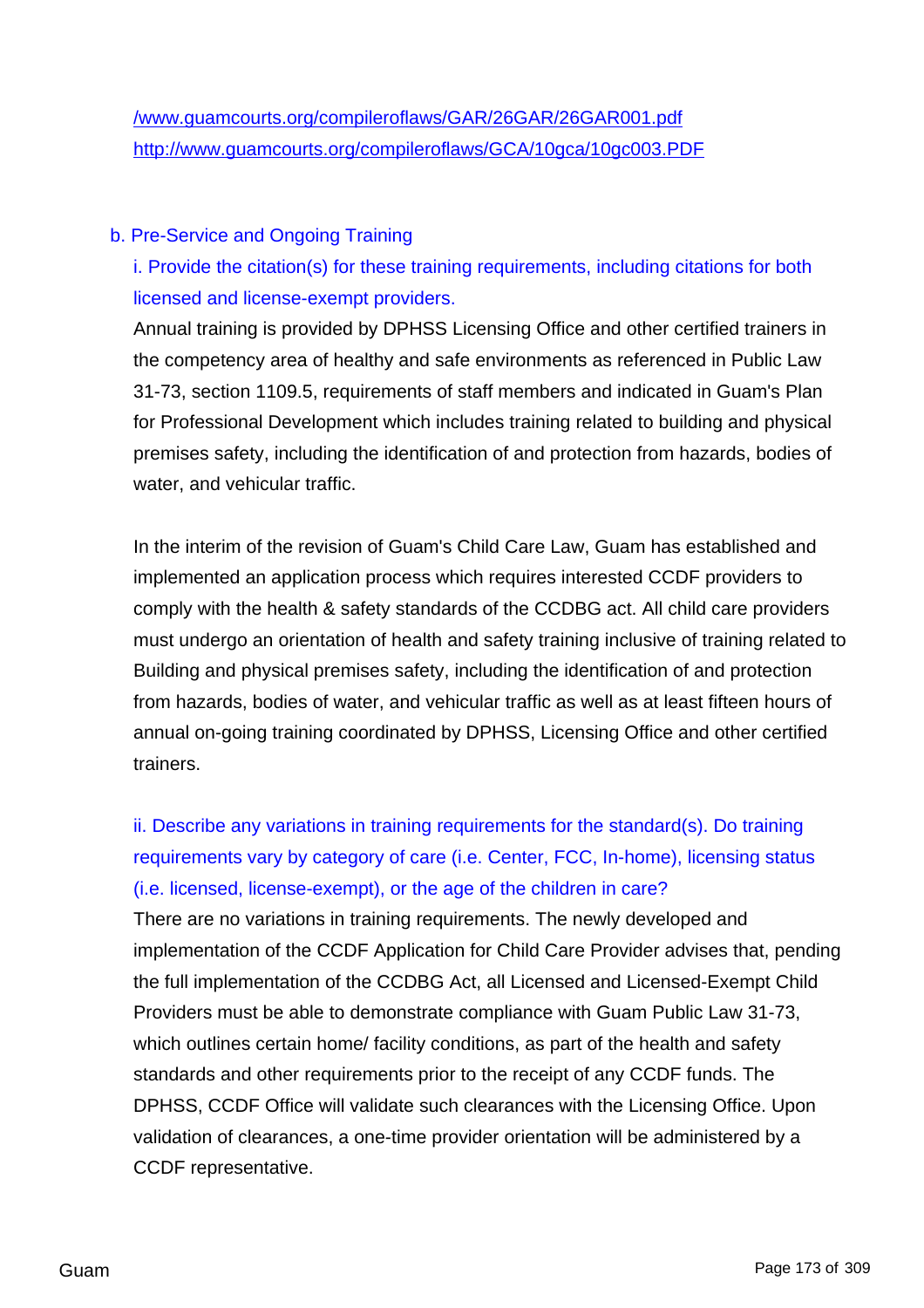/www.guamcourts.org/compileroflaws/GAR/26GAR/26GAR001.pdf
http://www.guamcourts.org/compileroflaws/GCA/10gca/10gc003.PDF

b. Pre-Service and Ongoing Training

i. Provide the citation(s) for these training requirements, including citations for both licensed and license-exempt providers.

Annual training is provided by DPHSS Licensing Office and other certified trainers in the competency area of healthy and safe environments as referenced in Public Law 31-73, section 1109.5, requirements of staff members and indicated in Guam's Plan for Professional Development which includes training related to building and physical premises safety, including the identification of and protection from hazards, bodies of water, and vehicular traffic.

In the interim of the revision of Guam's Child Care Law, Guam has established and implemented an application process which requires interested CCDF providers to comply with the health & safety standards of the CCDBG act. All child care providers must undergo an orientation of health and safety training inclusive of training related to Building and physical premises safety, including the identification of and protection from hazards, bodies of water, and vehicular traffic as well as at least fifteen hours of annual on-going training coordinated by DPHSS, Licensing Office and other certified trainers.

ii. Describe any variations in training requirements for the standard(s). Do training requirements vary by category of care (i.e. Center, FCC, In-home), licensing status (i.e. licensed, license-exempt), or the age of the children in care?

There are no variations in training requirements. The newly developed and implementation of the CCDF Application for Child Care Provider advises that, pending the full implementation of the CCDBG Act, all Licensed and Licensed-Exempt Child Providers must be able to demonstrate compliance with Guam Public Law 31-73, which outlines certain home/ facility conditions, as part of the health and safety standards and other requirements prior to the receipt of any CCDF funds. The DPHSS, CCDF Office will validate such clearances with the Licensing Office. Upon validation of clearances, a one-time provider orientation will be administered by a CCDF representative.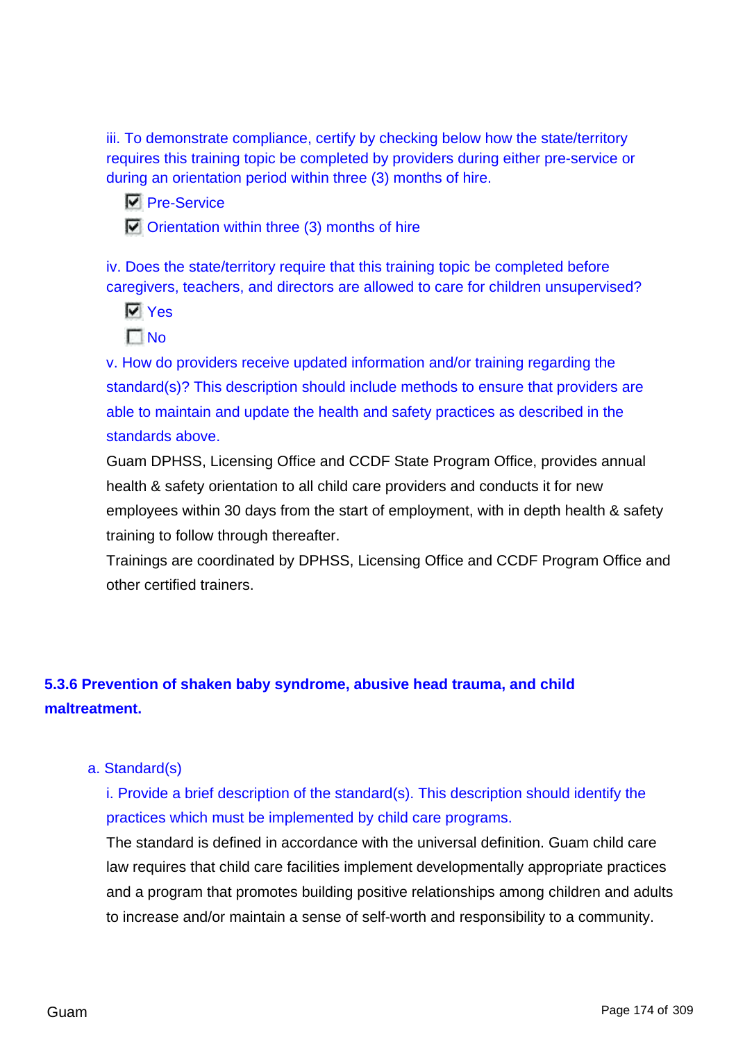iii. To demonstrate compliance, certify by checking below how the state/territory requires this training topic be completed by providers during either pre-service or during an orientation period within three (3) months of hire.

- [x] Pre-Service
- [x] Orientation within three (3) months of hire

iv. Does the state/territory require that this training topic be completed before caregivers, teachers, and directors are allowed to care for children unsupervised?

- [x] Yes
- [ ] No

v. How do providers receive updated information and/or training regarding the standard(s)? This description should include methods to ensure that providers are able to maintain and update the health and safety practices as described in the standards above.

Guam DPHSS, Licensing Office and CCDF State Program Office, provides annual health & safety orientation to all child care providers and conducts it for new employees within 30 days from the start of employment, with in depth health & safety training to follow through thereafter.

Trainings are coordinated by DPHSS, Licensing Office and CCDF Program Office and other certified trainers.

### 5.3.6 Prevention of shaken baby syndrome, abusive head trauma, and child maltreatment.

a. Standard(s)

i. Provide a brief description of the standard(s). This description should identify the practices which must be implemented by child care programs.

The standard is defined in accordance with the universal definition. Guam child care law requires that child care facilities implement developmentally appropriate practices and a program that promotes building positive relationships among children and adults to increase and/or maintain a sense of self-worth and responsibility to a community.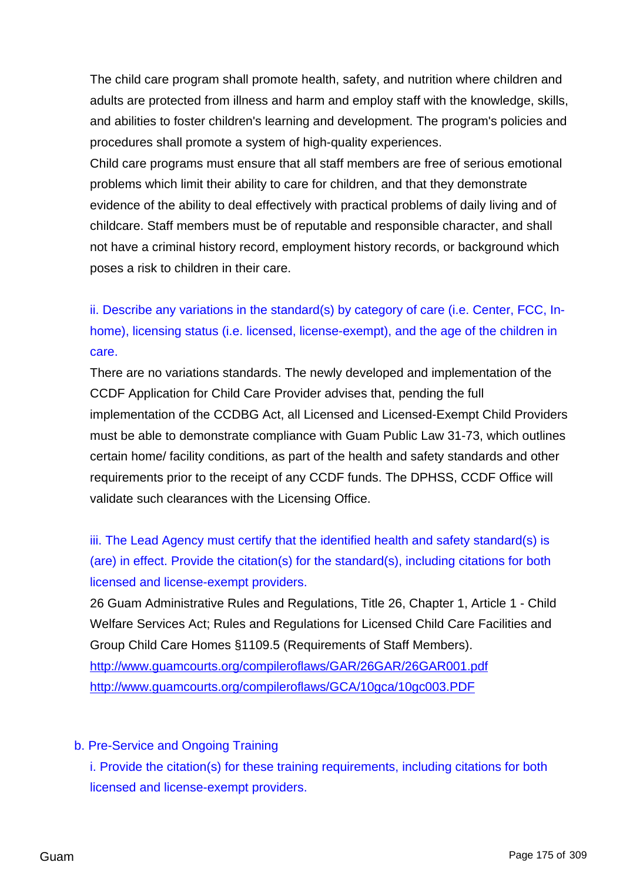The child care program shall promote health, safety, and nutrition where children and adults are protected from illness and harm and employ staff with the knowledge, skills, and abilities to foster children's learning and development. The program's policies and procedures shall promote a system of high-quality experiences.
Child care programs must ensure that all staff members are free of serious emotional problems which limit their ability to care for children, and that they demonstrate evidence of the ability to deal effectively with practical problems of daily living and of childcare. Staff members must be of reputable and responsible character, and shall not have a criminal history record, employment history records, or background which poses a risk to children in their care.

ii. Describe any variations in the standard(s) by category of care (i.e. Center, FCC, In-home), licensing status (i.e. licensed, license-exempt), and the age of the children in care.

There are no variations standards. The newly developed and implementation of the CCDF Application for Child Care Provider advises that, pending the full implementation of the CCDBG Act, all Licensed and Licensed-Exempt Child Providers must be able to demonstrate compliance with Guam Public Law 31-73, which outlines certain home/ facility conditions, as part of the health and safety standards and other requirements prior to the receipt of any CCDF funds. The DPHSS, CCDF Office will validate such clearances with the Licensing Office.

iii. The Lead Agency must certify that the identified health and safety standard(s) is (are) in effect. Provide the citation(s) for the standard(s), including citations for both licensed and license-exempt providers.

26 Guam Administrative Rules and Regulations, Title 26, Chapter 1, Article 1 - Child Welfare Services Act; Rules and Regulations for Licensed Child Care Facilities and Group Child Care Homes §1109.5 (Requirements of Staff Members).
http://www.guamcourts.org/compileroflaws/GAR/26GAR/26GAR001.pdf
http://www.guamcourts.org/compileroflaws/GCA/10gca/10gc003.PDF

b. Pre-Service and Ongoing Training

i. Provide the citation(s) for these training requirements, including citations for both licensed and license-exempt providers.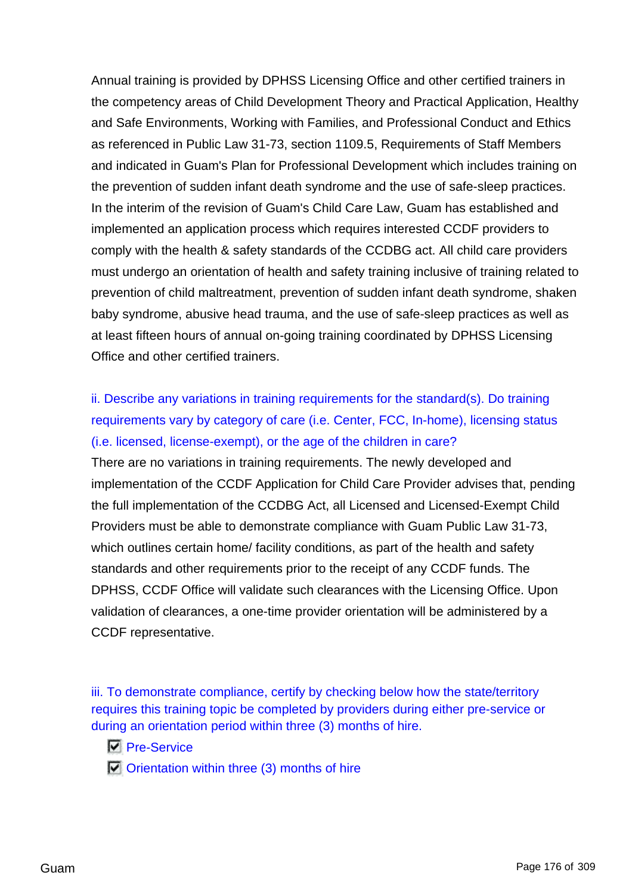Annual training is provided by DPHSS Licensing Office and other certified trainers in the competency areas of Child Development Theory and Practical Application, Healthy and Safe Environments, Working with Families, and Professional Conduct and Ethics as referenced in Public Law 31-73, section 1109.5, Requirements of Staff Members and indicated in Guam's Plan for Professional Development which includes training on the prevention of sudden infant death syndrome and the use of safe-sleep practices. In the interim of the revision of Guam's Child Care Law, Guam has established and implemented an application process which requires interested CCDF providers to comply with the health & safety standards of the CCDBG act. All child care providers must undergo an orientation of health and safety training inclusive of training related to prevention of child maltreatment, prevention of sudden infant death syndrome, shaken baby syndrome, abusive head trauma, and the use of safe-sleep practices as well as at least fifteen hours of annual on-going training coordinated by DPHSS Licensing Office and other certified trainers.

ii. Describe any variations in training requirements for the standard(s). Do training requirements vary by category of care (i.e. Center, FCC, In-home), licensing status (i.e. licensed, license-exempt), or the age of the children in care?

There are no variations in training requirements. The newly developed and implementation of the CCDF Application for Child Care Provider advises that, pending the full implementation of the CCDBG Act, all Licensed and Licensed-Exempt Child Providers must be able to demonstrate compliance with Guam Public Law 31-73, which outlines certain home/ facility conditions, as part of the health and safety standards and other requirements prior to the receipt of any CCDF funds. The DPHSS, CCDF Office will validate such clearances with the Licensing Office. Upon validation of clearances, a one-time provider orientation will be administered by a CCDF representative.

iii. To demonstrate compliance, certify by checking below how the state/territory requires this training topic be completed by providers during either pre-service or during an orientation period within three (3) months of hire.

- [x] Pre-Service
- [x] Orientation within three (3) months of hire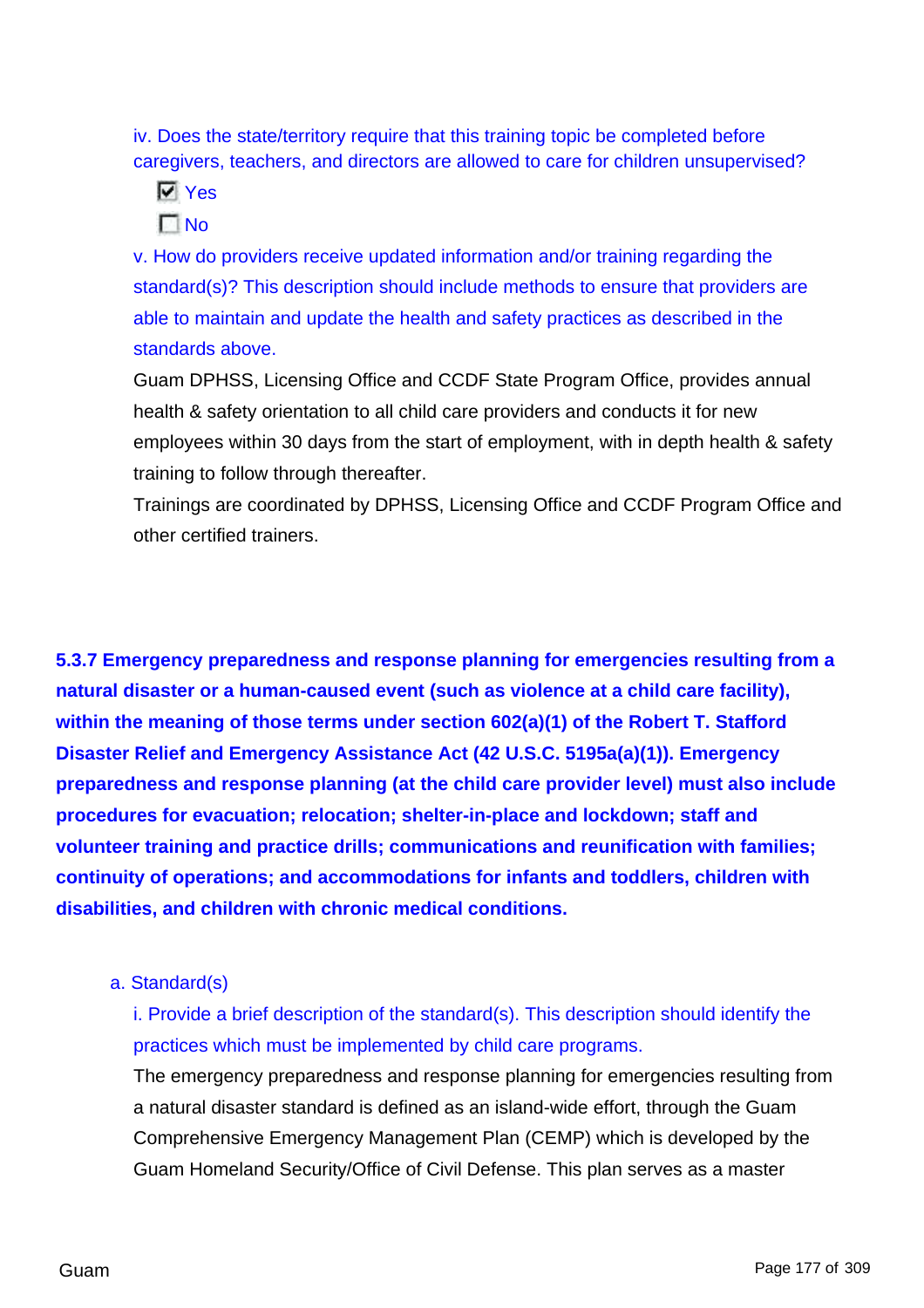iv. Does the state/territory require that this training topic be completed before caregivers, teachers, and directors are allowed to care for children unsupervised?

- [x] Yes
- [ ] No

v. How do providers receive updated information and/or training regarding the standard(s)? This description should include methods to ensure that providers are able to maintain and update the health and safety practices as described in the standards above.

Guam DPHSS, Licensing Office and CCDF State Program Office, provides annual health & safety orientation to all child care providers and conducts it for new employees within 30 days from the start of employment, with in depth health & safety training to follow through thereafter.

Trainings are coordinated by DPHSS, Licensing Office and CCDF Program Office and other certified trainers.

### 5.3.7 Emergency preparedness and response planning for emergencies resulting from a natural disaster or a human-caused event (such as violence at a child care facility), within the meaning of those terms under section 602(a)(1) of the Robert T. Stafford Disaster Relief and Emergency Assistance Act (42 U.S.C. 5195a(a)(1)). Emergency preparedness and response planning (at the child care provider level) must also include procedures for evacuation; relocation; shelter-in-place and lockdown; staff and volunteer training and practice drills; communications and reunification with families; continuity of operations; and accommodations for infants and toddlers, children with disabilities, and children with chronic medical conditions.

a. Standard(s)

i. Provide a brief description of the standard(s). This description should identify the practices which must be implemented by child care programs.

The emergency preparedness and response planning for emergencies resulting from a natural disaster standard is defined as an island-wide effort, through the Guam Comprehensive Emergency Management Plan (CEMP) which is developed by the Guam Homeland Security/Office of Civil Defense. This plan serves as a master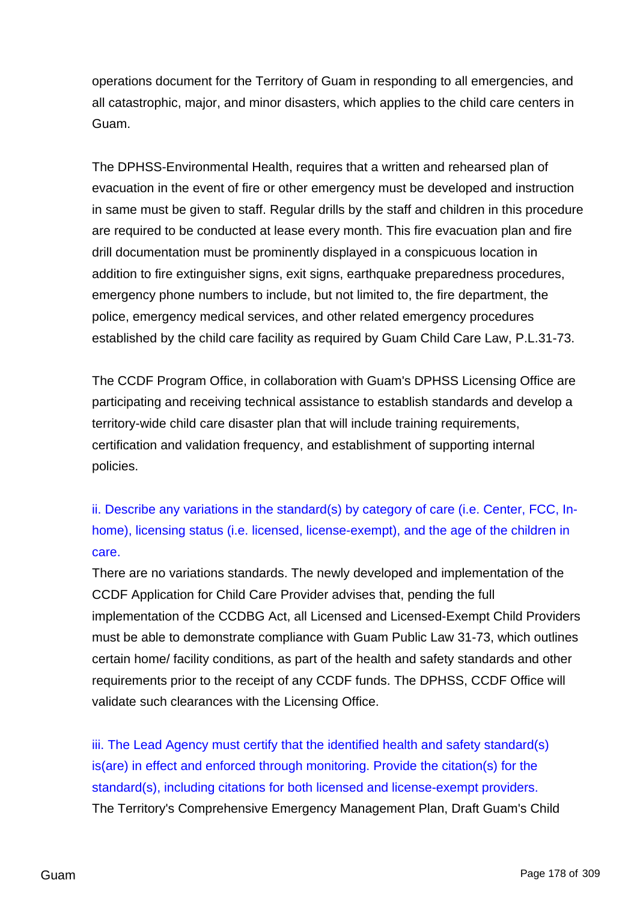operations document for the Territory of Guam in responding to all emergencies, and all catastrophic, major, and minor disasters, which applies to the child care centers in Guam.

The DPHSS-Environmental Health, requires that a written and rehearsed plan of evacuation in the event of fire or other emergency must be developed and instruction in same must be given to staff. Regular drills by the staff and children in this procedure are required to be conducted at lease every month. This fire evacuation plan and fire drill documentation must be prominently displayed in a conspicuous location in addition to fire extinguisher signs, exit signs, earthquake preparedness procedures, emergency phone numbers to include, but not limited to, the fire department, the police, emergency medical services, and other related emergency procedures established by the child care facility as required by Guam Child Care Law, P.L.31-73.

The CCDF Program Office, in collaboration with Guam's DPHSS Licensing Office are participating and receiving technical assistance to establish standards and develop a territory-wide child care disaster plan that will include training requirements, certification and validation frequency, and establishment of supporting internal policies.

ii. Describe any variations in the standard(s) by category of care (i.e. Center, FCC, In-home), licensing status (i.e. licensed, license-exempt), and the age of the children in care.

There are no variations standards. The newly developed and implementation of the CCDF Application for Child Care Provider advises that, pending the full implementation of the CCDBG Act, all Licensed and Licensed-Exempt Child Providers must be able to demonstrate compliance with Guam Public Law 31-73, which outlines certain home/ facility conditions, as part of the health and safety standards and other requirements prior to the receipt of any CCDF funds. The DPHSS, CCDF Office will validate such clearances with the Licensing Office.

iii. The Lead Agency must certify that the identified health and safety standard(s) is(are) in effect and enforced through monitoring. Provide the citation(s) for the standard(s), including citations for both licensed and license-exempt providers.

The Territory's Comprehensive Emergency Management Plan, Draft Guam's Child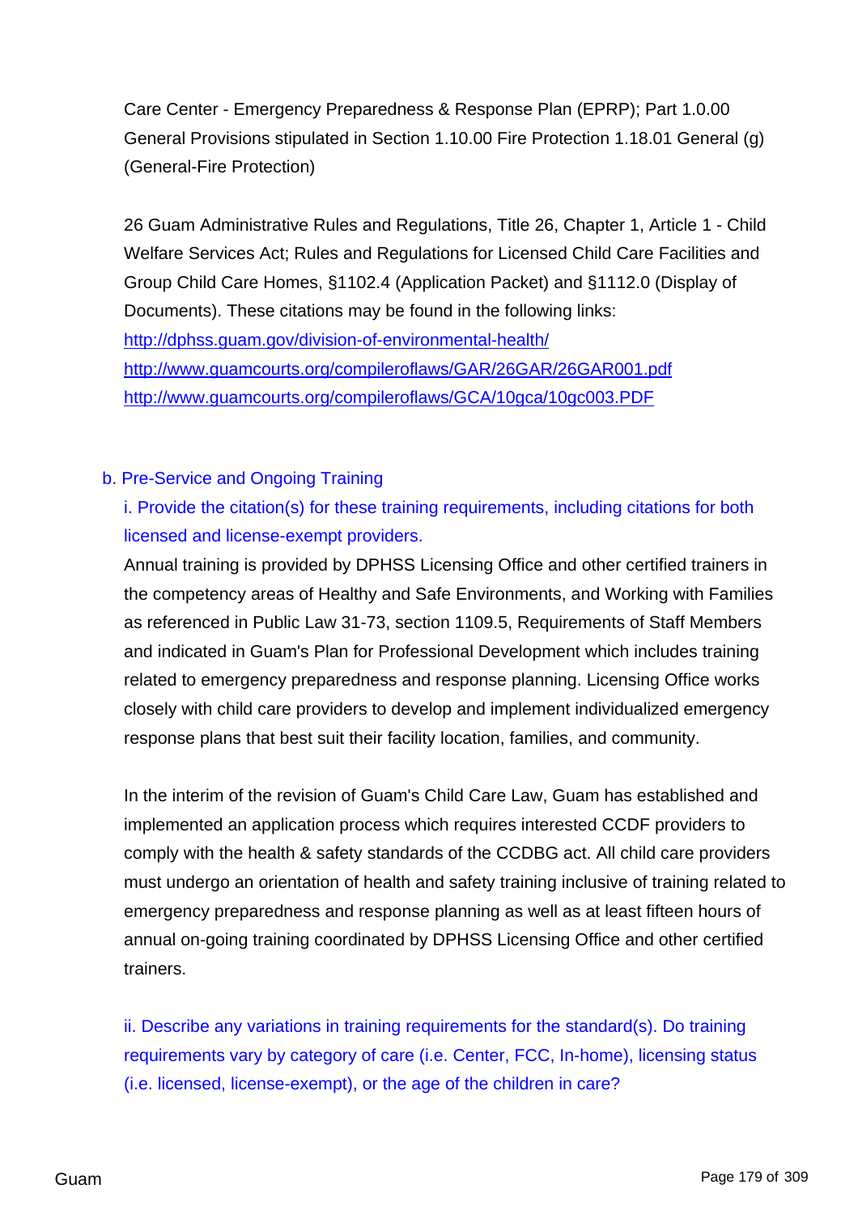Care Center - Emergency Preparedness & Response Plan (EPRP); Part 1.0.00 General Provisions stipulated in Section 1.10.00 Fire Protection 1.18.01 General (g) (General-Fire Protection)

26 Guam Administrative Rules and Regulations, Title 26, Chapter 1, Article 1 - Child Welfare Services Act; Rules and Regulations for Licensed Child Care Facilities and Group Child Care Homes, §1102.4 (Application Packet) and §1112.0 (Display of Documents). These citations may be found in the following links:
http://dphss.guam.gov/division-of-environmental-health/
http://www.guamcourts.org/compileroflaws/GAR/26GAR/26GAR001.pdf
http://www.guamcourts.org/compileroflaws/GCA/10gca/10gc003.PDF

b. Pre-Service and Ongoing Training

i. Provide the citation(s) for these training requirements, including citations for both licensed and license-exempt providers.

Annual training is provided by DPHSS Licensing Office and other certified trainers in the competency areas of Healthy and Safe Environments, and Working with Families as referenced in Public Law 31-73, section 1109.5, Requirements of Staff Members and indicated in Guam's Plan for Professional Development which includes training related to emergency preparedness and response planning. Licensing Office works closely with child care providers to develop and implement individualized emergency response plans that best suit their facility location, families, and community.

In the interim of the revision of Guam's Child Care Law, Guam has established and implemented an application process which requires interested CCDF providers to comply with the health & safety standards of the CCDBG act. All child care providers must undergo an orientation of health and safety training inclusive of training related to emergency preparedness and response planning as well as at least fifteen hours of annual on-going training coordinated by DPHSS Licensing Office and other certified trainers.

ii. Describe any variations in training requirements for the standard(s). Do training requirements vary by category of care (i.e. Center, FCC, In-home), licensing status (i.e. licensed, license-exempt), or the age of the children in care?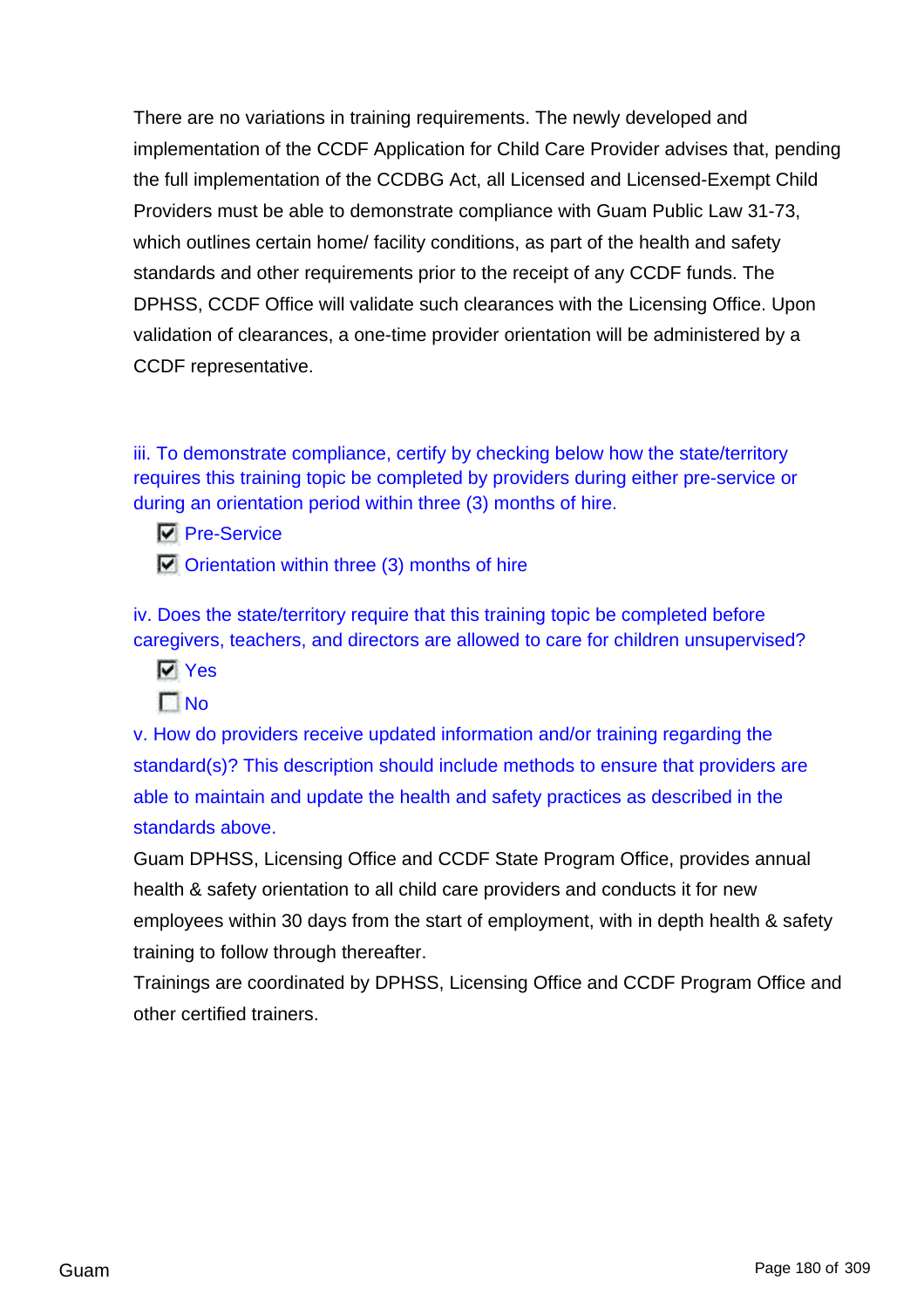There are no variations in training requirements. The newly developed and implementation of the CCDF Application for Child Care Provider advises that, pending the full implementation of the CCDBG Act, all Licensed and Licensed-Exempt Child Providers must be able to demonstrate compliance with Guam Public Law 31-73, which outlines certain home/ facility conditions, as part of the health and safety standards and other requirements prior to the receipt of any CCDF funds. The DPHSS, CCDF Office will validate such clearances with the Licensing Office. Upon validation of clearances, a one-time provider orientation will be administered by a CCDF representative.

iii. To demonstrate compliance, certify by checking below how the state/territory requires this training topic be completed by providers during either pre-service or during an orientation period within three (3) months of hire.

- [x] Pre-Service
- [x] Orientation within three (3) months of hire

iv. Does the state/territory require that this training topic be completed before caregivers, teachers, and directors are allowed to care for children unsupervised?

- [x] Yes
- [ ] No

v. How do providers receive updated information and/or training regarding the standard(s)? This description should include methods to ensure that providers are able to maintain and update the health and safety practices as described in the standards above.

Guam DPHSS, Licensing Office and CCDF State Program Office, provides annual health & safety orientation to all child care providers and conducts it for new employees within 30 days from the start of employment, with in depth health & safety training to follow through thereafter.

Trainings are coordinated by DPHSS, Licensing Office and CCDF Program Office and other certified trainers.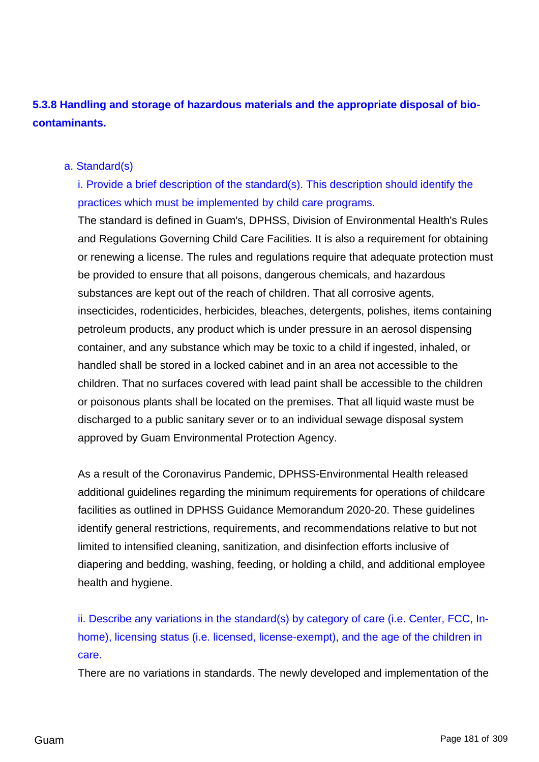### 5.3.8 Handling and storage of hazardous materials and the appropriate disposal of bio-contaminants.

a. Standard(s)

i. Provide a brief description of the standard(s). This description should identify the practices which must be implemented by child care programs.

The standard is defined in Guam's, DPHSS, Division of Environmental Health's Rules and Regulations Governing Child Care Facilities. It is also a requirement for obtaining or renewing a license. The rules and regulations require that adequate protection must be provided to ensure that all poisons, dangerous chemicals, and hazardous substances are kept out of the reach of children. That all corrosive agents, insecticides, rodenticides, herbicides, bleaches, detergents, polishes, items containing petroleum products, any product which is under pressure in an aerosol dispensing container, and any substance which may be toxic to a child if ingested, inhaled, or handled shall be stored in a locked cabinet and in an area not accessible to the children. That no surfaces covered with lead paint shall be accessible to the children or poisonous plants shall be located on the premises. That all liquid waste must be discharged to a public sanitary sever or to an individual sewage disposal system approved by Guam Environmental Protection Agency.

As a result of the Coronavirus Pandemic, DPHSS-Environmental Health released additional guidelines regarding the minimum requirements for operations of childcare facilities as outlined in DPHSS Guidance Memorandum 2020-20. These guidelines identify general restrictions, requirements, and recommendations relative to but not limited to intensified cleaning, sanitization, and disinfection efforts inclusive of diapering and bedding, washing, feeding, or holding a child, and additional employee health and hygiene.

ii. Describe any variations in the standard(s) by category of care (i.e. Center, FCC, In-home), licensing status (i.e. licensed, license-exempt), and the age of the children in care.

There are no variations in standards. The newly developed and implementation of the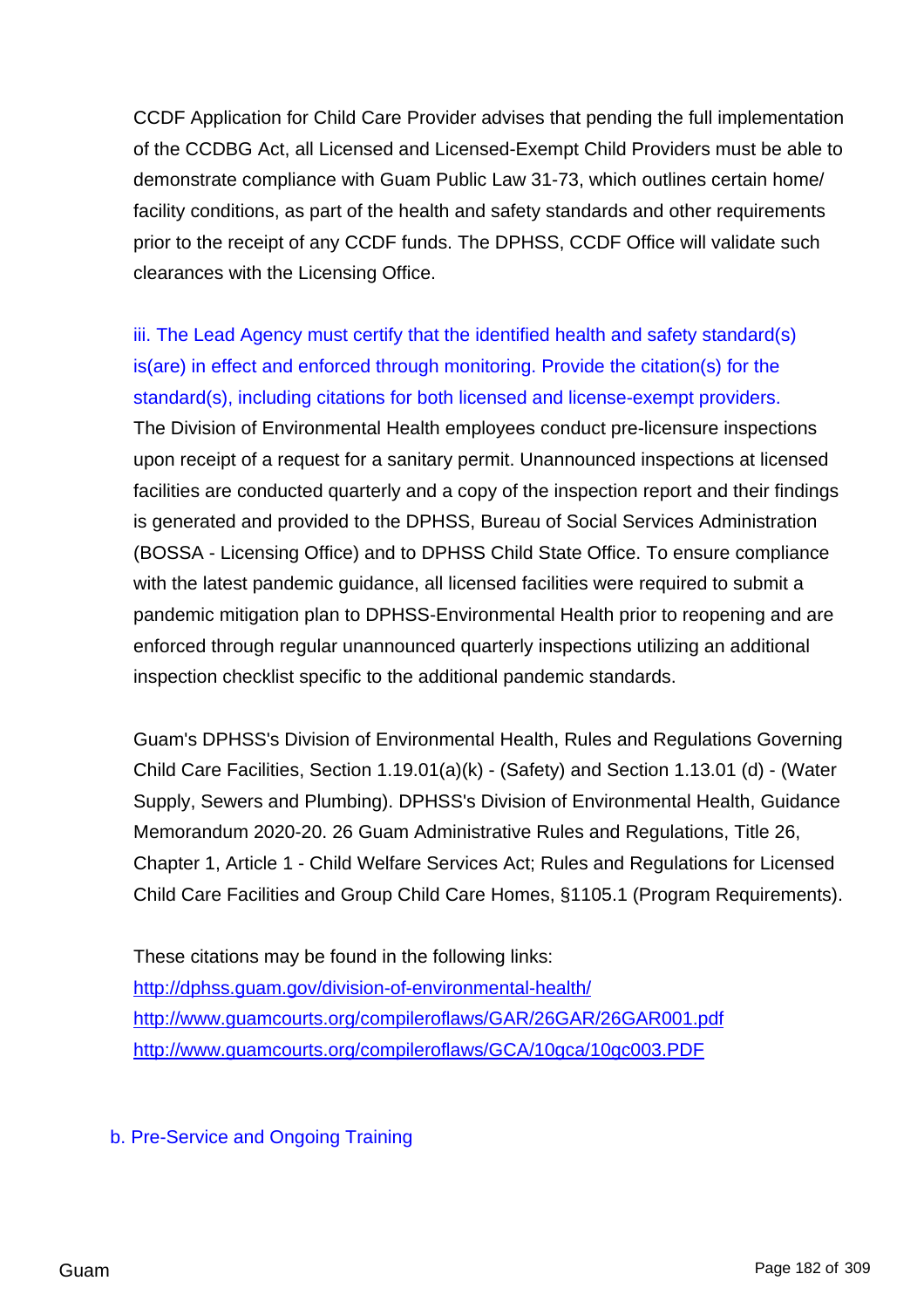CCDF Application for Child Care Provider advises that pending the full implementation of the CCDBG Act, all Licensed and Licensed-Exempt Child Providers must be able to demonstrate compliance with Guam Public Law 31-73, which outlines certain home/ facility conditions, as part of the health and safety standards and other requirements prior to the receipt of any CCDF funds. The DPHSS, CCDF Office will validate such clearances with the Licensing Office.

iii. The Lead Agency must certify that the identified health and safety standard(s) is(are) in effect and enforced through monitoring. Provide the citation(s) for the standard(s), including citations for both licensed and license-exempt providers.

The Division of Environmental Health employees conduct pre-licensure inspections upon receipt of a request for a sanitary permit. Unannounced inspections at licensed facilities are conducted quarterly and a copy of the inspection report and their findings is generated and provided to the DPHSS, Bureau of Social Services Administration (BOSSA - Licensing Office) and to DPHSS Child State Office. To ensure compliance with the latest pandemic guidance, all licensed facilities were required to submit a pandemic mitigation plan to DPHSS-Environmental Health prior to reopening and are enforced through regular unannounced quarterly inspections utilizing an additional inspection checklist specific to the additional pandemic standards.

Guam's DPHSS's Division of Environmental Health, Rules and Regulations Governing Child Care Facilities, Section 1.19.01(a)(k) - (Safety) and Section 1.13.01 (d) - (Water Supply, Sewers and Plumbing). DPHSS's Division of Environmental Health, Guidance Memorandum 2020-20. 26 Guam Administrative Rules and Regulations, Title 26, Chapter 1, Article 1 - Child Welfare Services Act; Rules and Regulations for Licensed Child Care Facilities and Group Child Care Homes, §1105.1 (Program Requirements).

These citations may be found in the following links:
http://dphss.guam.gov/division-of-environmental-health/
http://www.guamcourts.org/compileroflaws/GAR/26GAR/26GAR001.pdf
http://www.guamcourts.org/compileroflaws/GCA/10gca/10gc003.PDF

b. Pre-Service and Ongoing Training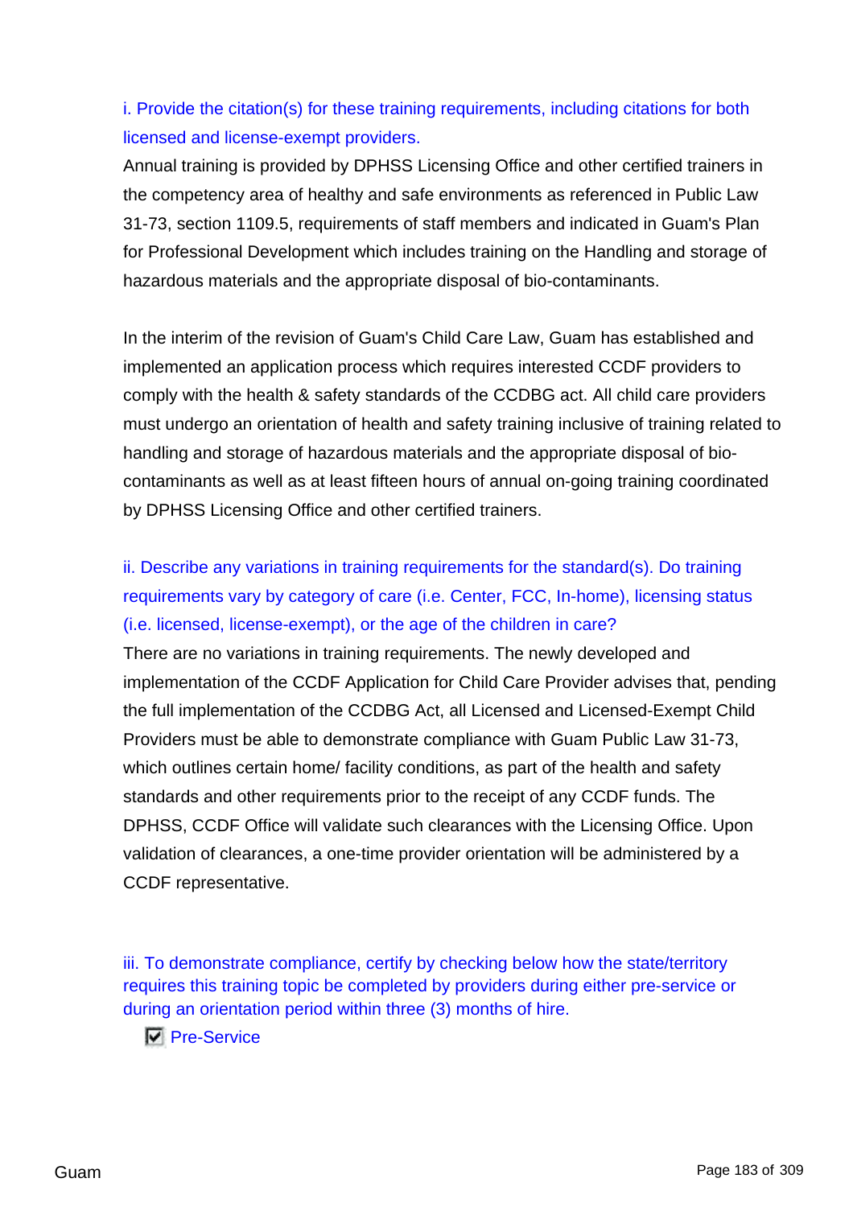i. Provide the citation(s) for these training requirements, including citations for both licensed and license-exempt providers.

Annual training is provided by DPHSS Licensing Office and other certified trainers in the competency area of healthy and safe environments as referenced in Public Law 31-73, section 1109.5, requirements of staff members and indicated in Guam's Plan for Professional Development which includes training on the Handling and storage of hazardous materials and the appropriate disposal of bio-contaminants.

In the interim of the revision of Guam's Child Care Law, Guam has established and implemented an application process which requires interested CCDF providers to comply with the health & safety standards of the CCDBG act. All child care providers must undergo an orientation of health and safety training inclusive of training related to handling and storage of hazardous materials and the appropriate disposal of bio-contaminants as well as at least fifteen hours of annual on-going training coordinated by DPHSS Licensing Office and other certified trainers.

ii. Describe any variations in training requirements for the standard(s). Do training requirements vary by category of care (i.e. Center, FCC, In-home), licensing status (i.e. licensed, license-exempt), or the age of the children in care?

There are no variations in training requirements. The newly developed and implementation of the CCDF Application for Child Care Provider advises that, pending the full implementation of the CCDBG Act, all Licensed and Licensed-Exempt Child Providers must be able to demonstrate compliance with Guam Public Law 31-73, which outlines certain home/ facility conditions, as part of the health and safety standards and other requirements prior to the receipt of any CCDF funds. The DPHSS, CCDF Office will validate such clearances with the Licensing Office. Upon validation of clearances, a one-time provider orientation will be administered by a CCDF representative.

iii. To demonstrate compliance, certify by checking below how the state/territory requires this training topic be completed by providers during either pre-service or during an orientation period within three (3) months of hire.

- [x] Pre-Service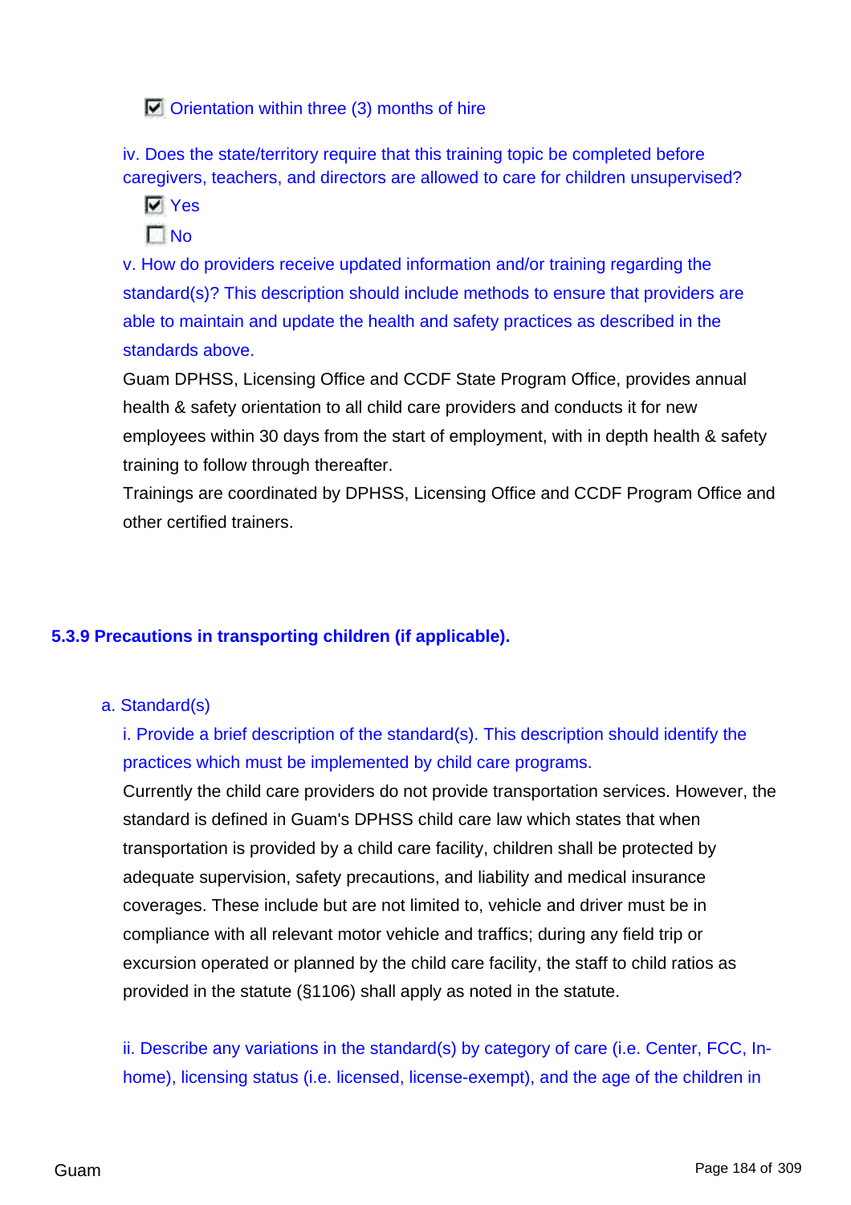☑ Orientation within three (3) months of hire

iv. Does the state/territory require that this training topic be completed before caregivers, teachers, and directors are allowed to care for children unsupervised?

☑ Yes

☐ No

v. How do providers receive updated information and/or training regarding the standard(s)? This description should include methods to ensure that providers are able to maintain and update the health and safety practices as described in the standards above.

Guam DPHSS, Licensing Office and CCDF State Program Office, provides annual health & safety orientation to all child care providers and conducts it for new employees within 30 days from the start of employment, with in depth health & safety training to follow through thereafter.

Trainings are coordinated by DPHSS, Licensing Office and CCDF Program Office and other certified trainers.

### 5.3.9 Precautions in transporting children (if applicable).

a. Standard(s)

i. Provide a brief description of the standard(s). This description should identify the practices which must be implemented by child care programs.

Currently the child care providers do not provide transportation services. However, the standard is defined in Guam's DPHSS child care law which states that when transportation is provided by a child care facility, children shall be protected by adequate supervision, safety precautions, and liability and medical insurance coverages. These include but are not limited to, vehicle and driver must be in compliance with all relevant motor vehicle and traffics; during any field trip or excursion operated or planned by the child care facility, the staff to child ratios as provided in the statute (§1106) shall apply as noted in the statute.

ii. Describe any variations in the standard(s) by category of care (i.e. Center, FCC, In-home), licensing status (i.e. licensed, license-exempt), and the age of the children in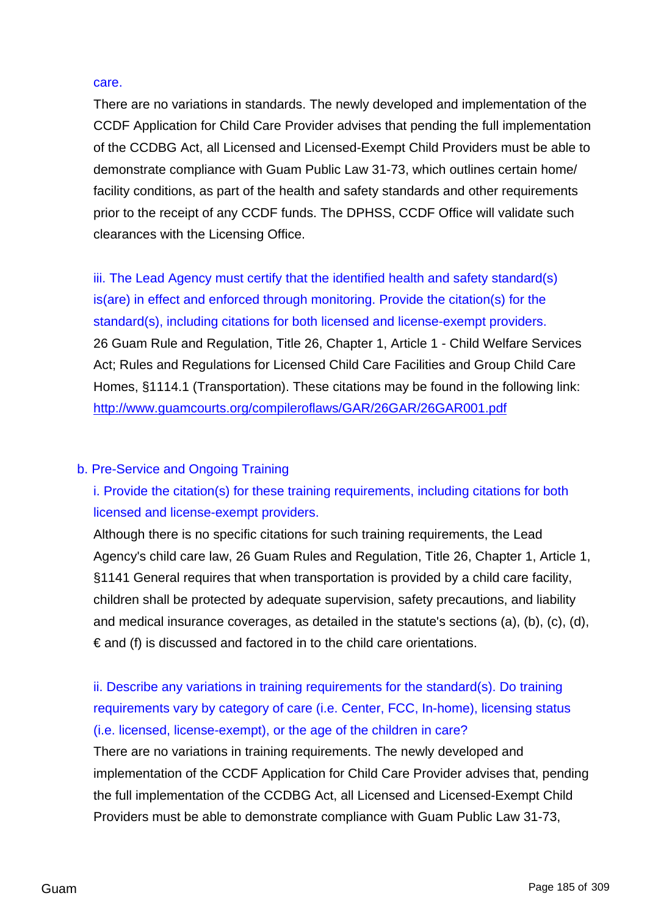care.

There are no variations in standards. The newly developed and implementation of the CCDF Application for Child Care Provider advises that pending the full implementation of the CCDBG Act, all Licensed and Licensed-Exempt Child Providers must be able to demonstrate compliance with Guam Public Law 31-73, which outlines certain home/ facility conditions, as part of the health and safety standards and other requirements prior to the receipt of any CCDF funds. The DPHSS, CCDF Office will validate such clearances with the Licensing Office.

iii. The Lead Agency must certify that the identified health and safety standard(s) is(are) in effect and enforced through monitoring. Provide the citation(s) for the standard(s), including citations for both licensed and license-exempt providers.

26 Guam Rule and Regulation, Title 26, Chapter 1, Article 1 - Child Welfare Services Act; Rules and Regulations for Licensed Child Care Facilities and Group Child Care Homes, §1114.1 (Transportation). These citations may be found in the following link: http://www.guamcourts.org/compileroflaws/GAR/26GAR/26GAR001.pdf

b. Pre-Service and Ongoing Training

i. Provide the citation(s) for these training requirements, including citations for both licensed and license-exempt providers.

Although there is no specific citations for such training requirements, the Lead Agency's child care law, 26 Guam Rules and Regulation, Title 26, Chapter 1, Article 1, §1141 General requires that when transportation is provided by a child care facility, children shall be protected by adequate supervision, safety precautions, and liability and medical insurance coverages, as detailed in the statute's sections (a), (b), (c), (d), € and (f) is discussed and factored in to the child care orientations.

ii. Describe any variations in training requirements for the standard(s). Do training requirements vary by category of care (i.e. Center, FCC, In-home), licensing status (i.e. licensed, license-exempt), or the age of the children in care?

There are no variations in training requirements. The newly developed and implementation of the CCDF Application for Child Care Provider advises that, pending the full implementation of the CCDBG Act, all Licensed and Licensed-Exempt Child Providers must be able to demonstrate compliance with Guam Public Law 31-73,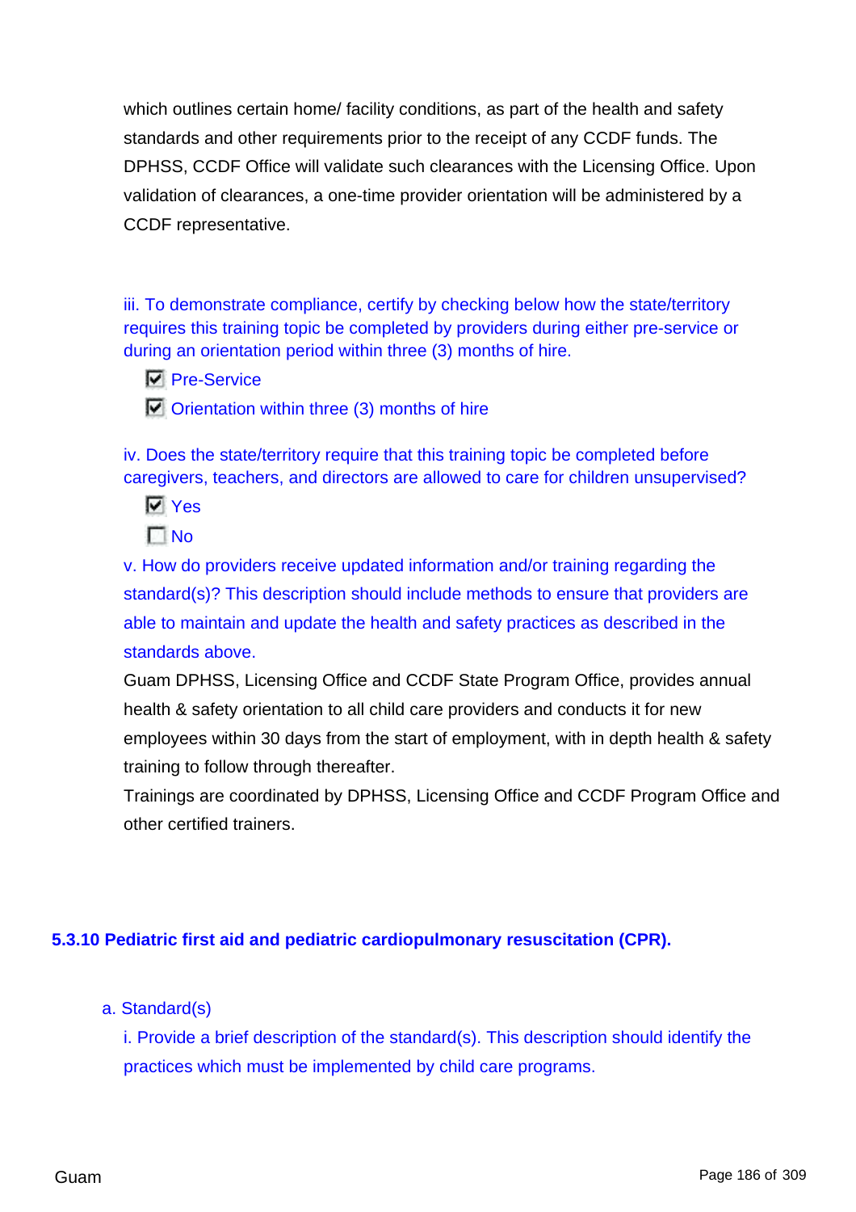which outlines certain home/ facility conditions, as part of the health and safety standards and other requirements prior to the receipt of any CCDF funds. The DPHSS, CCDF Office will validate such clearances with the Licensing Office. Upon validation of clearances, a one-time provider orientation will be administered by a CCDF representative.

iii. To demonstrate compliance, certify by checking below how the state/territory requires this training topic be completed by providers during either pre-service or during an orientation period within three (3) months of hire.

- [x] Pre-Service
- [x] Orientation within three (3) months of hire

iv. Does the state/territory require that this training topic be completed before caregivers, teachers, and directors are allowed to care for children unsupervised?

- [x] Yes
- [ ] No

v. How do providers receive updated information and/or training regarding the standard(s)? This description should include methods to ensure that providers are able to maintain and update the health and safety practices as described in the standards above.

Guam DPHSS, Licensing Office and CCDF State Program Office, provides annual health & safety orientation to all child care providers and conducts it for new employees within 30 days from the start of employment, with in depth health & safety training to follow through thereafter.

Trainings are coordinated by DPHSS, Licensing Office and CCDF Program Office and other certified trainers.

### 5.3.10 Pediatric first aid and pediatric cardiopulmonary resuscitation (CPR).

a. Standard(s)

i. Provide a brief description of the standard(s). This description should identify the practices which must be implemented by child care programs.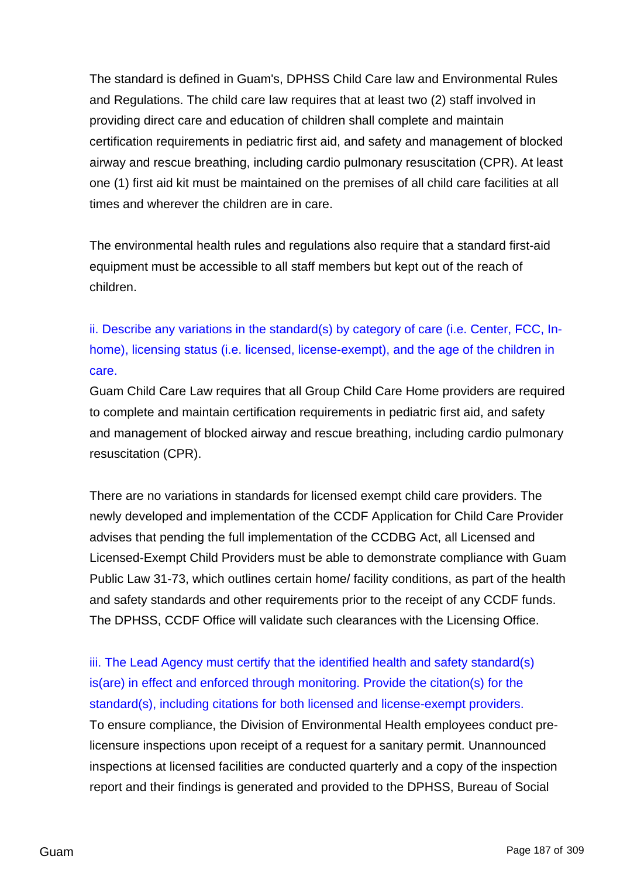The standard is defined in Guam's, DPHSS Child Care law and Environmental Rules and Regulations. The child care law requires that at least two (2) staff involved in providing direct care and education of children shall complete and maintain certification requirements in pediatric first aid, and safety and management of blocked airway and rescue breathing, including cardio pulmonary resuscitation (CPR). At least one (1) first aid kit must be maintained on the premises of all child care facilities at all times and wherever the children are in care.

The environmental health rules and regulations also require that a standard first-aid equipment must be accessible to all staff members but kept out of the reach of children.

ii. Describe any variations in the standard(s) by category of care (i.e. Center, FCC, In-home), licensing status (i.e. licensed, license-exempt), and the age of the children in care.

Guam Child Care Law requires that all Group Child Care Home providers are required to complete and maintain certification requirements in pediatric first aid, and safety and management of blocked airway and rescue breathing, including cardio pulmonary resuscitation (CPR).

There are no variations in standards for licensed exempt child care providers. The newly developed and implementation of the CCDF Application for Child Care Provider advises that pending the full implementation of the CCDBG Act, all Licensed and Licensed-Exempt Child Providers must be able to demonstrate compliance with Guam Public Law 31-73, which outlines certain home/ facility conditions, as part of the health and safety standards and other requirements prior to the receipt of any CCDF funds. The DPHSS, CCDF Office will validate such clearances with the Licensing Office.

iii. The Lead Agency must certify that the identified health and safety standard(s) is(are) in effect and enforced through monitoring. Provide the citation(s) for the standard(s), including citations for both licensed and license-exempt providers.

To ensure compliance, the Division of Environmental Health employees conduct pre-licensure inspections upon receipt of a request for a sanitary permit. Unannounced inspections at licensed facilities are conducted quarterly and a copy of the inspection report and their findings is generated and provided to the DPHSS, Bureau of Social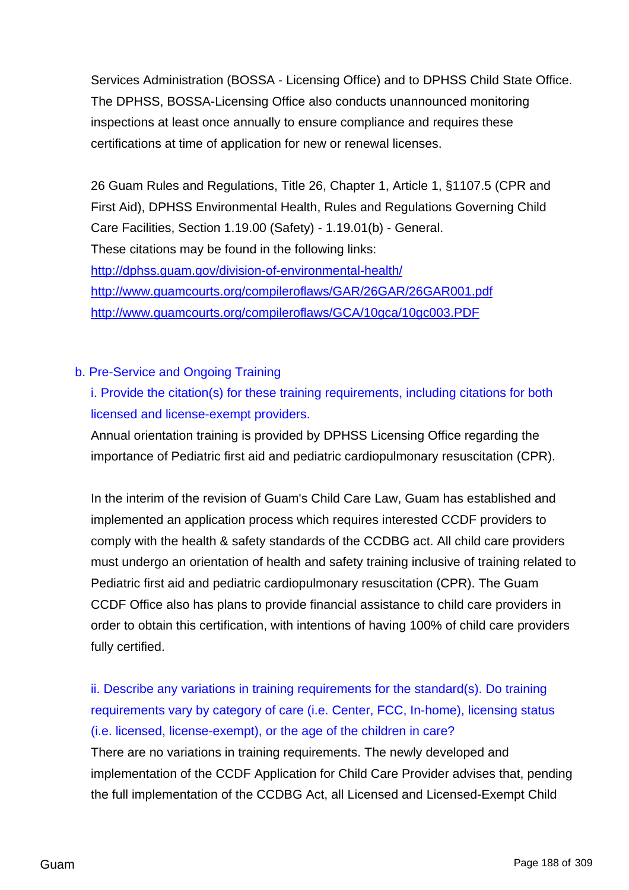Services Administration (BOSSA - Licensing Office) and to DPHSS Child State Office. The DPHSS, BOSSA-Licensing Office also conducts unannounced monitoring inspections at least once annually to ensure compliance and requires these certifications at time of application for new or renewal licenses.

26 Guam Rules and Regulations, Title 26, Chapter 1, Article 1, §1107.5 (CPR and First Aid), DPHSS Environmental Health, Rules and Regulations Governing Child Care Facilities, Section 1.19.00 (Safety) - 1.19.01(b) - General.
These citations may be found in the following links:
http://dphss.guam.gov/division-of-environmental-health/
http://www.guamcourts.org/compileroflaws/GAR/26GAR/26GAR001.pdf
http://www.guamcourts.org/compileroflaws/GCA/10gca/10gc003.PDF

b. Pre-Service and Ongoing Training

i. Provide the citation(s) for these training requirements, including citations for both licensed and license-exempt providers.

Annual orientation training is provided by DPHSS Licensing Office regarding the importance of Pediatric first aid and pediatric cardiopulmonary resuscitation (CPR).

In the interim of the revision of Guam's Child Care Law, Guam has established and implemented an application process which requires interested CCDF providers to comply with the health & safety standards of the CCDBG act. All child care providers must undergo an orientation of health and safety training inclusive of training related to Pediatric first aid and pediatric cardiopulmonary resuscitation (CPR). The Guam CCDF Office also has plans to provide financial assistance to child care providers in order to obtain this certification, with intentions of having 100% of child care providers fully certified.

ii. Describe any variations in training requirements for the standard(s). Do training requirements vary by category of care (i.e. Center, FCC, In-home), licensing status (i.e. licensed, license-exempt), or the age of the children in care?

There are no variations in training requirements. The newly developed and implementation of the CCDF Application for Child Care Provider advises that, pending the full implementation of the CCDBG Act, all Licensed and Licensed-Exempt Child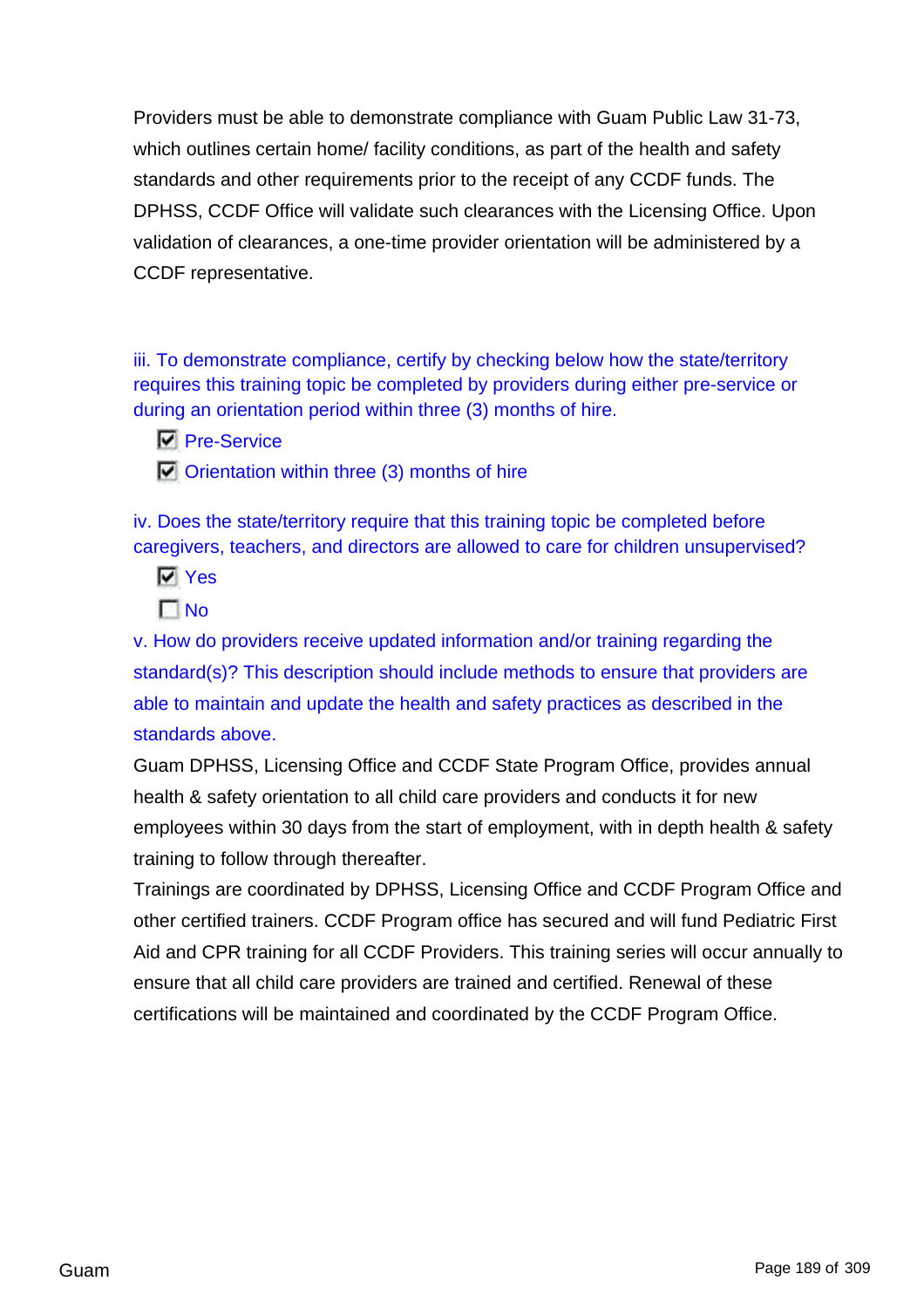Providers must be able to demonstrate compliance with Guam Public Law 31-73, which outlines certain home/ facility conditions, as part of the health and safety standards and other requirements prior to the receipt of any CCDF funds. The DPHSS, CCDF Office will validate such clearances with the Licensing Office. Upon validation of clearances, a one-time provider orientation will be administered by a CCDF representative.

iii. To demonstrate compliance, certify by checking below how the state/territory requires this training topic be completed by providers during either pre-service or during an orientation period within three (3) months of hire.

- [x] Pre-Service
- [x] Orientation within three (3) months of hire

iv. Does the state/territory require that this training topic be completed before caregivers, teachers, and directors are allowed to care for children unsupervised?

- [x] Yes
- [ ] No

v. How do providers receive updated information and/or training regarding the standard(s)? This description should include methods to ensure that providers are able to maintain and update the health and safety practices as described in the standards above.

Guam DPHSS, Licensing Office and CCDF State Program Office, provides annual health & safety orientation to all child care providers and conducts it for new employees within 30 days from the start of employment, with in depth health & safety training to follow through thereafter.

Trainings are coordinated by DPHSS, Licensing Office and CCDF Program Office and other certified trainers. CCDF Program office has secured and will fund Pediatric First Aid and CPR training for all CCDF Providers. This training series will occur annually to ensure that all child care providers are trained and certified. Renewal of these certifications will be maintained and coordinated by the CCDF Program Office.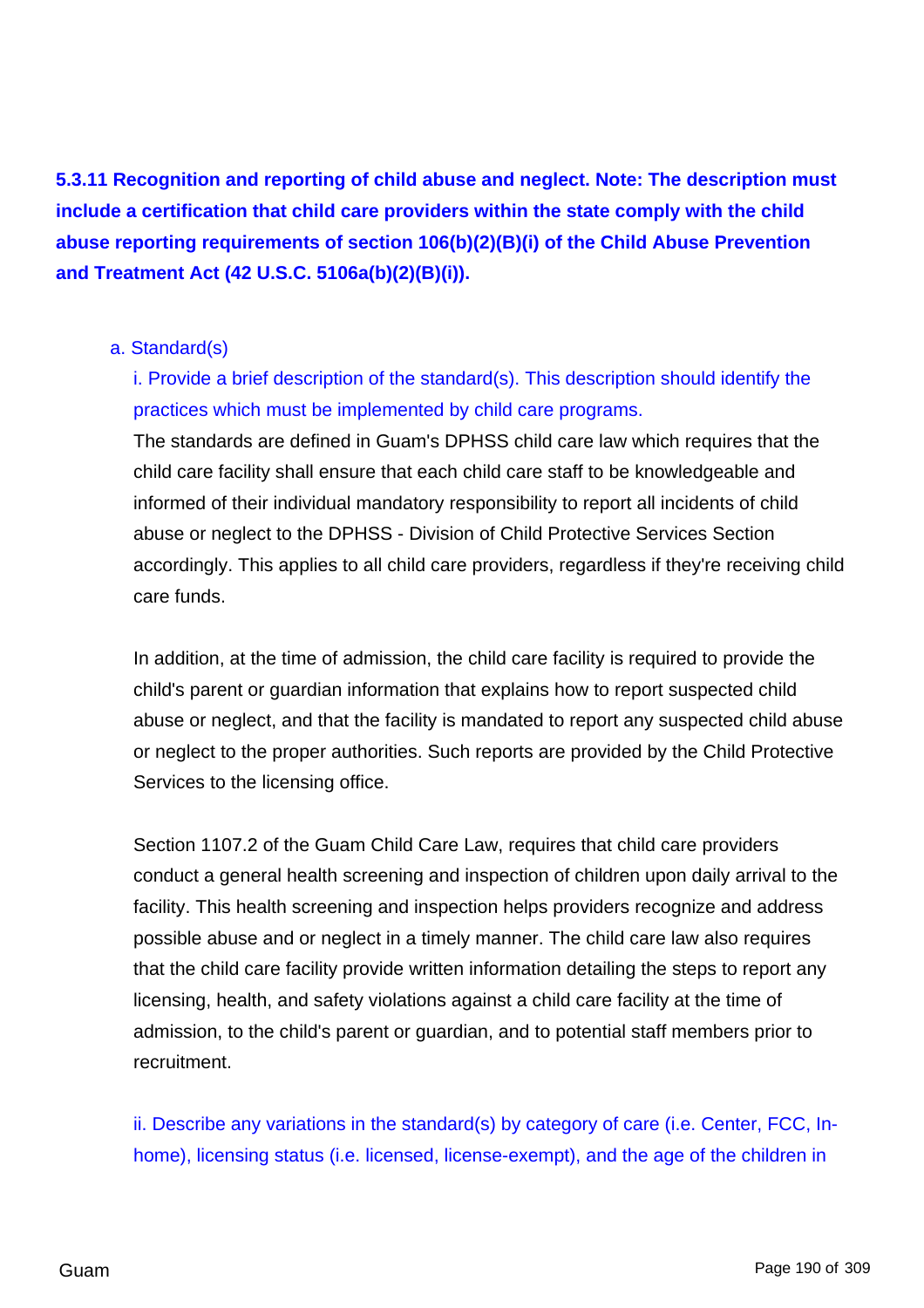**5.3.11 Recognition and reporting of child abuse and neglect. Note: The description must include a certification that child care providers within the state comply with the child abuse reporting requirements of section 106(b)(2)(B)(i) of the Child Abuse Prevention and Treatment Act (42 U.S.C. 5106a(b)(2)(B)(i)).**

a. Standard(s)

i. Provide a brief description of the standard(s). This description should identify the practices which must be implemented by child care programs.

The standards are defined in Guam's DPHSS child care law which requires that the child care facility shall ensure that each child care staff to be knowledgeable and informed of their individual mandatory responsibility to report all incidents of child abuse or neglect to the DPHSS - Division of Child Protective Services Section accordingly. This applies to all child care providers, regardless if they're receiving child care funds.

In addition, at the time of admission, the child care facility is required to provide the child's parent or guardian information that explains how to report suspected child abuse or neglect, and that the facility is mandated to report any suspected child abuse or neglect to the proper authorities. Such reports are provided by the Child Protective Services to the licensing office.

Section 1107.2 of the Guam Child Care Law, requires that child care providers conduct a general health screening and inspection of children upon daily arrival to the facility. This health screening and inspection helps providers recognize and address possible abuse and or neglect in a timely manner. The child care law also requires that the child care facility provide written information detailing the steps to report any licensing, health, and safety violations against a child care facility at the time of admission, to the child's parent or guardian, and to potential staff members prior to recruitment.

ii. Describe any variations in the standard(s) by category of care (i.e. Center, FCC, In-home), licensing status (i.e. licensed, license-exempt), and the age of the children in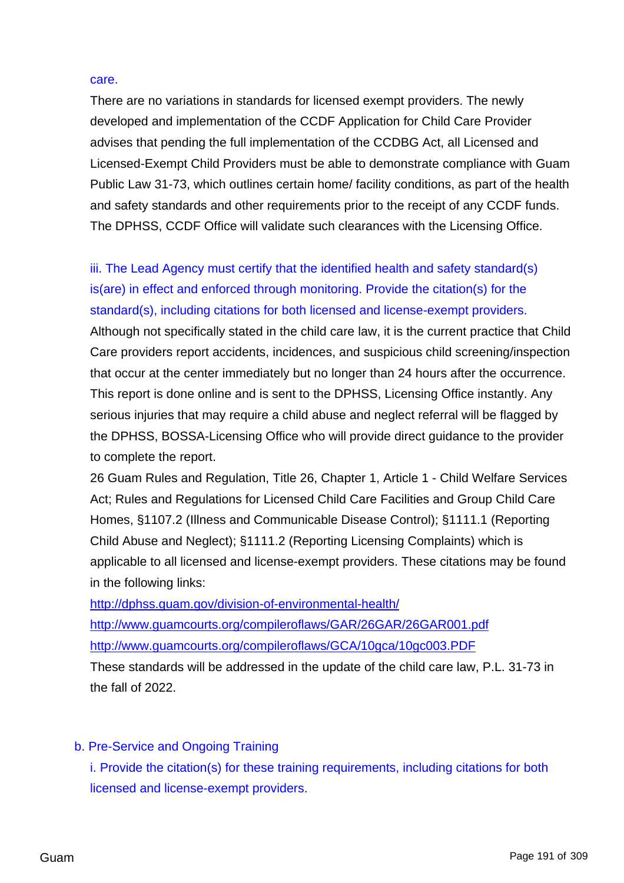care.

There are no variations in standards for licensed exempt providers. The newly developed and implementation of the CCDF Application for Child Care Provider advises that pending the full implementation of the CCDBG Act, all Licensed and Licensed-Exempt Child Providers must be able to demonstrate compliance with Guam Public Law 31-73, which outlines certain home/ facility conditions, as part of the health and safety standards and other requirements prior to the receipt of any CCDF funds. The DPHSS, CCDF Office will validate such clearances with the Licensing Office.

iii. The Lead Agency must certify that the identified health and safety standard(s) is(are) in effect and enforced through monitoring. Provide the citation(s) for the standard(s), including citations for both licensed and license-exempt providers.

Although not specifically stated in the child care law, it is the current practice that Child Care providers report accidents, incidences, and suspicious child screening/inspection that occur at the center immediately but no longer than 24 hours after the occurrence. This report is done online and is sent to the DPHSS, Licensing Office instantly. Any serious injuries that may require a child abuse and neglect referral will be flagged by the DPHSS, BOSSA-Licensing Office who will provide direct guidance to the provider to complete the report.

26 Guam Rules and Regulation, Title 26, Chapter 1, Article 1 - Child Welfare Services Act; Rules and Regulations for Licensed Child Care Facilities and Group Child Care Homes, §1107.2 (Illness and Communicable Disease Control); §1111.1 (Reporting Child Abuse and Neglect); §1111.2 (Reporting Licensing Complaints) which is applicable to all licensed and license-exempt providers. These citations may be found in the following links:

http://dphss.guam.gov/division-of-environmental-health/

http://www.guamcourts.org/compileroflaws/GAR/26GAR/26GAR001.pdf

http://www.guamcourts.org/compileroflaws/GCA/10gca/10gc003.PDF

These standards will be addressed in the update of the child care law, P.L. 31-73 in the fall of 2022.

b. Pre-Service and Ongoing Training

i. Provide the citation(s) for these training requirements, including citations for both licensed and license-exempt providers.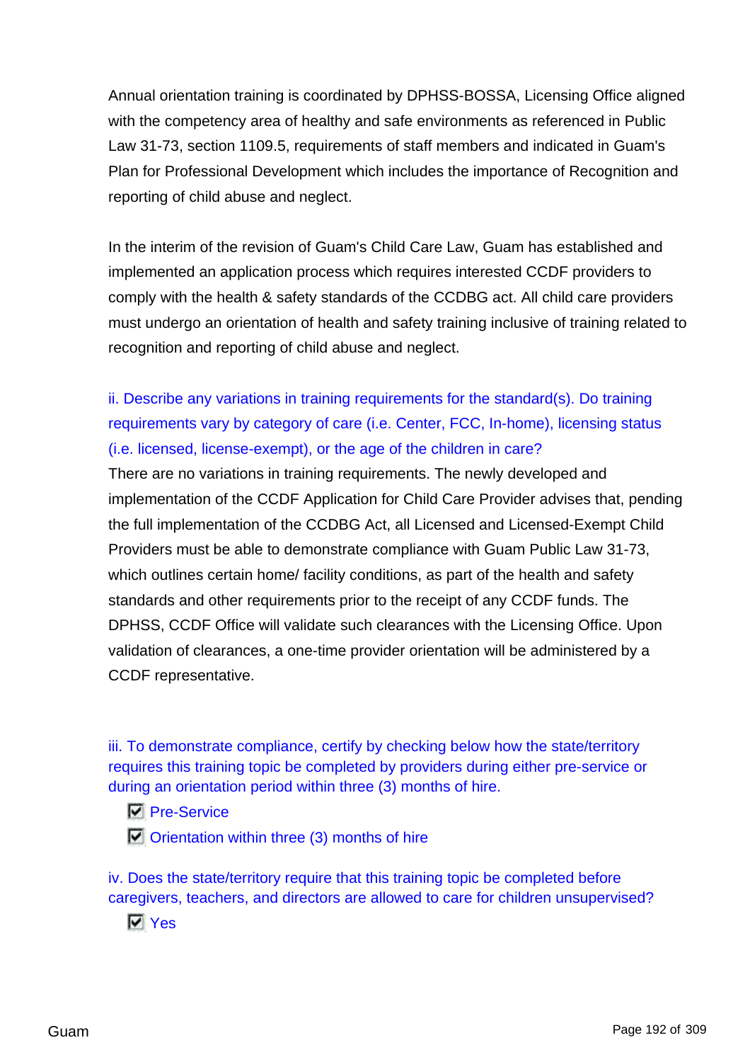Annual orientation training is coordinated by DPHSS-BOSSA, Licensing Office aligned with the competency area of healthy and safe environments as referenced in Public Law 31-73, section 1109.5, requirements of staff members and indicated in Guam's Plan for Professional Development which includes the importance of Recognition and reporting of child abuse and neglect.

In the interim of the revision of Guam's Child Care Law, Guam has established and implemented an application process which requires interested CCDF providers to comply with the health & safety standards of the CCDBG act. All child care providers must undergo an orientation of health and safety training inclusive of training related to recognition and reporting of child abuse and neglect.

ii. Describe any variations in training requirements for the standard(s). Do training requirements vary by category of care (i.e. Center, FCC, In-home), licensing status (i.e. licensed, license-exempt), or the age of the children in care?

There are no variations in training requirements. The newly developed and implementation of the CCDF Application for Child Care Provider advises that, pending the full implementation of the CCDBG Act, all Licensed and Licensed-Exempt Child Providers must be able to demonstrate compliance with Guam Public Law 31-73, which outlines certain home/ facility conditions, as part of the health and safety standards and other requirements prior to the receipt of any CCDF funds. The DPHSS, CCDF Office will validate such clearances with the Licensing Office. Upon validation of clearances, a one-time provider orientation will be administered by a CCDF representative.

iii. To demonstrate compliance, certify by checking below how the state/territory requires this training topic be completed by providers during either pre-service or during an orientation period within three (3) months of hire.

- [x] Pre-Service
- [x] Orientation within three (3) months of hire

iv. Does the state/territory require that this training topic be completed before caregivers, teachers, and directors are allowed to care for children unsupervised?

- [x] Yes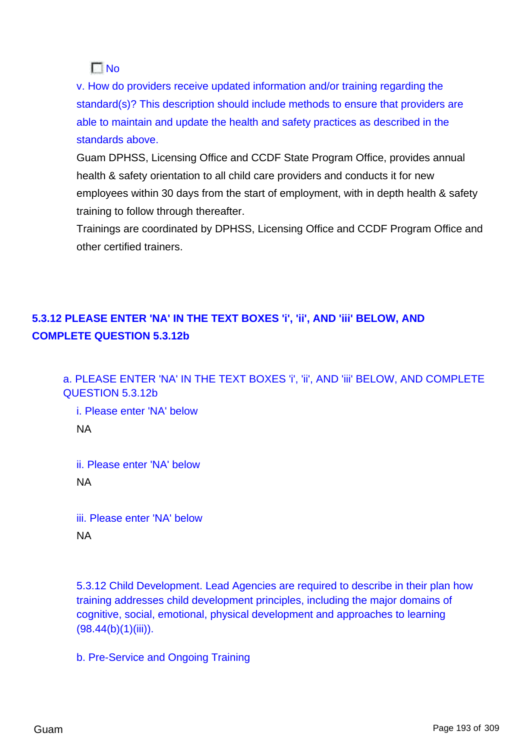☐ No

v. How do providers receive updated information and/or training regarding the standard(s)? This description should include methods to ensure that providers are able to maintain and update the health and safety practices as described in the standards above.

Guam DPHSS, Licensing Office and CCDF State Program Office, provides annual health & safety orientation to all child care providers and conducts it for new employees within 30 days from the start of employment, with in depth health & safety training to follow through thereafter.

Trainings are coordinated by DPHSS, Licensing Office and CCDF Program Office and other certified trainers.

### 5.3.12 PLEASE ENTER 'NA' IN THE TEXT BOXES 'i', 'ii', AND 'iii' BELOW, AND COMPLETE QUESTION 5.3.12b

a. PLEASE ENTER 'NA' IN THE TEXT BOXES 'i', 'ii', AND 'iii' BELOW, AND COMPLETE QUESTION 5.3.12b

i. Please enter 'NA' below

NA

ii. Please enter 'NA' below

NA

iii. Please enter 'NA' below

NA

5.3.12 Child Development. Lead Agencies are required to describe in their plan how training addresses child development principles, including the major domains of cognitive, social, emotional, physical development and approaches to learning (98.44(b)(1)(iii)).

b. Pre-Service and Ongoing Training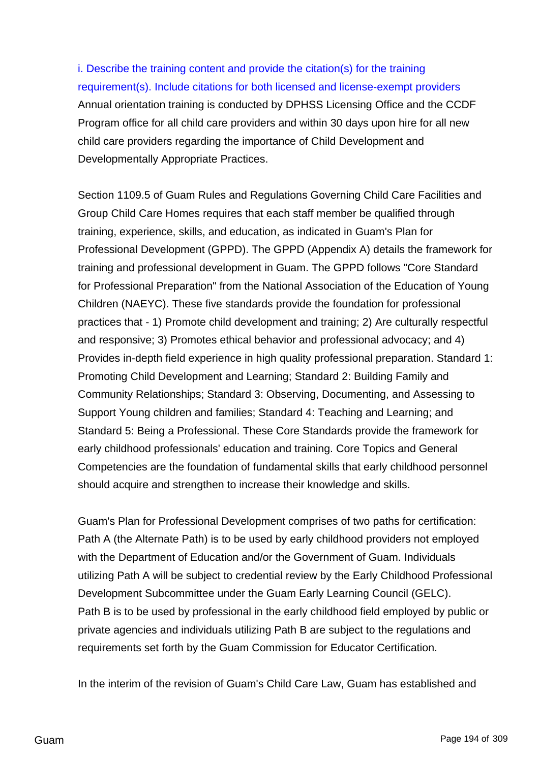i. Describe the training content and provide the citation(s) for the training requirement(s). Include citations for both licensed and license-exempt providers

Annual orientation training is conducted by DPHSS Licensing Office and the CCDF Program office for all child care providers and within 30 days upon hire for all new child care providers regarding the importance of Child Development and Developmentally Appropriate Practices.

Section 1109.5 of Guam Rules and Regulations Governing Child Care Facilities and Group Child Care Homes requires that each staff member be qualified through training, experience, skills, and education, as indicated in Guam's Plan for Professional Development (GPPD). The GPPD (Appendix A) details the framework for training and professional development in Guam. The GPPD follows "Core Standard for Professional Preparation" from the National Association of the Education of Young Children (NAEYC). These five standards provide the foundation for professional practices that - 1) Promote child development and training; 2) Are culturally respectful and responsive; 3) Promotes ethical behavior and professional advocacy; and 4) Provides in-depth field experience in high quality professional preparation. Standard 1: Promoting Child Development and Learning; Standard 2: Building Family and Community Relationships; Standard 3: Observing, Documenting, and Assessing to Support Young children and families; Standard 4: Teaching and Learning; and Standard 5: Being a Professional. These Core Standards provide the framework for early childhood professionals' education and training. Core Topics and General Competencies are the foundation of fundamental skills that early childhood personnel should acquire and strengthen to increase their knowledge and skills.

Guam's Plan for Professional Development comprises of two paths for certification: Path A (the Alternate Path) is to be used by early childhood providers not employed with the Department of Education and/or the Government of Guam. Individuals utilizing Path A will be subject to credential review by the Early Childhood Professional Development Subcommittee under the Guam Early Learning Council (GELC). Path B is to be used by professional in the early childhood field employed by public or private agencies and individuals utilizing Path B are subject to the regulations and requirements set forth by the Guam Commission for Educator Certification.

In the interim of the revision of Guam's Child Care Law, Guam has established and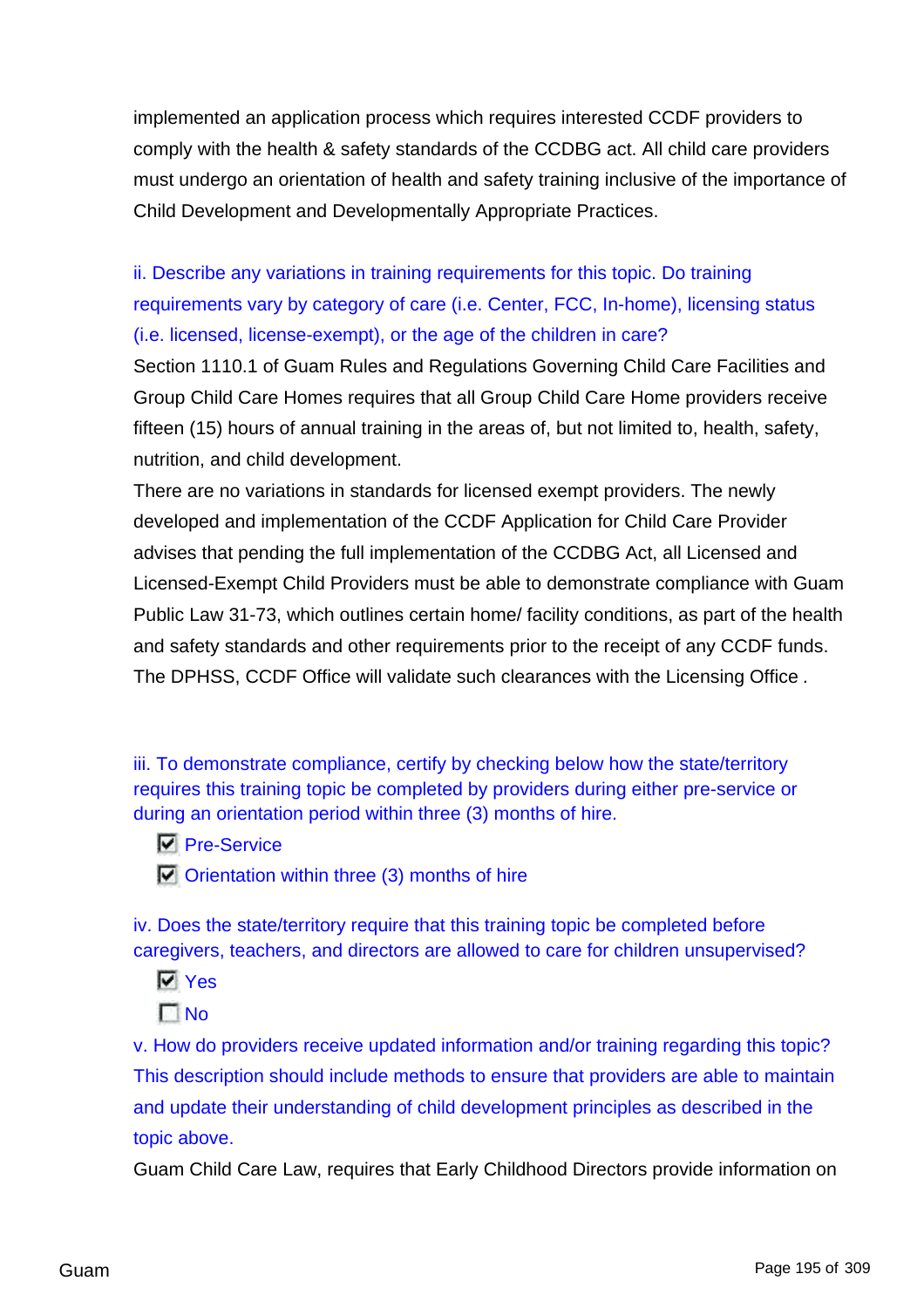implemented an application process which requires interested CCDF providers to comply with the health & safety standards of the CCDBG act. All child care providers must undergo an orientation of health and safety training inclusive of the importance of Child Development and Developmentally Appropriate Practices.

ii. Describe any variations in training requirements for this topic. Do training requirements vary by category of care (i.e. Center, FCC, In-home), licensing status (i.e. licensed, license-exempt), or the age of the children in care?

Section 1110.1 of Guam Rules and Regulations Governing Child Care Facilities and Group Child Care Homes requires that all Group Child Care Home providers receive fifteen (15) hours of annual training in the areas of, but not limited to, health, safety, nutrition, and child development.

There are no variations in standards for licensed exempt providers. The newly developed and implementation of the CCDF Application for Child Care Provider advises that pending the full implementation of the CCDBG Act, all Licensed and Licensed-Exempt Child Providers must be able to demonstrate compliance with Guam Public Law 31-73, which outlines certain home/ facility conditions, as part of the health and safety standards and other requirements prior to the receipt of any CCDF funds. The DPHSS, CCDF Office will validate such clearances with the Licensing Office .

iii. To demonstrate compliance, certify by checking below how the state/territory requires this training topic be completed by providers during either pre-service or during an orientation period within three (3) months of hire.

- [x] Pre-Service
- [x] Orientation within three (3) months of hire

iv. Does the state/territory require that this training topic be completed before caregivers, teachers, and directors are allowed to care for children unsupervised?

- [x] Yes
- [ ] No

v. How do providers receive updated information and/or training regarding this topic? This description should include methods to ensure that providers are able to maintain and update their understanding of child development principles as described in the topic above.

Guam Child Care Law, requires that Early Childhood Directors provide information on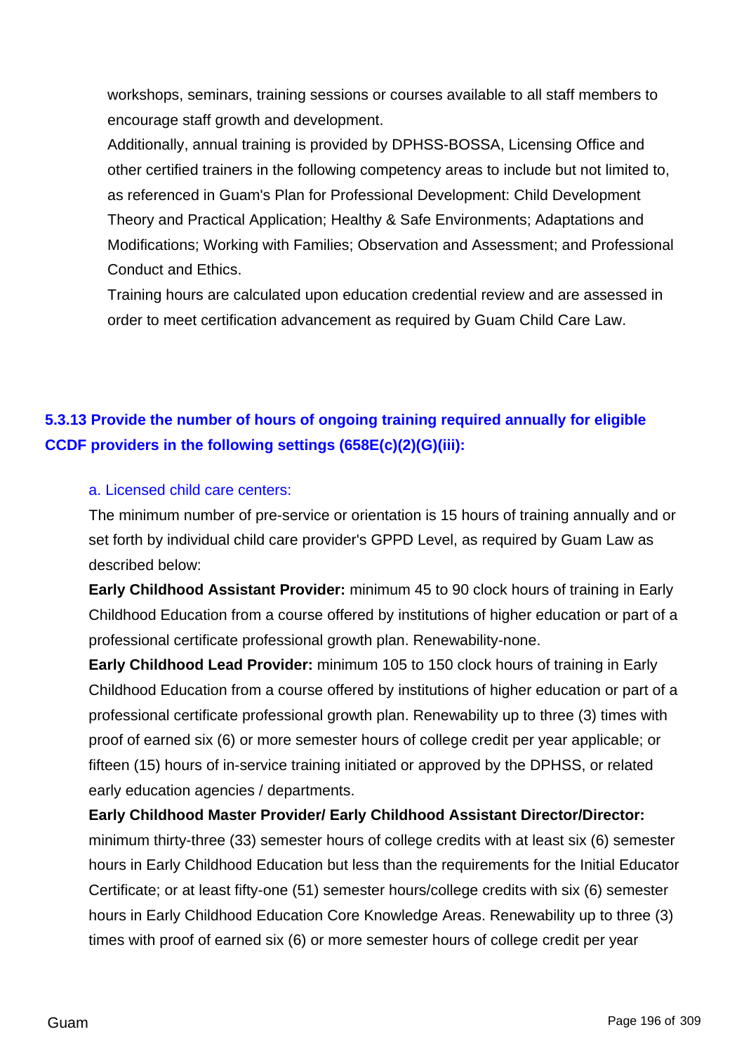workshops, seminars, training sessions or courses available to all staff members to encourage staff growth and development.

Additionally, annual training is provided by DPHSS-BOSSA, Licensing Office and other certified trainers in the following competency areas to include but not limited to, as referenced in Guam's Plan for Professional Development: Child Development Theory and Practical Application; Healthy & Safe Environments; Adaptations and Modifications; Working with Families; Observation and Assessment; and Professional Conduct and Ethics.

Training hours are calculated upon education credential review and are assessed in order to meet certification advancement as required by Guam Child Care Law.

### 5.3.13 Provide the number of hours of ongoing training required annually for eligible CCDF providers in the following settings (658E(c)(2)(G)(iii):

a. Licensed child care centers:

The minimum number of pre-service or orientation is 15 hours of training annually and or set forth by individual child care provider's GPPD Level, as required by Guam Law as described below:

**Early Childhood Assistant Provider:** minimum 45 to 90 clock hours of training in Early Childhood Education from a course offered by institutions of higher education or part of a professional certificate professional growth plan. Renewability-none.

**Early Childhood Lead Provider:** minimum 105 to 150 clock hours of training in Early Childhood Education from a course offered by institutions of higher education or part of a professional certificate professional growth plan. Renewability up to three (3) times with proof of earned six (6) or more semester hours of college credit per year applicable; or fifteen (15) hours of in-service training initiated or approved by the DPHSS, or related early education agencies / departments.

**Early Childhood Master Provider/ Early Childhood Assistant Director/Director:** minimum thirty-three (33) semester hours of college credits with at least six (6) semester hours in Early Childhood Education but less than the requirements for the Initial Educator Certificate; or at least fifty-one (51) semester hours/college credits with six (6) semester hours in Early Childhood Education Core Knowledge Areas. Renewability up to three (3) times with proof of earned six (6) or more semester hours of college credit per year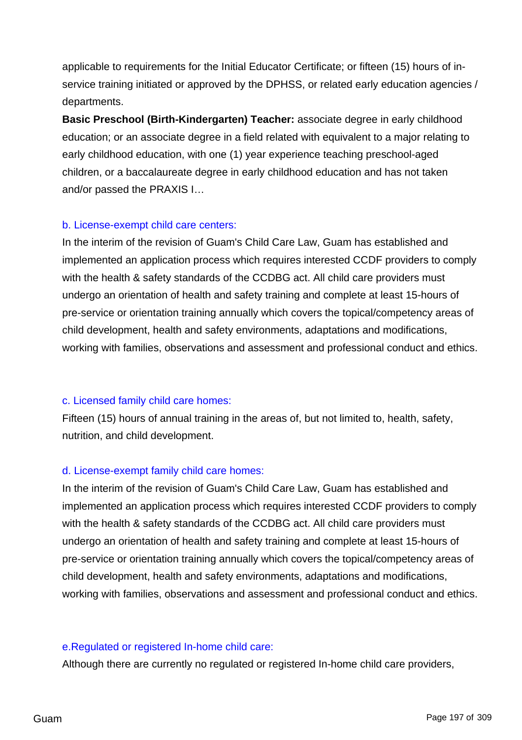applicable to requirements for the Initial Educator Certificate; or fifteen (15) hours of in-service training initiated or approved by the DPHSS, or related early education agencies / departments.

**Basic Preschool (Birth-Kindergarten) Teacher:** associate degree in early childhood education; or an associate degree in a field related with equivalent to a major relating to early childhood education, with one (1) year experience teaching preschool-aged children, or a baccalaureate degree in early childhood education and has not taken and/or passed the PRAXIS I…

b. License-exempt child care centers:

In the interim of the revision of Guam's Child Care Law, Guam has established and implemented an application process which requires interested CCDF providers to comply with the health & safety standards of the CCDBG act. All child care providers must undergo an orientation of health and safety training and complete at least 15-hours of pre-service or orientation training annually which covers the topical/competency areas of child development, health and safety environments, adaptations and modifications, working with families, observations and assessment and professional conduct and ethics.

c. Licensed family child care homes:

Fifteen (15) hours of annual training in the areas of, but not limited to, health, safety, nutrition, and child development.

d. License-exempt family child care homes:

In the interim of the revision of Guam's Child Care Law, Guam has established and implemented an application process which requires interested CCDF providers to comply with the health & safety standards of the CCDBG act. All child care providers must undergo an orientation of health and safety training and complete at least 15-hours of pre-service or orientation training annually which covers the topical/competency areas of child development, health and safety environments, adaptations and modifications, working with families, observations and assessment and professional conduct and ethics.

e.Regulated or registered In-home child care:

Although there are currently no regulated or registered In-home child care providers,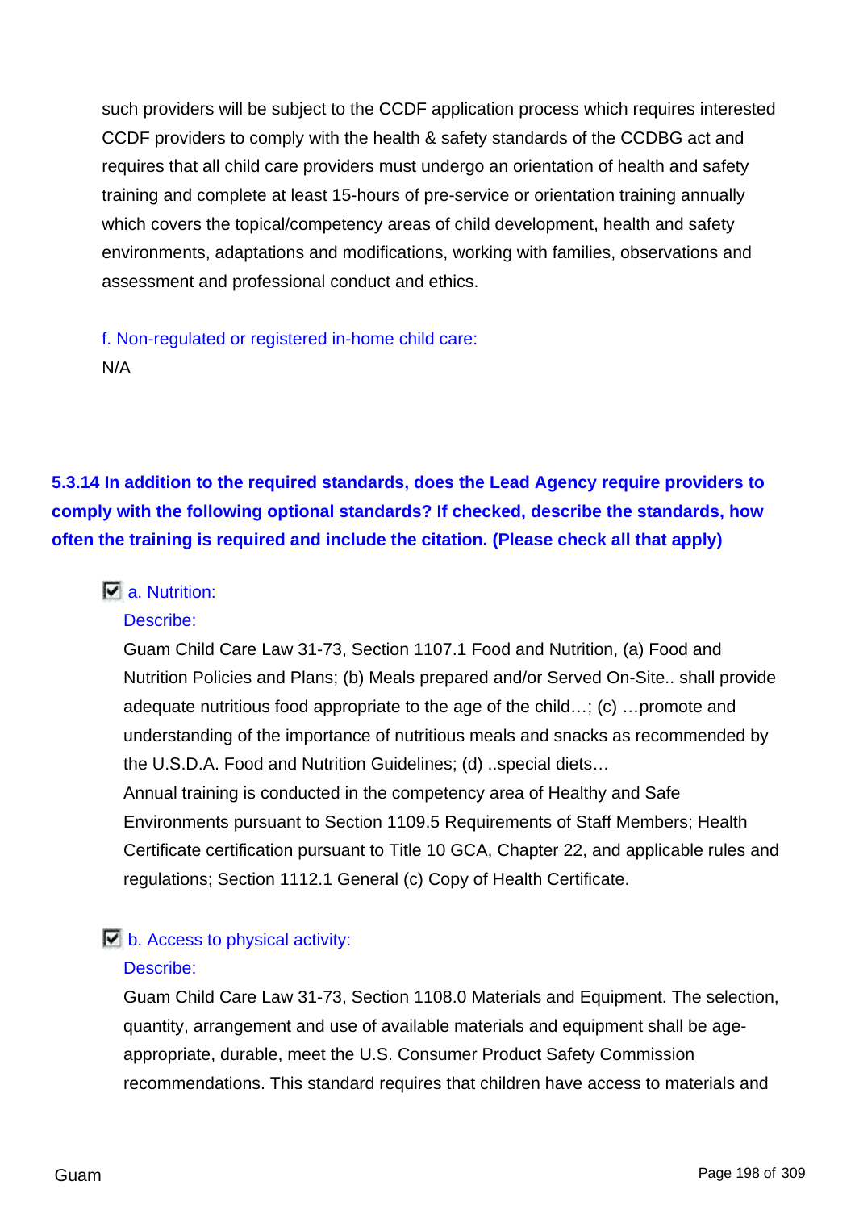such providers will be subject to the CCDF application process which requires interested CCDF providers to comply with the health & safety standards of the CCDBG act and requires that all child care providers must undergo an orientation of health and safety training and complete at least 15-hours of pre-service or orientation training annually which covers the topical/competency areas of child development, health and safety environments, adaptations and modifications, working with families, observations and assessment and professional conduct and ethics.

f. Non-regulated or registered in-home child care:

N/A

**5.3.14 In addition to the required standards, does the Lead Agency require providers to comply with the following optional standards? If checked, describe the standards, how often the training is required and include the citation. (Please check all that apply)**

- [x] a. Nutrition:

  Describe:

  Guam Child Care Law 31-73, Section 1107.1 Food and Nutrition, (a) Food and Nutrition Policies and Plans; (b) Meals prepared and/or Served On-Site.. shall provide adequate nutritious food appropriate to the age of the child…; (c) …promote and understanding of the importance of nutritious meals and snacks as recommended by the U.S.D.A. Food and Nutrition Guidelines; (d) ..special diets…
  Annual training is conducted in the competency area of Healthy and Safe Environments pursuant to Section 1109.5 Requirements of Staff Members; Health Certificate certification pursuant to Title 10 GCA, Chapter 22, and applicable rules and regulations; Section 1112.1 General (c) Copy of Health Certificate.

- [x] b. Access to physical activity:

  Describe:

  Guam Child Care Law 31-73, Section 1108.0 Materials and Equipment. The selection, quantity, arrangement and use of available materials and equipment shall be age-appropriate, durable, meet the U.S. Consumer Product Safety Commission recommendations. This standard requires that children have access to materials and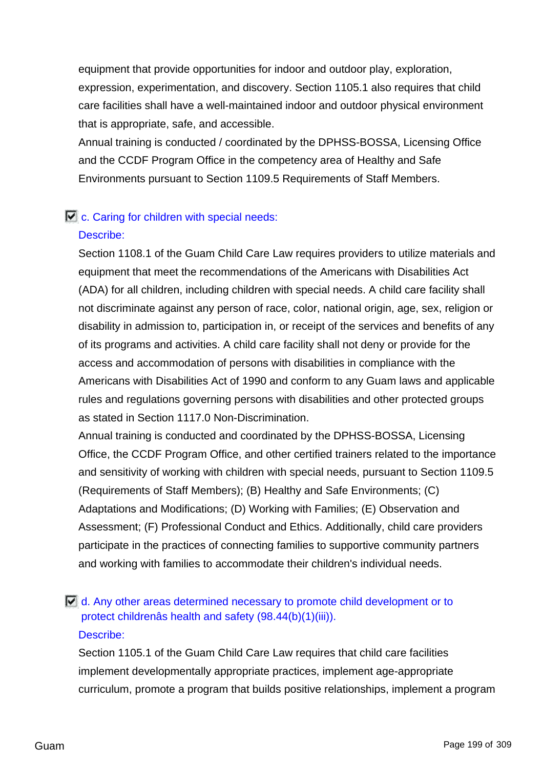equipment that provide opportunities for indoor and outdoor play, exploration, expression, experimentation, and discovery. Section 1105.1 also requires that child care facilities shall have a well-maintained indoor and outdoor physical environment that is appropriate, safe, and accessible.
Annual training is conducted / coordinated by the DPHSS-BOSSA, Licensing Office and the CCDF Program Office in the competency area of Healthy and Safe Environments pursuant to Section 1109.5 Requirements of Staff Members.

☑ c. Caring for children with special needs:

Describe:

Section 1108.1 of the Guam Child Care Law requires providers to utilize materials and equipment that meet the recommendations of the Americans with Disabilities Act (ADA) for all children, including children with special needs. A child care facility shall not discriminate against any person of race, color, national origin, age, sex, religion or disability in admission to, participation in, or receipt of the services and benefits of any of its programs and activities. A child care facility shall not deny or provide for the access and accommodation of persons with disabilities in compliance with the Americans with Disabilities Act of 1990 and conform to any Guam laws and applicable rules and regulations governing persons with disabilities and other protected groups as stated in Section 1117.0 Non-Discrimination.
Annual training is conducted and coordinated by the DPHSS-BOSSA, Licensing Office, the CCDF Program Office, and other certified trainers related to the importance and sensitivity of working with children with special needs, pursuant to Section 1109.5 (Requirements of Staff Members); (B) Healthy and Safe Environments; (C) Adaptations and Modifications; (D) Working with Families; (E) Observation and Assessment; (F) Professional Conduct and Ethics. Additionally, child care providers participate in the practices of connecting families to supportive community partners and working with families to accommodate their children's individual needs.

☑ d. Any other areas determined necessary to promote child development or to protect childrenâs health and safety (98.44(b)(1)(iii)).

Describe:

Section 1105.1 of the Guam Child Care Law requires that child care facilities implement developmentally appropriate practices, implement age-appropriate curriculum, promote a program that builds positive relationships, implement a program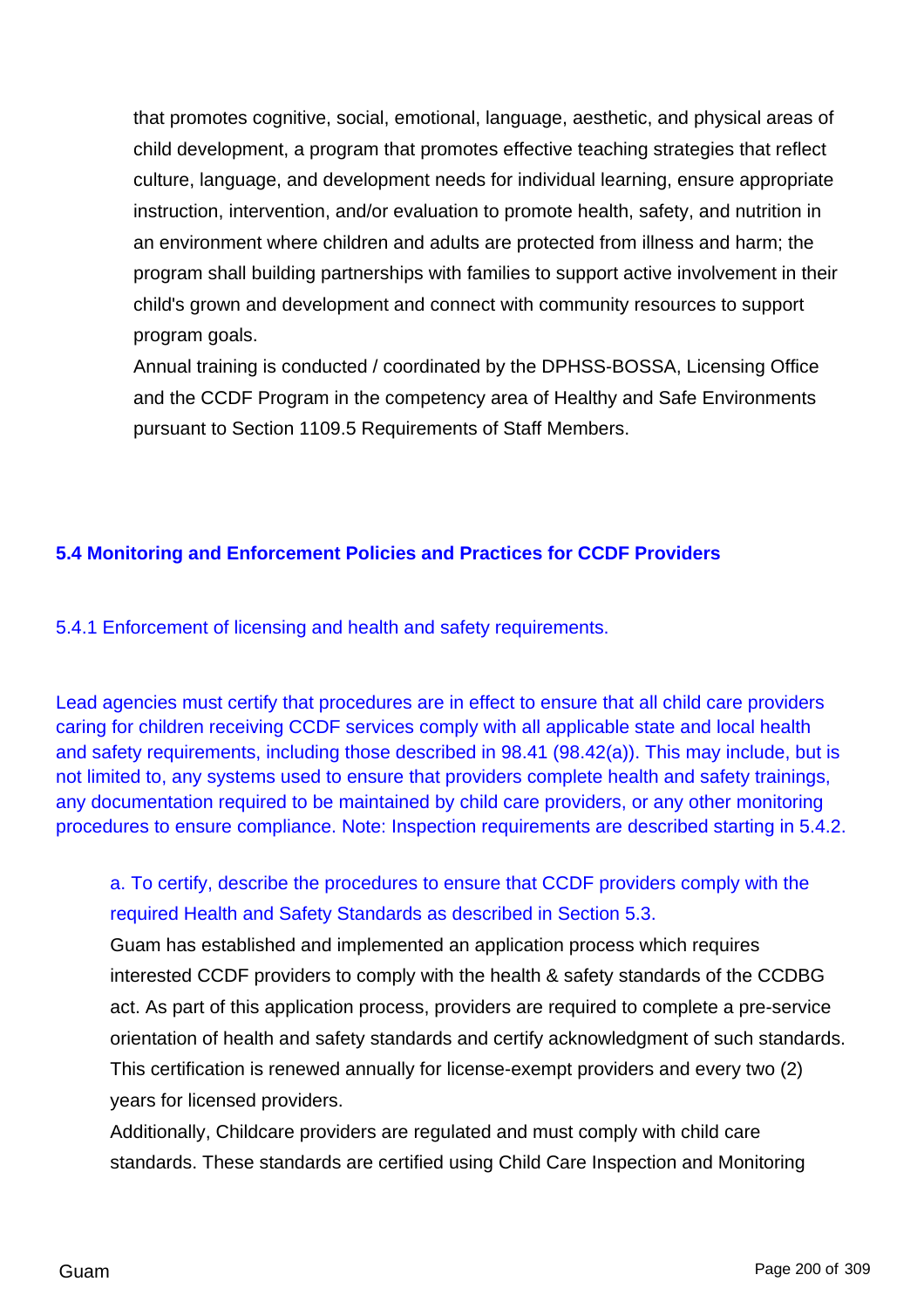that promotes cognitive, social, emotional, language, aesthetic, and physical areas of child development, a program that promotes effective teaching strategies that reflect culture, language, and development needs for individual learning, ensure appropriate instruction, intervention, and/or evaluation to promote health, safety, and nutrition in an environment where children and adults are protected from illness and harm; the program shall building partnerships with families to support active involvement in their child's grown and development and connect with community resources to support program goals.

Annual training is conducted / coordinated by the DPHSS-BOSSA, Licensing Office and the CCDF Program in the competency area of Healthy and Safe Environments pursuant to Section 1109.5 Requirements of Staff Members.

## 5.4 Monitoring and Enforcement Policies and Practices for CCDF Providers

### 5.4.1 Enforcement of licensing and health and safety requirements.

Lead agencies must certify that procedures are in effect to ensure that all child care providers caring for children receiving CCDF services comply with all applicable state and local health and safety requirements, including those described in 98.41 (98.42(a)). This may include, but is not limited to, any systems used to ensure that providers complete health and safety trainings, any documentation required to be maintained by child care providers, or any other monitoring procedures to ensure compliance. Note: Inspection requirements are described starting in 5.4.2.

a. To certify, describe the procedures to ensure that CCDF providers comply with the required Health and Safety Standards as described in Section 5.3.

Guam has established and implemented an application process which requires interested CCDF providers to comply with the health & safety standards of the CCDBG act. As part of this application process, providers are required to complete a pre-service orientation of health and safety standards and certify acknowledgment of such standards. This certification is renewed annually for license-exempt providers and every two (2) years for licensed providers.

Additionally, Childcare providers are regulated and must comply with child care standards. These standards are certified using Child Care Inspection and Monitoring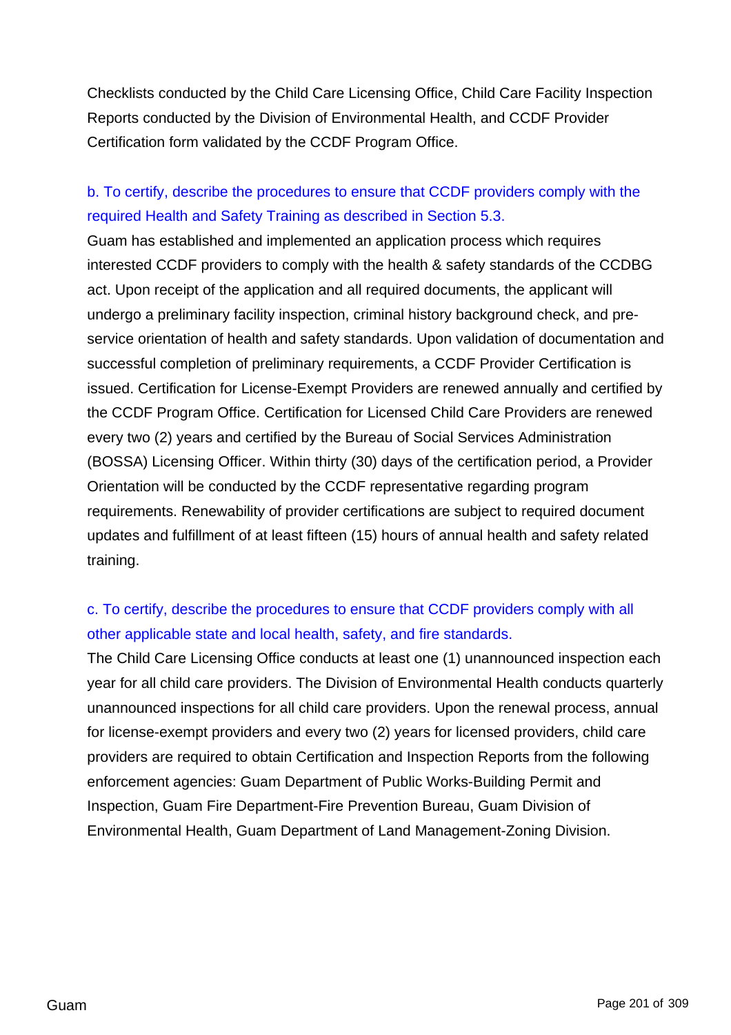Checklists conducted by the Child Care Licensing Office, Child Care Facility Inspection Reports conducted by the Division of Environmental Health, and CCDF Provider Certification form validated by the CCDF Program Office.

b. To certify, describe the procedures to ensure that CCDF providers comply with the required Health and Safety Training as described in Section 5.3.

Guam has established and implemented an application process which requires interested CCDF providers to comply with the health & safety standards of the CCDBG act. Upon receipt of the application and all required documents, the applicant will undergo a preliminary facility inspection, criminal history background check, and pre-service orientation of health and safety standards. Upon validation of documentation and successful completion of preliminary requirements, a CCDF Provider Certification is issued. Certification for License-Exempt Providers are renewed annually and certified by the CCDF Program Office. Certification for Licensed Child Care Providers are renewed every two (2) years and certified by the Bureau of Social Services Administration (BOSSA) Licensing Officer. Within thirty (30) days of the certification period, a Provider Orientation will be conducted by the CCDF representative regarding program requirements. Renewability of provider certifications are subject to required document updates and fulfillment of at least fifteen (15) hours of annual health and safety related training.

c. To certify, describe the procedures to ensure that CCDF providers comply with all other applicable state and local health, safety, and fire standards.

The Child Care Licensing Office conducts at least one (1) unannounced inspection each year for all child care providers. The Division of Environmental Health conducts quarterly unannounced inspections for all child care providers. Upon the renewal process, annual for license-exempt providers and every two (2) years for licensed providers, child care providers are required to obtain Certification and Inspection Reports from the following enforcement agencies: Guam Department of Public Works-Building Permit and Inspection, Guam Fire Department-Fire Prevention Bureau, Guam Division of Environmental Health, Guam Department of Land Management-Zoning Division.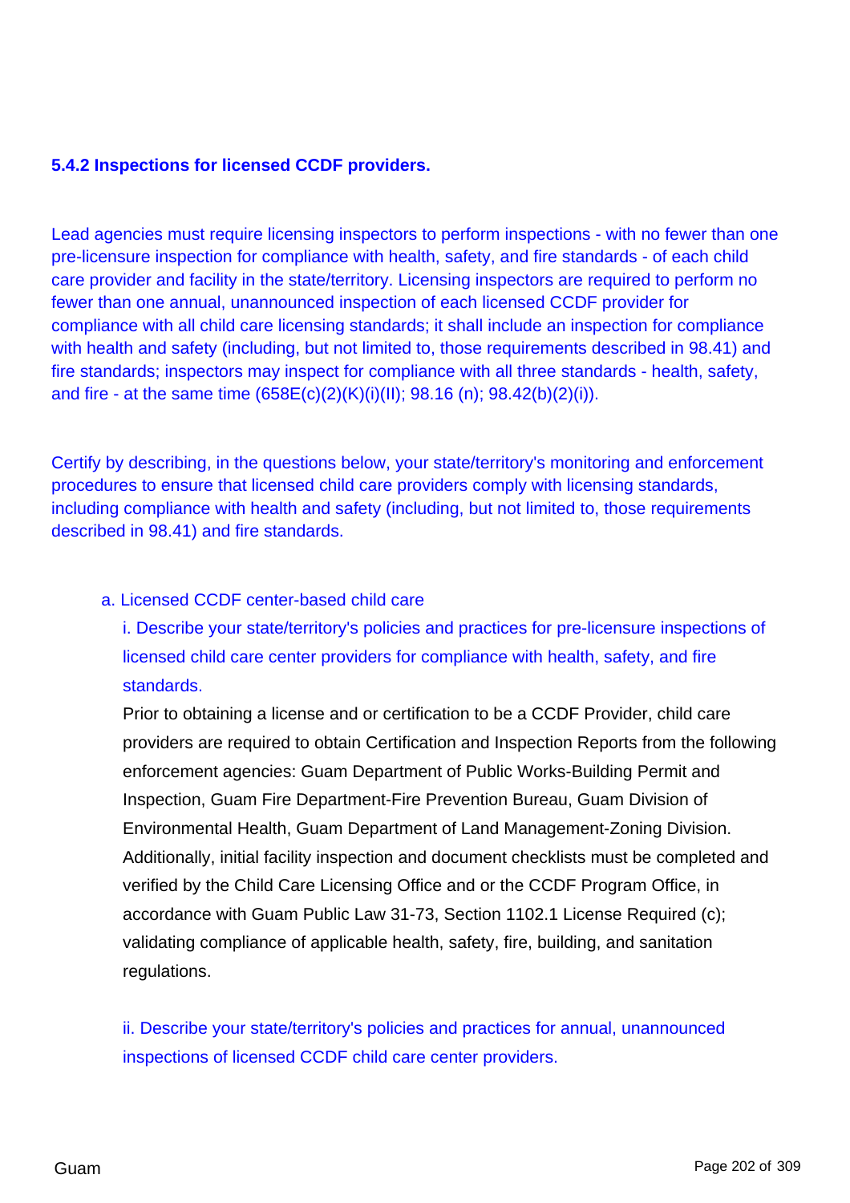#### 5.4.2 Inspections for licensed CCDF providers.

Lead agencies must require licensing inspectors to perform inspections - with no fewer than one pre-licensure inspection for compliance with health, safety, and fire standards - of each child care provider and facility in the state/territory. Licensing inspectors are required to perform no fewer than one annual, unannounced inspection of each licensed CCDF provider for compliance with all child care licensing standards; it shall include an inspection for compliance with health and safety (including, but not limited to, those requirements described in 98.41) and fire standards; inspectors may inspect for compliance with all three standards - health, safety, and fire - at the same time (658E(c)(2)(K)(i)(II); 98.16 (n); 98.42(b)(2)(i)).

Certify by describing, in the questions below, your state/territory's monitoring and enforcement procedures to ensure that licensed child care providers comply with licensing standards, including compliance with health and safety (including, but not limited to, those requirements described in 98.41) and fire standards.

a. Licensed CCDF center-based child care

i. Describe your state/territory's policies and practices for pre-licensure inspections of licensed child care center providers for compliance with health, safety, and fire standards.

Prior to obtaining a license and or certification to be a CCDF Provider, child care providers are required to obtain Certification and Inspection Reports from the following enforcement agencies: Guam Department of Public Works-Building Permit and Inspection, Guam Fire Department-Fire Prevention Bureau, Guam Division of Environmental Health, Guam Department of Land Management-Zoning Division. Additionally, initial facility inspection and document checklists must be completed and verified by the Child Care Licensing Office and or the CCDF Program Office, in accordance with Guam Public Law 31-73, Section 1102.1 License Required (c); validating compliance of applicable health, safety, fire, building, and sanitation regulations.

ii. Describe your state/territory's policies and practices for annual, unannounced inspections of licensed CCDF child care center providers.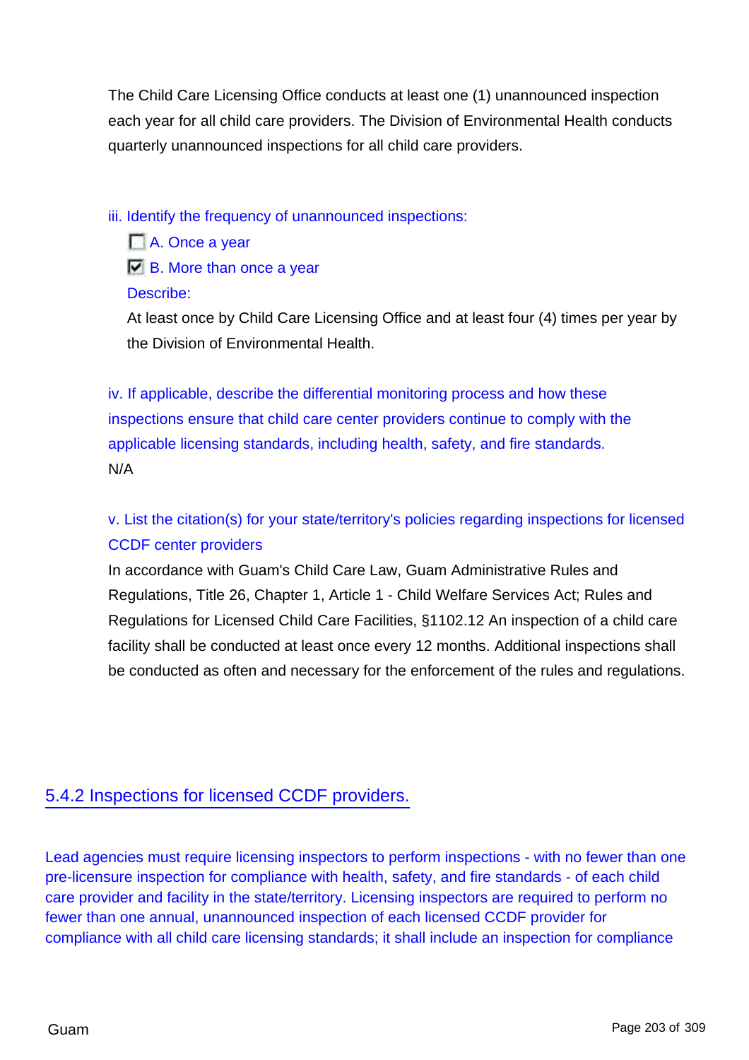The Child Care Licensing Office conducts at least one (1) unannounced inspection each year for all child care providers. The Division of Environmental Health conducts quarterly unannounced inspections for all child care providers.

iii. Identify the frequency of unannounced inspections:

- [ ] A. Once a year
- [x] B. More than once a year

Describe:

At least once by Child Care Licensing Office and at least four (4) times per year by the Division of Environmental Health.

iv. If applicable, describe the differential monitoring process and how these inspections ensure that child care center providers continue to comply with the applicable licensing standards, including health, safety, and fire standards.

N/A

v. List the citation(s) for your state/territory's policies regarding inspections for licensed CCDF center providers

In accordance with Guam's Child Care Law, Guam Administrative Rules and Regulations, Title 26, Chapter 1, Article 1 - Child Welfare Services Act; Rules and Regulations for Licensed Child Care Facilities, §1102.12 An inspection of a child care facility shall be conducted at least once every 12 months. Additional inspections shall be conducted as often and necessary for the enforcement of the rules and regulations.

## 5.4.2 Inspections for licensed CCDF providers.

Lead agencies must require licensing inspectors to perform inspections - with no fewer than one pre-licensure inspection for compliance with health, safety, and fire standards - of each child care provider and facility in the state/territory. Licensing inspectors are required to perform no fewer than one annual, unannounced inspection of each licensed CCDF provider for compliance with all child care licensing standards; it shall include an inspection for compliance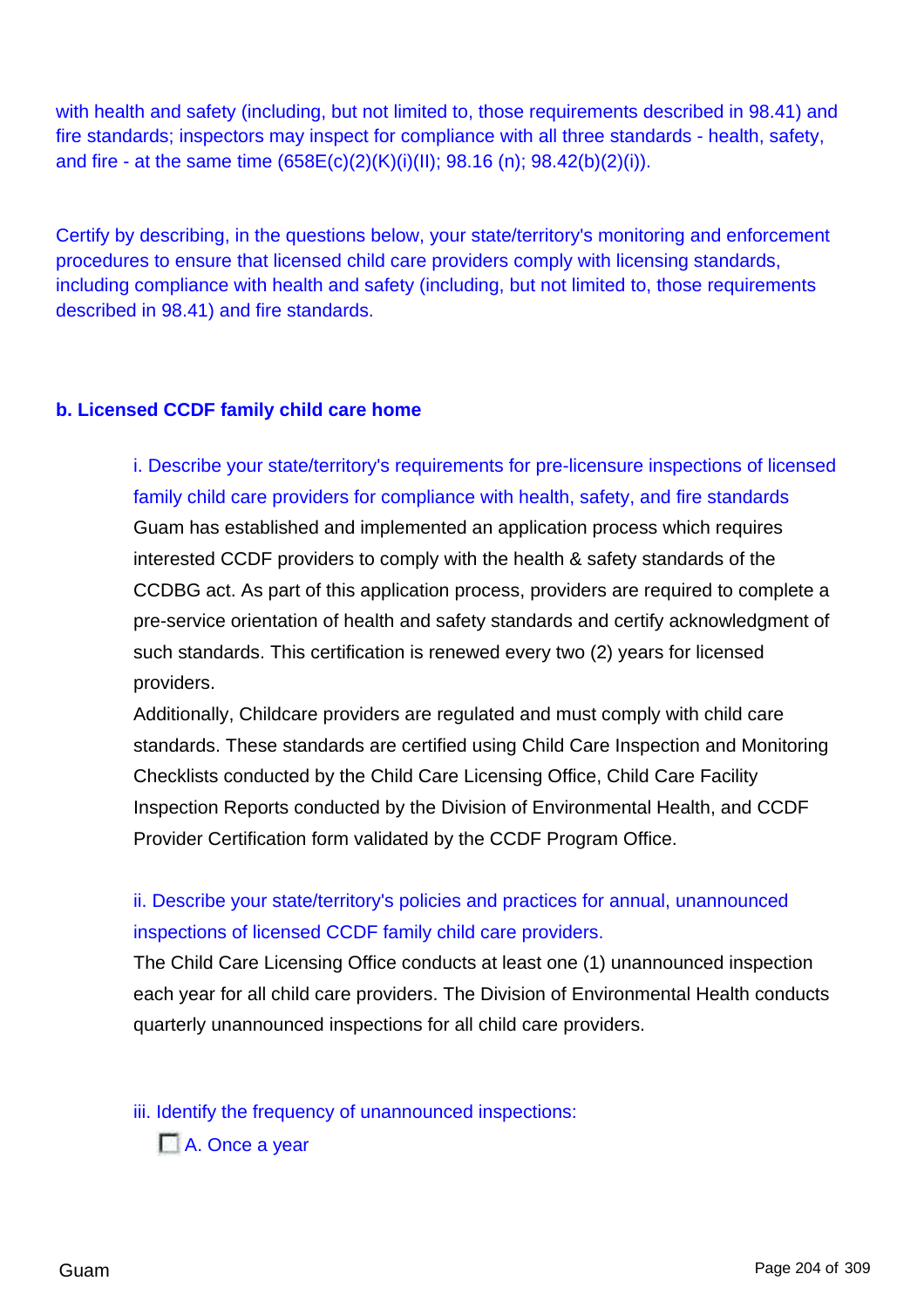with health and safety (including, but not limited to, those requirements described in 98.41) and fire standards; inspectors may inspect for compliance with all three standards - health, safety, and fire - at the same time (658E(c)(2)(K)(i)(II); 98.16 (n); 98.42(b)(2)(i)).

Certify by describing, in the questions below, your state/territory's monitoring and enforcement procedures to ensure that licensed child care providers comply with licensing standards, including compliance with health and safety (including, but not limited to, those requirements described in 98.41) and fire standards.

**b. Licensed CCDF family child care home**

i. Describe your state/territory's requirements for pre-licensure inspections of licensed family child care providers for compliance with health, safety, and fire standards

Guam has established and implemented an application process which requires interested CCDF providers to comply with the health & safety standards of the CCDBG act. As part of this application process, providers are required to complete a pre-service orientation of health and safety standards and certify acknowledgment of such standards. This certification is renewed every two (2) years for licensed providers.

Additionally, Childcare providers are regulated and must comply with child care standards. These standards are certified using Child Care Inspection and Monitoring Checklists conducted by the Child Care Licensing Office, Child Care Facility Inspection Reports conducted by the Division of Environmental Health, and CCDF Provider Certification form validated by the CCDF Program Office.

ii. Describe your state/territory's policies and practices for annual, unannounced inspections of licensed CCDF family child care providers.

The Child Care Licensing Office conducts at least one (1) unannounced inspection each year for all child care providers. The Division of Environmental Health conducts quarterly unannounced inspections for all child care providers.

iii. Identify the frequency of unannounced inspections:

☐ A. Once a year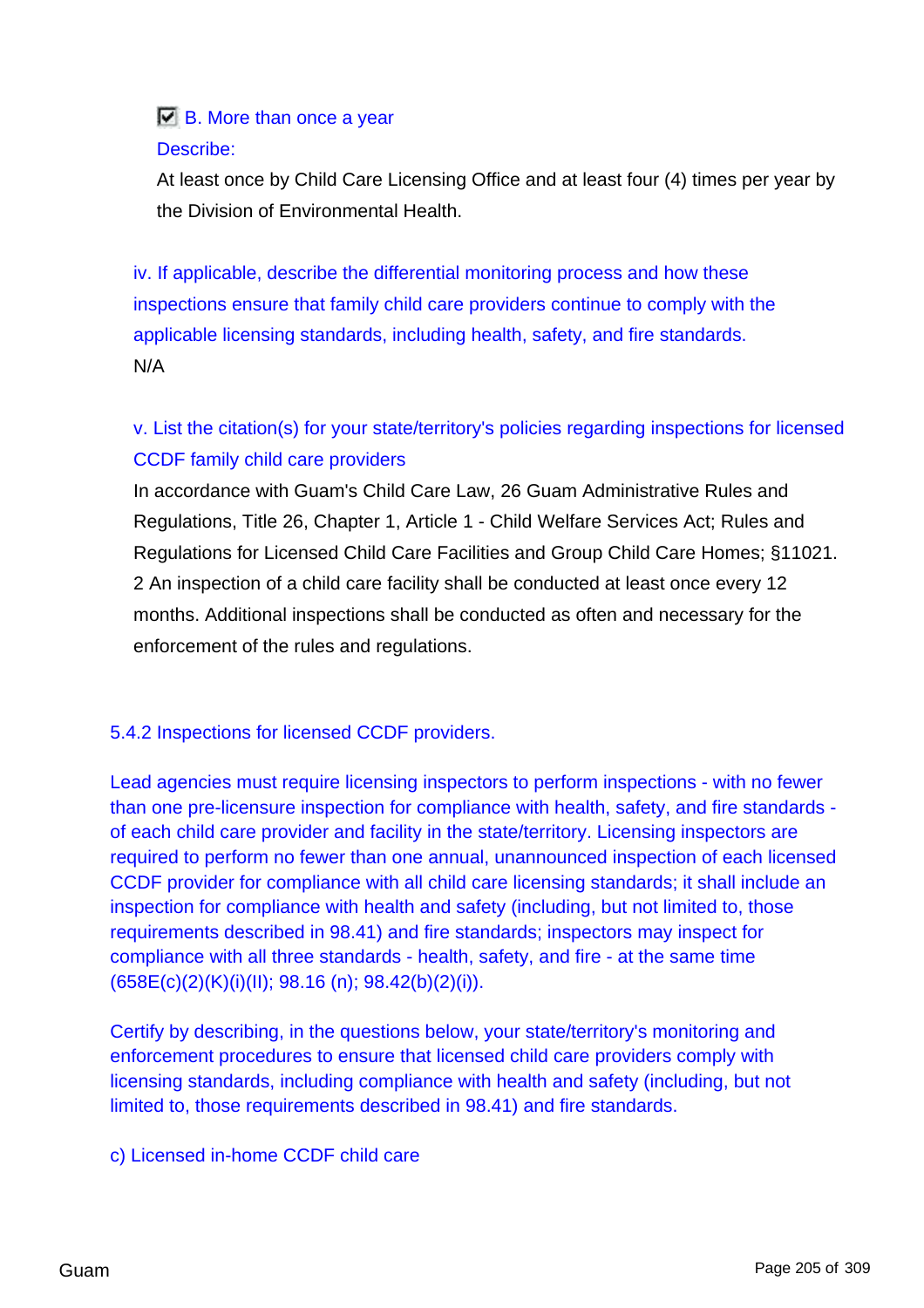☑ B. More than once a year

Describe:

At least once by Child Care Licensing Office and at least four (4) times per year by the Division of Environmental Health.

iv. If applicable, describe the differential monitoring process and how these inspections ensure that family child care providers continue to comply with the applicable licensing standards, including health, safety, and fire standards.

N/A

v. List the citation(s) for your state/territory's policies regarding inspections for licensed CCDF family child care providers

In accordance with Guam's Child Care Law, 26 Guam Administrative Rules and Regulations, Title 26, Chapter 1, Article 1 - Child Welfare Services Act; Rules and Regulations for Licensed Child Care Facilities and Group Child Care Homes; §11021. 2 An inspection of a child care facility shall be conducted at least once every 12 months. Additional inspections shall be conducted as often and necessary for the enforcement of the rules and regulations.

5.4.2 Inspections for licensed CCDF providers.

Lead agencies must require licensing inspectors to perform inspections - with no fewer than one pre-licensure inspection for compliance with health, safety, and fire standards - of each child care provider and facility in the state/territory. Licensing inspectors are required to perform no fewer than one annual, unannounced inspection of each licensed CCDF provider for compliance with all child care licensing standards; it shall include an inspection for compliance with health and safety (including, but not limited to, those requirements described in 98.41) and fire standards; inspectors may inspect for compliance with all three standards - health, safety, and fire - at the same time (658E(c)(2)(K)(i)(II); 98.16 (n); 98.42(b)(2)(i)).

Certify by describing, in the questions below, your state/territory's monitoring and enforcement procedures to ensure that licensed child care providers comply with licensing standards, including compliance with health and safety (including, but not limited to, those requirements described in 98.41) and fire standards.

c) Licensed in-home CCDF child care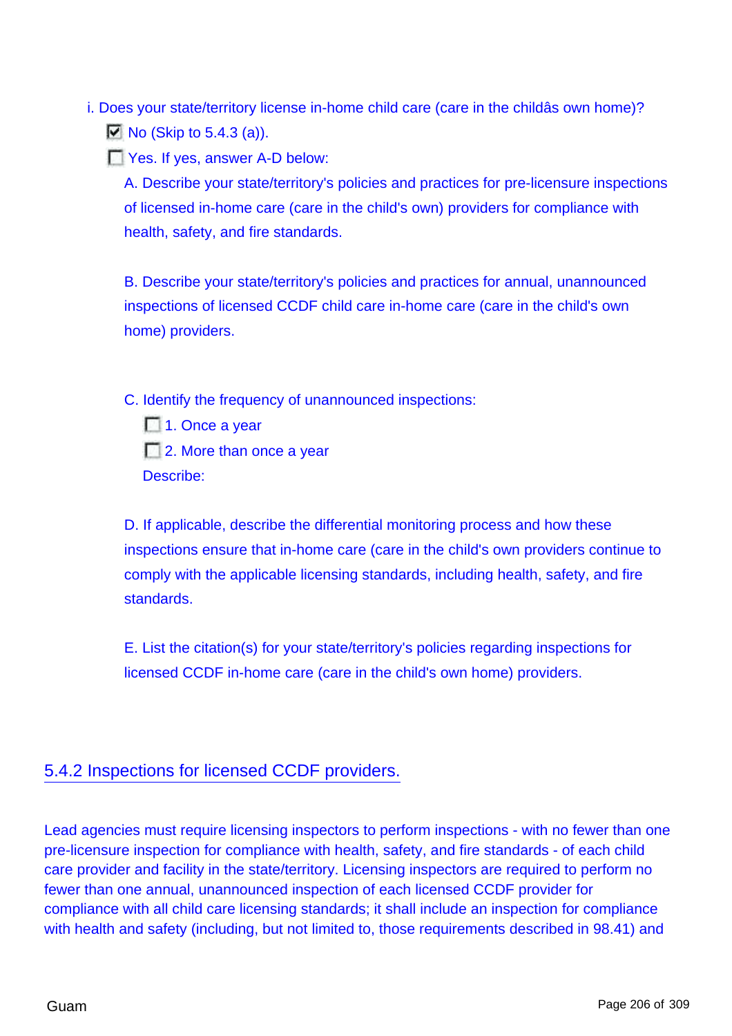i. Does your state/territory license in-home child care (care in the childâs own home)?

- [x] No (Skip to 5.4.3 (a)).
- [ ] Yes. If yes, answer A-D below:

A. Describe your state/territory's policies and practices for pre-licensure inspections of licensed in-home care (care in the child's own) providers for compliance with health, safety, and fire standards.

B. Describe your state/territory's policies and practices for annual, unannounced inspections of licensed CCDF child care in-home care (care in the child's own home) providers.

C. Identify the frequency of unannounced inspections:

- [ ] 1. Once a year
- [ ] 2. More than once a year

Describe:

D. If applicable, describe the differential monitoring process and how these inspections ensure that in-home care (care in the child's own providers continue to comply with the applicable licensing standards, including health, safety, and fire standards.

E. List the citation(s) for your state/territory's policies regarding inspections for licensed CCDF in-home care (care in the child's own home) providers.

## 5.4.2 Inspections for licensed CCDF providers.

Lead agencies must require licensing inspectors to perform inspections - with no fewer than one pre-licensure inspection for compliance with health, safety, and fire standards - of each child care provider and facility in the state/territory. Licensing inspectors are required to perform no fewer than one annual, unannounced inspection of each licensed CCDF provider for compliance with all child care licensing standards; it shall include an inspection for compliance with health and safety (including, but not limited to, those requirements described in 98.41) and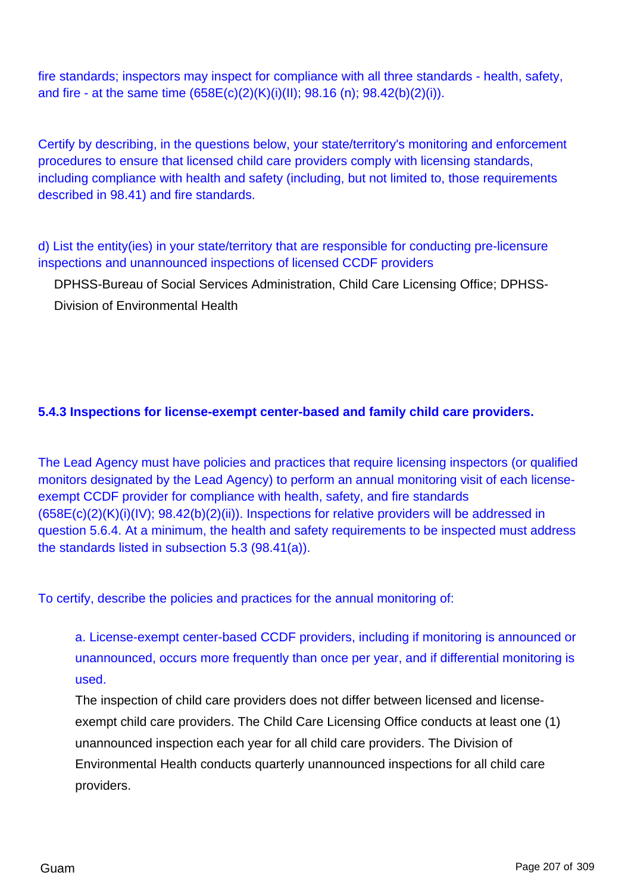fire standards; inspectors may inspect for compliance with all three standards - health, safety, and fire - at the same time (658E(c)(2)(K)(i)(II); 98.16 (n); 98.42(b)(2)(i)).

Certify by describing, in the questions below, your state/territory's monitoring and enforcement procedures to ensure that licensed child care providers comply with licensing standards, including compliance with health and safety (including, but not limited to, those requirements described in 98.41) and fire standards.

d) List the entity(ies) in your state/territory that are responsible for conducting pre-licensure inspections and unannounced inspections of licensed CCDF providers

DPHSS-Bureau of Social Services Administration, Child Care Licensing Office; DPHSS-Division of Environmental Health

### 5.4.3 Inspections for license-exempt center-based and family child care providers.

The Lead Agency must have policies and practices that require licensing inspectors (or qualified monitors designated by the Lead Agency) to perform an annual monitoring visit of each license-exempt CCDF provider for compliance with health, safety, and fire standards (658E(c)(2)(K)(i)(IV); 98.42(b)(2)(ii)). Inspections for relative providers will be addressed in question 5.6.4. At a minimum, the health and safety requirements to be inspected must address the standards listed in subsection 5.3 (98.41(a)).

To certify, describe the policies and practices for the annual monitoring of:

a. License-exempt center-based CCDF providers, including if monitoring is announced or unannounced, occurs more frequently than once per year, and if differential monitoring is used.

The inspection of child care providers does not differ between licensed and license-exempt child care providers. The Child Care Licensing Office conducts at least one (1) unannounced inspection each year for all child care providers. The Division of Environmental Health conducts quarterly unannounced inspections for all child care providers.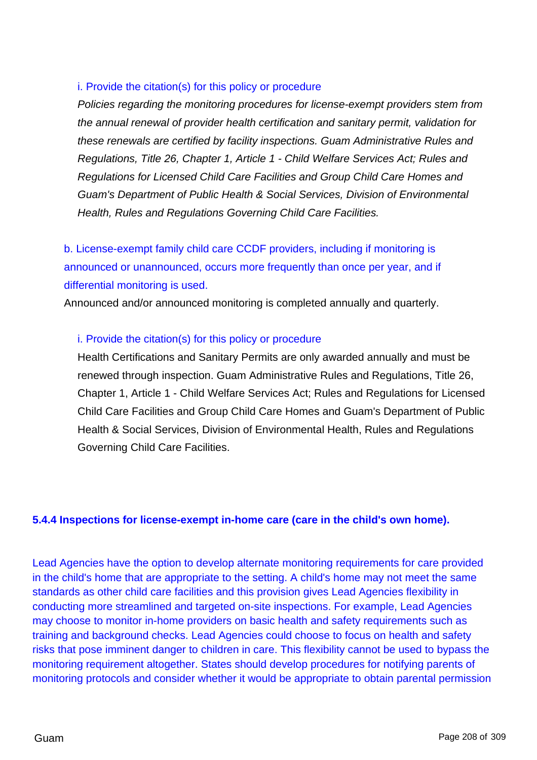i. Provide the citation(s) for this policy or procedure

*Policies regarding the monitoring procedures for license-exempt providers stem from the annual renewal of provider health certification and sanitary permit, validation for these renewals are certified by facility inspections. Guam Administrative Rules and Regulations, Title 26, Chapter 1, Article 1 - Child Welfare Services Act; Rules and Regulations for Licensed Child Care Facilities and Group Child Care Homes and Guam's Department of Public Health & Social Services, Division of Environmental Health, Rules and Regulations Governing Child Care Facilities.*

b. License-exempt family child care CCDF providers, including if monitoring is announced or unannounced, occurs more frequently than once per year, and if differential monitoring is used.

Announced and/or announced monitoring is completed annually and quarterly.

i. Provide the citation(s) for this policy or procedure

Health Certifications and Sanitary Permits are only awarded annually and must be renewed through inspection. Guam Administrative Rules and Regulations, Title 26, Chapter 1, Article 1 - Child Welfare Services Act; Rules and Regulations for Licensed Child Care Facilities and Group Child Care Homes and Guam's Department of Public Health & Social Services, Division of Environmental Health, Rules and Regulations Governing Child Care Facilities.

**5.4.4 Inspections for license-exempt in-home care (care in the child's own home).**

Lead Agencies have the option to develop alternate monitoring requirements for care provided in the child's home that are appropriate to the setting. A child's home may not meet the same standards as other child care facilities and this provision gives Lead Agencies flexibility in conducting more streamlined and targeted on-site inspections. For example, Lead Agencies may choose to monitor in-home providers on basic health and safety requirements such as training and background checks. Lead Agencies could choose to focus on health and safety risks that pose imminent danger to children in care. This flexibility cannot be used to bypass the monitoring requirement altogether. States should develop procedures for notifying parents of monitoring protocols and consider whether it would be appropriate to obtain parental permission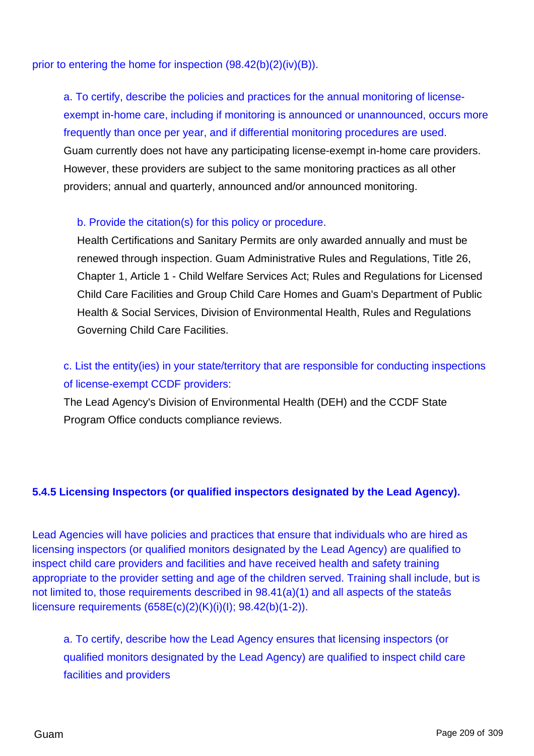prior to entering the home for inspection (98.42(b)(2)(iv)(B)).

a. To certify, describe the policies and practices for the annual monitoring of license-exempt in-home care, including if monitoring is announced or unannounced, occurs more frequently than once per year, and if differential monitoring procedures are used.

Guam currently does not have any participating license-exempt in-home care providers. However, these providers are subject to the same monitoring practices as all other providers; annual and quarterly, announced and/or announced monitoring.

b. Provide the citation(s) for this policy or procedure.

Health Certifications and Sanitary Permits are only awarded annually and must be renewed through inspection. Guam Administrative Rules and Regulations, Title 26, Chapter 1, Article 1 - Child Welfare Services Act; Rules and Regulations for Licensed Child Care Facilities and Group Child Care Homes and Guam's Department of Public Health & Social Services, Division of Environmental Health, Rules and Regulations Governing Child Care Facilities.

c. List the entity(ies) in your state/territory that are responsible for conducting inspections of license-exempt CCDF providers:

The Lead Agency's Division of Environmental Health (DEH) and the CCDF State Program Office conducts compliance reviews.

### 5.4.5 Licensing Inspectors (or qualified inspectors designated by the Lead Agency).

Lead Agencies will have policies and practices that ensure that individuals who are hired as licensing inspectors (or qualified monitors designated by the Lead Agency) are qualified to inspect child care providers and facilities and have received health and safety training appropriate to the provider setting and age of the children served. Training shall include, but is not limited to, those requirements described in 98.41(a)(1) and all aspects of the stateâs licensure requirements (658E(c)(2)(K)(i)(I); 98.42(b)(1-2)).

a. To certify, describe how the Lead Agency ensures that licensing inspectors (or qualified monitors designated by the Lead Agency) are qualified to inspect child care facilities and providers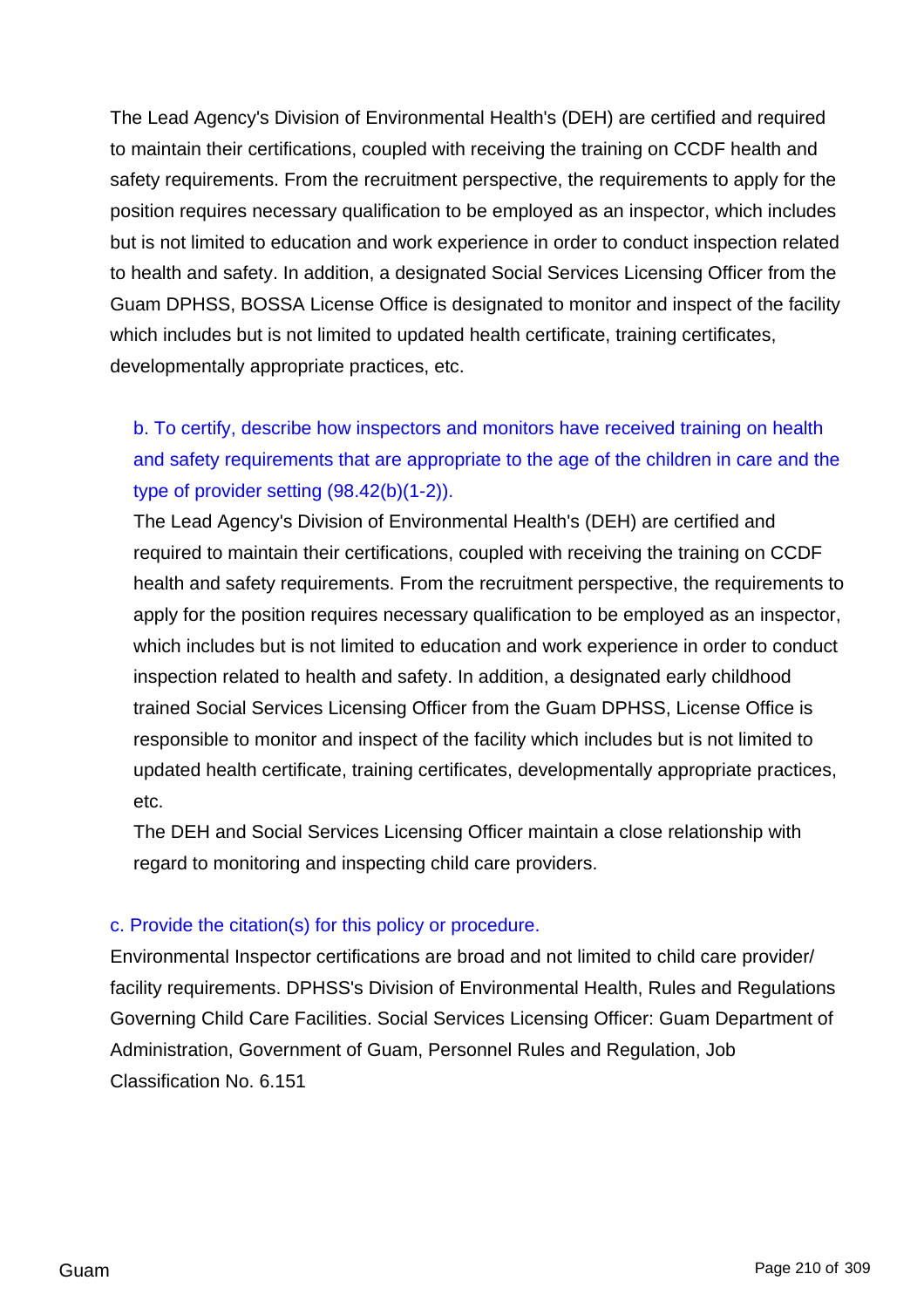The Lead Agency's Division of Environmental Health's (DEH) are certified and required to maintain their certifications, coupled with receiving the training on CCDF health and safety requirements. From the recruitment perspective, the requirements to apply for the position requires necessary qualification to be employed as an inspector, which includes but is not limited to education and work experience in order to conduct inspection related to health and safety. In addition, a designated Social Services Licensing Officer from the Guam DPHSS, BOSSA License Office is designated to monitor and inspect of the facility which includes but is not limited to updated health certificate, training certificates, developmentally appropriate practices, etc.

b. To certify, describe how inspectors and monitors have received training on health and safety requirements that are appropriate to the age of the children in care and the type of provider setting (98.42(b)(1-2)).

The Lead Agency's Division of Environmental Health's (DEH) are certified and required to maintain their certifications, coupled with receiving the training on CCDF health and safety requirements. From the recruitment perspective, the requirements to apply for the position requires necessary qualification to be employed as an inspector, which includes but is not limited to education and work experience in order to conduct inspection related to health and safety. In addition, a designated early childhood trained Social Services Licensing Officer from the Guam DPHSS, License Office is responsible to monitor and inspect of the facility which includes but is not limited to updated health certificate, training certificates, developmentally appropriate practices, etc.

The DEH and Social Services Licensing Officer maintain a close relationship with regard to monitoring and inspecting child care providers.

c. Provide the citation(s) for this policy or procedure.

Environmental Inspector certifications are broad and not limited to child care provider/ facility requirements. DPHSS's Division of Environmental Health, Rules and Regulations Governing Child Care Facilities. Social Services Licensing Officer: Guam Department of Administration, Government of Guam, Personnel Rules and Regulation, Job Classification No. 6.151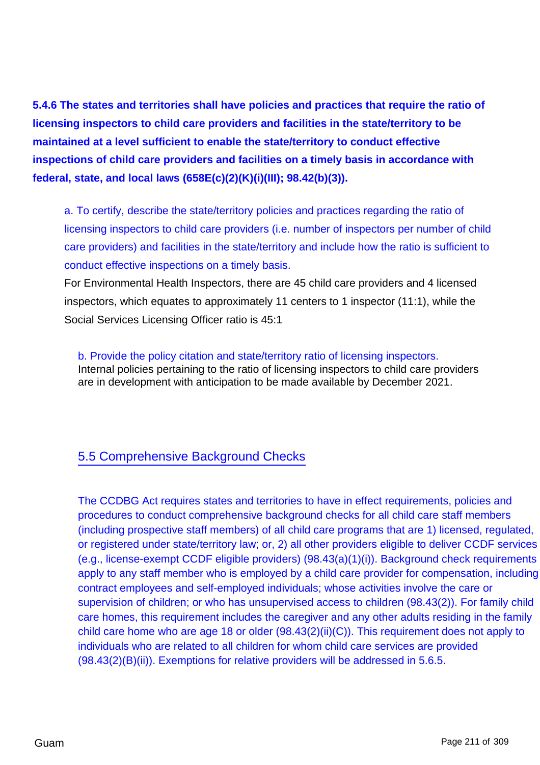**5.4.6 The states and territories shall have policies and practices that require the ratio of licensing inspectors to child care providers and facilities in the state/territory to be maintained at a level sufficient to enable the state/territory to conduct effective inspections of child care providers and facilities on a timely basis in accordance with federal, state, and local laws (658E(c)(2)(K)(i)(III); 98.42(b)(3)).**

a. To certify, describe the state/territory policies and practices regarding the ratio of licensing inspectors to child care providers (i.e. number of inspectors per number of child care providers) and facilities in the state/territory and include how the ratio is sufficient to conduct effective inspections on a timely basis.

For Environmental Health Inspectors, there are 45 child care providers and 4 licensed inspectors, which equates to approximately 11 centers to 1 inspector (11:1), while the Social Services Licensing Officer ratio is 45:1

b. Provide the policy citation and state/territory ratio of licensing inspectors.

Internal policies pertaining to the ratio of licensing inspectors to child care providers are in development with anticipation to be made available by December 2021.

## 5.5 Comprehensive Background Checks

The CCDBG Act requires states and territories to have in effect requirements, policies and procedures to conduct comprehensive background checks for all child care staff members (including prospective staff members) of all child care programs that are 1) licensed, regulated, or registered under state/territory law; or, 2) all other providers eligible to deliver CCDF services (e.g., license-exempt CCDF eligible providers) (98.43(a)(1)(i)). Background check requirements apply to any staff member who is employed by a child care provider for compensation, including contract employees and self-employed individuals; whose activities involve the care or supervision of children; or who has unsupervised access to children (98.43(2)). For family child care homes, this requirement includes the caregiver and any other adults residing in the family child care home who are age 18 or older (98.43(2)(ii)(C)). This requirement does not apply to individuals who are related to all children for whom child care services are provided (98.43(2)(B)(ii)). Exemptions for relative providers will be addressed in 5.6.5.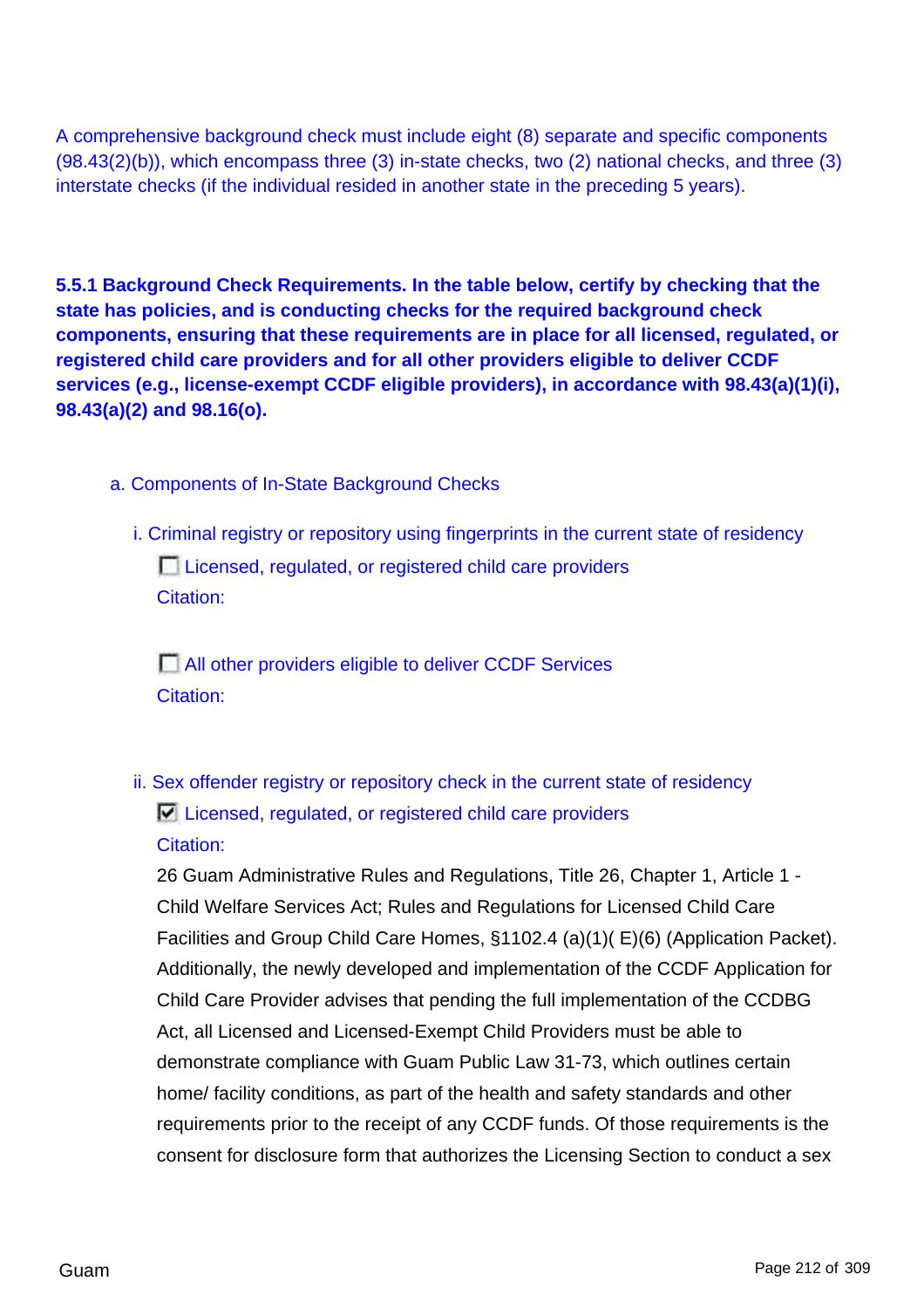A comprehensive background check must include eight (8) separate and specific components (98.43(2)(b)), which encompass three (3) in-state checks, two (2) national checks, and three (3) interstate checks (if the individual resided in another state in the preceding 5 years).

**5.5.1 Background Check Requirements. In the table below, certify by checking that the state has policies, and is conducting checks for the required background check components, ensuring that these requirements are in place for all licensed, regulated, or registered child care providers and for all other providers eligible to deliver CCDF services (e.g., license-exempt CCDF eligible providers), in accordance with 98.43(a)(1)(i), 98.43(a)(2) and 98.16(o).**

a. Components of In-State Background Checks

i. Criminal registry or repository using fingerprints in the current state of residency

- [ ] Licensed, regulated, or registered child care providers

Citation:

- [ ] All other providers eligible to deliver CCDF Services

Citation:

ii. Sex offender registry or repository check in the current state of residency

- [x] Licensed, regulated, or registered child care providers

Citation:

26 Guam Administrative Rules and Regulations, Title 26, Chapter 1, Article 1 - Child Welfare Services Act; Rules and Regulations for Licensed Child Care Facilities and Group Child Care Homes, §1102.4 (a)(1)( E)(6) (Application Packet). Additionally, the newly developed and implementation of the CCDF Application for Child Care Provider advises that pending the full implementation of the CCDBG Act, all Licensed and Licensed-Exempt Child Providers must be able to demonstrate compliance with Guam Public Law 31-73, which outlines certain home/ facility conditions, as part of the health and safety standards and other requirements prior to the receipt of any CCDF funds. Of those requirements is the consent for disclosure form that authorizes the Licensing Section to conduct a sex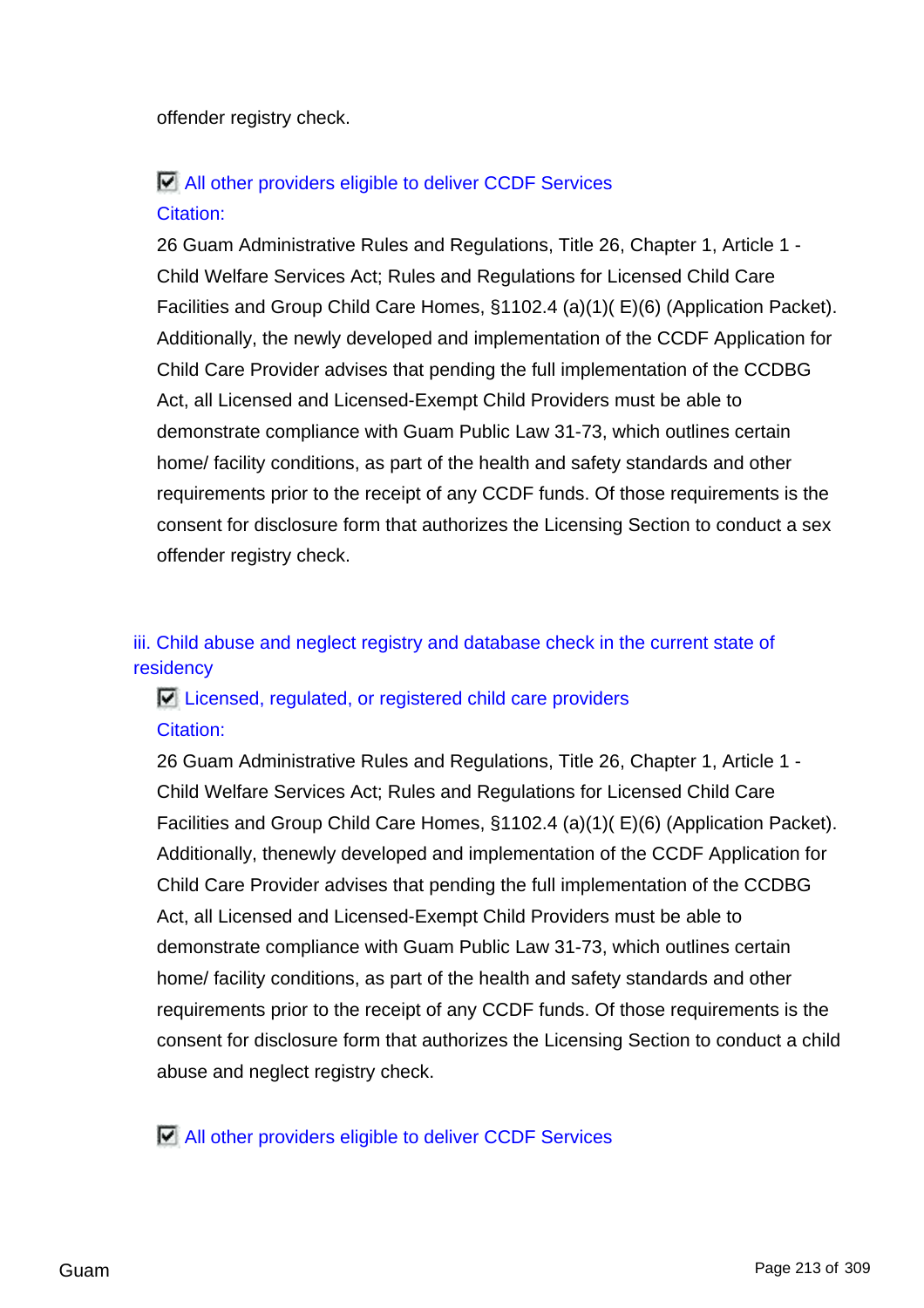offender registry check.

☑ All other providers eligible to deliver CCDF Services

Citation:

26 Guam Administrative Rules and Regulations, Title 26, Chapter 1, Article 1 - Child Welfare Services Act; Rules and Regulations for Licensed Child Care Facilities and Group Child Care Homes, §1102.4 (a)(1)( E)(6) (Application Packet). Additionally, the newly developed and implementation of the CCDF Application for Child Care Provider advises that pending the full implementation of the CCDBG Act, all Licensed and Licensed-Exempt Child Providers must be able to demonstrate compliance with Guam Public Law 31-73, which outlines certain home/ facility conditions, as part of the health and safety standards and other requirements prior to the receipt of any CCDF funds. Of those requirements is the consent for disclosure form that authorizes the Licensing Section to conduct a sex offender registry check.

iii. Child abuse and neglect registry and database check in the current state of residency

☑ Licensed, regulated, or registered child care providers

Citation:

26 Guam Administrative Rules and Regulations, Title 26, Chapter 1, Article 1 - Child Welfare Services Act; Rules and Regulations for Licensed Child Care Facilities and Group Child Care Homes, §1102.4 (a)(1)( E)(6) (Application Packet). Additionally, thenewly developed and implementation of the CCDF Application for Child Care Provider advises that pending the full implementation of the CCDBG Act, all Licensed and Licensed-Exempt Child Providers must be able to demonstrate compliance with Guam Public Law 31-73, which outlines certain home/ facility conditions, as part of the health and safety standards and other requirements prior to the receipt of any CCDF funds. Of those requirements is the consent for disclosure form that authorizes the Licensing Section to conduct a child abuse and neglect registry check.

☑ All other providers eligible to deliver CCDF Services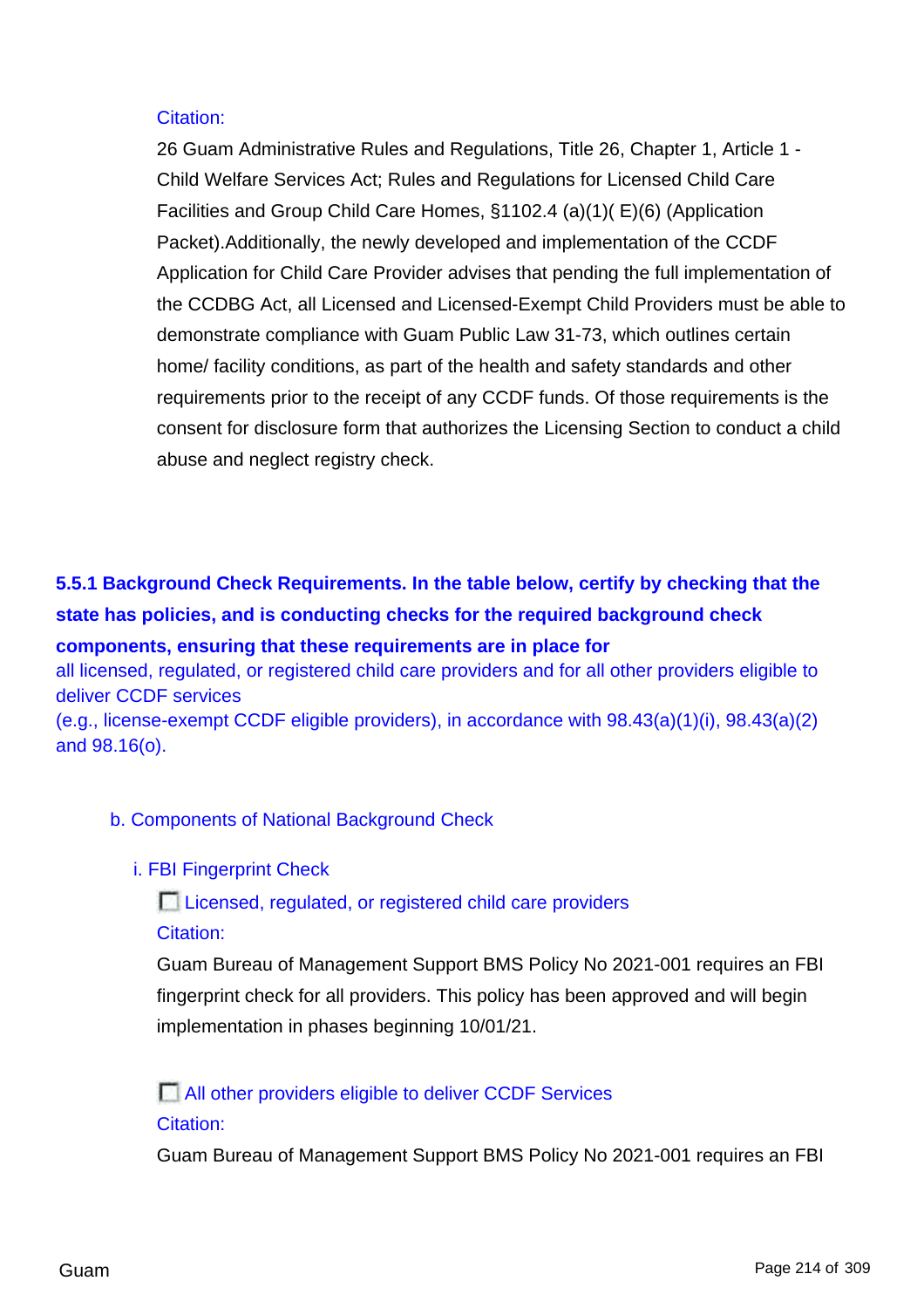Citation:

26 Guam Administrative Rules and Regulations, Title 26, Chapter 1, Article 1 - Child Welfare Services Act; Rules and Regulations for Licensed Child Care Facilities and Group Child Care Homes, §1102.4 (a)(1)( E)(6) (Application Packet).Additionally, the newly developed and implementation of the CCDF Application for Child Care Provider advises that pending the full implementation of the CCDBG Act, all Licensed and Licensed-Exempt Child Providers must be able to demonstrate compliance with Guam Public Law 31-73, which outlines certain home/ facility conditions, as part of the health and safety standards and other requirements prior to the receipt of any CCDF funds. Of those requirements is the consent for disclosure form that authorizes the Licensing Section to conduct a child abuse and neglect registry check.

**5.5.1 Background Check Requirements. In the table below, certify by checking that the state has policies, and is conducting checks for the required background check components, ensuring that these requirements are in place for** all licensed, regulated, or registered child care providers and for all other providers eligible to deliver CCDF services (e.g., license-exempt CCDF eligible providers), in accordance with 98.43(a)(1)(i), 98.43(a)(2) and 98.16(o).

b. Components of National Background Check

i. FBI Fingerprint Check

☐ Licensed, regulated, or registered child care providers

Citation:

Guam Bureau of Management Support BMS Policy No 2021-001 requires an FBI fingerprint check for all providers. This policy has been approved and will begin implementation in phases beginning 10/01/21.

☐ All other providers eligible to deliver CCDF Services

Citation:

Guam Bureau of Management Support BMS Policy No 2021-001 requires an FBI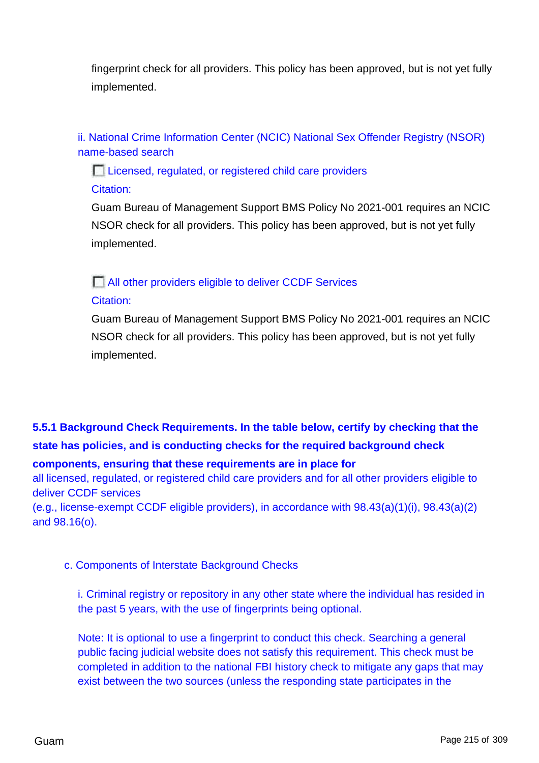fingerprint check for all providers. This policy has been approved, but is not yet fully implemented.

ii. National Crime Information Center (NCIC) National Sex Offender Registry (NSOR) name-based search

- [ ] Licensed, regulated, or registered child care providers

Citation:

Guam Bureau of Management Support BMS Policy No 2021-001 requires an NCIC NSOR check for all providers. This policy has been approved, but is not yet fully implemented.

- [ ] All other providers eligible to deliver CCDF Services

Citation:

Guam Bureau of Management Support BMS Policy No 2021-001 requires an NCIC NSOR check for all providers. This policy has been approved, but is not yet fully implemented.

**5.5.1 Background Check Requirements. In the table below, certify by checking that the state has policies, and is conducting checks for the required background check components, ensuring that these requirements are in place for** all licensed, regulated, or registered child care providers and for all other providers eligible to deliver CCDF services (e.g., license-exempt CCDF eligible providers), in accordance with 98.43(a)(1)(i), 98.43(a)(2) and 98.16(o).

c. Components of Interstate Background Checks

i. Criminal registry or repository in any other state where the individual has resided in the past 5 years, with the use of fingerprints being optional.

Note: It is optional to use a fingerprint to conduct this check. Searching a general public facing judicial website does not satisfy this requirement. This check must be completed in addition to the national FBI history check to mitigate any gaps that may exist between the two sources (unless the responding state participates in the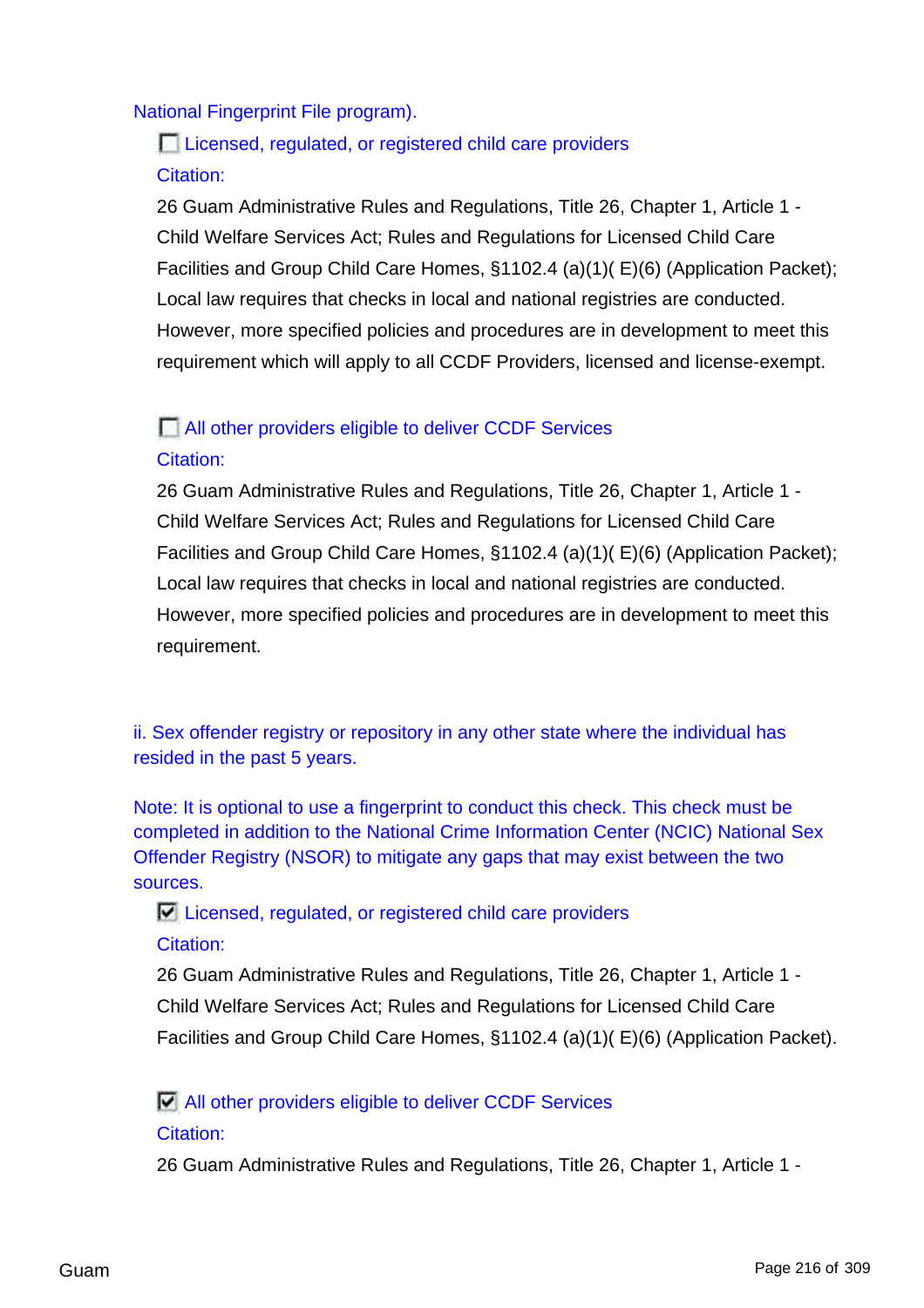National Fingerprint File program).

- [ ] Licensed, regulated, or registered child care providers

  Citation:

  26 Guam Administrative Rules and Regulations, Title 26, Chapter 1, Article 1 - Child Welfare Services Act; Rules and Regulations for Licensed Child Care Facilities and Group Child Care Homes, §1102.4 (a)(1)( E)(6) (Application Packet); Local law requires that checks in local and national registries are conducted. However, more specified policies and procedures are in development to meet this requirement which will apply to all CCDF Providers, licensed and license-exempt.

- [ ] All other providers eligible to deliver CCDF Services

  Citation:

  26 Guam Administrative Rules and Regulations, Title 26, Chapter 1, Article 1 - Child Welfare Services Act; Rules and Regulations for Licensed Child Care Facilities and Group Child Care Homes, §1102.4 (a)(1)( E)(6) (Application Packet); Local law requires that checks in local and national registries are conducted. However, more specified policies and procedures are in development to meet this requirement.

ii. Sex offender registry or repository in any other state where the individual has resided in the past 5 years.

Note: It is optional to use a fingerprint to conduct this check. This check must be completed in addition to the National Crime Information Center (NCIC) National Sex Offender Registry (NSOR) to mitigate any gaps that may exist between the two sources.

- [x] Licensed, regulated, or registered child care providers

  Citation:

  26 Guam Administrative Rules and Regulations, Title 26, Chapter 1, Article 1 - Child Welfare Services Act; Rules and Regulations for Licensed Child Care Facilities and Group Child Care Homes, §1102.4 (a)(1)( E)(6) (Application Packet).

- [x] All other providers eligible to deliver CCDF Services

  Citation:

  26 Guam Administrative Rules and Regulations, Title 26, Chapter 1, Article 1 -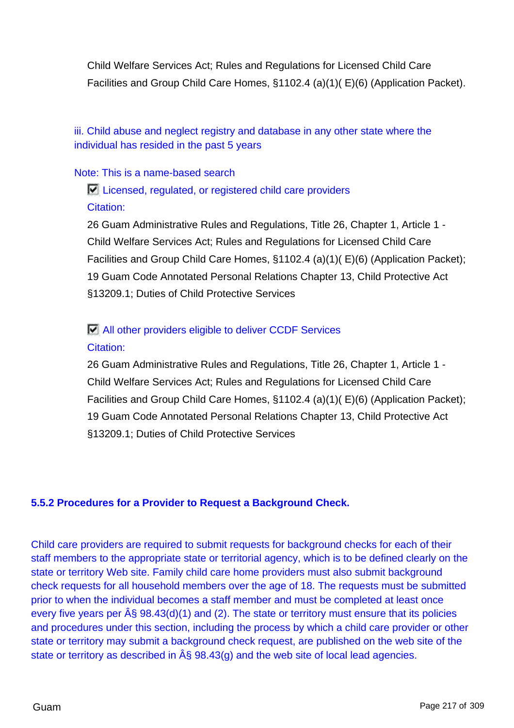Child Welfare Services Act; Rules and Regulations for Licensed Child Care Facilities and Group Child Care Homes, §1102.4 (a)(1)( E)(6) (Application Packet).

iii. Child abuse and neglect registry and database in any other state where the individual has resided in the past 5 years

Note: This is a name-based search

☑ Licensed, regulated, or registered child care providers

Citation:

26 Guam Administrative Rules and Regulations, Title 26, Chapter 1, Article 1 - Child Welfare Services Act; Rules and Regulations for Licensed Child Care Facilities and Group Child Care Homes, §1102.4 (a)(1)( E)(6) (Application Packet); 19 Guam Code Annotated Personal Relations Chapter 13, Child Protective Act §13209.1; Duties of Child Protective Services

☑ All other providers eligible to deliver CCDF Services

Citation:

26 Guam Administrative Rules and Regulations, Title 26, Chapter 1, Article 1 - Child Welfare Services Act; Rules and Regulations for Licensed Child Care Facilities and Group Child Care Homes, §1102.4 (a)(1)( E)(6) (Application Packet); 19 Guam Code Annotated Personal Relations Chapter 13, Child Protective Act §13209.1; Duties of Child Protective Services

### 5.5.2 Procedures for a Provider to Request a Background Check.

Child care providers are required to submit requests for background checks for each of their staff members to the appropriate state or territorial agency, which is to be defined clearly on the state or territory Web site. Family child care home providers must also submit background check requests for all household members over the age of 18. The requests must be submitted prior to when the individual becomes a staff member and must be completed at least once every five years per Â§ 98.43(d)(1) and (2). The state or territory must ensure that its policies and procedures under this section, including the process by which a child care provider or other state or territory may submit a background check request, are published on the web site of the state or territory as described in Â§ 98.43(g) and the web site of local lead agencies.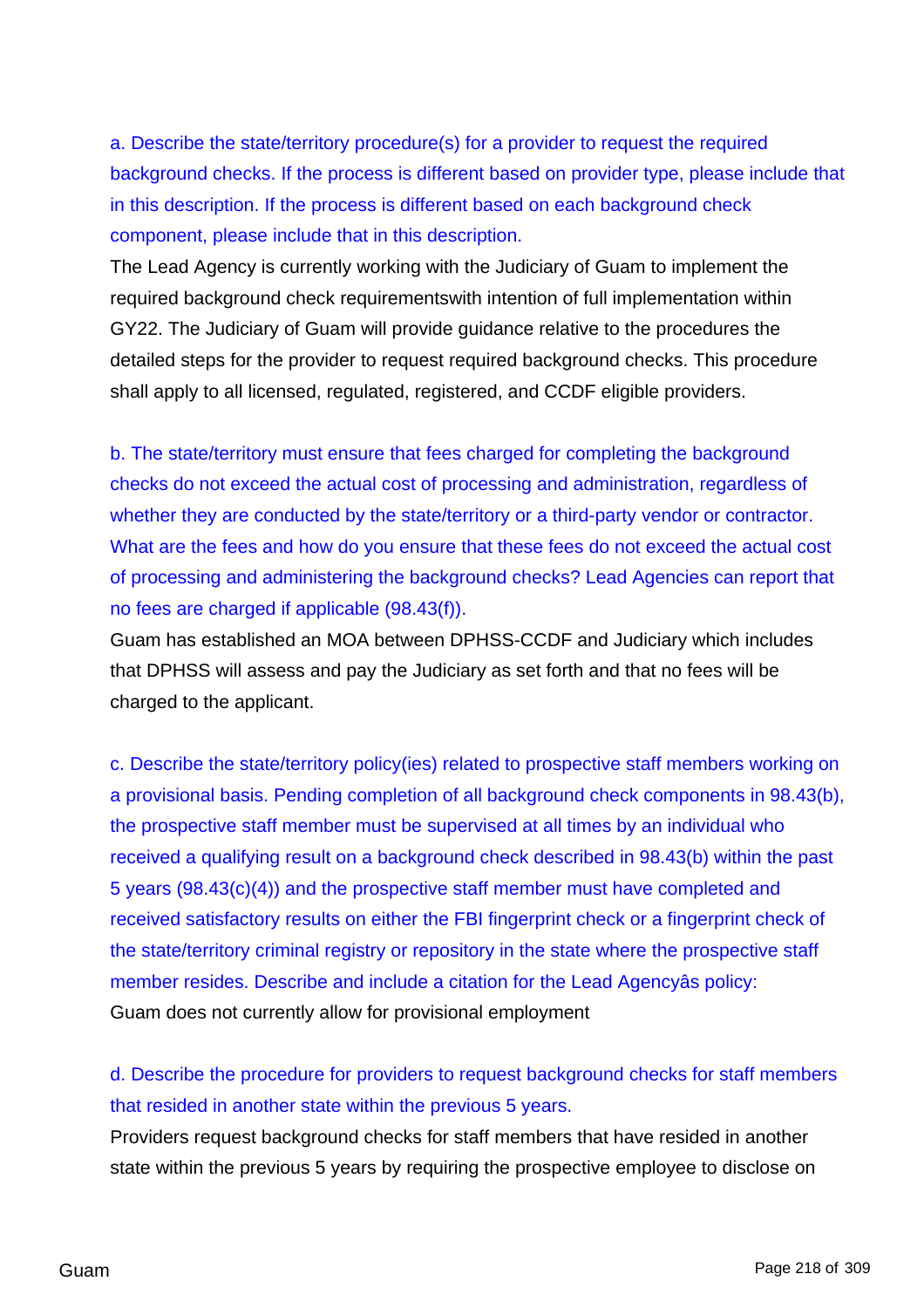a. Describe the state/territory procedure(s) for a provider to request the required background checks. If the process is different based on provider type, please include that in this description. If the process is different based on each background check component, please include that in this description.

The Lead Agency is currently working with the Judiciary of Guam to implement the required background check requirementswith intention of full implementation within GY22. The Judiciary of Guam will provide guidance relative to the procedures the detailed steps for the provider to request required background checks. This procedure shall apply to all licensed, regulated, registered, and CCDF eligible providers.

b. The state/territory must ensure that fees charged for completing the background checks do not exceed the actual cost of processing and administration, regardless of whether they are conducted by the state/territory or a third-party vendor or contractor. What are the fees and how do you ensure that these fees do not exceed the actual cost of processing and administering the background checks? Lead Agencies can report that no fees are charged if applicable (98.43(f)).

Guam has established an MOA between DPHSS-CCDF and Judiciary which includes that DPHSS will assess and pay the Judiciary as set forth and that no fees will be charged to the applicant.

c. Describe the state/territory policy(ies) related to prospective staff members working on a provisional basis. Pending completion of all background check components in 98.43(b), the prospective staff member must be supervised at all times by an individual who received a qualifying result on a background check described in 98.43(b) within the past 5 years (98.43(c)(4)) and the prospective staff member must have completed and received satisfactory results on either the FBI fingerprint check or a fingerprint check of the state/territory criminal registry or repository in the state where the prospective staff member resides. Describe and include a citation for the Lead Agencyâs policy:

Guam does not currently allow for provisional employment

d. Describe the procedure for providers to request background checks for staff members that resided in another state within the previous 5 years.

Providers request background checks for staff members that have resided in another state within the previous 5 years by requiring the prospective employee to disclose on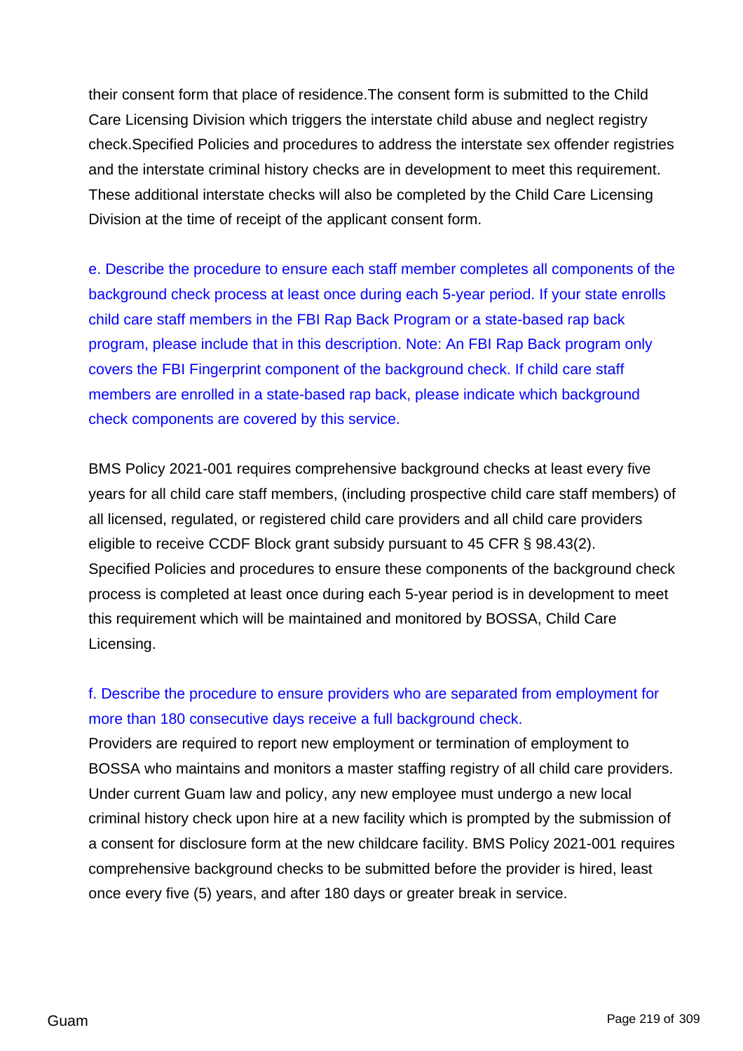their consent form that place of residence.The consent form is submitted to the Child Care Licensing Division which triggers the interstate child abuse and neglect registry check.Specified Policies and procedures to address the interstate sex offender registries and the interstate criminal history checks are in development to meet this requirement. These additional interstate checks will also be completed by the Child Care Licensing Division at the time of receipt of the applicant consent form.

e. Describe the procedure to ensure each staff member completes all components of the background check process at least once during each 5-year period. If your state enrolls child care staff members in the FBI Rap Back Program or a state-based rap back program, please include that in this description. Note: An FBI Rap Back program only covers the FBI Fingerprint component of the background check. If child care staff members are enrolled in a state-based rap back, please indicate which background check components are covered by this service.

BMS Policy 2021-001 requires comprehensive background checks at least every five years for all child care staff members, (including prospective child care staff members) of all licensed, regulated, or registered child care providers and all child care providers eligible to receive CCDF Block grant subsidy pursuant to 45 CFR § 98.43(2). Specified Policies and procedures to ensure these components of the background check process is completed at least once during each 5-year period is in development to meet this requirement which will be maintained and monitored by BOSSA, Child Care Licensing.

f. Describe the procedure to ensure providers who are separated from employment for more than 180 consecutive days receive a full background check.
Providers are required to report new employment or termination of employment to BOSSA who maintains and monitors a master staffing registry of all child care providers. Under current Guam law and policy, any new employee must undergo a new local criminal history check upon hire at a new facility which is prompted by the submission of a consent for disclosure form at the new childcare facility. BMS Policy 2021-001 requires comprehensive background checks to be submitted before the provider is hired, least once every five (5) years, and after 180 days or greater break in service.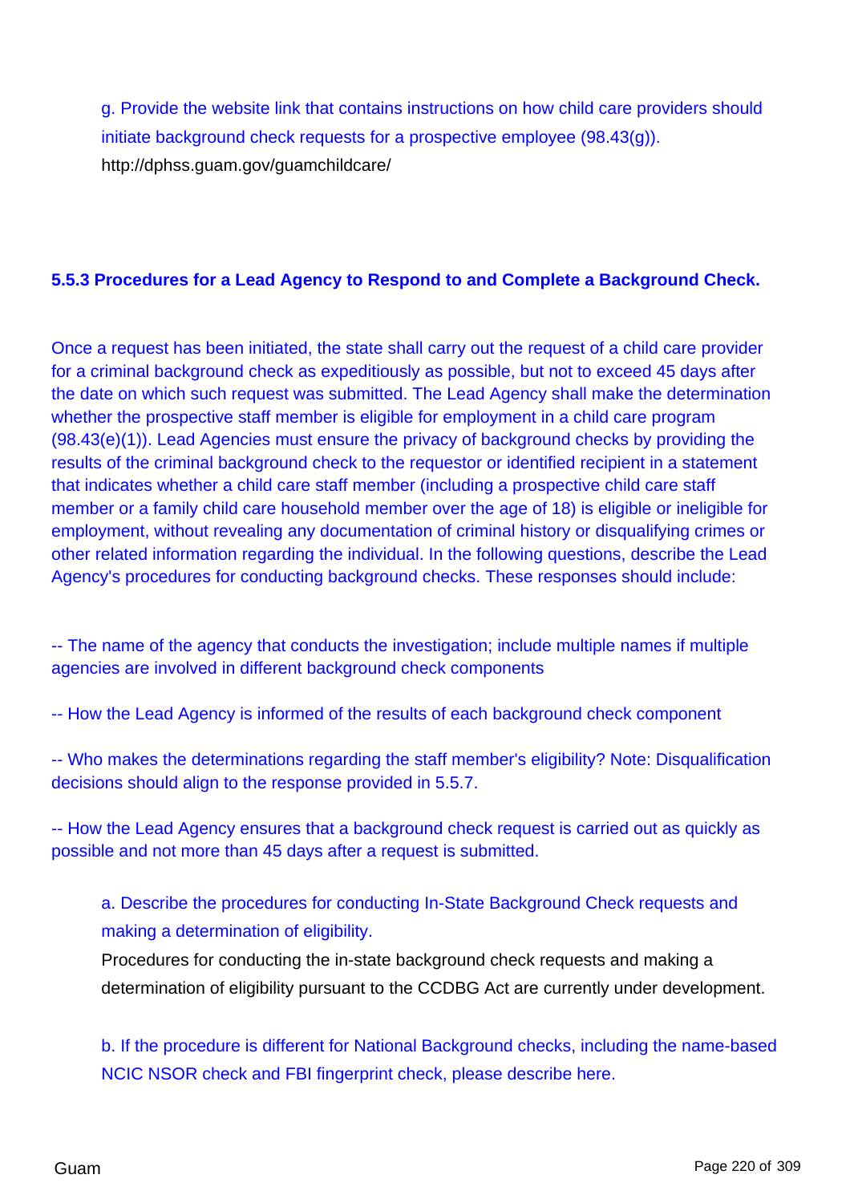g. Provide the website link that contains instructions on how child care providers should initiate background check requests for a prospective employee (98.43(g)).

http://dphss.guam.gov/guamchildcare/

### 5.5.3 Procedures for a Lead Agency to Respond to and Complete a Background Check.

Once a request has been initiated, the state shall carry out the request of a child care provider for a criminal background check as expeditiously as possible, but not to exceed 45 days after the date on which such request was submitted. The Lead Agency shall make the determination whether the prospective staff member is eligible for employment in a child care program (98.43(e)(1)). Lead Agencies must ensure the privacy of background checks by providing the results of the criminal background check to the requestor or identified recipient in a statement that indicates whether a child care staff member (including a prospective child care staff member or a family child care household member over the age of 18) is eligible or ineligible for employment, without revealing any documentation of criminal history or disqualifying crimes or other related information regarding the individual. In the following questions, describe the Lead Agency's procedures for conducting background checks. These responses should include:

-- The name of the agency that conducts the investigation; include multiple names if multiple agencies are involved in different background check components

-- How the Lead Agency is informed of the results of each background check component

-- Who makes the determinations regarding the staff member's eligibility? Note: Disqualification decisions should align to the response provided in 5.5.7.

-- How the Lead Agency ensures that a background check request is carried out as quickly as possible and not more than 45 days after a request is submitted.

a. Describe the procedures for conducting In-State Background Check requests and making a determination of eligibility.

Procedures for conducting the in-state background check requests and making a determination of eligibility pursuant to the CCDBG Act are currently under development.

b. If the procedure is different for National Background checks, including the name-based NCIC NSOR check and FBI fingerprint check, please describe here.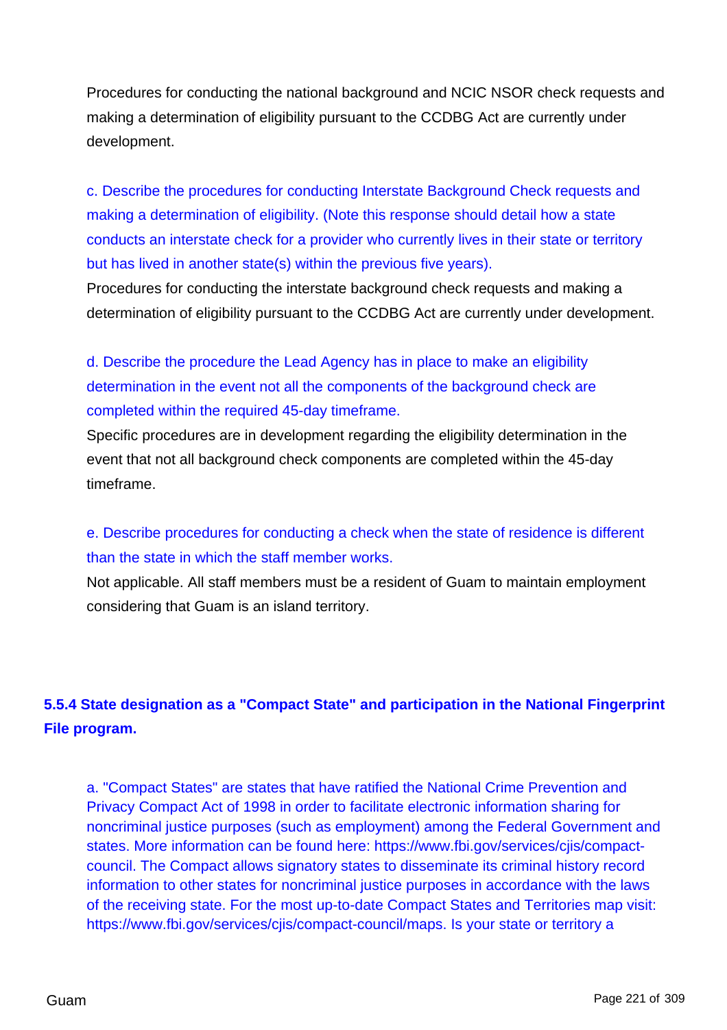Procedures for conducting the national background and NCIC NSOR check requests and making a determination of eligibility pursuant to the CCDBG Act are currently under development.

c. Describe the procedures for conducting Interstate Background Check requests and making a determination of eligibility. (Note this response should detail how a state conducts an interstate check for a provider who currently lives in their state or territory but has lived in another state(s) within the previous five years).

Procedures for conducting the interstate background check requests and making a determination of eligibility pursuant to the CCDBG Act are currently under development.

d. Describe the procedure the Lead Agency has in place to make an eligibility determination in the event not all the components of the background check are completed within the required 45-day timeframe.

Specific procedures are in development regarding the eligibility determination in the event that not all background check components are completed within the 45-day timeframe.

e. Describe procedures for conducting a check when the state of residence is different than the state in which the staff member works.

Not applicable. All staff members must be a resident of Guam to maintain employment considering that Guam is an island territory.

### 5.5.4 State designation as a "Compact State" and participation in the National Fingerprint File program.

a. "Compact States" are states that have ratified the National Crime Prevention and Privacy Compact Act of 1998 in order to facilitate electronic information sharing for noncriminal justice purposes (such as employment) among the Federal Government and states. More information can be found here: https://www.fbi.gov/services/cjis/compact-council. The Compact allows signatory states to disseminate its criminal history record information to other states for noncriminal justice purposes in accordance with the laws of the receiving state. For the most up-to-date Compact States and Territories map visit: https://www.fbi.gov/services/cjis/compact-council/maps. Is your state or territory a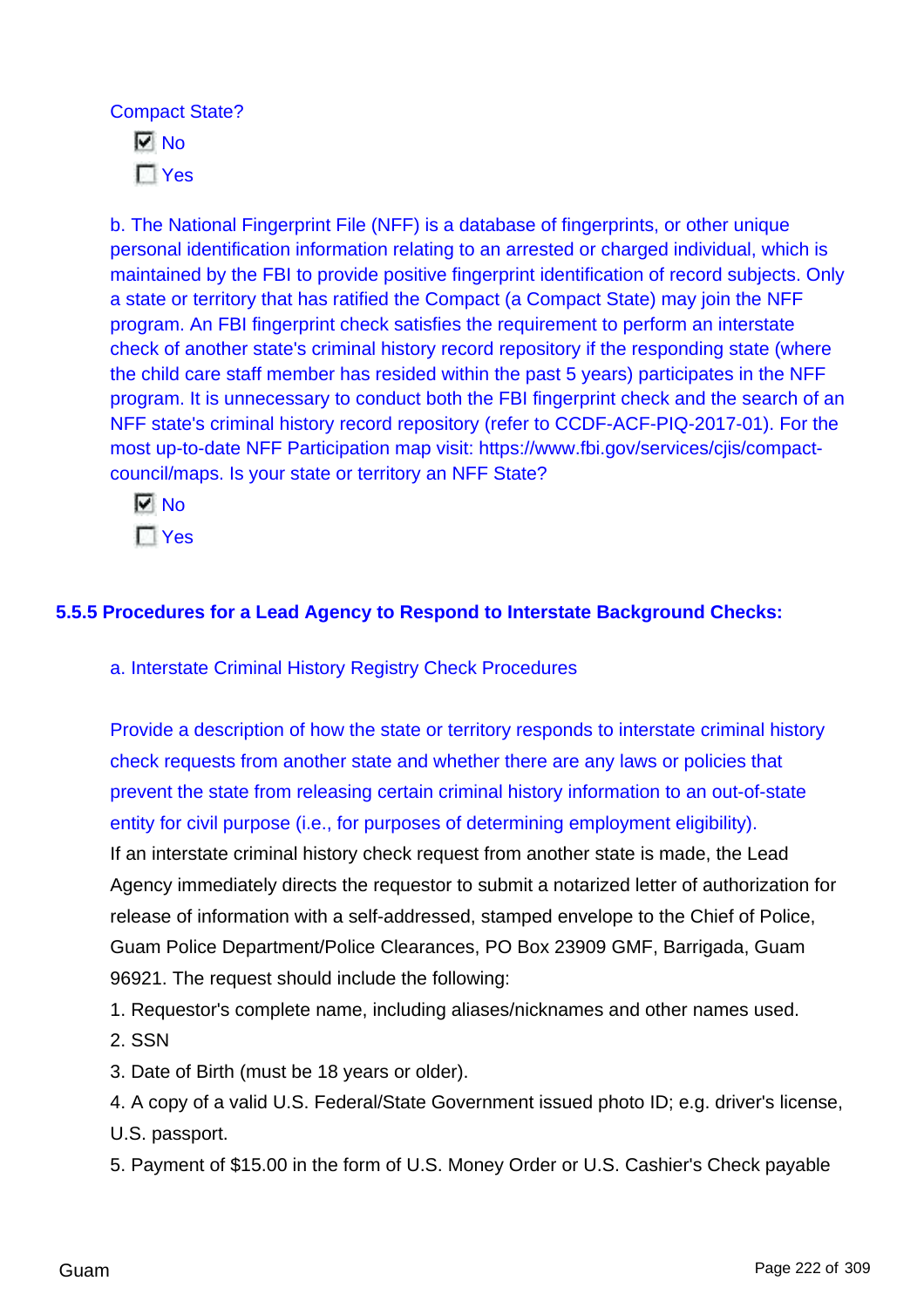Compact State?

- [x] No
- [ ] Yes

b. The National Fingerprint File (NFF) is a database of fingerprints, or other unique personal identification information relating to an arrested or charged individual, which is maintained by the FBI to provide positive fingerprint identification of record subjects. Only a state or territory that has ratified the Compact (a Compact State) may join the NFF program. An FBI fingerprint check satisfies the requirement to perform an interstate check of another state's criminal history record repository if the responding state (where the child care staff member has resided within the past 5 years) participates in the NFF program. It is unnecessary to conduct both the FBI fingerprint check and the search of an NFF state's criminal history record repository (refer to CCDF-ACF-PIQ-2017-01). For the most up-to-date NFF Participation map visit: https://www.fbi.gov/services/cjis/compact-council/maps. Is your state or territory an NFF State?

- [x] No
- [ ] Yes

### 5.5.5 Procedures for a Lead Agency to Respond to Interstate Background Checks:

a. Interstate Criminal History Registry Check Procedures

Provide a description of how the state or territory responds to interstate criminal history check requests from another state and whether there are any laws or policies that prevent the state from releasing certain criminal history information to an out-of-state entity for civil purpose (i.e., for purposes of determining employment eligibility).

If an interstate criminal history check request from another state is made, the Lead Agency immediately directs the requestor to submit a notarized letter of authorization for release of information with a self-addressed, stamped envelope to the Chief of Police, Guam Police Department/Police Clearances, PO Box 23909 GMF, Barrigada, Guam 96921. The request should include the following:

1. Requestor's complete name, including aliases/nicknames and other names used.
2. SSN
3. Date of Birth (must be 18 years or older).
4. A copy of a valid U.S. Federal/State Government issued photo ID; e.g. driver's license, U.S. passport.
5. Payment of $15.00 in the form of U.S. Money Order or U.S. Cashier's Check payable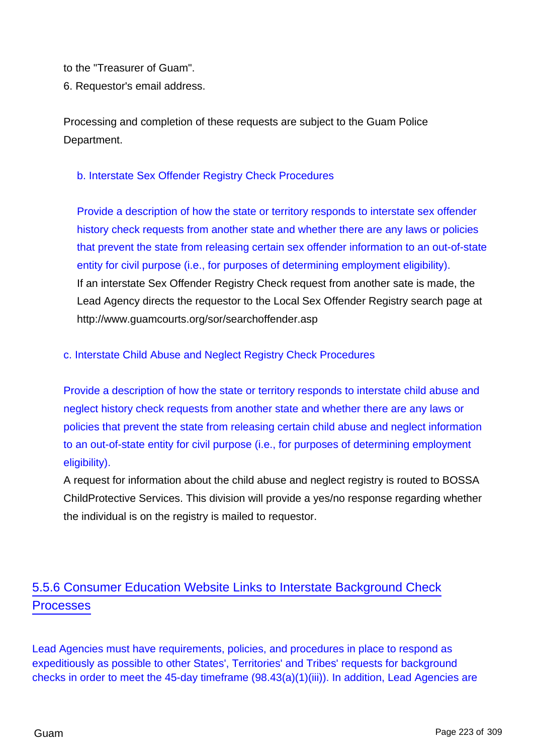to the "Treasurer of Guam".

6. Requestor's email address.

Processing and completion of these requests are subject to the Guam Police Department.

b. Interstate Sex Offender Registry Check Procedures

Provide a description of how the state or territory responds to interstate sex offender history check requests from another state and whether there are any laws or policies that prevent the state from releasing certain sex offender information to an out-of-state entity for civil purpose (i.e., for purposes of determining employment eligibility).

If an interstate Sex Offender Registry Check request from another sate is made, the Lead Agency directs the requestor to the Local Sex Offender Registry search page at http://www.guamcourts.org/sor/searchoffender.asp

c. Interstate Child Abuse and Neglect Registry Check Procedures

Provide a description of how the state or territory responds to interstate child abuse and neglect history check requests from another state and whether there are any laws or policies that prevent the state from releasing certain child abuse and neglect information to an out-of-state entity for civil purpose (i.e., for purposes of determining employment eligibility).

A request for information about the child abuse and neglect registry is routed to BOSSA ChildProtective Services. This division will provide a yes/no response regarding whether the individual is on the registry is mailed to requestor.

## 5.5.6 Consumer Education Website Links to Interstate Background Check Processes

Lead Agencies must have requirements, policies, and procedures in place to respond as expeditiously as possible to other States', Territories' and Tribes' requests for background checks in order to meet the 45-day timeframe (98.43(a)(1)(iii)). In addition, Lead Agencies are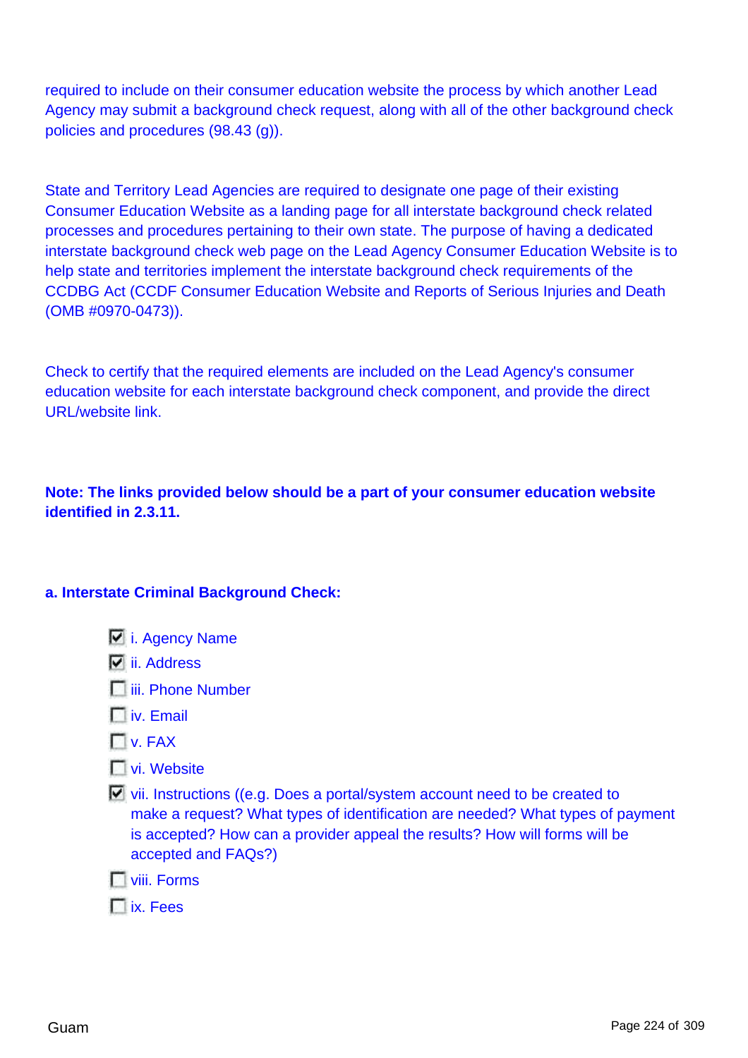required to include on their consumer education website the process by which another Lead Agency may submit a background check request, along with all of the other background check policies and procedures (98.43 (g)).

State and Territory Lead Agencies are required to designate one page of their existing Consumer Education Website as a landing page for all interstate background check related processes and procedures pertaining to their own state. The purpose of having a dedicated interstate background check web page on the Lead Agency Consumer Education Website is to help state and territories implement the interstate background check requirements of the CCDBG Act (CCDF Consumer Education Website and Reports of Serious Injuries and Death (OMB #0970-0473)).

Check to certify that the required elements are included on the Lead Agency's consumer education website for each interstate background check component, and provide the direct URL/website link.

**Note: The links provided below should be a part of your consumer education website identified in 2.3.11.**

**a. Interstate Criminal Background Check:**

- [x] i. Agency Name
- [x] ii. Address
- [ ] iii. Phone Number
- [ ] iv. Email
- [ ] v. FAX
- [ ] vi. Website
- [x] vii. Instructions ((e.g. Does a portal/system account need to be created to make a request? What types of identification are needed? What types of payment is accepted? How can a provider appeal the results? How will forms will be accepted and FAQs?)
- [ ] viii. Forms
- [ ] ix. Fees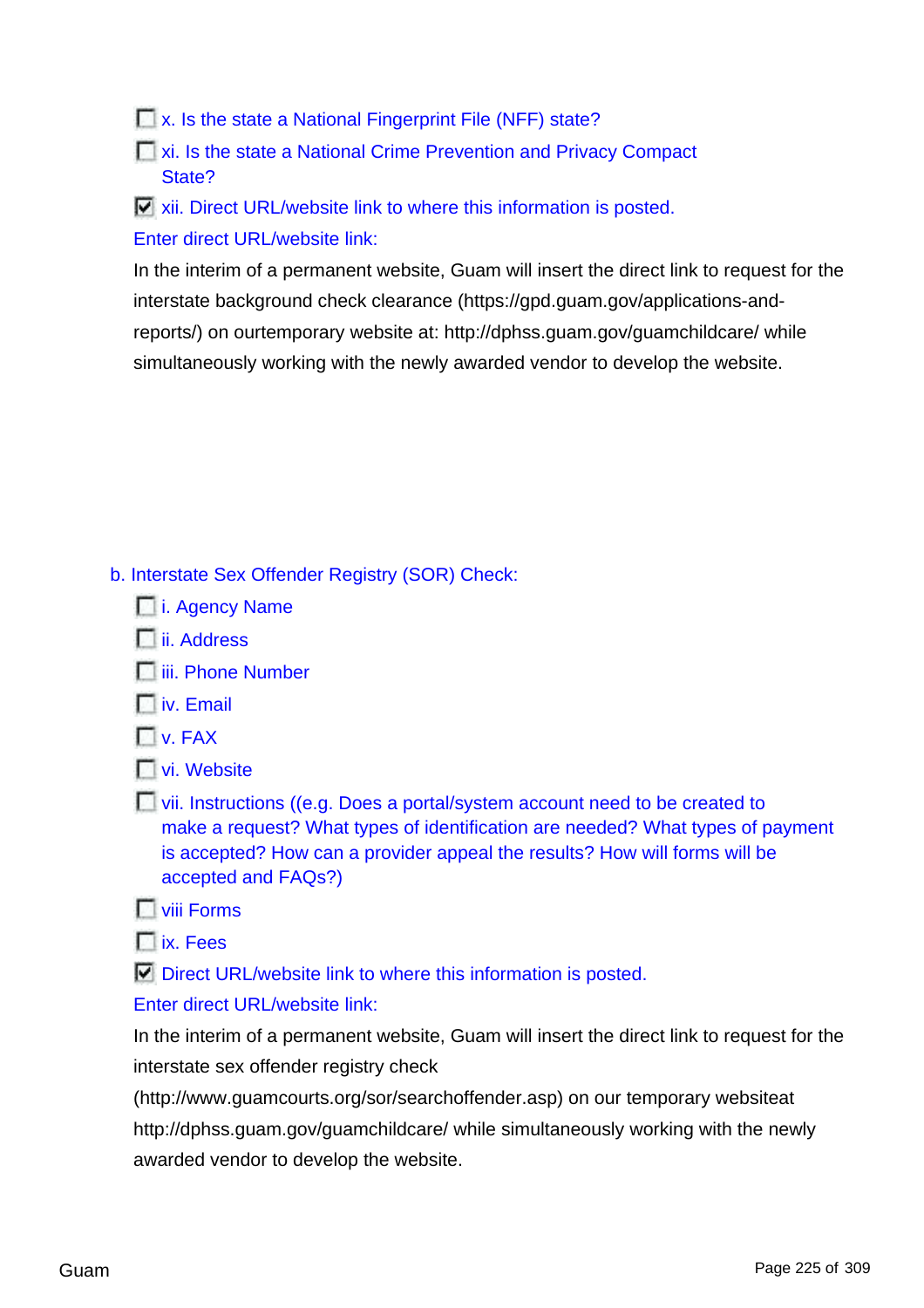- [ ] x. Is the state a National Fingerprint File (NFF) state?
- [ ] xi. Is the state a National Crime Prevention and Privacy Compact State?
- [x] xii. Direct URL/website link to where this information is posted.

Enter direct URL/website link:

In the interim of a permanent website, Guam will insert the direct link to request for the interstate background check clearance (https://gpd.guam.gov/applications-and-reports/) on ourtemporary website at: http://dphss.guam.gov/guamchildcare/ while simultaneously working with the newly awarded vendor to develop the website.

b. Interstate Sex Offender Registry (SOR) Check:

- [ ] i. Agency Name
- [ ] ii. Address
- [ ] iii. Phone Number
- [ ] iv. Email
- [ ] v. FAX
- [ ] vi. Website
- [ ] vii. Instructions ((e.g. Does a portal/system account need to be created to make a request? What types of identification are needed? What types of payment is accepted? How can a provider appeal the results? How will forms will be accepted and FAQs?)
- [ ] viii Forms
- [ ] ix. Fees
- [x] Direct URL/website link to where this information is posted.

Enter direct URL/website link:

In the interim of a permanent website, Guam will insert the direct link to request for the interstate sex offender registry check (http://www.guamcourts.org/sor/searchoffender.asp) on our temporary websiteat http://dphss.guam.gov/guamchildcare/ while simultaneously working with the newly awarded vendor to develop the website.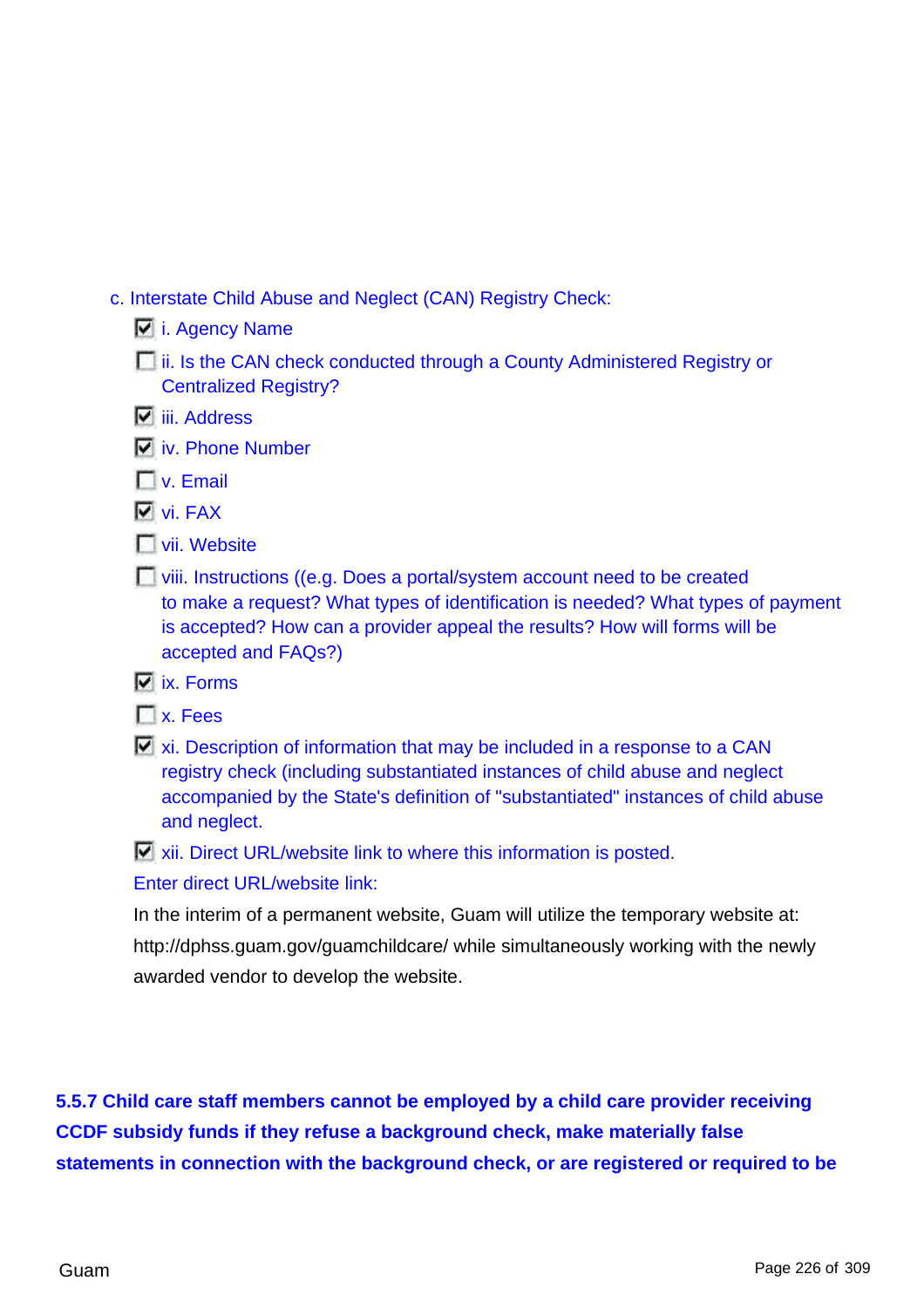c. Interstate Child Abuse and Neglect (CAN) Registry Check:

- [x] i. Agency Name
- [ ] ii. Is the CAN check conducted through a County Administered Registry or Centralized Registry?
- [x] iii. Address
- [x] iv. Phone Number
- [ ] v. Email
- [x] vi. FAX
- [ ] vii. Website
- [ ] viii. Instructions ((e.g. Does a portal/system account need to be created to make a request? What types of identification is needed? What types of payment is accepted? How can a provider appeal the results? How will forms will be accepted and FAQs?)
- [x] ix. Forms
- [ ] x. Fees
- [x] xi. Description of information that may be included in a response to a CAN registry check (including substantiated instances of child abuse and neglect accompanied by the State's definition of "substantiated" instances of child abuse and neglect.
- [x] xii. Direct URL/website link to where this information is posted.

Enter direct URL/website link:

In the interim of a permanent website, Guam will utilize the temporary website at: http://dphss.guam.gov/guamchildcare/ while simultaneously working with the newly awarded vendor to develop the website.

**5.5.7 Child care staff members cannot be employed by a child care provider receiving CCDF subsidy funds if they refuse a background check, make materially false statements in connection with the background check, or are registered or required to be**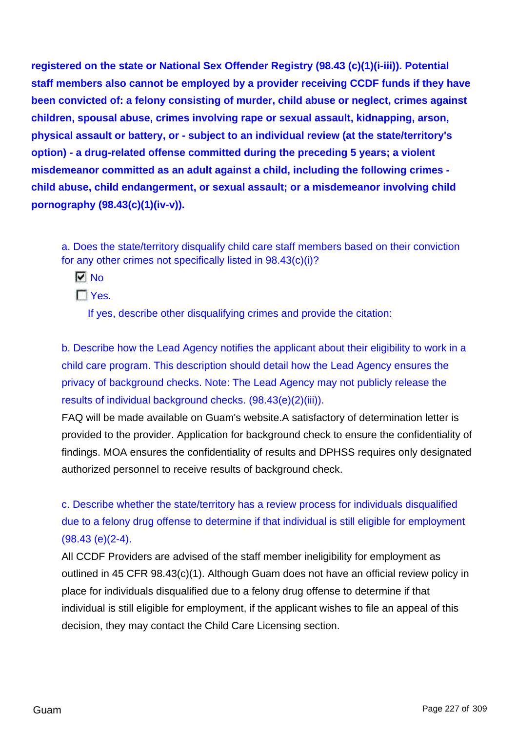**registered on the state or National Sex Offender Registry (98.43 (c)(1)(i-iii)). Potential staff members also cannot be employed by a provider receiving CCDF funds if they have been convicted of: a felony consisting of murder, child abuse or neglect, crimes against children, spousal abuse, crimes involving rape or sexual assault, kidnapping, arson, physical assault or battery, or - subject to an individual review (at the state/territory's option) - a drug-related offense committed during the preceding 5 years; a violent misdemeanor committed as an adult against a child, including the following crimes - child abuse, child endangerment, or sexual assault; or a misdemeanor involving child pornography (98.43(c)(1)(iv-v)).**

a. Does the state/territory disqualify child care staff members based on their conviction for any other crimes not specifically listed in 98.43(c)(i)?

- [x] No
- [ ] Yes.

If yes, describe other disqualifying crimes and provide the citation:

b. Describe how the Lead Agency notifies the applicant about their eligibility to work in a child care program. This description should detail how the Lead Agency ensures the privacy of background checks. Note: The Lead Agency may not publicly release the results of individual background checks. (98.43(e)(2)(iii)).

FAQ will be made available on Guam's website.A satisfactory of determination letter is provided to the provider. Application for background check to ensure the confidentiality of findings. MOA ensures the confidentiality of results and DPHSS requires only designated authorized personnel to receive results of background check.

c. Describe whether the state/territory has a review process for individuals disqualified due to a felony drug offense to determine if that individual is still eligible for employment (98.43 (e)(2-4).

All CCDF Providers are advised of the staff member ineligibility for employment as outlined in 45 CFR 98.43(c)(1). Although Guam does not have an official review policy in place for individuals disqualified due to a felony drug offense to determine if that individual is still eligible for employment, if the applicant wishes to file an appeal of this decision, they may contact the Child Care Licensing section.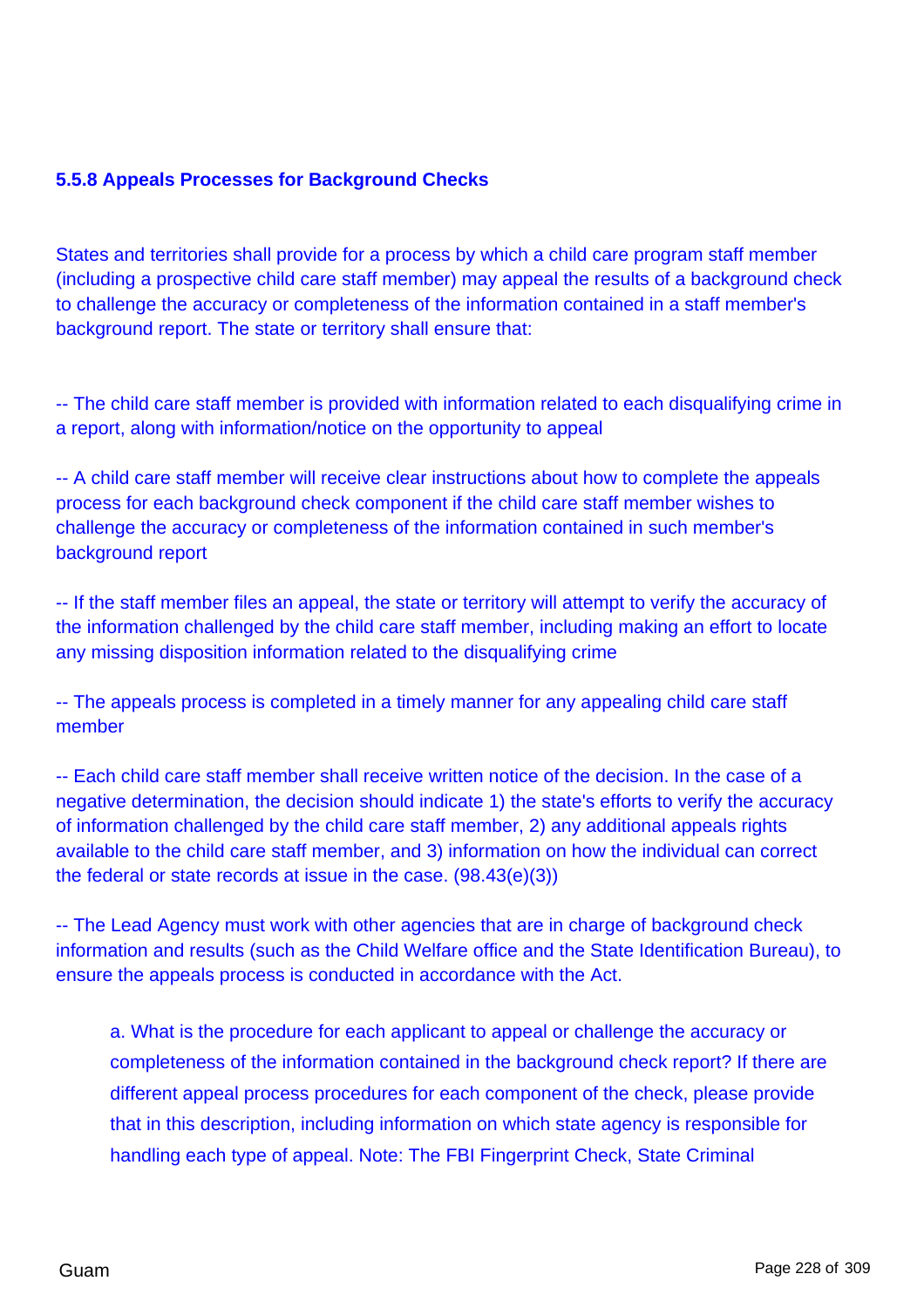### 5.5.8 Appeals Processes for Background Checks

States and territories shall provide for a process by which a child care program staff member (including a prospective child care staff member) may appeal the results of a background check to challenge the accuracy or completeness of the information contained in a staff member's background report. The state or territory shall ensure that:

-- The child care staff member is provided with information related to each disqualifying crime in a report, along with information/notice on the opportunity to appeal

-- A child care staff member will receive clear instructions about how to complete the appeals process for each background check component if the child care staff member wishes to challenge the accuracy or completeness of the information contained in such member's background report

-- If the staff member files an appeal, the state or territory will attempt to verify the accuracy of the information challenged by the child care staff member, including making an effort to locate any missing disposition information related to the disqualifying crime

-- The appeals process is completed in a timely manner for any appealing child care staff member

-- Each child care staff member shall receive written notice of the decision. In the case of a negative determination, the decision should indicate 1) the state's efforts to verify the accuracy of information challenged by the child care staff member, 2) any additional appeals rights available to the child care staff member, and 3) information on how the individual can correct the federal or state records at issue in the case. (98.43(e)(3))

-- The Lead Agency must work with other agencies that are in charge of background check information and results (such as the Child Welfare office and the State Identification Bureau), to ensure the appeals process is conducted in accordance with the Act.

a. What is the procedure for each applicant to appeal or challenge the accuracy or completeness of the information contained in the background check report? If there are different appeal process procedures for each component of the check, please provide that in this description, including information on which state agency is responsible for handling each type of appeal. Note: The FBI Fingerprint Check, State Criminal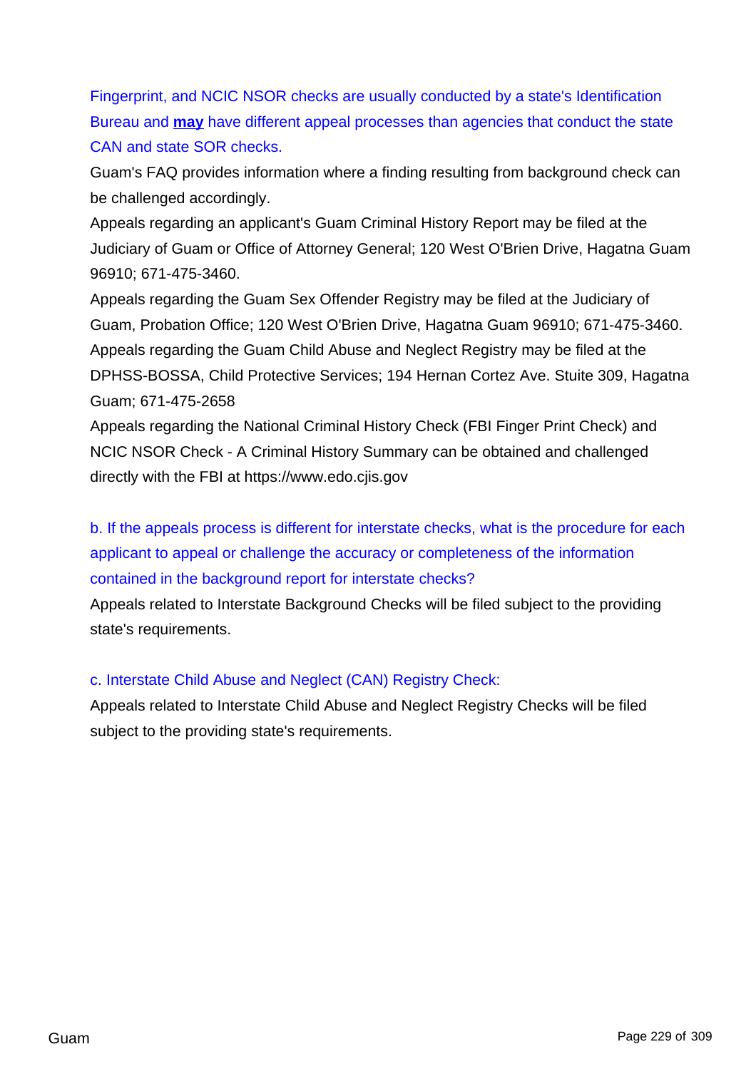Fingerprint, and NCIC NSOR checks are usually conducted by a state's Identification Bureau and **may** have different appeal processes than agencies that conduct the state CAN and state SOR checks.

Guam's FAQ provides information where a finding resulting from background check can be challenged accordingly.

Appeals regarding an applicant's Guam Criminal History Report may be filed at the Judiciary of Guam or Office of Attorney General; 120 West O'Brien Drive, Hagatna Guam 96910; 671-475-3460.

Appeals regarding the Guam Sex Offender Registry may be filed at the Judiciary of Guam, Probation Office; 120 West O'Brien Drive, Hagatna Guam 96910; 671-475-3460.

Appeals regarding the Guam Child Abuse and Neglect Registry may be filed at the DPHSS-BOSSA, Child Protective Services; 194 Hernan Cortez Ave. Stuite 309, Hagatna Guam; 671-475-2658

Appeals regarding the National Criminal History Check (FBI Finger Print Check) and NCIC NSOR Check - A Criminal History Summary can be obtained and challenged directly with the FBI at https://www.edo.cjis.gov

b. If the appeals process is different for interstate checks, what is the procedure for each applicant to appeal or challenge the accuracy or completeness of the information contained in the background report for interstate checks?

Appeals related to Interstate Background Checks will be filed subject to the providing state's requirements.

c. Interstate Child Abuse and Neglect (CAN) Registry Check:

Appeals related to Interstate Child Abuse and Neglect Registry Checks will be filed subject to the providing state's requirements.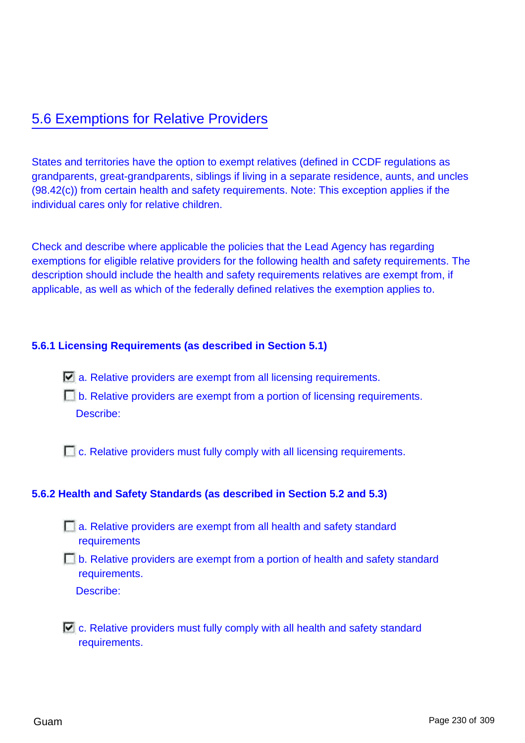## 5.6 Exemptions for Relative Providers

States and territories have the option to exempt relatives (defined in CCDF regulations as grandparents, great-grandparents, siblings if living in a separate residence, aunts, and uncles (98.42(c)) from certain health and safety requirements. Note: This exception applies if the individual cares only for relative children.

Check and describe where applicable the policies that the Lead Agency has regarding exemptions for eligible relative providers for the following health and safety requirements. The description should include the health and safety requirements relatives are exempt from, if applicable, as well as which of the federally defined relatives the exemption applies to.

### 5.6.1 Licensing Requirements (as described in Section 5.1)

- [x] a. Relative providers are exempt from all licensing requirements.
- [ ] b. Relative providers are exempt from a portion of licensing requirements.

  Describe:

- [ ] c. Relative providers must fully comply with all licensing requirements.

### 5.6.2 Health and Safety Standards (as described in Section 5.2 and 5.3)

- [ ] a. Relative providers are exempt from all health and safety standard requirements
- [ ] b. Relative providers are exempt from a portion of health and safety standard requirements.

  Describe:

- [x] c. Relative providers must fully comply with all health and safety standard requirements.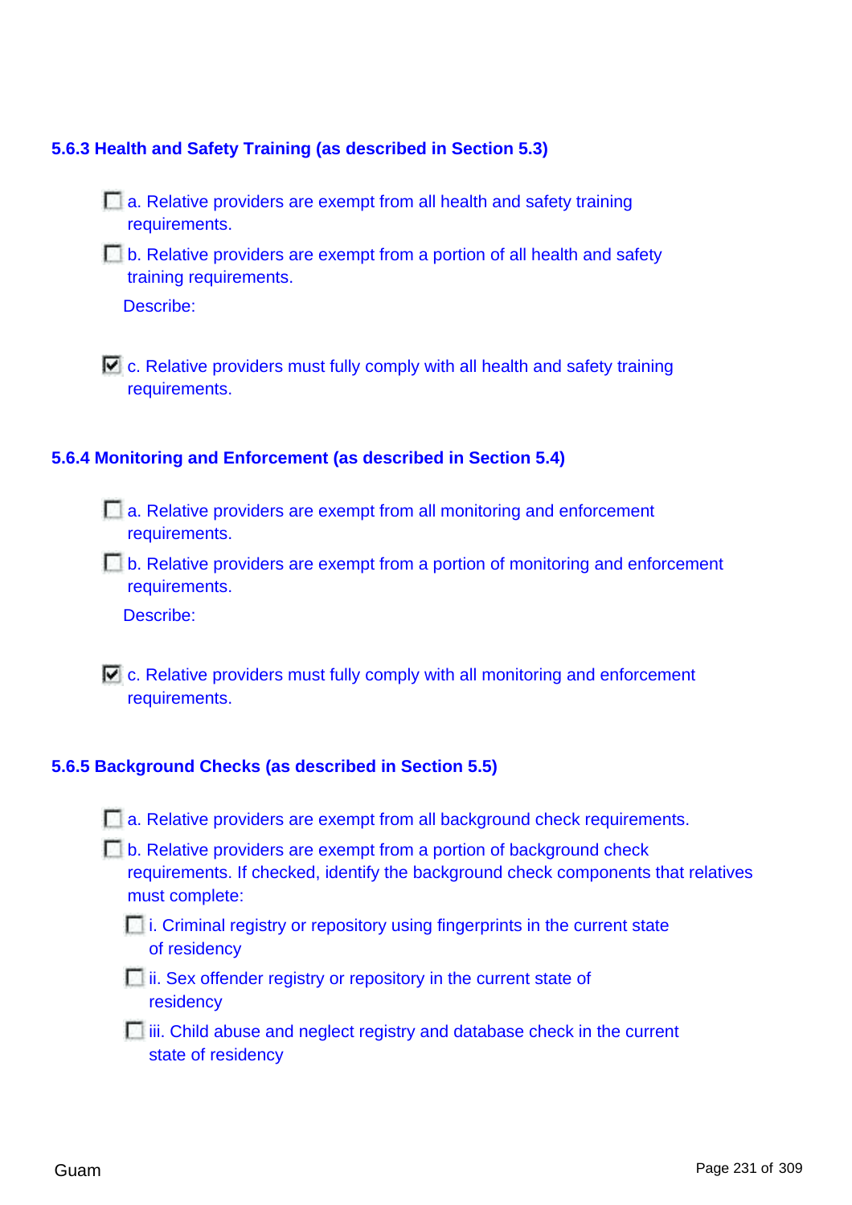### 5.6.3 Health and Safety Training (as described in Section 5.3)

- [ ] a. Relative providers are exempt from all health and safety training requirements.
- [ ] b. Relative providers are exempt from a portion of all health and safety training requirements.

  Describe:

- [x] c. Relative providers must fully comply with all health and safety training requirements.

### 5.6.4 Monitoring and Enforcement (as described in Section 5.4)

- [ ] a. Relative providers are exempt from all monitoring and enforcement requirements.
- [ ] b. Relative providers are exempt from a portion of monitoring and enforcement requirements.

  Describe:

- [x] c. Relative providers must fully comply with all monitoring and enforcement requirements.

### 5.6.5 Background Checks (as described in Section 5.5)

- [ ] a. Relative providers are exempt from all background check requirements.
- [ ] b. Relative providers are exempt from a portion of background check requirements. If checked, identify the background check components that relatives must complete:
  - [ ] i. Criminal registry or repository using fingerprints in the current state of residency
  - [ ] ii. Sex offender registry or repository in the current state of residency
  - [ ] iii. Child abuse and neglect registry and database check in the current state of residency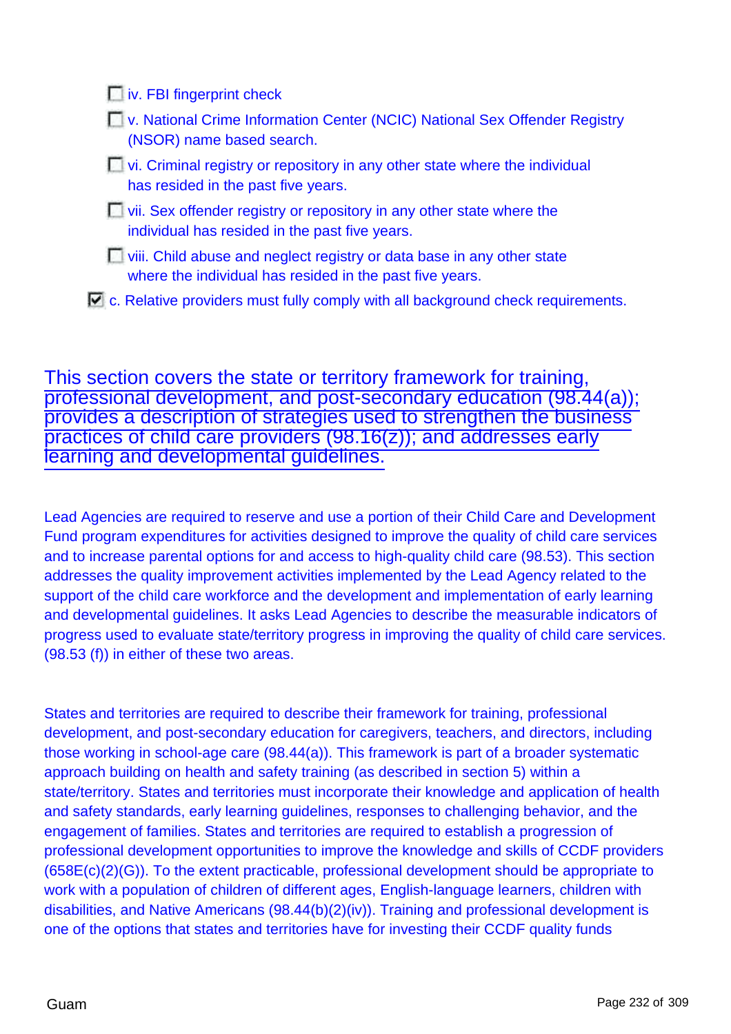- [ ] iv. FBI fingerprint check
- [ ] v. National Crime Information Center (NCIC) National Sex Offender Registry (NSOR) name based search.
- [ ] vi. Criminal registry or repository in any other state where the individual has resided in the past five years.
- [ ] vii. Sex offender registry or repository in any other state where the individual has resided in the past five years.
- [ ] viii. Child abuse and neglect registry or data base in any other state where the individual has resided in the past five years.

- [x] c. Relative providers must fully comply with all background check requirements.

## This section covers the state or territory framework for training, professional development, and post-secondary education (98.44(a)); provides a description of strategies used to strengthen the business practices of child care providers (98.16(z)); and addresses early learning and developmental guidelines.

Lead Agencies are required to reserve and use a portion of their Child Care and Development Fund program expenditures for activities designed to improve the quality of child care services and to increase parental options for and access to high-quality child care (98.53). This section addresses the quality improvement activities implemented by the Lead Agency related to the support of the child care workforce and the development and implementation of early learning and developmental guidelines. It asks Lead Agencies to describe the measurable indicators of progress used to evaluate state/territory progress in improving the quality of child care services. (98.53 (f)) in either of these two areas.

States and territories are required to describe their framework for training, professional development, and post-secondary education for caregivers, teachers, and directors, including those working in school-age care (98.44(a)). This framework is part of a broader systematic approach building on health and safety training (as described in section 5) within a state/territory. States and territories must incorporate their knowledge and application of health and safety standards, early learning guidelines, responses to challenging behavior, and the engagement of families. States and territories are required to establish a progression of professional development opportunities to improve the knowledge and skills of CCDF providers (658E(c)(2)(G)). To the extent practicable, professional development should be appropriate to work with a population of children of different ages, English-language learners, children with disabilities, and Native Americans (98.44(b)(2)(iv)). Training and professional development is one of the options that states and territories have for investing their CCDF quality funds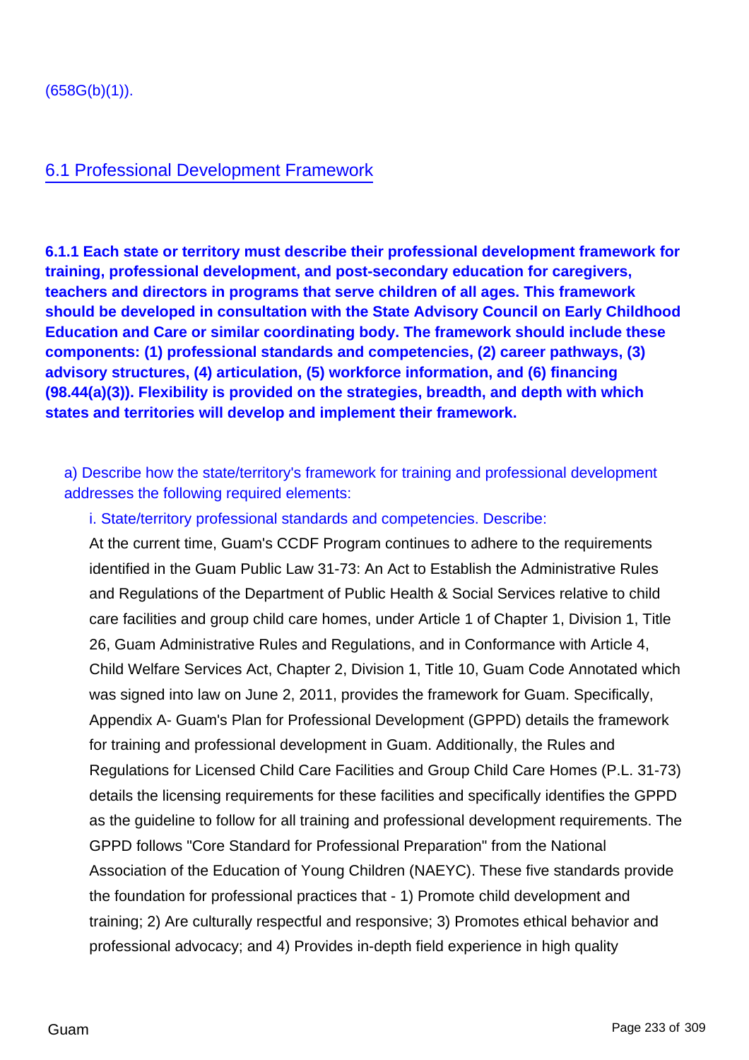(658G(b)(1)).

## 6.1 Professional Development Framework

**6.1.1 Each state or territory must describe their professional development framework for training, professional development, and post-secondary education for caregivers, teachers and directors in programs that serve children of all ages. This framework should be developed in consultation with the State Advisory Council on Early Childhood Education and Care or similar coordinating body. The framework should include these components: (1) professional standards and competencies, (2) career pathways, (3) advisory structures, (4) articulation, (5) workforce information, and (6) financing (98.44(a)(3)). Flexibility is provided on the strategies, breadth, and depth with which states and territories will develop and implement their framework.**

a) Describe how the state/territory's framework for training and professional development addresses the following required elements:

i. State/territory professional standards and competencies. Describe:

At the current time, Guam's CCDF Program continues to adhere to the requirements identified in the Guam Public Law 31-73: An Act to Establish the Administrative Rules and Regulations of the Department of Public Health & Social Services relative to child care facilities and group child care homes, under Article 1 of Chapter 1, Division 1, Title 26, Guam Administrative Rules and Regulations, and in Conformance with Article 4, Child Welfare Services Act, Chapter 2, Division 1, Title 10, Guam Code Annotated which was signed into law on June 2, 2011, provides the framework for Guam. Specifically, Appendix A- Guam's Plan for Professional Development (GPPD) details the framework for training and professional development in Guam. Additionally, the Rules and Regulations for Licensed Child Care Facilities and Group Child Care Homes (P.L. 31-73) details the licensing requirements for these facilities and specifically identifies the GPPD as the guideline to follow for all training and professional development requirements. The GPPD follows "Core Standard for Professional Preparation" from the National Association of the Education of Young Children (NAEYC). These five standards provide the foundation for professional practices that - 1) Promote child development and training; 2) Are culturally respectful and responsive; 3) Promotes ethical behavior and professional advocacy; and 4) Provides in-depth field experience in high quality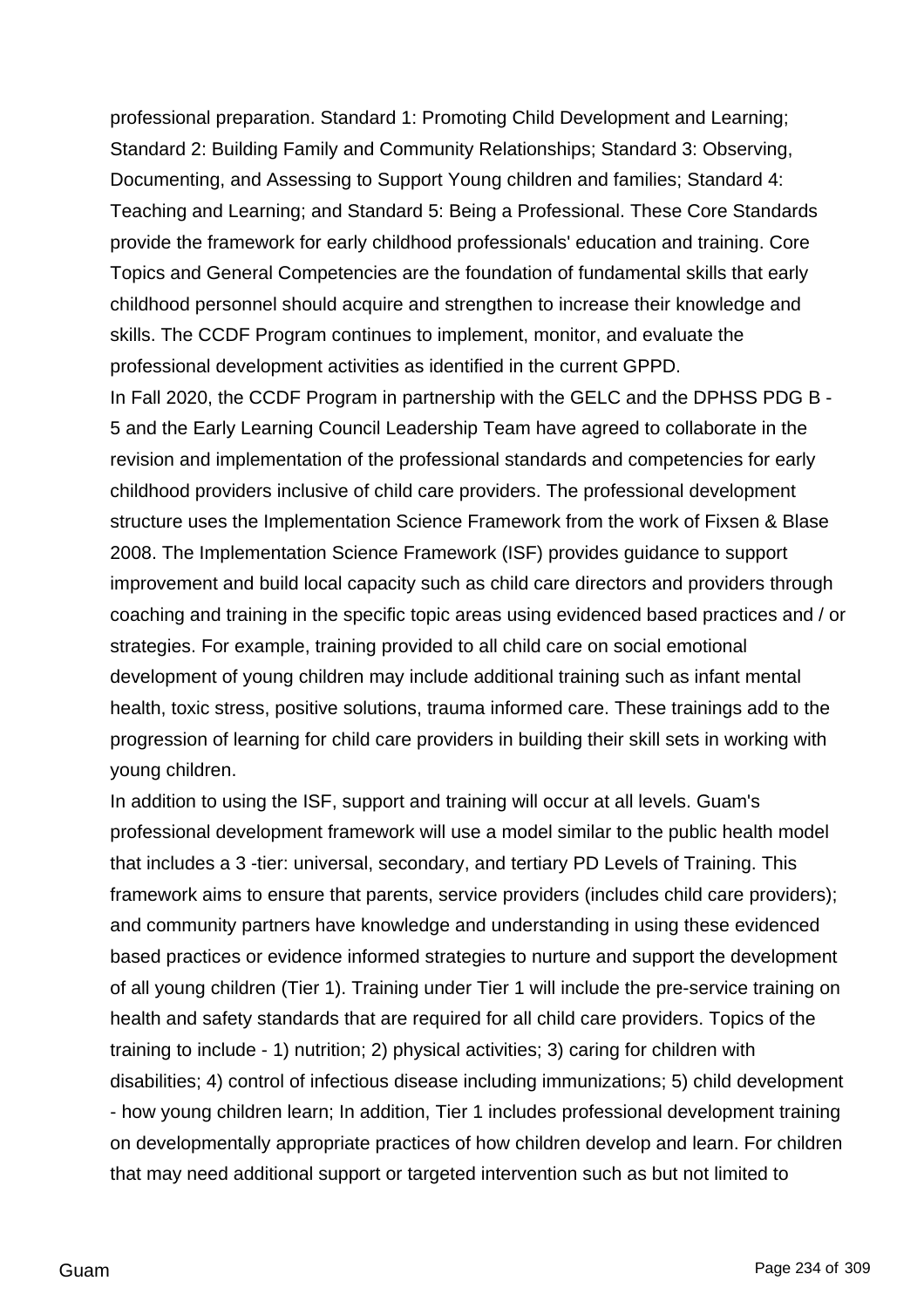professional preparation. Standard 1: Promoting Child Development and Learning; Standard 2: Building Family and Community Relationships; Standard 3: Observing, Documenting, and Assessing to Support Young children and families; Standard 4: Teaching and Learning; and Standard 5: Being a Professional. These Core Standards provide the framework for early childhood professionals' education and training. Core Topics and General Competencies are the foundation of fundamental skills that early childhood personnel should acquire and strengthen to increase their knowledge and skills. The CCDF Program continues to implement, monitor, and evaluate the professional development activities as identified in the current GPPD.

In Fall 2020, the CCDF Program in partnership with the GELC and the DPHSS PDG B - 5 and the Early Learning Council Leadership Team have agreed to collaborate in the revision and implementation of the professional standards and competencies for early childhood providers inclusive of child care providers. The professional development structure uses the Implementation Science Framework from the work of Fixsen & Blase 2008. The Implementation Science Framework (ISF) provides guidance to support improvement and build local capacity such as child care directors and providers through coaching and training in the specific topic areas using evidenced based practices and / or strategies. For example, training provided to all child care on social emotional development of young children may include additional training such as infant mental health, toxic stress, positive solutions, trauma informed care. These trainings add to the progression of learning for child care providers in building their skill sets in working with young children.

In addition to using the ISF, support and training will occur at all levels. Guam's professional development framework will use a model similar to the public health model that includes a 3 -tier: universal, secondary, and tertiary PD Levels of Training. This framework aims to ensure that parents, service providers (includes child care providers); and community partners have knowledge and understanding in using these evidenced based practices or evidence informed strategies to nurture and support the development of all young children (Tier 1). Training under Tier 1 will include the pre-service training on health and safety standards that are required for all child care providers. Topics of the training to include - 1) nutrition; 2) physical activities; 3) caring for children with disabilities; 4) control of infectious disease including immunizations; 5) child development - how young children learn; In addition, Tier 1 includes professional development training on developmentally appropriate practices of how children develop and learn. For children that may need additional support or targeted intervention such as but not limited to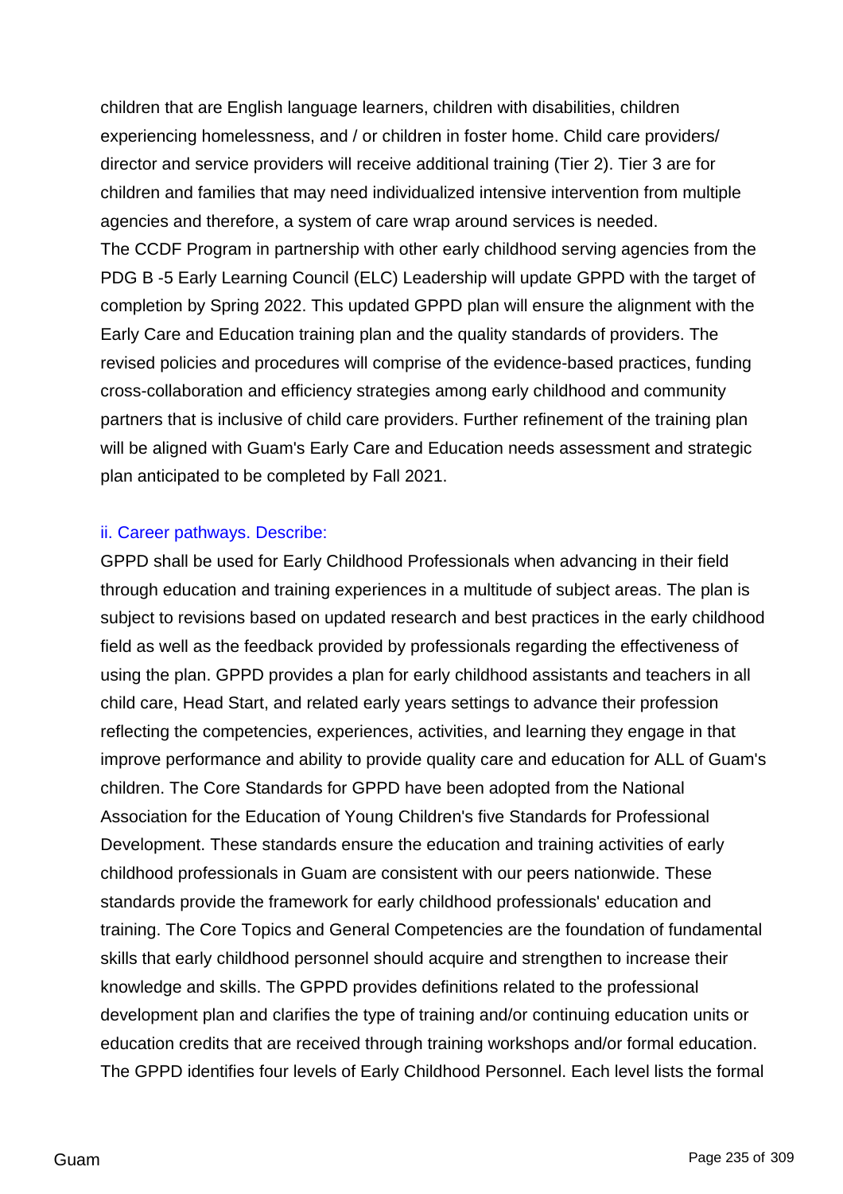children that are English language learners, children with disabilities, children experiencing homelessness, and / or children in foster home. Child care providers/ director and service providers will receive additional training (Tier 2). Tier 3 are for children and families that may need individualized intensive intervention from multiple agencies and therefore, a system of care wrap around services is needed.
The CCDF Program in partnership with other early childhood serving agencies from the PDG B -5 Early Learning Council (ELC) Leadership will update GPPD with the target of completion by Spring 2022. This updated GPPD plan will ensure the alignment with the Early Care and Education training plan and the quality standards of providers. The revised policies and procedures will comprise of the evidence-based practices, funding cross-collaboration and efficiency strategies among early childhood and community partners that is inclusive of child care providers. Further refinement of the training plan will be aligned with Guam's Early Care and Education needs assessment and strategic plan anticipated to be completed by Fall 2021.

ii. Career pathways. Describe:

GPPD shall be used for Early Childhood Professionals when advancing in their field through education and training experiences in a multitude of subject areas. The plan is subject to revisions based on updated research and best practices in the early childhood field as well as the feedback provided by professionals regarding the effectiveness of using the plan. GPPD provides a plan for early childhood assistants and teachers in all child care, Head Start, and related early years settings to advance their profession reflecting the competencies, experiences, activities, and learning they engage in that improve performance and ability to provide quality care and education for ALL of Guam's children. The Core Standards for GPPD have been adopted from the National Association for the Education of Young Children's five Standards for Professional Development. These standards ensure the education and training activities of early childhood professionals in Guam are consistent with our peers nationwide. These standards provide the framework for early childhood professionals' education and training. The Core Topics and General Competencies are the foundation of fundamental skills that early childhood personnel should acquire and strengthen to increase their knowledge and skills. The GPPD provides definitions related to the professional development plan and clarifies the type of training and/or continuing education units or education credits that are received through training workshops and/or formal education. The GPPD identifies four levels of Early Childhood Personnel. Each level lists the formal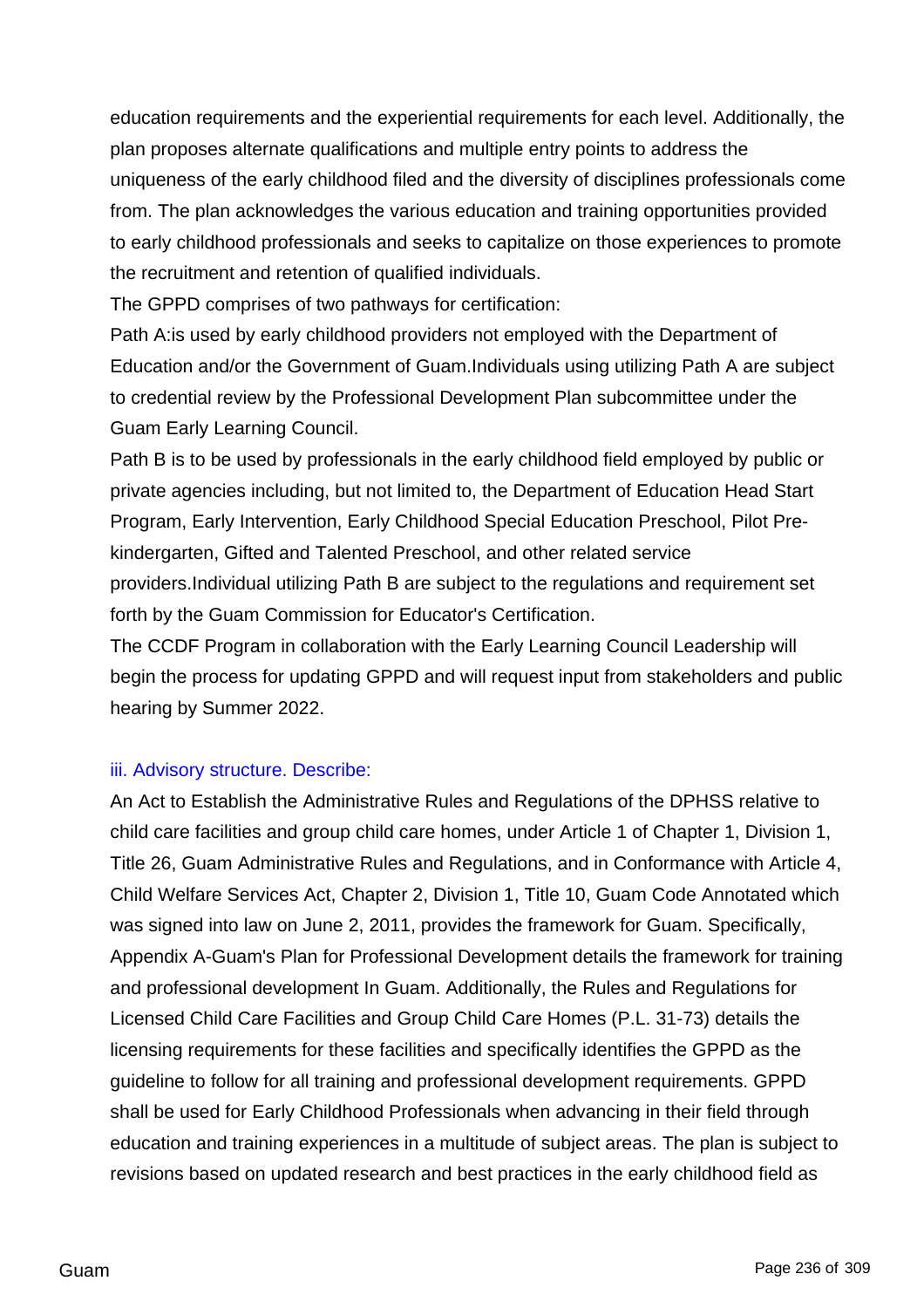education requirements and the experiential requirements for each level. Additionally, the plan proposes alternate qualifications and multiple entry points to address the uniqueness of the early childhood filed and the diversity of disciplines professionals come from. The plan acknowledges the various education and training opportunities provided to early childhood professionals and seeks to capitalize on those experiences to promote the recruitment and retention of qualified individuals.

The GPPD comprises of two pathways for certification:

Path A:is used by early childhood providers not employed with the Department of Education and/or the Government of Guam.Individuals using utilizing Path A are subject to credential review by the Professional Development Plan subcommittee under the Guam Early Learning Council.

Path B is to be used by professionals in the early childhood field employed by public or private agencies including, but not limited to, the Department of Education Head Start Program, Early Intervention, Early Childhood Special Education Preschool, Pilot Pre-kindergarten, Gifted and Talented Preschool, and other related service providers.Individual utilizing Path B are subject to the regulations and requirement set forth by the Guam Commission for Educator's Certification.

The CCDF Program in collaboration with the Early Learning Council Leadership will begin the process for updating GPPD and will request input from stakeholders and public hearing by Summer 2022.

iii. Advisory structure. Describe:

An Act to Establish the Administrative Rules and Regulations of the DPHSS relative to child care facilities and group child care homes, under Article 1 of Chapter 1, Division 1, Title 26, Guam Administrative Rules and Regulations, and in Conformance with Article 4, Child Welfare Services Act, Chapter 2, Division 1, Title 10, Guam Code Annotated which was signed into law on June 2, 2011, provides the framework for Guam. Specifically, Appendix A-Guam's Plan for Professional Development details the framework for training and professional development In Guam. Additionally, the Rules and Regulations for Licensed Child Care Facilities and Group Child Care Homes (P.L. 31-73) details the licensing requirements for these facilities and specifically identifies the GPPD as the guideline to follow for all training and professional development requirements. GPPD shall be used for Early Childhood Professionals when advancing in their field through education and training experiences in a multitude of subject areas. The plan is subject to revisions based on updated research and best practices in the early childhood field as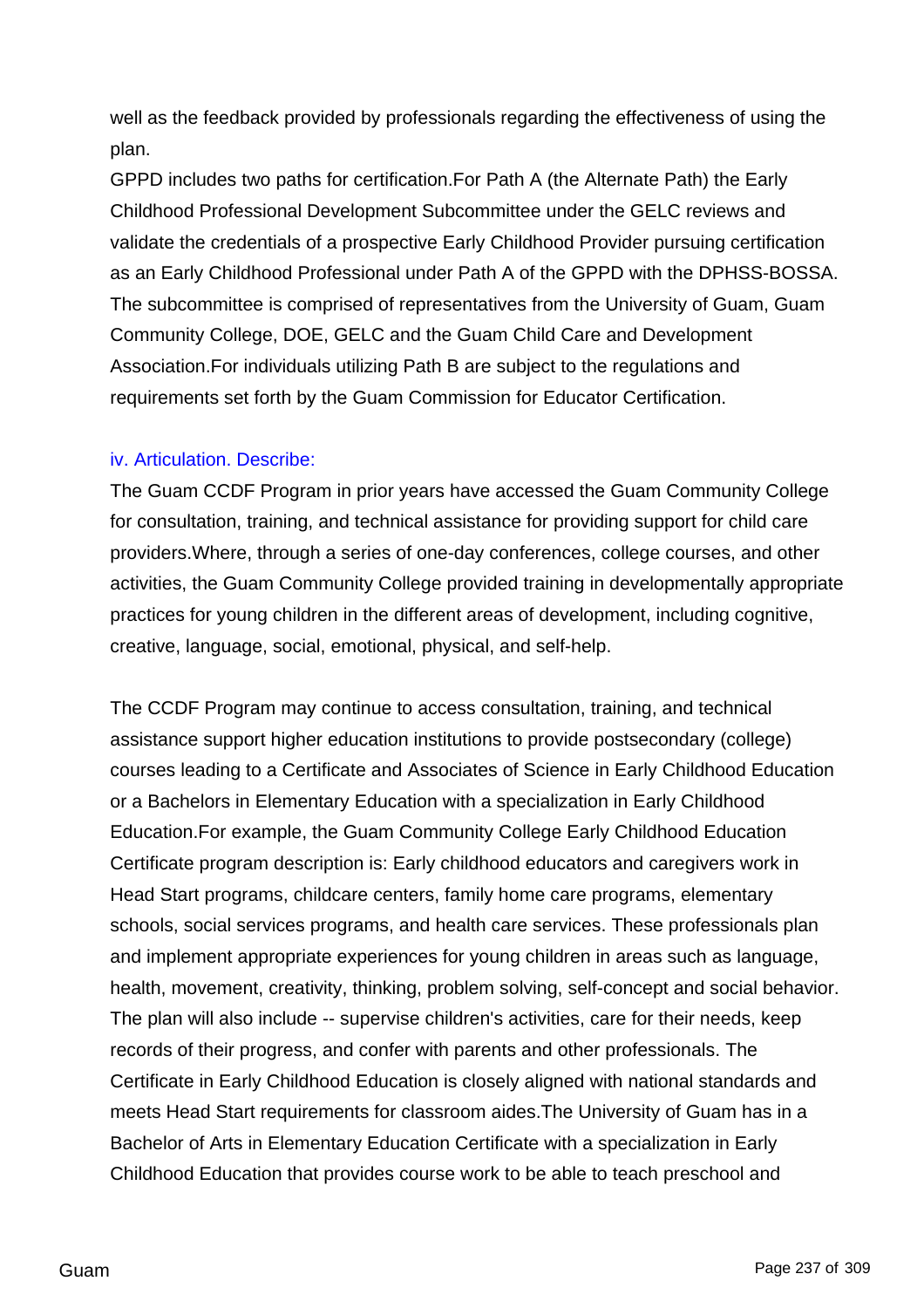well as the feedback provided by professionals regarding the effectiveness of using the plan.

GPPD includes two paths for certification.For Path A (the Alternate Path) the Early Childhood Professional Development Subcommittee under the GELC reviews and validate the credentials of a prospective Early Childhood Provider pursuing certification as an Early Childhood Professional under Path A of the GPPD with the DPHSS-BOSSA. The subcommittee is comprised of representatives from the University of Guam, Guam Community College, DOE, GELC and the Guam Child Care and Development Association.For individuals utilizing Path B are subject to the regulations and requirements set forth by the Guam Commission for Educator Certification.

iv. Articulation. Describe:

The Guam CCDF Program in prior years have accessed the Guam Community College for consultation, training, and technical assistance for providing support for child care providers.Where, through a series of one-day conferences, college courses, and other activities, the Guam Community College provided training in developmentally appropriate practices for young children in the different areas of development, including cognitive, creative, language, social, emotional, physical, and self-help.

The CCDF Program may continue to access consultation, training, and technical assistance support higher education institutions to provide postsecondary (college) courses leading to a Certificate and Associates of Science in Early Childhood Education or a Bachelors in Elementary Education with a specialization in Early Childhood Education.For example, the Guam Community College Early Childhood Education Certificate program description is: Early childhood educators and caregivers work in Head Start programs, childcare centers, family home care programs, elementary schools, social services programs, and health care services. These professionals plan and implement appropriate experiences for young children in areas such as language, health, movement, creativity, thinking, problem solving, self-concept and social behavior. The plan will also include -- supervise children's activities, care for their needs, keep records of their progress, and confer with parents and other professionals. The Certificate in Early Childhood Education is closely aligned with national standards and meets Head Start requirements for classroom aides.The University of Guam has in a Bachelor of Arts in Elementary Education Certificate with a specialization in Early Childhood Education that provides course work to be able to teach preschool and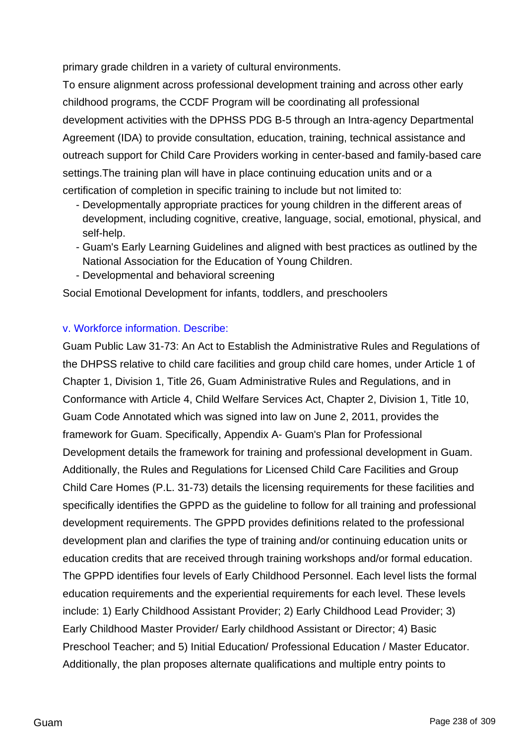primary grade children in a variety of cultural environments.

To ensure alignment across professional development training and across other early childhood programs, the CCDF Program will be coordinating all professional development activities with the DPHSS PDG B-5 through an Intra-agency Departmental Agreement (IDA) to provide consultation, education, training, technical assistance and outreach support for Child Care Providers working in center-based and family-based care settings.The training plan will have in place continuing education units and or a certification of completion in specific training to include but not limited to:

- Developmentally appropriate practices for young children in the different areas of development, including cognitive, creative, language, social, emotional, physical, and self-help.
- Guam's Early Learning Guidelines and aligned with best practices as outlined by the National Association for the Education of Young Children.
- Developmental and behavioral screening

Social Emotional Development for infants, toddlers, and preschoolers

v. Workforce information. Describe:

Guam Public Law 31-73: An Act to Establish the Administrative Rules and Regulations of the DHPSS relative to child care facilities and group child care homes, under Article 1 of Chapter 1, Division 1, Title 26, Guam Administrative Rules and Regulations, and in Conformance with Article 4, Child Welfare Services Act, Chapter 2, Division 1, Title 10, Guam Code Annotated which was signed into law on June 2, 2011, provides the framework for Guam. Specifically, Appendix A- Guam's Plan for Professional Development details the framework for training and professional development in Guam. Additionally, the Rules and Regulations for Licensed Child Care Facilities and Group Child Care Homes (P.L. 31-73) details the licensing requirements for these facilities and specifically identifies the GPPD as the guideline to follow for all training and professional development requirements. The GPPD provides definitions related to the professional development plan and clarifies the type of training and/or continuing education units or education credits that are received through training workshops and/or formal education. The GPPD identifies four levels of Early Childhood Personnel. Each level lists the formal education requirements and the experiential requirements for each level. These levels include: 1) Early Childhood Assistant Provider; 2) Early Childhood Lead Provider; 3) Early Childhood Master Provider/ Early childhood Assistant or Director; 4) Basic Preschool Teacher; and 5) Initial Education/ Professional Education / Master Educator. Additionally, the plan proposes alternate qualifications and multiple entry points to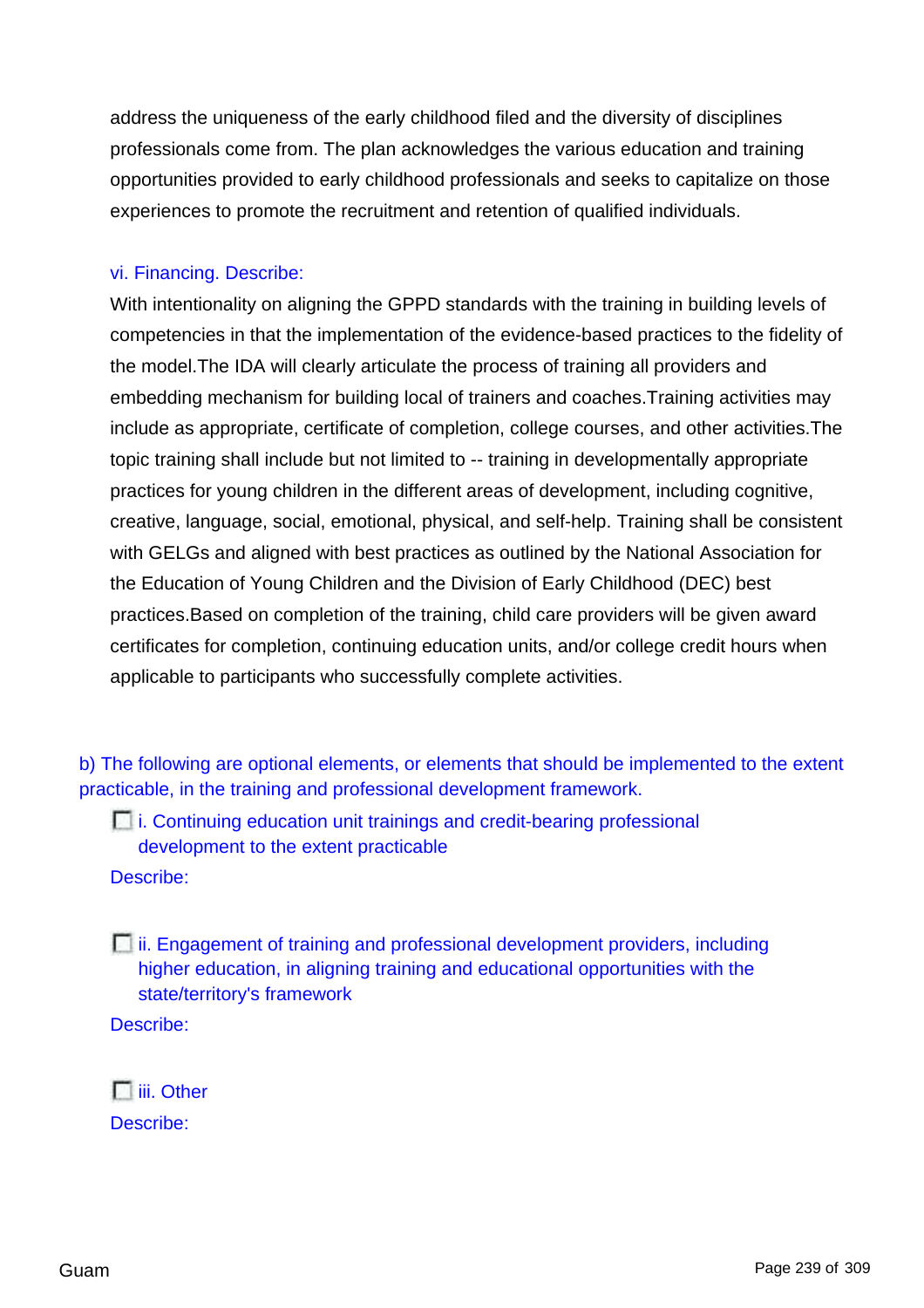address the uniqueness of the early childhood filed and the diversity of disciplines professionals come from. The plan acknowledges the various education and training opportunities provided to early childhood professionals and seeks to capitalize on those experiences to promote the recruitment and retention of qualified individuals.

vi. Financing. Describe:

With intentionality on aligning the GPPD standards with the training in building levels of competencies in that the implementation of the evidence-based practices to the fidelity of the model.The IDA will clearly articulate the process of training all providers and embedding mechanism for building local of trainers and coaches.Training activities may include as appropriate, certificate of completion, college courses, and other activities.The topic training shall include but not limited to -- training in developmentally appropriate practices for young children in the different areas of development, including cognitive, creative, language, social, emotional, physical, and self-help. Training shall be consistent with GELGs and aligned with best practices as outlined by the National Association for the Education of Young Children and the Division of Early Childhood (DEC) best practices.Based on completion of the training, child care providers will be given award certificates for completion, continuing education units, and/or college credit hours when applicable to participants who successfully complete activities.

b) The following are optional elements, or elements that should be implemented to the extent practicable, in the training and professional development framework.

- [ ] i. Continuing education unit trainings and credit-bearing professional development to the extent practicable

Describe:

- [ ] ii. Engagement of training and professional development providers, including higher education, in aligning training and educational opportunities with the state/territory's framework

Describe:

- [ ] iii. Other

Describe: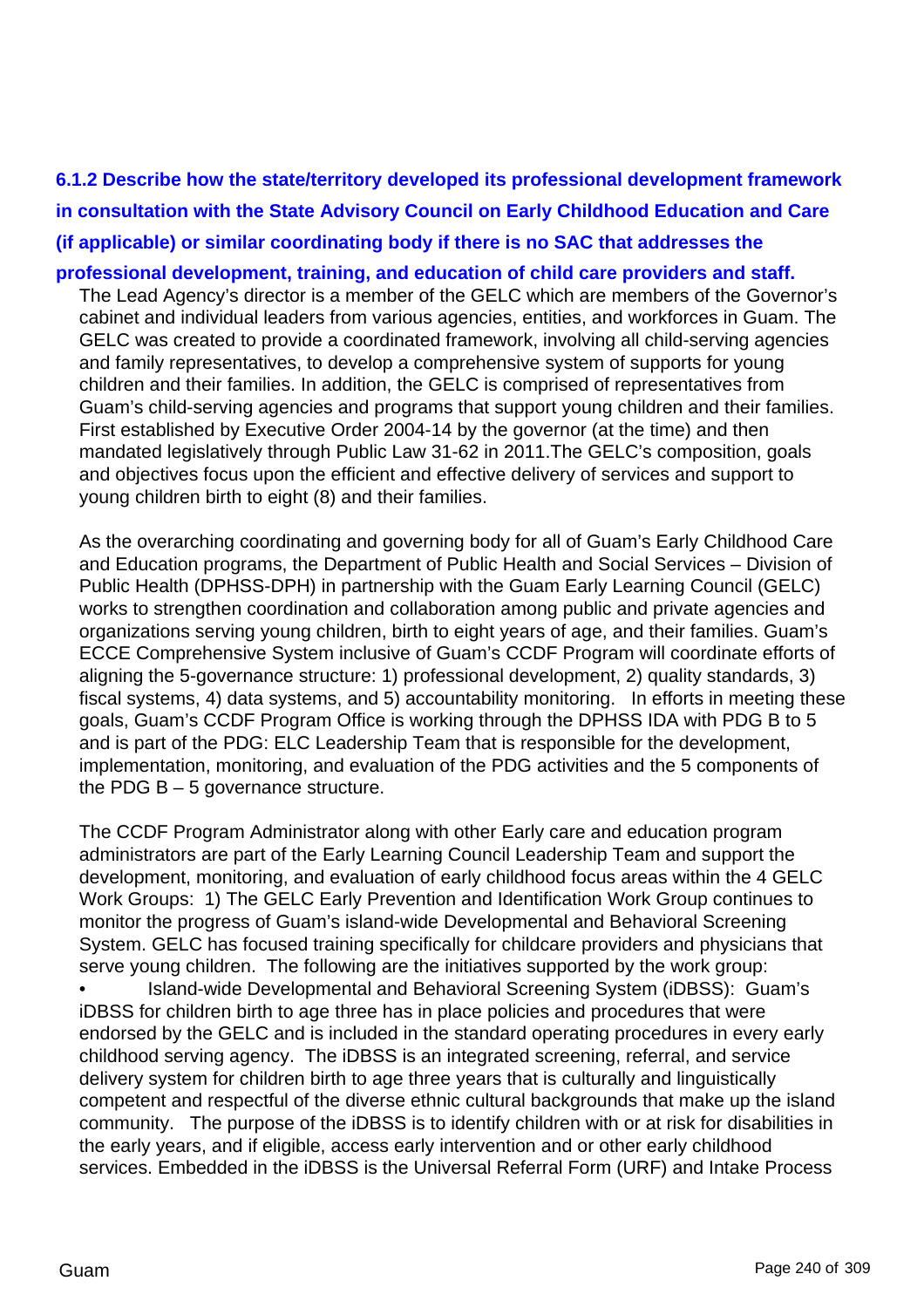**6.1.2 Describe how the state/territory developed its professional development framework in consultation with the State Advisory Council on Early Childhood Education and Care (if applicable) or similar coordinating body if there is no SAC that addresses the professional development, training, and education of child care providers and staff.**

The Lead Agency's director is a member of the GELC which are members of the Governor's cabinet and individual leaders from various agencies, entities, and workforces in Guam. The GELC was created to provide a coordinated framework, involving all child-serving agencies and family representatives, to develop a comprehensive system of supports for young children and their families. In addition, the GELC is comprised of representatives from Guam's child-serving agencies and programs that support young children and their families. First established by Executive Order 2004-14 by the governor (at the time) and then mandated legislatively through Public Law 31-62 in 2011.The GELC's composition, goals and objectives focus upon the efficient and effective delivery of services and support to young children birth to eight (8) and their families.

As the overarching coordinating and governing body for all of Guam's Early Childhood Care and Education programs, the Department of Public Health and Social Services – Division of Public Health (DPHSS-DPH) in partnership with the Guam Early Learning Council (GELC) works to strengthen coordination and collaboration among public and private agencies and organizations serving young children, birth to eight years of age, and their families. Guam's ECCE Comprehensive System inclusive of Guam's CCDF Program will coordinate efforts of aligning the 5-governance structure: 1) professional development, 2) quality standards, 3) fiscal systems, 4) data systems, and 5) accountability monitoring. In efforts in meeting these goals, Guam's CCDF Program Office is working through the DPHSS IDA with PDG B to 5 and is part of the PDG: ELC Leadership Team that is responsible for the development, implementation, monitoring, and evaluation of the PDG activities and the 5 components of the PDG B – 5 governance structure.

The CCDF Program Administrator along with other Early care and education program administrators are part of the Early Learning Council Leadership Team and support the development, monitoring, and evaluation of early childhood focus areas within the 4 GELC Work Groups: 1) The GELC Early Prevention and Identification Work Group continues to monitor the progress of Guam's island-wide Developmental and Behavioral Screening System. GELC has focused training specifically for childcare providers and physicians that serve young children. The following are the initiatives supported by the work group:

- Island-wide Developmental and Behavioral Screening System (iDBSS): Guam's iDBSS for children birth to age three has in place policies and procedures that were endorsed by the GELC and is included in the standard operating procedures in every early childhood serving agency. The iDBSS is an integrated screening, referral, and service delivery system for children birth to age three years that is culturally and linguistically competent and respectful of the diverse ethnic cultural backgrounds that make up the island community. The purpose of the iDBSS is to identify children with or at risk for disabilities in the early years, and if eligible, access early intervention and or other early childhood services. Embedded in the iDBSS is the Universal Referral Form (URF) and Intake Process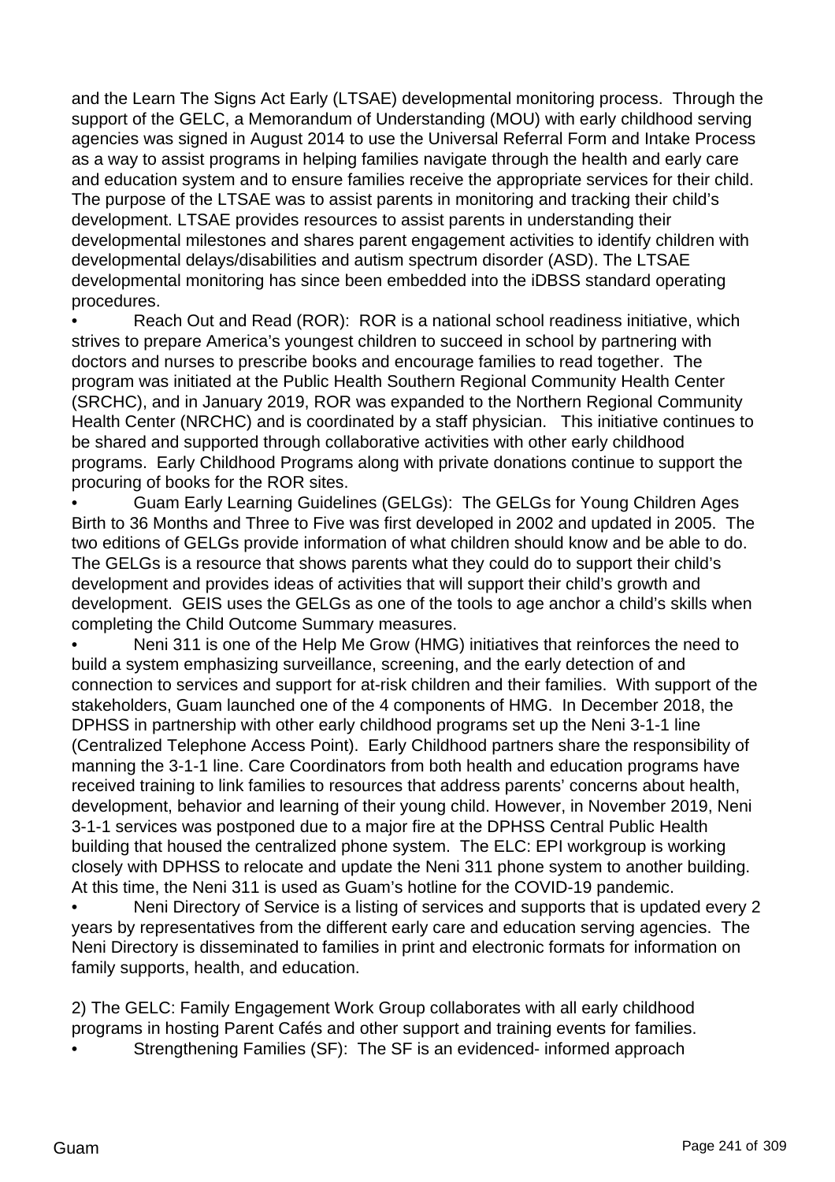and the Learn The Signs Act Early (LTSAE) developmental monitoring process. Through the support of the GELC, a Memorandum of Understanding (MOU) with early childhood serving agencies was signed in August 2014 to use the Universal Referral Form and Intake Process as a way to assist programs in helping families navigate through the health and early care and education system and to ensure families receive the appropriate services for their child. The purpose of the LTSAE was to assist parents in monitoring and tracking their child's development. LTSAE provides resources to assist parents in understanding their developmental milestones and shares parent engagement activities to identify children with developmental delays/disabilities and autism spectrum disorder (ASD). The LTSAE developmental monitoring has since been embedded into the iDBSS standard operating procedures.

- Reach Out and Read (ROR): ROR is a national school readiness initiative, which strives to prepare America's youngest children to succeed in school by partnering with doctors and nurses to prescribe books and encourage families to read together. The program was initiated at the Public Health Southern Regional Community Health Center (SRCHC), and in January 2019, ROR was expanded to the Northern Regional Community Health Center (NRCHC) and is coordinated by a staff physician. This initiative continues to be shared and supported through collaborative activities with other early childhood programs. Early Childhood Programs along with private donations continue to support the procuring of books for the ROR sites.
- Guam Early Learning Guidelines (GELGs): The GELGs for Young Children Ages Birth to 36 Months and Three to Five was first developed in 2002 and updated in 2005. The two editions of GELGs provide information of what children should know and be able to do. The GELGs is a resource that shows parents what they could do to support their child's development and provides ideas of activities that will support their child's growth and development. GEIS uses the GELGs as one of the tools to age anchor a child's skills when completing the Child Outcome Summary measures.
- Neni 311 is one of the Help Me Grow (HMG) initiatives that reinforces the need to build a system emphasizing surveillance, screening, and the early detection of and connection to services and support for at-risk children and their families. With support of the stakeholders, Guam launched one of the 4 components of HMG. In December 2018, the DPHSS in partnership with other early childhood programs set up the Neni 3-1-1 line (Centralized Telephone Access Point). Early Childhood partners share the responsibility of manning the 3-1-1 line. Care Coordinators from both health and education programs have received training to link families to resources that address parents' concerns about health, development, behavior and learning of their young child. However, in November 2019, Neni 3-1-1 services was postponed due to a major fire at the DPHSS Central Public Health building that housed the centralized phone system. The ELC: EPI workgroup is working closely with DPHSS to relocate and update the Neni 311 phone system to another building. At this time, the Neni 311 is used as Guam's hotline for the COVID-19 pandemic.
- Neni Directory of Service is a listing of services and supports that is updated every 2 years by representatives from the different early care and education serving agencies. The Neni Directory is disseminated to families in print and electronic formats for information on family supports, health, and education.

2) The GELC: Family Engagement Work Group collaborates with all early childhood programs in hosting Parent Cafés and other support and training events for families.

- Strengthening Families (SF): The SF is an evidenced- informed approach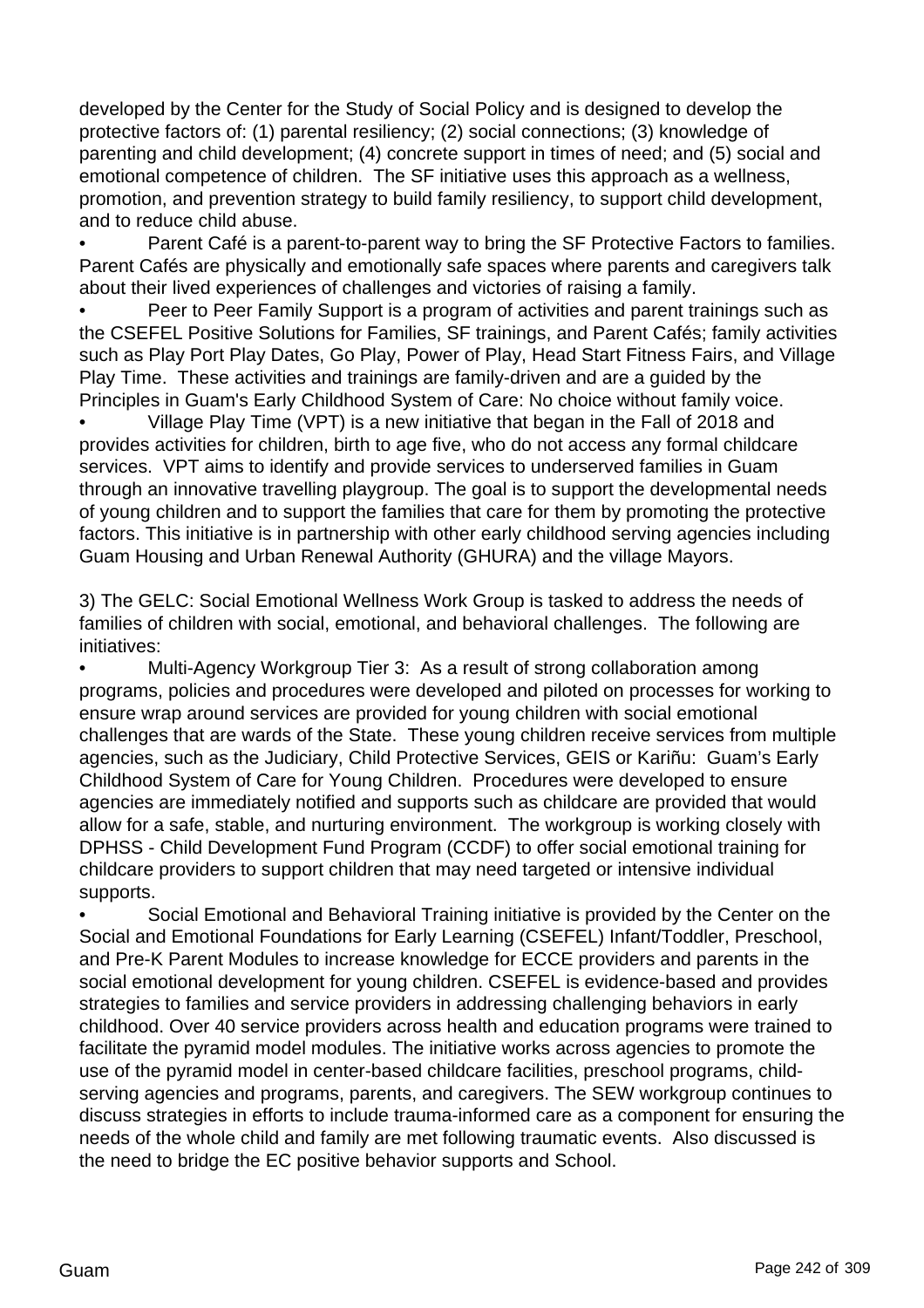developed by the Center for the Study of Social Policy and is designed to develop the protective factors of: (1) parental resiliency; (2) social connections; (3) knowledge of parenting and child development; (4) concrete support in times of need; and (5) social and emotional competence of children. The SF initiative uses this approach as a wellness, promotion, and prevention strategy to build family resiliency, to support child development, and to reduce child abuse.

- Parent Café is a parent-to-parent way to bring the SF Protective Factors to families. Parent Cafés are physically and emotionally safe spaces where parents and caregivers talk about their lived experiences of challenges and victories of raising a family.
- Peer to Peer Family Support is a program of activities and parent trainings such as the CSEFEL Positive Solutions for Families, SF trainings, and Parent Cafés; family activities such as Play Port Play Dates, Go Play, Power of Play, Head Start Fitness Fairs, and Village Play Time. These activities and trainings are family-driven and are a guided by the Principles in Guam's Early Childhood System of Care: No choice without family voice.
- Village Play Time (VPT) is a new initiative that began in the Fall of 2018 and provides activities for children, birth to age five, who do not access any formal childcare services. VPT aims to identify and provide services to underserved families in Guam through an innovative travelling playgroup. The goal is to support the developmental needs of young children and to support the families that care for them by promoting the protective factors. This initiative is in partnership with other early childhood serving agencies including Guam Housing and Urban Renewal Authority (GHURA) and the village Mayors.

3) The GELC: Social Emotional Wellness Work Group is tasked to address the needs of families of children with social, emotional, and behavioral challenges. The following are initiatives:

- Multi-Agency Workgroup Tier 3: As a result of strong collaboration among programs, policies and procedures were developed and piloted on processes for working to ensure wrap around services are provided for young children with social emotional challenges that are wards of the State. These young children receive services from multiple agencies, such as the Judiciary, Child Protective Services, GEIS or Kariñu: Guam's Early Childhood System of Care for Young Children. Procedures were developed to ensure agencies are immediately notified and supports such as childcare are provided that would allow for a safe, stable, and nurturing environment. The workgroup is working closely with DPHSS - Child Development Fund Program (CCDF) to offer social emotional training for childcare providers to support children that may need targeted or intensive individual supports.
- Social Emotional and Behavioral Training initiative is provided by the Center on the Social and Emotional Foundations for Early Learning (CSEFEL) Infant/Toddler, Preschool, and Pre-K Parent Modules to increase knowledge for ECCE providers and parents in the social emotional development for young children. CSEFEL is evidence-based and provides strategies to families and service providers in addressing challenging behaviors in early childhood. Over 40 service providers across health and education programs were trained to facilitate the pyramid model modules. The initiative works across agencies to promote the use of the pyramid model in center-based childcare facilities, preschool programs, child-serving agencies and programs, parents, and caregivers. The SEW workgroup continues to discuss strategies in efforts to include trauma-informed care as a component for ensuring the needs of the whole child and family are met following traumatic events. Also discussed is the need to bridge the EC positive behavior supports and School.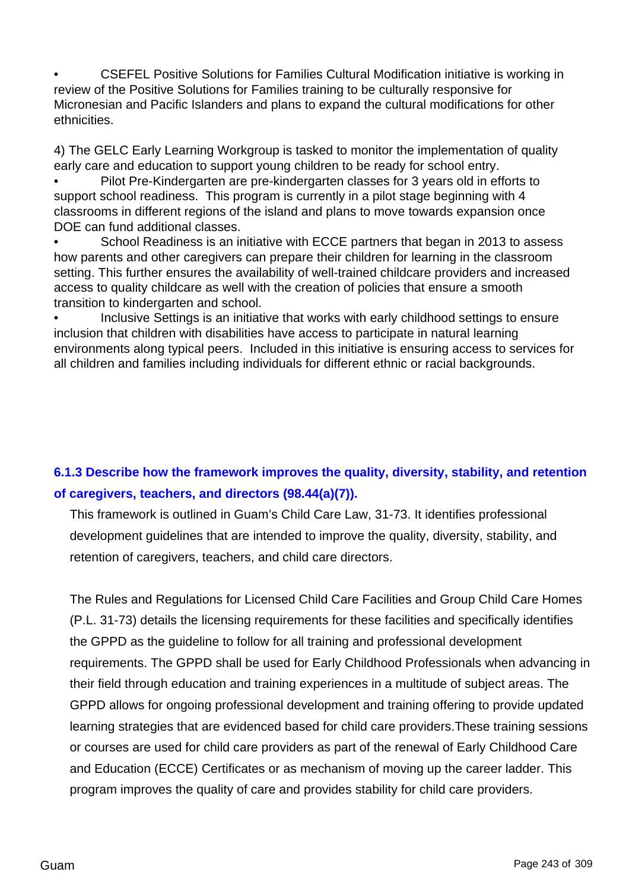- CSEFEL Positive Solutions for Families Cultural Modification initiative is working in review of the Positive Solutions for Families training to be culturally responsive for Micronesian and Pacific Islanders and plans to expand the cultural modifications for other ethnicities.

4) The GELC Early Learning Workgroup is tasked to monitor the implementation of quality early care and education to support young children to be ready for school entry.

- Pilot Pre-Kindergarten are pre-kindergarten classes for 3 years old in efforts to support school readiness. This program is currently in a pilot stage beginning with 4 classrooms in different regions of the island and plans to move towards expansion once DOE can fund additional classes.
- School Readiness is an initiative with ECCE partners that began in 2013 to assess how parents and other caregivers can prepare their children for learning in the classroom setting. This further ensures the availability of well-trained childcare providers and increased access to quality childcare as well with the creation of policies that ensure a smooth transition to kindergarten and school.
- Inclusive Settings is an initiative that works with early childhood settings to ensure inclusion that children with disabilities have access to participate in natural learning environments along typical peers. Included in this initiative is ensuring access to services for all children and families including individuals for different ethnic or racial backgrounds.

#### 6.1.3 Describe how the framework improves the quality, diversity, stability, and retention of caregivers, teachers, and directors (98.44(a)(7)).

This framework is outlined in Guam's Child Care Law, 31-73. It identifies professional development guidelines that are intended to improve the quality, diversity, stability, and retention of caregivers, teachers, and child care directors.

The Rules and Regulations for Licensed Child Care Facilities and Group Child Care Homes (P.L. 31-73) details the licensing requirements for these facilities and specifically identifies the GPPD as the guideline to follow for all training and professional development requirements. The GPPD shall be used for Early Childhood Professionals when advancing in their field through education and training experiences in a multitude of subject areas. The GPPD allows for ongoing professional development and training offering to provide updated learning strategies that are evidenced based for child care providers.These training sessions or courses are used for child care providers as part of the renewal of Early Childhood Care and Education (ECCE) Certificates or as mechanism of moving up the career ladder. This program improves the quality of care and provides stability for child care providers.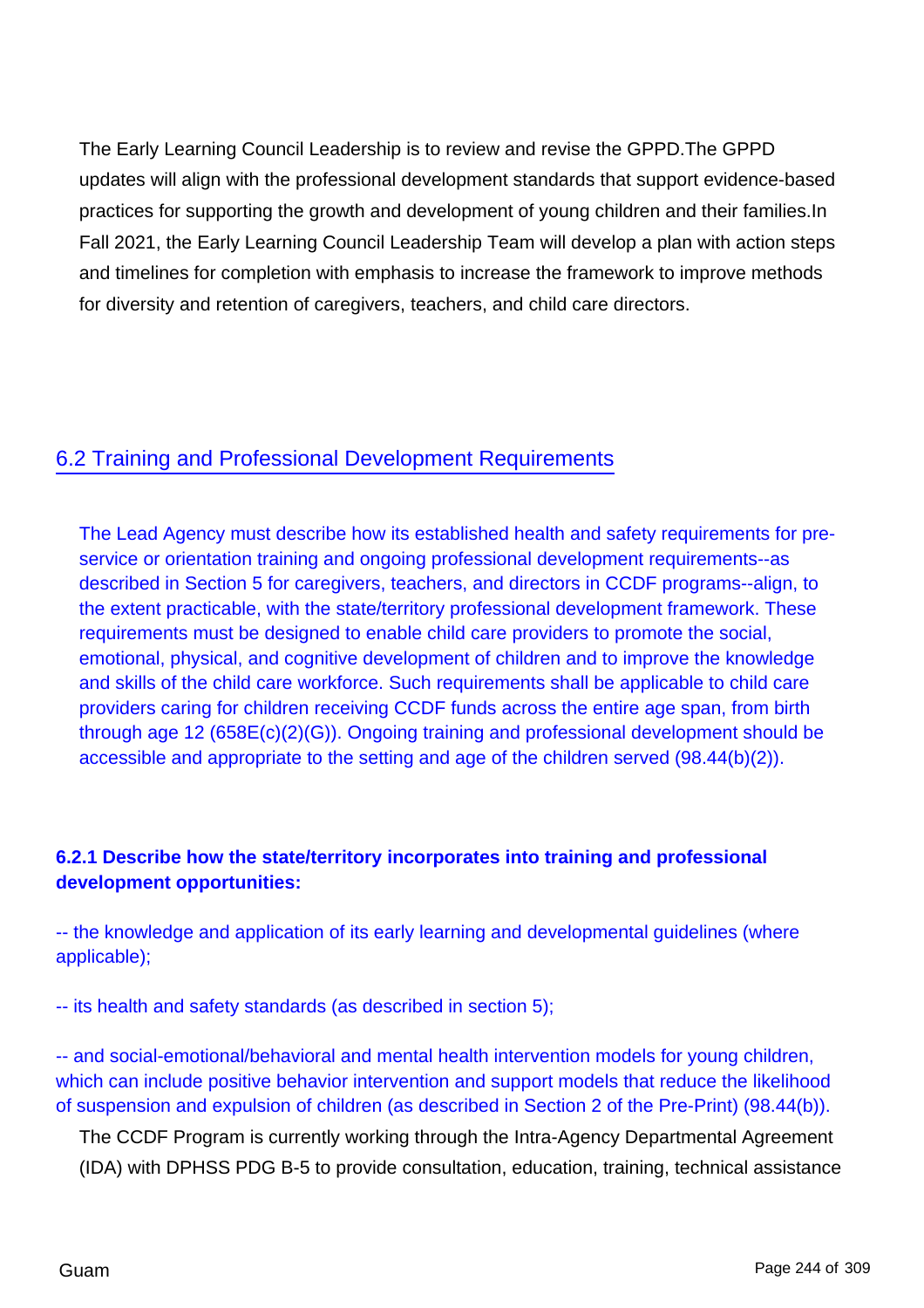The Early Learning Council Leadership is to review and revise the GPPD.The GPPD updates will align with the professional development standards that support evidence-based practices for supporting the growth and development of young children and their families.In Fall 2021, the Early Learning Council Leadership Team will develop a plan with action steps and timelines for completion with emphasis to increase the framework to improve methods for diversity and retention of caregivers, teachers, and child care directors.

## 6.2 Training and Professional Development Requirements

The Lead Agency must describe how its established health and safety requirements for pre-service or orientation training and ongoing professional development requirements--as described in Section 5 for caregivers, teachers, and directors in CCDF programs--align, to the extent practicable, with the state/territory professional development framework. These requirements must be designed to enable child care providers to promote the social, emotional, physical, and cognitive development of children and to improve the knowledge and skills of the child care workforce. Such requirements shall be applicable to child care providers caring for children receiving CCDF funds across the entire age span, from birth through age 12 (658E(c)(2)(G)). Ongoing training and professional development should be accessible and appropriate to the setting and age of the children served (98.44(b)(2)).

**6.2.1 Describe how the state/territory incorporates into training and professional development opportunities:**

-- the knowledge and application of its early learning and developmental guidelines (where applicable);

-- its health and safety standards (as described in section 5);

-- and social-emotional/behavioral and mental health intervention models for young children, which can include positive behavior intervention and support models that reduce the likelihood of suspension and expulsion of children (as described in Section 2 of the Pre-Print) (98.44(b)).

The CCDF Program is currently working through the Intra-Agency Departmental Agreement (IDA) with DPHSS PDG B-5 to provide consultation, education, training, technical assistance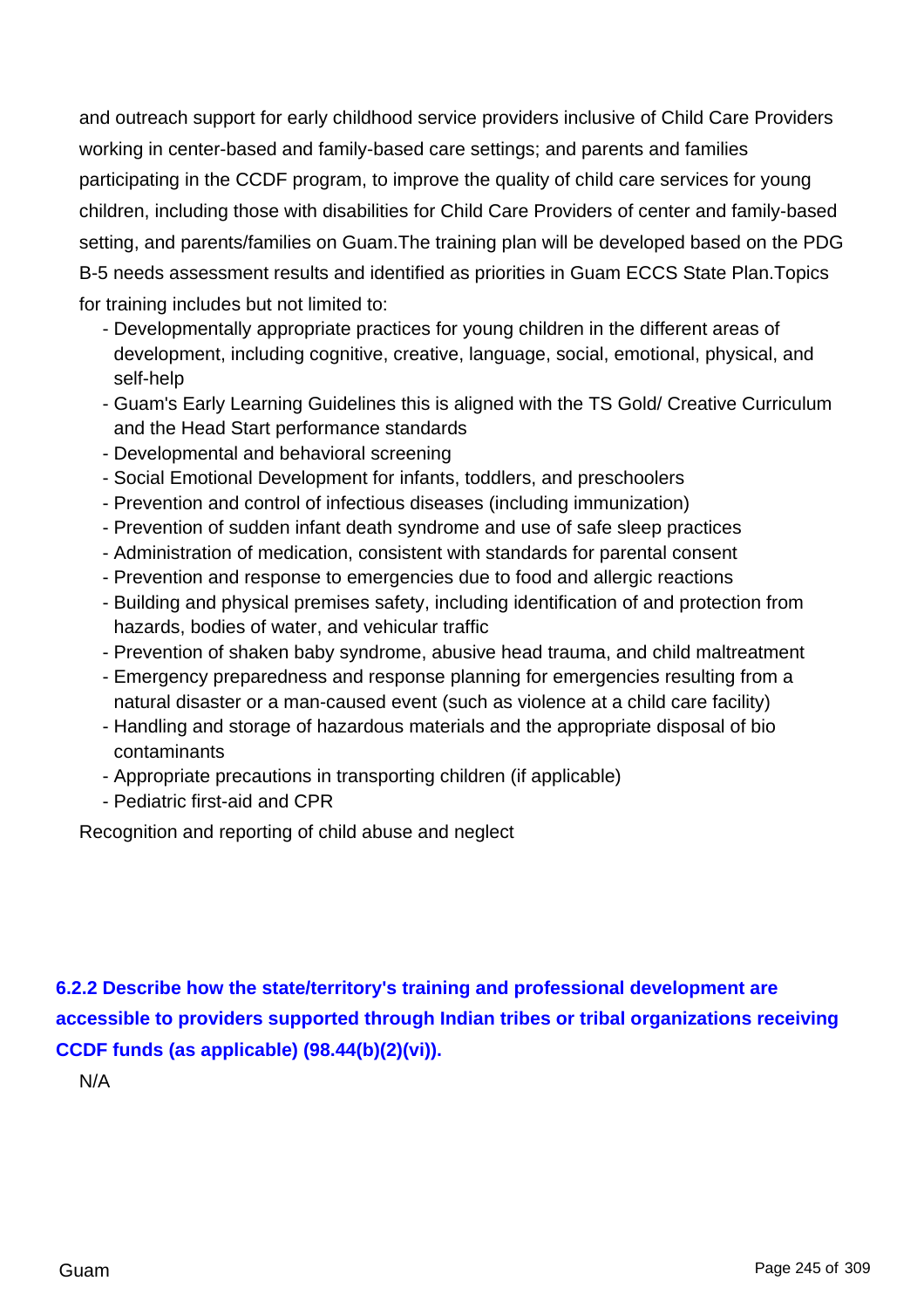and outreach support for early childhood service providers inclusive of Child Care Providers working in center-based and family-based care settings; and parents and families participating in the CCDF program, to improve the quality of child care services for young children, including those with disabilities for Child Care Providers of center and family-based setting, and parents/families on Guam.The training plan will be developed based on the PDG B-5 needs assessment results and identified as priorities in Guam ECCS State Plan.Topics for training includes but not limited to:

- Developmentally appropriate practices for young children in the different areas of development, including cognitive, creative, language, social, emotional, physical, and self-help
- Guam's Early Learning Guidelines this is aligned with the TS Gold/ Creative Curriculum and the Head Start performance standards
- Developmental and behavioral screening
- Social Emotional Development for infants, toddlers, and preschoolers
- Prevention and control of infectious diseases (including immunization)
- Prevention of sudden infant death syndrome and use of safe sleep practices
- Administration of medication, consistent with standards for parental consent
- Prevention and response to emergencies due to food and allergic reactions
- Building and physical premises safety, including identification of and protection from hazards, bodies of water, and vehicular traffic
- Prevention of shaken baby syndrome, abusive head trauma, and child maltreatment
- Emergency preparedness and response planning for emergencies resulting from a natural disaster or a man-caused event (such as violence at a child care facility)
- Handling and storage of hazardous materials and the appropriate disposal of bio contaminants
- Appropriate precautions in transporting children (if applicable)
- Pediatric first-aid and CPR

Recognition and reporting of child abuse and neglect

**6.2.2 Describe how the state/territory's training and professional development are accessible to providers supported through Indian tribes or tribal organizations receiving CCDF funds (as applicable) (98.44(b)(2)(vi)).**

N/A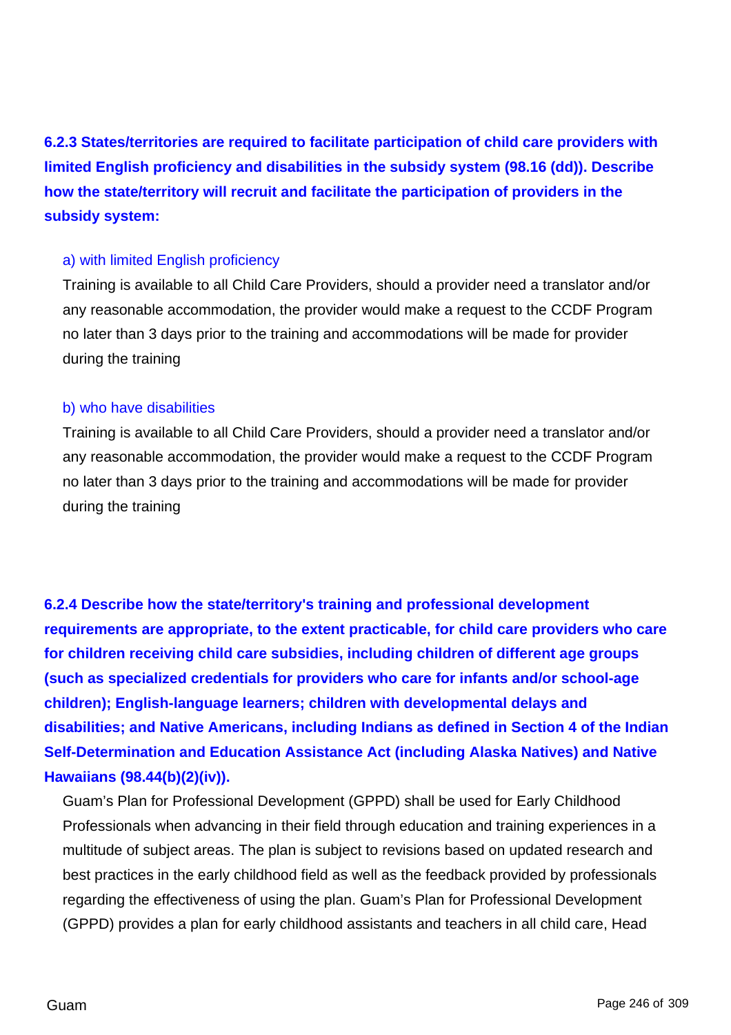**6.2.3 States/territories are required to facilitate participation of child care providers with limited English proficiency and disabilities in the subsidy system (98.16 (dd)). Describe how the state/territory will recruit and facilitate the participation of providers in the subsidy system:**

a) with limited English proficiency

Training is available to all Child Care Providers, should a provider need a translator and/or any reasonable accommodation, the provider would make a request to the CCDF Program no later than 3 days prior to the training and accommodations will be made for provider during the training

b) who have disabilities

Training is available to all Child Care Providers, should a provider need a translator and/or any reasonable accommodation, the provider would make a request to the CCDF Program no later than 3 days prior to the training and accommodations will be made for provider during the training

**6.2.4 Describe how the state/territory's training and professional development requirements are appropriate, to the extent practicable, for child care providers who care for children receiving child care subsidies, including children of different age groups (such as specialized credentials for providers who care for infants and/or school-age children); English-language learners; children with developmental delays and disabilities; and Native Americans, including Indians as defined in Section 4 of the Indian Self-Determination and Education Assistance Act (including Alaska Natives) and Native Hawaiians (98.44(b)(2)(iv)).**

Guam's Plan for Professional Development (GPPD) shall be used for Early Childhood Professionals when advancing in their field through education and training experiences in a multitude of subject areas. The plan is subject to revisions based on updated research and best practices in the early childhood field as well as the feedback provided by professionals regarding the effectiveness of using the plan. Guam's Plan for Professional Development (GPPD) provides a plan for early childhood assistants and teachers in all child care, Head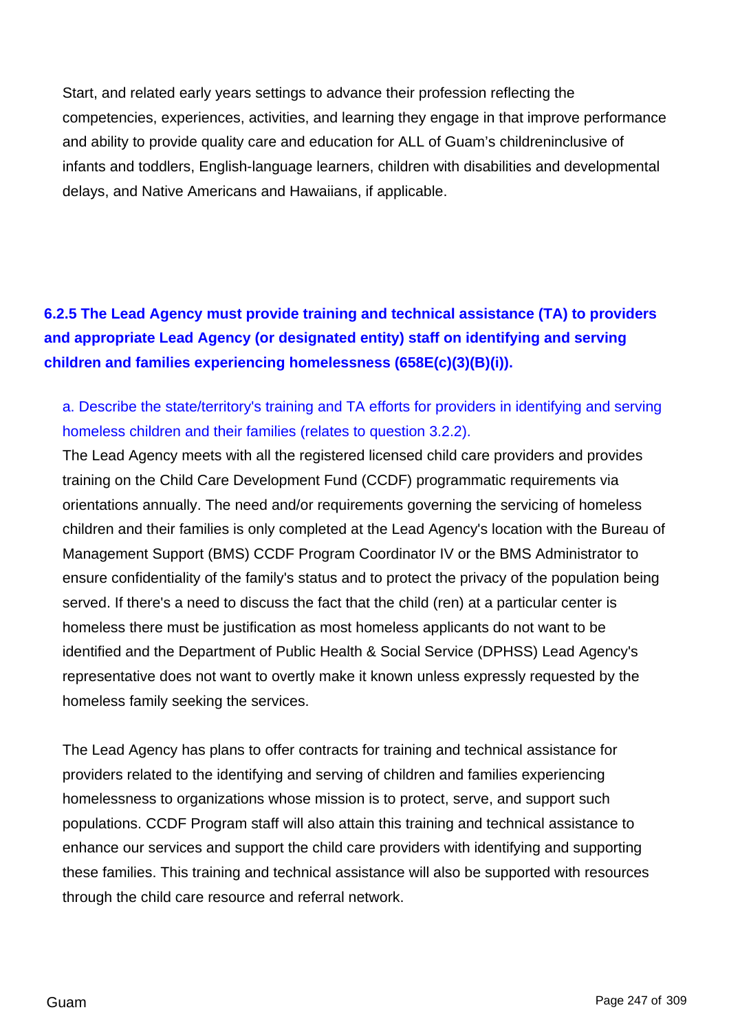Start, and related early years settings to advance their profession reflecting the competencies, experiences, activities, and learning they engage in that improve performance and ability to provide quality care and education for ALL of Guam's childreninclusive of infants and toddlers, English-language learners, children with disabilities and developmental delays, and Native Americans and Hawaiians, if applicable.

**6.2.5 The Lead Agency must provide training and technical assistance (TA) to providers and appropriate Lead Agency (or designated entity) staff on identifying and serving children and families experiencing homelessness (658E(c)(3)(B)(i)).**

a. Describe the state/territory's training and TA efforts for providers in identifying and serving homeless children and their families (relates to question 3.2.2).

The Lead Agency meets with all the registered licensed child care providers and provides training on the Child Care Development Fund (CCDF) programmatic requirements via orientations annually. The need and/or requirements governing the servicing of homeless children and their families is only completed at the Lead Agency's location with the Bureau of Management Support (BMS) CCDF Program Coordinator IV or the BMS Administrator to ensure confidentiality of the family's status and to protect the privacy of the population being served. If there's a need to discuss the fact that the child (ren) at a particular center is homeless there must be justification as most homeless applicants do not want to be identified and the Department of Public Health & Social Service (DPHSS) Lead Agency's representative does not want to overtly make it known unless expressly requested by the homeless family seeking the services.

The Lead Agency has plans to offer contracts for training and technical assistance for providers related to the identifying and serving of children and families experiencing homelessness to organizations whose mission is to protect, serve, and support such populations. CCDF Program staff will also attain this training and technical assistance to enhance our services and support the child care providers with identifying and supporting these families. This training and technical assistance will also be supported with resources through the child care resource and referral network.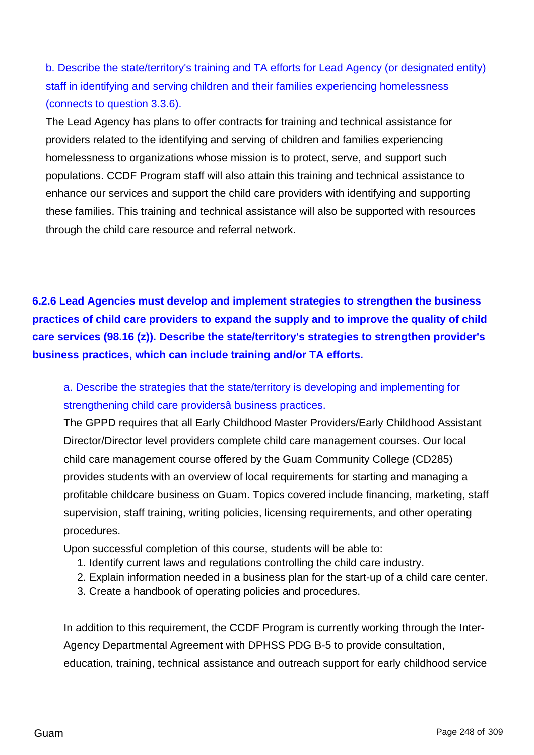b. Describe the state/territory's training and TA efforts for Lead Agency (or designated entity) staff in identifying and serving children and their families experiencing homelessness (connects to question 3.3.6).

The Lead Agency has plans to offer contracts for training and technical assistance for providers related to the identifying and serving of children and families experiencing homelessness to organizations whose mission is to protect, serve, and support such populations. CCDF Program staff will also attain this training and technical assistance to enhance our services and support the child care providers with identifying and supporting these families. This training and technical assistance will also be supported with resources through the child care resource and referral network.

**6.2.6 Lead Agencies must develop and implement strategies to strengthen the business practices of child care providers to expand the supply and to improve the quality of child care services (98.16 (z)). Describe the state/territory's strategies to strengthen provider's business practices, which can include training and/or TA efforts.**

a. Describe the strategies that the state/territory is developing and implementing for strengthening child care providersâ business practices.

The GPPD requires that all Early Childhood Master Providers/Early Childhood Assistant Director/Director level providers complete child care management courses. Our local child care management course offered by the Guam Community College (CD285) provides students with an overview of local requirements for starting and managing a profitable childcare business on Guam. Topics covered include financing, marketing, staff supervision, staff training, writing policies, licensing requirements, and other operating procedures.

Upon successful completion of this course, students will be able to:

1. Identify current laws and regulations controlling the child care industry.
2. Explain information needed in a business plan for the start-up of a child care center.
3. Create a handbook of operating policies and procedures.

In addition to this requirement, the CCDF Program is currently working through the Inter-Agency Departmental Agreement with DPHSS PDG B-5 to provide consultation, education, training, technical assistance and outreach support for early childhood service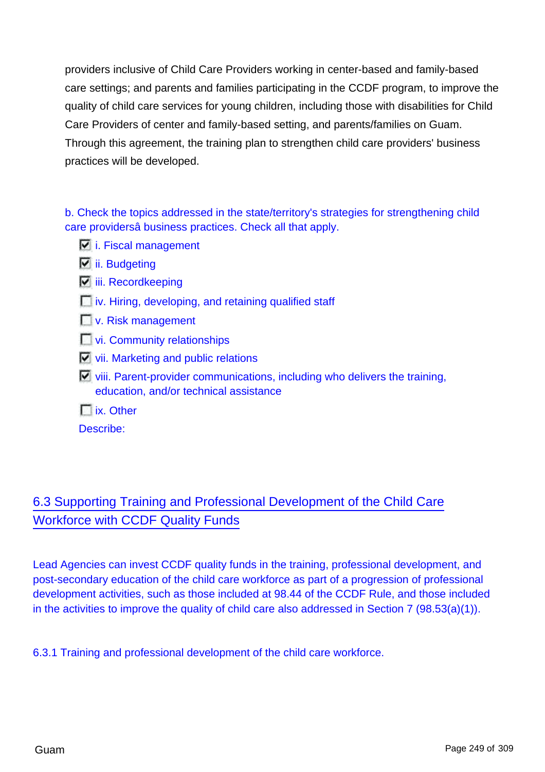providers inclusive of Child Care Providers working in center-based and family-based care settings; and parents and families participating in the CCDF program, to improve the quality of child care services for young children, including those with disabilities for Child Care Providers of center and family-based setting, and parents/families on Guam. Through this agreement, the training plan to strengthen child care providers' business practices will be developed.

b. Check the topics addressed in the state/territory's strategies for strengthening child care providersâ business practices. Check all that apply.

- [x] i. Fiscal management
- [x] ii. Budgeting
- [x] iii. Recordkeeping
- [ ] iv. Hiring, developing, and retaining qualified staff
- [ ] v. Risk management
- [ ] vi. Community relationships
- [x] vii. Marketing and public relations
- [x] viii. Parent-provider communications, including who delivers the training, education, and/or technical assistance
- [ ] ix. Other

Describe:

## 6.3 Supporting Training and Professional Development of the Child Care Workforce with CCDF Quality Funds

Lead Agencies can invest CCDF quality funds in the training, professional development, and post-secondary education of the child care workforce as part of a progression of professional development activities, such as those included at 98.44 of the CCDF Rule, and those included in the activities to improve the quality of child care also addressed in Section 7 (98.53(a)(1)).

6.3.1 Training and professional development of the child care workforce.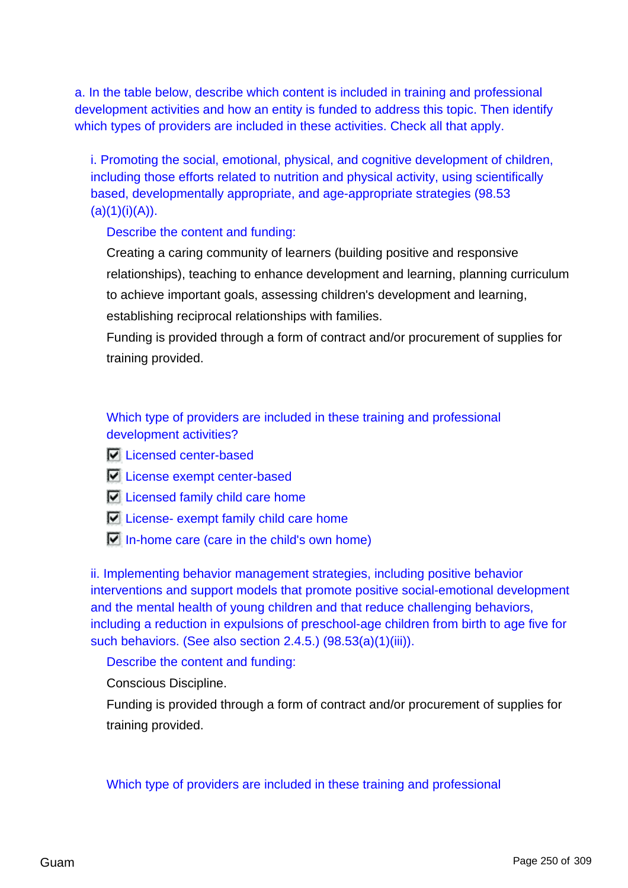a. In the table below, describe which content is included in training and professional development activities and how an entity is funded to address this topic. Then identify which types of providers are included in these activities. Check all that apply.

i. Promoting the social, emotional, physical, and cognitive development of children, including those efforts related to nutrition and physical activity, using scientifically based, developmentally appropriate, and age-appropriate strategies (98.53 (a)(1)(i)(A)).

Describe the content and funding:

Creating a caring community of learners (building positive and responsive relationships), teaching to enhance development and learning, planning curriculum to achieve important goals, assessing children's development and learning, establishing reciprocal relationships with families.

Funding is provided through a form of contract and/or procurement of supplies for training provided.

Which type of providers are included in these training and professional development activities?

- [x] Licensed center-based
- [x] License exempt center-based
- [x] Licensed family child care home
- [x] License- exempt family child care home
- [x] In-home care (care in the child's own home)

ii. Implementing behavior management strategies, including positive behavior interventions and support models that promote positive social-emotional development and the mental health of young children and that reduce challenging behaviors, including a reduction in expulsions of preschool-age children from birth to age five for such behaviors. (See also section 2.4.5.) (98.53(a)(1)(iii)).

Describe the content and funding:

Conscious Discipline.

Funding is provided through a form of contract and/or procurement of supplies for training provided.

Which type of providers are included in these training and professional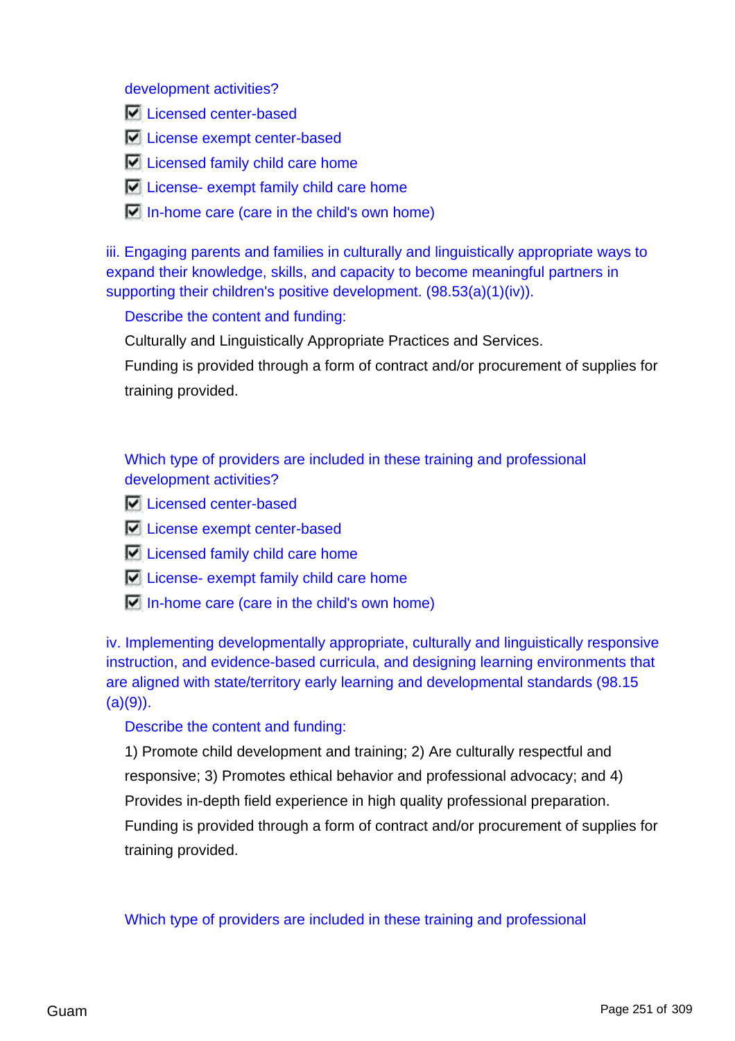development activities?

- [x] Licensed center-based
- [x] License exempt center-based
- [x] Licensed family child care home
- [x] License- exempt family child care home
- [x] In-home care (care in the child's own home)

iii. Engaging parents and families in culturally and linguistically appropriate ways to expand their knowledge, skills, and capacity to become meaningful partners in supporting their children's positive development. (98.53(a)(1)(iv)).

Describe the content and funding:

Culturally and Linguistically Appropriate Practices and Services.

Funding is provided through a form of contract and/or procurement of supplies for training provided.

Which type of providers are included in these training and professional development activities?

- [x] Licensed center-based
- [x] License exempt center-based
- [x] Licensed family child care home
- [x] License- exempt family child care home
- [x] In-home care (care in the child's own home)

iv. Implementing developmentally appropriate, culturally and linguistically responsive instruction, and evidence-based curricula, and designing learning environments that are aligned with state/territory early learning and developmental standards (98.15 (a)(9)).

Describe the content and funding:

1) Promote child development and training; 2) Are culturally respectful and responsive; 3) Promotes ethical behavior and professional advocacy; and 4) Provides in-depth field experience in high quality professional preparation.

Funding is provided through a form of contract and/or procurement of supplies for training provided.

Which type of providers are included in these training and professional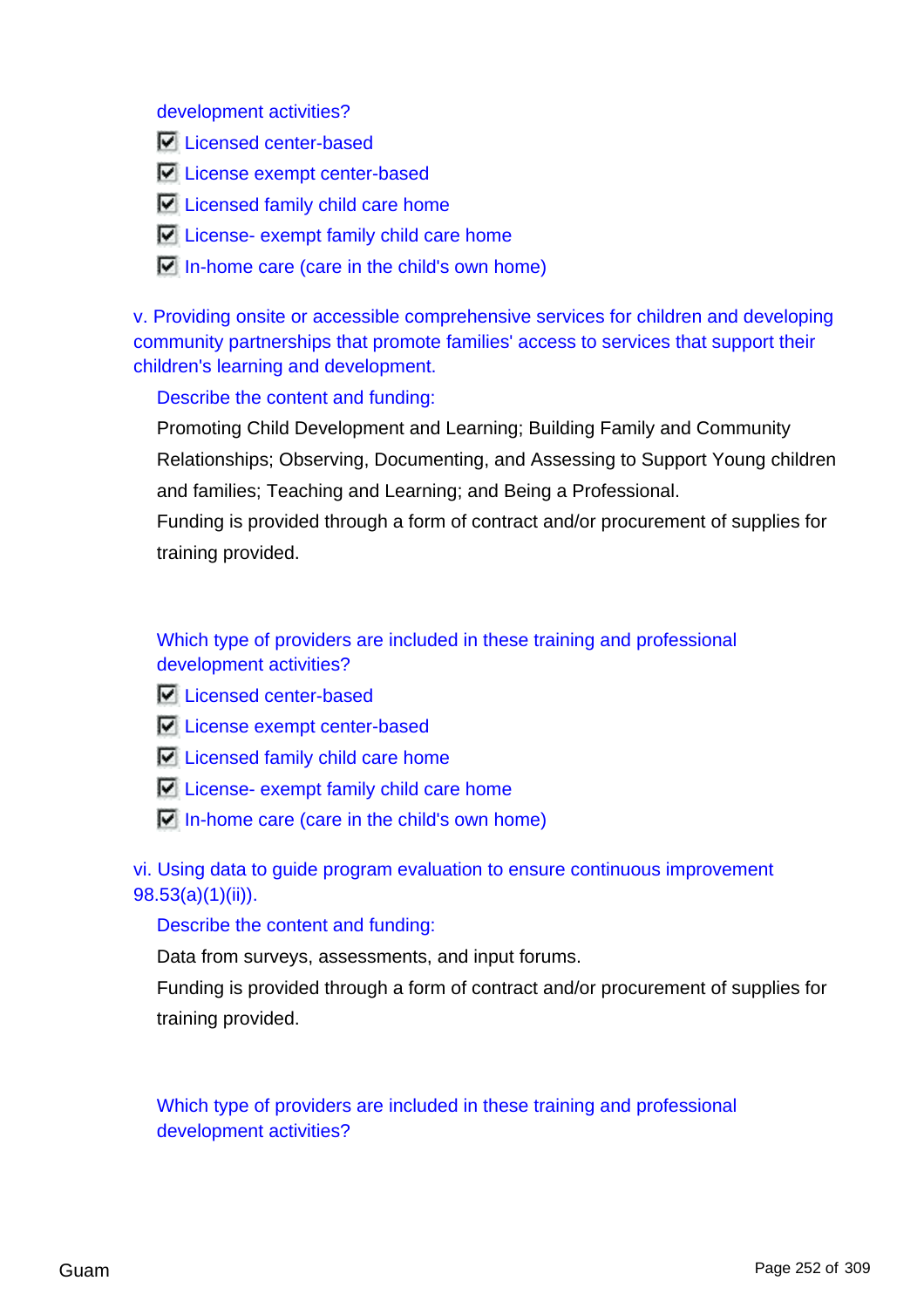development activities?

- [x] Licensed center-based
- [x] License exempt center-based
- [x] Licensed family child care home
- [x] License- exempt family child care home
- [x] In-home care (care in the child's own home)

v. Providing onsite or accessible comprehensive services for children and developing community partnerships that promote families' access to services that support their children's learning and development.

Describe the content and funding:

Promoting Child Development and Learning; Building Family and Community Relationships; Observing, Documenting, and Assessing to Support Young children and families; Teaching and Learning; and Being a Professional.

Funding is provided through a form of contract and/or procurement of supplies for training provided.

Which type of providers are included in these training and professional development activities?

- [x] Licensed center-based
- [x] License exempt center-based
- [x] Licensed family child care home
- [x] License- exempt family child care home
- [x] In-home care (care in the child's own home)

vi. Using data to guide program evaluation to ensure continuous improvement 98.53(a)(1)(ii)).

Describe the content and funding:

Data from surveys, assessments, and input forums.

Funding is provided through a form of contract and/or procurement of supplies for training provided.

Which type of providers are included in these training and professional development activities?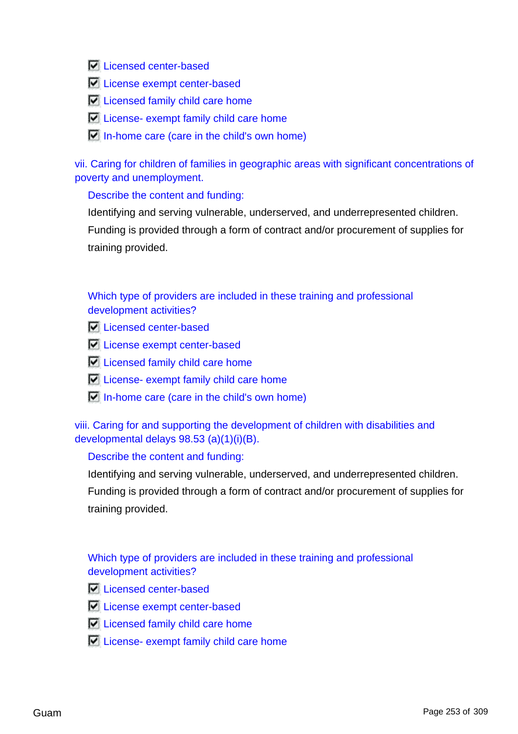- [x] Licensed center-based
- [x] License exempt center-based
- [x] Licensed family child care home
- [x] License- exempt family child care home
- [x] In-home care (care in the child's own home)

vii. Caring for children of families in geographic areas with significant concentrations of poverty and unemployment.

Describe the content and funding:

Identifying and serving vulnerable, underserved, and underrepresented children. Funding is provided through a form of contract and/or procurement of supplies for training provided.

Which type of providers are included in these training and professional development activities?

- [x] Licensed center-based
- [x] License exempt center-based
- [x] Licensed family child care home
- [x] License- exempt family child care home
- [x] In-home care (care in the child's own home)

viii. Caring for and supporting the development of children with disabilities and developmental delays 98.53 (a)(1)(i)(B).

Describe the content and funding:

Identifying and serving vulnerable, underserved, and underrepresented children. Funding is provided through a form of contract and/or procurement of supplies for training provided.

Which type of providers are included in these training and professional development activities?

- [x] Licensed center-based
- [x] License exempt center-based
- [x] Licensed family child care home
- [x] License- exempt family child care home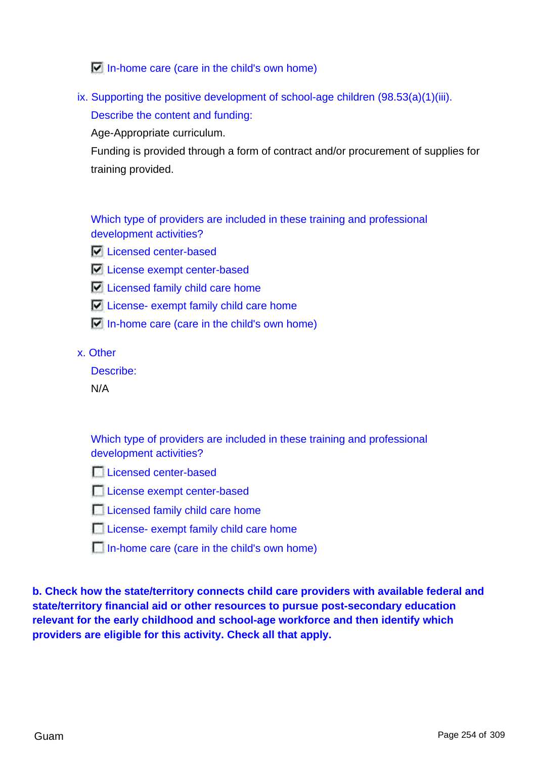- [x] In-home care (care in the child's own home)

ix. Supporting the positive development of school-age children (98.53(a)(1)(iii).

Describe the content and funding:

Age-Appropriate curriculum.

Funding is provided through a form of contract and/or procurement of supplies for training provided.

Which type of providers are included in these training and professional development activities?

- [x] Licensed center-based
- [x] License exempt center-based
- [x] Licensed family child care home
- [x] License- exempt family child care home
- [x] In-home care (care in the child's own home)

x. Other

Describe:

N/A

Which type of providers are included in these training and professional development activities?

- [ ] Licensed center-based
- [ ] License exempt center-based
- [ ] Licensed family child care home
- [ ] License- exempt family child care home
- [ ] In-home care (care in the child's own home)

**b. Check how the state/territory connects child care providers with available federal and state/territory financial aid or other resources to pursue post-secondary education relevant for the early childhood and school-age workforce and then identify which providers are eligible for this activity. Check all that apply.**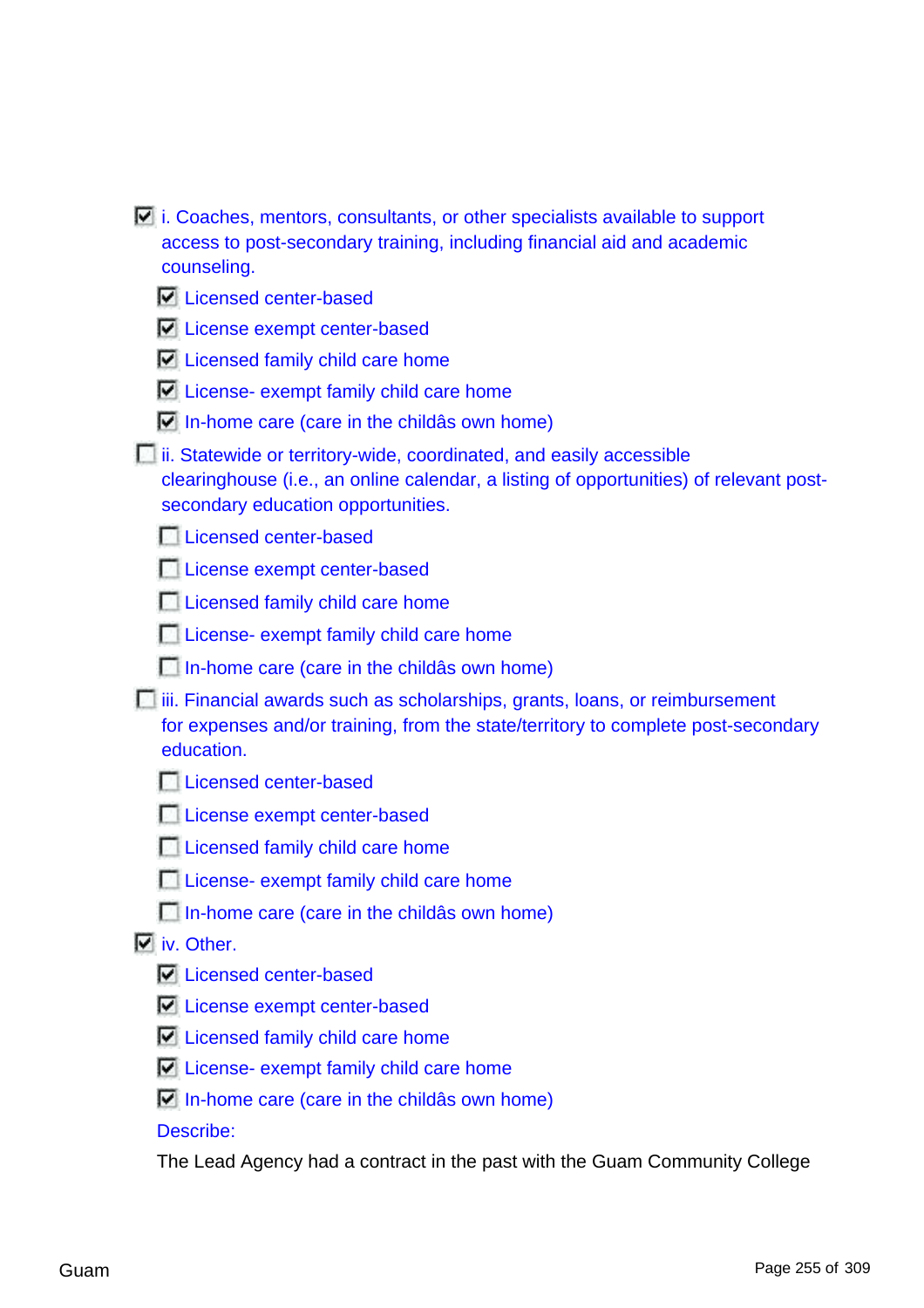- [x] i. Coaches, mentors, consultants, or other specialists available to support access to post-secondary training, including financial aid and academic counseling.
  - [x] Licensed center-based
  - [x] License exempt center-based
  - [x] Licensed family child care home
  - [x] License- exempt family child care home
  - [x] In-home care (care in the childâs own home)
- [ ] ii. Statewide or territory-wide, coordinated, and easily accessible clearinghouse (i.e., an online calendar, a listing of opportunities) of relevant post-secondary education opportunities.
  - [ ] Licensed center-based
  - [ ] License exempt center-based
  - [ ] Licensed family child care home
  - [ ] License- exempt family child care home
  - [ ] In-home care (care in the childâs own home)
- [ ] iii. Financial awards such as scholarships, grants, loans, or reimbursement for expenses and/or training, from the state/territory to complete post-secondary education.
  - [ ] Licensed center-based
  - [ ] License exempt center-based
  - [ ] Licensed family child care home
  - [ ] License- exempt family child care home
  - [ ] In-home care (care in the childâs own home)
- [x] iv. Other.
  - [x] Licensed center-based
  - [x] License exempt center-based
  - [x] Licensed family child care home
  - [x] License- exempt family child care home
  - [x] In-home care (care in the childâs own home)

  Describe:

  The Lead Agency had a contract in the past with the Guam Community College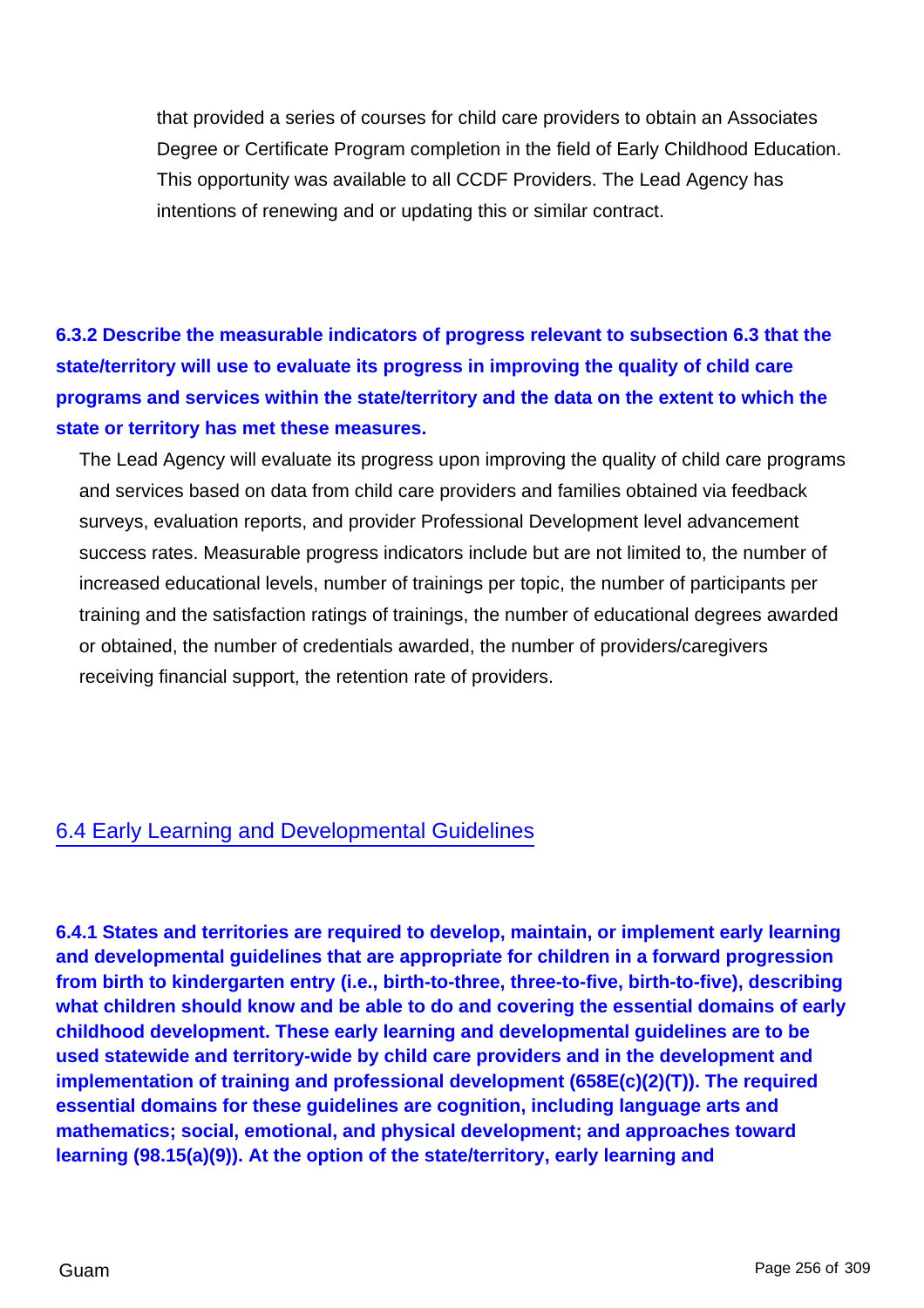that provided a series of courses for child care providers to obtain an Associates Degree or Certificate Program completion in the field of Early Childhood Education. This opportunity was available to all CCDF Providers. The Lead Agency has intentions of renewing and or updating this or similar contract.

**6.3.2 Describe the measurable indicators of progress relevant to subsection 6.3 that the state/territory will use to evaluate its progress in improving the quality of child care programs and services within the state/territory and the data on the extent to which the state or territory has met these measures.**

The Lead Agency will evaluate its progress upon improving the quality of child care programs and services based on data from child care providers and families obtained via feedback surveys, evaluation reports, and provider Professional Development level advancement success rates. Measurable progress indicators include but are not limited to, the number of increased educational levels, number of trainings per topic, the number of participants per training and the satisfaction ratings of trainings, the number of educational degrees awarded or obtained, the number of credentials awarded, the number of providers/caregivers receiving financial support, the retention rate of providers.

## 6.4 Early Learning and Developmental Guidelines

**6.4.1 States and territories are required to develop, maintain, or implement early learning and developmental guidelines that are appropriate for children in a forward progression from birth to kindergarten entry (i.e., birth-to-three, three-to-five, birth-to-five), describing what children should know and be able to do and covering the essential domains of early childhood development. These early learning and developmental guidelines are to be used statewide and territory-wide by child care providers and in the development and implementation of training and professional development (658E(c)(2)(T)). The required essential domains for these guidelines are cognition, including language arts and mathematics; social, emotional, and physical development; and approaches toward learning (98.15(a)(9)). At the option of the state/territory, early learning and**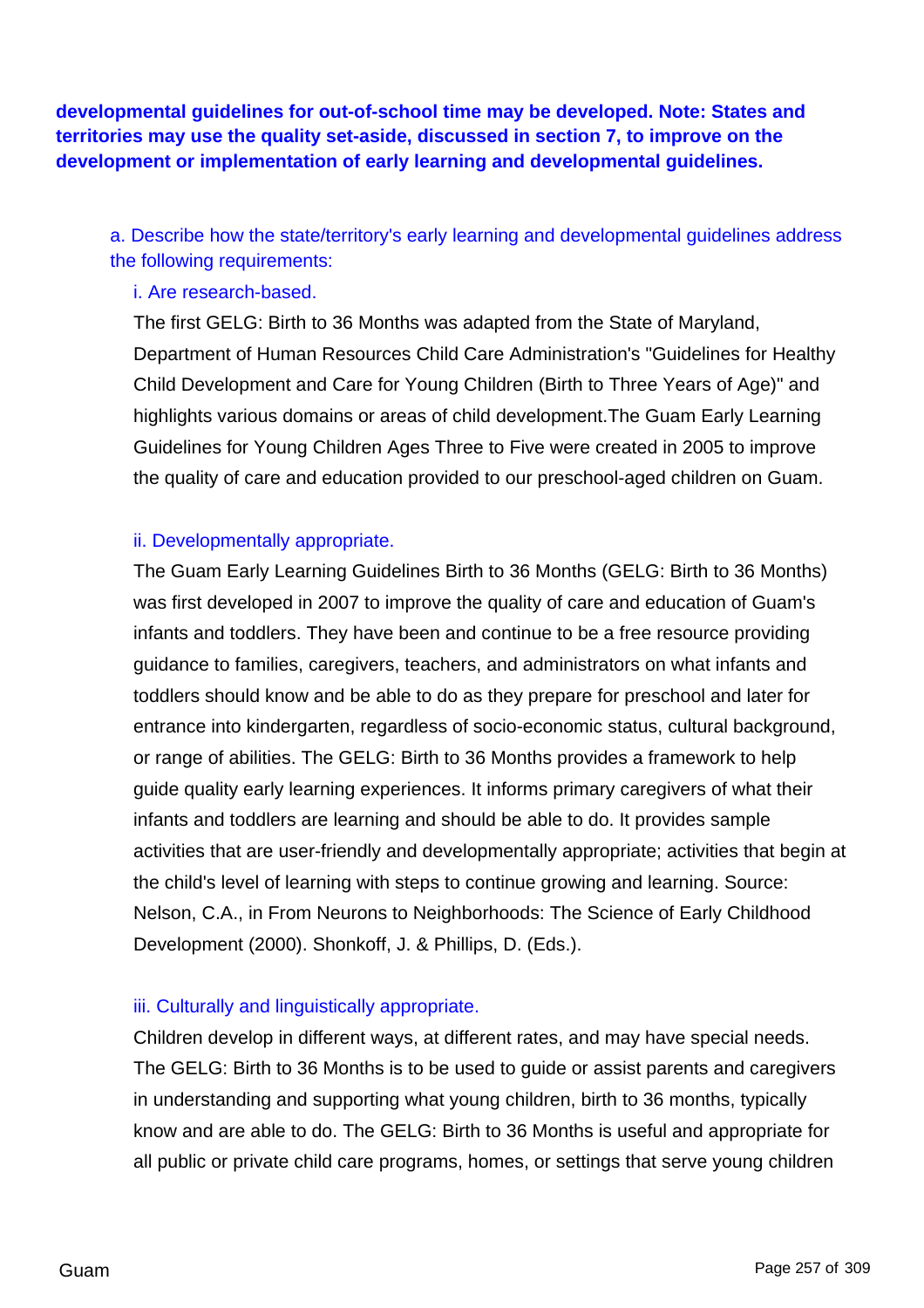**developmental guidelines for out-of-school time may be developed. Note: States and territories may use the quality set-aside, discussed in section 7, to improve on the development or implementation of early learning and developmental guidelines.**

a. Describe how the state/territory's early learning and developmental guidelines address the following requirements:

i. Are research-based.

The first GELG: Birth to 36 Months was adapted from the State of Maryland, Department of Human Resources Child Care Administration's "Guidelines for Healthy Child Development and Care for Young Children (Birth to Three Years of Age)" and highlights various domains or areas of child development.The Guam Early Learning Guidelines for Young Children Ages Three to Five were created in 2005 to improve the quality of care and education provided to our preschool-aged children on Guam.

ii. Developmentally appropriate.

The Guam Early Learning Guidelines Birth to 36 Months (GELG: Birth to 36 Months) was first developed in 2007 to improve the quality of care and education of Guam's infants and toddlers. They have been and continue to be a free resource providing guidance to families, caregivers, teachers, and administrators on what infants and toddlers should know and be able to do as they prepare for preschool and later for entrance into kindergarten, regardless of socio-economic status, cultural background, or range of abilities. The GELG: Birth to 36 Months provides a framework to help guide quality early learning experiences. It informs primary caregivers of what their infants and toddlers are learning and should be able to do. It provides sample activities that are user-friendly and developmentally appropriate; activities that begin at the child's level of learning with steps to continue growing and learning. Source: Nelson, C.A., in From Neurons to Neighborhoods: The Science of Early Childhood Development (2000). Shonkoff, J. & Phillips, D. (Eds.).

iii. Culturally and linguistically appropriate.

Children develop in different ways, at different rates, and may have special needs. The GELG: Birth to 36 Months is to be used to guide or assist parents and caregivers in understanding and supporting what young children, birth to 36 months, typically know and are able to do. The GELG: Birth to 36 Months is useful and appropriate for all public or private child care programs, homes, or settings that serve young children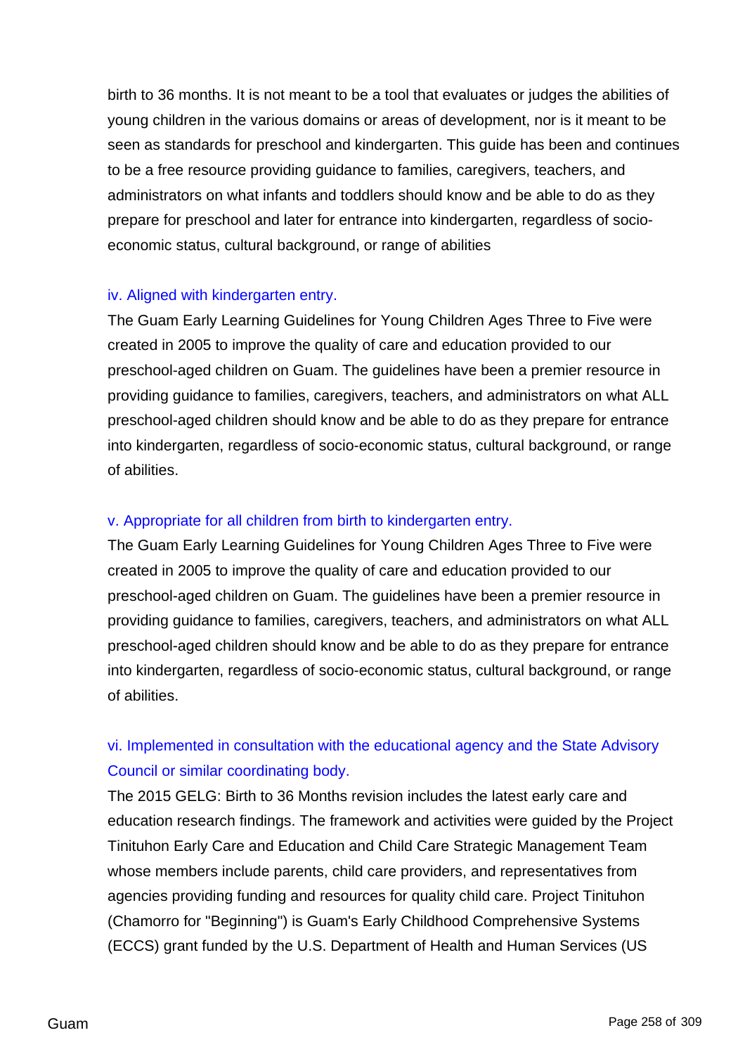birth to 36 months. It is not meant to be a tool that evaluates or judges the abilities of young children in the various domains or areas of development, nor is it meant to be seen as standards for preschool and kindergarten. This guide has been and continues to be a free resource providing guidance to families, caregivers, teachers, and administrators on what infants and toddlers should know and be able to do as they prepare for preschool and later for entrance into kindergarten, regardless of socio-economic status, cultural background, or range of abilities

### iv. Aligned with kindergarten entry.

The Guam Early Learning Guidelines for Young Children Ages Three to Five were created in 2005 to improve the quality of care and education provided to our preschool-aged children on Guam. The guidelines have been a premier resource in providing guidance to families, caregivers, teachers, and administrators on what ALL preschool-aged children should know and be able to do as they prepare for entrance into kindergarten, regardless of socio-economic status, cultural background, or range of abilities.

### v. Appropriate for all children from birth to kindergarten entry.

The Guam Early Learning Guidelines for Young Children Ages Three to Five were created in 2005 to improve the quality of care and education provided to our preschool-aged children on Guam. The guidelines have been a premier resource in providing guidance to families, caregivers, teachers, and administrators on what ALL preschool-aged children should know and be able to do as they prepare for entrance into kindergarten, regardless of socio-economic status, cultural background, or range of abilities.

### vi. Implemented in consultation with the educational agency and the State Advisory Council or similar coordinating body.

The 2015 GELG: Birth to 36 Months revision includes the latest early care and education research findings. The framework and activities were guided by the Project Tinituhon Early Care and Education and Child Care Strategic Management Team whose members include parents, child care providers, and representatives from agencies providing funding and resources for quality child care. Project Tinituhon (Chamorro for "Beginning") is Guam's Early Childhood Comprehensive Systems (ECCS) grant funded by the U.S. Department of Health and Human Services (US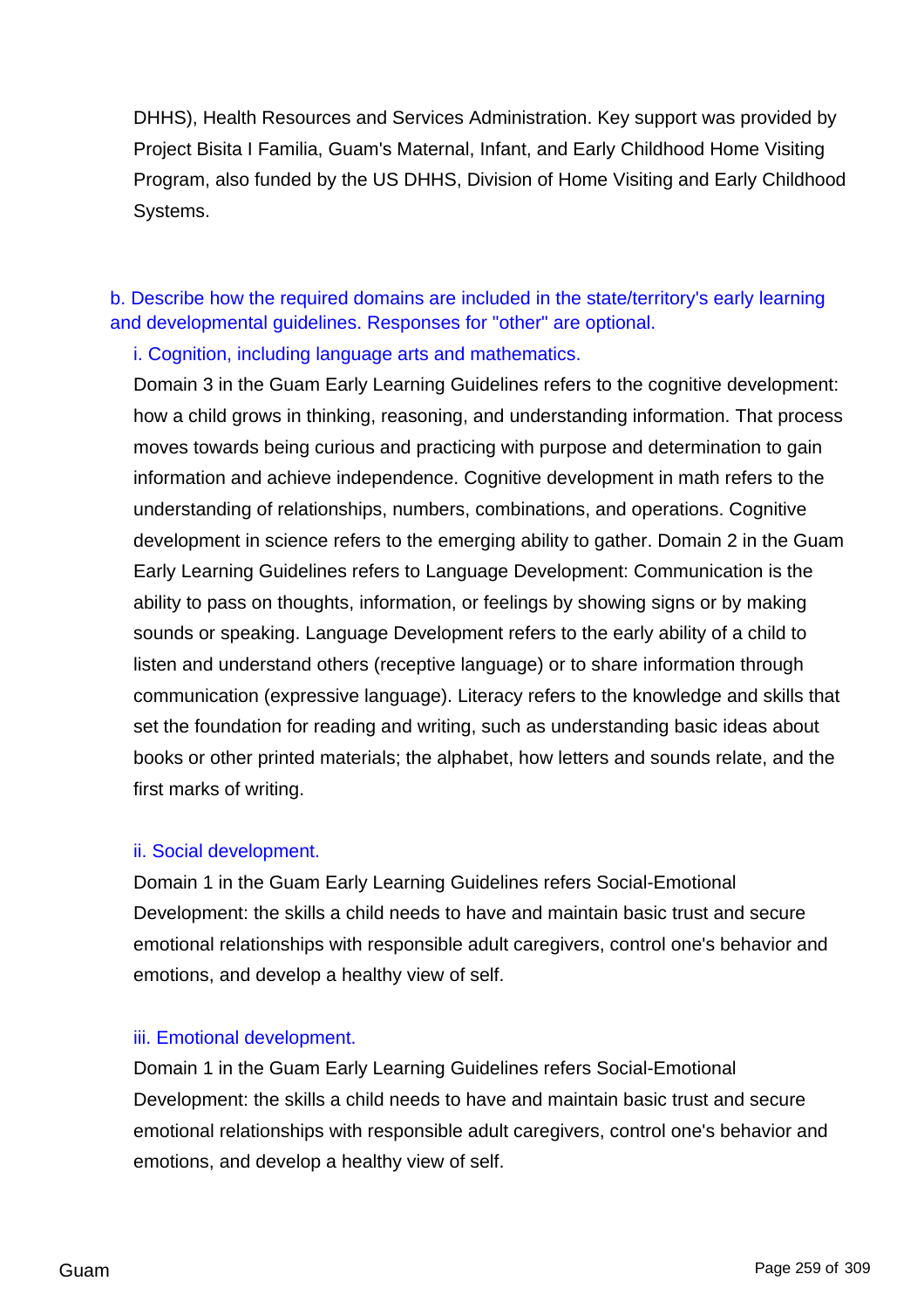DHHS), Health Resources and Services Administration. Key support was provided by Project Bisita I Familia, Guam's Maternal, Infant, and Early Childhood Home Visiting Program, also funded by the US DHHS, Division of Home Visiting and Early Childhood Systems.

b. Describe how the required domains are included in the state/territory's early learning and developmental guidelines. Responses for "other" are optional.

i. Cognition, including language arts and mathematics.

Domain 3 in the Guam Early Learning Guidelines refers to the cognitive development: how a child grows in thinking, reasoning, and understanding information. That process moves towards being curious and practicing with purpose and determination to gain information and achieve independence. Cognitive development in math refers to the understanding of relationships, numbers, combinations, and operations. Cognitive development in science refers to the emerging ability to gather. Domain 2 in the Guam Early Learning Guidelines refers to Language Development: Communication is the ability to pass on thoughts, information, or feelings by showing signs or by making sounds or speaking. Language Development refers to the early ability of a child to listen and understand others (receptive language) or to share information through communication (expressive language). Literacy refers to the knowledge and skills that set the foundation for reading and writing, such as understanding basic ideas about books or other printed materials; the alphabet, how letters and sounds relate, and the first marks of writing.

ii. Social development.

Domain 1 in the Guam Early Learning Guidelines refers Social-Emotional Development: the skills a child needs to have and maintain basic trust and secure emotional relationships with responsible adult caregivers, control one's behavior and emotions, and develop a healthy view of self.

iii. Emotional development.

Domain 1 in the Guam Early Learning Guidelines refers Social-Emotional Development: the skills a child needs to have and maintain basic trust and secure emotional relationships with responsible adult caregivers, control one's behavior and emotions, and develop a healthy view of self.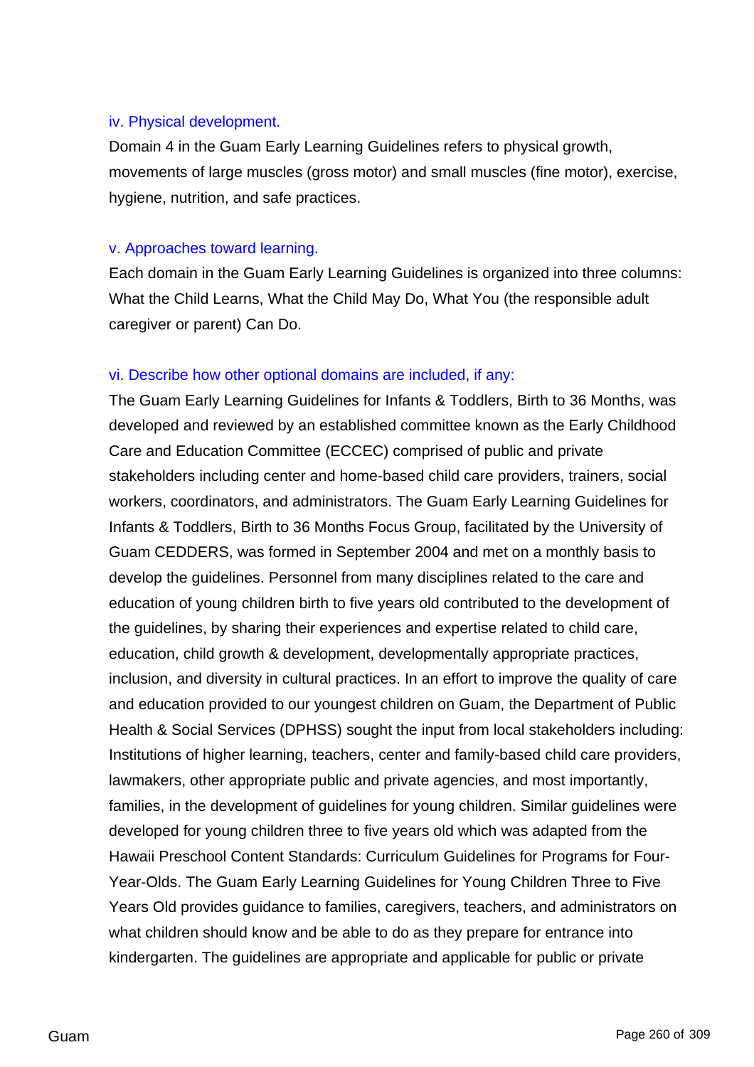iv. Physical development.

Domain 4 in the Guam Early Learning Guidelines refers to physical growth, movements of large muscles (gross motor) and small muscles (fine motor), exercise, hygiene, nutrition, and safe practices.

v. Approaches toward learning.

Each domain in the Guam Early Learning Guidelines is organized into three columns: What the Child Learns, What the Child May Do, What You (the responsible adult caregiver or parent) Can Do.

vi. Describe how other optional domains are included, if any:

The Guam Early Learning Guidelines for Infants & Toddlers, Birth to 36 Months, was developed and reviewed by an established committee known as the Early Childhood Care and Education Committee (ECCEC) comprised of public and private stakeholders including center and home-based child care providers, trainers, social workers, coordinators, and administrators. The Guam Early Learning Guidelines for Infants & Toddlers, Birth to 36 Months Focus Group, facilitated by the University of Guam CEDDERS, was formed in September 2004 and met on a monthly basis to develop the guidelines. Personnel from many disciplines related to the care and education of young children birth to five years old contributed to the development of the guidelines, by sharing their experiences and expertise related to child care, education, child growth & development, developmentally appropriate practices, inclusion, and diversity in cultural practices. In an effort to improve the quality of care and education provided to our youngest children on Guam, the Department of Public Health & Social Services (DPHSS) sought the input from local stakeholders including: Institutions of higher learning, teachers, center and family-based child care providers, lawmakers, other appropriate public and private agencies, and most importantly, families, in the development of guidelines for young children. Similar guidelines were developed for young children three to five years old which was adapted from the Hawaii Preschool Content Standards: Curriculum Guidelines for Programs for Four-Year-Olds. The Guam Early Learning Guidelines for Young Children Three to Five Years Old provides guidance to families, caregivers, teachers, and administrators on what children should know and be able to do as they prepare for entrance into kindergarten. The guidelines are appropriate and applicable for public or private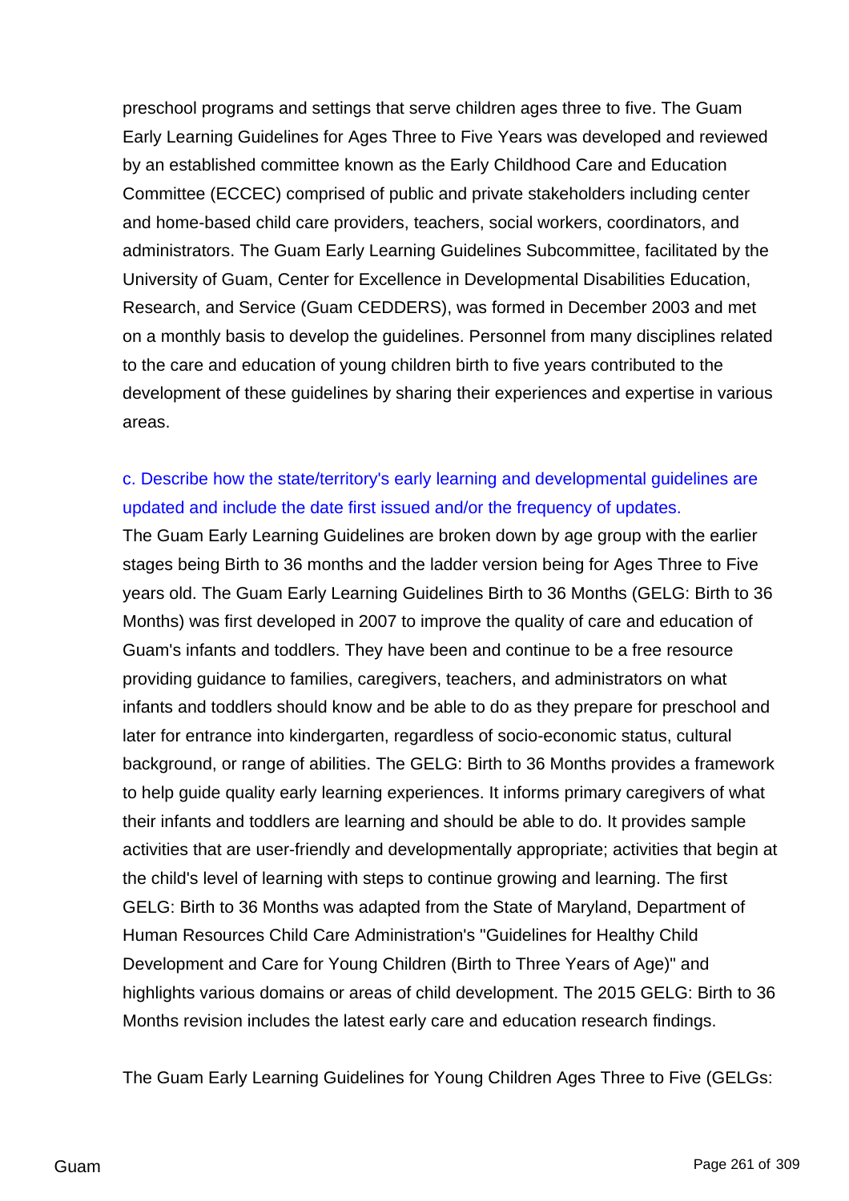preschool programs and settings that serve children ages three to five. The Guam Early Learning Guidelines for Ages Three to Five Years was developed and reviewed by an established committee known as the Early Childhood Care and Education Committee (ECCEC) comprised of public and private stakeholders including center and home-based child care providers, teachers, social workers, coordinators, and administrators. The Guam Early Learning Guidelines Subcommittee, facilitated by the University of Guam, Center for Excellence in Developmental Disabilities Education, Research, and Service (Guam CEDDERS), was formed in December 2003 and met on a monthly basis to develop the guidelines. Personnel from many disciplines related to the care and education of young children birth to five years contributed to the development of these guidelines by sharing their experiences and expertise in various areas.

c. Describe how the state/territory's early learning and developmental guidelines are updated and include the date first issued and/or the frequency of updates.

The Guam Early Learning Guidelines are broken down by age group with the earlier stages being Birth to 36 months and the ladder version being for Ages Three to Five years old. The Guam Early Learning Guidelines Birth to 36 Months (GELG: Birth to 36 Months) was first developed in 2007 to improve the quality of care and education of Guam's infants and toddlers. They have been and continue to be a free resource providing guidance to families, caregivers, teachers, and administrators on what infants and toddlers should know and be able to do as they prepare for preschool and later for entrance into kindergarten, regardless of socio-economic status, cultural background, or range of abilities. The GELG: Birth to 36 Months provides a framework to help guide quality early learning experiences. It informs primary caregivers of what their infants and toddlers are learning and should be able to do. It provides sample activities that are user-friendly and developmentally appropriate; activities that begin at the child's level of learning with steps to continue growing and learning. The first GELG: Birth to 36 Months was adapted from the State of Maryland, Department of Human Resources Child Care Administration's "Guidelines for Healthy Child Development and Care for Young Children (Birth to Three Years of Age)" and highlights various domains or areas of child development. The 2015 GELG: Birth to 36 Months revision includes the latest early care and education research findings.

The Guam Early Learning Guidelines for Young Children Ages Three to Five (GELGs: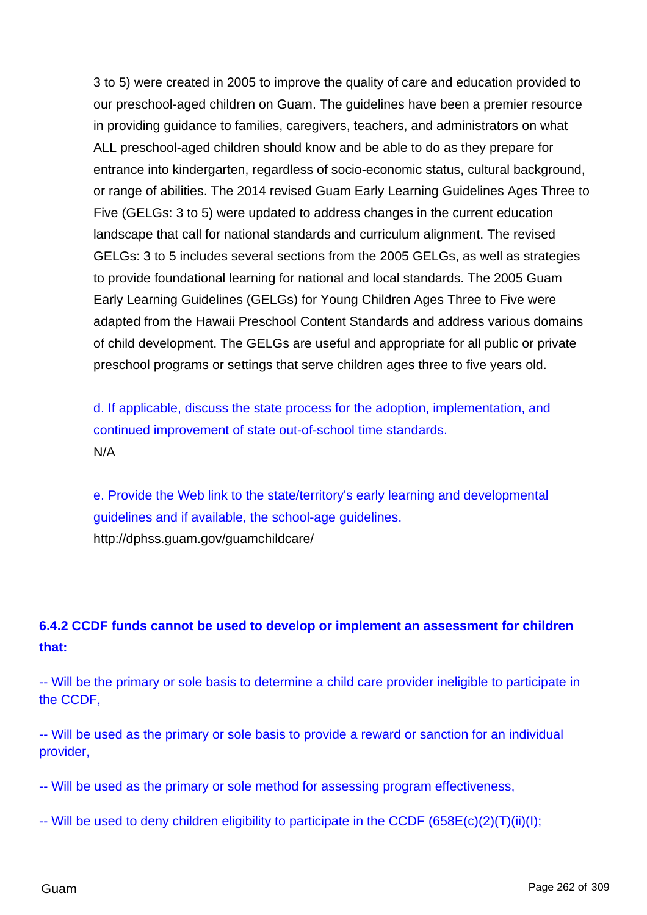3 to 5) were created in 2005 to improve the quality of care and education provided to our preschool-aged children on Guam. The guidelines have been a premier resource in providing guidance to families, caregivers, teachers, and administrators on what ALL preschool-aged children should know and be able to do as they prepare for entrance into kindergarten, regardless of socio-economic status, cultural background, or range of abilities. The 2014 revised Guam Early Learning Guidelines Ages Three to Five (GELGs: 3 to 5) were updated to address changes in the current education landscape that call for national standards and curriculum alignment. The revised GELGs: 3 to 5 includes several sections from the 2005 GELGs, as well as strategies to provide foundational learning for national and local standards. The 2005 Guam Early Learning Guidelines (GELGs) for Young Children Ages Three to Five were adapted from the Hawaii Preschool Content Standards and address various domains of child development. The GELGs are useful and appropriate for all public or private preschool programs or settings that serve children ages three to five years old.

d. If applicable, discuss the state process for the adoption, implementation, and continued improvement of state out-of-school time standards.

N/A

e. Provide the Web link to the state/territory's early learning and developmental guidelines and if available, the school-age guidelines.

http://dphss.guam.gov/guamchildcare/

**6.4.2 CCDF funds cannot be used to develop or implement an assessment for children that:**

-- Will be the primary or sole basis to determine a child care provider ineligible to participate in the CCDF,

-- Will be used as the primary or sole basis to provide a reward or sanction for an individual provider,

-- Will be used as the primary or sole method for assessing program effectiveness,

-- Will be used to deny children eligibility to participate in the CCDF (658E(c)(2)(T)(ii)(I);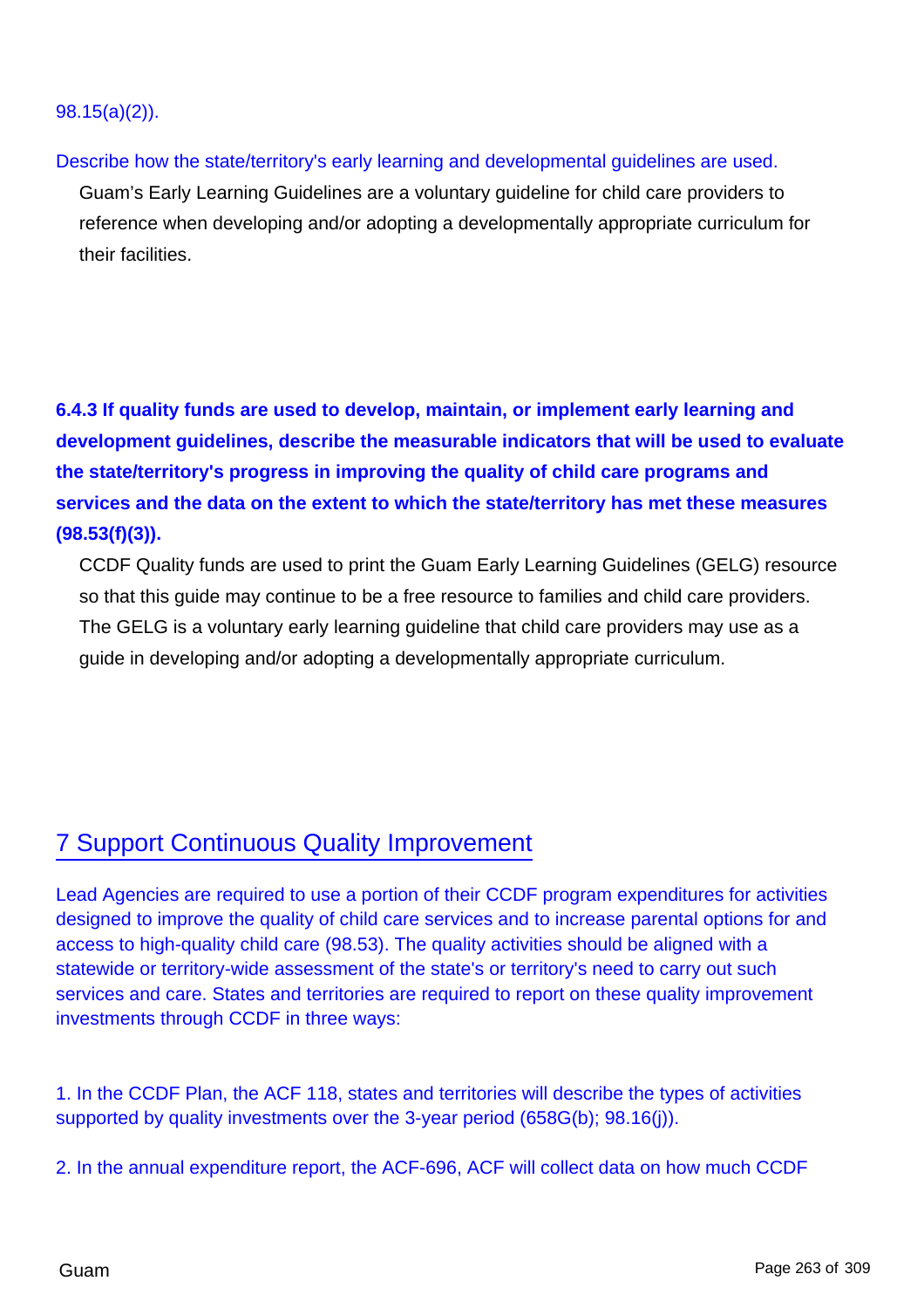98.15(a)(2)).

Describe how the state/territory's early learning and developmental guidelines are used.

Guam's Early Learning Guidelines are a voluntary guideline for child care providers to reference when developing and/or adopting a developmentally appropriate curriculum for their facilities.

**6.4.3 If quality funds are used to develop, maintain, or implement early learning and development guidelines, describe the measurable indicators that will be used to evaluate the state/territory's progress in improving the quality of child care programs and services and the data on the extent to which the state/territory has met these measures (98.53(f)(3)).**

CCDF Quality funds are used to print the Guam Early Learning Guidelines (GELG) resource so that this guide may continue to be a free resource to families and child care providers. The GELG is a voluntary early learning guideline that child care providers may use as a guide in developing and/or adopting a developmentally appropriate curriculum.

# 7 Support Continuous Quality Improvement

Lead Agencies are required to use a portion of their CCDF program expenditures for activities designed to improve the quality of child care services and to increase parental options for and access to high-quality child care (98.53). The quality activities should be aligned with a statewide or territory-wide assessment of the state's or territory's need to carry out such services and care. States and territories are required to report on these quality improvement investments through CCDF in three ways:

1. In the CCDF Plan, the ACF 118, states and territories will describe the types of activities supported by quality investments over the 3-year period (658G(b); 98.16(j)).

2. In the annual expenditure report, the ACF-696, ACF will collect data on how much CCDF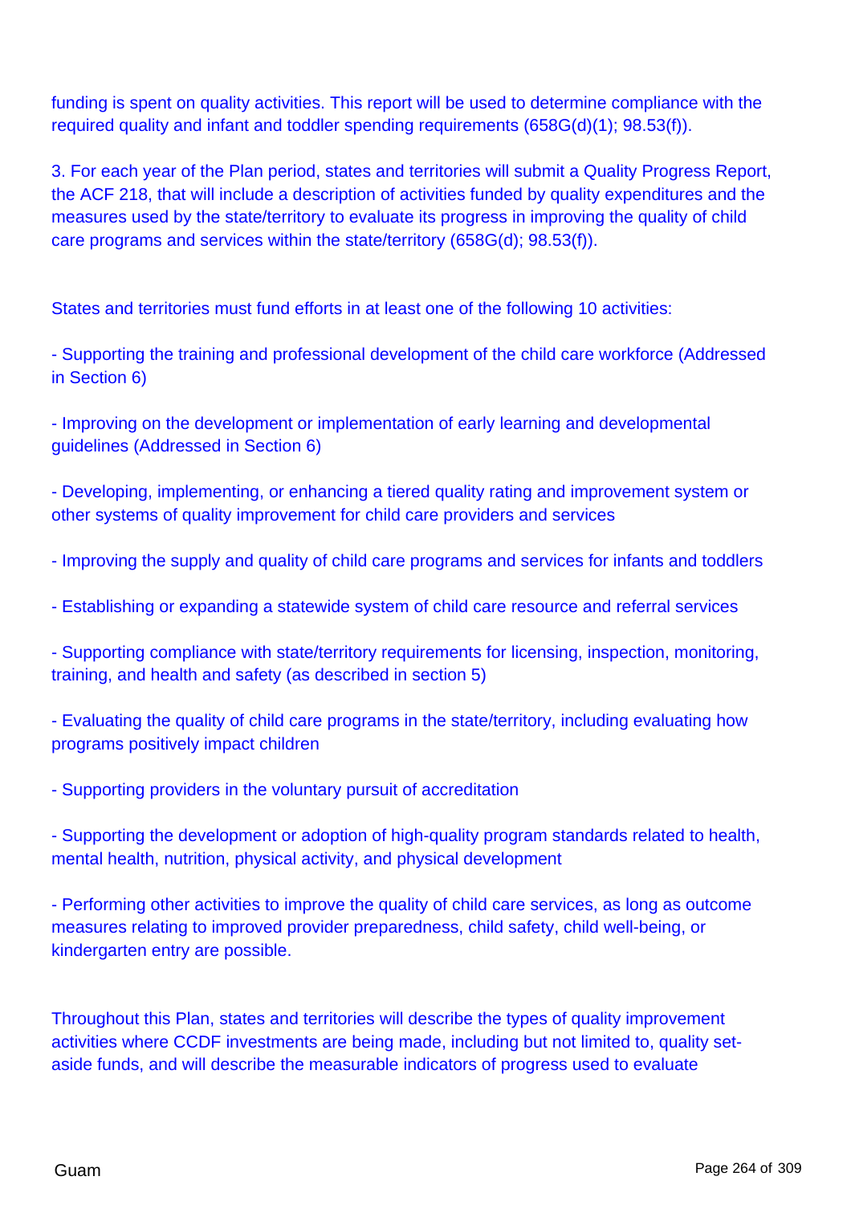funding is spent on quality activities. This report will be used to determine compliance with the required quality and infant and toddler spending requirements (658G(d)(1); 98.53(f)).

3. For each year of the Plan period, states and territories will submit a Quality Progress Report, the ACF 218, that will include a description of activities funded by quality expenditures and the measures used by the state/territory to evaluate its progress in improving the quality of child care programs and services within the state/territory (658G(d); 98.53(f)).

States and territories must fund efforts in at least one of the following 10 activities:

- Supporting the training and professional development of the child care workforce (Addressed in Section 6)

- Improving on the development or implementation of early learning and developmental guidelines (Addressed in Section 6)

- Developing, implementing, or enhancing a tiered quality rating and improvement system or other systems of quality improvement for child care providers and services

- Improving the supply and quality of child care programs and services for infants and toddlers

- Establishing or expanding a statewide system of child care resource and referral services

- Supporting compliance with state/territory requirements for licensing, inspection, monitoring, training, and health and safety (as described in section 5)

- Evaluating the quality of child care programs in the state/territory, including evaluating how programs positively impact children

- Supporting providers in the voluntary pursuit of accreditation

- Supporting the development or adoption of high-quality program standards related to health, mental health, nutrition, physical activity, and physical development

- Performing other activities to improve the quality of child care services, as long as outcome measures relating to improved provider preparedness, child safety, child well-being, or kindergarten entry are possible.

Throughout this Plan, states and territories will describe the types of quality improvement activities where CCDF investments are being made, including but not limited to, quality set-aside funds, and will describe the measurable indicators of progress used to evaluate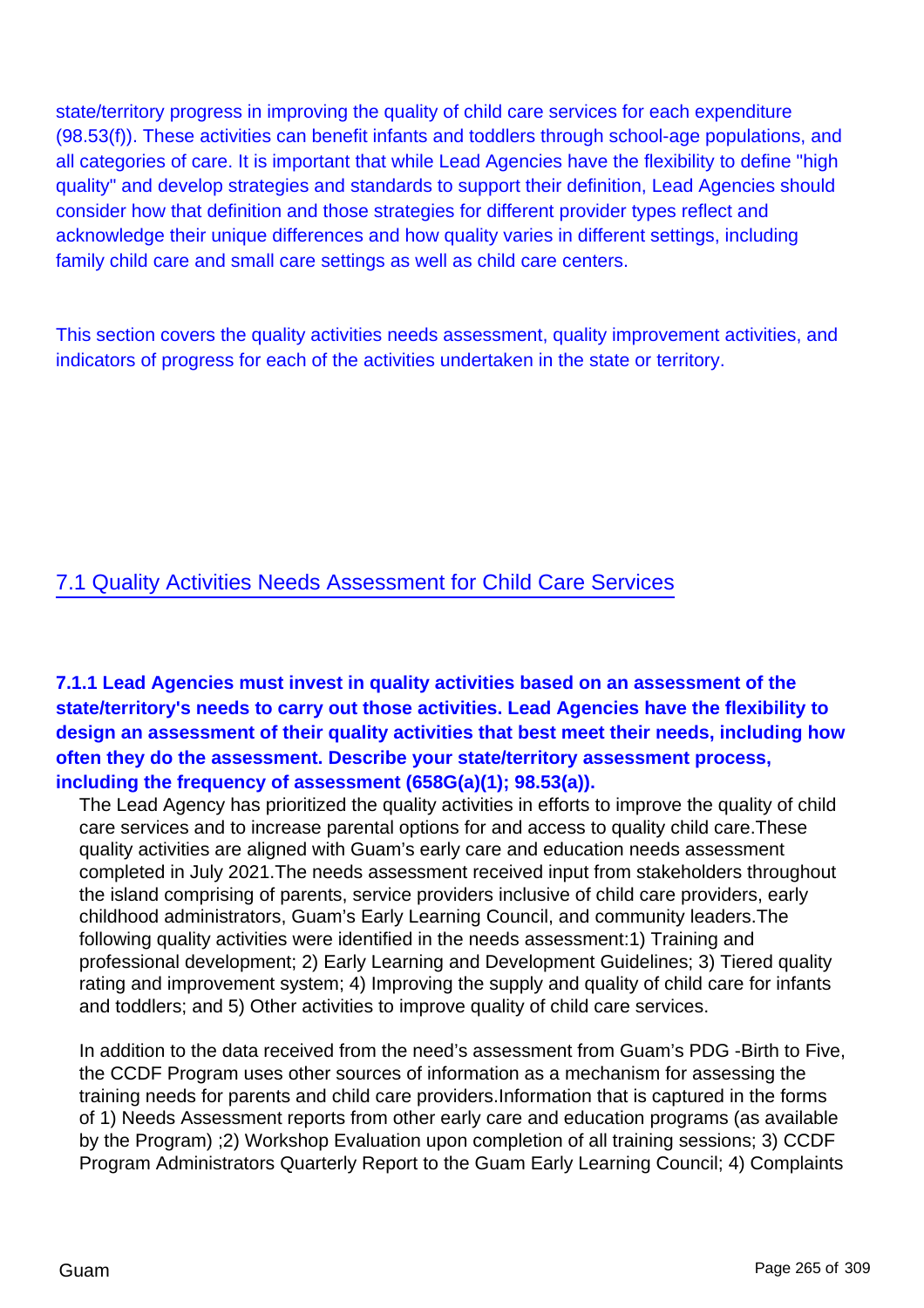state/territory progress in improving the quality of child care services for each expenditure (98.53(f)). These activities can benefit infants and toddlers through school-age populations, and all categories of care. It is important that while Lead Agencies have the flexibility to define "high quality" and develop strategies and standards to support their definition, Lead Agencies should consider how that definition and those strategies for different provider types reflect and acknowledge their unique differences and how quality varies in different settings, including family child care and small care settings as well as child care centers.

This section covers the quality activities needs assessment, quality improvement activities, and indicators of progress for each of the activities undertaken in the state or territory.

## 7.1 Quality Activities Needs Assessment for Child Care Services

**7.1.1 Lead Agencies must invest in quality activities based on an assessment of the state/territory's needs to carry out those activities. Lead Agencies have the flexibility to design an assessment of their quality activities that best meet their needs, including how often they do the assessment. Describe your state/territory assessment process, including the frequency of assessment (658G(a)(1); 98.53(a)).**

The Lead Agency has prioritized the quality activities in efforts to improve the quality of child care services and to increase parental options for and access to quality child care.These quality activities are aligned with Guam's early care and education needs assessment completed in July 2021.The needs assessment received input from stakeholders throughout the island comprising of parents, service providers inclusive of child care providers, early childhood administrators, Guam's Early Learning Council, and community leaders.The following quality activities were identified in the needs assessment:1) Training and professional development; 2) Early Learning and Development Guidelines; 3) Tiered quality rating and improvement system; 4) Improving the supply and quality of child care for infants and toddlers; and 5) Other activities to improve quality of child care services.

In addition to the data received from the need's assessment from Guam's PDG -Birth to Five, the CCDF Program uses other sources of information as a mechanism for assessing the training needs for parents and child care providers.Information that is captured in the forms of 1) Needs Assessment reports from other early care and education programs (as available by the Program) ;2) Workshop Evaluation upon completion of all training sessions; 3) CCDF Program Administrators Quarterly Report to the Guam Early Learning Council; 4) Complaints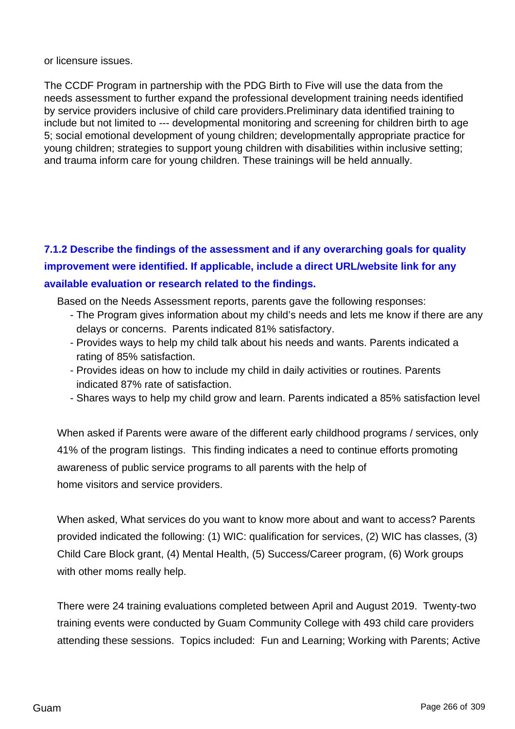or licensure issues.

The CCDF Program in partnership with the PDG Birth to Five will use the data from the needs assessment to further expand the professional development training needs identified by service providers inclusive of child care providers.Preliminary data identified training to include but not limited to --- developmental monitoring and screening for children birth to age 5; social emotional development of young children; developmentally appropriate practice for young children; strategies to support young children with disabilities within inclusive setting; and trauma inform care for young children. These trainings will be held annually.

### 7.1.2 Describe the findings of the assessment and if any overarching goals for quality improvement were identified. If applicable, include a direct URL/website link for any available evaluation or research related to the findings.

Based on the Needs Assessment reports, parents gave the following responses:

- The Program gives information about my child's needs and lets me know if there are any delays or concerns. Parents indicated 81% satisfactory.
- Provides ways to help my child talk about his needs and wants. Parents indicated a rating of 85% satisfaction.
- Provides ideas on how to include my child in daily activities or routines. Parents indicated 87% rate of satisfaction.
- Shares ways to help my child grow and learn. Parents indicated a 85% satisfaction level

When asked if Parents were aware of the different early childhood programs / services, only 41% of the program listings. This finding indicates a need to continue efforts promoting awareness of public service programs to all parents with the help of home visitors and service providers.

When asked, What services do you want to know more about and want to access? Parents provided indicated the following: (1) WIC: qualification for services, (2) WIC has classes, (3) Child Care Block grant, (4) Mental Health, (5) Success/Career program, (6) Work groups with other moms really help.

There were 24 training evaluations completed between April and August 2019. Twenty-two training events were conducted by Guam Community College with 493 child care providers attending these sessions. Topics included: Fun and Learning; Working with Parents; Active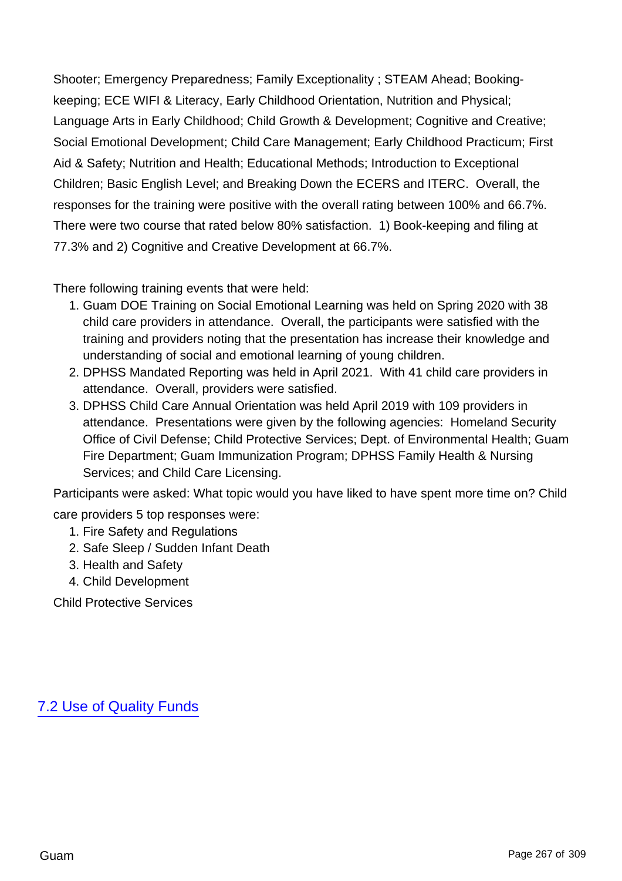Shooter; Emergency Preparedness; Family Exceptionality ; STEAM Ahead; Booking-keeping; ECE WIFI & Literacy, Early Childhood Orientation, Nutrition and Physical; Language Arts in Early Childhood; Child Growth & Development; Cognitive and Creative; Social Emotional Development; Child Care Management; Early Childhood Practicum; First Aid & Safety; Nutrition and Health; Educational Methods; Introduction to Exceptional Children; Basic English Level; and Breaking Down the ECERS and ITERC. Overall, the responses for the training were positive with the overall rating between 100% and 66.7%. There were two course that rated below 80% satisfaction. 1) Book-keeping and filing at 77.3% and 2) Cognitive and Creative Development at 66.7%.

There following training events that were held:

1. Guam DOE Training on Social Emotional Learning was held on Spring 2020 with 38 child care providers in attendance. Overall, the participants were satisfied with the training and providers noting that the presentation has increase their knowledge and understanding of social and emotional learning of young children.
2. DPHSS Mandated Reporting was held in April 2021. With 41 child care providers in attendance. Overall, providers were satisfied.
3. DPHSS Child Care Annual Orientation was held April 2019 with 109 providers in attendance. Presentations were given by the following agencies: Homeland Security Office of Civil Defense; Child Protective Services; Dept. of Environmental Health; Guam Fire Department; Guam Immunization Program; DPHSS Family Health & Nursing Services; and Child Care Licensing.

Participants were asked: What topic would you have liked to have spent more time on? Child care providers 5 top responses were:

1. Fire Safety and Regulations
2. Safe Sleep / Sudden Infant Death
3. Health and Safety
4. Child Development

Child Protective Services

## 7.2 Use of Quality Funds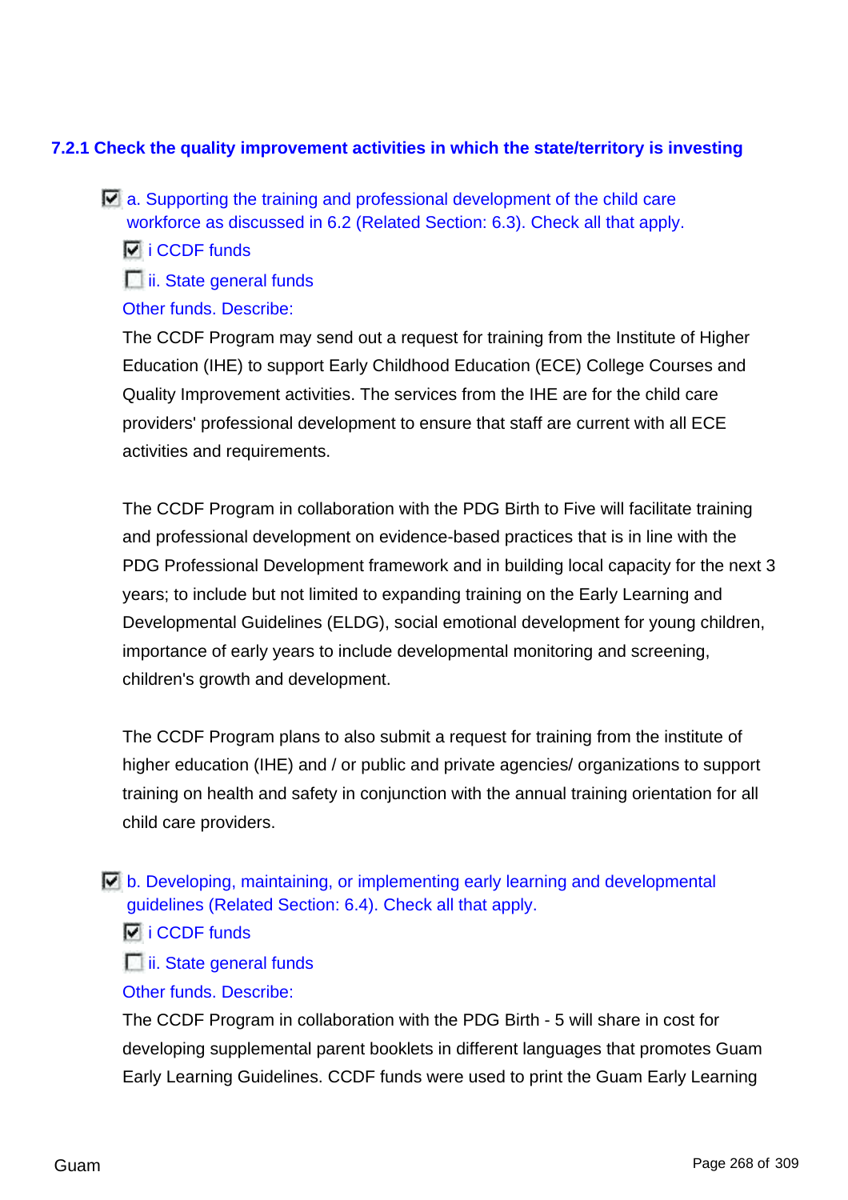### 7.2.1 Check the quality improvement activities in which the state/territory is investing

- [x] a. Supporting the training and professional development of the child care workforce as discussed in 6.2 (Related Section: 6.3). Check all that apply.
  - [x] i CCDF funds
  - [ ] ii. State general funds

  Other funds. Describe:

  The CCDF Program may send out a request for training from the Institute of Higher Education (IHE) to support Early Childhood Education (ECE) College Courses and Quality Improvement activities. The services from the IHE are for the child care providers' professional development to ensure that staff are current with all ECE activities and requirements.

  The CCDF Program in collaboration with the PDG Birth to Five will facilitate training and professional development on evidence-based practices that is in line with the PDG Professional Development framework and in building local capacity for the next 3 years; to include but not limited to expanding training on the Early Learning and Developmental Guidelines (ELDG), social emotional development for young children, importance of early years to include developmental monitoring and screening, children's growth and development.

  The CCDF Program plans to also submit a request for training from the institute of higher education (IHE) and / or public and private agencies/ organizations to support training on health and safety in conjunction with the annual training orientation for all child care providers.

- [x] b. Developing, maintaining, or implementing early learning and developmental guidelines (Related Section: 6.4). Check all that apply.
  - [x] i CCDF funds
  - [ ] ii. State general funds

  Other funds. Describe:

  The CCDF Program in collaboration with the PDG Birth - 5 will share in cost for developing supplemental parent booklets in different languages that promotes Guam Early Learning Guidelines. CCDF funds were used to print the Guam Early Learning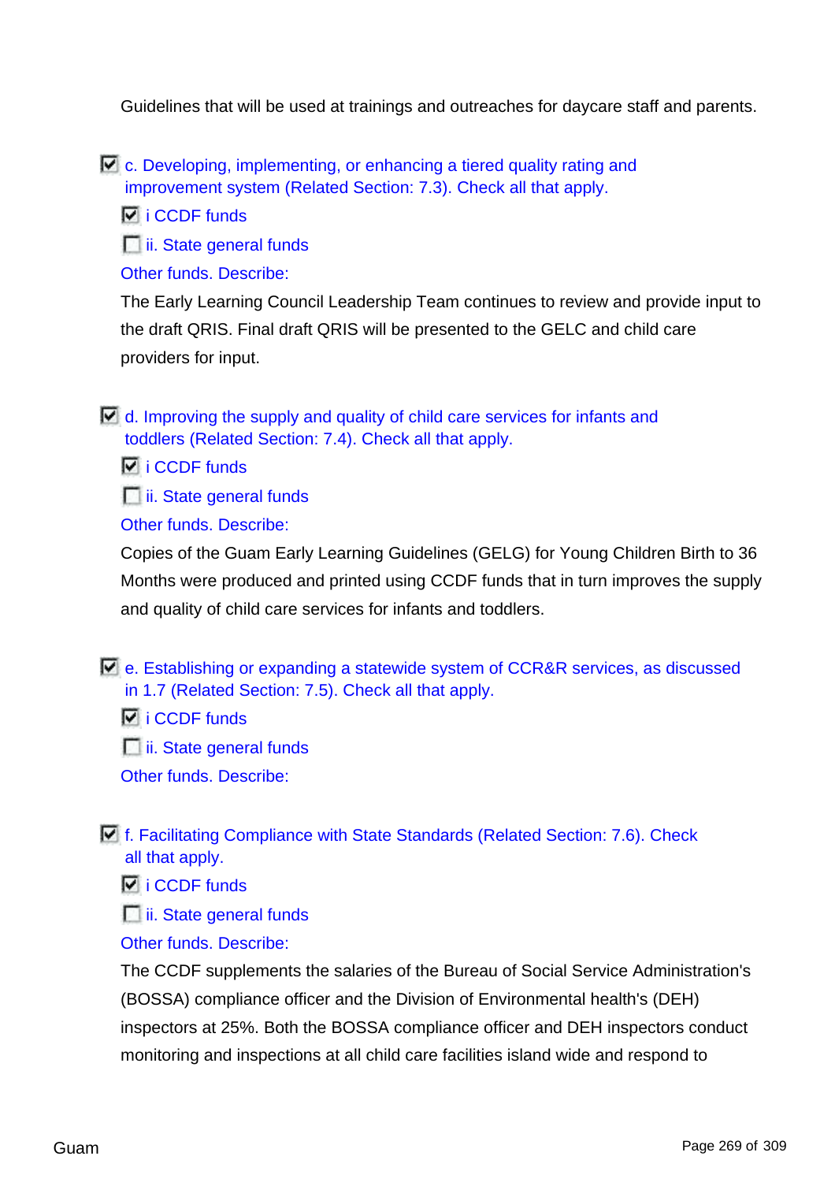Guidelines that will be used at trainings and outreaches for daycare staff and parents.

- [x] c. Developing, implementing, or enhancing a tiered quality rating and improvement system (Related Section: 7.3). Check all that apply.
  - [x] i CCDF funds
  - [ ] ii. State general funds

  Other funds. Describe:

  The Early Learning Council Leadership Team continues to review and provide input to the draft QRIS. Final draft QRIS will be presented to the GELC and child care providers for input.

- [x] d. Improving the supply and quality of child care services for infants and toddlers (Related Section: 7.4). Check all that apply.
  - [x] i CCDF funds
  - [ ] ii. State general funds

  Other funds. Describe:

  Copies of the Guam Early Learning Guidelines (GELG) for Young Children Birth to 36 Months were produced and printed using CCDF funds that in turn improves the supply and quality of child care services for infants and toddlers.

- [x] e. Establishing or expanding a statewide system of CCR&R services, as discussed in 1.7 (Related Section: 7.5). Check all that apply.
  - [x] i CCDF funds
  - [ ] ii. State general funds

  Other funds. Describe:

- [x] f. Facilitating Compliance with State Standards (Related Section: 7.6). Check all that apply.
  - [x] i CCDF funds
  - [ ] ii. State general funds

  Other funds. Describe:

  The CCDF supplements the salaries of the Bureau of Social Service Administration's (BOSSA) compliance officer and the Division of Environmental health's (DEH) inspectors at 25%. Both the BOSSA compliance officer and DEH inspectors conduct monitoring and inspections at all child care facilities island wide and respond to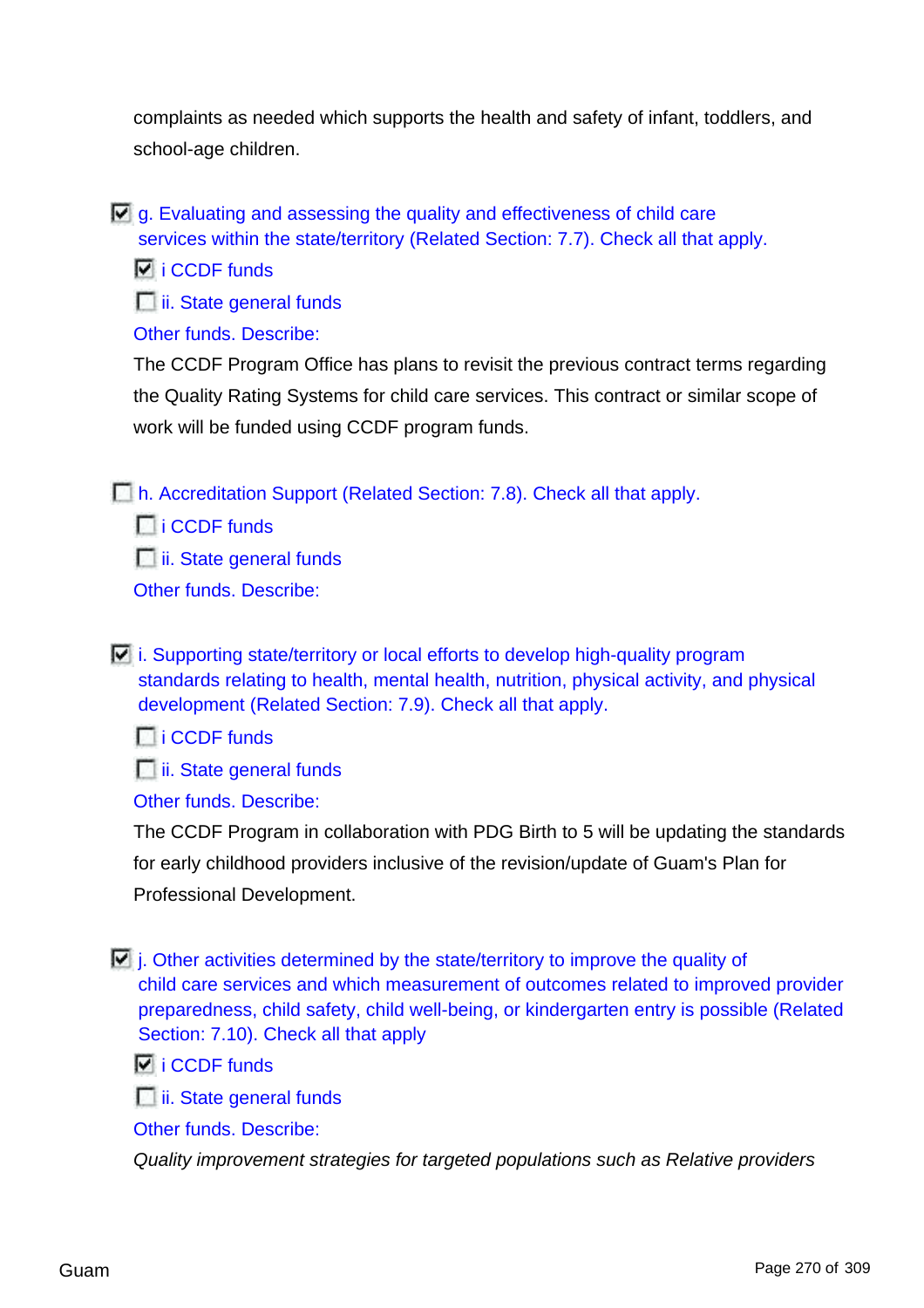complaints as needed which supports the health and safety of infant, toddlers, and school-age children.

- [x] g. Evaluating and assessing the quality and effectiveness of child care services within the state/territory (Related Section: 7.7). Check all that apply.
  - [x] i CCDF funds
  - [ ] ii. State general funds

  Other funds. Describe:

  The CCDF Program Office has plans to revisit the previous contract terms regarding the Quality Rating Systems for child care services. This contract or similar scope of work will be funded using CCDF program funds.

- [ ] h. Accreditation Support (Related Section: 7.8). Check all that apply.
  - [ ] i CCDF funds
  - [ ] ii. State general funds

  Other funds. Describe:

- [x] i. Supporting state/territory or local efforts to develop high-quality program standards relating to health, mental health, nutrition, physical activity, and physical development (Related Section: 7.9). Check all that apply.
  - [ ] i CCDF funds
  - [ ] ii. State general funds

  Other funds. Describe:

  The CCDF Program in collaboration with PDG Birth to 5 will be updating the standards for early childhood providers inclusive of the revision/update of Guam's Plan for Professional Development.

- [x] j. Other activities determined by the state/territory to improve the quality of child care services and which measurement of outcomes related to improved provider preparedness, child safety, child well-being, or kindergarten entry is possible (Related Section: 7.10). Check all that apply
  - [x] i CCDF funds
  - [ ] ii. State general funds

  Other funds. Describe:

  *Quality improvement strategies for targeted populations such as Relative providers*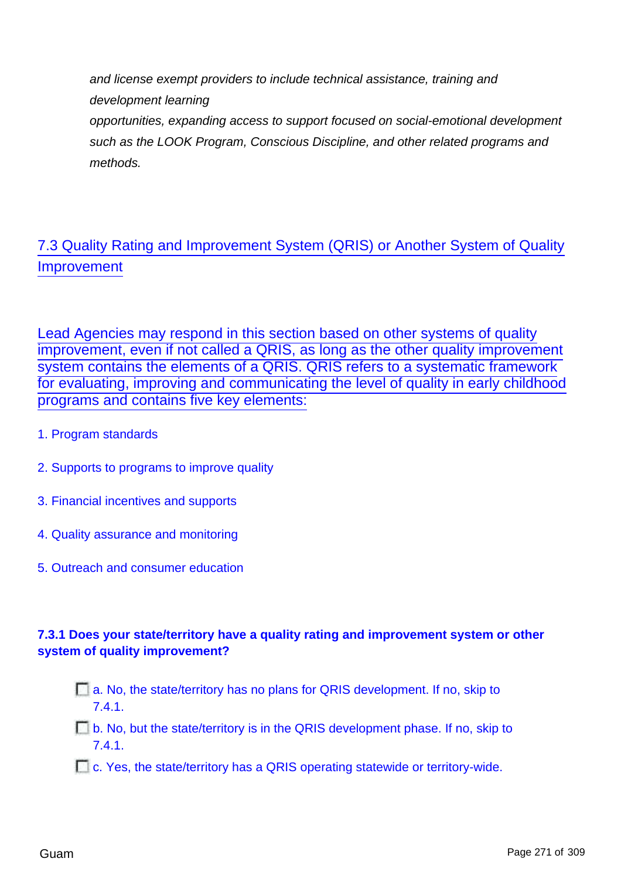*and license exempt providers to include technical assistance, training and development learning opportunities, expanding access to support focused on social-emotional development such as the LOOK Program, Conscious Discipline, and other related programs and methods.*

## 7.3 Quality Rating and Improvement System (QRIS) or Another System of Quality Improvement

Lead Agencies may respond in this section based on other systems of quality improvement, even if not called a QRIS, as long as the other quality improvement system contains the elements of a QRIS. QRIS refers to a systematic framework for evaluating, improving and communicating the level of quality in early childhood programs and contains five key elements:

1. Program standards
2. Supports to programs to improve quality
3. Financial incentives and supports
4. Quality assurance and monitoring
5. Outreach and consumer education

**7.3.1 Does your state/territory have a quality rating and improvement system or other system of quality improvement?**

- [ ] a. No, the state/territory has no plans for QRIS development. If no, skip to 7.4.1.
- [ ] b. No, but the state/territory is in the QRIS development phase. If no, skip to 7.4.1.
- [ ] c. Yes, the state/territory has a QRIS operating statewide or territory-wide.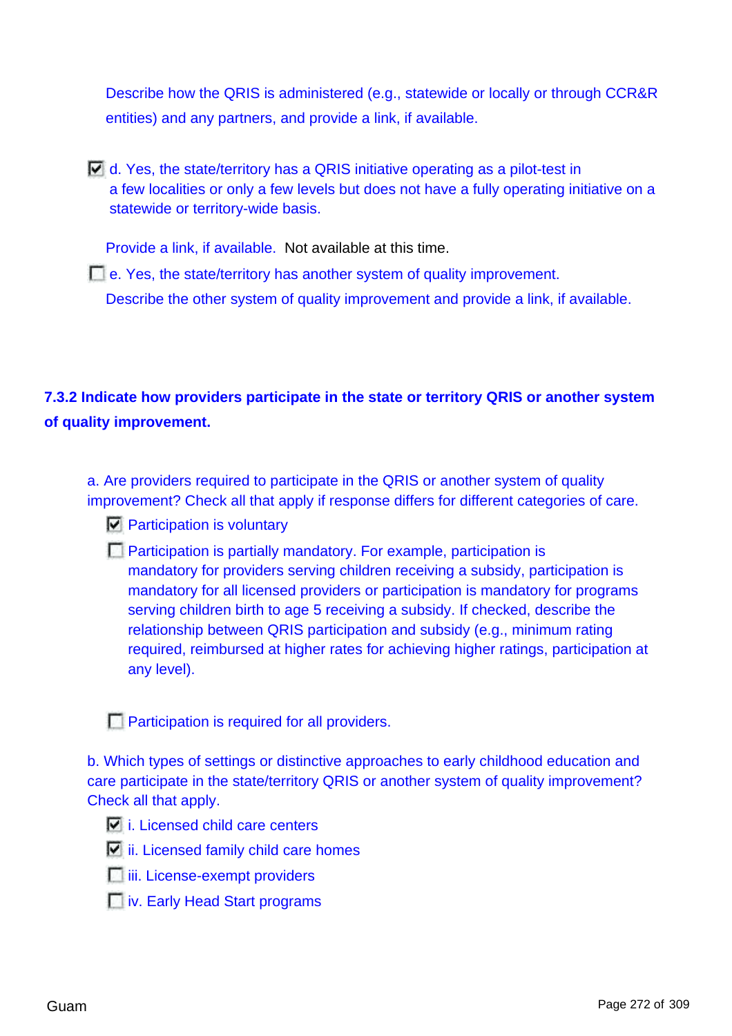Describe how the QRIS is administered (e.g., statewide or locally or through CCR&R entities) and any partners, and provide a link, if available.

- [x] d. Yes, the state/territory has a QRIS initiative operating as a pilot-test in a few localities or only a few levels but does not have a fully operating initiative on a statewide or territory-wide basis.

  Provide a link, if available. Not available at this time.

- [ ] e. Yes, the state/territory has another system of quality improvement.

  Describe the other system of quality improvement and provide a link, if available.

**7.3.2 Indicate how providers participate in the state or territory QRIS or another system of quality improvement.**

a. Are providers required to participate in the QRIS or another system of quality improvement? Check all that apply if response differs for different categories of care.

- [x] Participation is voluntary
- [ ] Participation is partially mandatory. For example, participation is mandatory for providers serving children receiving a subsidy, participation is mandatory for all licensed providers or participation is mandatory for programs serving children birth to age 5 receiving a subsidy. If checked, describe the relationship between QRIS participation and subsidy (e.g., minimum rating required, reimbursed at higher rates for achieving higher ratings, participation at any level).
- [ ] Participation is required for all providers.

b. Which types of settings or distinctive approaches to early childhood education and care participate in the state/territory QRIS or another system of quality improvement? Check all that apply.

- [x] i. Licensed child care centers
- [x] ii. Licensed family child care homes
- [ ] iii. License-exempt providers
- [ ] iv. Early Head Start programs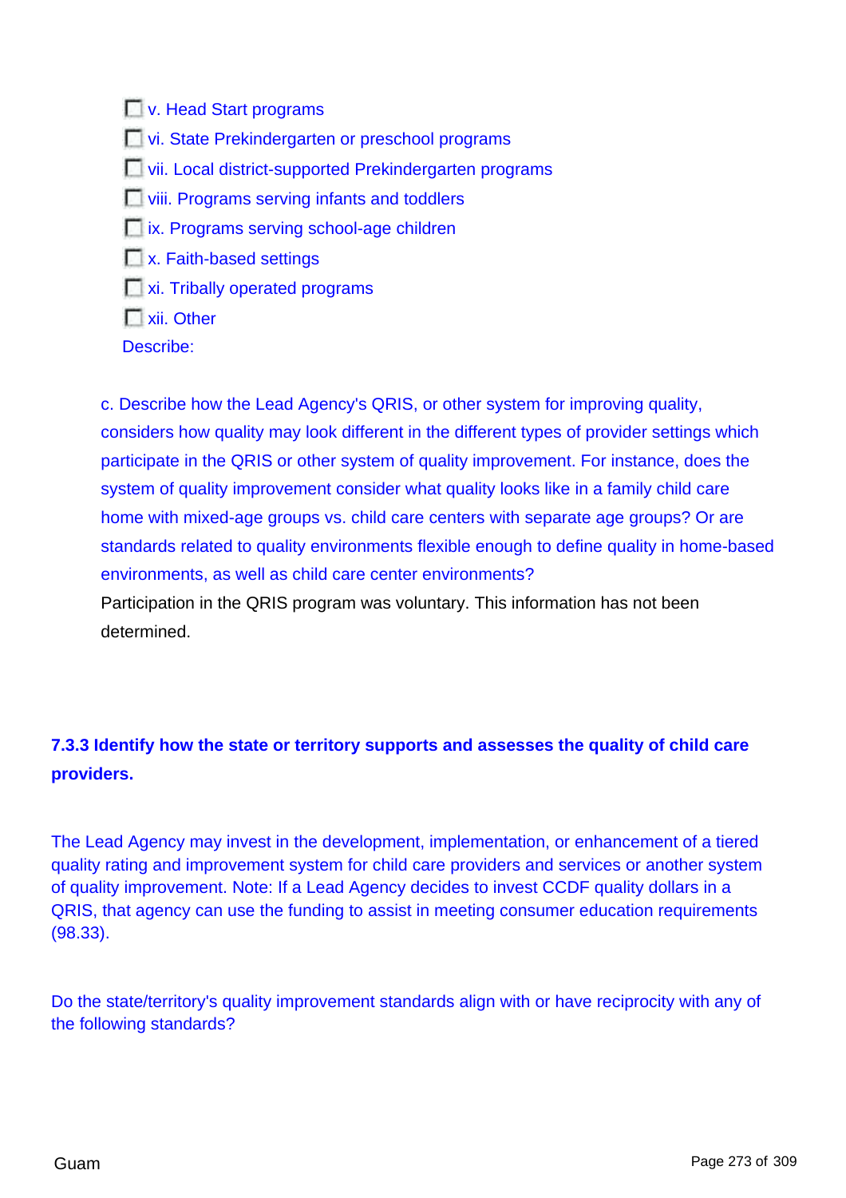- [ ] v. Head Start programs
- [ ] vi. State Prekindergarten or preschool programs
- [ ] vii. Local district-supported Prekindergarten programs
- [ ] viii. Programs serving infants and toddlers
- [ ] ix. Programs serving school-age children
- [ ] x. Faith-based settings
- [ ] xi. Tribally operated programs
- [ ] xii. Other

Describe:

c. Describe how the Lead Agency's QRIS, or other system for improving quality, considers how quality may look different in the different types of provider settings which participate in the QRIS or other system of quality improvement. For instance, does the system of quality improvement consider what quality looks like in a family child care home with mixed-age groups vs. child care centers with separate age groups? Or are standards related to quality environments flexible enough to define quality in home-based environments, as well as child care center environments?

Participation in the QRIS program was voluntary. This information has not been determined.

### 7.3.3 Identify how the state or territory supports and assesses the quality of child care providers.

The Lead Agency may invest in the development, implementation, or enhancement of a tiered quality rating and improvement system for child care providers and services or another system of quality improvement. Note: If a Lead Agency decides to invest CCDF quality dollars in a QRIS, that agency can use the funding to assist in meeting consumer education requirements (98.33).

Do the state/territory's quality improvement standards align with or have reciprocity with any of the following standards?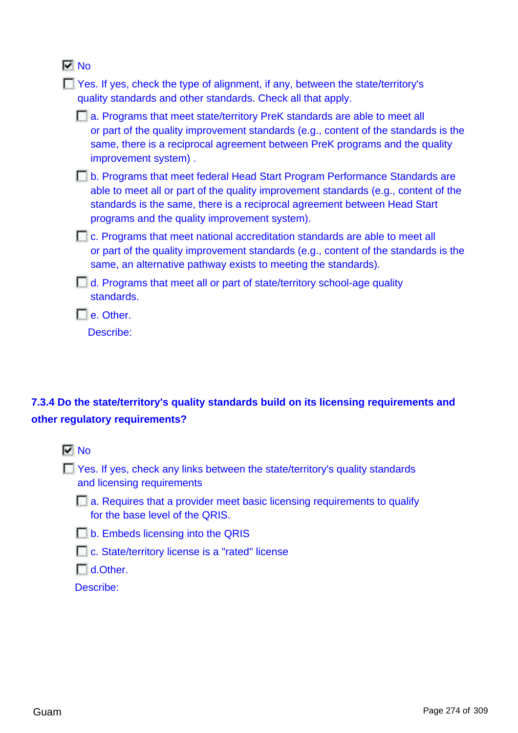- [x] No
- [ ] Yes. If yes, check the type of alignment, if any, between the state/territory's quality standards and other standards. Check all that apply.
  - [ ] a. Programs that meet state/territory PreK standards are able to meet all or part of the quality improvement standards (e.g., content of the standards is the same, there is a reciprocal agreement between PreK programs and the quality improvement system) .
  - [ ] b. Programs that meet federal Head Start Program Performance Standards are able to meet all or part of the quality improvement standards (e.g., content of the standards is the same, there is a reciprocal agreement between Head Start programs and the quality improvement system).
  - [ ] c. Programs that meet national accreditation standards are able to meet all or part of the quality improvement standards (e.g., content of the standards is the same, an alternative pathway exists to meeting the standards).
  - [ ] d. Programs that meet all or part of state/territory school-age quality standards.
  - [ ] e. Other.

    Describe:

### 7.3.4 Do the state/territory's quality standards build on its licensing requirements and other regulatory requirements?

- [x] No
- [ ] Yes. If yes, check any links between the state/territory's quality standards and licensing requirements
  - [ ] a. Requires that a provider meet basic licensing requirements to qualify for the base level of the QRIS.
  - [ ] b. Embeds licensing into the QRIS
  - [ ] c. State/territory license is a "rated" license
  - [ ] d.Other.

  Describe: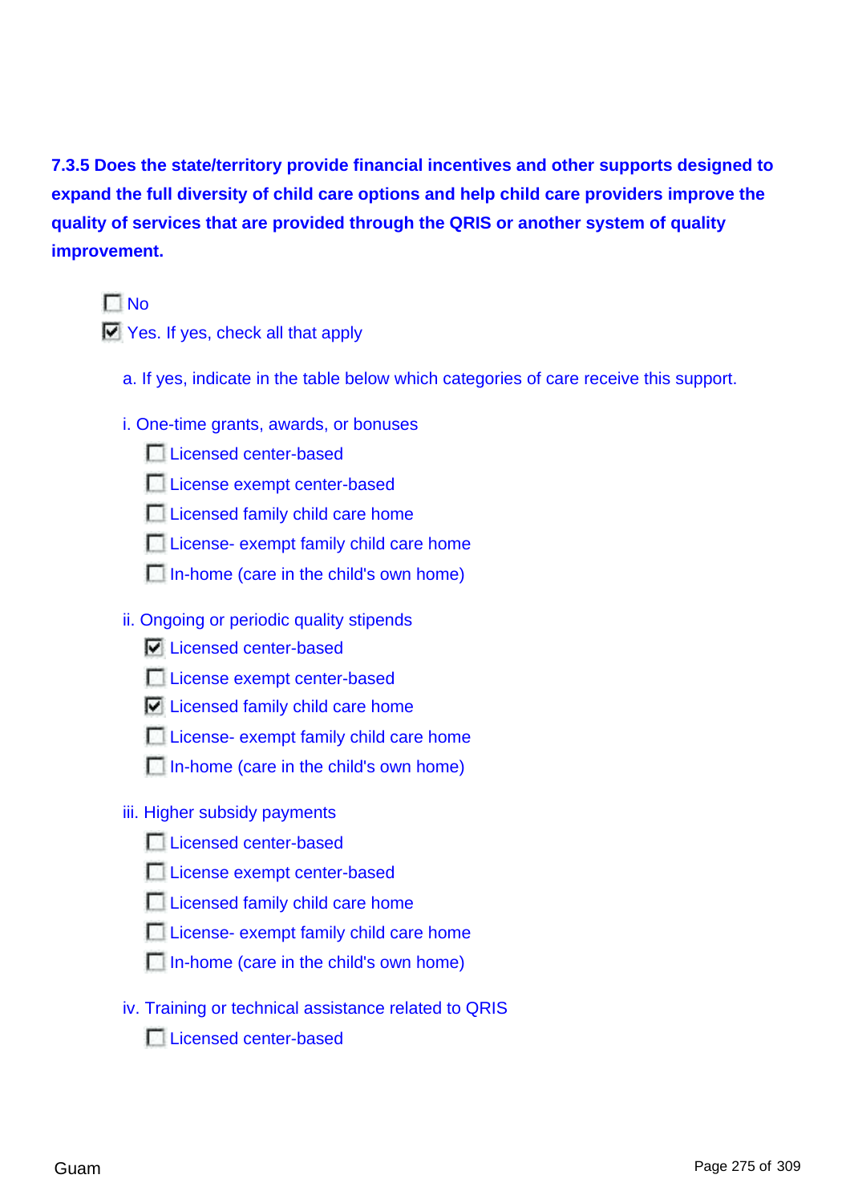**7.3.5 Does the state/territory provide financial incentives and other supports designed to expand the full diversity of child care options and help child care providers improve the quality of services that are provided through the QRIS or another system of quality improvement.**

- [ ] No
- [x] Yes. If yes, check all that apply

a. If yes, indicate in the table below which categories of care receive this support.

i. One-time grants, awards, or bonuses

- [ ] Licensed center-based
- [ ] License exempt center-based
- [ ] Licensed family child care home
- [ ] License- exempt family child care home
- [ ] In-home (care in the child's own home)

ii. Ongoing or periodic quality stipends

- [x] Licensed center-based
- [ ] License exempt center-based
- [x] Licensed family child care home
- [ ] License- exempt family child care home
- [ ] In-home (care in the child's own home)

iii. Higher subsidy payments

- [ ] Licensed center-based
- [ ] License exempt center-based
- [ ] Licensed family child care home
- [ ] License- exempt family child care home
- [ ] In-home (care in the child's own home)

iv. Training or technical assistance related to QRIS

- [ ] Licensed center-based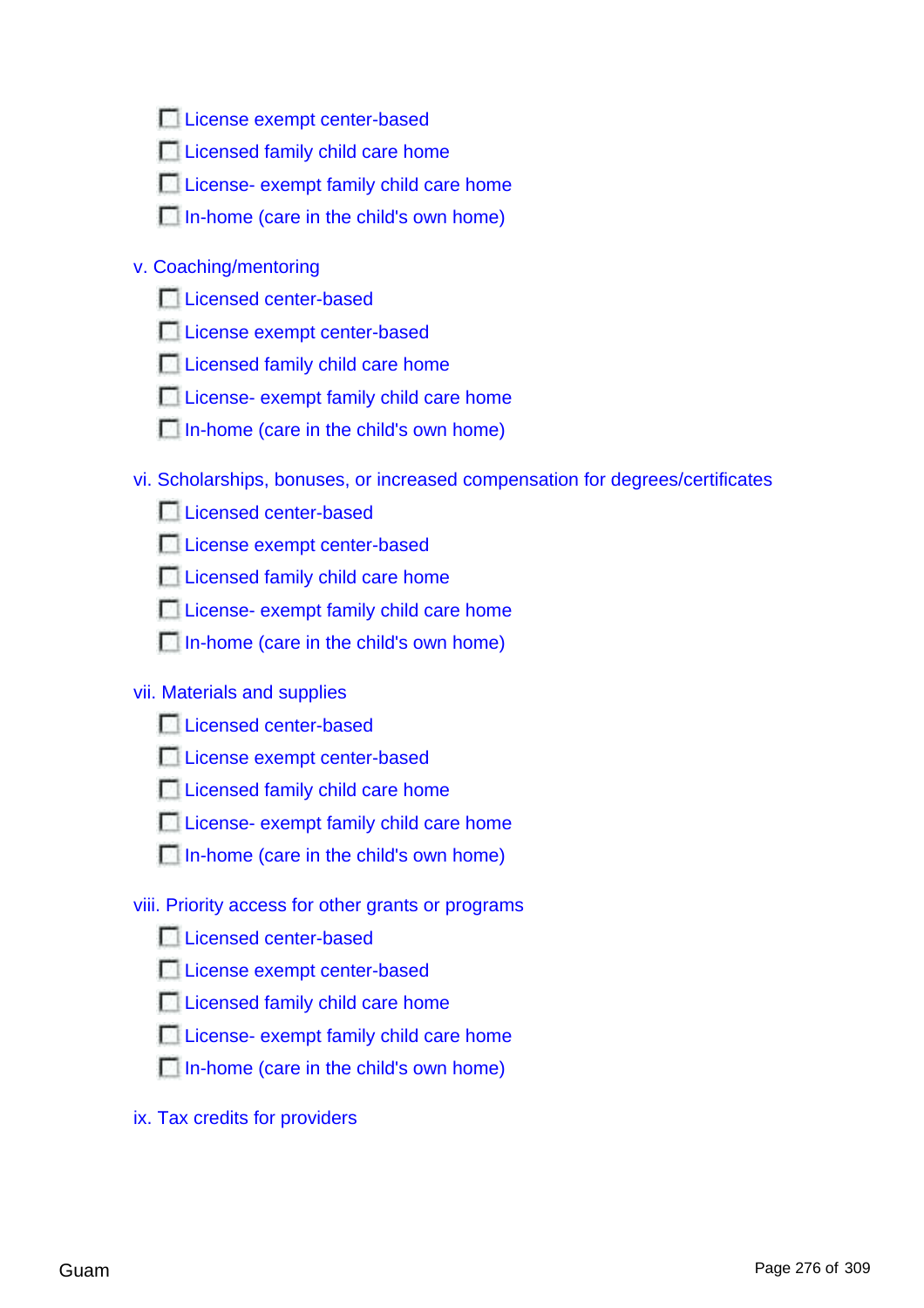- [ ] License exempt center-based
- [ ] Licensed family child care home
- [ ] License- exempt family child care home
- [ ] In-home (care in the child's own home)

v. Coaching/mentoring

- [ ] Licensed center-based
- [ ] License exempt center-based
- [ ] Licensed family child care home
- [ ] License- exempt family child care home
- [ ] In-home (care in the child's own home)

vi. Scholarships, bonuses, or increased compensation for degrees/certificates

- [ ] Licensed center-based
- [ ] License exempt center-based
- [ ] Licensed family child care home
- [ ] License- exempt family child care home
- [ ] In-home (care in the child's own home)

vii. Materials and supplies

- [ ] Licensed center-based
- [ ] License exempt center-based
- [ ] Licensed family child care home
- [ ] License- exempt family child care home
- [ ] In-home (care in the child's own home)

viii. Priority access for other grants or programs

- [ ] Licensed center-based
- [ ] License exempt center-based
- [ ] Licensed family child care home
- [ ] License- exempt family child care home
- [ ] In-home (care in the child's own home)

ix. Tax credits for providers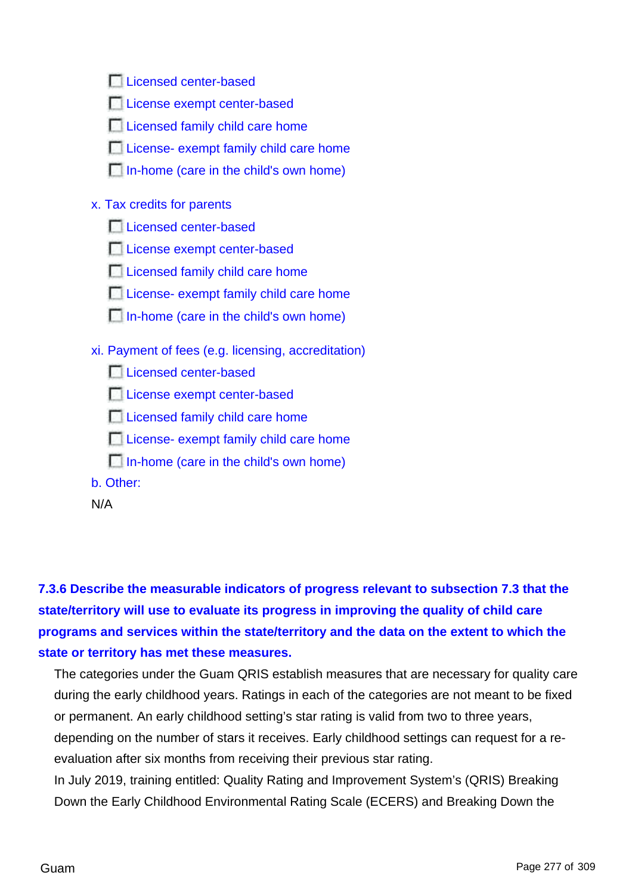- [ ] Licensed center-based
- [ ] License exempt center-based
- [ ] Licensed family child care home
- [ ] License- exempt family child care home
- [ ] In-home (care in the child's own home)

x. Tax credits for parents

- [ ] Licensed center-based
- [ ] License exempt center-based
- [ ] Licensed family child care home
- [ ] License- exempt family child care home
- [ ] In-home (care in the child's own home)

xi. Payment of fees (e.g. licensing, accreditation)

- [ ] Licensed center-based
- [ ] License exempt center-based
- [ ] Licensed family child care home
- [ ] License- exempt family child care home
- [ ] In-home (care in the child's own home)

b. Other:

N/A

**7.3.6 Describe the measurable indicators of progress relevant to subsection 7.3 that the state/territory will use to evaluate its progress in improving the quality of child care programs and services within the state/territory and the data on the extent to which the state or territory has met these measures.**

The categories under the Guam QRIS establish measures that are necessary for quality care during the early childhood years. Ratings in each of the categories are not meant to be fixed or permanent. An early childhood setting's star rating is valid from two to three years, depending on the number of stars it receives. Early childhood settings can request for a re-evaluation after six months from receiving their previous star rating.

In July 2019, training entitled: Quality Rating and Improvement System's (QRIS) Breaking Down the Early Childhood Environmental Rating Scale (ECERS) and Breaking Down the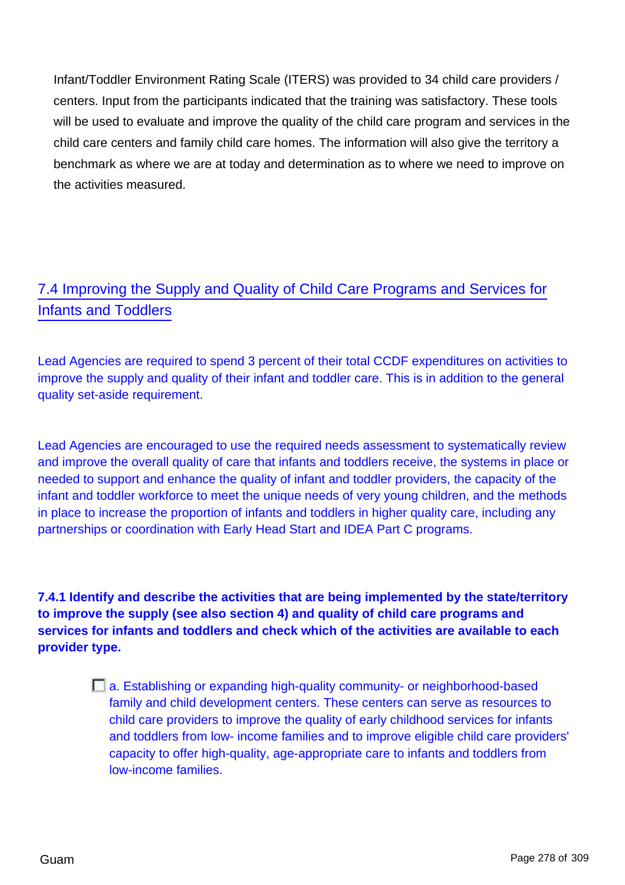Infant/Toddler Environment Rating Scale (ITERS) was provided to 34 child care providers / centers. Input from the participants indicated that the training was satisfactory. These tools will be used to evaluate and improve the quality of the child care program and services in the child care centers and family child care homes. The information will also give the territory a benchmark as where we are at today and determination as to where we need to improve on the activities measured.

## 7.4 Improving the Supply and Quality of Child Care Programs and Services for Infants and Toddlers

Lead Agencies are required to spend 3 percent of their total CCDF expenditures on activities to improve the supply and quality of their infant and toddler care. This is in addition to the general quality set-aside requirement.

Lead Agencies are encouraged to use the required needs assessment to systematically review and improve the overall quality of care that infants and toddlers receive, the systems in place or needed to support and enhance the quality of infant and toddler providers, the capacity of the infant and toddler workforce to meet the unique needs of very young children, and the methods in place to increase the proportion of infants and toddlers in higher quality care, including any partnerships or coordination with Early Head Start and IDEA Part C programs.

**7.4.1 Identify and describe the activities that are being implemented by the state/territory to improve the supply (see also section 4) and quality of child care programs and services for infants and toddlers and check which of the activities are available to each provider type.**

- [ ] a. Establishing or expanding high-quality community- or neighborhood-based family and child development centers. These centers can serve as resources to child care providers to improve the quality of early childhood services for infants and toddlers from low- income families and to improve eligible child care providers' capacity to offer high-quality, age-appropriate care to infants and toddlers from low-income families.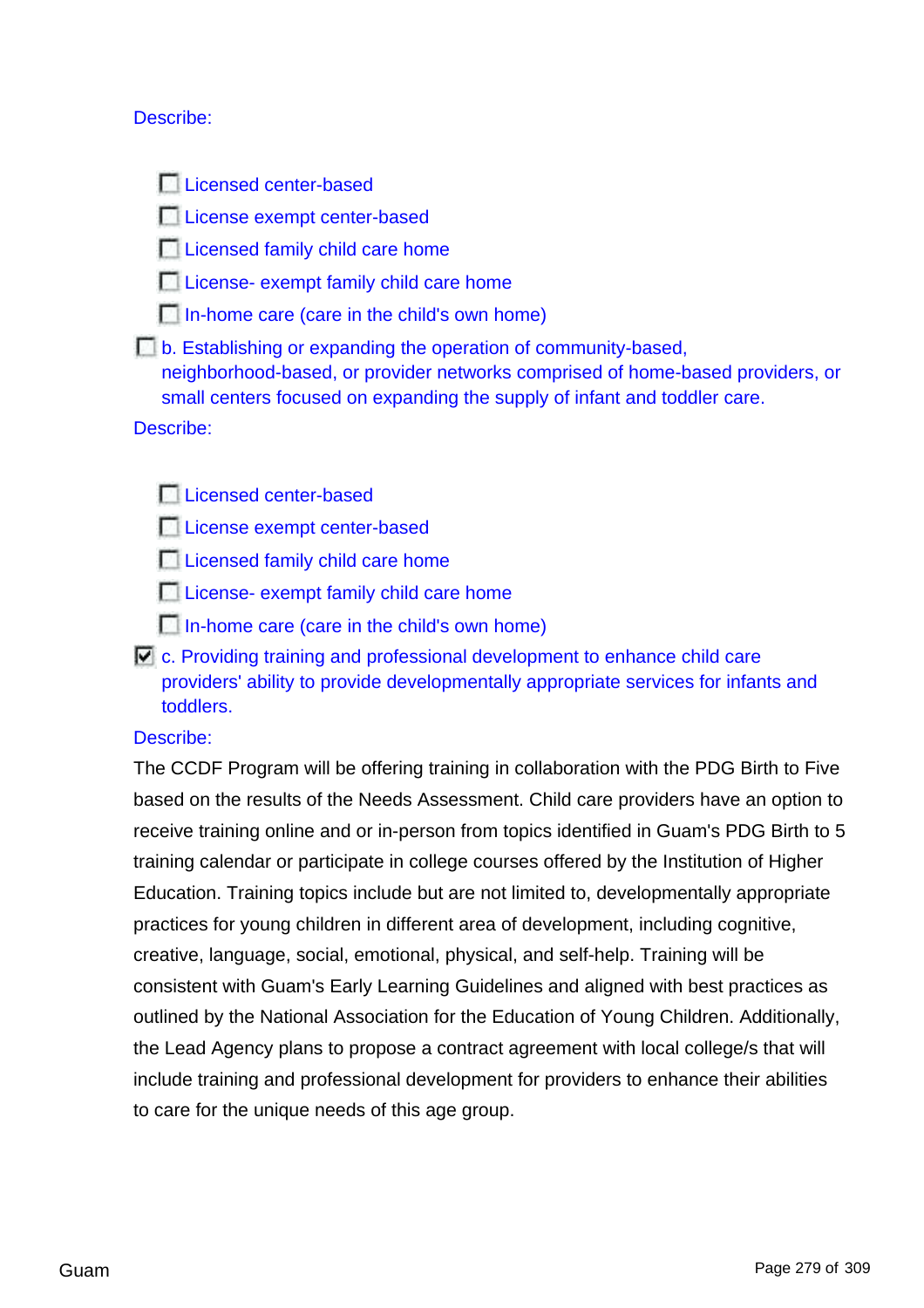Describe:

- [ ] Licensed center-based
- [ ] License exempt center-based
- [ ] Licensed family child care home
- [ ] License- exempt family child care home
- [ ] In-home care (care in the child's own home)

- [ ] b. Establishing or expanding the operation of community-based, neighborhood-based, or provider networks comprised of home-based providers, or small centers focused on expanding the supply of infant and toddler care.

Describe:

- [ ] Licensed center-based
- [ ] License exempt center-based
- [ ] Licensed family child care home
- [ ] License- exempt family child care home
- [ ] In-home care (care in the child's own home)

- [x] c. Providing training and professional development to enhance child care providers' ability to provide developmentally appropriate services for infants and toddlers.

Describe:

The CCDF Program will be offering training in collaboration with the PDG Birth to Five based on the results of the Needs Assessment. Child care providers have an option to receive training online and or in-person from topics identified in Guam's PDG Birth to 5 training calendar or participate in college courses offered by the Institution of Higher Education. Training topics include but are not limited to, developmentally appropriate practices for young children in different area of development, including cognitive, creative, language, social, emotional, physical, and self-help. Training will be consistent with Guam's Early Learning Guidelines and aligned with best practices as outlined by the National Association for the Education of Young Children. Additionally, the Lead Agency plans to propose a contract agreement with local college/s that will include training and professional development for providers to enhance their abilities to care for the unique needs of this age group.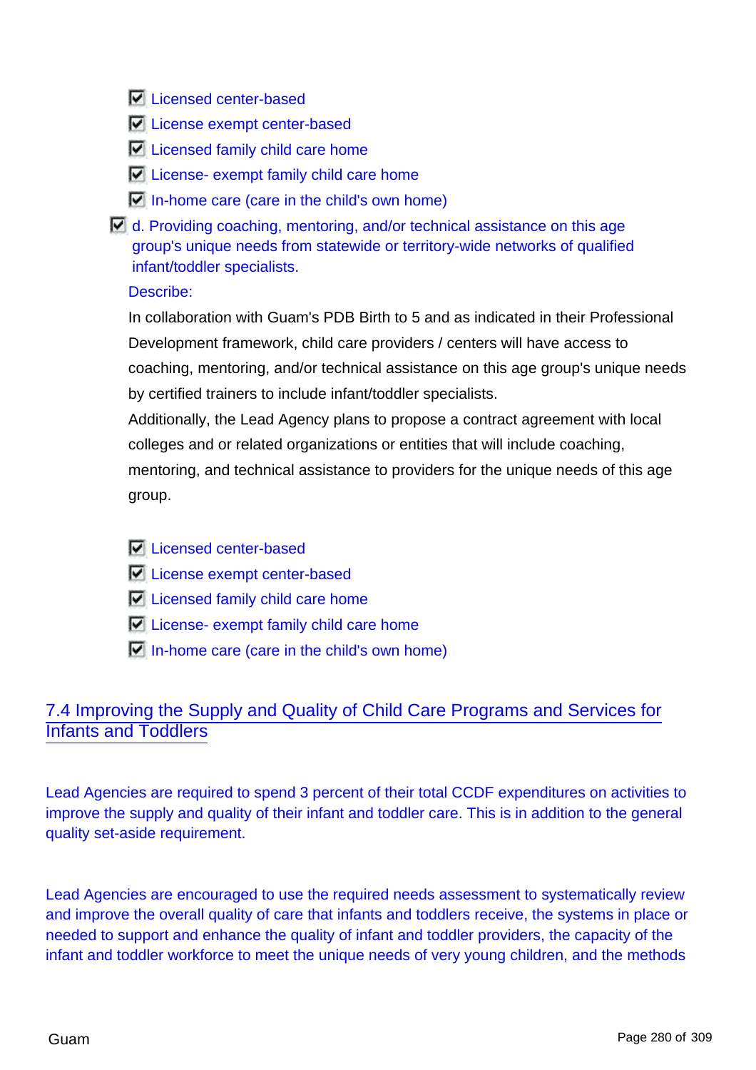- [x] Licensed center-based
- [x] License exempt center-based
- [x] Licensed family child care home
- [x] License- exempt family child care home
- [x] In-home care (care in the child's own home)

- [x] d. Providing coaching, mentoring, and/or technical assistance on this age group's unique needs from statewide or territory-wide networks of qualified infant/toddler specialists.

Describe:

In collaboration with Guam's PDB Birth to 5 and as indicated in their Professional Development framework, child care providers / centers will have access to coaching, mentoring, and/or technical assistance on this age group's unique needs by certified trainers to include infant/toddler specialists.
Additionally, the Lead Agency plans to propose a contract agreement with local colleges and or related organizations or entities that will include coaching, mentoring, and technical assistance to providers for the unique needs of this age group.

- [x] Licensed center-based
- [x] License exempt center-based
- [x] Licensed family child care home
- [x] License- exempt family child care home
- [x] In-home care (care in the child's own home)

## 7.4 Improving the Supply and Quality of Child Care Programs and Services for Infants and Toddlers

Lead Agencies are required to spend 3 percent of their total CCDF expenditures on activities to improve the supply and quality of their infant and toddler care. This is in addition to the general quality set-aside requirement.

Lead Agencies are encouraged to use the required needs assessment to systematically review and improve the overall quality of care that infants and toddlers receive, the systems in place or needed to support and enhance the quality of infant and toddler providers, the capacity of the infant and toddler workforce to meet the unique needs of very young children, and the methods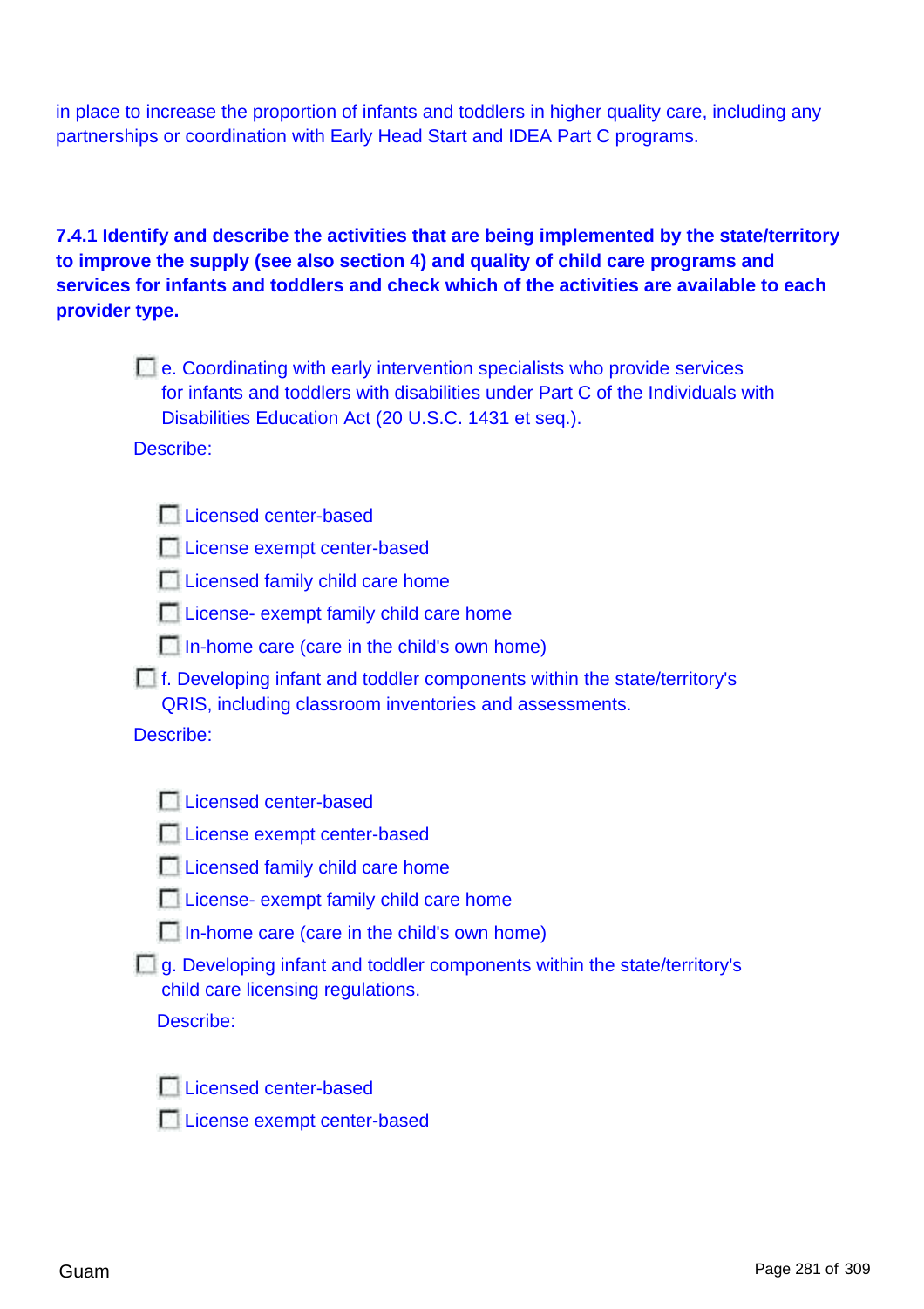in place to increase the proportion of infants and toddlers in higher quality care, including any partnerships or coordination with Early Head Start and IDEA Part C programs.

**7.4.1 Identify and describe the activities that are being implemented by the state/territory to improve the supply (see also section 4) and quality of child care programs and services for infants and toddlers and check which of the activities are available to each provider type.**

- [ ] e. Coordinating with early intervention specialists who provide services for infants and toddlers with disabilities under Part C of the Individuals with Disabilities Education Act (20 U.S.C. 1431 et seq.).

Describe:

  - [ ] Licensed center-based
  - [ ] License exempt center-based
  - [ ] Licensed family child care home
  - [ ] License- exempt family child care home
  - [ ] In-home care (care in the child's own home)

- [ ] f. Developing infant and toddler components within the state/territory's QRIS, including classroom inventories and assessments.

Describe:

  - [ ] Licensed center-based
  - [ ] License exempt center-based
  - [ ] Licensed family child care home
  - [ ] License- exempt family child care home
  - [ ] In-home care (care in the child's own home)

- [ ] g. Developing infant and toddler components within the state/territory's child care licensing regulations.

Describe:

  - [ ] Licensed center-based
  - [ ] License exempt center-based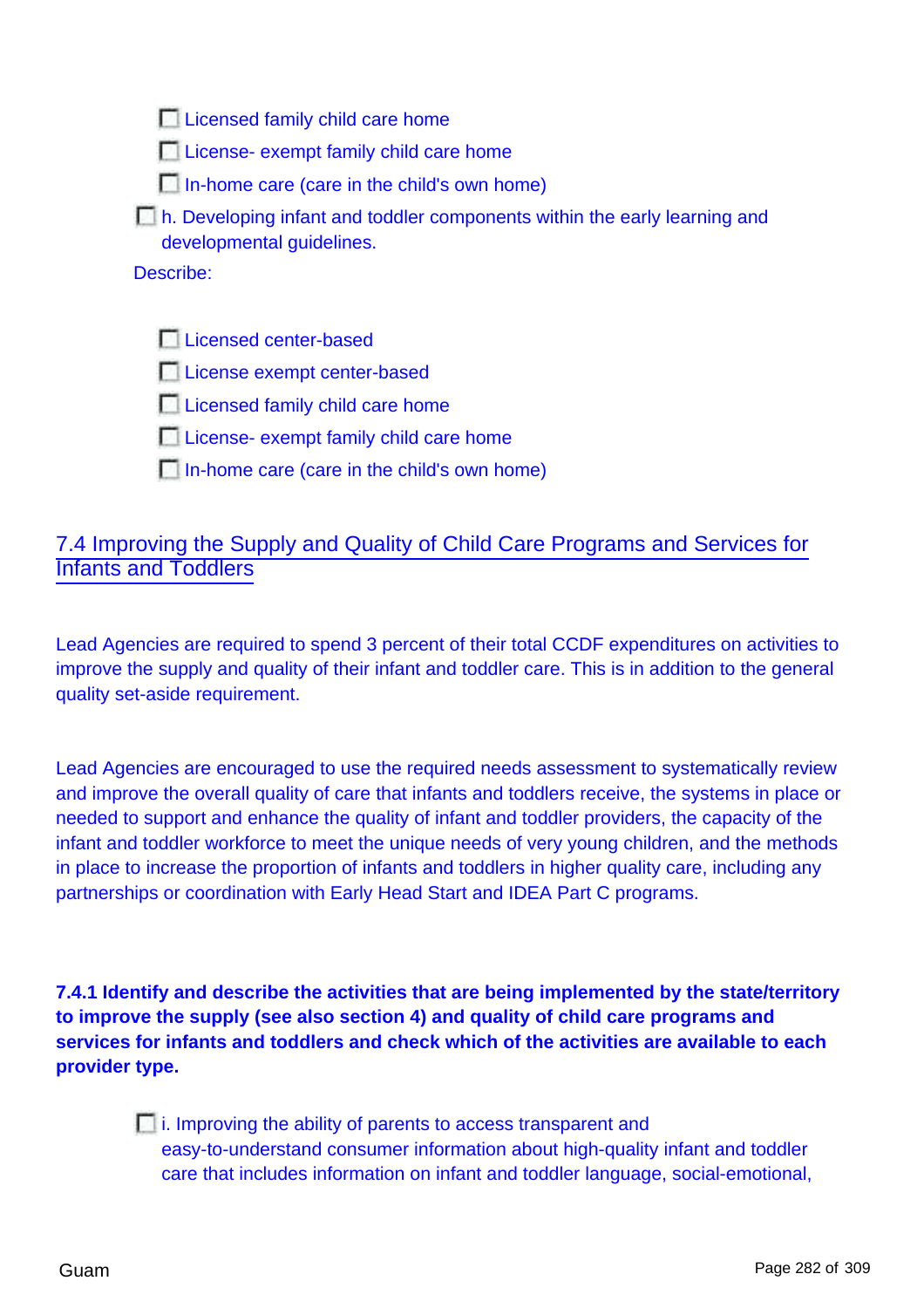- [ ] Licensed family child care home
- [ ] License- exempt family child care home
- [ ] In-home care (care in the child's own home)

- [ ] h. Developing infant and toddler components within the early learning and developmental guidelines.

Describe:

- [ ] Licensed center-based
- [ ] License exempt center-based
- [ ] Licensed family child care home
- [ ] License- exempt family child care home
- [ ] In-home care (care in the child's own home)

## 7.4 Improving the Supply and Quality of Child Care Programs and Services for Infants and Toddlers

Lead Agencies are required to spend 3 percent of their total CCDF expenditures on activities to improve the supply and quality of their infant and toddler care. This is in addition to the general quality set-aside requirement.

Lead Agencies are encouraged to use the required needs assessment to systematically review and improve the overall quality of care that infants and toddlers receive, the systems in place or needed to support and enhance the quality of infant and toddler providers, the capacity of the infant and toddler workforce to meet the unique needs of very young children, and the methods in place to increase the proportion of infants and toddlers in higher quality care, including any partnerships or coordination with Early Head Start and IDEA Part C programs.

**7.4.1 Identify and describe the activities that are being implemented by the state/territory to improve the supply (see also section 4) and quality of child care programs and services for infants and toddlers and check which of the activities are available to each provider type.**

- [ ] i. Improving the ability of parents to access transparent and easy-to-understand consumer information about high-quality infant and toddler care that includes information on infant and toddler language, social-emotional,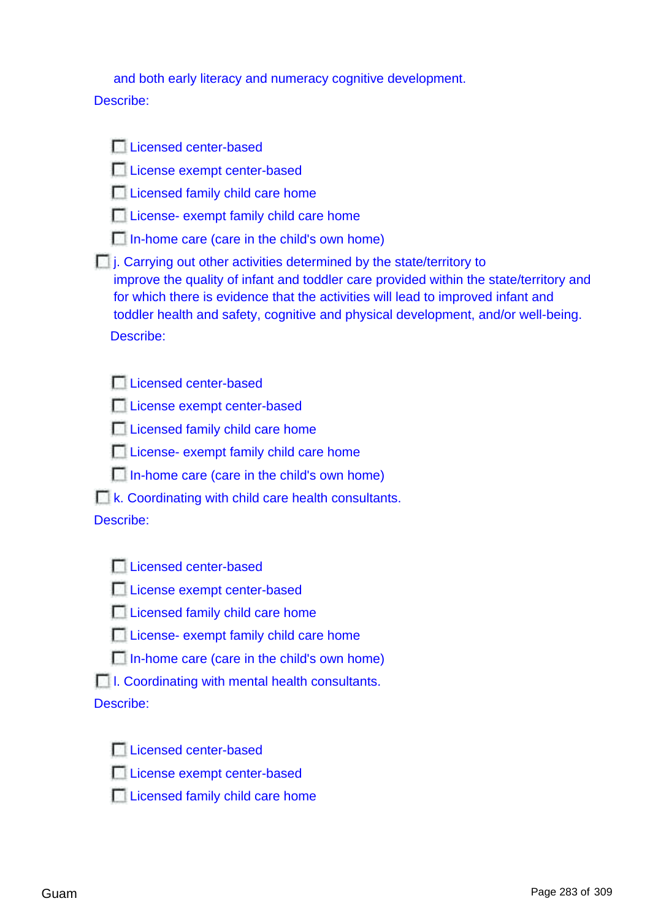and both early literacy and numeracy cognitive development.

Describe:

- [ ] Licensed center-based
- [ ] License exempt center-based
- [ ] Licensed family child care home
- [ ] License- exempt family child care home
- [ ] In-home care (care in the child's own home)

- [ ] j. Carrying out other activities determined by the state/territory to improve the quality of infant and toddler care provided within the state/territory and for which there is evidence that the activities will lead to improved infant and toddler health and safety, cognitive and physical development, and/or well-being.

Describe:

- [ ] Licensed center-based
- [ ] License exempt center-based
- [ ] Licensed family child care home
- [ ] License- exempt family child care home
- [ ] In-home care (care in the child's own home)

- [ ] k. Coordinating with child care health consultants.

Describe:

- [ ] Licensed center-based
- [ ] License exempt center-based
- [ ] Licensed family child care home
- [ ] License- exempt family child care home
- [ ] In-home care (care in the child's own home)

- [ ] l. Coordinating with mental health consultants.

Describe:

- [ ] Licensed center-based
- [ ] License exempt center-based
- [ ] Licensed family child care home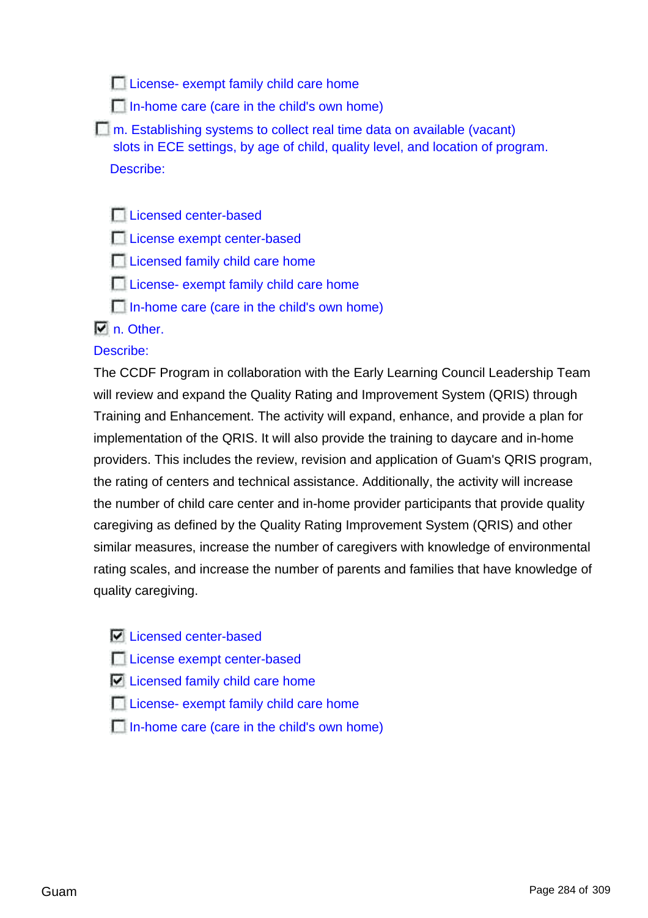- [ ] License- exempt family child care home
- [ ] In-home care (care in the child's own home)

- [ ] m. Establishing systems to collect real time data on available (vacant) slots in ECE settings, by age of child, quality level, and location of program.

  Describe:

  - [ ] Licensed center-based
  - [ ] License exempt center-based
  - [ ] Licensed family child care home
  - [ ] License- exempt family child care home
  - [ ] In-home care (care in the child's own home)

- [x] n. Other.

Describe:

The CCDF Program in collaboration with the Early Learning Council Leadership Team will review and expand the Quality Rating and Improvement System (QRIS) through Training and Enhancement. The activity will expand, enhance, and provide a plan for implementation of the QRIS. It will also provide the training to daycare and in-home providers. This includes the review, revision and application of Guam's QRIS program, the rating of centers and technical assistance. Additionally, the activity will increase the number of child care center and in-home provider participants that provide quality caregiving as defined by the Quality Rating Improvement System (QRIS) and other similar measures, increase the number of caregivers with knowledge of environmental rating scales, and increase the number of parents and families that have knowledge of quality caregiving.

- [x] Licensed center-based
- [ ] License exempt center-based
- [x] Licensed family child care home
- [ ] License- exempt family child care home
- [ ] In-home care (care in the child's own home)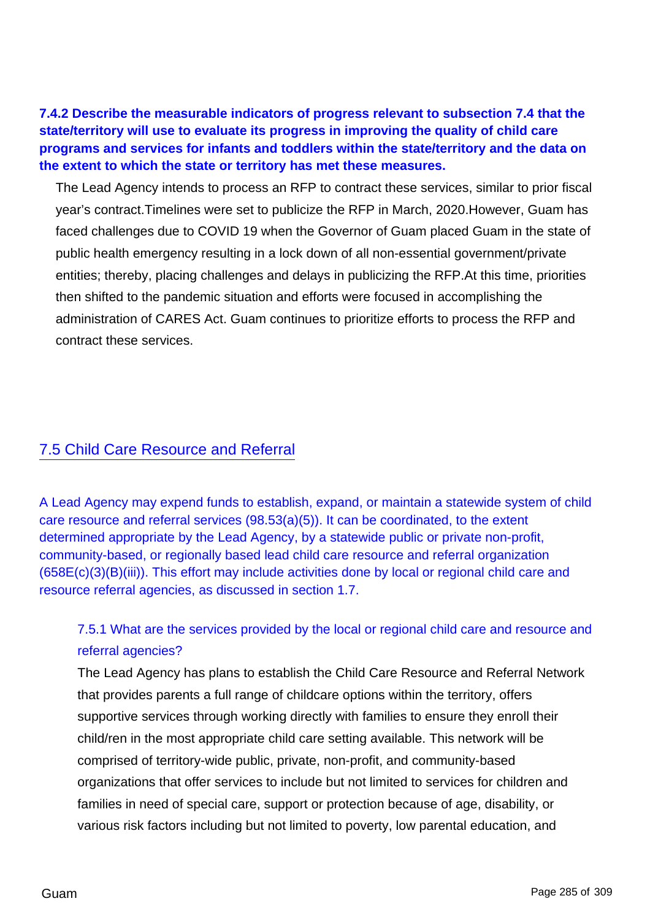**7.4.2 Describe the measurable indicators of progress relevant to subsection 7.4 that the state/territory will use to evaluate its progress in improving the quality of child care programs and services for infants and toddlers within the state/territory and the data on the extent to which the state or territory has met these measures.**

The Lead Agency intends to process an RFP to contract these services, similar to prior fiscal year's contract.Timelines were set to publicize the RFP in March, 2020.However, Guam has faced challenges due to COVID 19 when the Governor of Guam placed Guam in the state of public health emergency resulting in a lock down of all non-essential government/private entities; thereby, placing challenges and delays in publicizing the RFP.At this time, priorities then shifted to the pandemic situation and efforts were focused in accomplishing the administration of CARES Act. Guam continues to prioritize efforts to process the RFP and contract these services.

## 7.5 Child Care Resource and Referral

A Lead Agency may expend funds to establish, expand, or maintain a statewide system of child care resource and referral services (98.53(a)(5)). It can be coordinated, to the extent determined appropriate by the Lead Agency, by a statewide public or private non-profit, community-based, or regionally based lead child care resource and referral organization (658E(c)(3)(B)(iii)). This effort may include activities done by local or regional child care and resource referral agencies, as discussed in section 1.7.

7.5.1 What are the services provided by the local or regional child care and resource and referral agencies?

The Lead Agency has plans to establish the Child Care Resource and Referral Network that provides parents a full range of childcare options within the territory, offers supportive services through working directly with families to ensure they enroll their child/ren in the most appropriate child care setting available. This network will be comprised of territory-wide public, private, non-profit, and community-based organizations that offer services to include but not limited to services for children and families in need of special care, support or protection because of age, disability, or various risk factors including but not limited to poverty, low parental education, and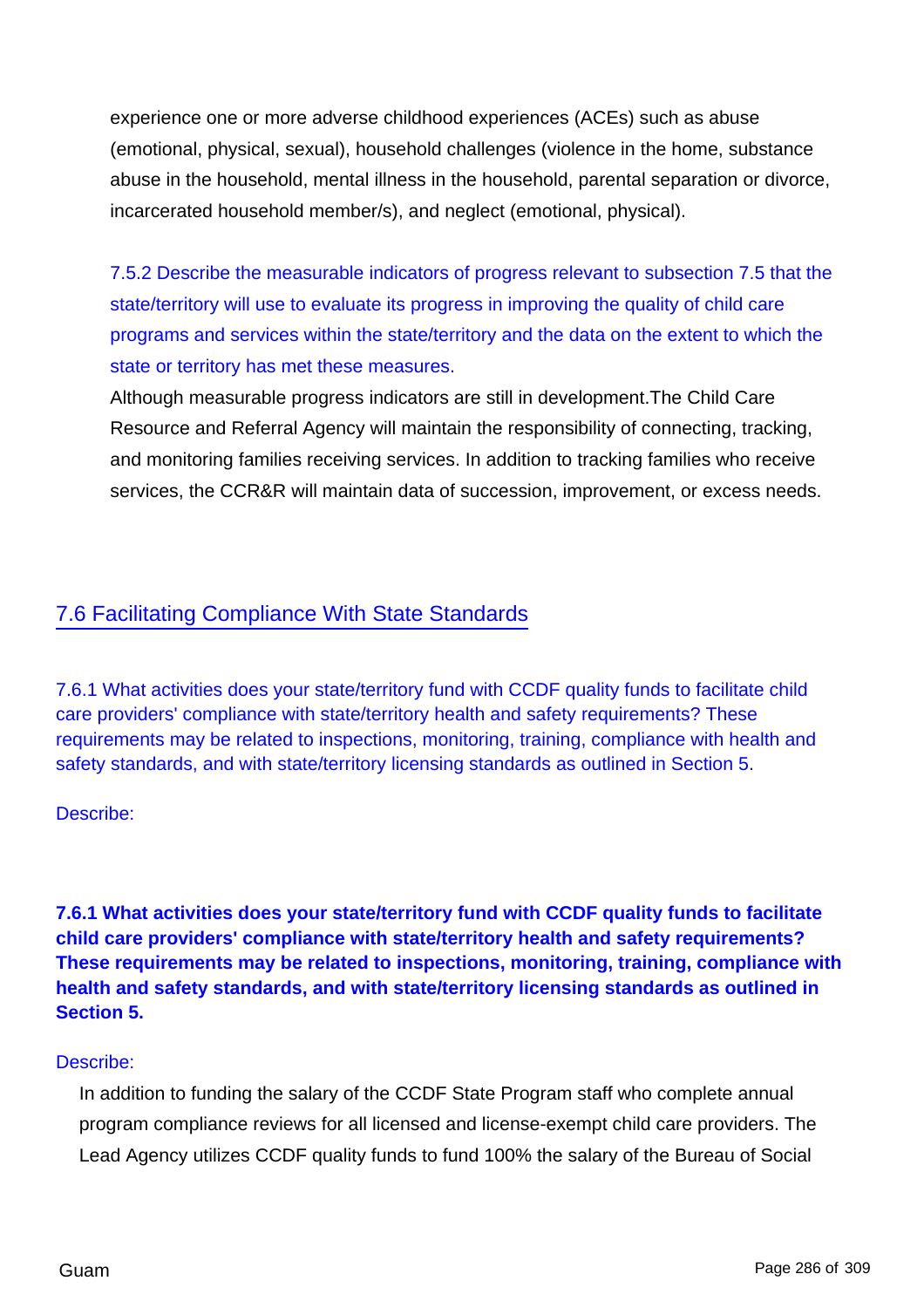experience one or more adverse childhood experiences (ACEs) such as abuse (emotional, physical, sexual), household challenges (violence in the home, substance abuse in the household, mental illness in the household, parental separation or divorce, incarcerated household member/s), and neglect (emotional, physical).

7.5.2 Describe the measurable indicators of progress relevant to subsection 7.5 that the state/territory will use to evaluate its progress in improving the quality of child care programs and services within the state/territory and the data on the extent to which the state or territory has met these measures.

Although measurable progress indicators are still in development.The Child Care Resource and Referral Agency will maintain the responsibility of connecting, tracking, and monitoring families receiving services. In addition to tracking families who receive services, the CCR&R will maintain data of succession, improvement, or excess needs.

## 7.6 Facilitating Compliance With State Standards

7.6.1 What activities does your state/territory fund with CCDF quality funds to facilitate child care providers' compliance with state/territory health and safety requirements? These requirements may be related to inspections, monitoring, training, compliance with health and safety standards, and with state/territory licensing standards as outlined in Section 5.

Describe:

**7.6.1 What activities does your state/territory fund with CCDF quality funds to facilitate child care providers' compliance with state/territory health and safety requirements? These requirements may be related to inspections, monitoring, training, compliance with health and safety standards, and with state/territory licensing standards as outlined in Section 5.**

Describe:

In addition to funding the salary of the CCDF State Program staff who complete annual program compliance reviews for all licensed and license-exempt child care providers. The Lead Agency utilizes CCDF quality funds to fund 100% the salary of the Bureau of Social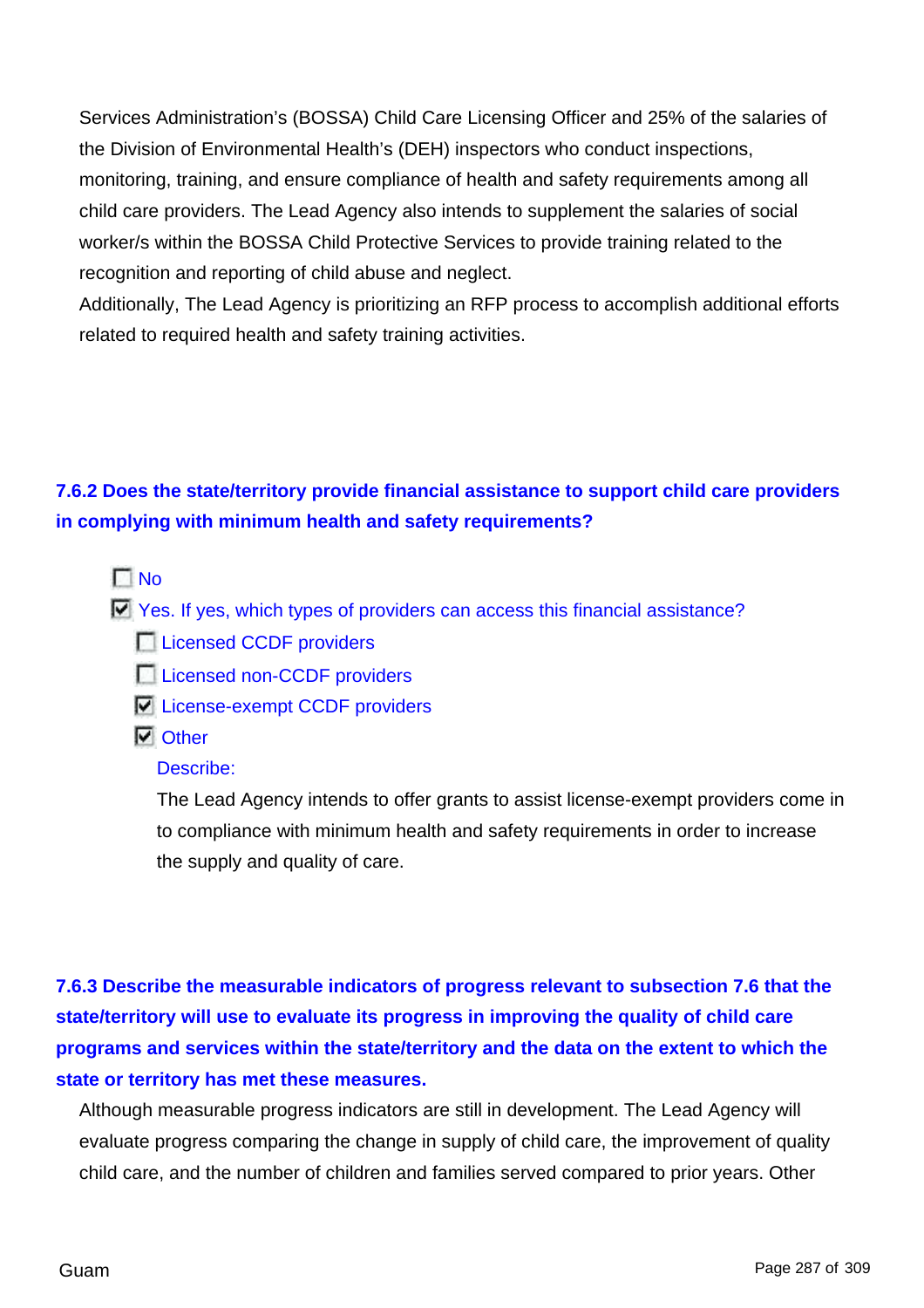Services Administration's (BOSSA) Child Care Licensing Officer and 25% of the salaries of the Division of Environmental Health's (DEH) inspectors who conduct inspections, monitoring, training, and ensure compliance of health and safety requirements among all child care providers. The Lead Agency also intends to supplement the salaries of social worker/s within the BOSSA Child Protective Services to provide training related to the recognition and reporting of child abuse and neglect.
Additionally, The Lead Agency is prioritizing an RFP process to accomplish additional efforts related to required health and safety training activities.

### 7.6.2 Does the state/territory provide financial assistance to support child care providers in complying with minimum health and safety requirements?

- [ ] No
- [x] Yes. If yes, which types of providers can access this financial assistance?
  - [ ] Licensed CCDF providers
  - [ ] Licensed non-CCDF providers
  - [x] License-exempt CCDF providers
  - [x] Other

    Describe:

    The Lead Agency intends to offer grants to assist license-exempt providers come in to compliance with minimum health and safety requirements in order to increase the supply and quality of care.

### 7.6.3 Describe the measurable indicators of progress relevant to subsection 7.6 that the state/territory will use to evaluate its progress in improving the quality of child care programs and services within the state/territory and the data on the extent to which the state or territory has met these measures.

Although measurable progress indicators are still in development. The Lead Agency will evaluate progress comparing the change in supply of child care, the improvement of quality child care, and the number of children and families served compared to prior years. Other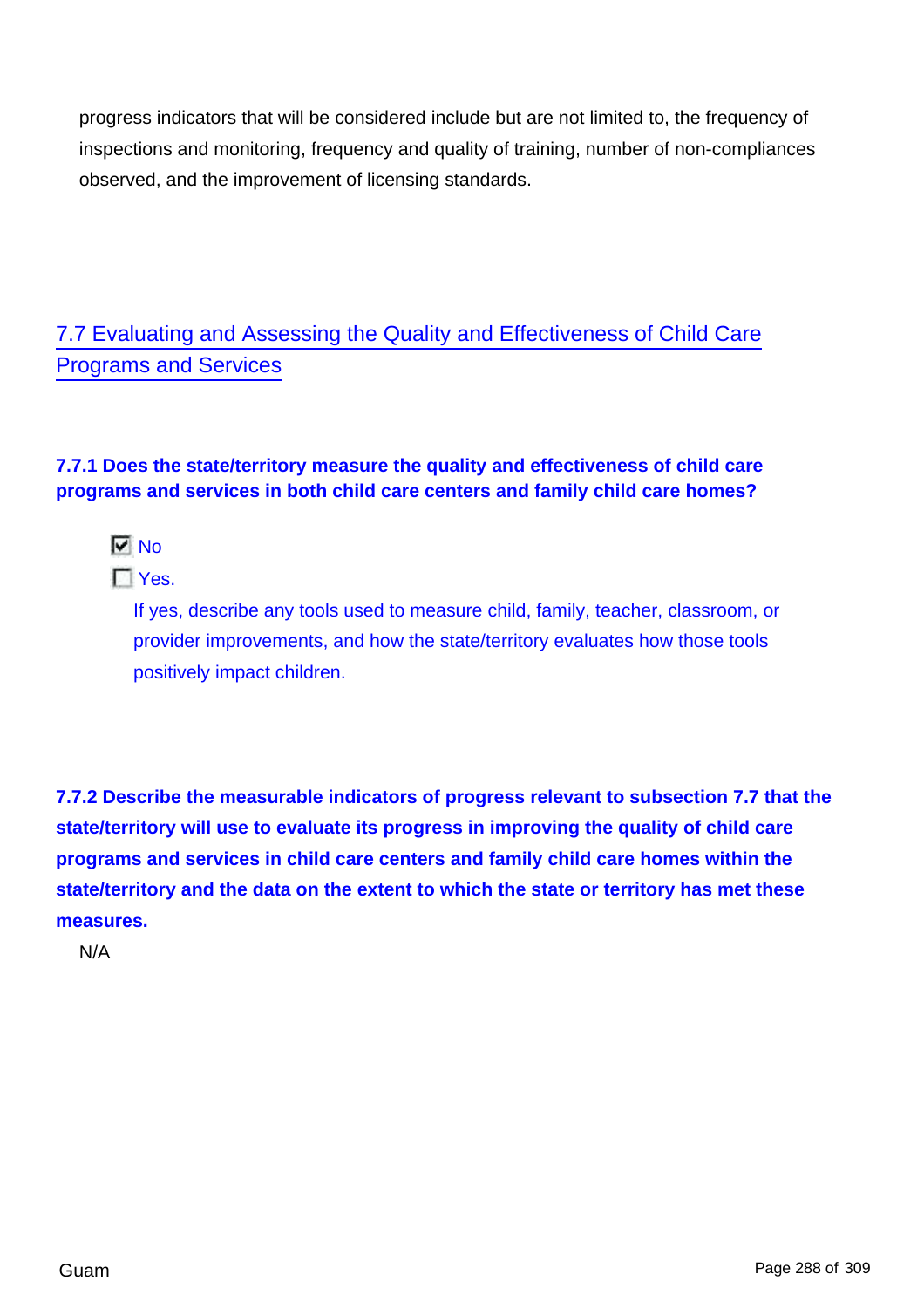progress indicators that will be considered include but are not limited to, the frequency of inspections and monitoring, frequency and quality of training, number of non-compliances observed, and the improvement of licensing standards.

## 7.7 Evaluating and Assessing the Quality and Effectiveness of Child Care Programs and Services

**7.7.1 Does the state/territory measure the quality and effectiveness of child care programs and services in both child care centers and family child care homes?**

- [x] No
- [ ] Yes.

  If yes, describe any tools used to measure child, family, teacher, classroom, or provider improvements, and how the state/territory evaluates how those tools positively impact children.

**7.7.2 Describe the measurable indicators of progress relevant to subsection 7.7 that the state/territory will use to evaluate its progress in improving the quality of child care programs and services in child care centers and family child care homes within the state/territory and the data on the extent to which the state or territory has met these measures.**

N/A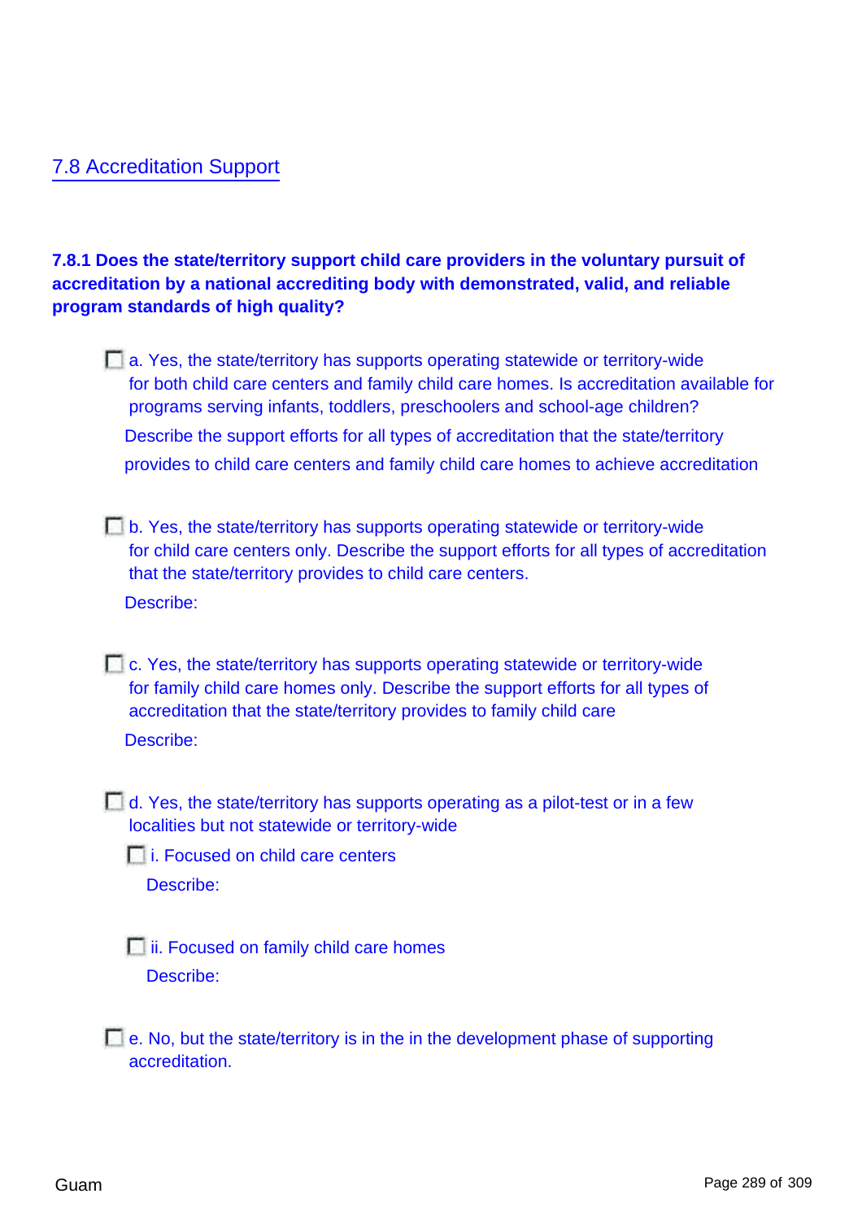## 7.8 Accreditation Support

**7.8.1 Does the state/territory support child care providers in the voluntary pursuit of accreditation by a national accrediting body with demonstrated, valid, and reliable program standards of high quality?**

- [ ] a. Yes, the state/territory has supports operating statewide or territory-wide for both child care centers and family child care homes. Is accreditation available for programs serving infants, toddlers, preschoolers and school-age children?

  Describe the support efforts for all types of accreditation that the state/territory provides to child care centers and family child care homes to achieve accreditation

- [ ] b. Yes, the state/territory has supports operating statewide or territory-wide for child care centers only. Describe the support efforts for all types of accreditation that the state/territory provides to child care centers.

  Describe:

- [ ] c. Yes, the state/territory has supports operating statewide or territory-wide for family child care homes only. Describe the support efforts for all types of accreditation that the state/territory provides to family child care

  Describe:

- [ ] d. Yes, the state/territory has supports operating as a pilot-test or in a few localities but not statewide or territory-wide
  - [ ] i. Focused on child care centers

    Describe:

  - [ ] ii. Focused on family child care homes

    Describe:

- [ ] e. No, but the state/territory is in the in the development phase of supporting accreditation.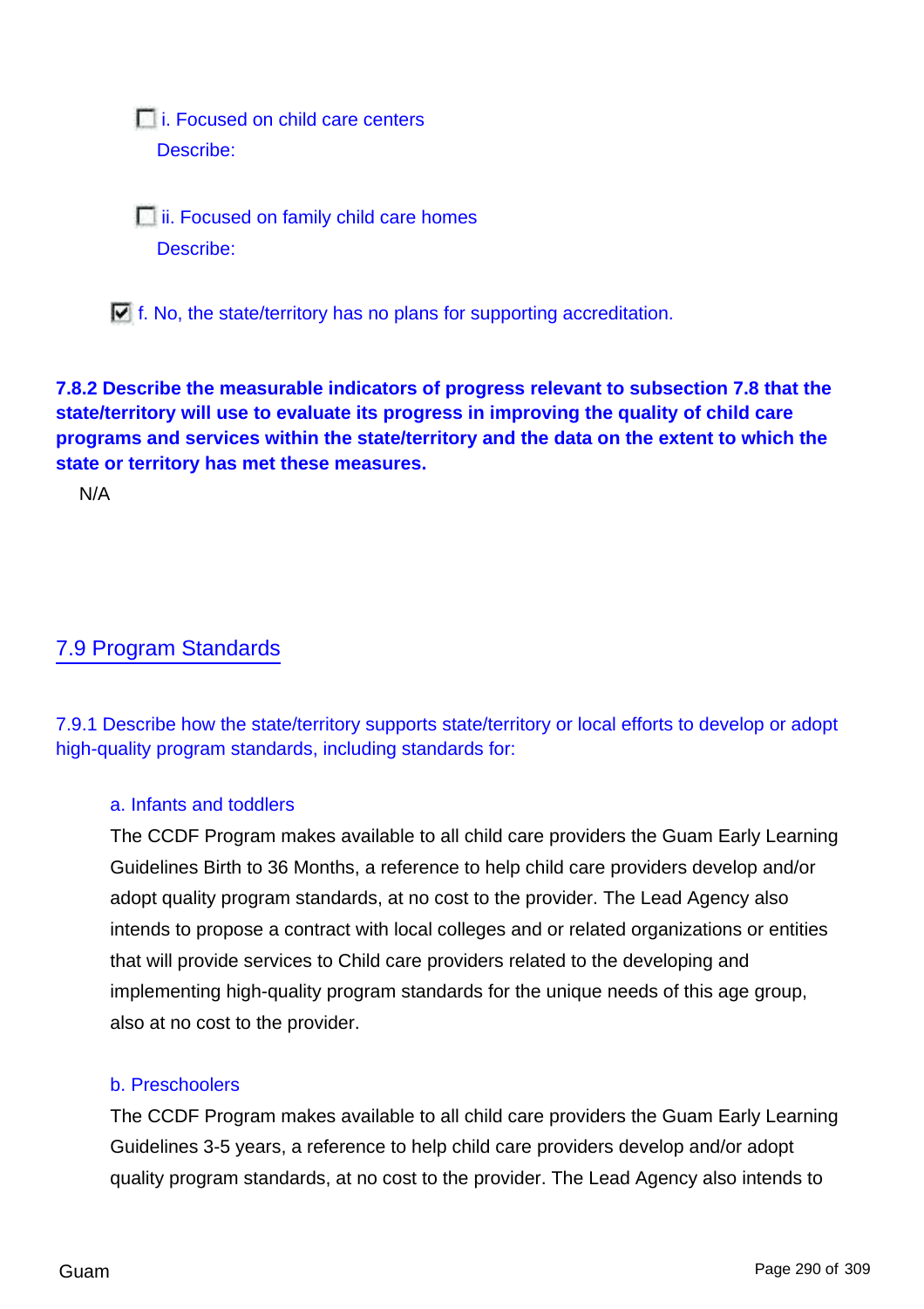- [ ] i. Focused on child care centers

  Describe:

- [ ] ii. Focused on family child care homes

  Describe:

- [x] f. No, the state/territory has no plans for supporting accreditation.

**7.8.2 Describe the measurable indicators of progress relevant to subsection 7.8 that the state/territory will use to evaluate its progress in improving the quality of child care programs and services within the state/territory and the data on the extent to which the state or territory has met these measures.**

N/A

## 7.9 Program Standards

7.9.1 Describe how the state/territory supports state/territory or local efforts to develop or adopt high-quality program standards, including standards for:

a. Infants and toddlers

The CCDF Program makes available to all child care providers the Guam Early Learning Guidelines Birth to 36 Months, a reference to help child care providers develop and/or adopt quality program standards, at no cost to the provider. The Lead Agency also intends to propose a contract with local colleges and or related organizations or entities that will provide services to Child care providers related to the developing and implementing high-quality program standards for the unique needs of this age group, also at no cost to the provider.

b. Preschoolers

The CCDF Program makes available to all child care providers the Guam Early Learning Guidelines 3-5 years, a reference to help child care providers develop and/or adopt quality program standards, at no cost to the provider. The Lead Agency also intends to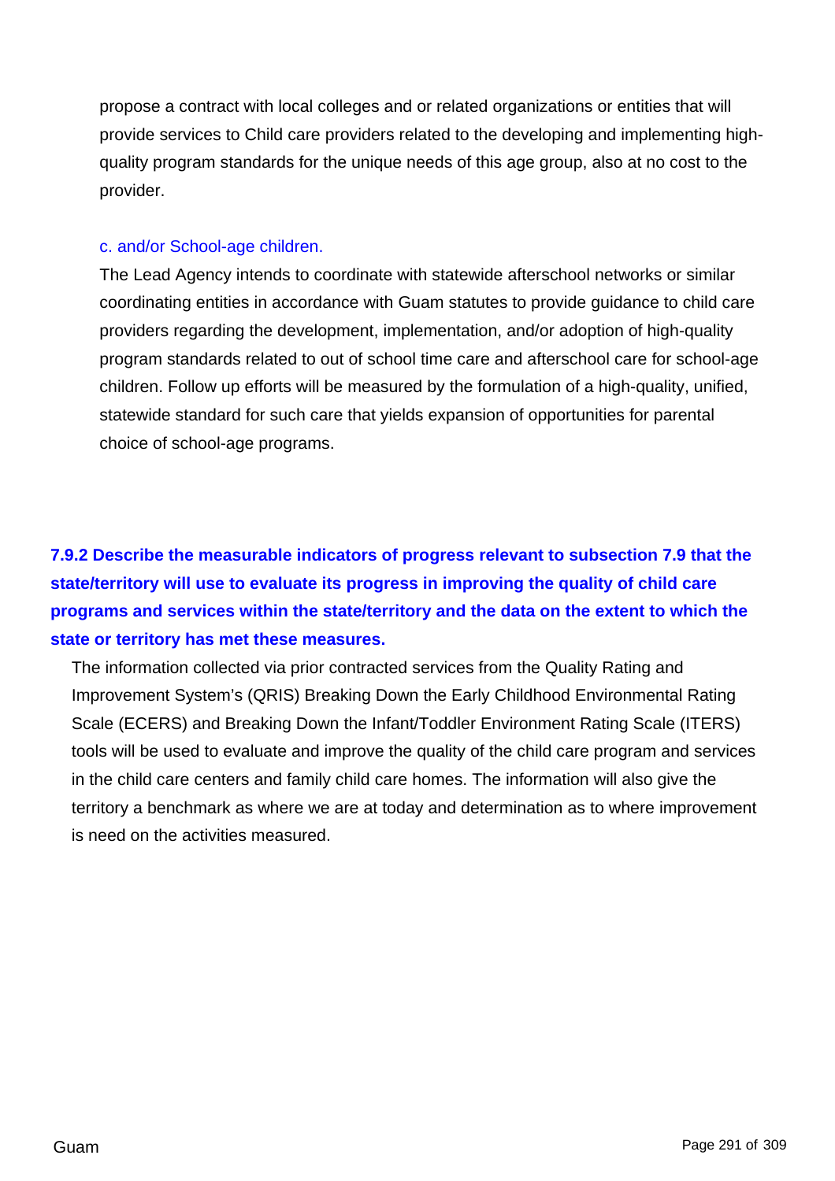propose a contract with local colleges and or related organizations or entities that will provide services to Child care providers related to the developing and implementing high-quality program standards for the unique needs of this age group, also at no cost to the provider.

c. and/or School-age children.

The Lead Agency intends to coordinate with statewide afterschool networks or similar coordinating entities in accordance with Guam statutes to provide guidance to child care providers regarding the development, implementation, and/or adoption of high-quality program standards related to out of school time care and afterschool care for school-age children. Follow up efforts will be measured by the formulation of a high-quality, unified, statewide standard for such care that yields expansion of opportunities for parental choice of school-age programs.

**7.9.2 Describe the measurable indicators of progress relevant to subsection 7.9 that the state/territory will use to evaluate its progress in improving the quality of child care programs and services within the state/territory and the data on the extent to which the state or territory has met these measures.**

The information collected via prior contracted services from the Quality Rating and Improvement System's (QRIS) Breaking Down the Early Childhood Environmental Rating Scale (ECERS) and Breaking Down the Infant/Toddler Environment Rating Scale (ITERS) tools will be used to evaluate and improve the quality of the child care program and services in the child care centers and family child care homes. The information will also give the territory a benchmark as where we are at today and determination as to where improvement is need on the activities measured.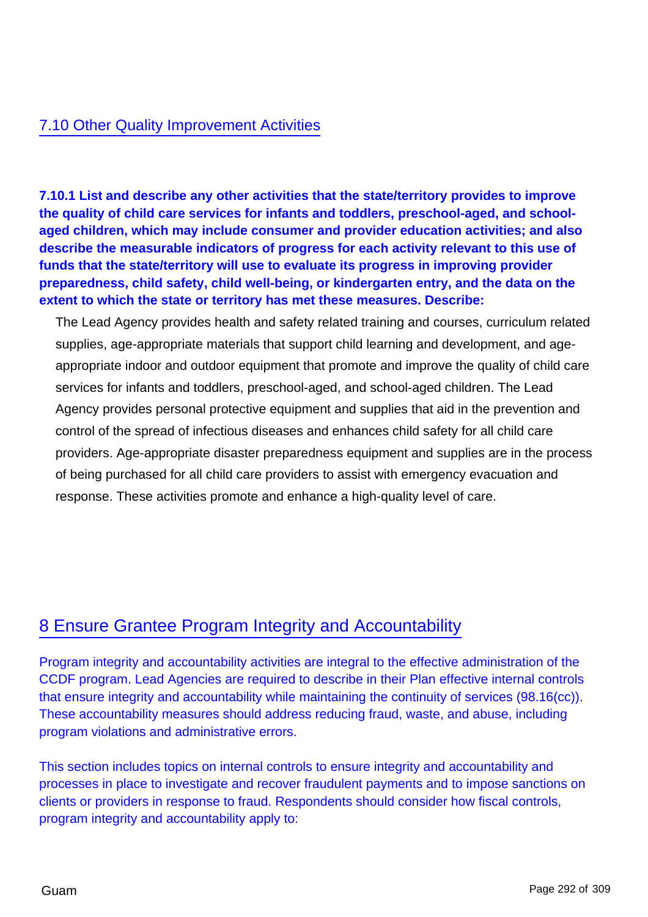## 7.10 Other Quality Improvement Activities

**7.10.1 List and describe any other activities that the state/territory provides to improve the quality of child care services for infants and toddlers, preschool-aged, and school-aged children, which may include consumer and provider education activities; and also describe the measurable indicators of progress for each activity relevant to this use of funds that the state/territory will use to evaluate its progress in improving provider preparedness, child safety, child well-being, or kindergarten entry, and the data on the extent to which the state or territory has met these measures. Describe:**

The Lead Agency provides health and safety related training and courses, curriculum related supplies, age-appropriate materials that support child learning and development, and age-appropriate indoor and outdoor equipment that promote and improve the quality of child care services for infants and toddlers, preschool-aged, and school-aged children. The Lead Agency provides personal protective equipment and supplies that aid in the prevention and control of the spread of infectious diseases and enhances child safety for all child care providers. Age-appropriate disaster preparedness equipment and supplies are in the process of being purchased for all child care providers to assist with emergency evacuation and response. These activities promote and enhance a high-quality level of care.

# 8 Ensure Grantee Program Integrity and Accountability

Program integrity and accountability activities are integral to the effective administration of the CCDF program. Lead Agencies are required to describe in their Plan effective internal controls that ensure integrity and accountability while maintaining the continuity of services (98.16(cc)). These accountability measures should address reducing fraud, waste, and abuse, including program violations and administrative errors.

This section includes topics on internal controls to ensure integrity and accountability and processes in place to investigate and recover fraudulent payments and to impose sanctions on clients or providers in response to fraud. Respondents should consider how fiscal controls, program integrity and accountability apply to: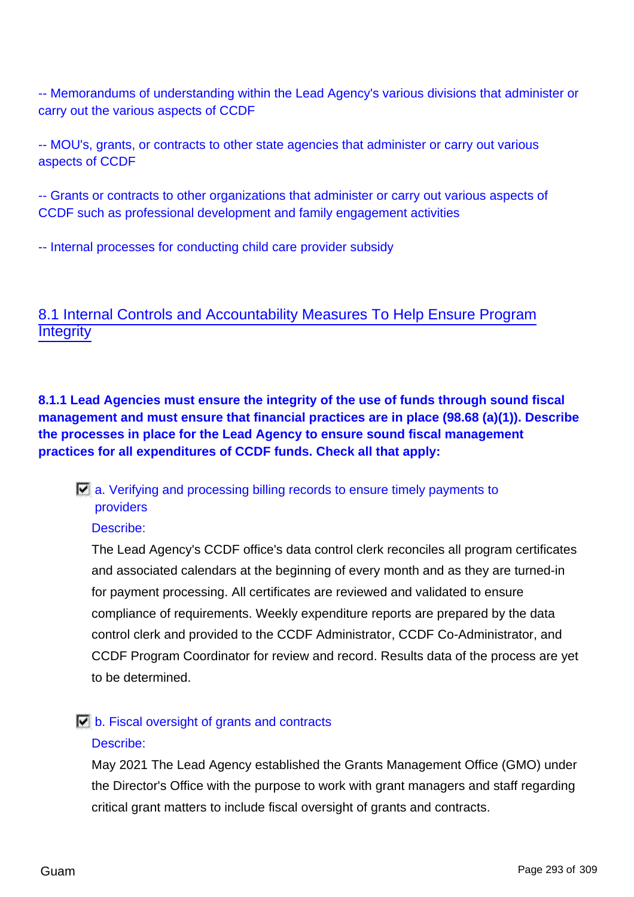-- Memorandums of understanding within the Lead Agency's various divisions that administer or carry out the various aspects of CCDF

-- MOU's, grants, or contracts to other state agencies that administer or carry out various aspects of CCDF

-- Grants or contracts to other organizations that administer or carry out various aspects of CCDF such as professional development and family engagement activities

-- Internal processes for conducting child care provider subsidy

## 8.1 Internal Controls and Accountability Measures To Help Ensure Program Integrity

**8.1.1 Lead Agencies must ensure the integrity of the use of funds through sound fiscal management and must ensure that financial practices are in place (98.68 (a)(1)). Describe the processes in place for the Lead Agency to ensure sound fiscal management practices for all expenditures of CCDF funds. Check all that apply:**

☑ a. Verifying and processing billing records to ensure timely payments to providers

Describe:

The Lead Agency's CCDF office's data control clerk reconciles all program certificates and associated calendars at the beginning of every month and as they are turned-in for payment processing. All certificates are reviewed and validated to ensure compliance of requirements. Weekly expenditure reports are prepared by the data control clerk and provided to the CCDF Administrator, CCDF Co-Administrator, and CCDF Program Coordinator for review and record. Results data of the process are yet to be determined.

☑ b. Fiscal oversight of grants and contracts

Describe:

May 2021 The Lead Agency established the Grants Management Office (GMO) under the Director's Office with the purpose to work with grant managers and staff regarding critical grant matters to include fiscal oversight of grants and contracts.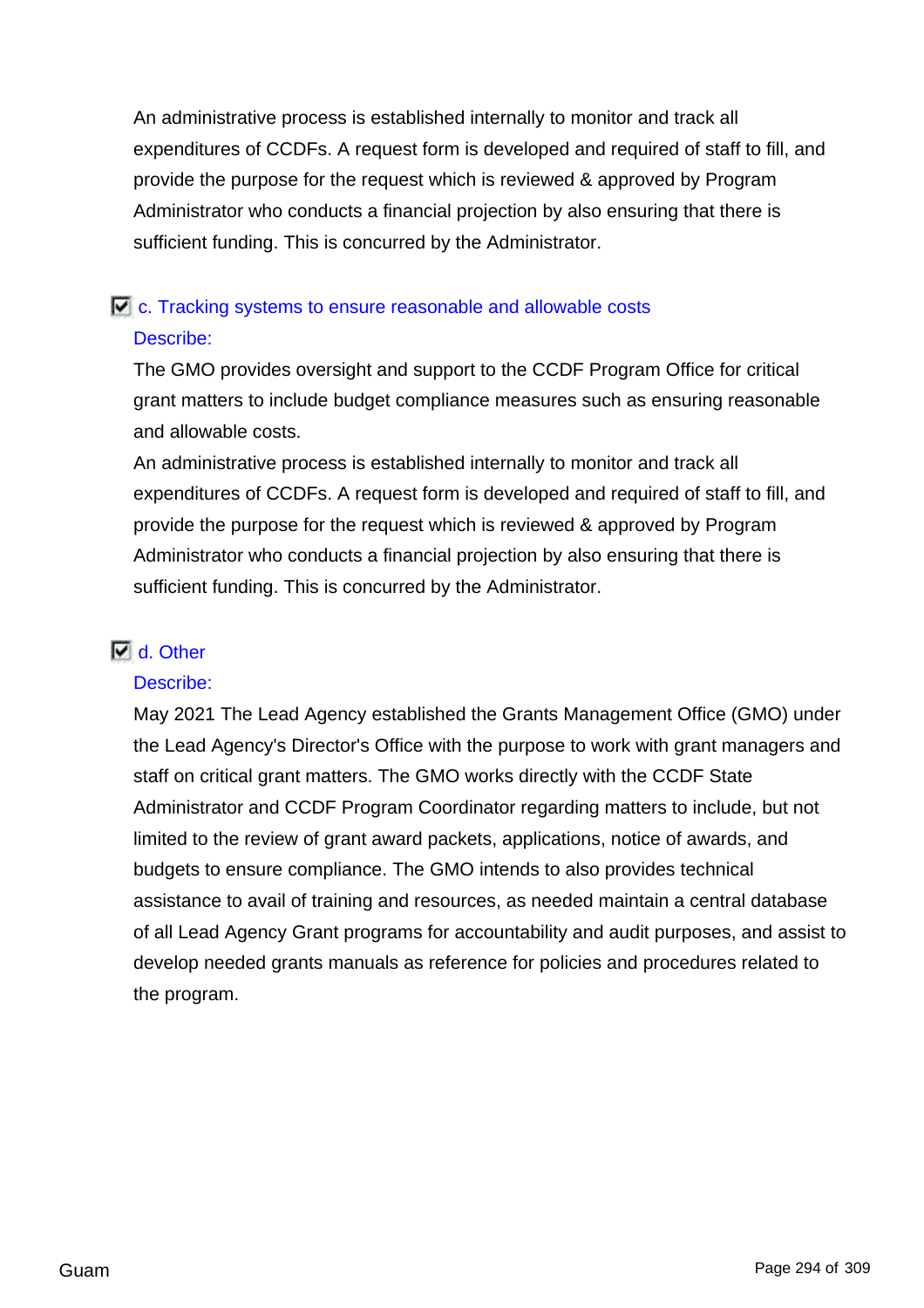An administrative process is established internally to monitor and track all expenditures of CCDFs. A request form is developed and required of staff to fill, and provide the purpose for the request which is reviewed & approved by Program Administrator who conducts a financial projection by also ensuring that there is sufficient funding. This is concurred by the Administrator.

- [x] c. Tracking systems to ensure reasonable and allowable costs

Describe:

The GMO provides oversight and support to the CCDF Program Office for critical grant matters to include budget compliance measures such as ensuring reasonable and allowable costs.

An administrative process is established internally to monitor and track all expenditures of CCDFs. A request form is developed and required of staff to fill, and provide the purpose for the request which is reviewed & approved by Program Administrator who conducts a financial projection by also ensuring that there is sufficient funding. This is concurred by the Administrator.

- [x] d. Other

Describe:

May 2021 The Lead Agency established the Grants Management Office (GMO) under the Lead Agency's Director's Office with the purpose to work with grant managers and staff on critical grant matters. The GMO works directly with the CCDF State Administrator and CCDF Program Coordinator regarding matters to include, but not limited to the review of grant award packets, applications, notice of awards, and budgets to ensure compliance. The GMO intends to also provides technical assistance to avail of training and resources, as needed maintain a central database of all Lead Agency Grant programs for accountability and audit purposes, and assist to develop needed grants manuals as reference for policies and procedures related to the program.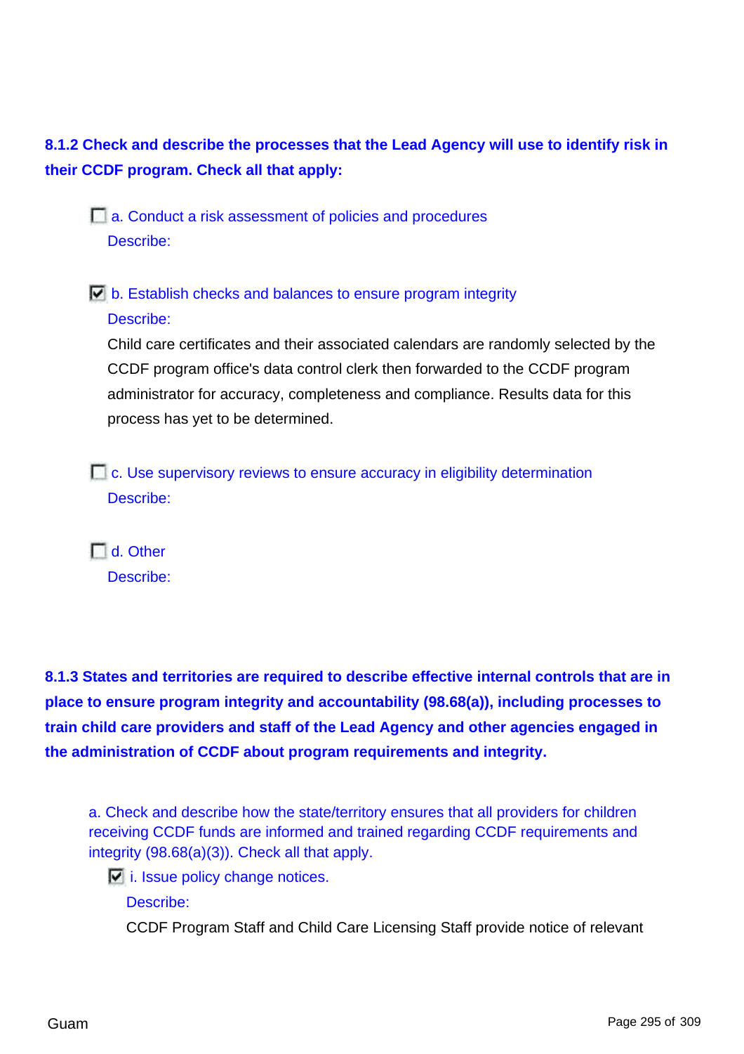**8.1.2 Check and describe the processes that the Lead Agency will use to identify risk in their CCDF program. Check all that apply:**

- [ ] a. Conduct a risk assessment of policies and procedures
  
  Describe:

- [x] b. Establish checks and balances to ensure program integrity
  
  Describe:
  
  Child care certificates and their associated calendars are randomly selected by the CCDF program office's data control clerk then forwarded to the CCDF program administrator for accuracy, completeness and compliance. Results data for this process has yet to be determined.

- [ ] c. Use supervisory reviews to ensure accuracy in eligibility determination
  
  Describe:

- [ ] d. Other
  
  Describe:

**8.1.3 States and territories are required to describe effective internal controls that are in place to ensure program integrity and accountability (98.68(a)), including processes to train child care providers and staff of the Lead Agency and other agencies engaged in the administration of CCDF about program requirements and integrity.**

a. Check and describe how the state/territory ensures that all providers for children receiving CCDF funds are informed and trained regarding CCDF requirements and integrity (98.68(a)(3)). Check all that apply.

- [x] i. Issue policy change notices.
  
  Describe:
  
  CCDF Program Staff and Child Care Licensing Staff provide notice of relevant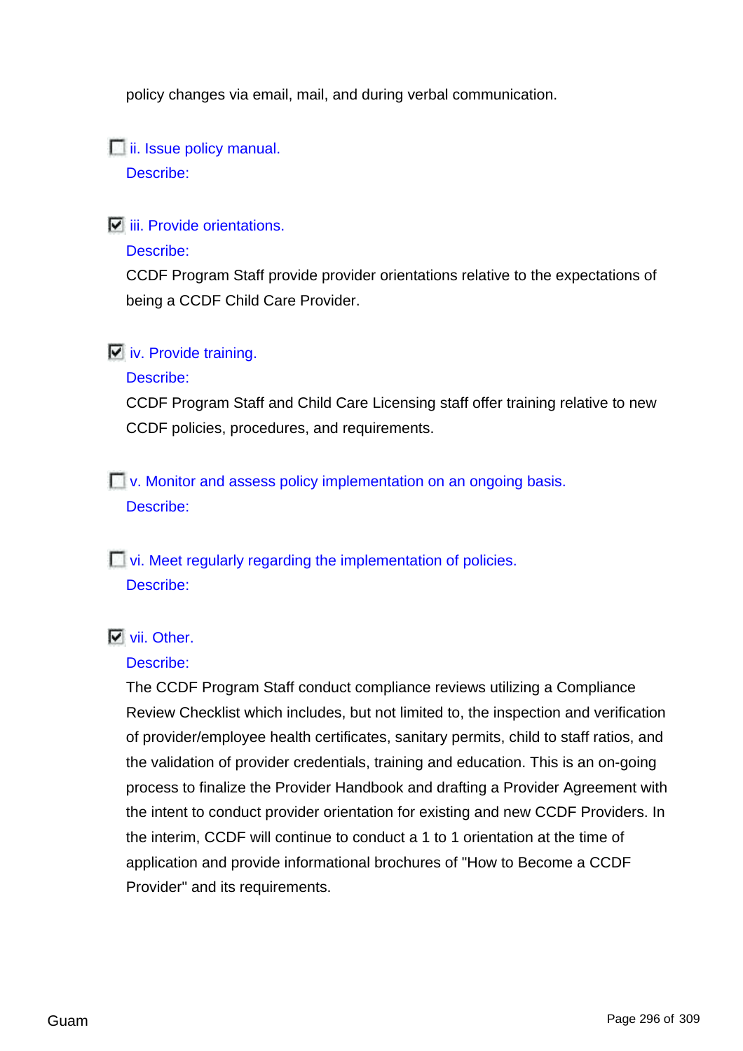policy changes via email, mail, and during verbal communication.

- [ ] ii. Issue policy manual.

Describe:

- [x] iii. Provide orientations.

Describe:

CCDF Program Staff provide provider orientations relative to the expectations of being a CCDF Child Care Provider.

- [x] iv. Provide training.

Describe:

CCDF Program Staff and Child Care Licensing staff offer training relative to new CCDF policies, procedures, and requirements.

- [ ] v. Monitor and assess policy implementation on an ongoing basis.

Describe:

- [ ] vi. Meet regularly regarding the implementation of policies.

Describe:

- [x] vii. Other.

Describe:

The CCDF Program Staff conduct compliance reviews utilizing a Compliance Review Checklist which includes, but not limited to, the inspection and verification of provider/employee health certificates, sanitary permits, child to staff ratios, and the validation of provider credentials, training and education. This is an on-going process to finalize the Provider Handbook and drafting a Provider Agreement with the intent to conduct provider orientation for existing and new CCDF Providers. In the interim, CCDF will continue to conduct a 1 to 1 orientation at the time of application and provide informational brochures of "How to Become a CCDF Provider" and its requirements.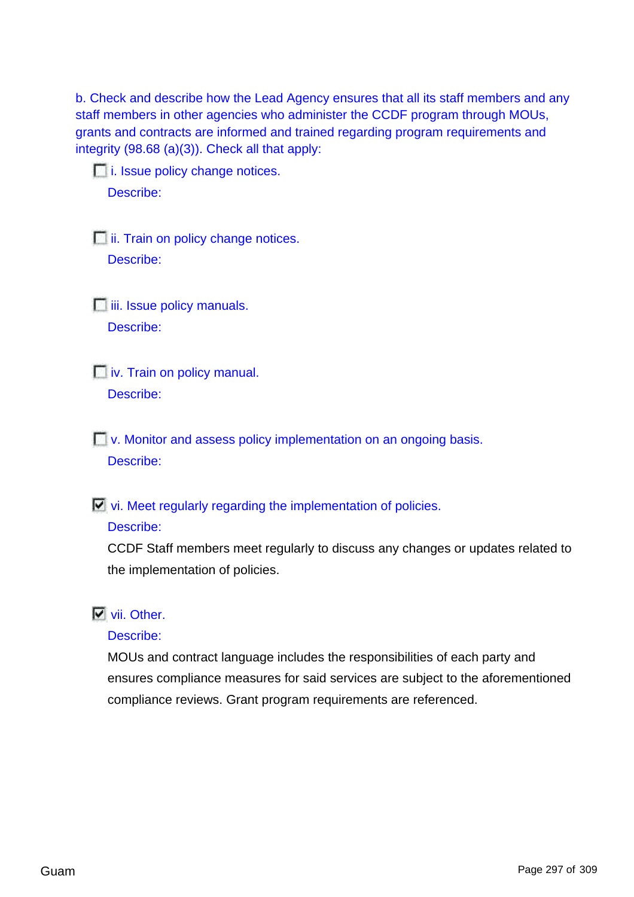b. Check and describe how the Lead Agency ensures that all its staff members and any staff members in other agencies who administer the CCDF program through MOUs, grants and contracts are informed and trained regarding program requirements and integrity (98.68 (a)(3)). Check all that apply:

- [ ] i. Issue policy change notices.

  Describe:

- [ ] ii. Train on policy change notices.

  Describe:

- [ ] iii. Issue policy manuals.

  Describe:

- [ ] iv. Train on policy manual.

  Describe:

- [ ] v. Monitor and assess policy implementation on an ongoing basis.

  Describe:

- [x] vi. Meet regularly regarding the implementation of policies.

  Describe:

  CCDF Staff members meet regularly to discuss any changes or updates related to the implementation of policies.

- [x] vii. Other.

  Describe:

  MOUs and contract language includes the responsibilities of each party and ensures compliance measures for said services are subject to the aforementioned compliance reviews. Grant program requirements are referenced.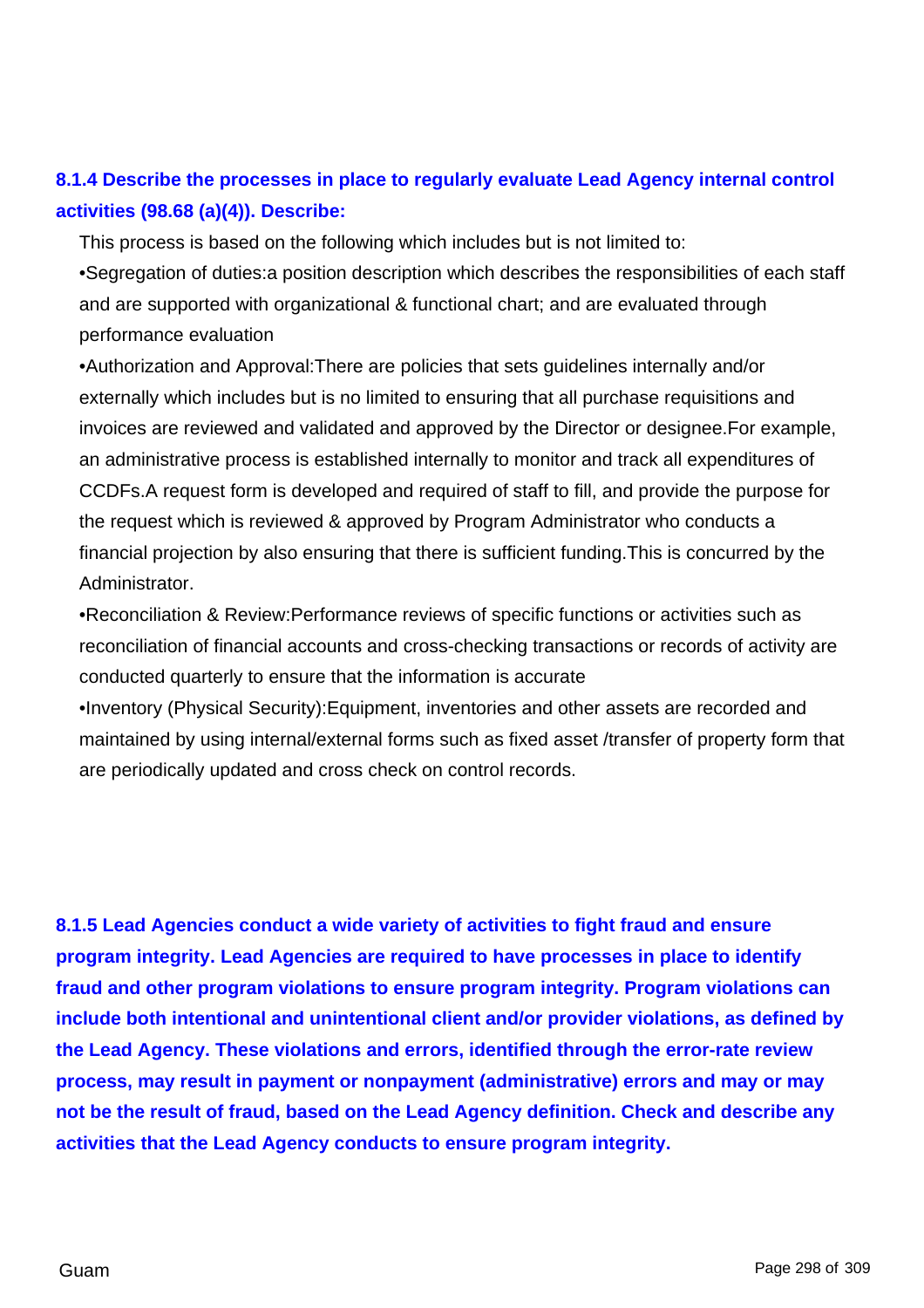**8.1.4 Describe the processes in place to regularly evaluate Lead Agency internal control activities (98.68 (a)(4)). Describe:**

This process is based on the following which includes but is not limited to:

•Segregation of duties:a position description which describes the responsibilities of each staff and are supported with organizational & functional chart; and are evaluated through performance evaluation

•Authorization and Approval:There are policies that sets guidelines internally and/or externally which includes but is no limited to ensuring that all purchase requisitions and invoices are reviewed and validated and approved by the Director or designee.For example, an administrative process is established internally to monitor and track all expenditures of CCDFs.A request form is developed and required of staff to fill, and provide the purpose for the request which is reviewed & approved by Program Administrator who conducts a financial projection by also ensuring that there is sufficient funding.This is concurred by the Administrator.

•Reconciliation & Review:Performance reviews of specific functions or activities such as reconciliation of financial accounts and cross-checking transactions or records of activity are conducted quarterly to ensure that the information is accurate

•Inventory (Physical Security):Equipment, inventories and other assets are recorded and maintained by using internal/external forms such as fixed asset /transfer of property form that are periodically updated and cross check on control records.

**8.1.5 Lead Agencies conduct a wide variety of activities to fight fraud and ensure program integrity. Lead Agencies are required to have processes in place to identify fraud and other program violations to ensure program integrity. Program violations can include both intentional and unintentional client and/or provider violations, as defined by the Lead Agency. These violations and errors, identified through the error-rate review process, may result in payment or nonpayment (administrative) errors and may or may not be the result of fraud, based on the Lead Agency definition. Check and describe any activities that the Lead Agency conducts to ensure program integrity.**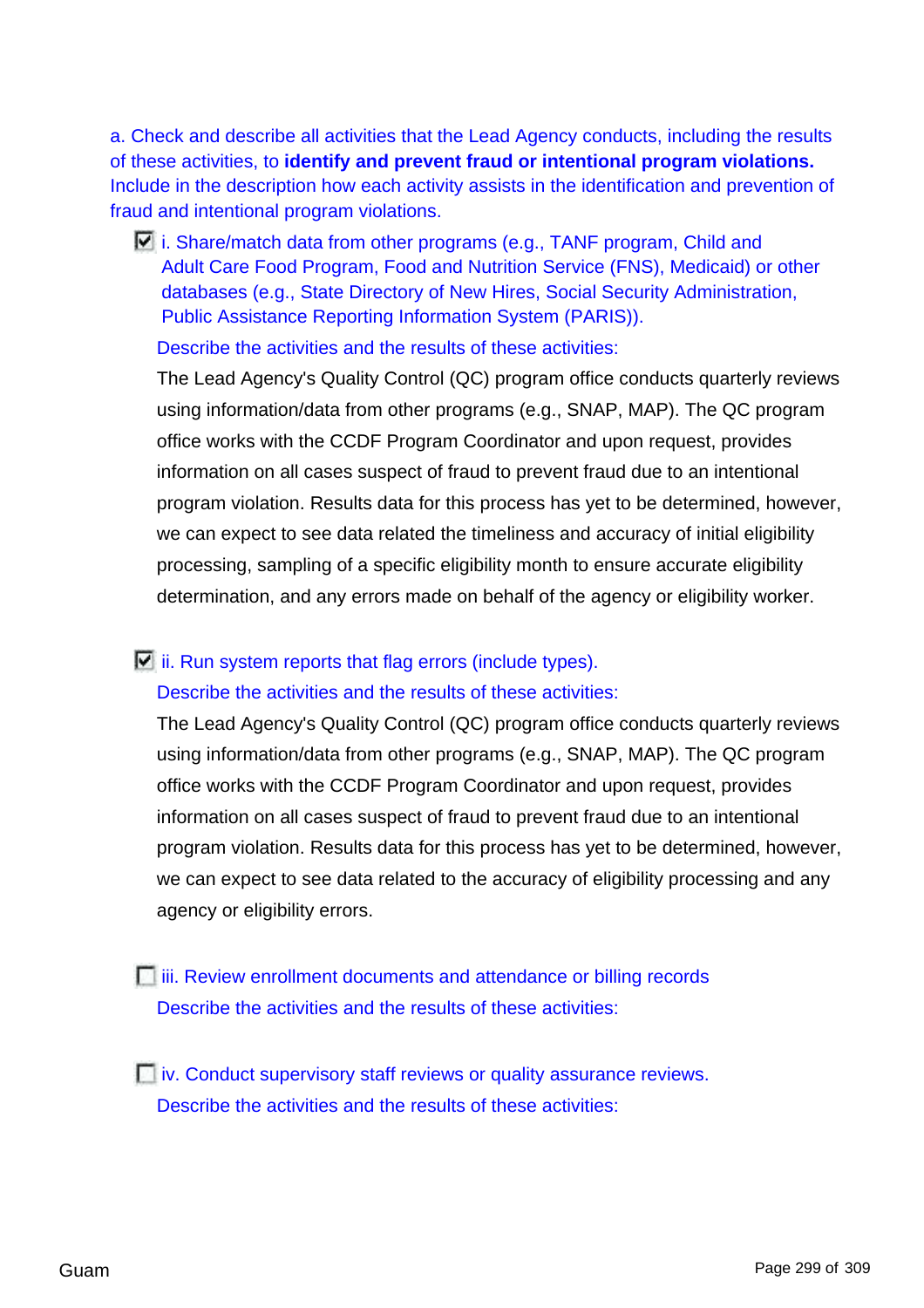a. Check and describe all activities that the Lead Agency conducts, including the results of these activities, to **identify and prevent fraud or intentional program violations.** Include in the description how each activity assists in the identification and prevention of fraud and intentional program violations.

- [x] i. Share/match data from other programs (e.g., TANF program, Child and Adult Care Food Program, Food and Nutrition Service (FNS), Medicaid) or other databases (e.g., State Directory of New Hires, Social Security Administration, Public Assistance Reporting Information System (PARIS)).

  Describe the activities and the results of these activities:

  The Lead Agency's Quality Control (QC) program office conducts quarterly reviews using information/data from other programs (e.g., SNAP, MAP). The QC program office works with the CCDF Program Coordinator and upon request, provides information on all cases suspect of fraud to prevent fraud due to an intentional program violation. Results data for this process has yet to be determined, however, we can expect to see data related the timeliness and accuracy of initial eligibility processing, sampling of a specific eligibility month to ensure accurate eligibility determination, and any errors made on behalf of the agency or eligibility worker.

- [x] ii. Run system reports that flag errors (include types).

  Describe the activities and the results of these activities:

  The Lead Agency's Quality Control (QC) program office conducts quarterly reviews using information/data from other programs (e.g., SNAP, MAP). The QC program office works with the CCDF Program Coordinator and upon request, provides information on all cases suspect of fraud to prevent fraud due to an intentional program violation. Results data for this process has yet to be determined, however, we can expect to see data related to the accuracy of eligibility processing and any agency or eligibility errors.

- [ ] iii. Review enrollment documents and attendance or billing records

  Describe the activities and the results of these activities:

- [ ] iv. Conduct supervisory staff reviews or quality assurance reviews.

  Describe the activities and the results of these activities: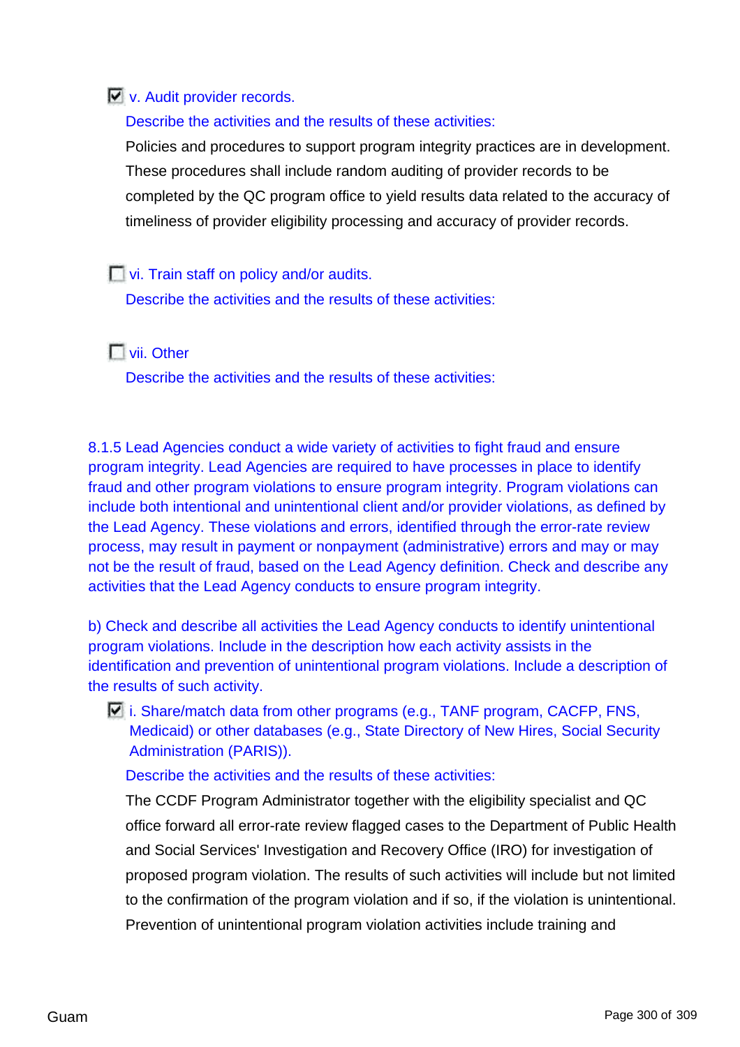- [x] v. Audit provider records.

  Describe the activities and the results of these activities:

  Policies and procedures to support program integrity practices are in development. These procedures shall include random auditing of provider records to be completed by the QC program office to yield results data related to the accuracy of timeliness of provider eligibility processing and accuracy of provider records.

- [ ] vi. Train staff on policy and/or audits.

  Describe the activities and the results of these activities:

- [ ] vii. Other

  Describe the activities and the results of these activities:

8.1.5 Lead Agencies conduct a wide variety of activities to fight fraud and ensure program integrity. Lead Agencies are required to have processes in place to identify fraud and other program violations to ensure program integrity. Program violations can include both intentional and unintentional client and/or provider violations, as defined by the Lead Agency. These violations and errors, identified through the error-rate review process, may result in payment or nonpayment (administrative) errors and may or may not be the result of fraud, based on the Lead Agency definition. Check and describe any activities that the Lead Agency conducts to ensure program integrity.

b) Check and describe all activities the Lead Agency conducts to identify unintentional program violations. Include in the description how each activity assists in the identification and prevention of unintentional program violations. Include a description of the results of such activity.

- [x] i. Share/match data from other programs (e.g., TANF program, CACFP, FNS, Medicaid) or other databases (e.g., State Directory of New Hires, Social Security Administration (PARIS)).

  Describe the activities and the results of these activities:

  The CCDF Program Administrator together with the eligibility specialist and QC office forward all error-rate review flagged cases to the Department of Public Health and Social Services' Investigation and Recovery Office (IRO) for investigation of proposed program violation. The results of such activities will include but not limited to the confirmation of the program violation and if so, if the violation is unintentional. Prevention of unintentional program violation activities include training and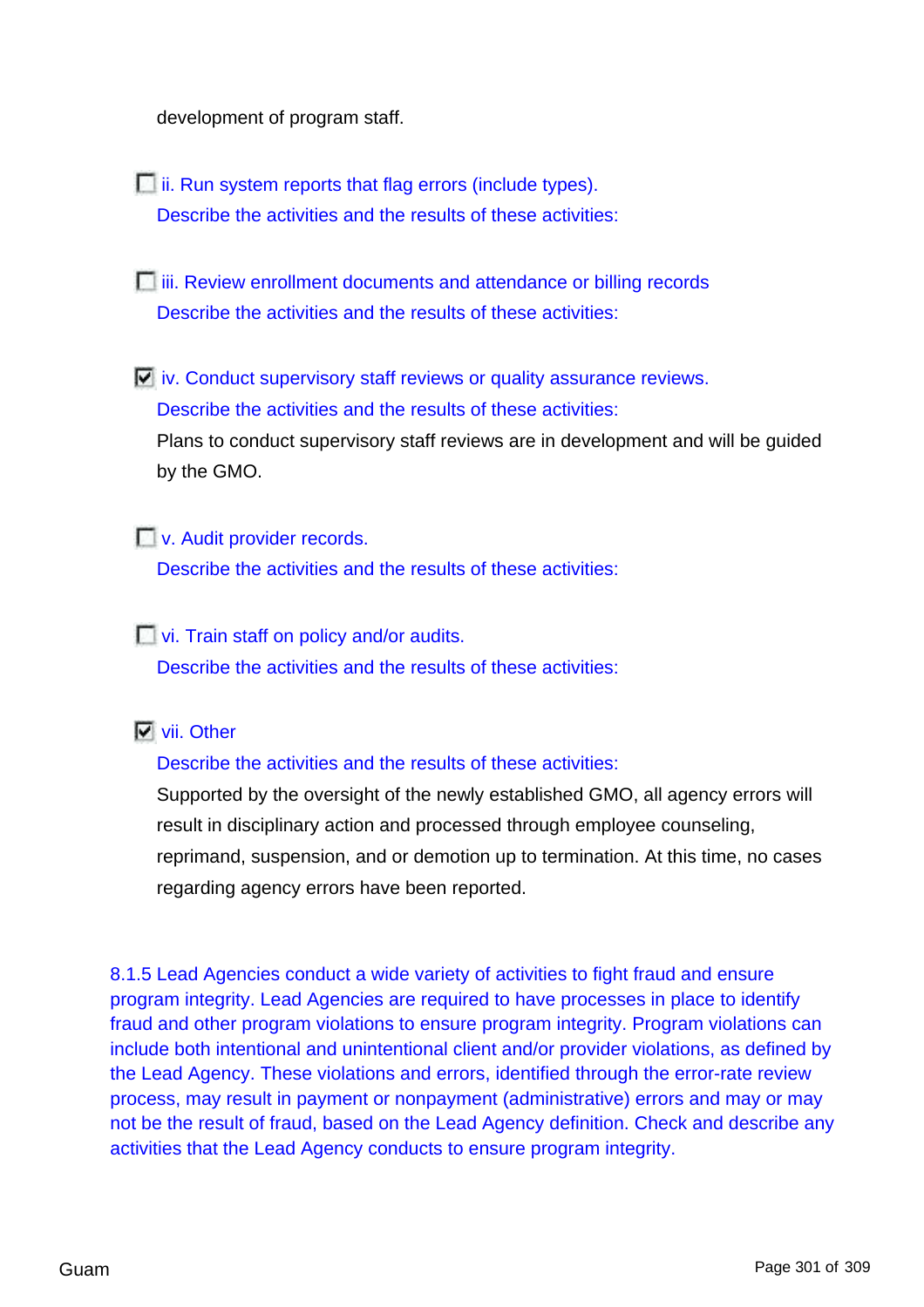development of program staff.

- [ ] ii. Run system reports that flag errors (include types).

  Describe the activities and the results of these activities:

- [ ] iii. Review enrollment documents and attendance or billing records

  Describe the activities and the results of these activities:

- [x] iv. Conduct supervisory staff reviews or quality assurance reviews.

  Describe the activities and the results of these activities:

  Plans to conduct supervisory staff reviews are in development and will be guided by the GMO.

- [ ] v. Audit provider records.

  Describe the activities and the results of these activities:

- [ ] vi. Train staff on policy and/or audits.

  Describe the activities and the results of these activities:

- [x] vii. Other

  Describe the activities and the results of these activities:

  Supported by the oversight of the newly established GMO, all agency errors will result in disciplinary action and processed through employee counseling, reprimand, suspension, and or demotion up to termination. At this time, no cases regarding agency errors have been reported.

8.1.5 Lead Agencies conduct a wide variety of activities to fight fraud and ensure program integrity. Lead Agencies are required to have processes in place to identify fraud and other program violations to ensure program integrity. Program violations can include both intentional and unintentional client and/or provider violations, as defined by the Lead Agency. These violations and errors, identified through the error-rate review process, may result in payment or nonpayment (administrative) errors and may or may not be the result of fraud, based on the Lead Agency definition. Check and describe any activities that the Lead Agency conducts to ensure program integrity.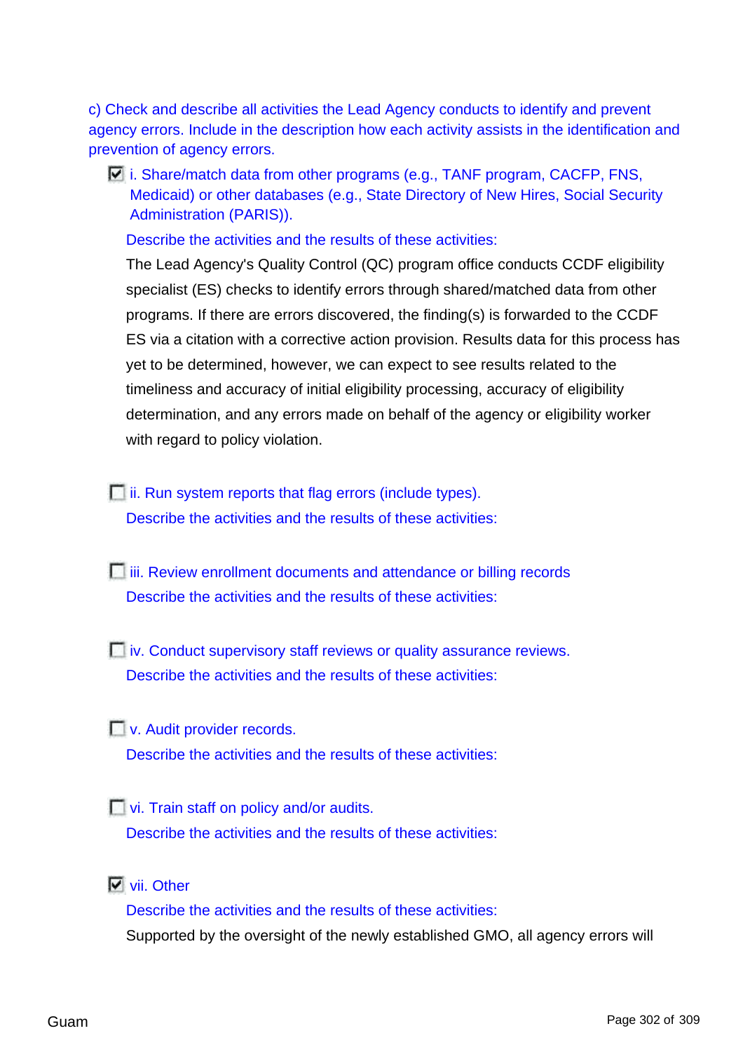c) Check and describe all activities the Lead Agency conducts to identify and prevent agency errors. Include in the description how each activity assists in the identification and prevention of agency errors.

- [x] i. Share/match data from other programs (e.g., TANF program, CACFP, FNS, Medicaid) or other databases (e.g., State Directory of New Hires, Social Security Administration (PARIS)).

  Describe the activities and the results of these activities:

  The Lead Agency's Quality Control (QC) program office conducts CCDF eligibility specialist (ES) checks to identify errors through shared/matched data from other programs. If there are errors discovered, the finding(s) is forwarded to the CCDF ES via a citation with a corrective action provision. Results data for this process has yet to be determined, however, we can expect to see results related to the timeliness and accuracy of initial eligibility processing, accuracy of eligibility determination, and any errors made on behalf of the agency or eligibility worker with regard to policy violation.

- [ ] ii. Run system reports that flag errors (include types).

  Describe the activities and the results of these activities:

- [ ] iii. Review enrollment documents and attendance or billing records

  Describe the activities and the results of these activities:

- [ ] iv. Conduct supervisory staff reviews or quality assurance reviews.

  Describe the activities and the results of these activities:

- [ ] v. Audit provider records.

  Describe the activities and the results of these activities:

- [ ] vi. Train staff on policy and/or audits.

  Describe the activities and the results of these activities:

- [x] vii. Other

  Describe the activities and the results of these activities:

  Supported by the oversight of the newly established GMO, all agency errors will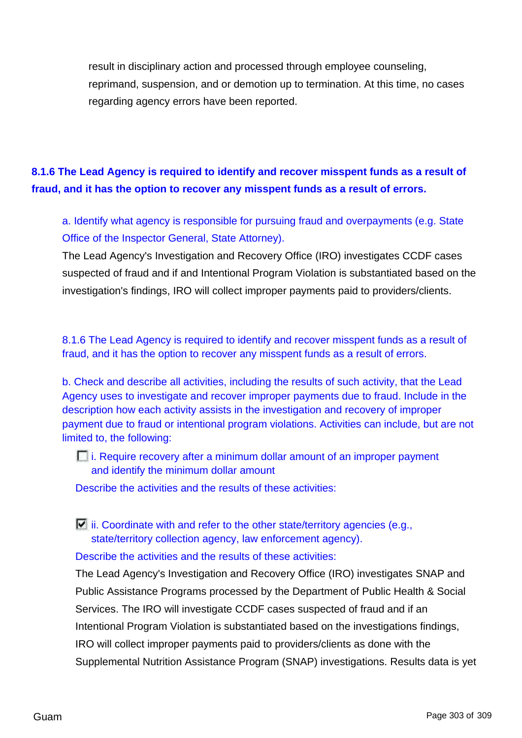result in disciplinary action and processed through employee counseling, reprimand, suspension, and or demotion up to termination. At this time, no cases regarding agency errors have been reported.

### 8.1.6 The Lead Agency is required to identify and recover misspent funds as a result of fraud, and it has the option to recover any misspent funds as a result of errors.

a. Identify what agency is responsible for pursuing fraud and overpayments (e.g. State Office of the Inspector General, State Attorney).

The Lead Agency's Investigation and Recovery Office (IRO) investigates CCDF cases suspected of fraud and if and Intentional Program Violation is substantiated based on the investigation's findings, IRO will collect improper payments paid to providers/clients.

8.1.6 The Lead Agency is required to identify and recover misspent funds as a result of fraud, and it has the option to recover any misspent funds as a result of errors.

b. Check and describe all activities, including the results of such activity, that the Lead Agency uses to investigate and recover improper payments due to fraud. Include in the description how each activity assists in the investigation and recovery of improper payment due to fraud or intentional program violations. Activities can include, but are not limited to, the following:

- [ ] i. Require recovery after a minimum dollar amount of an improper payment and identify the minimum dollar amount

Describe the activities and the results of these activities:

- [x] ii. Coordinate with and refer to the other state/territory agencies (e.g., state/territory collection agency, law enforcement agency).

Describe the activities and the results of these activities:

The Lead Agency's Investigation and Recovery Office (IRO) investigates SNAP and Public Assistance Programs processed by the Department of Public Health & Social Services. The IRO will investigate CCDF cases suspected of fraud and if an Intentional Program Violation is substantiated based on the investigations findings, IRO will collect improper payments paid to providers/clients as done with the Supplemental Nutrition Assistance Program (SNAP) investigations. Results data is yet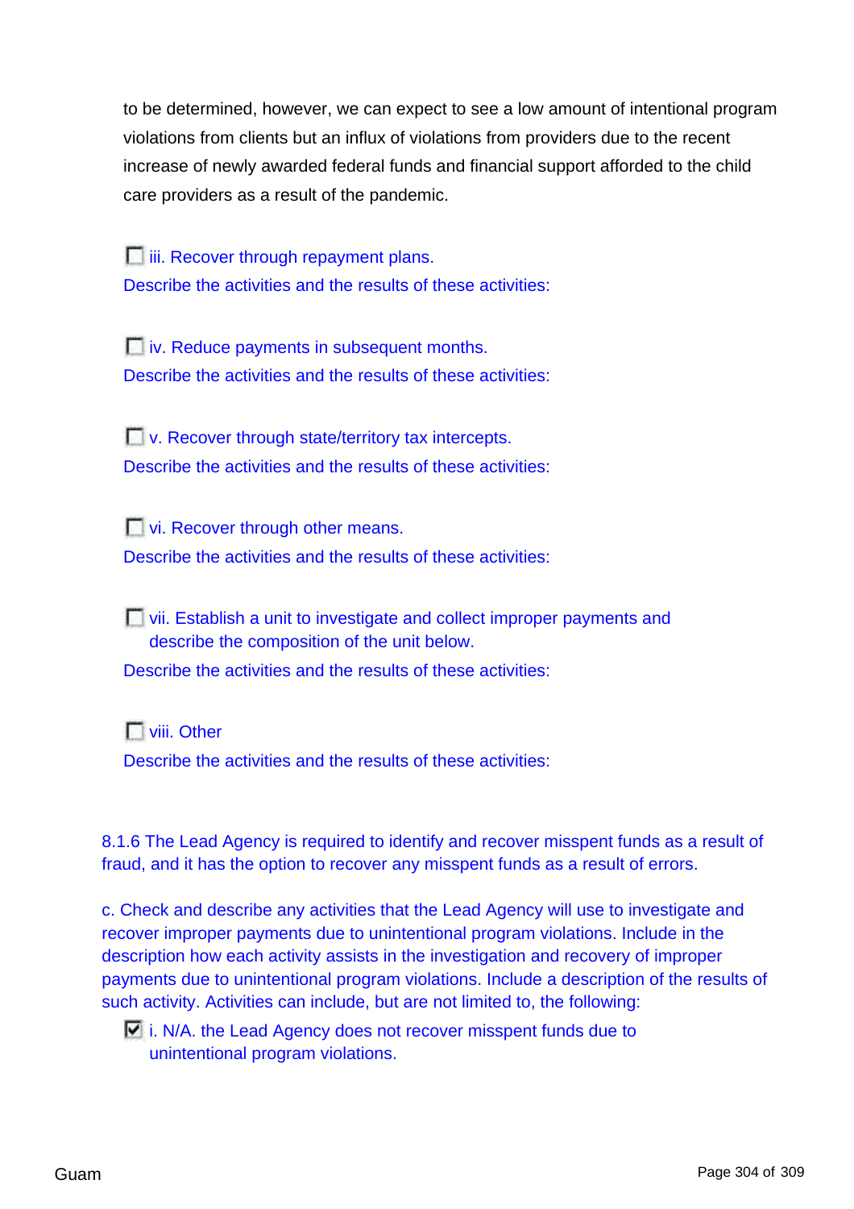to be determined, however, we can expect to see a low amount of intentional program violations from clients but an influx of violations from providers due to the recent increase of newly awarded federal funds and financial support afforded to the child care providers as a result of the pandemic.

☐ iii. Recover through repayment plans.

Describe the activities and the results of these activities:

☐ iv. Reduce payments in subsequent months.

Describe the activities and the results of these activities:

☐ v. Recover through state/territory tax intercepts.

Describe the activities and the results of these activities:

☐ vi. Recover through other means.

Describe the activities and the results of these activities:

☐ vii. Establish a unit to investigate and collect improper payments and describe the composition of the unit below.

Describe the activities and the results of these activities:

☐ viii. Other

Describe the activities and the results of these activities:

8.1.6 The Lead Agency is required to identify and recover misspent funds as a result of fraud, and it has the option to recover any misspent funds as a result of errors.

c. Check and describe any activities that the Lead Agency will use to investigate and recover improper payments due to unintentional program violations. Include in the description how each activity assists in the investigation and recovery of improper payments due to unintentional program violations. Include a description of the results of such activity. Activities can include, but are not limited to, the following:

☑ i. N/A. the Lead Agency does not recover misspent funds due to unintentional program violations.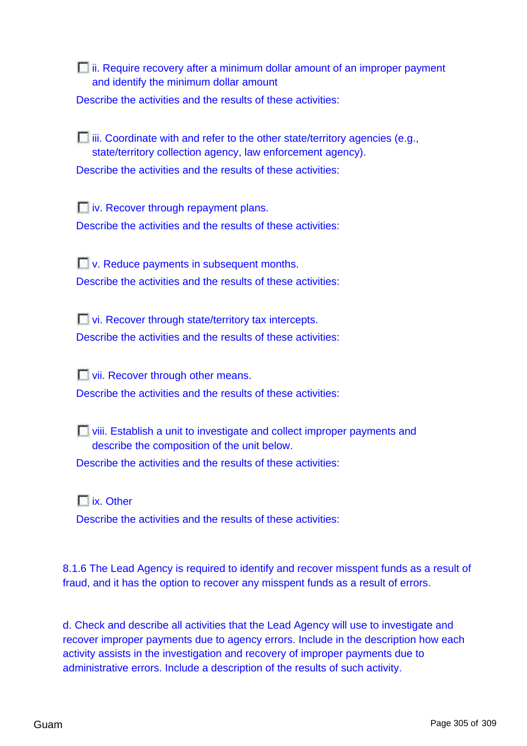- [ ] ii. Require recovery after a minimum dollar amount of an improper payment and identify the minimum dollar amount

Describe the activities and the results of these activities:

- [ ] iii. Coordinate with and refer to the other state/territory agencies (e.g., state/territory collection agency, law enforcement agency).

Describe the activities and the results of these activities:

- [ ] iv. Recover through repayment plans.

Describe the activities and the results of these activities:

- [ ] v. Reduce payments in subsequent months.

Describe the activities and the results of these activities:

- [ ] vi. Recover through state/territory tax intercepts.

Describe the activities and the results of these activities:

- [ ] vii. Recover through other means.

Describe the activities and the results of these activities:

- [ ] viii. Establish a unit to investigate and collect improper payments and describe the composition of the unit below.

Describe the activities and the results of these activities:

- [ ] ix. Other

Describe the activities and the results of these activities:

8.1.6 The Lead Agency is required to identify and recover misspent funds as a result of fraud, and it has the option to recover any misspent funds as a result of errors.

d. Check and describe all activities that the Lead Agency will use to investigate and recover improper payments due to agency errors. Include in the description how each activity assists in the investigation and recovery of improper payments due to administrative errors. Include a description of the results of such activity.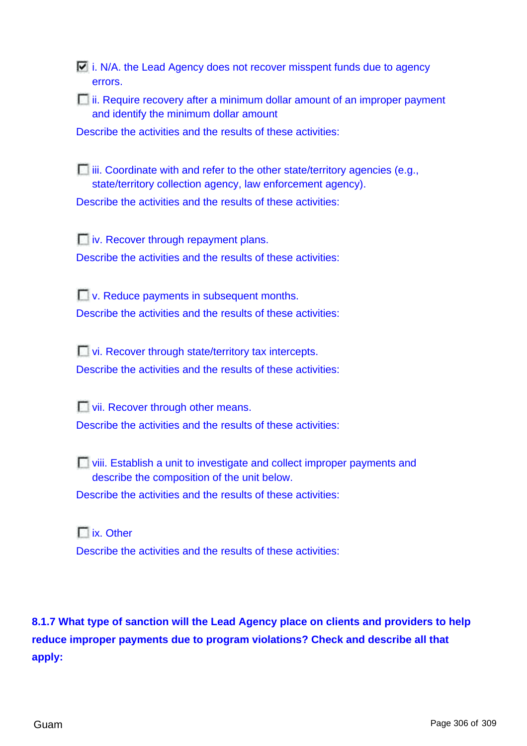- [x] i. N/A. the Lead Agency does not recover misspent funds due to agency errors.
- [ ] ii. Require recovery after a minimum dollar amount of an improper payment and identify the minimum dollar amount

Describe the activities and the results of these activities:

- [ ] iii. Coordinate with and refer to the other state/territory agencies (e.g., state/territory collection agency, law enforcement agency).

Describe the activities and the results of these activities:

- [ ] iv. Recover through repayment plans.

Describe the activities and the results of these activities:

- [ ] v. Reduce payments in subsequent months.

Describe the activities and the results of these activities:

- [ ] vi. Recover through state/territory tax intercepts.

Describe the activities and the results of these activities:

- [ ] vii. Recover through other means.

Describe the activities and the results of these activities:

- [ ] viii. Establish a unit to investigate and collect improper payments and describe the composition of the unit below.

Describe the activities and the results of these activities:

- [ ] ix. Other

Describe the activities and the results of these activities:

**8.1.7 What type of sanction will the Lead Agency place on clients and providers to help reduce improper payments due to program violations? Check and describe all that apply:**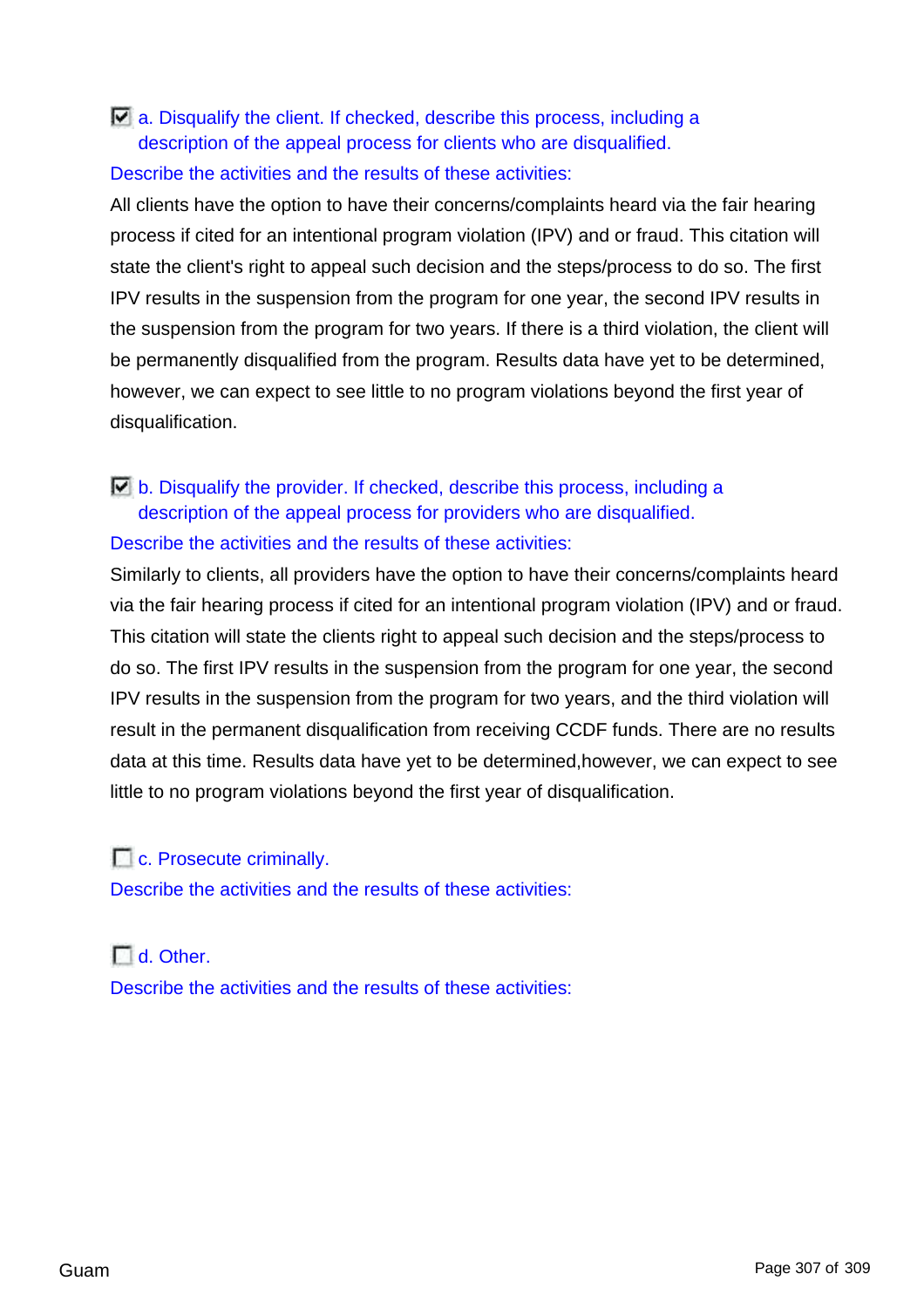☑ a. Disqualify the client. If checked, describe this process, including a description of the appeal process for clients who are disqualified.

Describe the activities and the results of these activities:

All clients have the option to have their concerns/complaints heard via the fair hearing process if cited for an intentional program violation (IPV) and or fraud. This citation will state the client's right to appeal such decision and the steps/process to do so. The first IPV results in the suspension from the program for one year, the second IPV results in the suspension from the program for two years. If there is a third violation, the client will be permanently disqualified from the program. Results data have yet to be determined, however, we can expect to see little to no program violations beyond the first year of disqualification.

☑ b. Disqualify the provider. If checked, describe this process, including a description of the appeal process for providers who are disqualified.

Describe the activities and the results of these activities:

Similarly to clients, all providers have the option to have their concerns/complaints heard via the fair hearing process if cited for an intentional program violation (IPV) and or fraud. This citation will state the clients right to appeal such decision and the steps/process to do so. The first IPV results in the suspension from the program for one year, the second IPV results in the suspension from the program for two years, and the third violation will result in the permanent disqualification from receiving CCDF funds. There are no results data at this time. Results data have yet to be determined,however, we can expect to see little to no program violations beyond the first year of disqualification.

☐ c. Prosecute criminally.

Describe the activities and the results of these activities:

☐ d. Other.

Describe the activities and the results of these activities: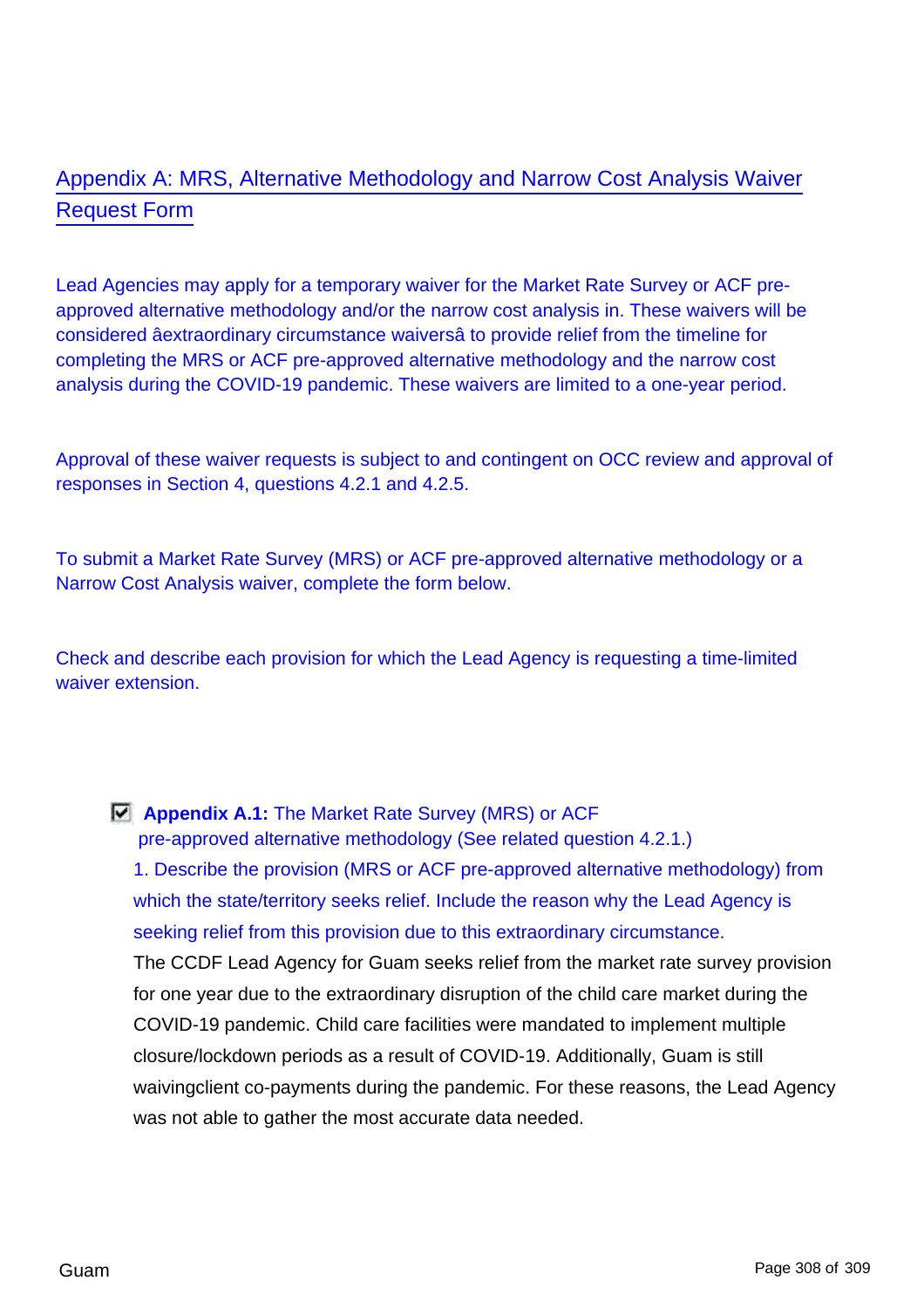## Appendix A: MRS, Alternative Methodology and Narrow Cost Analysis Waiver Request Form

Lead Agencies may apply for a temporary waiver for the Market Rate Survey or ACF pre-approved alternative methodology and/or the narrow cost analysis in. These waivers will be considered âextraordinary circumstance waiversâ to provide relief from the timeline for completing the MRS or ACF pre-approved alternative methodology and the narrow cost analysis during the COVID-19 pandemic. These waivers are limited to a one-year period.

Approval of these waiver requests is subject to and contingent on OCC review and approval of responses in Section 4, questions 4.2.1 and 4.2.5.

To submit a Market Rate Survey (MRS) or ACF pre-approved alternative methodology or a Narrow Cost Analysis waiver, complete the form below.

Check and describe each provision for which the Lead Agency is requesting a time-limited waiver extension.

- [x] **Appendix A.1:** The Market Rate Survey (MRS) or ACF pre-approved alternative methodology (See related question 4.2.1.)

  1. Describe the provision (MRS or ACF pre-approved alternative methodology) from which the state/territory seeks relief. Include the reason why the Lead Agency is seeking relief from this provision due to this extraordinary circumstance.

  The CCDF Lead Agency for Guam seeks relief from the market rate survey provision for one year due to the extraordinary disruption of the child care market during the COVID-19 pandemic. Child care facilities were mandated to implement multiple closure/lockdown periods as a result of COVID-19. Additionally, Guam is still waivingclient co-payments during the pandemic. For these reasons, the Lead Agency was not able to gather the most accurate data needed.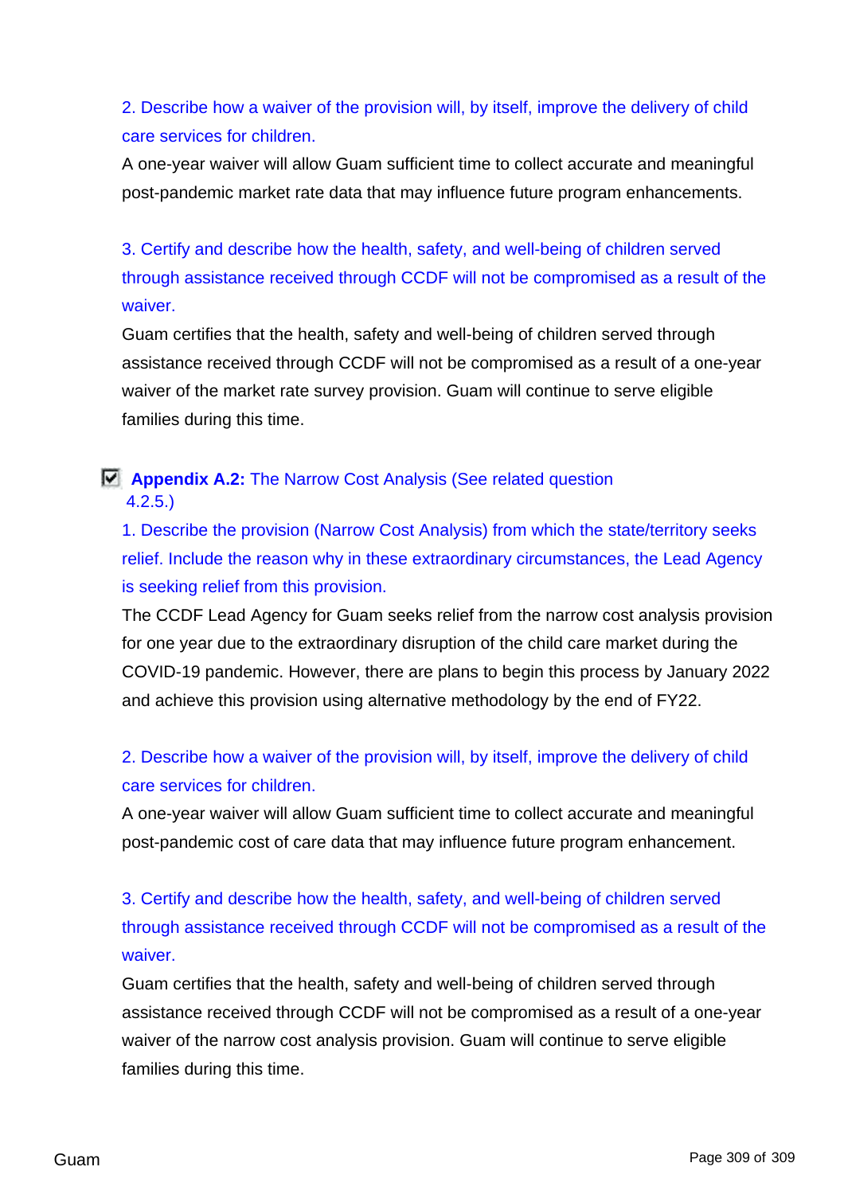2. Describe how a waiver of the provision will, by itself, improve the delivery of child care services for children.

A one-year waiver will allow Guam sufficient time to collect accurate and meaningful post-pandemic market rate data that may influence future program enhancements.

3. Certify and describe how the health, safety, and well-being of children served through assistance received through CCDF will not be compromised as a result of the waiver.

Guam certifies that the health, safety and well-being of children served through assistance received through CCDF will not be compromised as a result of a one-year waiver of the market rate survey provision. Guam will continue to serve eligible families during this time.

☑ **Appendix A.2:** The Narrow Cost Analysis (See related question 4.2.5.)

1. Describe the provision (Narrow Cost Analysis) from which the state/territory seeks relief. Include the reason why in these extraordinary circumstances, the Lead Agency is seeking relief from this provision.

The CCDF Lead Agency for Guam seeks relief from the narrow cost analysis provision for one year due to the extraordinary disruption of the child care market during the COVID-19 pandemic. However, there are plans to begin this process by January 2022 and achieve this provision using alternative methodology by the end of FY22.

2. Describe how a waiver of the provision will, by itself, improve the delivery of child care services for children.

A one-year waiver will allow Guam sufficient time to collect accurate and meaningful post-pandemic cost of care data that may influence future program enhancement.

3. Certify and describe how the health, safety, and well-being of children served through assistance received through CCDF will not be compromised as a result of the waiver.

Guam certifies that the health, safety and well-being of children served through assistance received through CCDF will not be compromised as a result of a one-year waiver of the narrow cost analysis provision. Guam will continue to serve eligible families during this time.